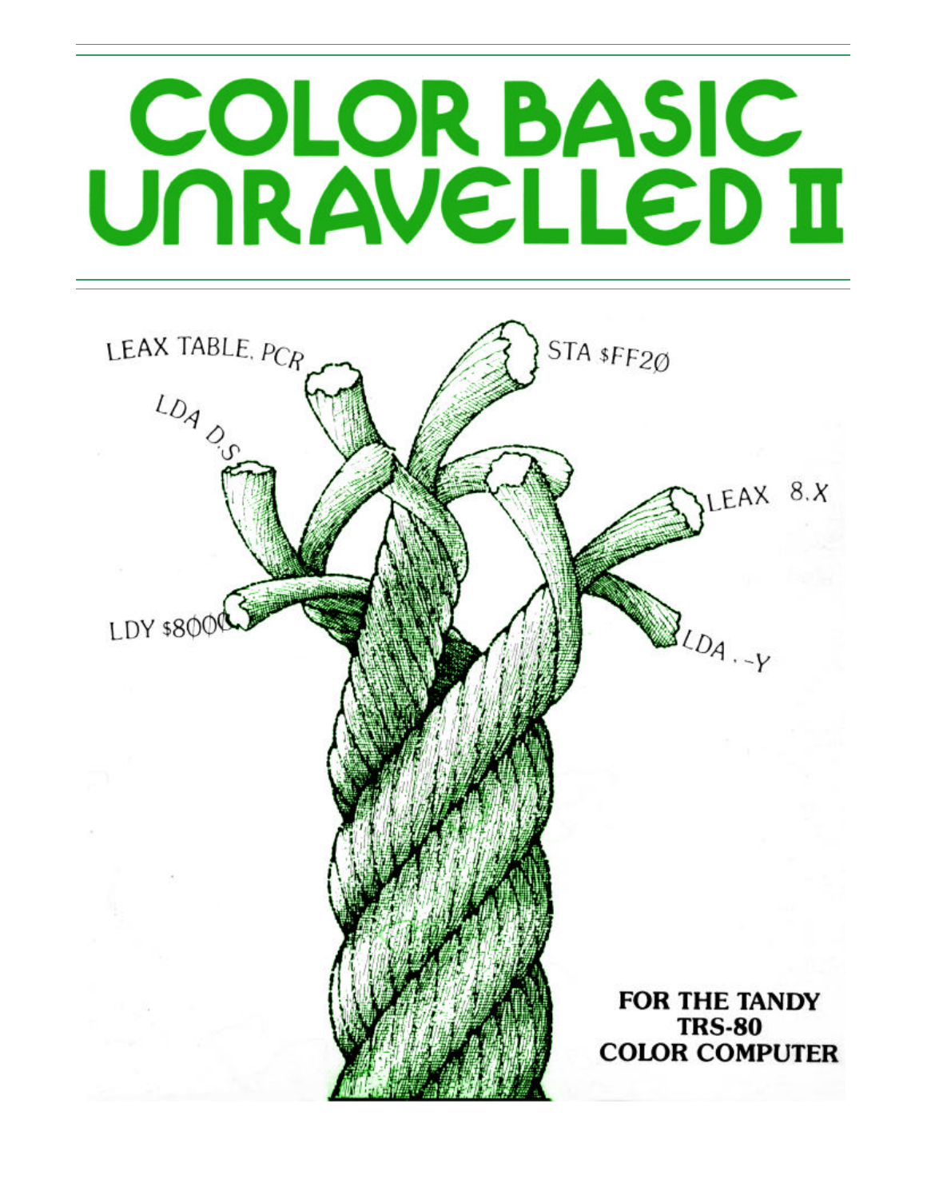# COLOR BASIC UNRAVELLED II

LEAX TABLE, PCR

LDA D,S

LDY $8000

STA $FF20

LEAX 8,X

LDA ,-Y

**FOR THE TANDY TRS-80 COLOR COMPUTER**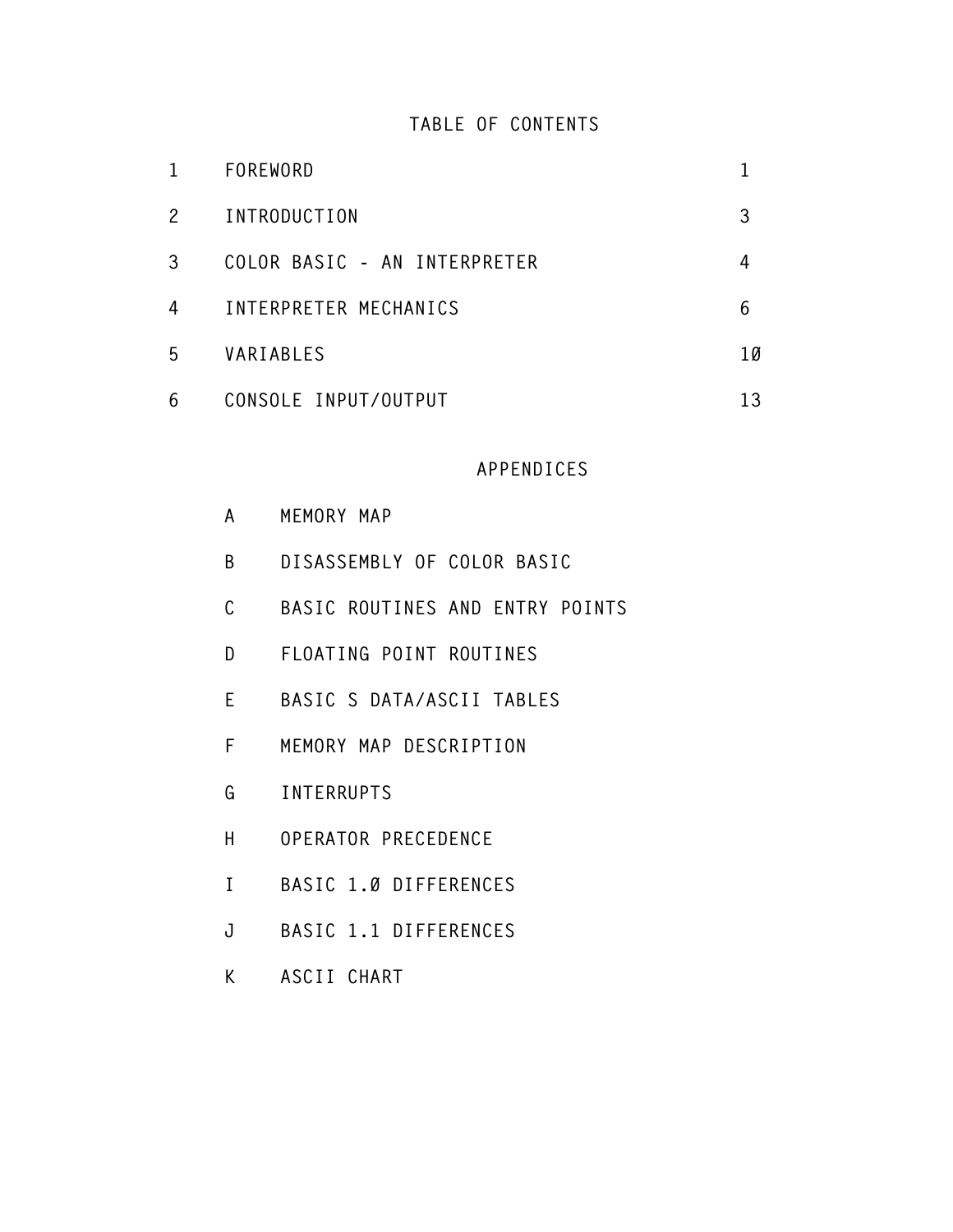# TABLE OF CONTENTS

| | | |
|---|---|---|
| 1 | FOREWORD | 1 |
| 2 | INTRODUCTION | 3 |
| 3 | COLOR BASIC - AN INTERPRETER | 4 |
| 4 | INTERPRETER MECHANICS | 6 |
| 5 | VARIABLES | 1Ø |
| 6 | CONSOLE INPUT/OUTPUT | 13 |

## APPENDICES

A MEMORY MAP

B DISASSEMBLY OF COLOR BASIC

C BASIC ROUTINES AND ENTRY POINTS

D FLOATING POINT ROUTINES

E BASIC S DATA/ASCII TABLES

F MEMORY MAP DESCRIPTION

G INTERRUPTS

H OPERATOR PRECEDENCE

I BASIC 1.Ø DIFFERENCES

J BASIC 1.1 DIFFERENCES

K ASCII CHART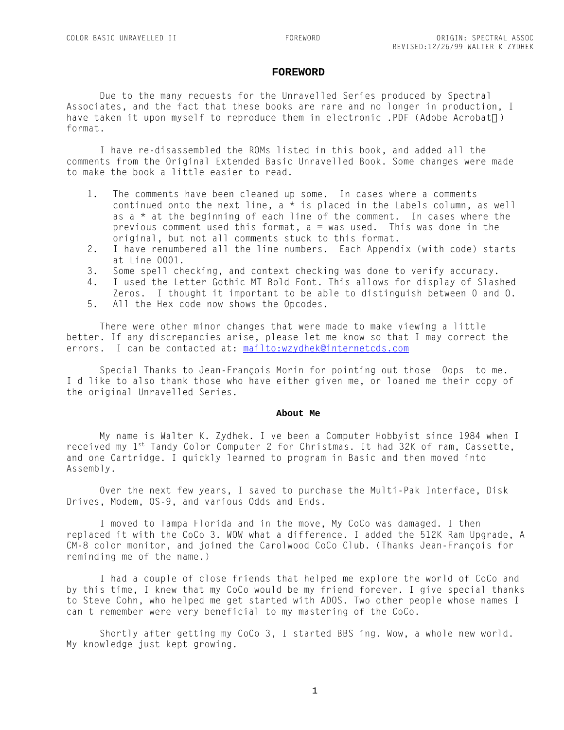# FOREWORD

Due to the many requests for the Unravelled Series produced by Spectral Associates, and the fact that these books are rare and no longer in production, I have taken it upon myself to reproduce them in electronic .PDF (Adobe Acrobat) format.

I have re-disassembled the ROMs listed in this book, and added all the comments from the Original Extended Basic Unravelled Book. Some changes were made to make the book a little easier to read.

1. The comments have been cleaned up some. In cases where a comments continued onto the next line, a * is placed in the Labels column, as well as a * at the beginning of each line of the comment. In cases where the previous comment used this format, a = was used. This was done in the original, but not all comments stuck to this format.
2. I have renumbered all the line numbers. Each Appendix (with code) starts at Line 0001.
3. Some spell checking, and context checking was done to verify accuracy.
4. I used the Letter Gothic MT Bold Font. This allows for display of Slashed Zeros. I thought it important to be able to distinguish between 0 and O.
5. All the Hex code now shows the Opcodes.

There were other minor changes that were made to make viewing a little better. If any discrepancies arise, please let me know so that I may correct the errors. I can be contacted at: mailto:wzydhek@internetcds.com

Special Thanks to Jean-François Morin for pointing out those Oops to me. I d like to also thank those who have either given me, or loaned me their copy of the original Unravelled Series.

**About Me**

My name is Walter K. Zydhek. I ve been a Computer Hobbyist since 1984 when I received my 1st Tandy Color Computer 2 for Christmas. It had 32K of ram, Cassette, and one Cartridge. I quickly learned to program in Basic and then moved into Assembly.

Over the next few years, I saved to purchase the Multi-Pak Interface, Disk Drives, Modem, OS-9, and various Odds and Ends.

I moved to Tampa Florida and in the move, My CoCo was damaged. I then replaced it with the CoCo 3. WOW what a difference. I added the 512K Ram Upgrade, A CM-8 color monitor, and joined the Carolwood CoCo Club. (Thanks Jean-François for reminding me of the name.)

I had a couple of close friends that helped me explore the world of CoCo and by this time, I knew that my CoCo would be my friend forever. I give special thanks to Steve Cohn, who helped me get started with ADOS. Two other people whose names I can t remember were very beneficial to my mastering of the CoCo.

Shortly after getting my CoCo 3, I started BBS ing. Wow, a whole new world. My knowledge just kept growing.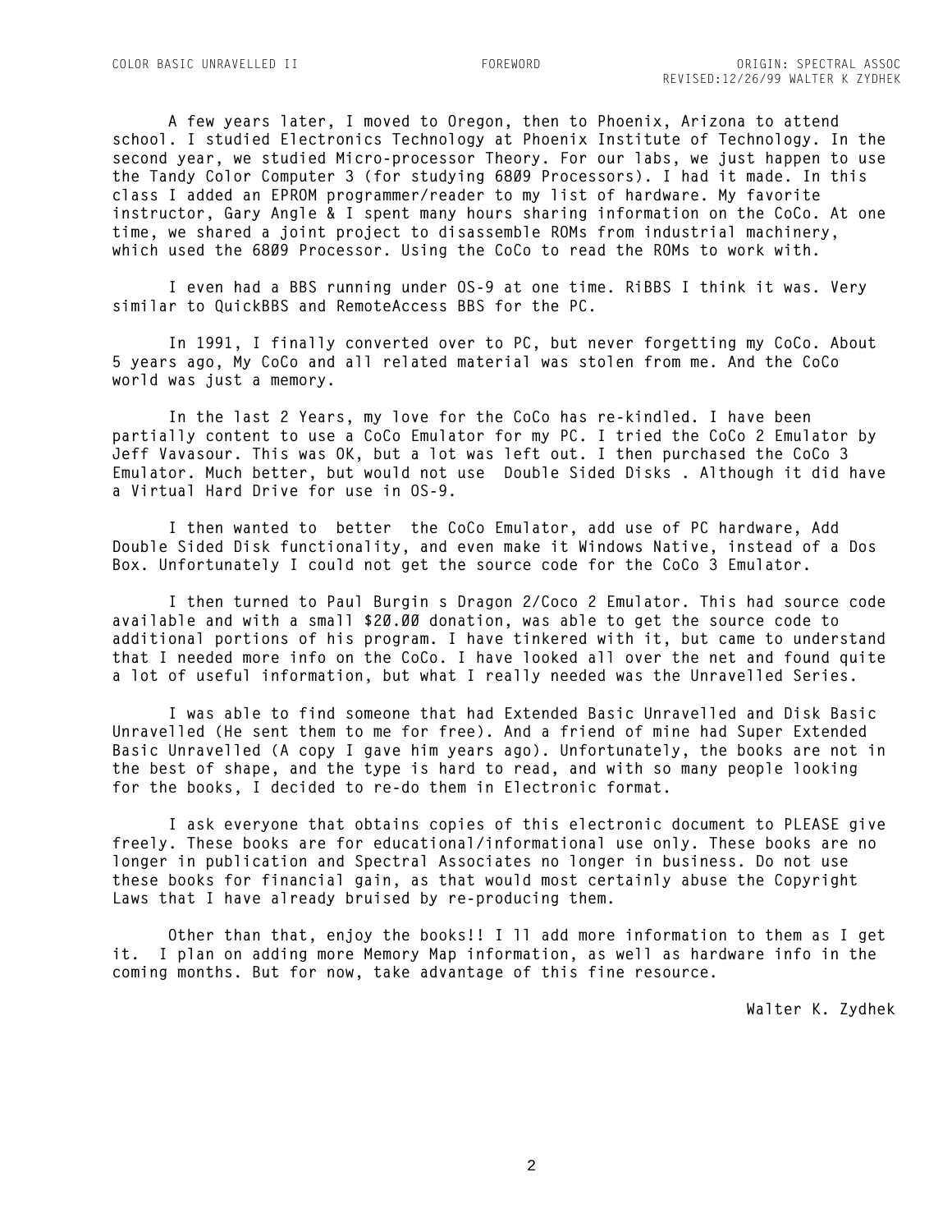A few years later, I moved to Oregon, then to Phoenix, Arizona to attend school. I studied Electronics Technology at Phoenix Institute of Technology. In the second year, we studied Micro-processor Theory. For our labs, we just happen to use the Tandy Color Computer 3 (for studying 6809 Processors). I had it made. In this class I added an EPROM programmer/reader to my list of hardware. My favorite instructor, Gary Angle & I spent many hours sharing information on the CoCo. At one time, we shared a joint project to disassemble ROMs from industrial machinery, which used the 6809 Processor. Using the CoCo to read the ROMs to work with.

I even had a BBS running under OS-9 at one time. RiBBS I think it was. Very similar to QuickBBS and RemoteAccess BBS for the PC.

In 1991, I finally converted over to PC, but never forgetting my CoCo. About 5 years ago, My CoCo and all related material was stolen from me. And the CoCo world was just a memory.

In the last 2 Years, my love for the CoCo has re-kindled. I have been partially content to use a CoCo Emulator for my PC. I tried the CoCo 2 Emulator by Jeff Vavasour. This was OK, but a lot was left out. I then purchased the CoCo 3 Emulator. Much better, but would not use  Double Sided Disks . Although it did have a Virtual Hard Drive for use in OS-9.

I then wanted to  better  the CoCo Emulator, add use of PC hardware, Add Double Sided Disk functionality, and even make it Windows Native, instead of a Dos Box. Unfortunately I could not get the source code for the CoCo 3 Emulator.

I then turned to Paul Burgin s Dragon 2/Coco 2 Emulator. This had source code available and with a small $20.00 donation, was able to get the source code to additional portions of his program. I have tinkered with it, but came to understand that I needed more info on the CoCo. I have looked all over the net and found quite a lot of useful information, but what I really needed was the Unravelled Series.

I was able to find someone that had Extended Basic Unravelled and Disk Basic Unravelled (He sent them to me for free). And a friend of mine had Super Extended Basic Unravelled (A copy I gave him years ago). Unfortunately, the books are not in the best of shape, and the type is hard to read, and with so many people looking for the books, I decided to re-do them in Electronic format.

I ask everyone that obtains copies of this electronic document to PLEASE give freely. These books are for educational/informational use only. These books are no longer in publication and Spectral Associates no longer in business. Do not use these books for financial gain, as that would most certainly abuse the Copyright Laws that I have already bruised by re-producing them.

Other than that, enjoy the books!! I ll add more information to them as I get it.  I plan on adding more Memory Map information, as well as hardware info in the coming months. But for now, take advantage of this fine resource.

Walter K. Zydhek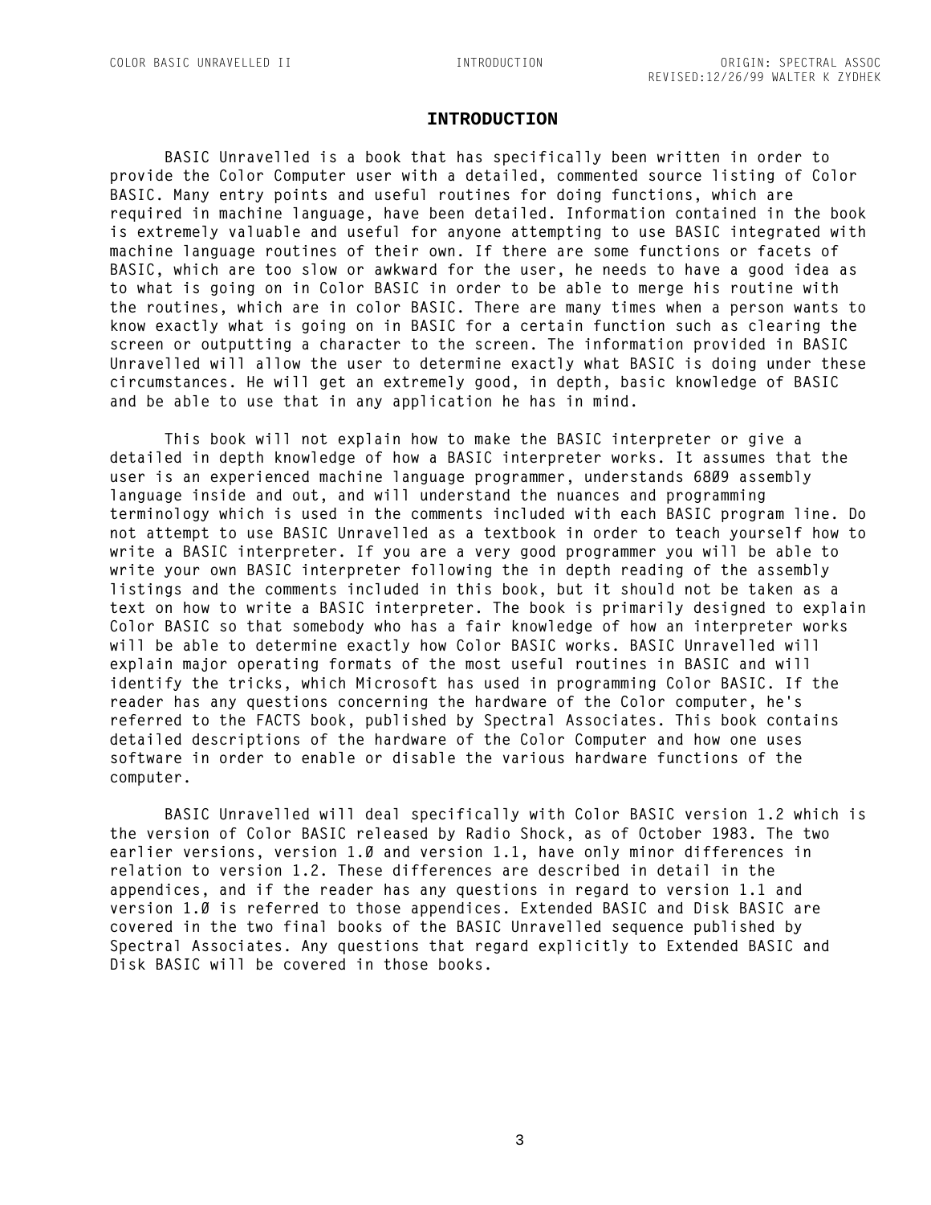# INTRODUCTION

BASIC Unravelled is a book that has specifically been written in order to provide the Color Computer user with a detailed, commented source listing of Color BASIC. Many entry points and useful routines for doing functions, which are required in machine language, have been detailed. Information contained in the book is extremely valuable and useful for anyone attempting to use BASIC integrated with machine language routines of their own. If there are some functions or facets of BASIC, which are too slow or awkward for the user, he needs to have a good idea as to what is going on in Color BASIC in order to be able to merge his routine with the routines, which are in color BASIC. There are many times when a person wants to know exactly what is going on in BASIC for a certain function such as clearing the screen or outputting a character to the screen. The information provided in BASIC Unravelled will allow the user to determine exactly what BASIC is doing under these circumstances. He will get an extremely good, in depth, basic knowledge of BASIC and be able to use that in any application he has in mind.

This book will not explain how to make the BASIC interpreter or give a detailed in depth knowledge of how a BASIC interpreter works. It assumes that the user is an experienced machine language programmer, understands 6809 assembly language inside and out, and will understand the nuances and programming terminology which is used in the comments included with each BASIC program line. Do not attempt to use BASIC Unravelled as a textbook in order to teach yourself how to write a BASIC interpreter. If you are a very good programmer you will be able to write your own BASIC interpreter following the in depth reading of the assembly listings and the comments included in this book, but it should not be taken as a text on how to write a BASIC interpreter. The book is primarily designed to explain Color BASIC so that somebody who has a fair knowledge of how an interpreter works will be able to determine exactly how Color BASIC works. BASIC Unravelled will explain major operating formats of the most useful routines in BASIC and will identify the tricks, which Microsoft has used in programming Color BASIC. If the reader has any questions concerning the hardware of the Color computer, he's referred to the FACTS book, published by Spectral Associates. This book contains detailed descriptions of the hardware of the Color Computer and how one uses software in order to enable or disable the various hardware functions of the computer.

BASIC Unravelled will deal specifically with Color BASIC version 1.2 which is the version of Color BASIC released by Radio Shock, as of October 1983. The two earlier versions, version 1.0 and version 1.1, have only minor differences in relation to version 1.2. These differences are described in detail in the appendices, and if the reader has any questions in regard to version 1.1 and version 1.0 is referred to those appendices. Extended BASIC and Disk BASIC are covered in the two final books of the BASIC Unravelled sequence published by Spectral Associates. Any questions that regard explicitly to Extended BASIC and Disk BASIC will be covered in those books.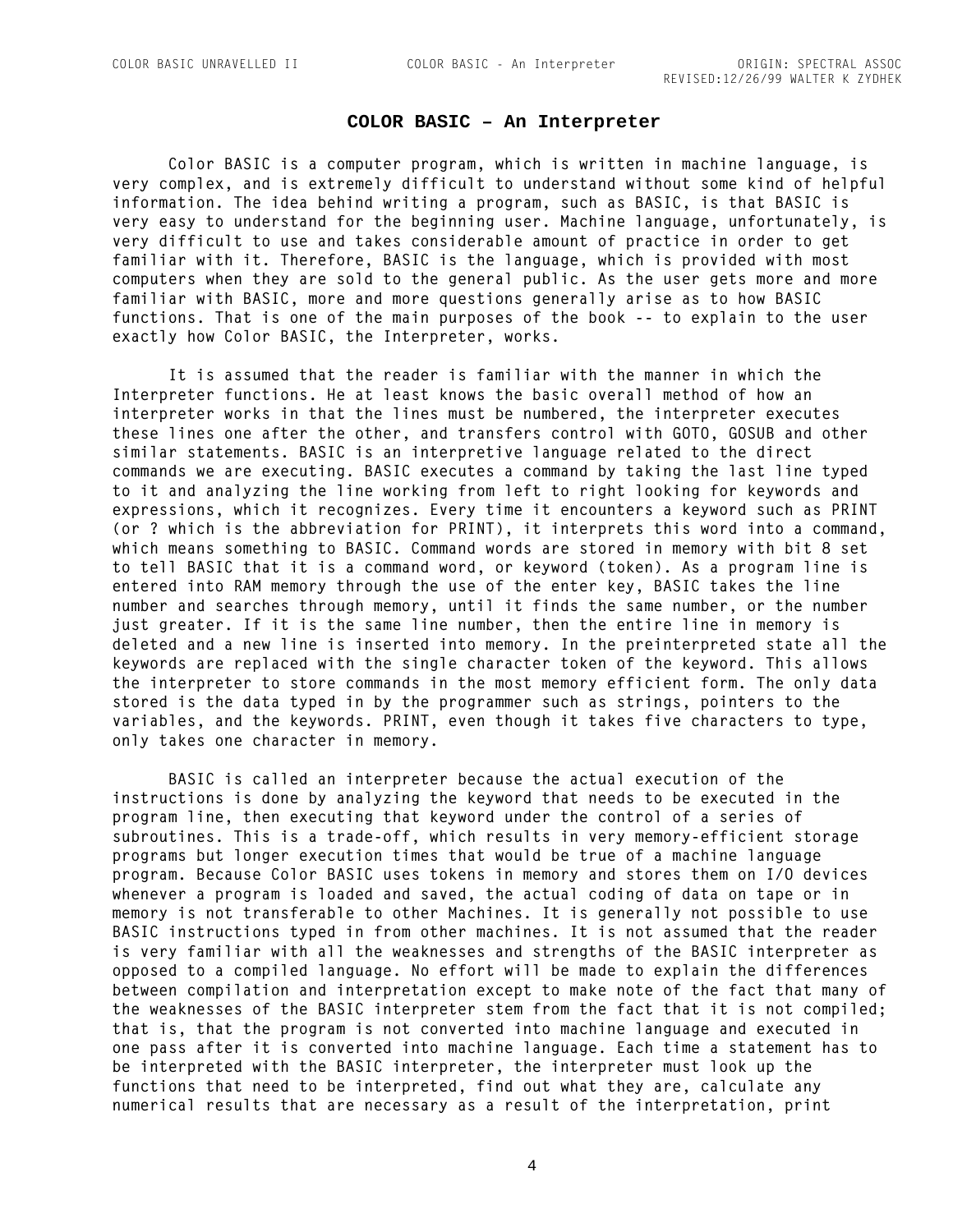# COLOR BASIC – An Interpreter

Color BASIC is a computer program, which is written in machine language, is very complex, and is extremely difficult to understand without some kind of helpful information. The idea behind writing a program, such as BASIC, is that BASIC is very easy to understand for the beginning user. Machine language, unfortunately, is very difficult to use and takes considerable amount of practice in order to get familiar with it. Therefore, BASIC is the language, which is provided with most computers when they are sold to the general public. As the user gets more and more familiar with BASIC, more and more questions generally arise as to how BASIC functions. That is one of the main purposes of the book -- to explain to the user exactly how Color BASIC, the Interpreter, works.

It is assumed that the reader is familiar with the manner in which the Interpreter functions. He at least knows the basic overall method of how an interpreter works in that the lines must be numbered, the interpreter executes these lines one after the other, and transfers control with GOTO, GOSUB and other similar statements. BASIC is an interpretive language related to the direct commands we are executing. BASIC executes a command by taking the last line typed to it and analyzing the line working from left to right looking for keywords and expressions, which it recognizes. Every time it encounters a keyword such as PRINT (or ? which is the abbreviation for PRINT), it interprets this word into a command, which means something to BASIC. Command words are stored in memory with bit 8 set to tell BASIC that it is a command word, or keyword (token). As a program line is entered into RAM memory through the use of the enter key, BASIC takes the line number and searches through memory, until it finds the same number, or the number just greater. If it is the same line number, then the entire line in memory is deleted and a new line is inserted into memory. In the preinterpreted state all the keywords are replaced with the single character token of the keyword. This allows the interpreter to store commands in the most memory efficient form. The only data stored is the data typed in by the programmer such as strings, pointers to the variables, and the keywords. PRINT, even though it takes five characters to type, only takes one character in memory.

BASIC is called an interpreter because the actual execution of the instructions is done by analyzing the keyword that needs to be executed in the program line, then executing that keyword under the control of a series of subroutines. This is a trade-off, which results in very memory-efficient storage programs but longer execution times that would be true of a machine language program. Because Color BASIC uses tokens in memory and stores them on I/O devices whenever a program is loaded and saved, the actual coding of data on tape or in memory is not transferable to other Machines. It is generally not possible to use BASIC instructions typed in from other machines. It is not assumed that the reader is very familiar with all the weaknesses and strengths of the BASIC interpreter as opposed to a compiled language. No effort will be made to explain the differences between compilation and interpretation except to make note of the fact that many of the weaknesses of the BASIC interpreter stem from the fact that it is not compiled; that is, that the program is not converted into machine language and executed in one pass after it is converted into machine language. Each time a statement has to be interpreted with the BASIC interpreter, the interpreter must look up the functions that need to be interpreted, find out what they are, calculate any numerical results that are necessary as a result of the interpretation, print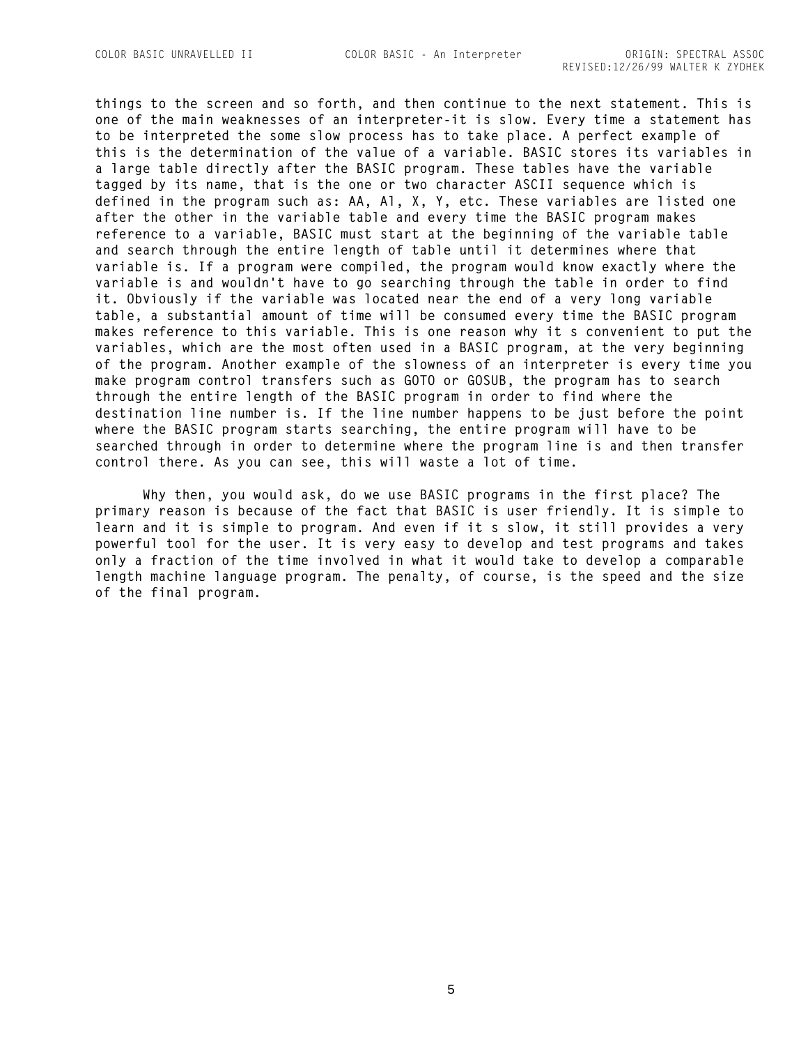things to the screen and so forth, and then continue to the next statement. This is one of the main weaknesses of an interpreter-it is slow. Every time a statement has to be interpreted the some slow process has to take place. A perfect example of this is the determination of the value of a variable. BASIC stores its variables in a large table directly after the BASIC program. These tables have the variable tagged by its name, that is the one or two character ASCII sequence which is defined in the program such as: AA, Al, X, Y, etc. These variables are listed one after the other in the variable table and every time the BASIC program makes reference to a variable, BASIC must start at the beginning of the variable table and search through the entire length of table until it determines where that variable is. If a program were compiled, the program would know exactly where the variable is and wouldn't have to go searching through the table in order to find it. Obviously if the variable was located near the end of a very long variable table, a substantial amount of time will be consumed every time the BASIC program makes reference to this variable. This is one reason why it s convenient to put the variables, which are the most often used in a BASIC program, at the very beginning of the program. Another example of the slowness of an interpreter is every time you make program control transfers such as GOTO or GOSUB, the program has to search through the entire length of the BASIC program in order to find where the destination line number is. If the line number happens to be just before the point where the BASIC program starts searching, the entire program will have to be searched through in order to determine where the program line is and then transfer control there. As you can see, this will waste a lot of time.

Why then, you would ask, do we use BASIC programs in the first place? The primary reason is because of the fact that BASIC is user friendly. It is simple to learn and it is simple to program. And even if it s slow, it still provides a very powerful tool for the user. It is very easy to develop and test programs and takes only a fraction of the time involved in what it would take to develop a comparable length machine language program. The penalty, of course, is the speed and the size of the final program.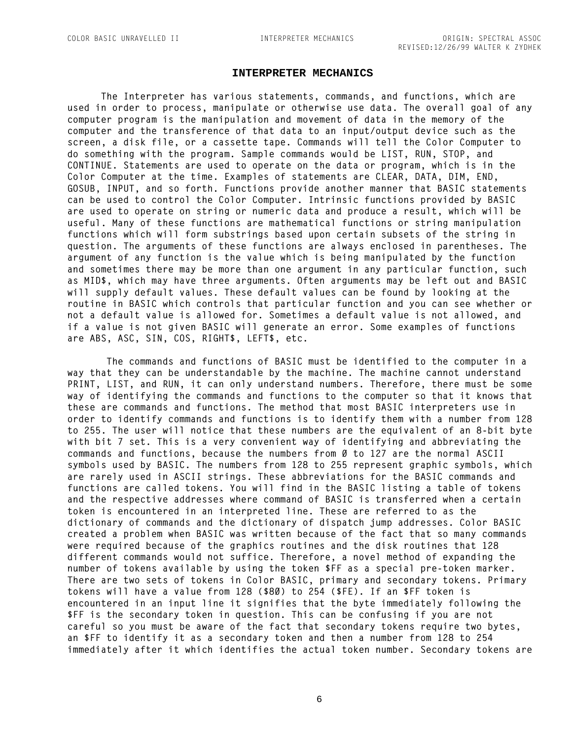## INTERPRETER MECHANICS

The Interpreter has various statements, commands, and functions, which are used in order to process, manipulate or otherwise use data. The overall goal of any computer program is the manipulation and movement of data in the memory of the computer and the transference of that data to an input/output device such as the screen, a disk file, or a cassette tape. Commands will tell the Color Computer to do something with the program. Sample commands would be LIST, RUN, STOP, and CONTINUE. Statements are used to operate on the data or program, which is in the Color Computer at the time. Examples of statements are CLEAR, DATA, DIM, END, GOSUB, INPUT, and so forth. Functions provide another manner that BASIC statements can be used to control the Color Computer. Intrinsic functions provided by BASIC are used to operate on string or numeric data and produce a result, which will be useful. Many of these functions are mathematical functions or string manipulation functions which will form substrings based upon certain subsets of the string in question. The arguments of these functions are always enclosed in parentheses. The argument of any function is the value which is being manipulated by the function and sometimes there may be more than one argument in any particular function, such as MID$, which may have three arguments. Often arguments may be left out and BASIC will supply default values. These default values can be found by looking at the routine in BASIC which controls that particular function and you can see whether or not a default value is allowed for. Sometimes a default value is not allowed, and if a value is not given BASIC will generate an error. Some examples of functions are ABS, ASC, SIN, COS, RIGHT$, LEFT$, etc.

The commands and functions of BASIC must be identified to the computer in a way that they can be understandable by the machine. The machine cannot understand PRINT, LIST, and RUN, it can only understand numbers. Therefore, there must be some way of identifying the commands and functions to the computer so that it knows that these are commands and functions. The method that most BASIC interpreters use in order to identify commands and functions is to identify them with a number from 128 to 255. The user will notice that these numbers are the equivalent of an 8-bit byte with bit 7 set. This is a very convenient way of identifying and abbreviating the commands and functions, because the numbers from 0 to 127 are the normal ASCII symbols used by BASIC. The numbers from 128 to 255 represent graphic symbols, which are rarely used in ASCII strings. These abbreviations for the BASIC commands and functions are called tokens. You will find in the BASIC listing a table of tokens and the respective addresses where command of BASIC is transferred when a certain token is encountered in an interpreted line. These are referred to as the dictionary of commands and the dictionary of dispatch jump addresses. Color BASIC created a problem when BASIC was written because of the fact that so many commands were required because of the graphics routines and the disk routines that 128 different commands would not suffice. Therefore, a novel method of expanding the number of tokens available by using the token $FF as a special pre-token marker. There are two sets of tokens in Color BASIC, primary and secondary tokens. Primary tokens will have a value from 128 ($80) to 254 ($FE). If an $FF token is encountered in an input line it signifies that the byte immediately following the $FF is the secondary token in question. This can be confusing if you are not careful so you must be aware of the fact that secondary tokens require two bytes, an $FF to identify it as a secondary token and then a number from 128 to 254 immediately after it which identifies the actual token number. Secondary tokens are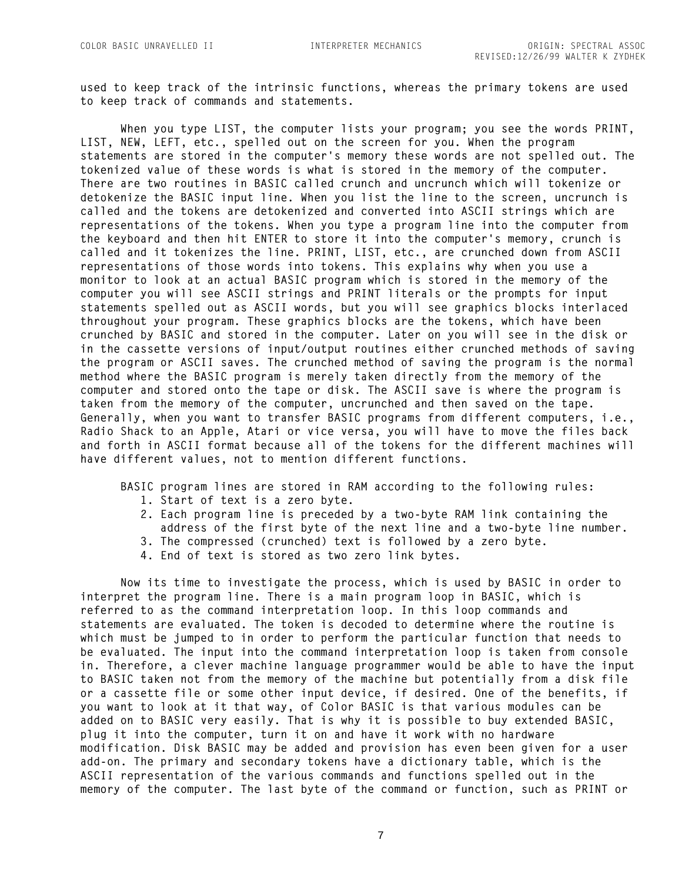used to keep track of the intrinsic functions, whereas the primary tokens are used to keep track of commands and statements.

When you type LIST, the computer lists your program; you see the words PRINT, LIST, NEW, LEFT, etc., spelled out on the screen for you. When the program statements are stored in the computer's memory these words are not spelled out. The tokenized value of these words is what is stored in the memory of the computer. There are two routines in BASIC called crunch and uncrunch which will tokenize or detokenize the BASIC input line. When you list the line to the screen, uncrunch is called and the tokens are detokenized and converted into ASCII strings which are representations of the tokens. When you type a program line into the computer from the keyboard and then hit ENTER to store it into the computer's memory, crunch is called and it tokenizes the line. PRINT, LIST, etc., are crunched down from ASCII representations of those words into tokens. This explains why when you use a monitor to look at an actual BASIC program which is stored in the memory of the computer you will see ASCII strings and PRINT literals or the prompts for input statements spelled out as ASCII words, but you will see graphics blocks interlaced throughout your program. These graphics blocks are the tokens, which have been crunched by BASIC and stored in the computer. Later on you will see in the disk or in the cassette versions of input/output routines either crunched methods of saving the program or ASCII saves. The crunched method of saving the program is the normal method where the BASIC program is merely taken directly from the memory of the computer and stored onto the tape or disk. The ASCII save is where the program is taken from the memory of the computer, uncrunched and then saved on the tape. Generally, when you want to transfer BASIC programs from different computers, i.e., Radio Shack to an Apple, Atari or vice versa, you will have to move the files back and forth in ASCII format because all of the tokens for the different machines will have different values, not to mention different functions.

BASIC program lines are stored in RAM according to the following rules:

1. Start of text is a zero byte.
2. Each program line is preceded by a two-byte RAM link containing the address of the first byte of the next line and a two-byte line number.
3. The compressed (crunched) text is followed by a zero byte.
4. End of text is stored as two zero link bytes.

Now its time to investigate the process, which is used by BASIC in order to interpret the program line. There is a main program loop in BASIC, which is referred to as the command interpretation loop. In this loop commands and statements are evaluated. The token is decoded to determine where the routine is which must be jumped to in order to perform the particular function that needs to be evaluated. The input into the command interpretation loop is taken from console in. Therefore, a clever machine language programmer would be able to have the input to BASIC taken not from the memory of the machine but potentially from a disk file or a cassette file or some other input device, if desired. One of the benefits, if you want to look at it that way, of Color BASIC is that various modules can be added on to BASIC very easily. That is why it is possible to buy extended BASIC, plug it into the computer, turn it on and have it work with no hardware modification. Disk BASIC may be added and provision has even been given for a user add-on. The primary and secondary tokens have a dictionary table, which is the ASCII representation of the various commands and functions spelled out in the memory of the computer. The last byte of the command or function, such as PRINT or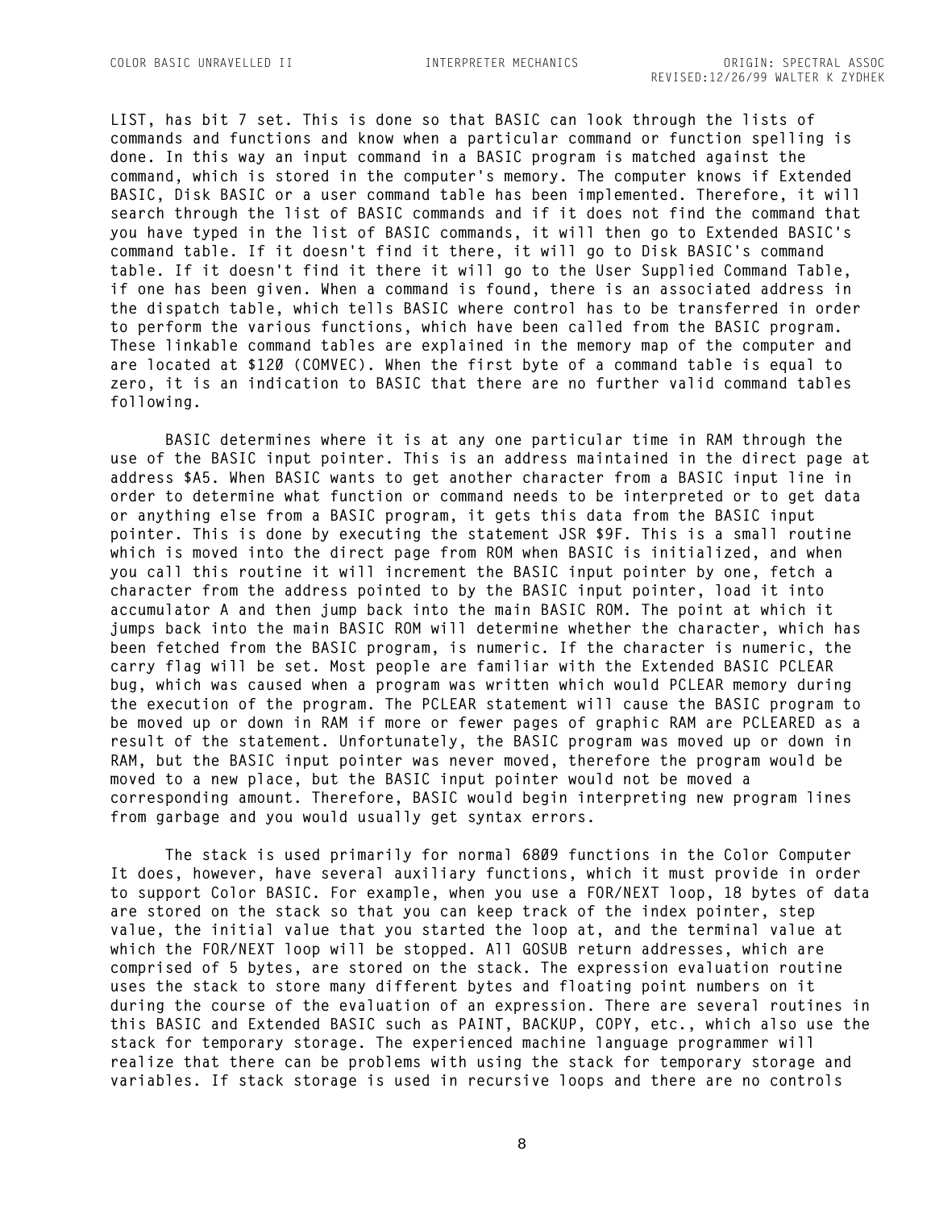LIST, has bit 7 set. This is done so that BASIC can look through the lists of commands and functions and know when a particular command or function spelling is done. In this way an input command in a BASIC program is matched against the command, which is stored in the computer's memory. The computer knows if Extended BASIC, Disk BASIC or a user command table has been implemented. Therefore, it will search through the list of BASIC commands and if it does not find the command that you have typed in the list of BASIC commands, it will then go to Extended BASIC's command table. If it doesn't find it there, it will go to Disk BASIC's command table. If it doesn't find it there it will go to the User Supplied Command Table, if one has been given. When a command is found, there is an associated address in the dispatch table, which tells BASIC where control has to be transferred in order to perform the various functions, which have been called from the BASIC program. These linkable command tables are explained in the memory map of the computer and are located at $120 (COMVEC). When the first byte of a command table is equal to zero, it is an indication to BASIC that there are no further valid command tables following.

BASIC determines where it is at any one particular time in RAM through the use of the BASIC input pointer. This is an address maintained in the direct page at address $A5. When BASIC wants to get another character from a BASIC input line in order to determine what function or command needs to be interpreted or to get data or anything else from a BASIC program, it gets this data from the BASIC input pointer. This is done by executing the statement JSR $9F. This is a small routine which is moved into the direct page from ROM when BASIC is initialized, and when you call this routine it will increment the BASIC input pointer by one, fetch a character from the address pointed to by the BASIC input pointer, load it into accumulator A and then jump back into the main BASIC ROM. The point at which it jumps back into the main BASIC ROM will determine whether the character, which has been fetched from the BASIC program, is numeric. If the character is numeric, the carry flag will be set. Most people are familiar with the Extended BASIC PCLEAR bug, which was caused when a program was written which would PCLEAR memory during the execution of the program. The PCLEAR statement will cause the BASIC program to be moved up or down in RAM if more or fewer pages of graphic RAM are PCLEARED as a result of the statement. Unfortunately, the BASIC program was moved up or down in RAM, but the BASIC input pointer was never moved, therefore the program would be moved to a new place, but the BASIC input pointer would not be moved a corresponding amount. Therefore, BASIC would begin interpreting new program lines from garbage and you would usually get syntax errors.

The stack is used primarily for normal 6809 functions in the Color Computer It does, however, have several auxiliary functions, which it must provide in order to support Color BASIC. For example, when you use a FOR/NEXT loop, 18 bytes of data are stored on the stack so that you can keep track of the index pointer, step value, the initial value that you started the loop at, and the terminal value at which the FOR/NEXT loop will be stopped. All GOSUB return addresses, which are comprised of 5 bytes, are stored on the stack. The expression evaluation routine uses the stack to store many different bytes and floating point numbers on it during the course of the evaluation of an expression. There are several routines in this BASIC and Extended BASIC such as PAINT, BACKUP, COPY, etc., which also use the stack for temporary storage. The experienced machine language programmer will realize that there can be problems with using the stack for temporary storage and variables. If stack storage is used in recursive loops and there are no controls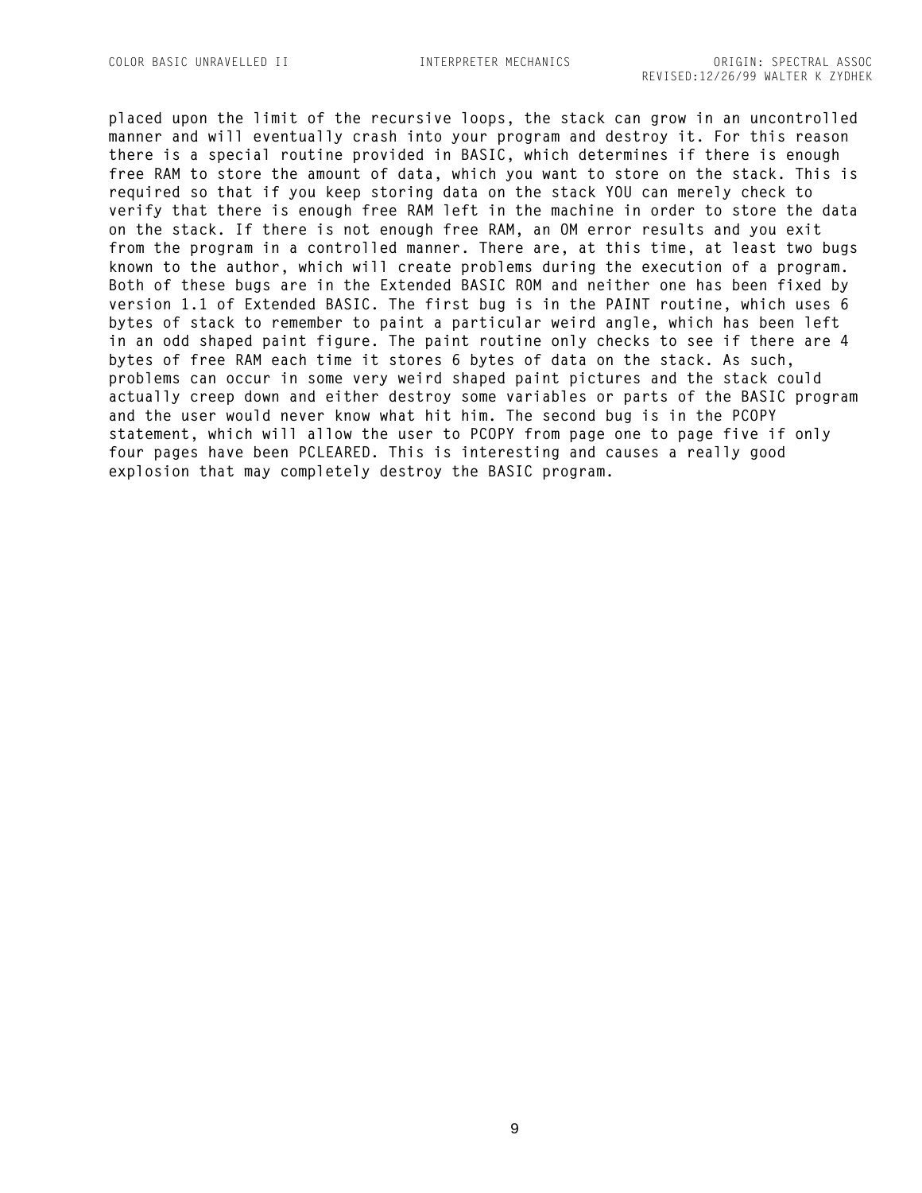placed upon the limit of the recursive loops, the stack can grow in an uncontrolled manner and will eventually crash into your program and destroy it. For this reason there is a special routine provided in BASIC, which determines if there is enough free RAM to store the amount of data, which you want to store on the stack. This is required so that if you keep storing data on the stack YOU can merely check to verify that there is enough free RAM left in the machine in order to store the data on the stack. If there is not enough free RAM, an OM error results and you exit from the program in a controlled manner. There are, at this time, at least two bugs known to the author, which will create problems during the execution of a program. Both of these bugs are in the Extended BASIC ROM and neither one has been fixed by version 1.1 of Extended BASIC. The first bug is in the PAINT routine, which uses 6 bytes of stack to remember to paint a particular weird angle, which has been left in an odd shaped paint figure. The paint routine only checks to see if there are 4 bytes of free RAM each time it stores 6 bytes of data on the stack. As such, problems can occur in some very weird shaped paint pictures and the stack could actually creep down and either destroy some variables or parts of the BASIC program and the user would never know what hit him. The second bug is in the PCOPY statement, which will allow the user to PCOPY from page one to page five if only four pages have been PCLEARED. This is interesting and causes a really good explosion that may completely destroy the BASIC program.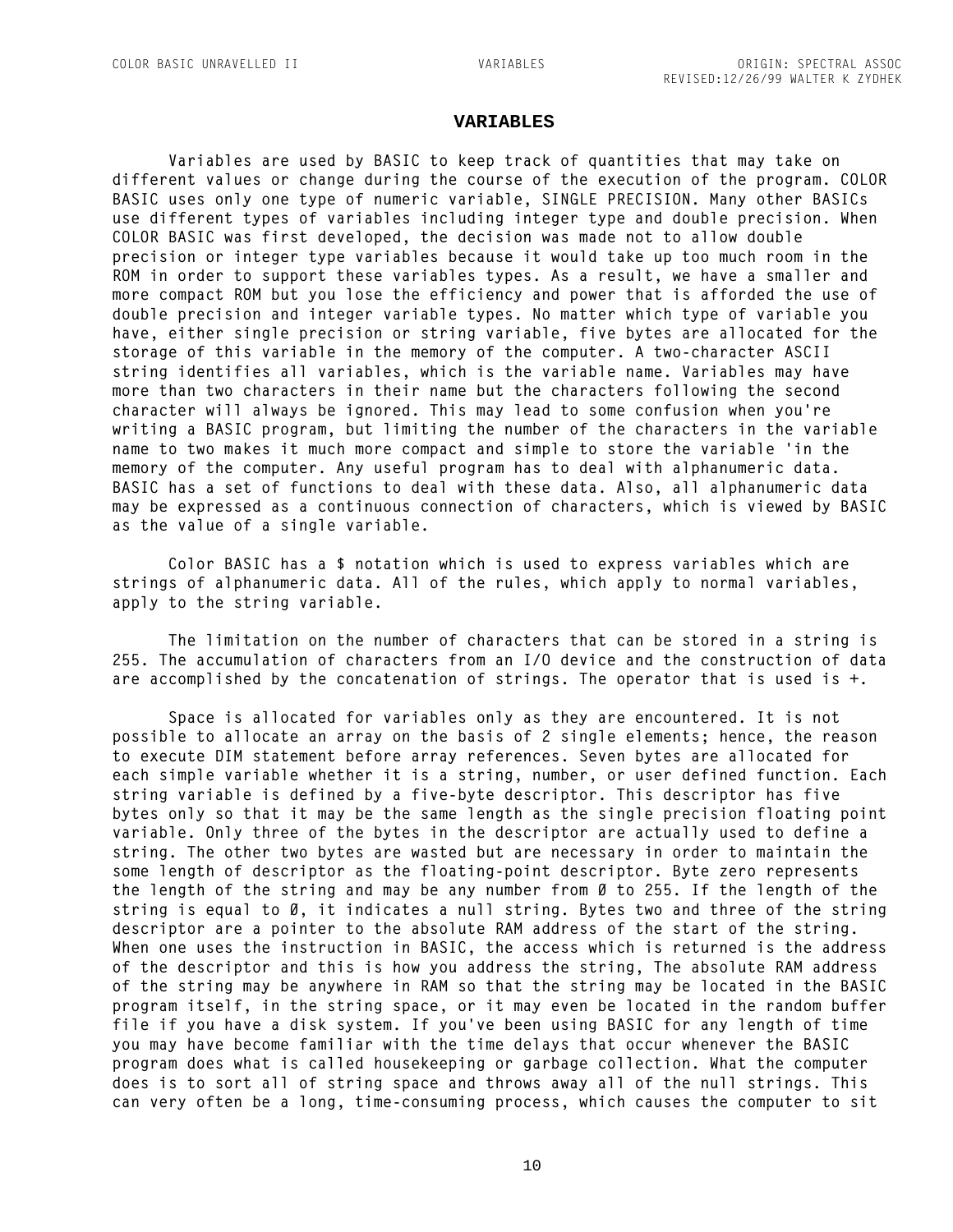# VARIABLES

Variables are used by BASIC to keep track of quantities that may take on different values or change during the course of the execution of the program. COLOR BASIC uses only one type of numeric variable, SINGLE PRECISION. Many other BASICs use different types of variables including integer type and double precision. When COLOR BASIC was first developed, the decision was made not to allow double precision or integer type variables because it would take up too much room in the ROM in order to support these variables types. As a result, we have a smaller and more compact ROM but you lose the efficiency and power that is afforded the use of double precision and integer variable types. No matter which type of variable you have, either single precision or string variable, five bytes are allocated for the storage of this variable in the memory of the computer. A two-character ASCII string identifies all variables, which is the variable name. Variables may have more than two characters in their name but the characters following the second character will always be ignored. This may lead to some confusion when you're writing a BASIC program, but limiting the number of the characters in the variable name to two makes it much more compact and simple to store the variable 'in the memory of the computer. Any useful program has to deal with alphanumeric data. BASIC has a set of functions to deal with these data. Also, all alphanumeric data may be expressed as a continuous connection of characters, which is viewed by BASIC as the value of a single variable.

Color BASIC has a $ notation which is used to express variables which are strings of alphanumeric data. All of the rules, which apply to normal variables, apply to the string variable.

The limitation on the number of characters that can be stored in a string is 255. The accumulation of characters from an I/O device and the construction of data are accomplished by the concatenation of strings. The operator that is used is +.

Space is allocated for variables only as they are encountered. It is not possible to allocate an array on the basis of 2 single elements; hence, the reason to execute DIM statement before array references. Seven bytes are allocated for each simple variable whether it is a string, number, or user defined function. Each string variable is defined by a five-byte descriptor. This descriptor has five bytes only so that it may be the same length as the single precision floating point variable. Only three of the bytes in the descriptor are actually used to define a string. The other two bytes are wasted but are necessary in order to maintain the some length of descriptor as the floating-point descriptor. Byte zero represents the length of the string and may be any number from Ø to 255. If the length of the string is equal to Ø, it indicates a null string. Bytes two and three of the string descriptor are a pointer to the absolute RAM address of the start of the string. When one uses the instruction in BASIC, the access which is returned is the address of the descriptor and this is how you address the string, The absolute RAM address of the string may be anywhere in RAM so that the string may be located in the BASIC program itself, in the string space, or it may even be located in the random buffer file if you have a disk system. If you've been using BASIC for any length of time you may have become familiar with the time delays that occur whenever the BASIC program does what is called housekeeping or garbage collection. What the computer does is to sort all of string space and throws away all of the null strings. This can very often be a long, time-consuming process, which causes the computer to sit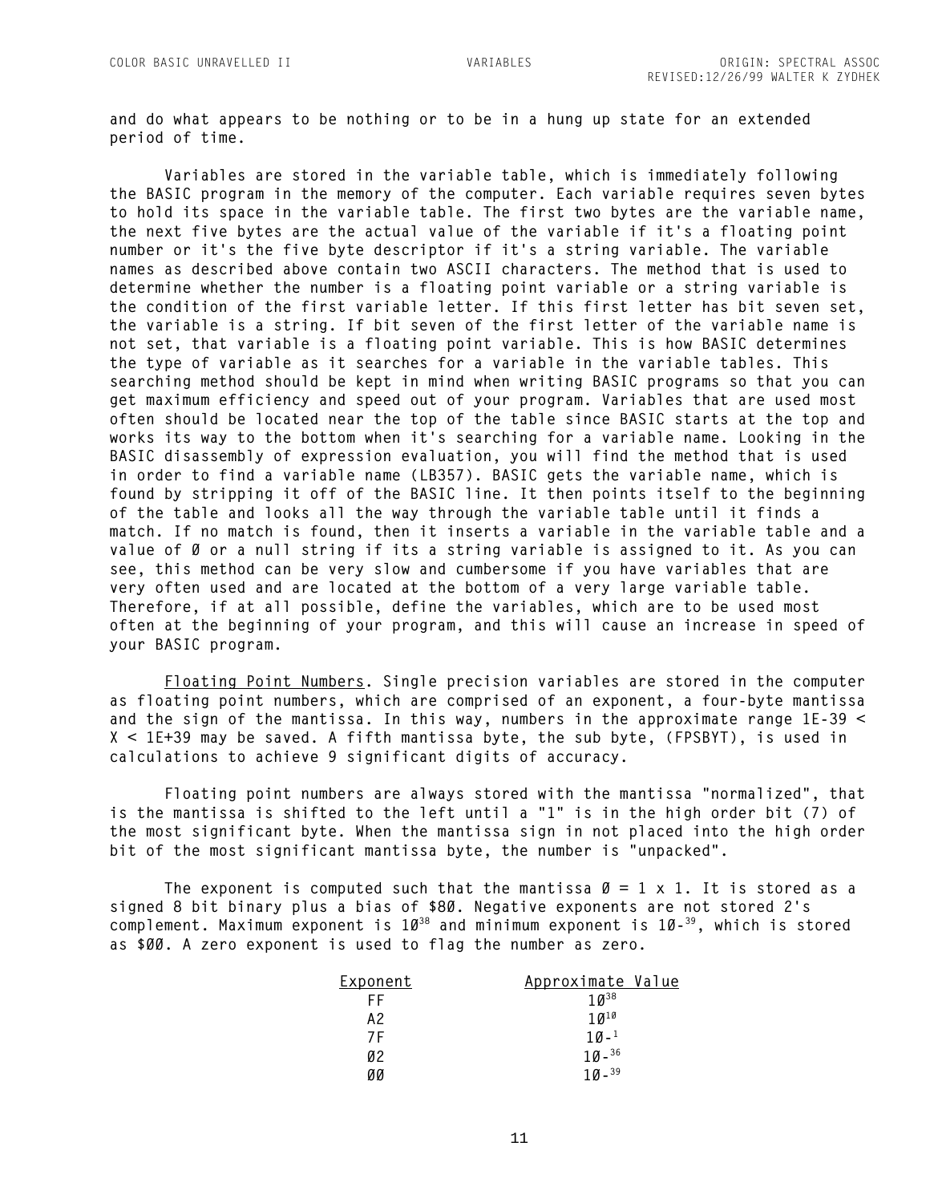and do what appears to be nothing or to be in a hung up state for an extended period of time.

Variables are stored in the variable table, which is immediately following the BASIC program in the memory of the computer. Each variable requires seven bytes to hold its space in the variable table. The first two bytes are the variable name, the next five bytes are the actual value of the variable if it's a floating point number or it's the five byte descriptor if it's a string variable. The variable names as described above contain two ASCII characters. The method that is used to determine whether the number is a floating point variable or a string variable is the condition of the first variable letter. If this first letter has bit seven set, the variable is a string. If bit seven of the first letter of the variable name is not set, that variable is a floating point variable. This is how BASIC determines the type of variable as it searches for a variable in the variable tables. This searching method should be kept in mind when writing BASIC programs so that you can get maximum efficiency and speed out of your program. Variables that are used most often should be located near the top of the table since BASIC starts at the top and works its way to the bottom when it's searching for a variable name. Looking in the BASIC disassembly of expression evaluation, you will find the method that is used in order to find a variable name (LB357). BASIC gets the variable name, which is found by stripping it off of the BASIC line. It then points itself to the beginning of the table and looks all the way through the variable table until it finds a match. If no match is found, then it inserts a variable in the variable table and a value of Ø or a null string if its a string variable is assigned to it. As you can see, this method can be very slow and cumbersome if you have variables that are very often used and are located at the bottom of a very large variable table. Therefore, if at all possible, define the variables, which are to be used most often at the beginning of your program, and this will cause an increase in speed of your BASIC program.

Floating Point Numbers. Single precision variables are stored in the computer as floating point numbers, which are comprised of an exponent, a four-byte mantissa and the sign of the mantissa. In this way, numbers in the approximate range 1E-39 < X < 1E+39 may be saved. A fifth mantissa byte, the sub byte, (FPSBYT), is used in calculations to achieve 9 significant digits of accuracy.

Floating point numbers are always stored with the mantissa "normalized", that is the mantissa is shifted to the left until a "1" is in the high order bit (7) of the most significant byte. When the mantissa sign in not placed into the high order bit of the most significant mantissa byte, the number is "unpacked".

The exponent is computed such that the mantissa Ø = 1 x 1. It is stored as a signed 8 bit binary plus a bias of $8Ø. Negative exponents are not stored 2's complement. Maximum exponent is $1Ø^{38}$ and minimum exponent is $1Ø^{-39}$, which is stored as $ØØ. A zero exponent is used to flag the number as zero.

| Exponent | Approximate Value |
|---|---|
| FF | $1Ø^{38}$ |
| A2 | $1Ø^{1Ø}$ |
| 7F | $1Ø^{-1}$ |
| Ø2 | $1Ø^{-36}$ |
| ØØ | $1Ø^{-39}$ |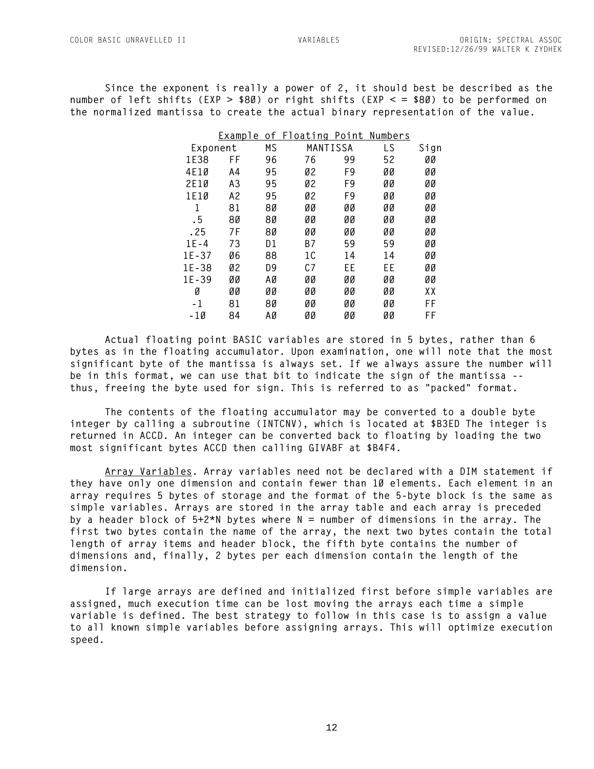Since the exponent is really a power of 2, it should best be described as the number of left shifts (EXP > $80) or right shifts (EXP < = $80) to be performed on the normalized mantissa to create the actual binary representation of the value.

Example of Floating Point Numbers

| Exponent | | MS | MANTISSA | | LS | Sign |
|---|---|---|---|---|---|---|
| 1E38 | FF | 96 | 76 | 99 | 52 | 00 |
| 4E10 | A4 | 95 | 02 | F9 | 00 | 00 |
| 2E10 | A3 | 95 | 02 | F9 | 00 | 00 |
| 1E10 | A2 | 95 | 02 | F9 | 00 | 00 |
| 1 | 81 | 80 | 00 | 00 | 00 | 00 |
| .5 | 80 | 80 | 00 | 00 | 00 | 00 |
| .25 | 7F | 80 | 00 | 00 | 00 | 00 |
| 1E-4 | 73 | D1 | B7 | 59 | 59 | 00 |
| 1E-37 | 06 | 88 | 1C | 14 | 14 | 00 |
| 1E-38 | 02 | D9 | C7 | EE | EE | 00 |
| 1E-39 | 00 | A0 | 00 | 00 | 00 | 00 |
| 0 | 00 | 00 | 00 | 00 | 00 | XX |
| -1 | 81 | 80 | 00 | 00 | 00 | FF |
| -10 | 84 | A0 | 00 | 00 | 00 | FF |

Actual floating point BASIC variables are stored in 5 bytes, rather than 6 bytes as in the floating accumulator. Upon examination, one will note that the most significant byte of the mantissa is always set. If we always assure the number will be in this format, we can use that bit to indicate the sign of the mantissa -- thus, freeing the byte used for sign. This is referred to as "packed" format.

The contents of the floating accumulator may be converted to a double byte integer by calling a subroutine (INTCNV), which is located at $B3ED The integer is returned in ACCD. An integer can be converted back to floating by loading the two most significant bytes ACCD then calling GIVABF at $B4F4.

Array Variables. Array variables need not be declared with a DIM statement if they have only one dimension and contain fewer than 10 elements. Each element in an array requires 5 bytes of storage and the format of the 5-byte block is the same as simple variables. Arrays are stored in the array table and each array is preceded by a header block of 5+2*N bytes where N = number of dimensions in the array. The first two bytes contain the name of the array, the next two bytes contain the total length of array items and header block, the fifth byte contains the number of dimensions and, finally, 2 bytes per each dimension contain the length of the dimension.

If large arrays are defined and initialized first before simple variables are assigned, much execution time can be lost moving the arrays each time a simple variable is defined. The best strategy to follow in this case is to assign a value to all known simple variables before assigning arrays. This will optimize execution speed.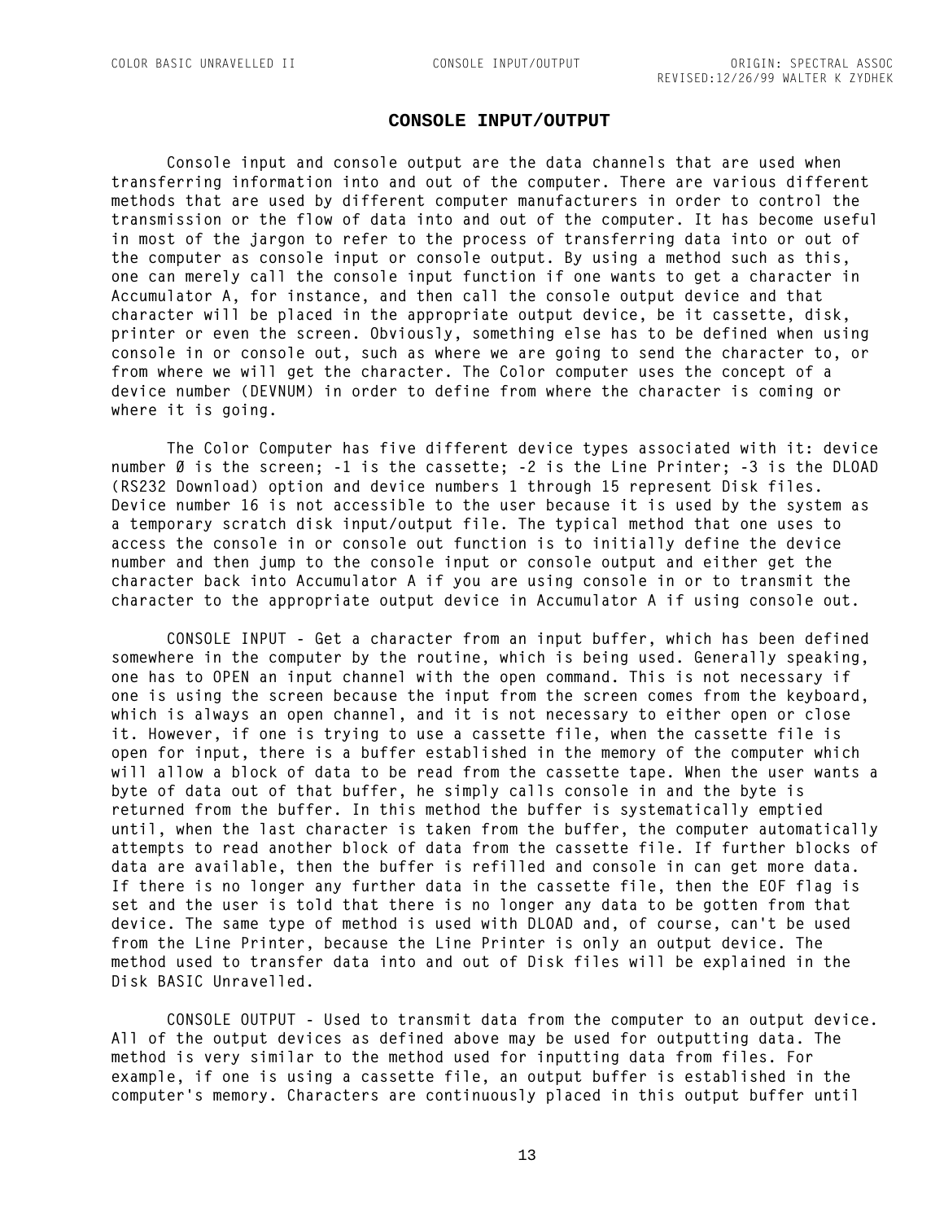# CONSOLE INPUT/OUTPUT

Console input and console output are the data channels that are used when transferring information into and out of the computer. There are various different methods that are used by different computer manufacturers in order to control the transmission or the flow of data into and out of the computer. It has become useful in most of the jargon to refer to the process of transferring data into or out of the computer as console input or console output. By using a method such as this, one can merely call the console input function if one wants to get a character in Accumulator A, for instance, and then call the console output device and that character will be placed in the appropriate output device, be it cassette, disk, printer or even the screen. Obviously, something else has to be defined when using console in or console out, such as where we are going to send the character to, or from where we will get the character. The Color computer uses the concept of a device number (DEVNUM) in order to define from where the character is coming or where it is going.

The Color Computer has five different device types associated with it: device number Ø is the screen; -1 is the cassette; -2 is the Line Printer; -3 is the DLOAD (RS232 Download) option and device numbers 1 through 15 represent Disk files. Device number 16 is not accessible to the user because it is used by the system as a temporary scratch disk input/output file. The typical method that one uses to access the console in or console out function is to initially define the device number and then jump to the console input or console output and either get the character back into Accumulator A if you are using console in or to transmit the character to the appropriate output device in Accumulator A if using console out.

CONSOLE INPUT - Get a character from an input buffer, which has been defined somewhere in the computer by the routine, which is being used. Generally speaking, one has to OPEN an input channel with the open command. This is not necessary if one is using the screen because the input from the screen comes from the keyboard, which is always an open channel, and it is not necessary to either open or close it. However, if one is trying to use a cassette file, when the cassette file is open for input, there is a buffer established in the memory of the computer which will allow a block of data to be read from the cassette tape. When the user wants a byte of data out of that buffer, he simply calls console in and the byte is returned from the buffer. In this method the buffer is systematically emptied until, when the last character is taken from the buffer, the computer automatically attempts to read another block of data from the cassette file. If further blocks of data are available, then the buffer is refilled and console in can get more data. If there is no longer any further data in the cassette file, then the EOF flag is set and the user is told that there is no longer any data to be gotten from that device. The same type of method is used with DLOAD and, of course, can't be used from the Line Printer, because the Line Printer is only an output device. The method used to transfer data into and out of Disk files will be explained in the Disk BASIC Unravelled.

CONSOLE OUTPUT - Used to transmit data from the computer to an output device. All of the output devices as defined above may be used for outputting data. The method is very similar to the method used for inputting data from files. For example, if one is using a cassette file, an output buffer is established in the computer's memory. Characters are continuously placed in this output buffer until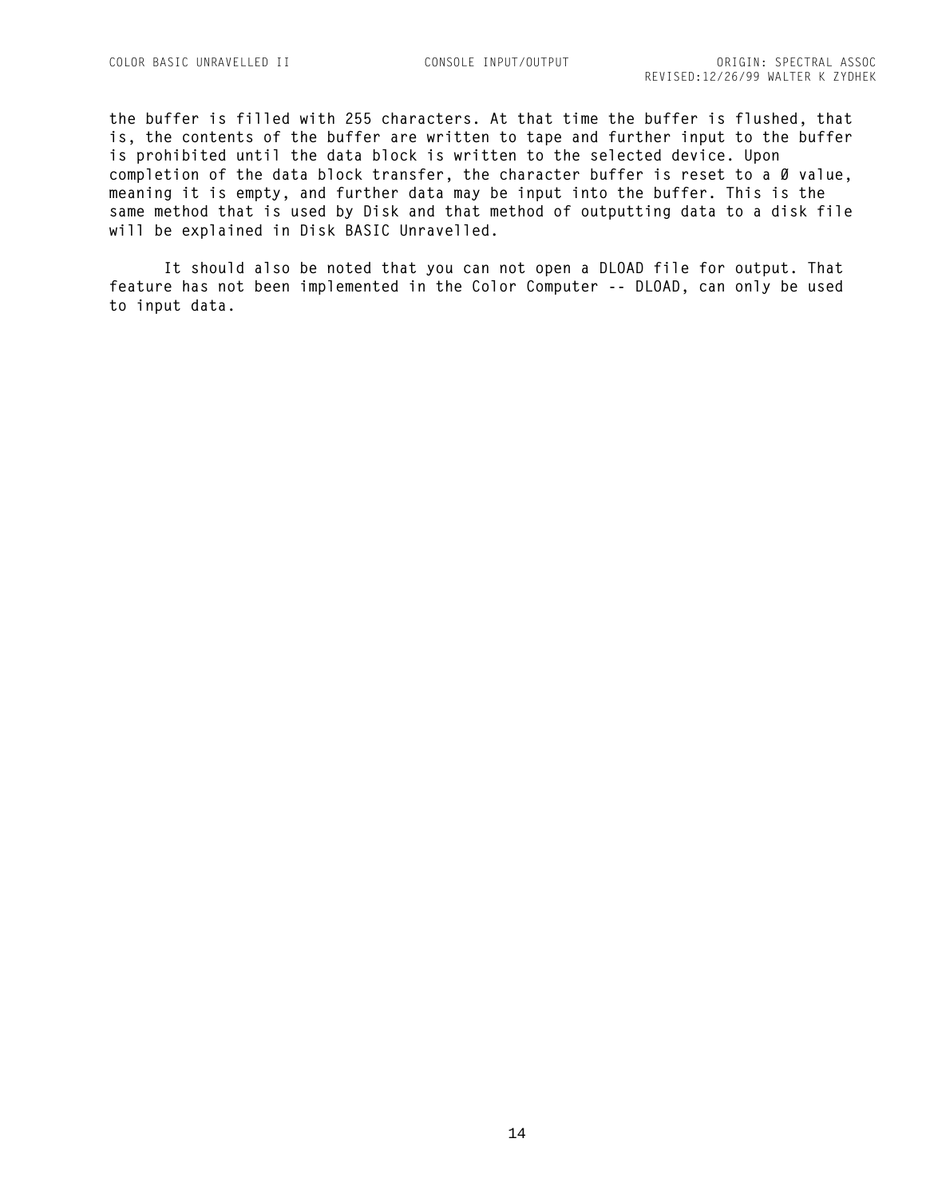the buffer is filled with 255 characters. At that time the buffer is flushed, that is, the contents of the buffer are written to tape and further input to the buffer is prohibited until the data block is written to the selected device. Upon completion of the data block transfer, the character buffer is reset to a 0 value, meaning it is empty, and further data may be input into the buffer. This is the same method that is used by Disk and that method of outputting data to a disk file will be explained in Disk BASIC Unravelled.

It should also be noted that you can not open a DLOAD file for output. That feature has not been implemented in the Color Computer -- DLOAD, can only be used to input data.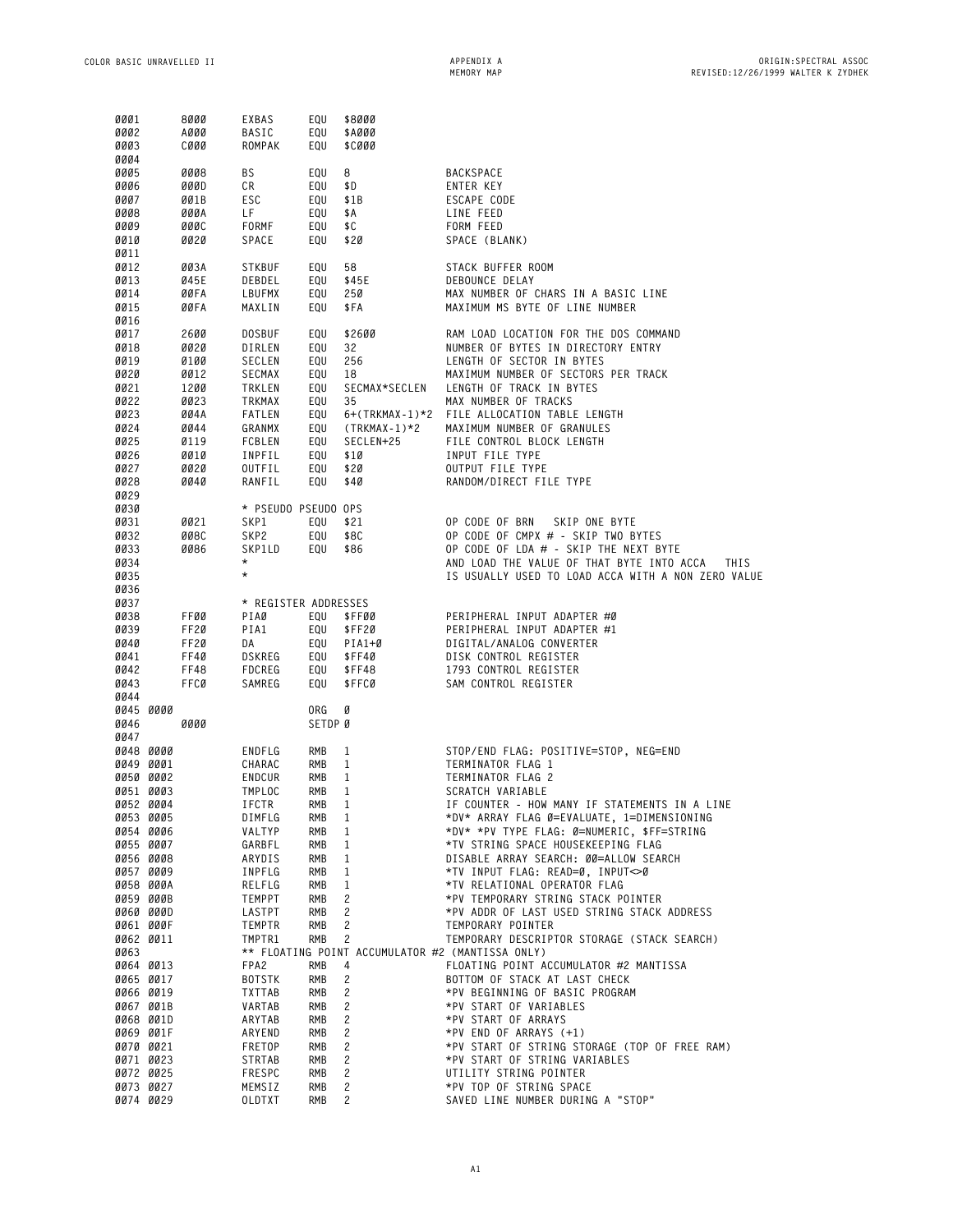```
0001        8000     EXBAS    EQU  $8000
0002        A000     BASIC    EQU  $A000
0003        C000     ROMPAK   EQU  $C000
0004
0005        0008     BS       EQU  8                BACKSPACE
0006        000D     CR       EQU  $D               ENTER KEY
0007        001B     ESC      EQU  $1B              ESCAPE CODE
0008        000A     LF       EQU  $A               LINE FEED
0009        000C     FORMF    EQU  $C               FORM FEED
0010        0020     SPACE    EQU  $20              SPACE (BLANK)
0011
0012        003A     STKBUF   EQU  58               STACK BUFFER ROOM
0013        045E     DEBDEL   EQU  $45E             DEBOUNCE DELAY
0014        00FA     LBUFMX   EQU  250              MAX NUMBER OF CHARS IN A BASIC LINE
0015        00FA     MAXLIN   EQU  $FA              MAXIMUM MS BYTE OF LINE NUMBER
0016
0017        2600     DOSBUF   EQU  $2600            RAM LOAD LOCATION FOR THE DOS COMMAND
0018        0020     DIRLEN   EQU  32               NUMBER OF BYTES IN DIRECTORY ENTRY
0019        0100     SECLEN   EQU  256              LENGTH OF SECTOR IN BYTES
0020        0012     SECMAX   EQU  18               MAXIMUM NUMBER OF SECTORS PER TRACK
0021        1200     TRKLEN   EQU  SECMAX*SECLEN    LENGTH OF TRACK IN BYTES
0022        0023     TRKMAX   EQU  35               MAX NUMBER OF TRACKS
0023        004A     FATLEN   EQU  6+(TRKMAX-1)*2   FILE ALLOCATION TABLE LENGTH
0024        0044     GRANMX   EQU  (TRKMAX-1)*2     MAXIMUM NUMBER OF GRANULES
0025        0119     FCBLEN   EQU  SECLEN+25        FILE CONTROL BLOCK LENGTH
0026        0010     INPFIL   EQU  $10              INPUT FILE TYPE
0027        0020     OUTFIL   EQU  $20              OUTPUT FILE TYPE
0028        0040     RANFIL   EQU  $40              RANDOM/DIRECT FILE TYPE
0029
0030                 * PSEUDO PSEUDO OPS
0031        0021     SKP1     EQU  $21              OP CODE OF BRN   SKIP ONE BYTE
0032        008C     SKP2     EQU  $8C              OP CODE OF CMPX # - SKIP TWO BYTES
0033        0086     SKP1LD   EQU  $86              OP CODE OF LDA # - SKIP THE NEXT BYTE
0034                 *                              AND LOAD THE VALUE OF THAT BYTE INTO ACCA   THIS
0035                 *                              IS USUALLY USED TO LOAD ACCA WITH A NON ZERO VALUE
0036
0037                 * REGISTER ADDRESSES
0038        FF00     PIA0     EQU  $FF00            PERIPHERAL INPUT ADAPTER #0
0039        FF20     PIA1     EQU  $FF20            PERIPHERAL INPUT ADAPTER #1
0040        FF20     DA       EQU  PIA1+0           DIGITAL/ANALOG CONVERTER
0041        FF40     DSKREG   EQU  $FF40            DISK CONTROL REGISTER
0042        FF48     FDCREG   EQU  $FF48            1793 CONTROL REGISTER
0043        FFC0     SAMREG   EQU  $FFC0            SAM CONTROL REGISTER
0044
0045 0000                     ORG  0
0046        0000              SETDP 0
0047
0048 0000            ENDFLG   RMB  1                STOP/END FLAG: POSITIVE=STOP, NEG=END
0049 0001            CHARAC   RMB  1                TERMINATOR FLAG 1
0050 0002            ENDCUR   RMB  1                TERMINATOR FLAG 2
0051 0003            TMPLOC   RMB  1                SCRATCH VARIABLE
0052 0004            IFCTR    RMB  1                IF COUNTER - HOW MANY IF STATEMENTS IN A LINE
0053 0005            DIMFLG   RMB  1                *DV* ARRAY FLAG 0=EVALUATE, 1=DIMENSIONING
0054 0006            VALTYP   RMB  1                *DV* *PV TYPE FLAG: 0=NUMERIC, $FF=STRING
0055 0007            GARBFL   RMB  1                *TV STRING SPACE HOUSEKEEPING FLAG
0056 0008            ARYDIS   RMB  1                DISABLE ARRAY SEARCH: 00=ALLOW SEARCH
0057 0009            INPFLG   RMB  1                *TV INPUT FLAG: READ=0, INPUT<>0
0058 000A            RELFLG   RMB  1                *TV RELATIONAL OPERATOR FLAG
0059 000B            TEMPPT   RMB  2                *PV TEMPORARY STRING STACK POINTER
0060 000D            LASTPT   RMB  2                *PV ADDR OF LAST USED STRING STACK ADDRESS
0061 000F            TEMPTR   RMB  2                TEMPORARY POINTER
0062 0011            TMPTR1   RMB  2                TEMPORARY DESCRIPTOR STORAGE (STACK SEARCH)
0063                 ** FLOATING POINT ACCUMULATOR #2 (MANTISSA ONLY)
0064 0013            FPA2     RMB  4                FLOATING POINT ACCUMULATOR #2 MANTISSA
0065 0017            BOTSTK   RMB  2                BOTTOM OF STACK AT LAST CHECK
0066 0019            TXTTAB   RMB  2                *PV BEGINNING OF BASIC PROGRAM
0067 001B            VARTAB   RMB  2                *PV START OF VARIABLES
0068 001D            ARYTAB   RMB  2                *PV START OF ARRAYS
0069 001F            ARYEND   RMB  2                *PV END OF ARRAYS (+1)
0070 0021            FRETOP   RMB  2                *PV START OF STRING STORAGE (TOP OF FREE RAM)
0071 0023            STRTAB   RMB  2                *PV START OF STRING VARIABLES
0072 0025            FRESPC   RMB  2                UTILITY STRING POINTER
0073 0027            MEMSIZ   RMB  2                *PV TOP OF STRING SPACE
0074 0029            OLDTXT   RMB  2                SAVED LINE NUMBER DURING A "STOP"
```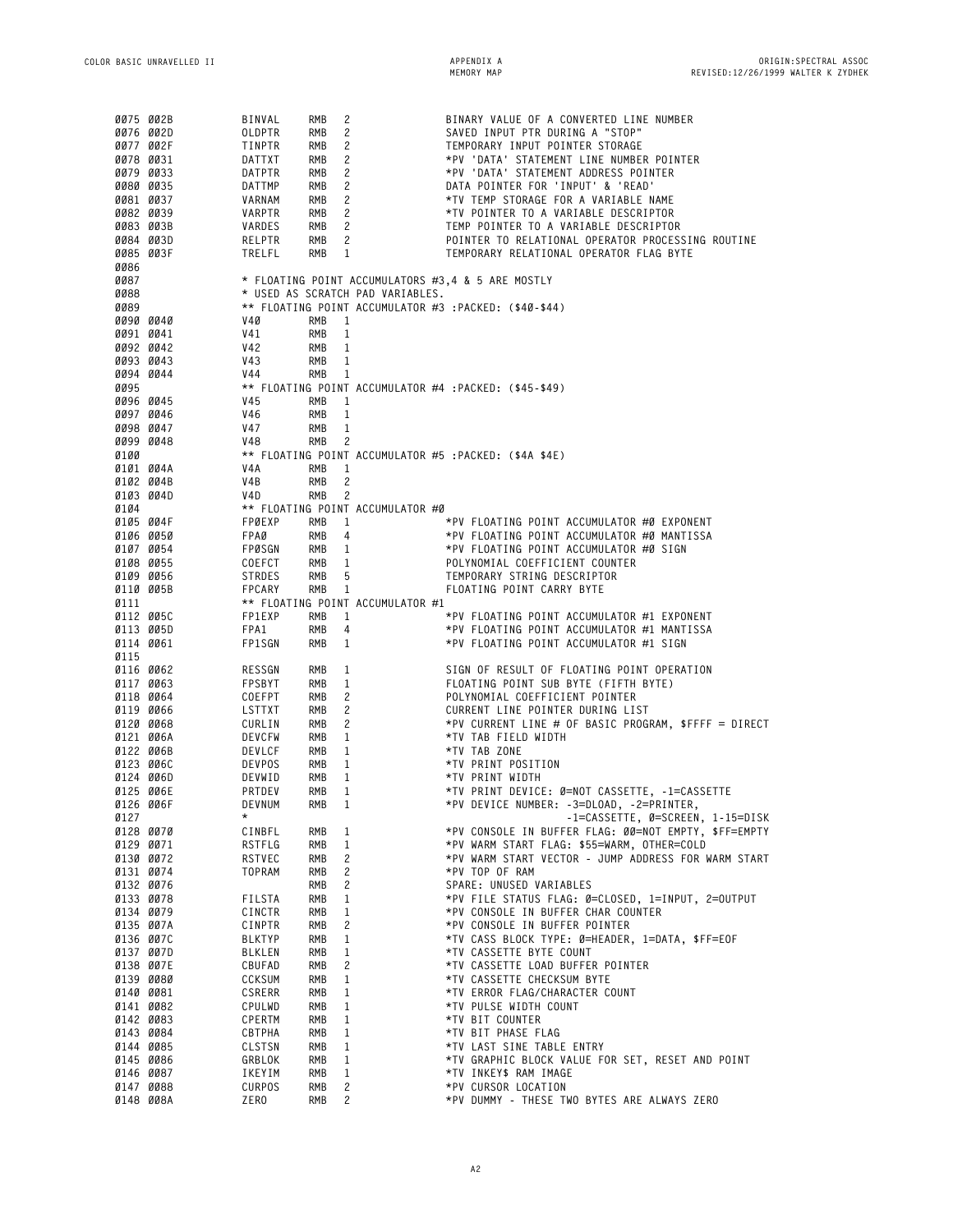```
0075 002B          BINVAL   RMB  2              BINARY VALUE OF A CONVERTED LINE NUMBER
0076 002D          OLDPTR   RMB  2              SAVED INPUT PTR DURING A "STOP"
0077 002F          TINPTR   RMB  2              TEMPORARY INPUT POINTER STORAGE
0078 0031          DATTXT   RMB  2              *PV 'DATA' STATEMENT LINE NUMBER POINTER
0079 0033          DATPTR   RMB  2              *PV 'DATA' STATEMENT ADDRESS POINTER
0080 0035          DATTMP   RMB  2              DATA POINTER FOR 'INPUT' & 'READ'
0081 0037          VARNAM   RMB  2              *TV TEMP STORAGE FOR A VARIABLE NAME
0082 0039          VARPTR   RMB  2              *TV POINTER TO A VARIABLE DESCRIPTOR
0083 003B          VARDES   RMB  2              TEMP POINTER TO A VARIABLE DESCRIPTOR
0084 003D          RELPTR   RMB  2              POINTER TO RELATIONAL OPERATOR PROCESSING ROUTINE
0085 003F          TRELFL   RMB  1              TEMPORARY RELATIONAL OPERATOR FLAG BYTE
0086
0087                        * FLOATING POINT ACCUMULATORS #3,4 & 5 ARE MOSTLY
0088                        * USED AS SCRATCH PAD VARIABLES.
0089                        ** FLOATING POINT ACCUMULATOR #3 :PACKED: ($40-$44)
0090 0040          V40      RMB  1
0091 0041          V41      RMB  1
0092 0042          V42      RMB  1
0093 0043          V43      RMB  1
0094 0044          V44      RMB  1
0095                        ** FLOATING POINT ACCUMULATOR #4 :PACKED: ($45-$49)
0096 0045          V45      RMB  1
0097 0046          V46      RMB  1
0098 0047          V47      RMB  1
0099 0048          V48      RMB  2
0100                        ** FLOATING POINT ACCUMULATOR #5 :PACKED: ($4A $4E)
0101 004A          V4A      RMB  1
0102 004B          V4B      RMB  2
0103 004D          V4D      RMB  2
0104                        ** FLOATING POINT ACCUMULATOR #0
0105 004F          FP0EXP   RMB  1              *PV FLOATING POINT ACCUMULATOR #0 EXPONENT
0106 0050          FPA0     RMB  4              *PV FLOATING POINT ACCUMULATOR #0 MANTISSA
0107 0054          FP0SGN   RMB  1              *PV FLOATING POINT ACCUMULATOR #0 SIGN
0108 0055          COEFCT   RMB  1              POLYNOMIAL COEFFICIENT COUNTER
0109 0056          STRDES   RMB  5              TEMPORARY STRING DESCRIPTOR
0110 005B          FPCARY   RMB  1              FLOATING POINT CARRY BYTE
0111                        ** FLOATING POINT ACCUMULATOR #1
0112 005C          FP1EXP   RMB  1              *PV FLOATING POINT ACCUMULATOR #1 EXPONENT
0113 005D          FPA1     RMB  4              *PV FLOATING POINT ACCUMULATOR #1 MANTISSA
0114 0061          FP1SGN   RMB  1              *PV FLOATING POINT ACCUMULATOR #1 SIGN
0115
0116 0062          RESSGN   RMB  1              SIGN OF RESULT OF FLOATING POINT OPERATION
0117 0063          FPSBYT   RMB  1              FLOATING POINT SUB BYTE (FIFTH BYTE)
0118 0064          COEFPT   RMB  2              POLYNOMIAL COEFFICIENT POINTER
0119 0066          LSTTXT   RMB  2              CURRENT LINE POINTER DURING LIST
0120 0068          CURLIN   RMB  2              *PV CURRENT LINE # OF BASIC PROGRAM, $FFFF = DIRECT
0121 006A          DEVCFW   RMB  1              *TV TAB FIELD WIDTH
0122 006B          DEVLCF   RMB  1              *TV TAB ZONE
0123 006C          DEVPOS   RMB  1              *TV PRINT POSITION
0124 006D          DEVWID   RMB  1              *TV PRINT WIDTH
0125 006E          PRTDEV   RMB  1              *TV PRINT DEVICE: 0=NOT CASSETTE, -1=CASSETTE
0126 006F          DEVNUM   RMB  1              *PV DEVICE NUMBER: -3=DLOAD, -2=PRINTER,
0127                        *                                      -1=CASSETTE, 0=SCREEN, 1-15=DISK
0128 0070          CINBFL   RMB  1              *PV CONSOLE IN BUFFER FLAG: 00=NOT EMPTY, $FF=EMPTY
0129 0071          RSTFLG   RMB  1              *PV WARM START FLAG: $55=WARM, OTHER=COLD
0130 0072          RSTVEC   RMB  2              *PV WARM START VECTOR - JUMP ADDRESS FOR WARM START
0131 0074          TOPRAM   RMB  2              *PV TOP OF RAM
0132 0076                   RMB  2              SPARE: UNUSED VARIABLES
0133 0078          FILSTA   RMB  1              *PV FILE STATUS FLAG: 0=CLOSED, 1=INPUT, 2=OUTPUT
0134 0079          CINCTR   RMB  1              *PV CONSOLE IN BUFFER CHAR COUNTER
0135 007A          CINPTR   RMB  2              *PV CONSOLE IN BUFFER POINTER
0136 007C          BLKTYP   RMB  1              *TV CASS BLOCK TYPE: 0=HEADER, 1=DATA, $FF=EOF
0137 007D          BLKLEN   RMB  1              *TV CASSETTE BYTE COUNT
0138 007E          CBUFAD   RMB  2              *TV CASSETTE LOAD BUFFER POINTER
0139 0080          CCKSUM   RMB  1              *TV CASSETTE CHECKSUM BYTE
0140 0081          CSRERR   RMB  1              *TV ERROR FLAG/CHARACTER COUNT
0141 0082          CPULWD   RMB  1              *TV PULSE WIDTH COUNT
0142 0083          CPERTM   RMB  1              *TV BIT COUNTER
0143 0084          CBTPHA   RMB  1              *TV BIT PHASE FLAG
0144 0085          CLSTSN   RMB  1              *TV LAST SINE TABLE ENTRY
0145 0086          GRBLOK   RMB  1              *TV GRAPHIC BLOCK VALUE FOR SET, RESET AND POINT
0146 0087          IKEYIM   RMB  1              *TV INKEY$ RAM IMAGE
0147 0088          CURPOS   RMB  2              *PV CURSOR LOCATION
0148 008A          ZERO     RMB  2              *PV DUMMY - THESE TWO BYTES ARE ALWAYS ZERO
```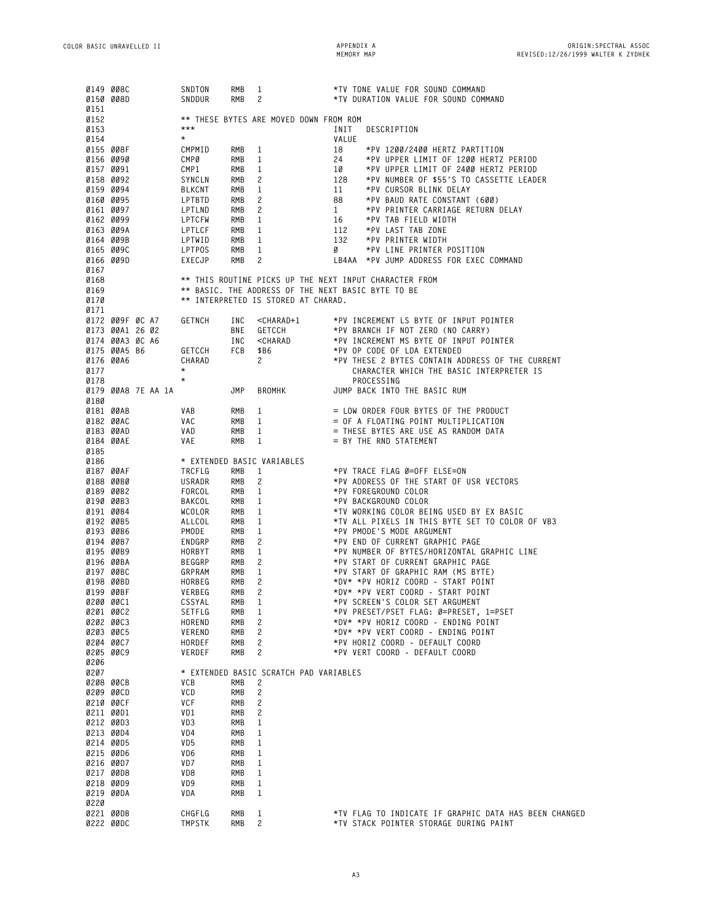```
0149 008C           SNDTON    RMB  1                  *TV TONE VALUE FOR SOUND COMMAND
0150 008D           SNDDUR    RMB  2                  *TV DURATION VALUE FOR SOUND COMMAND
0151
0152                ** THESE BYTES ARE MOVED DOWN FROM ROM
0153                ***                               INIT   DESCRIPTION
0154                *                                 VALUE
0155 008F           CMPMID    RMB  1                  18     *PV 1200/2400 HERTZ PARTITION
0156 0090           CMP0      RMB  1                  24     *PV UPPER LIMIT OF 1200 HERTZ PERIOD
0157 0091           CMP1      RMB  1                  10     *PV UPPER LIMIT OF 2400 HERTZ PERIOD
0158 0092           SYNCLN    RMB  2                  128    *PV NUMBER OF $55'S TO CASSETTE LEADER
0159 0094           BLKCNT    RMB  1                  11     *PV CURSOR BLINK DELAY
0160 0095           LPTBTD    RMB  2                  88     *PV BAUD RATE CONSTANT (600)
0161 0097           LPTLND    RMB  2                  1      *PV PRINTER CARRIAGE RETURN DELAY
0162 0099           LPTCFW    RMB  1                  16     *PV TAB FIELD WIDTH
0163 009A           LPTLCF    RMB  1                  112    *PV LAST TAB ZONE
0164 009B           LPTWID    RMB  1                  132    *PV PRINTER WIDTH
0165 009C           LPTPOS    RMB  1                  0      *PV LINE PRINTER POSITION
0166 009D           EXECJP    RMB  2                  LB4AA  *PV JUMP ADDRESS FOR EXEC COMMAND
0167
0168                ** THIS ROUTINE PICKS UP THE NEXT INPUT CHARACTER FROM
0169                ** BASIC. THE ADDRESS OF THE NEXT BASIC BYTE TO BE
0170                ** INTERPRETED IS STORED AT CHARAD.
0171
0172 009F 0C A7     GETNCH    INC  <CHARAD+1          *PV INCREMENT LS BYTE OF INPUT POINTER
0173 00A1 26 02               BNE  GETCCH             *PV BRANCH IF NOT ZERO (NO CARRY)
0174 00A3 0C A6               INC  <CHARAD            *PV INCREMENT MS BYTE OF INPUT POINTER
0175 00A5 B6        GETCCH    FCB  $B6                *PV OP CODE OF LDA EXTENDED
0176 00A6           CHARAD         2                  *PV THESE 2 BYTES CONTAIN ADDRESS OF THE CURRENT
0177                *                                     CHARACTER WHICH THE BASIC INTERPRETER IS
0178                *                                     PROCESSING
0179 00A8 7E AA 1A            JMP  BROMHK             JUMP BACK INTO THE BASIC RUM
0180
0181 00AB           VAB       RMB  1                  = LOW ORDER FOUR BYTES OF THE PRODUCT
0182 00AC           VAC       RMB  1                  = OF A FLOATING POINT MULTIPLICATION
0183 00AD           VAD       RMB  1                  = THESE BYTES ARE USE AS RANDOM DATA
0184 00AE           VAE       RMB  1                  = BY THE RND STATEMENT
0185
0186                * EXTENDED BASIC VARIABLES
0187 00AF           TRCFLG    RMB  1                  *PV TRACE FLAG 0=OFF ELSE=ON
0188 00B0           USRADR    RMB  2                  *PV ADDRESS OF THE START OF USR VECTORS
0189 00B2           FORCOL    RMB  1                  *PV FOREGROUND COLOR
0190 00B3           BAKCOL    RMB  1                  *PV BACKGROUND COLOR
0191 00B4           WCOLOR    RMB  1                  *TV WORKING COLOR BEING USED BY EX BASIC
0192 00B5           ALLCOL    RMB  1                  *TV ALL PIXELS IN THIS BYTE SET TO COLOR OF VB3
0193 00B6           PMODE     RMB  1                  *PV PMODE'S MODE ARGUMENT
0194 00B7           ENDGRP    RMB  2                  *PV END OF CURRENT GRAPHIC PAGE
0195 00B9           HORBYT    RMB  1                  *PV NUMBER OF BYTES/HORIZONTAL GRAPHIC LINE
0196 00BA           BEGGRP    RMB  2                  *PV START OF CURRENT GRAPHIC PAGE
0197 00BC           GRPRAM    RMB  1                  *PV START OF GRAPHIC RAM (MS BYTE)
0198 00BD           HORBEG    RMB  2                  *DV* *PV HORIZ COORD - START POINT
0199 00BF           VERBEG    RMB  2                  *DV* *PV VERT COORD - START POINT
0200 00C1           CSSYAL    RMB  1                  *PV SCREEN'S COLOR SET ARGUMENT
0201 00C2           SETFLG    RMB  1                  *PV PRESET/PSET FLAG: 0=PRESET, 1=PSET
0202 00C3           HOREND    RMB  2                  *DV* *PV HORIZ COORD - ENDING POINT
0203 00C5           VEREND    RMB  2                  *DV* *PV VERT COORD - ENDING POINT
0204 00C7           HORDEF    RMB  2                  *PV HORIZ COORD - DEFAULT COORD
0205 00C9           VERDEF    RMB  2                  *PV VERT COORD - DEFAULT COORD
0206
0207                * EXTENDED BASIC SCRATCH PAD VARIABLES
0208 00CB           VCB       RMB  2
0209 00CD           VCD       RMB  2
0210 00CF           VCF       RMB  2
0211 00D1           VD1       RMB  2
0212 00D3           VD3       RMB  1
0213 00D4           VD4       RMB  1
0214 00D5           VD5       RMB  1
0215 00D6           VD6       RMB  1
0216 00D7           VD7       RMB  1
0217 00D8           VD8       RMB  1
0218 00D9           VD9       RMB  1
0219 00DA           VDA       RMB  1
0220
0221 00DB           CHGFLG    RMB  1                  *TV FLAG TO INDICATE IF GRAPHIC DATA HAS BEEN CHANGED
0222 00DC           TMPSTK    RMB  2                  *TV STACK POINTER STORAGE DURING PAINT
```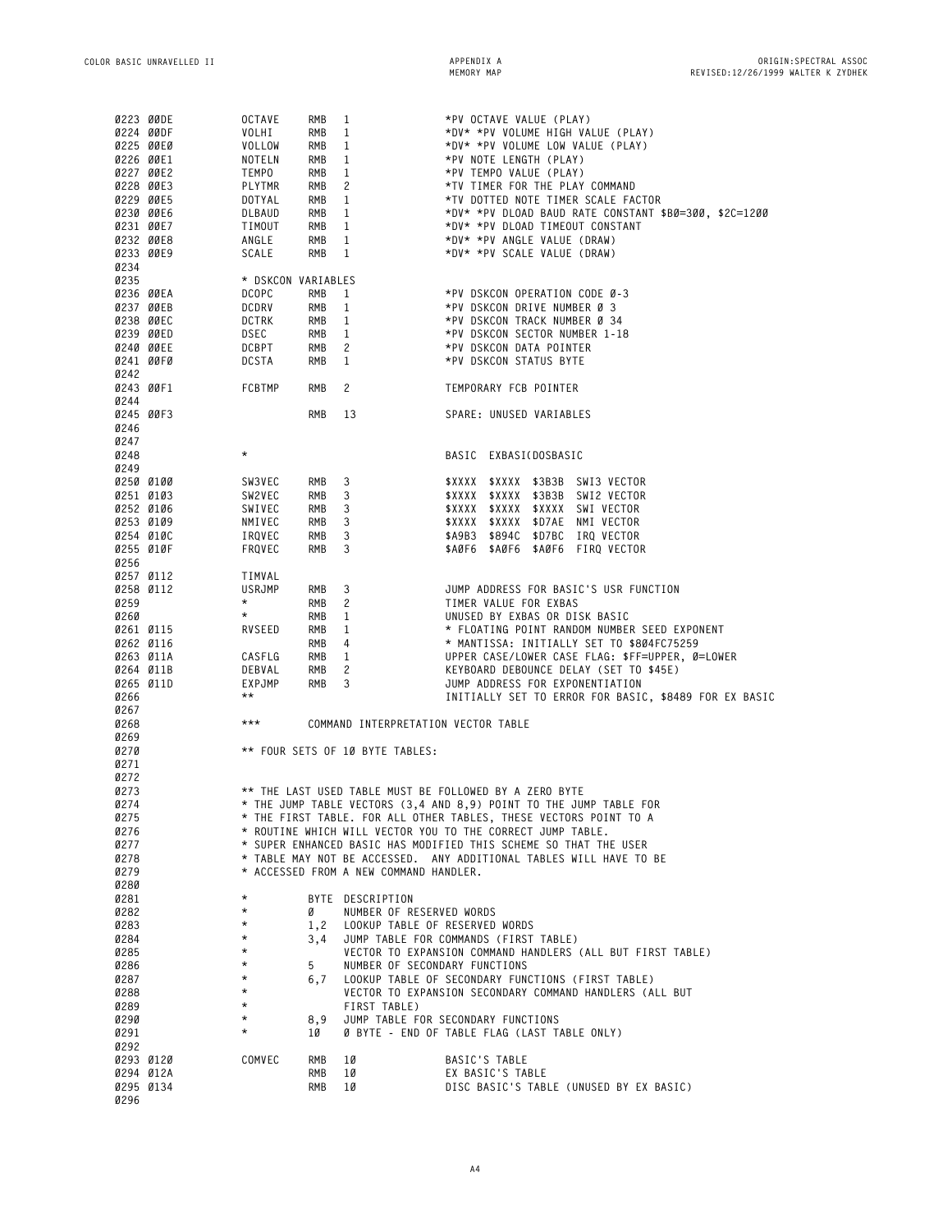```
0223 00DE          OCTAVE    RMB  1                *PV OCTAVE VALUE (PLAY)
0224 00DF          VOLHI     RMB  1                *DV* *PV VOLUME HIGH VALUE (PLAY)
0225 00E0          VOLLOW    RMB  1                *DV* *PV VOLUME LOW VALUE (PLAY)
0226 00E1          NOTELN    RMB  1                *PV NOTE LENGTH (PLAY)
0227 00E2          TEMPO     RMB  1                *PV TEMPO VALUE (PLAY)
0228 00E3          PLYTMR    RMB  2                *TV TIMER FOR THE PLAY COMMAND
0229 00E5          DOTVAL    RMB  1                *TV DOTTED NOTE TIMER SCALE FACTOR
0230 00E6          DLBAUD    RMB  1                *DV* *PV DLOAD BAUD RATE CONSTANT $B0=300, $2C=1200
0231 00E7          TIMOUT    RMB  1                *DV* *PV DLOAD TIMEOUT CONSTANT
0232 00E8          ANGLE     RMB  1                *DV* *PV ANGLE VALUE (DRAW)
0233 00E9          SCALE     RMB  1                *DV* *PV SCALE VALUE (DRAW)
0234
0235               * DSKCON VARIABLES
0236 00EA          DCOPC     RMB  1                *PV DSKCON OPERATION CODE 0-3
0237 00EB          DCDRV     RMB  1                *PV DSKCON DRIVE NUMBER 0 3
0238 00EC          DCTRK     RMB  1                *PV DSKCON TRACK NUMBER 0 34
0239 00ED          DSEC      RMB  1                *PV DSKCON SECTOR NUMBER 1-18
0240 00EE          DCBPT     RMB  2                *PV DSKCON DATA POINTER
0241 00F0          DCSTA     RMB  1                *PV DSKCON STATUS BYTE
0242
0243 00F1          FCBTMP    RMB  2                TEMPORARY FCB POINTER
0244
0245 00F3                    RMB  13               SPARE: UNUSED VARIABLES
0246
0247
0248               *                               BASIC  EXBASIC DOSBASIC
0249
0250 0100          SW3VEC    RMB  3                $XXXX  $XXXX  $3B3B  SWI3 VECTOR
0251 0103          SW2VEC    RMB  3                $XXXX  $XXXX  $3B3B  SWI2 VECTOR
0252 0106          SWIVEC    RMB  3                $XXXX  $XXXX  $XXXX  SWI VECTOR
0253 0109          NMIVEC    RMB  3                $XXXX  $XXXX  $D7AE  NMI VECTOR
0254 010C          IRQVEC    RMB  3                $A9B3  $894C  $D7BC  IRQ VECTOR
0255 010F          FRQVEC    RMB  3                $A0F6  $A0F6  $A0F6  FIRQ VECTOR
0256
0257 0112          TIMVAL
0258 0112          USRJMP    RMB  3                JUMP ADDRESS FOR BASIC'S USR FUNCTION
0259               *         RMB  2                TIMER VALUE FOR EXBAS
0260               *         RMB  1                UNUSED BY EXBAS OR DISK BASIC
0261 0115          RVSEED    RMB  1                * FLOATING POINT RANDOM NUMBER SEED EXPONENT
0262 0116                    RMB  4                * MANTISSA: INITIALLY SET TO $804FC75259
0263 011A          CASFLG    RMB  1                UPPER CASE/LOWER CASE FLAG: $FF=UPPER, 0=LOWER
0264 011B          DEBVAL    RMB  2                KEYBOARD DEBOUNCE DELAY (SET TO $45E)
0265 011D          EXPJMP    RMB  3                JUMP ADDRESS FOR EXPONENTIATION
0266               **                              INITIALLY SET TO ERROR FOR BASIC, $8489 FOR EX BASIC
0267
0268               ***       COMMAND INTERPRETATION VECTOR TABLE
0269
0270               ** FOUR SETS OF 10 BYTE TABLES:
0271
0272
0273               ** THE LAST USED TABLE MUST BE FOLLOWED BY A ZERO BYTE
0274               * THE JUMP TABLE VECTORS (3,4 AND 8,9) POINT TO THE JUMP TABLE FOR
0275               * THE FIRST TABLE. FOR ALL OTHER TABLES, THESE VECTORS POINT TO A
0276               * ROUTINE WHICH WILL VECTOR YOU TO THE CORRECT JUMP TABLE.
0277               * SUPER ENHANCED BASIC HAS MODIFIED THIS SCHEME SO THAT THE USER
0278               * TABLE MAY NOT BE ACCESSED.  ANY ADDITIONAL TABLES WILL HAVE TO BE
0279               * ACCESSED FROM A NEW COMMAND HANDLER.
0280
0281               *         BYTE DESCRIPTION
0282               *         0    NUMBER OF RESERVED WORDS
0283               *         1,2  LOOKUP TABLE OF RESERVED WORDS
0284               *         3,4  JUMP TABLE FOR COMMANDS (FIRST TABLE)
0285               *              VECTOR TO EXPANSION COMMAND HANDLERS (ALL BUT FIRST TABLE)
0286               *         5    NUMBER OF SECONDARY FUNCTIONS
0287               *         6,7  LOOKUP TABLE OF SECONDARY FUNCTIONS (FIRST TABLE)
0288               *              VECTOR TO EXPANSION SECONDARY COMMAND HANDLERS (ALL BUT
0289               *              FIRST TABLE)
0290               *         8,9  JUMP TABLE FOR SECONDARY FUNCTIONS
0291               *         10   0 BYTE - END OF TABLE FLAG (LAST TABLE ONLY)
0292
0293 0120          COMVEC    RMB  10               BASIC'S TABLE
0294 012A                    RMB  10               EX BASIC'S TABLE
0295 0134                    RMB  10               DISC BASIC'S TABLE (UNUSED BY EX BASIC)
0296
```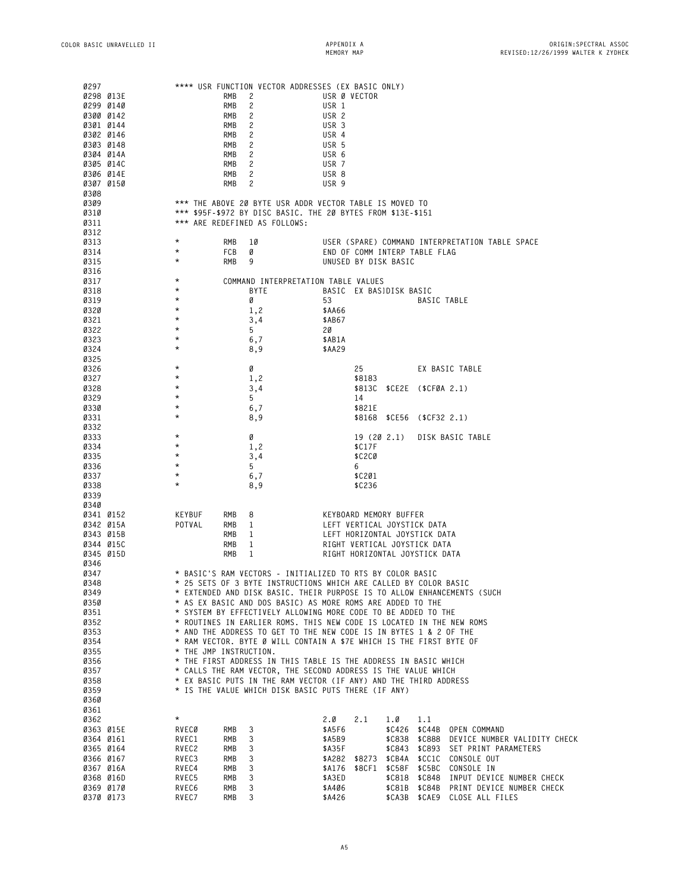```
0297                **** USR FUNCTION VECTOR ADDRESSES (EX BASIC ONLY)
0298 013E               RMB  2              USR 0 VECTOR
0299 0140               RMB  2              USR 1
0300 0142               RMB  2              USR 2
0301 0144               RMB  2              USR 3
0302 0146               RMB  2              USR 4
0303 0148               RMB  2              USR 5
0304 014A               RMB  2              USR 6
0305 014C               RMB  2              USR 7
0306 014E               RMB  2              USR 8
0307 0150               RMB  2              USR 9
0308
0309                *** THE ABOVE 20 BYTE USR ADDR VECTOR TABLE IS MOVED TO
0310                *** $95F-$972 BY DISC BASIC. THE 20 BYTES FROM $13E-$151
0311                *** ARE REDEFINED AS FOLLOWS:
0312
0313                *       RMB  10             USER (SPARE) COMMAND INTERPRETATION TABLE SPACE
0314                *       FCB  0              END OF COMM INTERP TABLE FLAG
0315                *       RMB  9              UNUSED BY DISK BASIC
0316
0317                *       COMMAND INTERPRETATION TABLE VALUES
0318                *            BYTE           BASIC  EX BAS]DISK BASIC
0319                *            0              53                 BASIC TABLE
0320                *            1,2            $AA66
0321                *            3,4            $AB67
0322                *            5              20
0323                *            6,7            $AB1A
0324                *            8,9            $AA29
0325
0326                *            0                     25          EX BASIC TABLE
0327                *            1,2                   $8183
0328                *            3,4                   $813C  $CE2E  ($CF0A 2.1)
0329                *            5                     14
0330                *            6,7                   $821E
0331                *            8,9                   $8168  $CE56  ($CF32 2.1)
0332
0333                *            0                     19 (20 2.1)   DISK BASIC TABLE
0334                *            1,2                   $C17F
0335                *            3,4                   $C2C0
0336                *            5                     6
0337                *            6,7                   $C201
0338                *            8,9                   $C236
0339
0340
0341 0152           KEYBUF  RMB  8              KEYBOARD MEMORY BUFFER
0342 015A           POTVAL  RMB  1              LEFT VERTICAL JOYSTICK DATA
0343 015B                   RMB  1              LEFT HORIZONTAL JOYSTICK DATA
0344 015C                   RMB  1              RIGHT VERTICAL JOYSTICK DATA
0345 015D                   RMB  1              RIGHT HORIZONTAL JOYSTICK DATA
0346
0347                * BASIC'S RAM VECTORS - INITIALIZED TO RTS BY COLOR BASIC
0348                * 25 SETS OF 3 BYTE INSTRUCTIONS WHICH ARE CALLED BY COLOR BASIC
0349                * EXTENDED AND DISK BASIC. THEIR PURPOSE IS TO ALLOW ENHANCEMENTS (SUCH
0350                * AS EX BASIC AND DOS BASIC) AS MORE ROMS ARE ADDED TO THE
0351                * SYSTEM BY EFFECTIVELY ALLOWING MORE CODE TO BE ADDED TO THE
0352                * ROUTINES IN EARLIER ROMS. THIS NEW CODE IS LOCATED IN THE NEW ROMS
0353                * AND THE ADDRESS TO GET TO THE NEW CODE IS IN BYTES 1 & 2 OF THE
0354                * RAM VECTOR. BYTE 0 WILL CONTAIN A $7E WHICH IS THE FIRST BYTE OF
0355                * THE JMP INSTRUCTION.
0356                * THE FIRST ADDRESS IN THIS TABLE IS THE ADDRESS IN BASIC WHICH
0357                * CALLS THE RAM VECTOR, THE SECOND ADDRESS IS THE VALUE WHICH
0358                * EX BASIC PUTS IN THE RAM VECTOR (IF ANY) AND THE THIRD ADDRESS
0359                * IS THE VALUE WHICH DISK BASIC PUTS THERE (IF ANY)
0360
0361
0362                *                       2.0    2.1    1.0    1.1
0363 015E           RVEC0   RMB  3          $A5F6         $C426  $C44B  OPEN COMMAND
0364 0161           RVEC1   RMB  3          $A5B9         $C838  $C888  DEVICE NUMBER VALIDITY CHECK
0365 0164           RVEC2   RMB  3          $A35F         $C843  $C893  SET PRINT PARAMETERS
0366 0167           RVEC3   RMB  3          $A282  $8273  $CB4A  $CC1C  CONSOLE OUT
0367 016A           RVEC4   RMB  3          $A176  $8CF1  $C58F  $C5BC  CONSOLE IN
0368 016D           RVEC5   RMB  3          $A3ED         $C818  $C848  INPUT DEVICE NUMBER CHECK
0369 0170           RVEC6   RMB  3          $A406         $C81B  $C84B  PRINT DEVICE NUMBER CHECK
0370 0173           RVEC7   RMB  3          $A426         $CA3B  $CAE9  CLOSE ALL FILES
```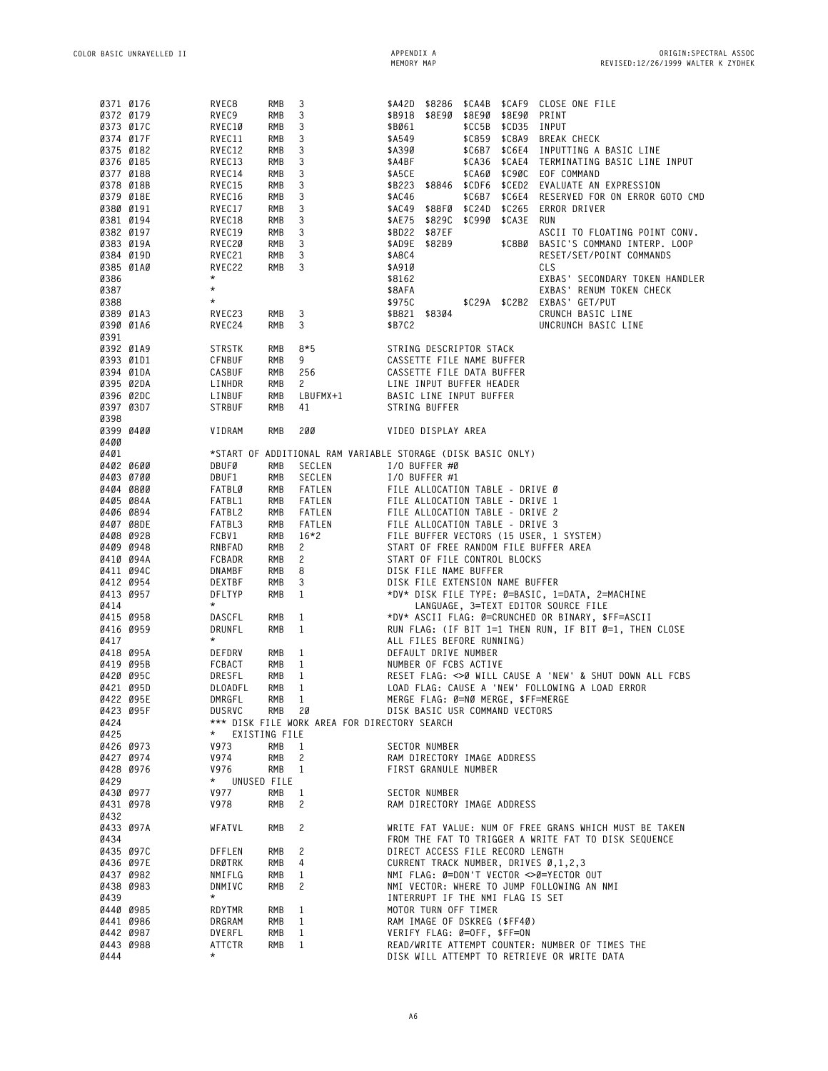```
0371 0176           RVEC8      RMB  3            $A42D  $8286  $CA4B  $CAF9  CLOSE ONE FILE
0372 0179           RVEC9      RMB  3            $B918  $8E90  $8E90  $8E90  PRINT
0373 017C           RVEC10     RMB  3            $B061         $CC5B  $CD35  INPUT
0374 017F           RVEC11     RMB  3            $A549         $C859  $C8A9  BREAK CHECK
0375 0182           RVEC12     RMB  3            $A390         $C6B7  $C6E4  INPUTTING A BASIC LINE
0376 0185           RVEC13     RMB  3            $A4BF         $CA36  $CAE4  TERMINATING BASIC LINE INPUT
0377 0188           RVEC14     RMB  3            $A5CE         $CA60  $C90C  EOF COMMAND
0378 018B           RVEC15     RMB  3            $B223  $8846  $CDF6  $CED2  EVALUATE AN EXPRESSION
0379 018E           RVEC16     RMB  3            $AC46         $C6B7  $C6E4  RESERVED FOR ON ERROR GOTO CMD
0380 0191           RVEC17     RMB  3            $AC49  $88F0  $C24D  $C265  ERROR DRIVER
0381 0194           RVEC18     RMB  3            $AE75  $829C  $C990  $CA3E  RUN
0382 0197           RVEC19     RMB  3            $BD22  $87EF                ASCII TO FLOATING POINT CONV.
0383 019A           RVEC20     RMB  3            $AD9E  $82B9         $C8B0  BASIC'S COMMAND INTERP. LOOP
0384 019D           RVEC21     RMB  3            $A8C4                       RESET/SET/POINT COMMANDS
0385 01A0           RVEC22     RMB  3            $A910                       CLS
0386                *                            $8162                       EXBAS' SECONDARY TOKEN HANDLER
0387                *                            $8AFA                       EXBAS' RENUM TOKEN CHECK
0388                *                            $975C         $C29A  $C2B2  EXBAS' GET/PUT
0389 01A3           RVEC23     RMB  3            $B821  $8304                CRUNCH BASIC LINE
0390 01A6           RVEC24     RMB  3            $B7C2                       UNCRUNCH BASIC LINE
0391
0392 01A9           STRSTK     RMB  8*5          STRING DESCRIPTOR STACK
0393 01D1           CFNBUF     RMB  9            CASSETTE FILE NAME BUFFER
0394 01DA           CASBUF     RMB  256          CASSETTE FILE DATA BUFFER
0395 02DA           LINHDR     RMB  2            LINE INPUT BUFFER HEADER
0396 02DC           LINBUF     RMB  LBUFMX+1     BASIC LINE INPUT BUFFER
0397 03D7           STRBUF     RMB  41           STRING BUFFER
0398
0399 0400           VIDRAM     RMB  200          VIDEO DISPLAY AREA
0400
0401                *START OF ADDITIONAL RAM VARIABLE STORAGE (DISK BASIC ONLY)
0402 0600           DBUF0      RMB  SECLEN       I/O BUFFER #0
0403 0700           DBUF1      RMB  SECLEN       I/O BUFFER #1
0404 0800           FATBL0     RMB  FATLEN       FILE ALLOCATION TABLE - DRIVE 0
0405 084A           FATBL1     RMB  FATLEN       FILE ALLOCATION TABLE - DRIVE 1
0406 0894           FATBL2     RMB  FATLEN       FILE ALLOCATION TABLE - DRIVE 2
0407 08DE           FATBL3     RMB  FATLEN       FILE ALLOCATION TABLE - DRIVE 3
0408 0928           FCBV1      RMB  16*2         FILE BUFFER VECTORS (15 USER, 1 SYSTEM)
0409 0948           RNBFAD     RMB  2            START OF FREE RANDOM FILE BUFFER AREA
0410 094A           FCBADR     RMB  2            START OF FILE CONTROL BLOCKS
0411 094C           DNAMBF     RMB  8            DISK FILE NAME BUFFER
0412 0954           DEXTBF     RMB  3            DISK FILE EXTENSION NAME BUFFER
0413 0957           DFLTYP     RMB  1            *DV* DISK FILE TYPE: 0=BASIC, 1=DATA, 2=MACHINE
0414                *                                 LANGUAGE, 3=TEXT EDITOR SOURCE FILE
0415 0958           DASCFL     RMB  1            *DV* ASCII FLAG: 0=CRUNCHED OR BINARY, $FF=ASCII
0416 0959           DRUNFL     RMB  1            RUN FLAG: (IF BIT 1=1 THEN RUN, IF BIT 0=1, THEN CLOSE
0417                *                            ALL FILES BEFORE RUNNING)
0418 095A           DEFDRV     RMB  1            DEFAULT DRIVE NUMBER
0419 095B           FCBACT     RMB  1            NUMBER OF FCBS ACTIVE
0420 095C           DRESFL     RMB  1            RESET FLAG: <>0 WILL CAUSE A 'NEW' & SHUT DOWN ALL FCBS
0421 095D           DLOADFL    RMB  1            LOAD FLAG: CAUSE A 'NEW' FOLLOWING A LOAD ERROR
0422 095E           DMRGFL     RMB  1            MERGE FLAG: 0=N0 MERGE, $FF=MERGE
0423 095F           DUSRVC     RMB  20           DISK BASIC USR COMMAND VECTORS
0424                *** DISK FILE WORK AREA FOR DIRECTORY SEARCH
0425                *  EXISTING FILE
0426 0973           V973       RMB  1            SECTOR NUMBER
0427 0974           V974       RMB  2            RAM DIRECTORY IMAGE ADDRESS
0428 0976           V976       RMB  1            FIRST GRANULE NUMBER
0429                *  UNUSED FILE
0430 0977           V977       RMB  1            SECTOR NUMBER
0431 0978           V978       RMB  2            RAM DIRECTORY IMAGE ADDRESS
0432
0433 097A           WFATVL     RMB  2            WRITE FAT VALUE: NUM OF FREE GRANS WHICH MUST BE TAKEN
0434                                             FROM THE FAT TO TRIGGER A WRITE FAT TO DISK SEQUENCE
0435 097C           DFFLEN     RMB  2            DIRECT ACCESS FILE RECORD LENGTH
0436 097E           DR0TRK     RMB  4            CURRENT TRACK NUMBER, DRIVES 0,1,2,3
0437 0982           NMIFLG     RMB  1            NMI FLAG: 0=DON'T VECTOR <>0=YECTOR OUT
0438 0983           DNMIVC     RMB  2            NMI VECTOR: WHERE TO JUMP FOLLOWING AN NMI
0439                *                            INTERRUPT IF THE NMI FLAG IS SET
0440 0985           RDYTMR     RMB  1            MOTOR TURN OFF TIMER
0441 0986           DRGRAM     RMB  1            RAM IMAGE OF DSKREG ($FF40)
0442 0987           DVERFL     RMB  1            VERIFY FLAG: 0=OFF, $FF=ON
0443 0988           ATTCTR     RMB  1            READ/WRITE ATTEMPT COUNTER: NUMBER OF TIMES THE
0444                *                            DISK WILL ATTEMPT TO RETRIEVE OR WRITE DATA
```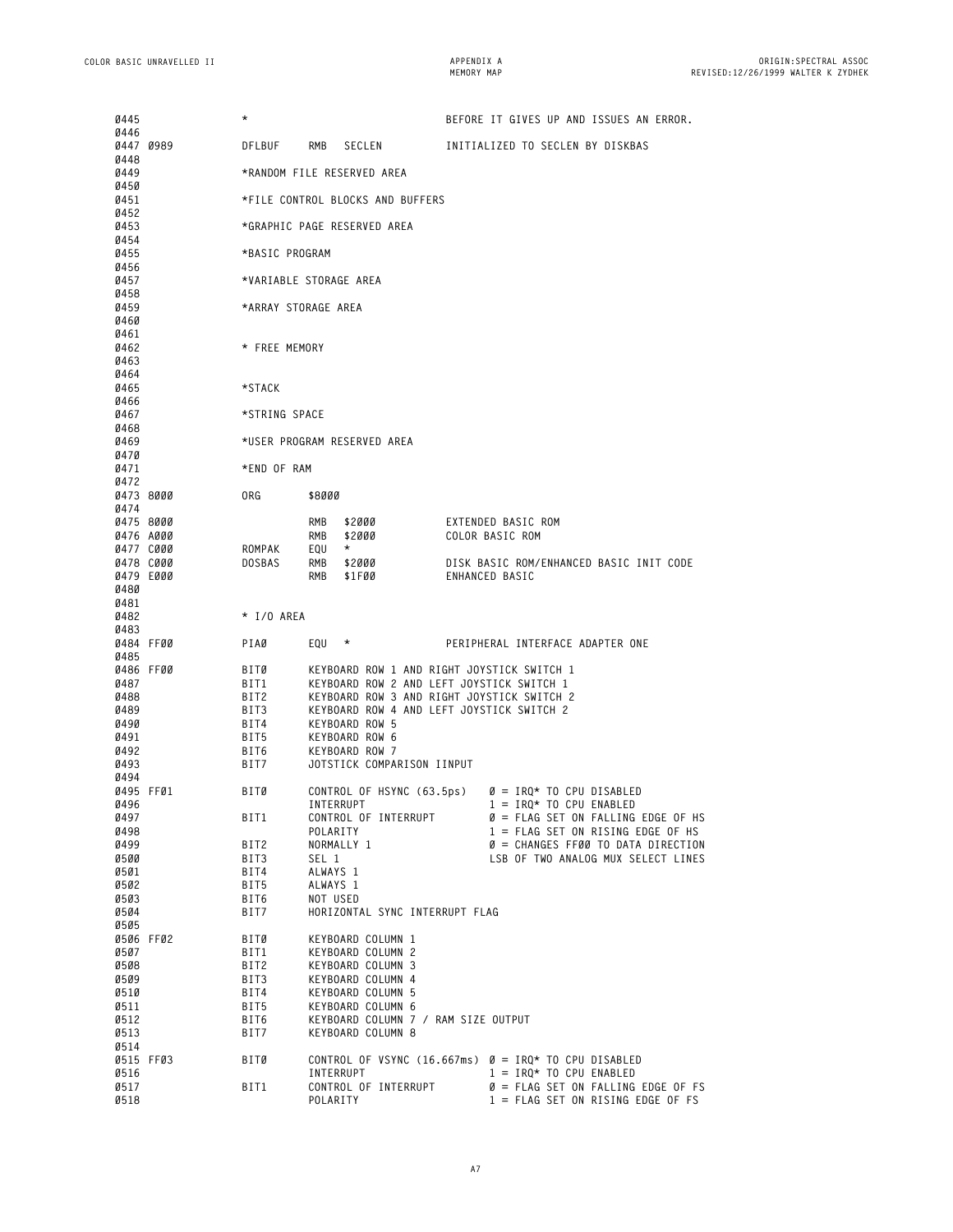```
0445              *                                BEFORE IT GIVES UP AND ISSUES AN ERROR.
0446
0447 0989         DFLBUF    RMB   SECLEN           INITIALIZED TO SECLEN BY DISKBAS
0448
0449              *RANDOM FILE RESERVED AREA
0450
0451              *FILE CONTROL BLOCKS AND BUFFERS
0452
0453              *GRAPHIC PAGE RESERVED AREA
0454
0455              *BASIC PROGRAM
0456
0457              *VARIABLE STORAGE AREA
0458
0459              *ARRAY STORAGE AREA
0460
0461
0462              * FREE MEMORY
0463
0464
0465              *STACK
0466
0467              *STRING SPACE
0468
0469              *USER PROGRAM RESERVED AREA
0470
0471              *END OF RAM
0472
0473 8000         ORG       $8000
0474
0475 8000                   RMB   $2000            EXTENDED BASIC ROM
0476 A000                   RMB   $2000            COLOR BASIC ROM
0477 C000         ROMPAK    EQU   *
0478 C000         DOSBAS    RMB   $2000            DISK BASIC ROM/ENHANCED BASIC INIT CODE
0479 E000                   RMB   $1F00            ENHANCED BASIC
0480
0481
0482              * I/O AREA
0483
0484 FF00         PIA0      EQU   *                PERIPHERAL INTERFACE ADAPTER ONE
0485
0486 FF00         BIT0      KEYBOARD ROW 1 AND RIGHT JOYSTICK SWITCH 1
0487              BIT1      KEYBOARD ROW 2 AND LEFT JOYSTICK SWITCH 1
0488              BIT2      KEYBOARD ROW 3 AND RIGHT JOYSTICK SWITCH 2
0489              BIT3      KEYBOARD ROW 4 AND LEFT JOYSTICK SWITCH 2
0490              BIT4      KEYBOARD ROW 5
0491              BIT5      KEYBOARD ROW 6
0492              BIT6      KEYBOARD ROW 7
0493              BIT7      JOTSTICK COMPARISON IINPUT
0494
0495 FF01         BIT0      CONTROL OF HSYNC (63.5ps)    0 = IRQ* TO CPU DISABLED
0496                        INTERRUPT                    1 = IRQ* TO CPU ENABLED
0497              BIT1      CONTROL OF INTERRUPT         0 = FLAG SET ON FALLING EDGE OF HS
0498                        POLARITY                     1 = FLAG SET ON RISING EDGE OF HS
0499              BIT2      NORMALLY 1                   0 = CHANGES FF00 TO DATA DIRECTION
0500              BIT3      SEL 1                        LSB OF TWO ANALOG MUX SELECT LINES
0501              BIT4      ALWAYS 1
0502              BIT5      ALWAYS 1
0503              BIT6      NOT USED
0504              BIT7      HORIZONTAL SYNC INTERRUPT FLAG
0505
0506 FF02         BIT0      KEYBOARD COLUMN 1
0507              BIT1      KEYBOARD COLUMN 2
0508              BIT2      KEYBOARD COLUMN 3
0509              BIT3      KEYBOARD COLUMN 4
0510              BIT4      KEYBOARD COLUMN 5
0511              BIT5      KEYBOARD COLUMN 6
0512              BIT6      KEYBOARD COLUMN 7 / RAM SIZE OUTPUT
0513              BIT7      KEYBOARD COLUMN 8
0514
0515 FF03         BIT0      CONTROL OF VSYNC (16.667ms)  0 = IRQ* TO CPU DISABLED
0516                        INTERRUPT                    1 = IRQ* TO CPU ENABLED
0517              BIT1      CONTROL OF INTERRUPT         0 = FLAG SET ON FALLING EDGE OF FS
0518                        POLARITY                     1 = FLAG SET ON RISING EDGE OF FS
```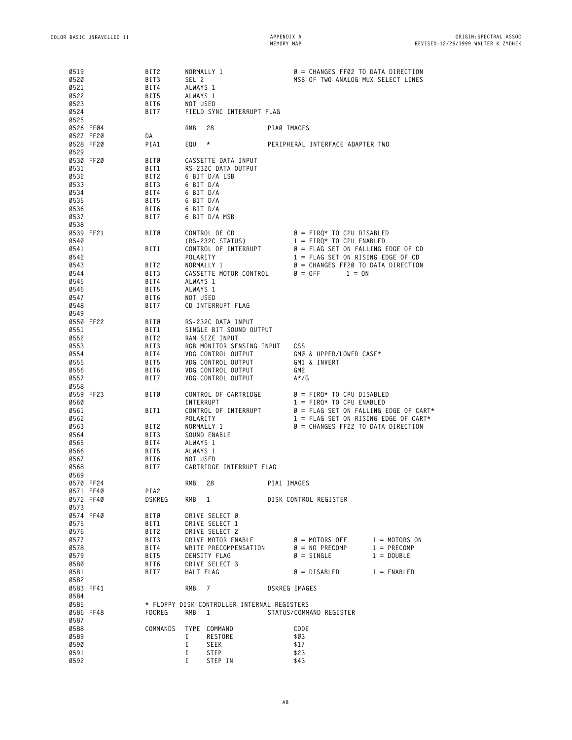```
0519                BIT2     NORMALLY 1                  0 = CHANGES FF02 TO DATA DIRECTION
0520                BIT3     SEL 2                       MSB OF TWO ANALOG MUX SELECT LINES
0521                BIT4     ALWAYS 1
0522                BIT5     ALWAYS 1
0523                BIT6     NOT USED
0524                BIT7     FIELD SYNC INTERRUPT FLAG
0525
0526 FF04                    RMB  28             PIA0 IMAGES
0527 FF20           DA
0528 FF20           PIA1     EQU  *              PERIPHERAL INTERFACE ADAPTER TWO
0529
0530 FF20           BIT0     CASSETTE DATA INPUT
0531                BIT1     RS-232C DATA OUTPUT
0532                BIT2     6 BIT D/A LSB
0533                BIT3     6 BIT D/A
0534                BIT4     6 BIT D/A
0535                BIT5     6 BIT D/A
0536                BIT6     6 BIT D/A
0537                BIT7     6 BIT D/A MSB
0538
0539 FF21           BIT0     CONTROL OF CD               0 = FIRQ* TO CPU DISABLED
0540                         (RS-232C STATUS)            1 = FIRQ* TO CPU ENABLED
0541                BIT1     CONTROL OF INTERRUPT        0 = FLAG SET ON FALLING EDGE OF CD
0542                         POLARITY                    1 = FLAG SET ON RISING EDGE OF CD
0543                BIT2     NORMALLY 1                  0 = CHANGES FF20 TO DATA DIRECTION
0544                BIT3     CASSETTE MOTOR CONTROL      0 = OFF      1 = ON
0545                BIT4     ALWAYS 1
0546                BIT5     ALWAYS 1
0547                BIT6     NOT USED
0548                BIT7     CD INTERRUPT FLAG
0549
0550 FF22           BIT0     RS-232C DATA INPUT
0551                BIT1     SINGLE BIT SOUND OUTPUT
0552                BIT2     RAM SIZE INPUT
0553                BIT3     RGB MONITOR SENSING INPUT   CSS
0554                BIT4     VDG CONTROL OUTPUT          GM0 & UPPER/LOWER CASE*
0555                BIT5     VDG CONTROL OUTPUT          GM1 & INVERT
0556                BIT6     VDG CONTROL OUTPUT          GM2
0557                BIT7     VDG CONTROL OUTPUT          A*/G
0558
0559 FF23           BIT0     CONTROL OF CARTRIDGE        0 = FIRQ* TO CPU DISABLED
0560                         INTERRUPT                   1 = FIRQ* TO CPU ENABLED
0561                BIT1     CONTROL OF INTERRUPT        0 = FLAG SET ON FALLING EDGE OF CART*
0562                         POLARITY                    1 = FLAG SET ON RISING EDGE OF CART*
0563                BIT2     NORMALLY 1                  0 = CHANGES FF22 TO DATA DIRECTION
0564                BIT3     SOUND ENABLE
0565                BIT4     ALWAYS 1
0566                BIT5     ALWAYS 1
0567                BIT6     NOT USED
0568                BIT7     CARTRIDGE INTERRUPT FLAG
0569
0570 FF24                    RMB  28             PIA1 IMAGES
0571 FF40           PIA2
0572 FF40           DSKREG   RMB  1              DISK CONTROL REGISTER
0573
0574 FF40           BIT0     DRIVE SELECT 0
0575                BIT1     DRIVE SELECT 1
0576                BIT2     DRIVE SELECT 2
0577                BIT3     DRIVE MOTOR ENABLE          0 = MOTORS OFF      1 = MOTORS ON
0578                BIT4     WRITE PRECOMPENSATION       0 = NO PRECOMP      1 = PRECOMP
0579                BIT5     DENSITY FLAG                0 = SINGLE          1 = DOUBLE
0580                BIT6     DRIVE SELECT 3
0581                BIT7     HALT FLAG                   0 = DISABLED        1 = ENABLED
0582
0583 FF41                    RMB  7              DSKREG IMAGES
0584
0585                * FLOPPY DISK CONTROLLER INTERNAL REGISTERS
0586 FF48           FDCREG   RMB  1              STATUS/COMMAND REGISTER
0587
0588                COMMANDS TYPE COMMAND                CODE
0589                         I    RESTORE                $03
0590                         I    SEEK                   $17
0591                         I    STEP                   $23
0592                         I    STEP IN                $43
```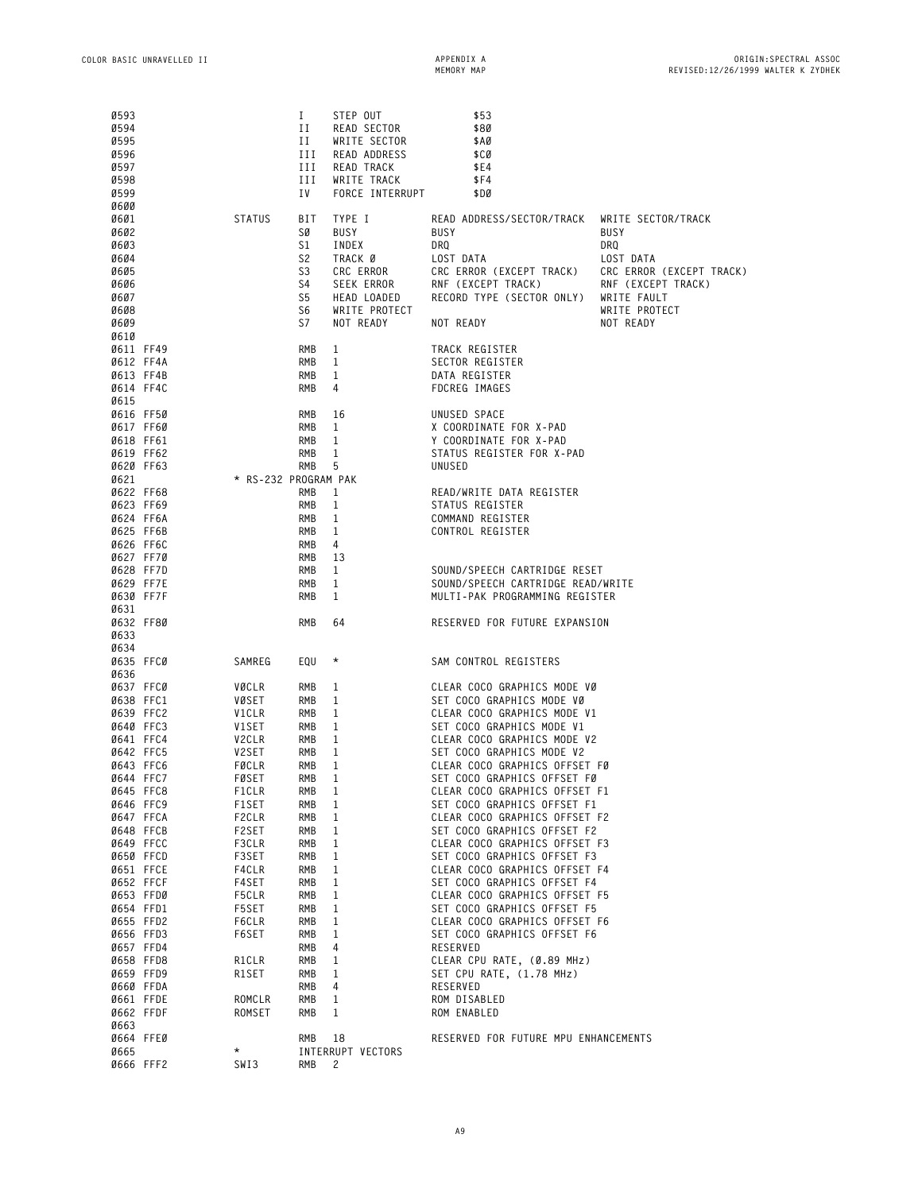```
0593                       I    STEP OUT          $53
0594                       II   READ SECTOR       $80
0595                       II   WRITE SECTOR      $A0
0596                       III  READ ADDRESS      $C0
0597                       III  READ TRACK        $E4
0598                       III  WRITE TRACK       $F4
0599                       IV   FORCE INTERRUPT   $D0
0600
0601              STATUS   BIT  TYPE I          READ ADDRESS/SECTOR/TRACK  WRITE SECTOR/TRACK
0602                       S0   BUSY            BUSY                       BUSY
0603                       S1   INDEX           DRQ                        DRQ
0604                       S2   TRACK 0         LOST DATA                  LOST DATA
0605                       S3   CRC ERROR       CRC ERROR (EXCEPT TRACK)   CRC ERROR (EXCEPT TRACK)
0606                       S4   SEEK ERROR      RNF (EXCEPT TRACK)         RNF (EXCEPT TRACK)
0607                       S5   HEAD LOADED     RECORD TYPE (SECTOR ONLY)  WRITE FAULT
0608                       S6   WRITE PROTECT                              WRITE PROTECT
0609                       S7   NOT READY       NOT READY                  NOT READY
0610
0611 FF49                  RMB  1               TRACK REGISTER
0612 FF4A                  RMB  1               SECTOR REGISTER
0613 FF4B                  RMB  1               DATA REGISTER
0614 FF4C                  RMB  4               FDCREG IMAGES
0615
0616 FF50                  RMB  16              UNUSED SPACE
0617 FF60                  RMB  1               X COORDINATE FOR X-PAD
0618 FF61                  RMB  1               Y COORDINATE FOR X-PAD
0619 FF62                  RMB  1               STATUS REGISTER FOR X-PAD
0620 FF63                  RMB  5               UNUSED
0621              * RS-232 PROGRAM PAK
0622 FF68                  RMB  1               READ/WRITE DATA REGISTER
0623 FF69                  RMB  1               STATUS REGISTER
0624 FF6A                  RMB  1               COMMAND REGISTER
0625 FF6B                  RMB  1               CONTROL REGISTER
0626 FF6C                  RMB  4
0627 FF70                  RMB  13
0628 FF7D                  RMB  1               SOUND/SPEECH CARTRIDGE RESET
0629 FF7E                  RMB  1               SOUND/SPEECH CARTRIDGE READ/WRITE
0630 FF7F                  RMB  1               MULTI-PAK PROGRAMMING REGISTER
0631
0632 FF80                  RMB  64              RESERVED FOR FUTURE EXPANSION
0633
0634
0635 FFC0         SAMREG   EQU  *               SAM CONTROL REGISTERS
0636
0637 FFC0         V0CLR    RMB  1               CLEAR COCO GRAPHICS MODE V0
0638 FFC1         V0SET    RMB  1               SET COCO GRAPHICS MODE V0
0639 FFC2         V1CLR    RMB  1               CLEAR COCO GRAPHICS MODE V1
0640 FFC3         V1SET    RMB  1               SET COCO GRAPHICS MODE V1
0641 FFC4         V2CLR    RMB  1               CLEAR COCO GRAPHICS MODE V2
0642 FFC5         V2SET    RMB  1               SET COCO GRAPHICS MODE V2
0643 FFC6         F0CLR    RMB  1               CLEAR COCO GRAPHICS OFFSET F0
0644 FFC7         F0SET    RMB  1               SET COCO GRAPHICS OFFSET F0
0645 FFC8         F1CLR    RMB  1               CLEAR COCO GRAPHICS OFFSET F1
0646 FFC9         F1SET    RMB  1               SET COCO GRAPHICS OFFSET F1
0647 FFCA         F2CLR    RMB  1               CLEAR COCO GRAPHICS OFFSET F2
0648 FFCB         F2SET    RMB  1               SET COCO GRAPHICS OFFSET F2
0649 FFCC         F3CLR    RMB  1               CLEAR COCO GRAPHICS OFFSET F3
0650 FFCD         F3SET    RMB  1               SET COCO GRAPHICS OFFSET F3
0651 FFCE         F4CLR    RMB  1               CLEAR COCO GRAPHICS OFFSET F4
0652 FFCF         F4SET    RMB  1               SET COCO GRAPHICS OFFSET F4
0653 FFD0         F5CLR    RMB  1               CLEAR COCO GRAPHICS OFFSET F5
0654 FFD1         F5SET    RMB  1               SET COCO GRAPHICS OFFSET F5
0655 FFD2         F6CLR    RMB  1               CLEAR COCO GRAPHICS OFFSET F6
0656 FFD3         F6SET    RMB  1               SET COCO GRAPHICS OFFSET F6
0657 FFD4                  RMB  4               RESERVED
0658 FFD8         R1CLR    RMB  1               CLEAR CPU RATE, (0.89 MHz)
0659 FFD9         R1SET    RMB  1               SET CPU RATE, (1.78 MHz)
0660 FFDA                  RMB  4               RESERVED
0661 FFDE         ROMCLR   RMB  1               ROM DISABLED
0662 FFDF         ROMSET   RMB  1               ROM ENABLED
0663
0664 FFE0                  RMB  18              RESERVED FOR FUTURE MPU ENHANCEMENTS
0665              *        INTERRUPT VECTORS
0666 FFF2         SWI3     RMB  2
```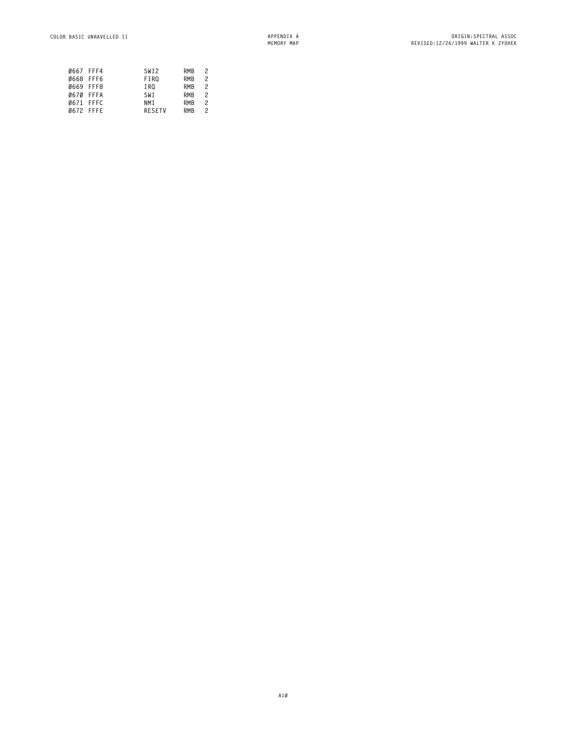```
0667 FFF4          SWI2      RMB   2
0668 FFF6          FIRQ      RMB   2
0669 FFF8          IRQ       RMB   2
0670 FFFA          SWI       RMB   2
0671 FFFC          NMI       RMB   2
0672 FFFE          RESETV    RMB   2
```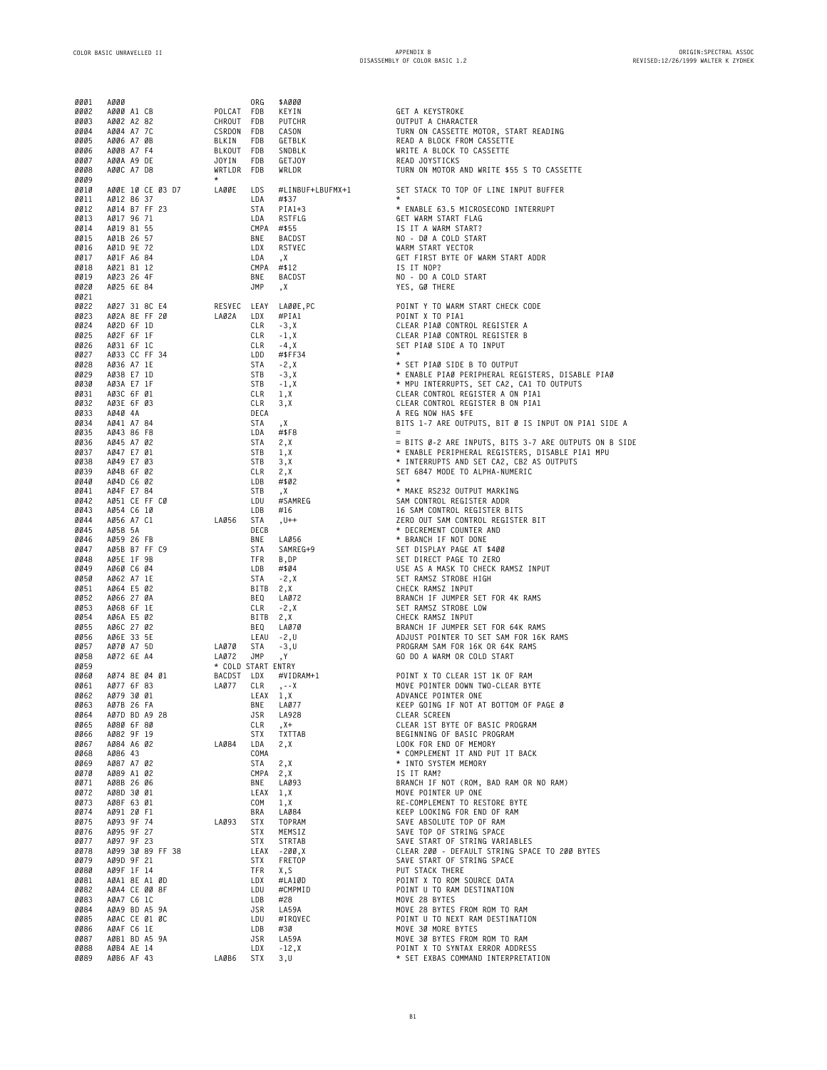```
0001   A000                        ORG   $A000
0002   A000 A1 CB          POLCAT  FDB   KEYIN               GET A KEYSTROKE
0003   A002 A2 82          CHROUT  FDB   PUTCHR              OUTPUT A CHARACTER
0004   A004 A7 7C          CSRDON  FDB   CASON               TURN ON CASSETTE MOTOR, START READING
0005   A006 A7 0B          BLKIN   FDB   GETBLK              READ A BLOCK FROM CASSETTE
0006   A008 A7 F4          BLKOUT  FDB   SNDBLK              WRITE A BLOCK TO CASSETTE
0007   A00A A9 DE          JOYIN   FDB   GETJOY              READ JOYSTICKS
0008   A00C A7 D8          WRTLDR  FDB   WRLDR               TURN ON MOTOR AND WRITE $55 S TO CASSETTE
0009                       *
0010   A00E 10 CE 03 D7    LA00E   LDS   #LINBUF+LBUFMX+1    SET STACK TO TOP OF LINE INPUT BUFFER
0011   A012 86 37                  LDA   #$37                *
0012   A014 B7 FF 23               STA   PIA1+3              * ENABLE 63.5 MICROSECOND INTERRUPT
0013   A017 96 71                  LDA   RSTFLG              GET WARM START FLAG
0014   A019 81 55                  CMPA  #$55                IS IT A WARM START?
0015   A01B 26 57                  BNE   BACDST              NO - DO A COLD START
0016   A01D 9E 72                  LDX   RSTVEC              WARM START VECTOR
0017   A01F A6 84                  LDA   ,X                  GET FIRST BYTE OF WARM START ADDR
0018   A021 81 12                  CMPA  #$12                IS IT NOP?
0019   A023 26 4F                  BNE   BACDST              NO - DO A COLD START
0020   A025 6E 84                  JMP   ,X                  YES, GO THERE
0021
0022   A027 31 8C E4       RESVEC  LEAY  LA00E,PC            POINT Y TO WARM START CHECK CODE
0023   A02A 8E FF 20       LA02A   LDX   #PIA1               POINT X TO PIA1
0024   A02D 6F 1D                  CLR   -3,X                CLEAR PIA0 CONTROL REGISTER A
0025   A02F 6F 1F                  CLR   -1,X                CLEAR PIA0 CONTROL REGISTER B
0026   A031 6F 1C                  CLR   -4,X                SET PIA0 SIDE A TO INPUT
0027   A033 CC FF 34               LDD   #$FF34              *
0028   A036 A7 1E                  STA   -2,X                * SET PIA0 SIDE B TO OUTPUT
0029   A038 E7 1D                  STB   -3,X                * ENABLE PIA0 PERIPHERAL REGISTERS, DISABLE PIA0
0030   A03A E7 1F                  STB   -1,X                * MPU INTERRUPTS, SET CA2, CA1 TO OUTPUTS
0031   A03C 6F 01                  CLR   1,X                 CLEAR CONTROL REGISTER A ON PIA1
0032   A03E 6F 03                  CLR   3,X                 CLEAR CONTROL REGISTER B ON PIA1
0033   A040 4A                     DECA                      A REG NOW HAS $FE
0034   A041 A7 84                  STA   ,X                  BITS 1-7 ARE OUTPUTS, BIT 0 IS INPUT ON PIA1 SIDE A
0035   A043 86 F8                  LDA   #$F8                =
0036   A045 A7 02                  STA   2,X                 = BITS 0-2 ARE INPUTS, BITS 3-7 ARE OUTPUTS ON B SIDE
0037   A047 E7 01                  STB   1,X                 * ENABLE PERIPHERAL REGISTERS, DISABLE PIA1 MPU
0038   A049 E7 03                  STB   3,X                 * INTERRUPTS AND SET CA2, CB2 AS OUTPUTS
0039   A04B 6F 02                  CLR   2,X                 SET 6847 MODE TO ALPHA-NUMERIC
0040   A04D C6 02                  LDB   #$02                *
0041   A04F E7 84                  STB   ,X                  * MAKE RS232 OUTPUT MARKING
0042   A051 CE FF C0               LDU   #SAMREG             SAM CONTROL REGISTER ADDR
0043   A054 C6 10                  LDB   #16                 16 SAM CONTROL REGISTER BITS
0044   A056 A7 C1          LA056   STA   ,U++                ZERO OUT SAM CONTROL REGISTER BIT
0045   A058 5A                     DECB                      * DECREMENT COUNTER AND
0046   A059 26 FB                  BNE   LA056               * BRANCH IF NOT DONE
0047   A05B B7 FF C9               STA   SAMREG+9            SET DISPLAY PAGE AT $400
0048   A05E 1F 9B                  TFR   B,DP                SET DIRECT PAGE TO ZERO
0049   A060 C6 04                  LDB   #$04                USE AS A MASK TO CHECK RAMSZ INPUT
0050   A062 A7 1E                  STA   -2,X                SET RAMSZ STROBE HIGH
0051   A064 E5 02                  BITB  2,X                 CHECK RAMSZ INPUT
0052   A066 27 0A                  BEQ   LA072               BRANCH IF JUMPER SET FOR 4K RAMS
0053   A068 6F 1E                  CLR   -2,X                SET RAMSZ STROBE LOW
0054   A06A E5 02                  BITB  2,X                 CHECK RAMSZ INPUT
0055   A06C 27 02                  BEQ   LA070               BRANCH IF JUMPER SET FOR 64K RAMS
0056   A06E 33 5E                  LEAU  -2,U                ADJUST POINTER TO SET SAM FOR 16K RAMS
0057   A070 A7 5D          LA070   STA   -3,U                PROGRAM SAM FOR 16K OR 64K RAMS
0058   A072 6E A4          LA072   JMP   ,Y                  GO DO A WARM OR COLD START
0059                       * COLD START ENTRY
0060   A074 8E 04 01       BACDST  LDX   #VIDRAM+1           POINT X TO CLEAR 1ST 1K OF RAM
0061   A077 6F 83          LA077   CLR   ,--X                MOVE POINTER DOWN TWO-CLEAR BYTE
0062   A079 30 01                  LEAX  1,X                 ADVANCE POINTER ONE
0063   A07B 26 FA                  BNE   LA077               KEEP GOING IF NOT AT BOTTOM OF PAGE 0
0064   A07D BD A9 28               JSR   LA928               CLEAR SCREEN
0065   A080 6F 80                  CLR   ,X+                 CLEAR 1ST BYTE OF BASIC PROGRAM
0066   A082 9F 19                  STX   TXTTAB              BEGINNING OF BASIC PROGRAM
0067   A084 A6 02          LA084   LDA   2,X                 LOOK FOR END OF MEMORY
0068   A086 43                     COMA                      * COMPLEMENT IT AND PUT IT BACK
0069   A087 A7 02                  STA   2,X                 * INTO SYSTEM MEMORY
0070   A089 A1 02                  CMPA  2,X                 IS IT RAM?
0071   A08B 26 06                  BNE   LA093               BRANCH IF NOT (ROM, BAD RAM OR NO RAM)
0072   A08D 30 01                  LEAX  1,X                 MOVE POINTER UP ONE
0073   A08F 63 01                  COM   1,X                 RE-COMPLEMENT TO RESTORE BYTE
0074   A091 20 F1                  BRA   LA084               KEEP LOOKING FOR END OF RAM
0075   A093 9F 74          LA093   STX   TOPRAM              SAVE ABSOLUTE TOP OF RAM
0076   A095 9F 27                  STX   MEMSIZ              SAVE TOP OF STRING SPACE
0077   A097 9F 23                  STX   STRTAB              SAVE START OF STRING VARIABLES
0078   A099 30 89 FF 38            LEAX  -200,X              CLEAR 200 - DEFAULT STRING SPACE TO 200 BYTES
0079   A09D 9F 21                  STX   FRETOP              SAVE START OF STRING SPACE
0080   A09F 1F 14                  TFR   X,S                 PUT STACK THERE
0081   A0A1 8E A1 0D               LDX   #LA10D              POINT X TO ROM SOURCE DATA
0082   A0A4 CE 00 8F               LDU   #CMPMID             POINT U TO RAM DESTINATION
0083   A0A7 C6 1C                  LDB   #28                 MOVE 28 BYTES
0084   A0A9 BD A5 9A               JSR   LA59A               MOVE 28 BYTES FROM ROM TO RAM
0085   A0AC CE 01 0C               LDU   #IRQVEC             POINT U TO NEXT RAM DESTINATION
0086   A0AF C6 1E                  LDB   #30                 MOVE 30 MORE BYTES
0087   A0B1 BD A5 9A               JSR   LA59A               MOVE 30 BYTES FROM ROM TO RAM
0088   A0B4 AE 14                  LDX   -12,X               POINT X TO SYNTAX ERROR ADDRESS
0089   A0B6 AF 43          LA0B6   STX   3,U                 * SET EXBAS COMMAND INTERPRETATION
```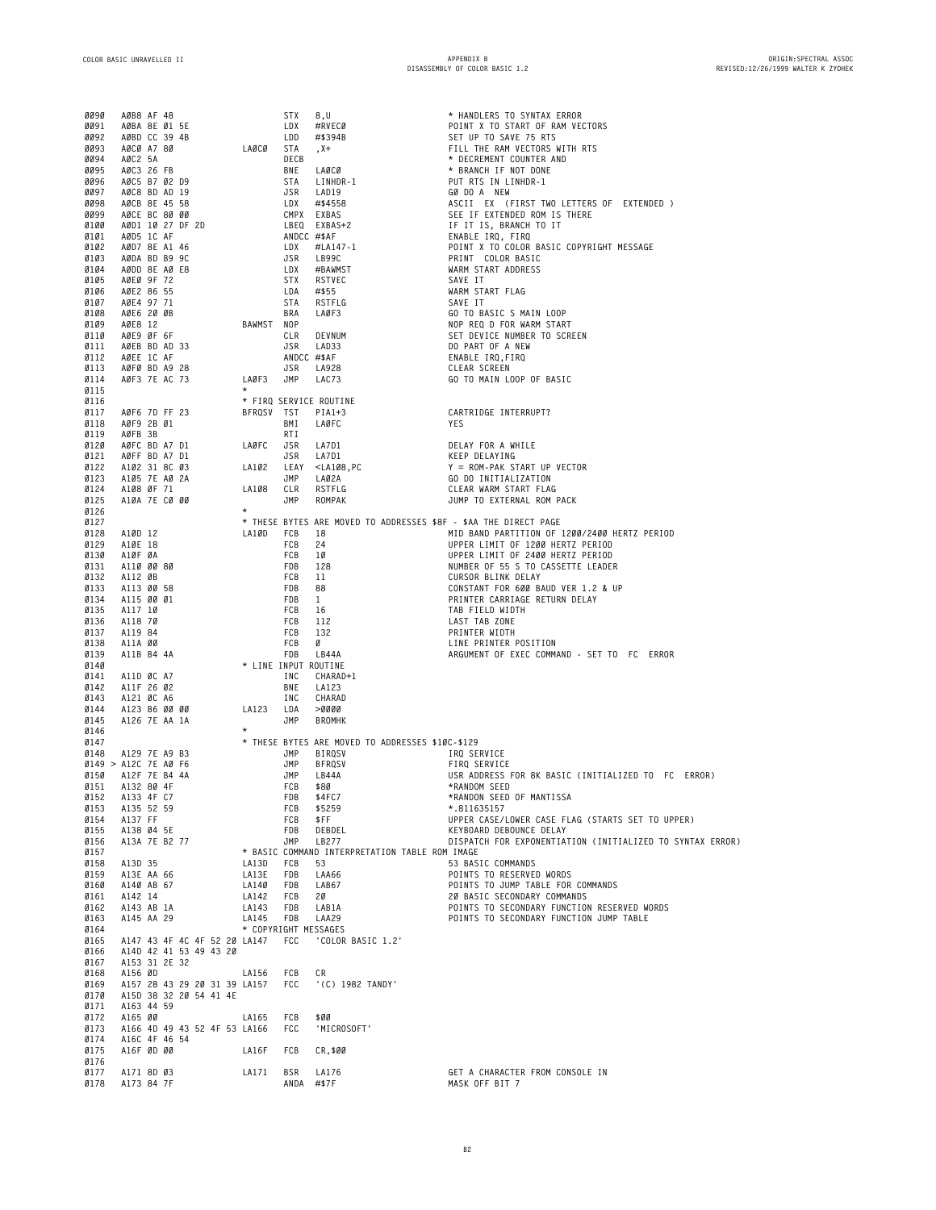```
0090  A0B8 AF 48                  STX   8,U                   * HANDLERS TO SYNTAX ERROR
0091  A0BA 8E 01 5E               LDX   #RVEC0                POINT X TO START OF RAM VECTORS
0092  A0BD CC 39 4B               LDD   #$394B                SET UP TO SAVE 75 RTS
0093  A0C0 A7 80         LA0C0    STA   ,X+                   FILL THE RAM VECTORS WITH RTS
0094  A0C2 5A                     DECB                        * DECREMENT COUNTER AND
0095  A0C3 26 FB                  BNE   LA0C0                 * BRANCH IF NOT DONE
0096  A0C5 B7 02 D9               STA   LINHDR-1              PUT RTS IN LINHDR-1
0097  A0C8 BD AD 19               JSR   LAD19                 GO DO A  NEW
0098  A0CB 8E 45 58               LDX   #$4558                ASCII  EX  (FIRST TWO LETTERS OF  EXTENDED )
0099  A0CE BC 80 00               CMPX  EXBAS                 SEE IF EXTENDED ROM IS THERE
0100  A0D1 10 27 DF 2D            LBEQ  EXBAS+2               IF IT IS, BRANCH TO IT
0101  A0D5 1C AF                  ANDCC #$AF                  ENABLE IRQ, FIRQ
0102  A0D7 8E A1 46               LDX   #LA147-1              POINT X TO COLOR BASIC COPYRIGHT MESSAGE
0103  A0DA BD B9 9C               JSR   LB99C                 PRINT  COLOR BASIC
0104  A0DD 8E A0 E8               LDX   #BAWMST               WARM START ADDRESS
0105  A0E0 9F 72                  STX   RSTVEC                SAVE IT
0106  A0E2 86 55                  LDA   #$55                  WARM START FLAG
0107  A0E4 97 71                  STA   RSTFLG                SAVE IT
0108  A0E6 20 0B                  BRA   LA0F3                 GO TO BASIC S MAIN LOOP
0109  A0E8 12            BAWMST   NOP                         NOP REQ D FOR WARM START
0110  A0E9 0F 6F                  CLR   DEVNUM                SET DEVICE NUMBER TO SCREEN
0111  A0EB BD AD 33               JSR   LAD33                 DO PART OF A NEW
0112  A0EE 1C AF                  ANDCC #$AF                  ENABLE IRQ,FIRQ
0113  A0F0 BD A9 28               JSR   LA928                 CLEAR SCREEN
0114  A0F3 7E AC 73      LA0F3    JMP   LAC73                 GO TO MAIN LOOP OF BASIC
0115                     *
0116                     * FIRQ SERVICE ROUTINE
0117  A0F6 7D FF 23      BFRQSV   TST   PIA1+3                CARTRIDGE INTERRUPT?
0118  A0F9 2B 01                  BMI   LA0FC                 YES
0119  A0FB 3B                     RTI
0120  A0FC BD A7 D1      LA0FC    JSR   LA7D1                 DELAY FOR A WHILE
0121  A0FF BD A7 D1               JSR   LA7D1                 KEEP DELAYING
0122  A102 31 8C 03      LA102    LEAY  <LA108,PC             Y = ROM-PAK START UP VECTOR
0123  A105 7E A0 2A               JMP   LA02A                 GO DO INITIALIZATION
0124  A108 0F 71         LA108    CLR   RSTFLG                CLEAR WARM START FLAG
0125  A10A 7E C0 00               JMP   ROMPAK                JUMP TO EXTERNAL ROM PACK
0126                     *
0127                     * THESE BYTES ARE MOVED TO ADDRESSES $8F - $AA THE DIRECT PAGE
0128  A10D 12            LA10D    FCB   18                    MID BAND PARTITION OF 1200/2400 HERTZ PERIOD
0129  A10E 18                     FCB   24                    UPPER LIMIT OF 1200 HERTZ PERIOD
0130  A10F 0A                     FCB   10                    UPPER LIMIT OF 2400 HERTZ PERIOD
0131  A110 00 80                  FDB   128                   NUMBER OF 55 S TO CASSETTE LEADER
0132  A112 0B                     FCB   11                    CURSOR BLINK DELAY
0133  A113 00 58                  FDB   88                    CONSTANT FOR 600 BAUD VER 1.2 & UP
0134  A115 00 01                  FDB   1                     PRINTER CARRIAGE RETURN DELAY
0135  A117 10                     FCB   16                    TAB FIELD WIDTH
0136  A118 70                     FCB   112                   LAST TAB ZONE
0137  A119 84                     FCB   132                   PRINTER WIDTH
0138  A11A 00                     FCB   0                     LINE PRINTER POSITION
0139  A11B B4 4A                  FDB   LB44A                 ARGUMENT OF EXEC COMMAND - SET TO  FC  ERROR
0140                     * LINE INPUT ROUTINE
0141  A11D 0C A7                  INC   CHARAD+1
0142  A11F 26 02                  BNE   LA123
0143  A121 0C A6                  INC   CHARAD
0144  A123 B6 00 00      LA123    LDA   >0000
0145  A126 7E AA 1A               JMP   BROMHK
0146                     *
0147                     * THESE BYTES ARE MOVED TO ADDRESSES $10C-$129
0148  A129 7E A9 B3               JMP   BIRQSV                IRQ SERVICE
0149 > A12C 7E A0 F6              JMP   BFRQSV                FIRQ SERVICE
0150  A12F 7E B4 4A               JMP   LB44A                 USR ADDRESS FOR 8K BASIC (INITIALIZED TO  FC  ERROR)
0151  A132 80 4F                  FCB   $80                   *RANDOM SEED
0152  A133 4F C7                  FDB   $4FC7                 *RANDON SEED OF MANTISSA
0153  A135 52 59                  FCB   $5259                 *.811635157
0154  A137 FF                     FCB   $FF                   UPPER CASE/LOWER CASE FLAG (STARTS SET TO UPPER)
0155  A138 04 5E                  FDB   DEBDEL                KEYBOARD DEBOUNCE DELAY
0156  A13A 7E B2 77               JMP   LB277                 DISPATCH FOR EXPONENTIATION (INITIALIZED TO SYNTAX ERROR)
0157                     * BASIC COMMAND INTERPRETATION TABLE ROM IMAGE
0158  A13D 35            LA13D    FCB   53                    53 BASIC COMMANDS
0159  A13E AA 66         LA13E    FDB   LAA66                 POINTS TO RESERVED WORDS
0160  A140 AB 67         LA140    FDB   LAB67                 POINTS TO JUMP TABLE FOR COMMANDS
0161  A142 14            LA142    FCB   20                    20 BASIC SECONDARY COMMANDS
0162  A143 AB 1A         LA143    FDB   LAB1A                 POINTS TO SECONDARY FUNCTION RESERVED WORDS
0163  A145 AA 29         LA145    FDB   LAA29                 POINTS TO SECONDARY FUNCTION JUMP TABLE
0164                     * COPYRIGHT MESSAGES
0165  A147 43 4F 4C 4F 52 20 LA147  FCC  'COLOR BASIC 1.2'
0166  A14D 42 41 53 49 43 20
0167  A153 31 2E 32
0168  A156 0D            LA156    FCB   CR
0169  A157 28 43 29 20 31 39 LA157  FCC  '(C) 1982 TANDY'
0170  A15D 38 32 20 54 41 4E
0171  A163 44 59
0172  A165 00            LA165    FCB   $00
0173  A166 4D 49 43 52 4F 53 LA166  FCC  'MICROSOFT'
0174  A16C 4F 46 54
0175  A16F 0D 00         LA16F    FCB   CR,$00
0176
0177  A171 8D 03         LA171    BSR   LA176                 GET A CHARACTER FROM CONSOLE IN
0178  A173 84 7F                  ANDA  #$7F                  MASK OFF BIT 7
```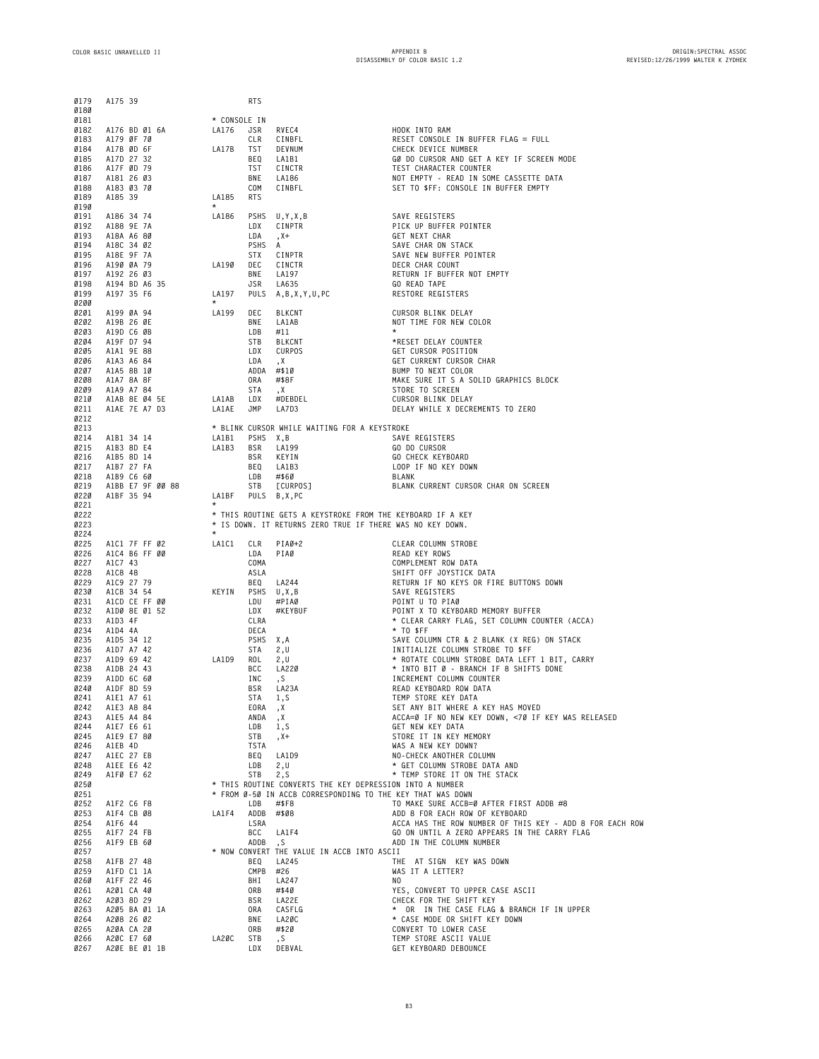```
0179  A175 39                     RTS
0180
0181                      * CONSOLE IN
0182  A176 BD 01 6A       LA176   JSR   RVEC4                  HOOK INTO RAM
0183  A179 0F 70                  CLR   CINBFL                 RESET CONSOLE IN BUFFER FLAG = FULL
0184  A17B 0D 6F          LA17B   TST   DEVNUM                 CHECK DEVICE NUMBER
0185  A17D 27 32                  BEQ   LA1B1                  GO DO CURSOR AND GET A KEY IF SCREEN MODE
0186  A17F 0D 79                  TST   CINCTR                 TEST CHARACTER COUNTER
0187  A181 26 03                  BNE   LA186                  NOT EMPTY - READ IN SOME CASSETTE DATA
0188  A183 03 70                  COM   CINBFL                 SET TO $FF: CONSOLE IN BUFFER EMPTY
0189  A185 39             LA185   RTS
0190                      *
0191  A186 34 74          LA186   PSHS  U,Y,X,B                SAVE REGISTERS
0192  A188 9E 7A                  LDX   CINPTR                 PICK UP BUFFER POINTER
0193  A18A A6 80                  LDA   ,X+                    GET NEXT CHAR
0194  A18C 34 02                  PSHS  A                      SAVE CHAR ON STACK
0195  A18E 9F 7A                  STX   CINPTR                 SAVE NEW BUFFER POINTER
0196  A190 0A 79          LA190   DEC   CINCTR                 DECR CHAR COUNT
0197  A192 26 03                  BNE   LA197                  RETURN IF BUFFER NOT EMPTY
0198  A194 BD A6 35               JSR   LA635                  GO READ TAPE
0199  A197 35 F6          LA197   PULS  A,B,X,Y,U,PC           RESTORE REGISTERS
0200                      *
0201  A199 0A 94          LA199   DEC   BLKCNT                 CURSOR BLINK DELAY
0202  A19B 26 0E                  BNE   LA1AB                  NOT TIME FOR NEW COLOR
0203  A19D C6 0B                  LDB   #11                    *
0204  A19F D7 94                  STB   BLKCNT                 *RESET DELAY COUNTER
0205  A1A1 9E 88                  LDX   CURPOS                 GET CURSOR POSITION
0206  A1A3 A6 84                  LDA   ,X                     GET CURRENT CURSOR CHAR
0207  A1A5 8B 10                  ADDA  #$10                   BUMP TO NEXT COLOR
0208  A1A7 8A 8F                  ORA   #$8F                   MAKE SURE IT S A SOLID GRAPHICS BLOCK
0209  A1A9 A7 84                  STA   ,X                     STORE TO SCREEN
0210  A1AB 8E 04 5E       LA1AB   LDX   #DEBDEL                CURSOR BLINK DELAY
0211  A1AE 7E A7 D3       LA1AE   JMP   LA7D3                  DELAY WHILE X DECREMENTS TO ZERO
0212
0213                      * BLINK CURSOR WHILE WAITING FOR A KEYSTROKE
0214  A1B1 34 14          LA1B1   PSHS  X,B                    SAVE REGISTERS
0215  A1B3 8D E4          LA1B3   BSR   LA199                  GO DO CURSOR
0216  A1B5 8D 14                  BSR   KEYIN                  GO CHECK KEYBOARD
0217  A1B7 27 FA                  BEQ   LA1B3                  LOOP IF NO KEY DOWN
0218  A1B9 C6 60                  LDB   #$60                   BLANK
0219  A1BB E7 9F 00 88            STB   [CURPOS]               BLANK CURRENT CURSOR CHAR ON SCREEN
0220  A1BF 35 94          LA1BF   PULS  B,X,PC
0221                      *
0222                      * THIS ROUTINE GETS A KEYSTROKE FROM THE KEYBOARD IF A KEY
0223                      * IS DOWN. IT RETURNS ZERO TRUE IF THERE WAS NO KEY DOWN.
0224                      *
0225  A1C1 7F FF 02       LA1C1   CLR   PIA0+2                 CLEAR COLUMN STROBE
0226  A1C4 B6 FF 00               LDA   PIA0                   READ KEY ROWS
0227  A1C7 43                     COMA                         COMPLEMENT ROW DATA
0228  A1C8 48                     ASLA                         SHIFT OFF JOYSTICK DATA
0229  A1C9 27 79                  BEQ   LA244                  RETURN IF NO KEYS OR FIRE BUTTONS DOWN
0230  A1CB 34 54          KEYIN   PSHS  U,X,B                  SAVE REGISTERS
0231  A1CD CE FF 00               LDU   #PIA0                  POINT U TO PIA0
0232  A1D0 8E 01 52               LDX   #KEYBUF                POINT X TO KEYBOARD MEMORY BUFFER
0233  A1D3 4F                     CLRA                         * CLEAR CARRY FLAG, SET COLUMN COUNTER (ACCA)
0234  A1D4 4A                     DECA                         * TO $FF
0235  A1D5 34 12                  PSHS  X,A                    SAVE COLUMN CTR & 2 BLANK (X REG) ON STACK
0236  A1D7 A7 42                  STA   2,U                    INITIALIZE COLUMN STROBE TO $FF
0237  A1D9 69 42          LA1D9   ROL   2,U                    * ROTATE COLUMN STROBE DATA LEFT 1 BIT, CARRY
0238  A1DB 24 43                  BCC   LA220                  * INTO BIT 0 - BRANCH IF 8 SHIFTS DONE
0239  A1DD 6C 60                  INC   ,S                     INCREMENT COLUMN COUNTER
0240  A1DF 8D 59                  BSR   LA23A                  READ KEYBOARD ROW DATA
0241  A1E1 A7 61                  STA   1,S                    TEMP STORE KEY DATA
0242  A1E3 A8 84                  EORA  ,X                     SET ANY BIT WHERE A KEY HAS MOVED
0243  A1E5 A4 84                  ANDA  ,X                     ACCA=0 IF NO NEW KEY DOWN, <70 IF KEY WAS RELEASED
0244  A1E7 E6 61                  LDB   1,S                    GET NEW KEY DATA
0245  A1E9 E7 80                  STB   ,X+                    STORE IT IN KEY MEMORY
0246  A1EB 4D                     TSTA                         WAS A NEW KEY DOWN?
0247  A1EC 27 EB                  BEQ   LA1D9                  NO-CHECK ANOTHER COLUMN
0248  A1EE E6 42                  LDB   2,U                    * GET COLUMN STROBE DATA AND
0249  A1F0 E7 62                  STB   2,S                    * TEMP STORE IT ON THE STACK
0250                      * THIS ROUTINE CONVERTS THE KEY DEPRESSION INTO A NUMBER
0251                      * FROM 0-50 IN ACCB CORRESPONDING TO THE KEY THAT WAS DOWN
0252  A1F2 C6 F8                  LDB   #$F8                   TO MAKE SURE ACCB=0 AFTER FIRST ADDB #8
0253  A1F4 CB 08          LA1F4   ADDB  #$08                   ADD 8 FOR EACH ROW OF KEYBOARD
0254  A1F6 44                     LSRA                         ACCA HAS THE ROW NUMBER OF THIS KEY - ADD 8 FOR EACH ROW
0255  A1F7 24 FB                  BCC   LA1F4                  GO ON UNTIL A ZERO APPEARS IN THE CARRY FLAG
0256  A1F9 EB 60                  ADDB  ,S                     ADD IN THE COLUMN NUMBER
0257                      * NOW CONVERT THE VALUE IN ACCB INTO ASCII
0258  A1FB 27 48                  BEQ   LA245                  THE  AT SIGN  KEY WAS DOWN
0259  A1FD C1 1A                  CMPB  #26                    WAS IT A LETTER?
0260  A1FF 22 46                  BHI   LA247                  NO
0261  A201 CA 40                  ORB   #$40                   YES, CONVERT TO UPPER CASE ASCII
0262  A203 8D 29                  BSR   LA22E                  CHECK FOR THE SHIFT KEY
0263  A205 BA 01 1A               ORA   CASFLG                 *  OR  IN THE CASE FLAG & BRANCH IF IN UPPER
0264  A208 26 02                  BNE   LA20C                  * CASE MODE OR SHIFT KEY DOWN
0265  A20A CA 20                  ORB   #$20                   CONVERT TO LOWER CASE
0266  A20C E7 60          LA20C   STB   ,S                     TEMP STORE ASCII VALUE
0267  A20E BE 01 1B               LDX   DEBVAL                 GET KEYBOARD DEBOUNCE
```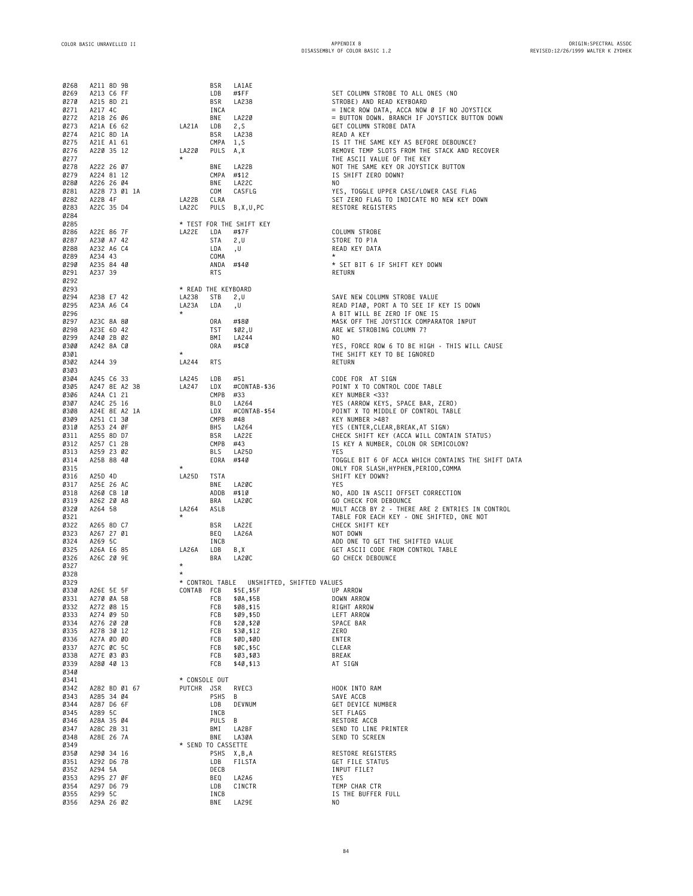```
0268  A211 8D 9B              BSR   LA1AE
0269  A213 C6 FF              LDB   #$FF              SET COLUMN STROBE TO ALL ONES (NO
0270  A215 8D 21              BSR   LA238             STROBE) AND READ KEYBOARD
0271  A217 4C                 INCA                    = INCR ROW DATA, ACCA NOW 0 IF NO JOYSTICK
0272  A218 26 06              BNE   LA220             = BUTTON DOWN. BRANCH IF JOYSTICK BUTTON DOWN
0273  A21A E6 62        LA21A LDB   2,S               GET COLUMN STROBE DATA
0274  A21C 8D 1A              BSR   LA238             READ A KEY
0275  A21E A1 61              CMPA  1,S               IS IT THE SAME KEY AS BEFORE DEBOUNCE?
0276  A220 35 12        LA220 PULS  A,X               REMOVE TEMP SLOTS FROM THE STACK AND RECOVER
0277                    *                             THE ASCII VALUE OF THE KEY
0278  A222 26 07              BNE   LA22B             NOT THE SAME KEY OR JOYSTICK BUTTON
0279  A224 81 12              CMPA  #$12              IS SHIFT ZERO DOWN?
0280  A226 26 04              BNE   LA22C             NO
0281  A228 73 01 1A           COM   CASFLG            YES, TOGGLE UPPER CASE/LOWER CASE FLAG
0282  A22B 4F           LA22B CLRA                    SET ZERO FLAG TO INDICATE NO NEW KEY DOWN
0283  A22C 35 D4        LA22C PULS  B,X,U,PC          RESTORE REGISTERS
0284
0285                    * TEST FOR THE SHIFT KEY
0286  A22E 86 7F        LA22E LDA   #$7F              COLUMN STROBE
0287  A230 A7 42              STA   2,U               STORE TO PIA
0288  A232 A6 C4              LDA   ,U                READ KEY DATA
0289  A234 43                 COMA                    *
0290  A235 84 40              ANDA  #$40              * SET BIT 6 IF SHIFT KEY DOWN
0291  A237 39                 RTS                     RETURN
0292
0293                    * READ THE KEYBOARD
0294  A238 E7 42        LA238 STB   2,U               SAVE NEW COLUMN STROBE VALUE
0295  A23A A6 C4        LA23A LDA   ,U                READ PIA0, PORT A TO SEE IF KEY IS DOWN
0296                    *                             A BIT WILL BE ZERO IF ONE IS
0297  A23C 8A 80              ORA   #$80              MASK OFF THE JOYSTICK COMPARATOR INPUT
0298  A23E 6D 42              TST   $02,U             ARE WE STROBING COLUMN 7?
0299  A240 2B 02              BMI   LA244             NO
0300  A242 8A C0              ORA   #$C0              YES, FORCE ROW 6 TO BE HIGH - THIS WILL CAUSE
0301                    *                             THE SHIFT KEY TO BE IGNORED
0302  A244 39           LA244 RTS                      RETURN
0303
0304  A245 C6 33        LA245 LDB   #51               CODE FOR  AT SIGN
0305  A247 8E A2 38     LA247 LDX   #CONTAB-$36       POINT X TO CONTROL CODE TABLE
0306  A24A C1 21              CMPB  #33               KEY NUMBER <33?
0307  A24C 25 16              BLO   LA264             YES (ARROW KEYS, SPACE BAR, ZERO)
0308  A24E 8E A2 1A           LDX   #CONTAB-$54       POINT X TO MIDDLE OF CONTROL TABLE
0309  A251 C1 30              CMPB  #48               KEY NUMBER >48?
0310  A253 24 0F              BHS   LA264             YES (ENTER,CLEAR,BREAK,AT SIGN)
0311  A255 8D D7              BSR   LA22E             CHECK SHIFT KEY (ACCA WILL CONTAIN STATUS)
0312  A257 C1 2B              CMPB  #43               IS KEY A NUMBER, COLON OR SEMICOLON?
0313  A259 23 02              BLS   LA25D             YES
0314  A25B 88 40              EORA  #$40              TOGGLE BIT 6 OF ACCA WHICH CONTAINS THE SHIFT DATA
0315                    *                             ONLY FOR SLASH,HYPHEN,PERIOD,COMMA
0316  A25D 4D           LA25D TSTA                    SHIFT KEY DOWN?
0317  A25E 26 AC              BNE   LA20C             YES
0318  A260 CB 10              ADDB  #$10              NO, ADD IN ASCII OFFSET CORRECTION
0319  A262 20 A8              BRA   LA20C             GO CHECK FOR DEBOUNCE
0320  A264 58           LA264 ASLB                    MULT ACCB BY 2 - THERE ARE 2 ENTRIES IN CONTROL
0321                    *                             TABLE FOR EACH KEY - ONE SHIFTED, ONE NOT
0322  A265 8D C7              BSR   LA22E             CHECK SHIFT KEY
0323  A267 27 01              BEQ   LA26A             NOT DOWN
0324  A269 5C                 INCB                    ADD ONE TO GET THE SHIFTED VALUE
0325  A26A E6 85        LA26A LDB   B,X               GET ASCII CODE FROM CONTROL TABLE
0326  A26C 20 9E              BRA   LA20C             GO CHECK DEBOUNCE
0327                    *
0328                    *
0329                    * CONTROL TABLE   UNSHIFTED, SHIFTED VALUES
0330  A26E 5E 5F        CONTAB FCB  $5E,$5F           UP ARROW
0331  A270 0A 5B              FCB   $0A,$5B           DOWN ARROW
0332  A272 08 15              FCB   $08,$15           RIGHT ARROW
0333  A274 09 5D              FCB   $09,$5D           LEFT ARROW
0334  A276 20 20              FCB   $20,$20           SPACE BAR
0335  A278 30 12              FCB   $30,$12           ZERO
0336  A27A 0D 0D              FCB   $0D,$0D           ENTER
0337  A27C 0C 5C              FCB   $0C,$5C           CLEAR
0338  A27E 03 03              FCB   $03,$03           BREAK
0339  A280 40 13              FCB   $40,$13           AT SIGN
0340
0341                    * CONSOLE OUT
0342  A282 BD 01 67     PUTCHR JSR  RVEC3             HOOK INTO RAM
0343  A285 34 04              PSHS  B                 SAVE ACCB
0344  A287 D6 6F              LDB   DEVNUM            GET DEVICE NUMBER
0345  A289 5C                 INCB                    SET FLAGS
0346  A28A 35 04              PULS  B                 RESTORE ACCB
0347  A28C 2B 31              BMI   LA2BF             SEND TO LINE PRINTER
0348  A28E 26 7A              BNE   LA30A             SEND TO SCREEN
0349                    * SEND TO CASSETTE
0350  A290 34 16              PSHS  X,B,A             RESTORE REGISTERS
0351  A292 D6 78              LDB   FILSTA            GET FILE STATUS
0352  A294 5A                 DECB                    INPUT FILE?
0353  A295 27 0F              BEQ   LA2A6             YES
0354  A297 D6 79              LDB   CINCTR            TEMP CHAR CTR
0355  A299 5C                 INCB                    IS THE BUFFER FULL
0356  A29A 26 02              BNE   LA29E             NO
```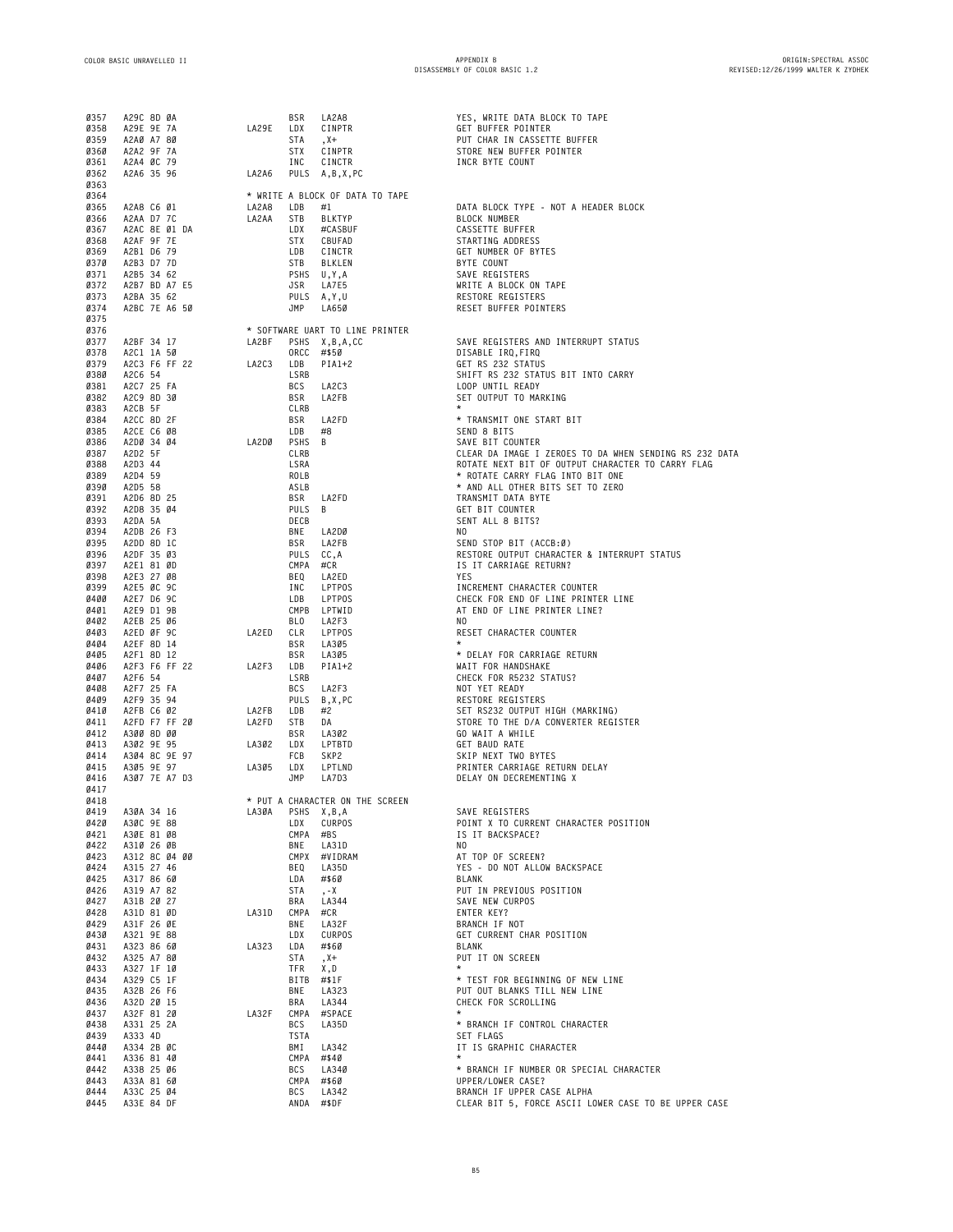```
0357  A29C 8D 0A              BSR   LA2A8          YES, WRITE DATA BLOCK TO TAPE
0358  A29E 9E 7A     LA29E    LDX   CINPTR         GET BUFFER POINTER
0359  A2A0 A7 80              STA   ,X+            PUT CHAR IN CASSETTE BUFFER
0360  A2A2 9F 7A              STX   CINPTR         STORE NEW BUFFER POINTER
0361  A2A4 0C 79              INC   CINCTR         INCR BYTE COUNT
0362  A2A6 35 96     LA2A6    PULS  A,B,X,PC
0363
0364                 * WRITE A BLOCK OF DATA TO TAPE
0365  A2A8 C6 01     LA2A8    LDB   #1             DATA BLOCK TYPE - NOT A HEADER BLOCK
0366  A2AA D7 7C     LA2AA    STB   BLKTYP         BLOCK NUMBER
0367  A2AC 8E 01 DA           LDX   #CASBUF        CASSETTE BUFFER
0368  A2AF 9F 7E              STX   CBUFAD         STARTING ADDRESS
0369  A2B1 D6 79              LDB   CINCTR         GET NUMBER OF BYTES
0370  A2B3 D7 7D              STB   BLKLEN         BYTE COUNT
0371  A2B5 34 62              PSHS  U,Y,A          SAVE REGISTERS
0372  A2B7 BD A7 E5           JSR   LA7E5          WRITE A BLOCK ON TAPE
0373  A2BA 35 62              PULS  A,Y,U          RESTORE REGISTERS
0374  A2BC 7E A6 50           JMP   LA650          RESET BUFFER POINTERS
0375
0376                 * SOFTWARE UART TO LINE PRINTER
0377  A2BF 34 17     LA2BF    PSHS  X,B,A,CC       SAVE REGISTERS AND INTERRUPT STATUS
0378  A2C1 1A 50              ORCC  #$50           DISABLE IRQ,FIRQ
0379  A2C3 F6 FF 22  LA2C3    LDB   PIA1+2         GET RS 232 STATUS
0380  A2C6 54                 LSRB                 SHIFT RS 232 STATUS BIT INTO CARRY
0381  A2C7 25 FA              BCS   LA2C3          LOOP UNTIL READY
0382  A2C9 8D 30              BSR   LA2FB          SET OUTPUT TO MARKING
0383  A2CB 5F                 CLRB                 *
0384  A2CC 8D 2F              BSR   LA2FD          * TRANSMIT ONE START BIT
0385  A2CE C6 08              LDB   #8             SEND 8 BITS
0386  A2D0 34 04     LA2D0    PSHS  B              SAVE BIT COUNTER
0387  A2D2 5F                 CLRB                 CLEAR DA IMAGE I ZEROES TO DA WHEN SENDING RS 232 DATA
0388  A2D3 44                 LSRA                 ROTATE NEXT BIT OF OUTPUT CHARACTER TO CARRY FLAG
0389  A2D4 59                 ROLB                 * ROTATE CARRY FLAG INTO BIT ONE
0390  A2D5 58                 ASLB                 * AND ALL OTHER BITS SET TO ZERO
0391  A2D6 8D 25              BSR   LA2FD          TRANSMIT DATA BYTE
0392  A2D8 35 04              PULS  B              GET BIT COUNTER
0393  A2DA 5A                 DECB                 SENT ALL 8 BITS?
0394  A2DB 26 F3              BNE   LA2D0          NO
0395  A2DD 8D 1C              BSR   LA2FB          SEND STOP BIT (ACCB:0)
0396  A2DF 35 03              PULS  CC,A           RESTORE OUTPUT CHARACTER & INTERRUPT STATUS
0397  A2E1 81 0D              CMPA  #CR            IS IT CARRIAGE RETURN?
0398  A2E3 27 08              BEQ   LA2ED          YES
0399  A2E5 0C 9C              INC   LPTPOS         INCREMENT CHARACTER COUNTER
0400  A2E7 D6 9C              LDB   LPTPOS         CHECK FOR END OF LINE PRINTER LINE
0401  A2E9 D1 9B              CMPB  LPTWID         AT END OF LINE PRINTER LINE?
0402  A2EB 25 06              BLO   LA2F3          NO
0403  A2ED 0F 9C     LA2ED    CLR   LPTPOS         RESET CHARACTER COUNTER
0404  A2EF 8D 14              BSR   LA305          *
0405  A2F1 8D 12              BSR   LA305          * DELAY FOR CARRIAGE RETURN
0406  A2F3 F6 FF 22  LA2F3    LDB   PIA1+2         WAIT FOR HANDSHAKE
0407  A2F6 54                 LSRB                 CHECK FOR RS232 STATUS?
0408  A2F7 25 FA              BCS   LA2F3          NOT YET READY
0409  A2F9 35 94              PULS  B,X,PC         RESTORE REGISTERS
0410  A2FB C6 02     LA2FB    LDB   #2             SET RS232 OUTPUT HIGH (MARKING)
0411  A2FD F7 FF 20  LA2FD    STB   DA             STORE TO THE D/A CONVERTER REGISTER
0412  A300 8D 00              BSR   LA302          GO WAIT A WHILE
0413  A302 9E 95     LA302    LDX   LPTBTD         GET BAUD RATE
0414  A304 8C 9E 97           FCB   SKP2           SKIP NEXT TWO BYTES
0415  A305 9E 97     LA305    LDX   LPTLND         PRINTER CARRIAGE RETURN DELAY
0416  A307 7E A7 D3           JMP   LA7D3          DELAY ON DECREMENTING X
0417
0418                 * PUT A CHARACTER ON THE SCREEN
0419  A30A 34 16     LA30A    PSHS  X,B,A          SAVE REGISTERS
0420  A30C 9E 88              LDX   CURPOS         POINT X TO CURRENT CHARACTER POSITION
0421  A30E 81 08              CMPA  #BS            IS IT BACKSPACE?
0422  A310 26 0B              BNE   LA31D          NO
0423  A312 8C 04 00           CMPX  #VIDRAM        AT TOP OF SCREEN?
0424  A315 27 46              BEQ   LA35D          YES - DO NOT ALLOW BACKSPACE
0425  A317 86 60              LDA   #$60           BLANK
0426  A319 A7 82              STA   ,-X            PUT IN PREVIOUS POSITION
0427  A31B 20 27              BRA   LA344          SAVE NEW CURPOS
0428  A31D 81 0D     LA31D    CMPA  #CR            ENTER KEY?
0429  A31F 26 0E              BNE   LA32F          BRANCH IF NOT
0430  A321 9E 88              LDX   CURPOS         GET CURRENT CHAR POSITION
0431  A323 86 60     LA323    LDA   #$60           BLANK
0432  A325 A7 80              STA   ,X+            PUT IT ON SCREEN
0433  A327 1F 10              TFR   X,D            *
0434  A329 C5 1F              BITB  #$1F           * TEST FOR BEGINNING OF NEW LINE
0435  A32B 26 F6              BNE   LA323          PUT OUT BLANKS TILL NEW LINE
0436  A32D 20 15              BRA   LA344          CHECK FOR SCROLLING
0437  A32F 81 20     LA32F    CMPA  #SPACE         *
0438  A331 25 2A              BCS   LA35D          * BRANCH IF CONTROL CHARACTER
0439  A333 4D                 TSTA                 SET FLAGS
0440  A334 2B 0C              BMI   LA342          IT IS GRAPHIC CHARACTER
0441  A336 81 40              CMPA  #$40           *
0442  A338 25 06              BCS   LA340          * BRANCH IF NUMBER OR SPECIAL CHARACTER
0443  A33A 81 60              CMPA  #$60           UPPER/LOWER CASE?
0444  A33C 25 04              BCS   LA342          BRANCH IF UPPER CASE ALPHA
0445  A33E 84 DF              ANDA  #$DF           CLEAR BIT 5, FORCE ASCII LOWER CASE TO BE UPPER CASE
```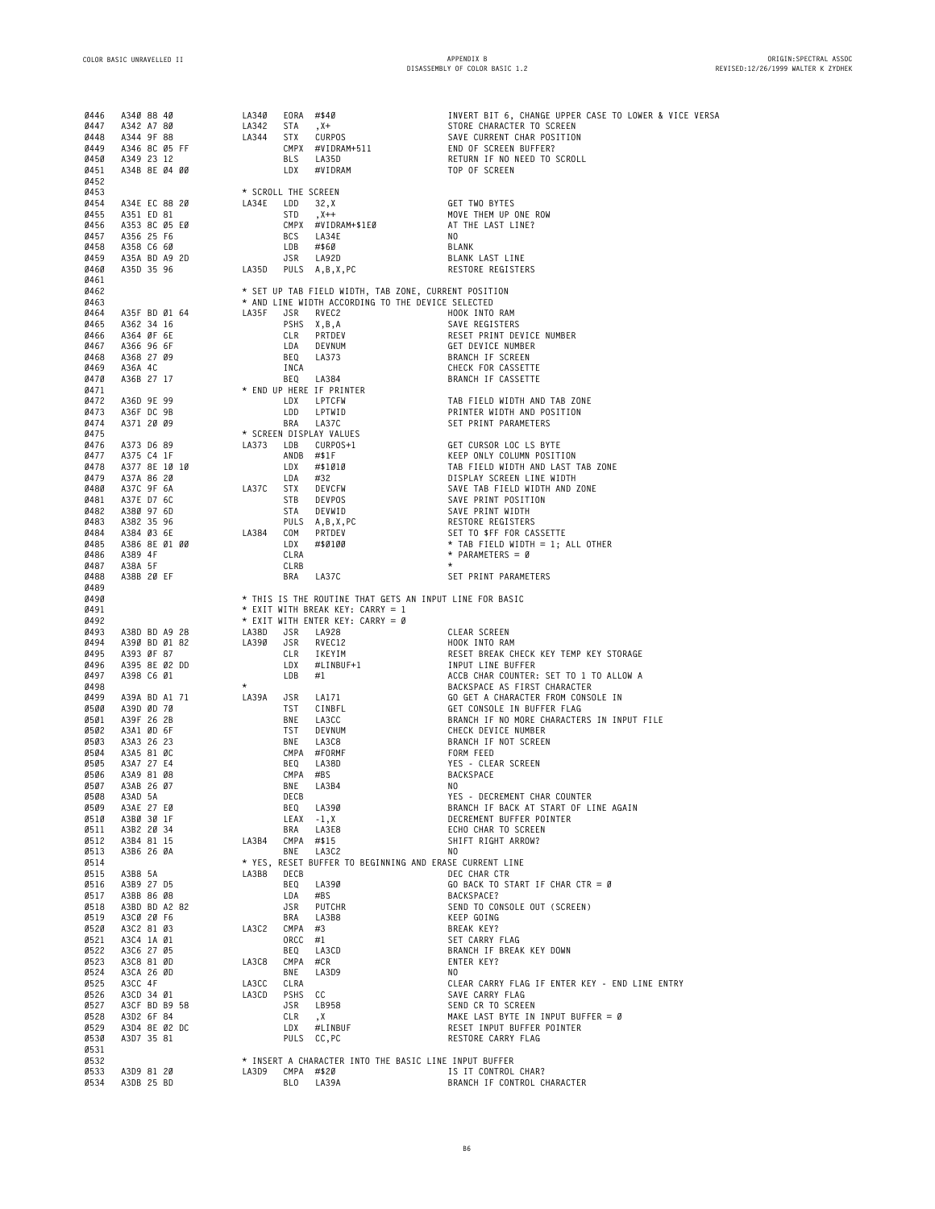```
0446  A340 88 40          LA340  EORA  #$40                  INVERT BIT 6, CHANGE UPPER CASE TO LOWER & VICE VERSA
0447  A342 A7 80          LA342  STA   ,X+                   STORE CHARACTER TO SCREEN
0448  A344 9F 88          LA344  STX   CURPOS                SAVE CURRENT CHAR POSITION
0449  A346 8C 05 FF              CMPX  #VIDRAM+511           END OF SCREEN BUFFER?
0450  A349 23 12                 BLS   LA35D                 RETURN IF NO NEED TO SCROLL
0451  A34B 8E 04 00              LDX   #VIDRAM               TOP OF SCREEN
0452
0453                      * SCROLL THE SCREEN
0454  A34E EC 88 20       LA34E  LDD   32,X                  GET TWO BYTES
0455  A351 ED 81                 STD   ,X++                  MOVE THEM UP ONE ROW
0456  A353 8C 05 E0              CMPX  #VIDRAM+$1E0          AT THE LAST LINE?
0457  A356 25 F6                 BCS   LA34E                 NO
0458  A358 C6 60                 LDB   #$60                  BLANK
0459  A35A BD A9 2D              JSR   LA92D                 BLANK LAST LINE
0460  A35D 35 96          LA35D  PULS  A,B,X,PC              RESTORE REGISTERS
0461
0462                      * SET UP TAB FIELD WIDTH, TAB ZONE, CURRENT POSITION
0463                      * AND LINE WIDTH ACCORDING TO THE DEVICE SELECTED
0464  A35F BD 01 64       LA35F  JSR   RVEC2                 HOOK INTO RAM
0465  A362 34 16                 PSHS  X,B,A                 SAVE REGISTERS
0466  A364 0F 6E                 CLR   PRTDEV                RESET PRINT DEVICE NUMBER
0467  A366 96 6F                 LDA   DEVNUM                GET DEVICE NUMBER
0468  A368 27 09                 BEQ   LA373                 BRANCH IF SCREEN
0469  A36A 4C                    INCA                        CHECK FOR CASSETTE
0470  A36B 27 17                 BEQ   LA384                 BRANCH IF CASSETTE
0471                      * END UP HERE IF PRINTER
0472  A36D 9E 99                 LDX   LPTCFW                TAB FIELD WIDTH AND TAB ZONE
0473  A36F DC 9B                 LDD   LPTWID                PRINTER WIDTH AND POSITION
0474  A371 20 09                 BRA   LA37C                 SET PRINT PARAMETERS
0475                      * SCREEN DISPLAY VALUES
0476  A373 D6 89          LA373  LDB   CURPOS+1              GET CURSOR LOC LS BYTE
0477  A375 C4 1F                 ANDB  #$1F                  KEEP ONLY COLUMN POSITION
0478  A377 8E 10 10              LDX   #$1010                TAB FIELD WIDTH AND LAST TAB ZONE
0479  A37A 86 20                 LDA   #32                   DISPLAY SCREEN LINE WIDTH
0480  A37C 9F 6A          LA37C  STX   DEVCFW                SAVE TAB FIELD WIDTH AND ZONE
0481  A37E D7 6C                 STB   DEVPOS                SAVE PRINT POSITION
0482  A380 97 6D                 STA   DEVWID                SAVE PRINT WIDTH
0483  A382 35 96                 PULS  A,B,X,PC              RESTORE REGISTERS
0484  A384 03 6E          LA384  COM   PRTDEV                SET TO $FF FOR CASSETTE
0485  A386 8E 01 00              LDX   #$0100                * TAB FIELD WIDTH = 1; ALL OTHER
0486  A389 4F                    CLRA                        * PARAMETERS = 0
0487  A38A 5F                    CLRB                        *
0488  A38B 20 EF                 BRA   LA37C                 SET PRINT PARAMETERS
0489
0490                      * THIS IS THE ROUTINE THAT GETS AN INPUT LINE FOR BASIC
0491                      * EXIT WITH BREAK KEY: CARRY = 1
0492                      * EXIT WITH ENTER KEY: CARRY = 0
0493  A38D BD A9 28       LA38D  JSR   LA928                 CLEAR SCREEN
0494  A390 BD 01 82       LA390  JSR   RVEC12                HOOK INTO RAM
0495  A393 0F 87                 CLR   IKEYIM                RESET BREAK CHECK KEY TEMP KEY STORAGE
0496  A395 8E 02 DD              LDX   #LINBUF+1             INPUT LINE BUFFER
0497  A398 C6 01                 LDB   #1                    ACCB CHAR COUNTER: SET TO 1 TO ALLOW A
0498                      *                                  BACKSPACE AS FIRST CHARACTER
0499  A39A BD A1 71       LA39A  JSR   LA171                 GO GET A CHARACTER FROM CONSOLE IN
0500  A39D 0D 70                 TST   CINBFL                GET CONSOLE IN BUFFER FLAG
0501  A39F 26 2B                 BNE   LA3CC                 BRANCH IF NO MORE CHARACTERS IN INPUT FILE
0502  A3A1 0D 6F                 TST   DEVNUM                CHECK DEVICE NUMBER
0503  A3A3 26 23                 BNE   LA3C8                 BRANCH IF NOT SCREEN
0504  A3A5 81 0C                 CMPA  #FORMF                FORM FEED
0505  A3A7 27 E4                 BEQ   LA38D                 YES - CLEAR SCREEN
0506  A3A9 81 08                 CMPA  #BS                   BACKSPACE
0507  A3AB 26 07                 BNE   LA3B4                 NO
0508  A3AD 5A                    DECB                        YES - DECREMENT CHAR COUNTER
0509  A3AE 27 E0                 BEQ   LA390                 BRANCH IF BACK AT START OF LINE AGAIN
0510  A3B0 30 1F                 LEAX  -1,X                  DECREMENT BUFFER POINTER
0511  A3B2 20 34                 BRA   LA3E8                 ECHO CHAR TO SCREEN
0512  A3B4 81 15          LA3B4  CMPA  #$15                  SHIFT RIGHT ARROW?
0513  A3B6 26 0A                 BNE   LA3C2                 NO
0514                      * YES, RESET BUFFER TO BEGINNING AND ERASE CURRENT LINE
0515  A3B8 5A             LA3B8  DECB                        DEC CHAR CTR
0516  A3B9 27 D5                 BEQ   LA390                 GO BACK TO START IF CHAR CTR = 0
0517  A3BB 86 08                 LDA   #BS                   BACKSPACE?
0518  A3BD BD A2 82              JSR   PUTCHR                SEND TO CONSOLE OUT (SCREEN)
0519  A3C0 20 F6                 BRA   LA3B8                 KEEP GOING
0520  A3C2 81 03          LA3C2  CMPA  #3                    BREAK KEY?
0521  A3C4 1A 01                 ORCC  #1                    SET CARRY FLAG
0522  A3C6 27 05                 BEQ   LA3CD                 BRANCH IF BREAK KEY DOWN
0523  A3C8 81 0D          LA3C8  CMPA  #CR                   ENTER KEY?
0524  A3CA 26 0D                 BNE   LA3D9                 NO
0525  A3CC 4F             LA3CC  CLRA                        CLEAR CARRY FLAG IF ENTER KEY - END LINE ENTRY
0526  A3CD 34 01          LA3CD  PSHS  CC                    SAVE CARRY FLAG
0527  A3CF BD B9 58              JSR   LB958                 SEND CR TO SCREEN
0528  A3D2 6F 84                 CLR   ,X                    MAKE LAST BYTE IN INPUT BUFFER = 0
0529  A3D4 8E 02 DC              LDX   #LINBUF               RESET INPUT BUFFER POINTER
0530  A3D7 35 81                 PULS  CC,PC                 RESTORE CARRY FLAG
0531
0532                      * INSERT A CHARACTER INTO THE BASIC LINE INPUT BUFFER
0533  A3D9 81 20          LA3D9  CMPA  #$20                  IS IT CONTROL CHAR?
0534  A3DB 25 BD                 BLO   LA39A                 BRANCH IF CONTROL CHARACTER
```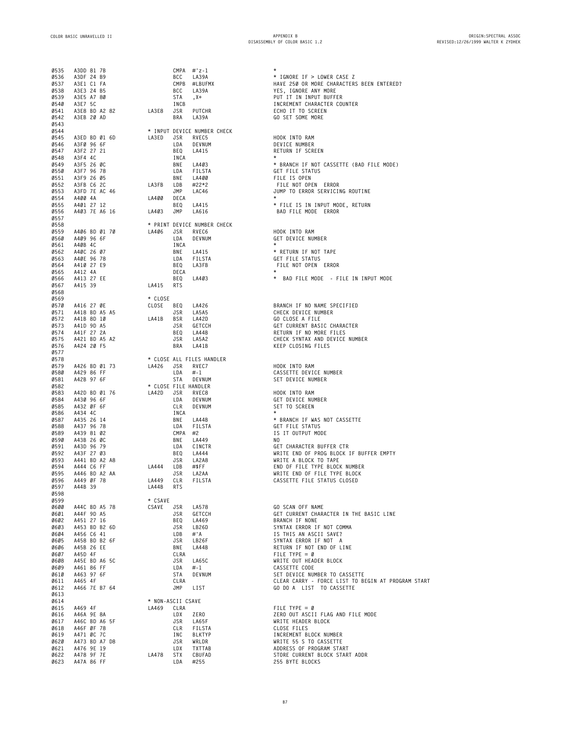```
0535  A3DD 81 7B                CMPA  #'z-1              *
0536  A3DF 24 B9                BCC   LA39A              * IGNORE IF > LOWER CASE Z
0537  A3E1 C1 FA                CMPB  #LBUFMX            HAVE 250 OR MORE CHARACTERS BEEN ENTERED?
0538  A3E3 24 B5                BCC   LA39A              YES, IGNORE ANY MORE
0539  A3E5 A7 80                STA   ,X+                PUT IT IN INPUT BUFFER
0540  A3E7 5C                   INCB                     INCREMENT CHARACTER COUNTER
0541  A3E8 BD A2 82     LA3E8   JSR   PUTCHR             ECHO IT TO SCREEN
0542  A3EB 20 AD                BRA   LA39A              GO SET SOME MORE
0543
0544                    * INPUT DEVICE NUMBER CHECK
0545  A3ED BD 01 6D     LA3ED   JSR   RVEC5              HOOK INTO RAM
0546  A3F0 96 6F                LDA   DEVNUM             DEVICE NUMBER
0547  A3F2 27 21                BEQ   LA415              RETURN IF SCREEN
0548  A3F4 4C                   INCA                     *
0549  A3F5 26 0C                BNE   LA403              * BRANCH IF NOT CASSETTE (BAD FILE MODE)
0550  A3F7 96 78                LDA   FILSTA             GET FILE STATUS
0551  A3F9 26 05                BNE   LA400              FILE IS OPEN
0552  A3FB C6 2C        LA3FB   LDB   #22*2               FILE NOT OPEN  ERROR
0553  A3FD 7E AC 46             JMP   LAC46              JUMP TO ERROR SERVICING ROUTINE
0554  A400 4A           LA400   DECA                     *
0555  A401 27 12                BEQ   LA415              * FILE IS IN INPUT MODE, RETURN
0556  A403 7E A6 16     LA403   JMP   LA616               BAD FILE MODE  ERROR
0557
0558                    * PRINT DEVICE NUMBER CHECK
0559  A406 BD 01 70     LA406   JSR   RVEC6              HOOK INTO RAM
0560  A409 96 6F                LDA   DEVNUM             GET DEVICE NUMBER
0561  A40B 4C                   INCA                     *
0562  A40C 26 07                BNE   LA415              * RETURN IF NOT TAPE
0563  A40E 96 78                LDA   FILSTA             GET FILE STATUS
0564  A410 27 E9                BEQ   LA3FB               FILE NOT OPEN  ERROR
0565  A412 4A                   DECA                     *
0566  A413 27 EE                BEQ   LA403              *  BAD FILE MODE  - FILE IN INPUT MODE
0567  A415 39           LA415   RTS
0568
0569                    * CLOSE
0570  A416 27 0E        CLOSE   BEQ   LA426              BRANCH IF NO NAME SPECIFIED
0571  A418 BD A5 A5             JSR   LA5A5              CHECK DEVICE NUMBER
0572  A41B 8D 10        LA41B   BSR   LA42D              GO CLOSE A FILE
0573  A41D 9D A5                JSR   GETCCH             GET CURRENT BASIC CHARACTER
0574  A41F 27 2A                BEQ   LA44B              RETURN IF NO MORE FILES
0575  A421 BD A5 A2             JSR   LA5A2              CHECK SYNTAX AND DEVICE NUMBER
0576  A424 20 F5                BRA   LA41B              KEEP CLOSING FILES
0577
0578                    * CLOSE ALL FILES HANDLER
0579  A426 BD 01 73     LA426   JSR   RVEC7              HOOK INTO RAM
0580  A429 86 FF                LDA   #-1                CASSETTE DEVICE NUMBER
0581  A42B 97 6F                STA   DEVNUM             SET DEVICE NUMBER
0582                    * CLOSE FILE HANDLER
0583  A42D BD 01 76     LA42D   JSR   RVEC8              HOOK INTO RAM
0584  A430 96 6F                LDA   DEVNUM             GET DEVICE NUMBER
0585  A432 0F 6F                CLR   DEVNUM             SET TO SCREEN
0586  A434 4C                   INCA                     *
0587  A435 26 14                BNE   LA44B              * BRANCH IF WAS NOT CASSETTE
0588  A437 96 78                LDA   FILSTA             GET FILE STATUS
0589  A439 81 02                CMPA  #2                 IS IT OUTPUT MODE
0590  A43B 26 0C                BNE   LA449              NO
0591  A43D 96 79                LDA   CINCTR             GET CHARACTER BUFFER CTR
0592  A43F 27 03                BEQ   LA444              WRITE END OF PROG BLOCK IF BUFFER EMPTY
0593  A441 BD A2 A8             JSR   LA2A8              WRITE A BLOCK TO TAPE
0594  A444 C6 FF        LA444   LDB   #$FF               END OF FILE TYPE BLOCK NUMBER
0595  A446 BD A2 AA             JSR   LA2AA              WRITE END OF FILE TYPE BLOCK
0596  A449 0F 78        LA449   CLR   FILSTA             CASSETTE FILE STATUS CLOSED
0597  A44B 39           LA44B   RTS
0598
0599                    * CSAVE
0600  A44C BD A5 78     CSAVE   JSR   LA578              GO SCAN OFF NAME
0601  A44F 9D A5                JSR   GETCCH             GET CURRENT CHARACTER IN THE BASIC LINE
0602  A451 27 16                BEQ   LA469              BRANCH IF NONE
0603  A453 BD B2 6D             JSR   LB26D              SYNTAX ERROR IF NOT COMMA
0604  A456 C6 41                LDB   #'A                IS THIS AN ASCII SAVE?
0605  A458 BD B2 6F             JSR   LB26F              SYNTAX ERROR IF NOT  A
0606  A45B 26 EE                BNE   LA44B              RETURN IF NOT END OF LINE
0607  A45D 4F                   CLRA                     FILE TYPE = 0
0608  A45E BD A6 5C             JSR   LA65C              WRITE OUT HEADER BLOCK
0609  A461 86 FF                LDA   #-1                CASSETTE CODE
0610  A463 97 6F                STA   DEVNUM             SET DEVICE NUMBER TO CASSETTE
0611  A465 4F                   CLRA                     CLEAR CARRY - FORCE LIST TO BEGIN AT PROGRAM START
0612  A466 7E B7 64             JMP   LIST               GO DO A  LIST  TO CASSETTE
0613
0614                    * NON-ASCII CSAVE
0615  A469 4F           LA469   CLRA                     FILE TYPE = 0
0616  A46A 9E 8A                LDX   ZERO               ZERO OUT ASCII FLAG AND FILE MODE
0617  A46C BD A6 5F             JSR   LA65F              WRITE HEADER BLOCK
0618  A46F 0F 78                CLR   FILSTA             CLOSE FILES
0619  A471 0C 7C                INC   BLKTYP             INCREMENT BLOCK NUMBER
0620  A473 BD A7 D8             JSR   WRLDR              WRITE 55 S TO CASSETTE
0621  A476 9E 19                LDX   TXTTAB             ADDRESS OF PROGRAM START
0622  A478 9F 7E        LA478   STX   CBUFAD             STORE CURRENT BLOCK START ADDR
0623  A47A 86 FF                LDA   #255               255 BYTE BLOCKS
```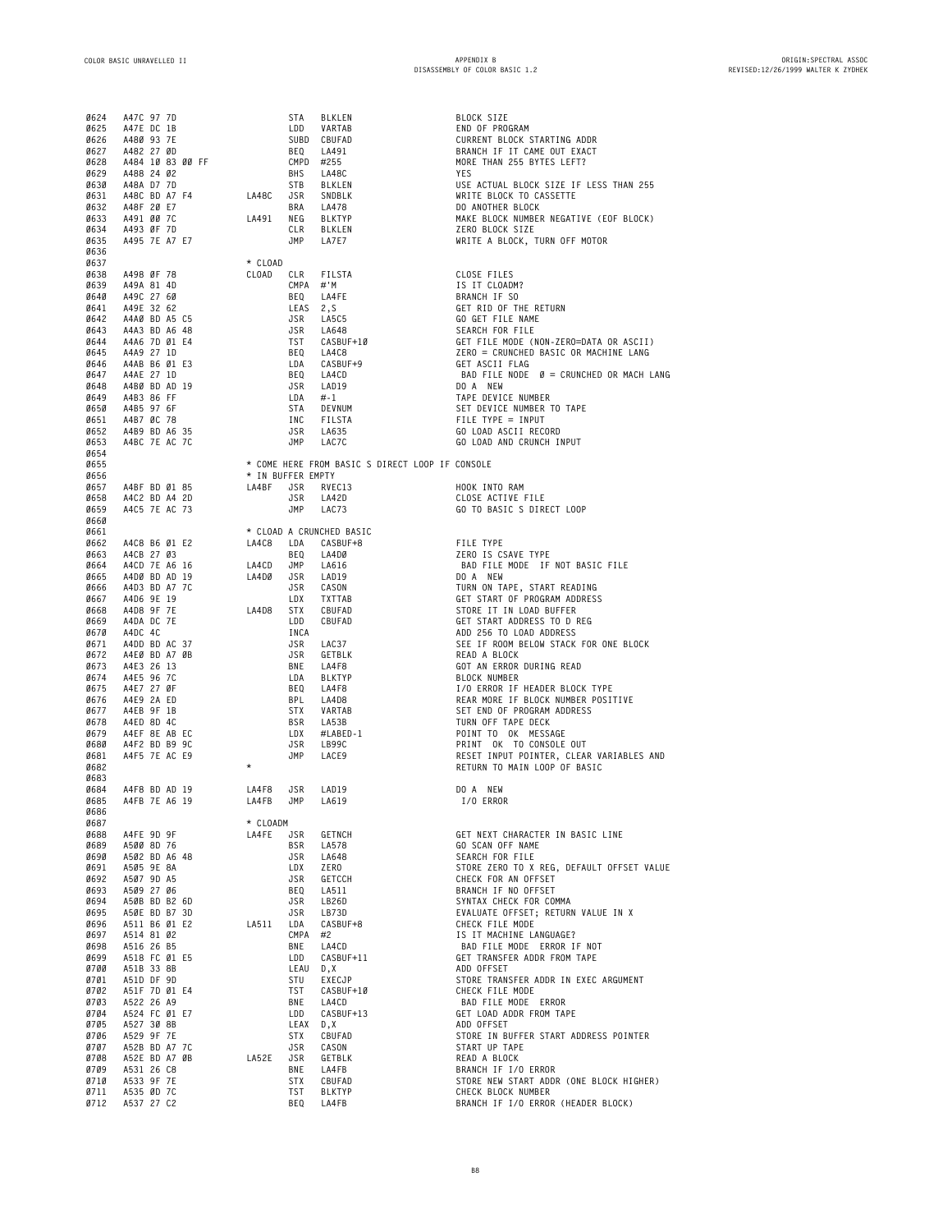```
0624  A47C 97 7D                  STA   BLKLEN              BLOCK SIZE
0625  A47E DC 1B                  LDD   VARTAB              END OF PROGRAM
0626  A480 93 7E                  SUBD  CBUFAD              CURRENT BLOCK STARTING ADDR
0627  A482 27 0D                  BEQ   LA491               BRANCH IF IT CAME OUT EXACT
0628  A484 10 83 00 FF            CMPD  #255                MORE THAN 255 BYTES LEFT?
0629  A488 24 02                  BHS   LA48C               YES
0630  A48A D7 7D                  STB   BLKLEN              USE ACTUAL BLOCK SIZE IF LESS THAN 255
0631  A48C BD A7 F4        LA48C  JSR   SNDBLK              WRITE BLOCK TO CASSETTE
0632  A48F 20 E7                  BRA   LA478               DO ANOTHER BLOCK
0633  A491 00 7C           LA491  NEG   BLKTYP              MAKE BLOCK NUMBER NEGATIVE (EOF BLOCK)
0634  A493 0F 7D                  CLR   BLKLEN              ZERO BLOCK SIZE
0635  A495 7E A7 E7               JMP   LA7E7               WRITE A BLOCK, TURN OFF MOTOR
0636
0637                       * CLOAD
0638  A498 0F 78           CLOAD  CLR   FILSTA              CLOSE FILES
0639  A49A 81 4D                  CMPA  #'M                 IS IT CLOADM?
0640  A49C 27 60                  BEQ   LA4FE               BRANCH IF SO
0641  A49E 32 62                  LEAS  2,S                 GET RID OF THE RETURN
0642  A4A0 BD A5 C5               JSR   LA5C5               GO GET FILE NAME
0643  A4A3 BD A6 48               JSR   LA648               SEARCH FOR FILE
0644  A4A6 7D 01 E4               TST   CASBUF+10           GET FILE MODE (NON-ZERO=DATA OR ASCII)
0645  A4A9 27 1D                  BEQ   LA4C8               ZERO = CRUNCHED BASIC OR MACHINE LANG
0646  A4AB B6 01 E3               LDA   CASBUF+9            GET ASCII FLAG
0647  A4AE 27 1D                  BEQ   LA4CD                BAD FILE NODE  0 = CRUNCHED OR MACH LANG
0648  A4B0 BD AD 19               JSR   LAD19               DO A  NEW
0649  A4B3 86 FF                  LDA   #-1                 TAPE DEVICE NUMBER
0650  A4B5 97 6F                  STA   DEVNUM              SET DEVICE NUMBER TO TAPE
0651  A4B7 0C 78                  INC   FILSTA              FILE TYPE = INPUT
0652  A4B9 BD A6 35               JSR   LA635               GO LOAD ASCII RECORD
0653  A4BC 7E AC 7C               JMP   LAC7C               GO LOAD AND CRUNCH INPUT
0654
0655                       * COME HERE FROM BASIC S DIRECT LOOP IF CONSOLE
0656                       * IN BUFFER EMPTY
0657  A4BF BD 01 85        LA4BF  JSR   RVEC13              HOOK INTO RAM
0658  A4C2 BD A4 2D               JSR   LA42D               CLOSE ACTIVE FILE
0659  A4C5 7E AC 73               JMP   LAC73               GO TO BASIC S DIRECT LOOP
0660
0661                       * CLOAD A CRUNCHED BASIC
0662  A4C8 B6 01 E2        LA4C8  LDA   CASBUF+8            FILE TYPE
0663  A4CB 27 03                  BEQ   LA4D0               ZERO IS CSAVE TYPE
0664  A4CD 7E A6 16        LA4CD  JMP   LA616                BAD FILE MODE  IF NOT BASIC FILE
0665  A4D0 BD AD 19        LA4D0  JSR   LAD19               DO A  NEW
0666  A4D3 BD A7 7C               JSR   CASON               TURN ON TAPE, START READING
0667  A4D6 9E 19                  LDX   TXTTAB              GET START OF PROGRAM ADDRESS
0668  A4D8 9F 7E           LA4D8  STX   CBUFAD              STORE IT IN LOAD BUFFER
0669  A4DA DC 7E                  LDD   CBUFAD              GET START ADDRESS TO D REG
0670  A4DC 4C                     INCA                      ADD 256 TO LOAD ADDRESS
0671  A4DD BD AC 37               JSR   LAC37               SEE IF ROOM BELOW STACK FOR ONE BLOCK
0672  A4E0 BD A7 0B               JSR   GETBLK              READ A BLOCK
0673  A4E3 26 13                  BNE   LA4F8               GOT AN ERROR DURING READ
0674  A4E5 96 7C                  LDA   BLKTYP              BLOCK NUMBER
0675  A4E7 27 0F                  BEQ   LA4F8               I/O ERROR IF HEADER BLOCK TYPE
0676  A4E9 2A ED                  BPL   LA4D8               REAR MORE IF BLOCK NUMBER POSITIVE
0677  A4EB 9F 1B                  STX   VARTAB              SET END OF PROGRAM ADDRESS
0678  A4ED 8D 4C                  BSR   LA53B               TURN OFF TAPE DECK
0679  A4EF 8E AB EC               LDX   #LABED-1            POINT TO  OK  MESSAGE
0680  A4F2 BD B9 9C               JSR   LB99C               PRINT  OK  TO CONSOLE OUT
0681  A4F5 7E AC E9               JMP   LACE9               RESET INPUT POINTER, CLEAR VARIABLES AND
0682                       *                                RETURN TO MAIN LOOP OF BASIC
0683
0684  A4F8 BD AD 19        LA4F8  JSR   LAD19               DO A  NEW
0685  A4FB 7E A6 19        LA4FB  JMP   LA619                I/O ERROR
0686
0687                       * CLOADM
0688  A4FE 9D 9F           LA4FE  JSR   GETNCH              GET NEXT CHARACTER IN BASIC LINE
0689  A500 8D 76                  BSR   LA578               GO SCAN OFF NAME
0690  A502 BD A6 48               JSR   LA648               SEARCH FOR FILE
0691  A505 9E 8A                  LDX   ZERO                STORE ZERO TO X REG, DEFAULT OFFSET VALUE
0692  A507 9D A5                  JSR   GETCCH              CHECK FOR AN OFFSET
0693  A509 27 06                  BEQ   LA511               BRANCH IF NO OFFSET
0694  A50B BD B2 6D               JSR   LB26D               SYNTAX CHECK FOR COMMA
0695  A50E BD B7 3D               JSR   LB73D               EVALUATE OFFSET; RETURN VALUE IN X
0696  A511 B6 01 E2        LA511  LDA   CASBUF+8            CHECK FILE MODE
0697  A514 81 02                  CMPA  #2                  IS IT MACHINE LANGUAGE?
0698  A516 26 B5                  BNE   LA4CD                BAD FILE MODE  ERROR IF NOT
0699  A518 FC 01 E5               LDD   CASBUF+11           GET TRANSFER ADDR FROM TAPE
0700  A51B 33 8B                  LEAU  D,X                 ADD OFFSET
0701  A51D DF 9D                  STU   EXECJP              STORE TRANSFER ADDR IN EXEC ARGUMENT
0702  A51F 7D 01 E4               TST   CASBUF+10           CHECK FILE MODE
0703  A522 26 A9                  BNE   LA4CD                BAD FILE MODE  ERROR
0704  A524 FC 01 E7               LDD   CASBUF+13           GET LOAD ADDR FROM TAPE
0705  A527 30 8B                  LEAX  D,X                 ADD OFFSET
0706  A529 9F 7E                  STX   CBUFAD              STORE IN BUFFER START ADDRESS POINTER
0707  A52B BD A7 7C               JSR   CASON               START UP TAPE
0708  A52E BD A7 0B        LA52E  JSR   GETBLK              READ A BLOCK
0709  A531 26 C8                  BNE   LA4FB               BRANCH IF I/O ERROR
0710  A533 9F 7E                  STX   CBUFAD              STORE NEW START ADDR (ONE BLOCK HIGHER)
0711  A535 0D 7C                  TST   BLKTYP              CHECK BLOCK NUMBER
0712  A537 27 C2                  BEQ   LA4FB               BRANCH IF I/O ERROR (HEADER BLOCK)
```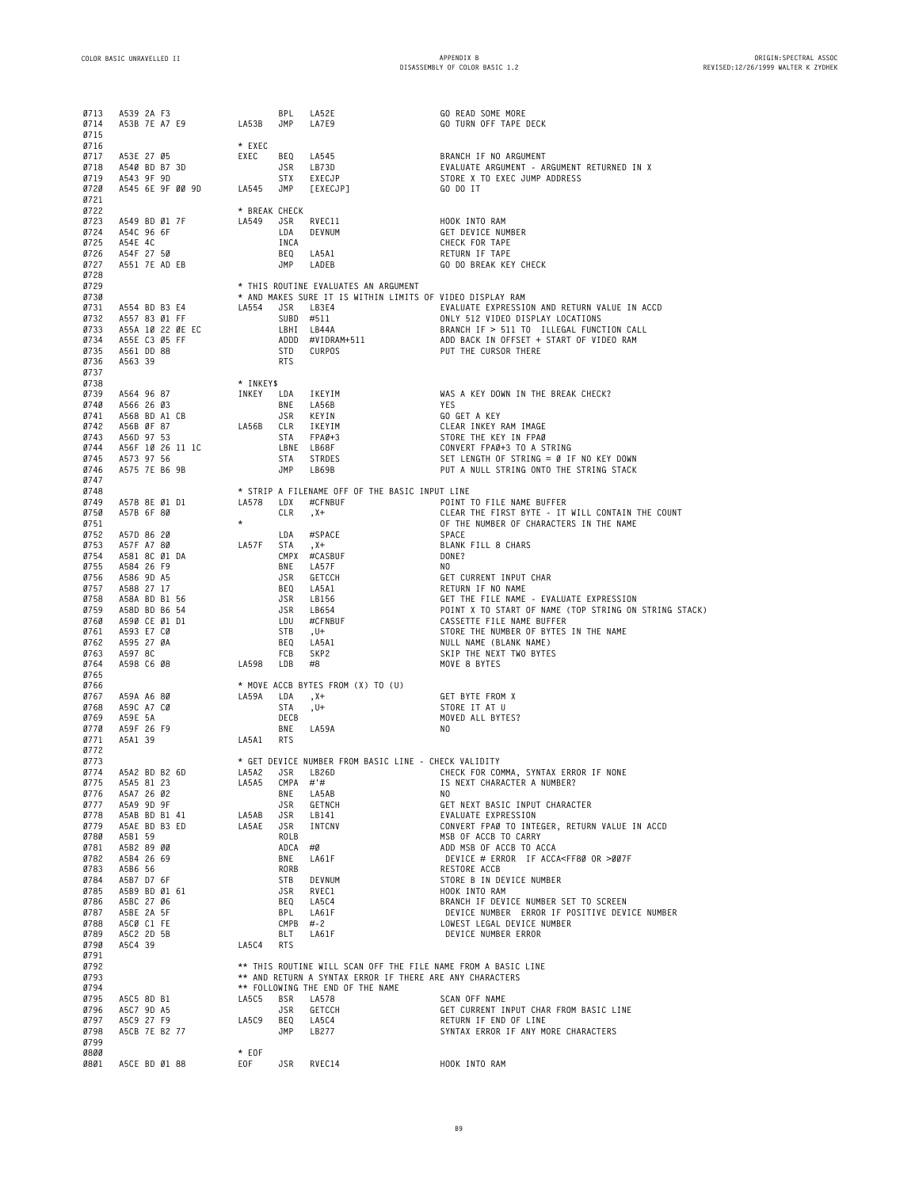```
0713  A539 2A F3                 BPL   LA52E                  GO READ SOME MORE
0714  A53B 7E A7 E9      LA53B   JMP   LA7E9                  GO TURN OFF TAPE DECK
0715
0716                     * EXEC
0717  A53E 27 05          EXEC    BEQ   LA545                  BRANCH IF NO ARGUMENT
0718  A540 BD B7 3D              JSR   LB73D                  EVALUATE ARGUMENT - ARGUMENT RETURNED IN X
0719  A543 9F 9D                 STX   EXECJP                 STORE X TO EXEC JUMP ADDRESS
0720  A545 6E 9F 00 9D   LA545   JMP   [EXECJP]               GO DO IT
0721
0722                     * BREAK CHECK
0723  A549 BD 01 7F      LA549   JSR   RVEC11                 HOOK INTO RAM
0724  A54C 96 6F                 LDA   DEVNUM                 GET DEVICE NUMBER
0725  A54E 4C                    INCA                         CHECK FOR TAPE
0726  A54F 27 50                 BEQ   LA5A1                  RETURN IF TAPE
0727  A551 7E AD EB              JMP   LADEB                  GO DO BREAK KEY CHECK
0728
0729                     * THIS ROUTINE EVALUATES AN ARGUMENT
0730                     * AND MAKES SURE IT IS WITHIN LIMITS OF VIDEO DISPLAY RAM
0731  A554 BD B3 E4      LA554   JSR   LB3E4                  EVALUATE EXPRESSION AND RETURN VALUE IN ACCD
0732  A557 83 01 FF              SUBD  #511                   ONLY 512 VIDEO DISPLAY LOCATIONS
0733  A55A 10 22 0E EC           LBHI  LB44A                  BRANCH IF > 511 TO  ILLEGAL FUNCTION CALL
0734  A55E C3 05 FF              ADDD  #VIDRAM+511            ADD BACK IN OFFSET + START OF VIDEO RAM
0735  A561 DD 88                 STD   CURPOS                 PUT THE CURSOR THERE
0736  A563 39                    RTS
0737
0738                     * INKEY$
0739  A564 96 87         INKEY   LDA   IKEYIM                 WAS A KEY DOWN IN THE BREAK CHECK?
0740  A566 26 03                 BNE   LA56B                  YES
0741  A568 BD A1 CB              JSR   KEYIN                  GO GET A KEY
0742  A56B 0F 87         LA56B   CLR   IKEYIM                 CLEAR INKEY RAM IMAGE
0743  A56D 97 53                 STA   FPA0+3                 STORE THE KEY IN FPA0
0744  A56F 10 26 11 1C           LBNE  LB68F                  CONVERT FPA0+3 TO A STRING
0745  A573 97 56                 STA   STRDES                 SET LENGTH OF STRING = 0 IF NO KEY DOWN
0746  A575 7E B6 9B              JMP   LB69B                  PUT A NULL STRING ONTO THE STRING STACK
0747
0748                     * STRIP A FILENAME OFF OF THE BASIC INPUT LINE
0749  A578 8E 01 D1      LA578   LDX   #CFNBUF                POINT TO FILE NAME BUFFER
0750  A57B 6F 80                 CLR   ,X+                    CLEAR THE FIRST BYTE - IT WILL CONTAIN THE COUNT
0751                     *                                    OF THE NUMBER OF CHARACTERS IN THE NAME
0752  A57D 86 20                 LDA   #SPACE                 SPACE
0753  A57F A7 80         LA57F   STA   ,X+                    BLANK FILL 8 CHARS
0754  A581 8C 01 DA              CMPX  #CASBUF                DONE?
0755  A584 26 F9                 BNE   LA57F                  NO
0756  A586 9D A5                 JSR   GETCCH                 GET CURRENT INPUT CHAR
0757  A588 27 17                 BEQ   LA5A1                  RETURN IF NO NAME
0758  A58A BD B1 56              JSR   LB156                  GET THE FILE NAME - EVALUATE EXPRESSION
0759  A58D BD B6 54              JSR   LB654                  POINT X TO START OF NAME (TOP STRING ON STRING STACK)
0760  A590 CE 01 D1              LDU   #CFNBUF                CASSETTE FILE NAME BUFFER
0761  A593 E7 C0                 STB   ,U+                    STORE THE NUMBER OF BYTES IN THE NAME
0762  A595 27 0A                 BEQ   LA5A1                  NULL NAME (BLANK NAME)
0763  A597 8C                    FCB   SKP2                   SKIP THE NEXT TWO BYTES
0764  A598 C6 08         LA598   LDB   #8                     MOVE 8 BYTES
0765
0766                     * MOVE ACCB BYTES FROM (X) TO (U)
0767  A59A A6 80         LA59A   LDA   ,X+                    GET BYTE FROM X
0768  A59C A7 C0                 STA   ,U+                    STORE IT AT U
0769  A59E 5A                    DECB                         MOVED ALL BYTES?
0770  A59F 26 F9                 BNE   LA59A                  NO
0771  A5A1 39            LA5A1   RTS
0772
0773                     * GET DEVICE NUMBER FROM BASIC LINE - CHECK VALIDITY
0774  A5A2 BD B2 6D      LA5A2   JSR   LB26D                  CHECK FOR COMMA, SYNTAX ERROR IF NONE
0775  A5A5 81 23         LA5A5   CMPA  #'#                    IS NEXT CHARACTER A NUMBER?
0776  A5A7 26 02                 BNE   LA5AB                  NO
0777  A5A9 9D 9F                 JSR   GETNCH                 GET NEXT BASIC INPUT CHARACTER
0778  A5AB BD B1 41      LA5AB   JSR   LB141                  EVALUATE EXPRESSION
0779  A5AE BD B3 ED      LA5AE   JSR   INTCNV                 CONVERT FPA0 TO INTEGER, RETURN VALUE IN ACCD
0780  A5B1 59                    ROLB                         MSB OF ACCB TO CARRY
0781  A5B2 89 00                 ADCA  #0                     ADD MSB OF ACCB TO ACCA
0782  A5B4 26 69                 BNE   LA61F                   DEVICE # ERROR  IF ACCA<FF80 OR >007F
0783  A5B6 56                    RORB                         RESTORE ACCB
0784  A5B7 D7 6F                 STB   DEVNUM                 STORE B IN DEVICE NUMBER
0785  A5B9 BD 01 61              JSR   RVEC1                  HOOK INTO RAM
0786  A5BC 27 06                 BEQ   LA5C4                  BRANCH IF DEVICE NUMBER SET TO SCREEN
0787  A5BE 2A 5F                 BPL   LA61F                   DEVICE NUMBER  ERROR IF POSITIVE DEVICE NUMBER
0788  A5C0 C1 FE                 CMPB  #-2                    LOWEST LEGAL DEVICE NUMBER
0789  A5C2 2D 5B                 BLT   LA61F                   DEVICE NUMBER ERROR
0790  A5C4 39            LA5C4   RTS
0791
0792                     ** THIS ROUTINE WILL SCAN OFF THE FILE NAME FROM A BASIC LINE
0793                     ** AND RETURN A SYNTAX ERROR IF THERE ARE ANY CHARACTERS
0794                     ** FOLLOWING THE END OF THE NAME
0795  A5C5 8D B1         LA5C5   BSR   LA578                  SCAN OFF NAME
0796  A5C7 9D A5                 JSR   GETCCH                 GET CURRENT INPUT CHAR FROM BASIC LINE
0797  A5C9 27 F9         LA5C9   BEQ   LA5C4                  RETURN IF END OF LINE
0798  A5CB 7E B2 77              JMP   LB277                  SYNTAX ERROR IF ANY MORE CHARACTERS
0799
0800                     * EOF
0801  A5CE BD 01 88      EOF     JSR   RVEC14                 HOOK INTO RAM
```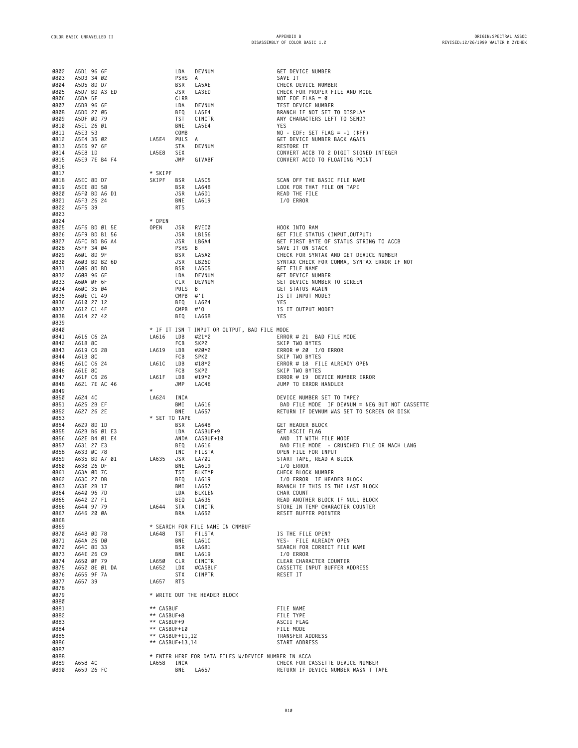```
0802  A5D1 96 6F              LDA   DEVNUM               GET DEVICE NUMBER
0803  A5D3 34 02              PSHS  A                    SAVE IT
0804  A5D5 8D D7              BSR   LA5AE                CHECK DEVICE NUMBER
0805  A5D7 BD A3 ED           JSR   LA3ED                CHECK FOR PROPER FILE AND MODE
0806  A5DA 5F                 CLRB                       NOT EOF FLAG = 0
0807  A5DB 96 6F              LDA   DEVNUM               TEST DEVICE NUMBER
0808  A5DD 27 05              BEQ   LA5E4                BRANCH IF NOT SET TO DISPLAY
0809  A5DF 0D 79              TST   CINCTR               ANY CHARACTERS LEFT TO SEND?
0810  A5E1 26 01              BNE   LA5E4                YES
0811  A5E3 53                 COMB                       NO - EOF: SET FLAG = -1 ($FF)
0812  A5E4 35 02        LA5E4 PULS  A                    GET DEVICE NUMBER BACK AGAIN
0813  A5E6 97 6F              STA   DEVNUM               RESTORE IT
0814  A5E8 1D           LA5E8 SEX                        CONVERT ACCB TO 2 DIGIT SIGNED INTEGER
0815  A5E9 7E B4 F4           JMP   GIVABF               CONVERT ACCD TO FLOATING POINT
0816
0817                    * SKIPF
0818  A5EC 8D D7        SKIPF BSR   LA5C5                SCAN OFF THE BASIC FILE NAME
0819  A5EE 8D 58              BSR   LA648                LOOK FOR THAT FILE ON TAPE
0820  A5F0 BD A6 D1           JSR   LA6D1                READ THE FILE
0821  A5F3 26 24              BNE   LA619                 I/O ERROR
0822  A5F5 39                 RTS
0823
0824                    * OPEN
0825  A5F6 BD 01 5E     OPEN  JSR   RVEC0                HOOK INTO RAM
0826  A5F9 BD B1 56           JSR   LB156                GET FILE STATUS (INPUT,OUTPUT)
0827  A5FC BD B6 A4           JSR   LB6A4                GET FIRST BYTE OF STATUS STRING TO ACCB
0828  A5FF 34 04              PSHS  B                    SAVE IT ON STACK
0829  A601 8D 9F              BSR   LA5A2                CHECK FOR SYNTAX AND GET DEVICE NUMBER
0830  A603 BD B2 6D           JSR   LB26D                SYNTAX CHECK FOR COMMA, SYNTAX ERROR IF NOT
0831  A606 8D BD              BSR   LA5C5                GET FILE NAME
0832  A608 96 6F              LDA   DEVNUM               GET DEVICE NUMBER
0833  A60A 0F 6F              CLR   DEVNUM               SET DEVICE NUMBER TO SCREEN
0834  A60C 35 04              PULS  B                    GET STATUS AGAIN
0835  A60E C1 49              CMPB  #'I                  IS IT INPUT MODE?
0836  A610 27 12              BEQ   LA624                YES
0837  A612 C1 4F              CMPB  #'O                  IS IT OUTPUT MODE?
0838  A614 27 42              BEQ   LA658                YES
0839
0840                    * IF IT ISN T INPUT OR OUTPUT, BAD FILE MODE
0841  A616 C6 2A        LA616 LDB   #21*2                ERROR # 21  BAD FILE MODE
0842  A618 8C                 FCB   SKP2                 SKIP TWO BYTES
0843  A619 C6 28        LA619 LDB   #20*2                ERROR # 20  I/O ERROR
0844  A61B 8C                 FCB   SPK2                 SKIP TWO BYTES
0845  A61C C6 24        LA61C LDB   #18*2                ERROR # 18  FILE ALREADY OPEN
0846  A61E 8C                 FCB   SKP2                 SKIP TWO BYTES
0847  A61F C6 26        LA61F LDB   #19*2                ERROR # 19  DEVICE NUMBER ERROR
0848  A621 7E AC 46           JMP   LAC46                JUMP TO ERROR HANDLER
0849                    *
0850  A624 4C           LA624 INCA                       DEVICE NUMBER SET TO TAPE?
0851  A625 2B EF              BMI   LA616                 BAD FILE MODE  IF DEVNUM = NEG BUT NOT CASSETTE
0852  A627 26 2E              BNE   LA657                RETURN IF DEVNUM WAS SET TO SCREEN OR DISK
0853                    * SET TO TAPE
0854  A629 8D 1D              BSR   LA648                GET HEADER BLOCK
0855  A62B B6 01 E3           LDA   CASBUF+9             GET ASCII FLAG
0856  A62E B4 01 E4           ANDA  CASBUF+10             AND  IT WITH FILE MODE
0857  A631 27 E3              BEQ   LA616                 BAD FILE MODE  - CRUNCHED FILE OR MACH LANG
0858  A633 0C 78              INC   FILSTA               OPEN FILE FOR INPUT
0859  A635 BD A7 01     LA635 JSR   LA701                START TAPE, READ A BLOCK
0860  A638 26 DF              BNE   LA619                I/O ERROR
0861  A63A 0D 7C              TST   BLKTYP               CHECK BLOCK NUMBER
0862  A63C 27 DB              BEQ   LA619                 I/O ERROR  IF HEADER BLOCK
0863  A63E 2B 17              BMI   LA657                BRANCH IF THIS IS THE LAST BLOCK
0864  A640 96 7D              LDA   BLKLEN               CHAR COUNT
0865  A642 27 F1              BEQ   LA635                READ ANOTHER BLOCK IF NULL BLOCK
0866  A644 97 79        LA644 STA   CINCTR               STORE IN TEMP CHARACTER COUNTER
0867  A646 20 0A              BRA   LA652                RESET BUFFER POINTER
0868
0869                    * SEARCH FOR FILE NAME IN CNMBUF
0870  A648 0D 78        LA648 TST   FILSTA               IS THE FILE OPEN?
0871  A64A 26 D0              BNE   LA61C                YES-  FILE ALREADY OPEN
0872  A64C 8D 33              BSR   LA681                SEARCH FOR CORRECT FILE NAME
0873  A64E 26 C9              BNE   LA619                 I/O ERROR
0874  A650 0F 79        LA650 CLR   CINCTR               CLEAR CHARACTER COUNTER
0875  A652 8E 01 DA     LA652 LDX   #CASBUF              CASSETTE INPUT BUFFER ADDRESS
0876  A655 9F 7A              STX   CINPTR               RESET IT
0877  A657 39           LA657 RTS
0878
0879                    * WRITE OUT THE HEADER BLOCK
0880
0881                    ** CASBUF                        FILE NAME
0882                    ** CASBUF+8                      FILE TYPE
0883                    ** CASBUF+9                      ASCII FLAG
0884                    ** CASBUF+10                     FILE MODE
0885                    ** CASBUF+11,12                  TRANSFER ADDRESS
0886                    ** CASBUF+13,14                  START ADDRESS
0887
0888                    * ENTER HERE FOR DATA FILES W/DEVICE NUMBER IN ACCA
0889  A658 4C           LA658 INCA                       CHECK FOR CASSETTE DEVICE NUMBER
0890  A659 26 FC              BNE   LA657                RETURN IF DEVICE NUMBER WASN T TAPE
```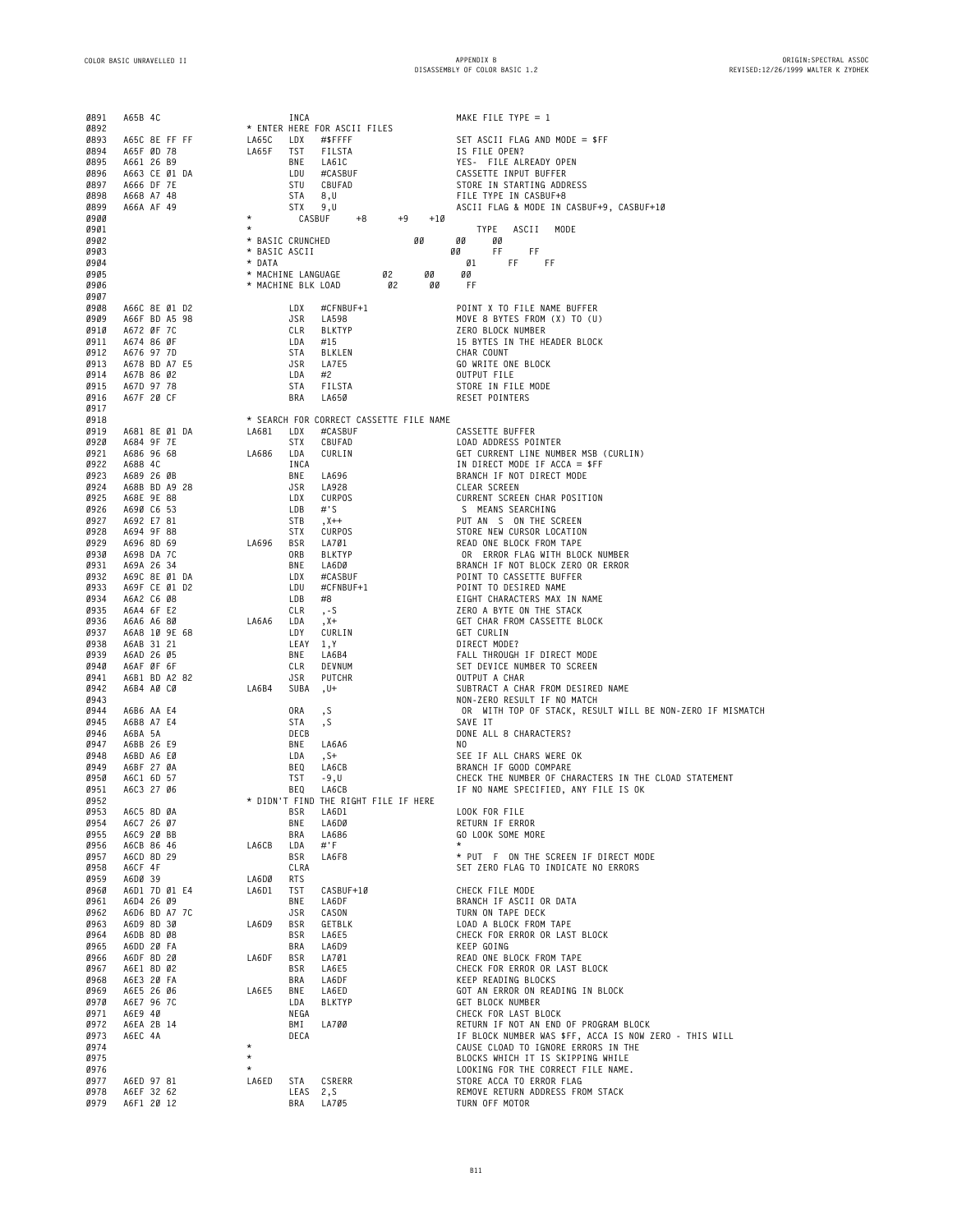```
0891  A65B 4C                    INCA                            MAKE FILE TYPE = 1
0892                       * ENTER HERE FOR ASCII FILES
0893  A65C 8E FF FF       LA65C  LDX   #$FFFF                    SET ASCII FLAG AND MODE = $FF
0894  A65F 0D 78          LA65F  TST   FILSTA                    IS FILE OPEN?
0895  A661 26 B9                 BNE   LA61C                     YES- FILE ALREADY OPEN
0896  A663 CE 01 DA              LDU   #CASBUF                   CASSETTE INPUT BUFFER
0897  A666 DF 7E                 STU   CBUFAD                    STORE IN STARTING ADDRESS
0898  A668 A7 48                 STA   8,U                       FILE TYPE IN CASBUF+8
0899  A66A AF 49                 STX   9,U                       ASCII FLAG & MODE IN CASBUF+9, CASBUF+10
0900                       *       CASBUF    +8      +9    +10
0901                       *                                        TYPE   ASCII   MODE
0902                       * BASIC CRUNCHED               00      00     00
0903                       * BASIC ASCII                         00      FF     FF
0904                       * DATA                                 01      FF     FF
0905                       * MACHINE LANGUAGE        02      00     00
0906                       * MACHINE BLK LOAD         02      00     FF
0907
0908  A66C 8E 01 D2              LDX   #CFNBUF+1                 POINT X TO FILE NAME BUFFER
0909  A66F BD A5 98              JSR   LA598                     MOVE 8 BYTES FROM (X) TO (U)
0910  A672 0F 7C                 CLR   BLKTYP                    ZERO BLOCK NUMBER
0911  A674 86 0F                 LDA   #15                       15 BYTES IN THE HEADER BLOCK
0912  A676 97 7D                 STA   BLKLEN                    CHAR COUNT
0913  A678 BD A7 E5              JSR   LA7E5                     GO WRITE ONE BLOCK
0914  A67B 86 02                 LDA   #2                        OUTPUT FILE
0915  A67D 97 78                 STA   FILSTA                    STORE IN FILE MODE
0916  A67F 20 CF                 BRA   LA650                     RESET POINTERS
0917
0918                       * SEARCH FOR CORRECT CASSETTE FILE NAME
0919  A681 8E 01 DA       LA681  LDX   #CASBUF                   CASSETTE BUFFER
0920  A684 9F 7E                 STX   CBUFAD                    LOAD ADDRESS POINTER
0921  A686 96 68          LA686  LDA   CURLIN                    GET CURRENT LINE NUMBER MSB (CURLIN)
0922  A688 4C                    INCA                            IN DIRECT MODE IF ACCA = $FF
0923  A689 26 0B                 BNE   LA696                     BRANCH IF NOT DIRECT MODE
0924  A68B BD A9 28              JSR   LA928                     CLEAR SCREEN
0925  A68E 9E 88                 LDX   CURPOS                    CURRENT SCREEN CHAR POSITION
0926  A690 C6 53                 LDB   #'S                        S  MEANS SEARCHING
0927  A692 E7 81                 STB   ,X++                      PUT AN  S  ON THE SCREEN
0928  A694 9F 88                 STX   CURPOS                    STORE NEW CURSOR LOCATION
0929  A696 8D 69          LA696  BSR   LA701                     READ ONE BLOCK FROM TAPE
0930  A698 DA 7C                 ORB   BLKTYP                     OR  ERROR FLAG WITH BLOCK NUMBER
0931  A69A 26 34                 BNE   LA6D0                     BRANCH IF NOT BLOCK ZERO OR ERROR
0932  A69C 8E 01 DA              LDX   #CASBUF                   POINT TO CASSETTE BUFFER
0933  A69F CE 01 D2              LDU   #CFNBUF+1                 POINT TO DESIRED NAME
0934  A6A2 C6 08                 LDB   #8                        EIGHT CHARACTERS MAX IN NAME
0935  A6A4 6F E2                 CLR   ,-S                       ZERO A BYTE ON THE STACK
0936  A6A6 A6 80          LA6A6  LDA   ,X+                       GET CHAR FROM CASSETTE BLOCK
0937  A6A8 10 9E 68              LDY   CURLIN                    GET CURLIN
0938  A6AB 31 21                 LEAY  1,Y                       DIRECT MODE?
0939  A6AD 26 05                 BNE   LA6B4                     FALL THROUGH IF DIRECT MODE
0940  A6AF 0F 6F                 CLR   DEVNUM                    SET DEVICE NUMBER TO SCREEN
0941  A6B1 BD A2 82              JSR   PUTCHR                    OUTPUT A CHAR
0942  A6B4 A0 C0          LA6B4  SUBA  ,U+                       SUBTRACT A CHAR FROM DESIRED NAME
0943                                                             NON-ZERO RESULT IF NO MATCH
0944  A6B6 AA E4                 ORA   ,S                         OR  WITH TOP OF STACK, RESULT WILL BE NON-ZERO IF MISMATCH
0945  A6B8 A7 E4                 STA   ,S                        SAVE IT
0946  A6BA 5A                    DECB                            DONE ALL 8 CHARACTERS?
0947  A6BB 26 E9                 BNE   LA6A6                     NO
0948  A6BD A6 E0                 LDA   ,S+                       SEE IF ALL CHARS WERE OK
0949  A6BF 27 0A                 BEQ   LA6CB                     BRANCH IF GOOD COMPARE
0950  A6C1 6D 57                 TST   -9,U                      CHECK THE NUMBER OF CHARACTERS IN THE CLOAD STATEMENT
0951  A6C3 27 06                 BEQ   LA6CB                     IF NO NAME SPECIFIED, ANY FILE IS OK
0952                       * DIDN'T FIND THE RIGHT FILE IF HERE
0953  A6C5 8D 0A                 BSR   LA6D1                     LOOK FOR FILE
0954  A6C7 26 07                 BNE   LA6D0                     RETURN IF ERROR
0955  A6C9 20 BB                 BRA   LA686                     GO LOOK SOME MORE
0956  A6CB 86 46          LA6CB  LDA   #'F                       *
0957  A6CD 8D 29                 BSR   LA6F8                     * PUT  F  ON THE SCREEN IF DIRECT MODE
0958  A6CF 4F                    CLRA                            SET ZERO FLAG TO INDICATE NO ERRORS
0959  A6D0 39             LA6D0  RTS
0960  A6D1 7D 01 E4       LA6D1  TST   CASBUF+10                 CHECK FILE MODE
0961  A6D4 26 09                 BNE   LA6DF                     BRANCH IF ASCII OR DATA
0962  A6D6 BD A7 7C              JSR   CASON                     TURN ON TAPE DECK
0963  A6D9 8D 30          LA6D9  BSR   GETBLK                    LOAD A BLOCK FROM TAPE
0964  A6DB 8D 08                 BSR   LA6E5                     CHECK FOR ERROR OR LAST BLOCK
0965  A6DD 20 FA                 BRA   LA6D9                     KEEP GOING
0966  A6DF 8D 20          LA6DF  BSR   LA701                     READ ONE BLOCK FROM TAPE
0967  A6E1 8D 02                 BSR   LA6E5                     CHECK FOR ERROR OR LAST BLOCK
0968  A6E3 20 FA                 BRA   LA6DF                     KEEP READING BLOCKS
0969  A6E5 26 06          LA6E5  BNE   LA6ED                     GOT AN ERROR ON READING IN BLOCK
0970  A6E7 96 7C                 LDA   BLKTYP                    GET BLOCK NUMBER
0971  A6E9 40                    NEGA                            CHECK FOR LAST BLOCK
0972  A6EA 2B 14                 BMI   LA700                     RETURN IF NOT AN END OF PROGRAM BLOCK
0973  A6EC 4A                    DECA                            IF BLOCK NUMBER WAS $FF, ACCA IS NOW ZERO - THIS WILL
0974                       *                                     CAUSE CLOAD TO IGNORE ERRORS IN THE
0975                       *                                     BLOCKS WHICH IT IS SKIPPING WHILE
0976                       *                                     LOOKING FOR THE CORRECT FILE NAME.
0977  A6ED 97 81          LA6ED  STA   CSRERR                    STORE ACCA TO ERROR FLAG
0978  A6EF 32 62                 LEAS  2,S                       REMOVE RETURN ADDRESS FROM STACK
0979  A6F1 20 12                 BRA   LA705                     TURN OFF MOTOR
```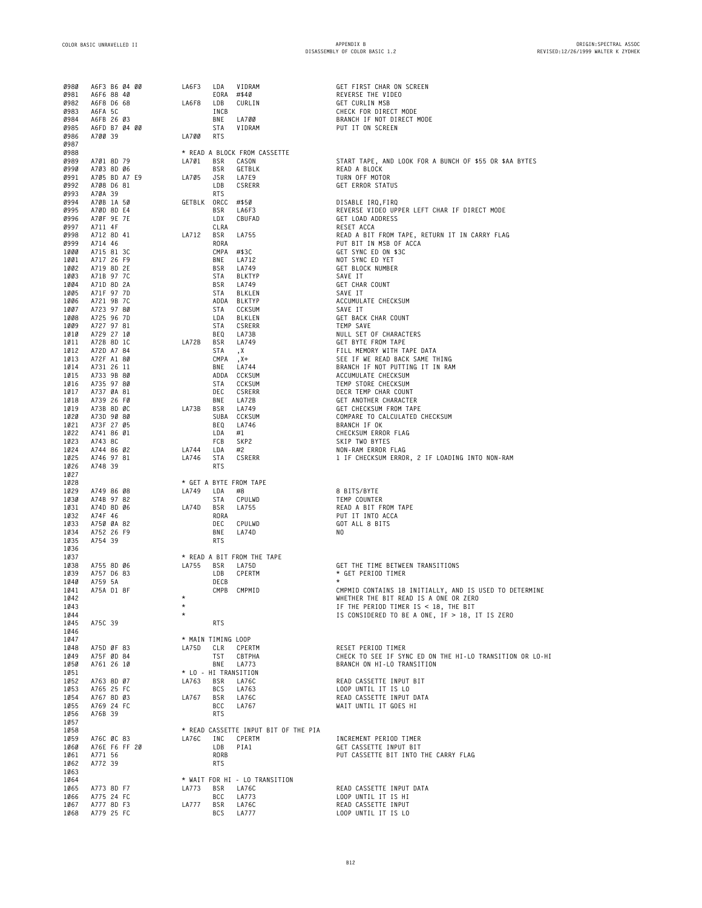```
0980  A6F3 B6 04 00       LA6F3   LDA   VIDRAM                    GET FIRST CHAR ON SCREEN
0981  A6F6 88 40                  EORA  #$40                      REVERSE THE VIDEO
0982  A6F8 D6 68          LA6F8   LDB   CURLIN                    GET CURLIN MSB
0983  A6FA 5C                     INCB                            CHECK FOR DIRECT MODE
0984  A6FB 26 03                  BNE   LA700                     BRANCH IF NOT DIRECT MODE
0985  A6FD B7 04 00               STA   VIDRAM                    PUT IT ON SCREEN
0986  A700 39             LA700   RTS
0987
0988                      * READ A BLOCK FROM CASSETTE
0989  A701 8D 79          LA701   BSR   CASON                     START TAPE, AND LOOK FOR A BUNCH OF $55 OR $AA BYTES
0990  A703 8D 06                  BSR   GETBLK                    READ A BLOCK
0991  A705 BD A7 E9       LA705   JSR   LA7E9                     TURN OFF MOTOR
0992  A708 D6 81                  LDB   CSRERR                    GET ERROR STATUS
0993  A70A 39                     RTS
0994  A70B 1A 50          GETBLK  ORCC  #$50                      DISABLE IRQ,FIRQ
0995  A70D 8D E4                  BSR   LA6F3                     REVERSE VIDEO UPPER LEFT CHAR IF DIRECT MODE
0996  A70F 9E 7E                  LDX   CBUFAD                    GET LOAD ADDRESS
0997  A711 4F                     CLRA                            RESET ACCA
0998  A712 8D 41          LA712   BSR   LA755                     READ A BIT FROM TAPE, RETURN IT IN CARRY FLAG
0999  A714 46                     RORA                            PUT BIT IN MSB OF ACCA
1000  A715 81 3C                  CMPA  #$3C                      GET SYNC ED ON $3C
1001  A717 26 F9                  BNE   LA712                     NOT SYNC ED YET
1002  A719 8D 2E                  BSR   LA749                     GET BLOCK NUMBER
1003  A71B 97 7C                  STA   BLKTYP                    SAVE IT
1004  A71D 8D 2A                  BSR   LA749                     GET CHAR COUNT
1005  A71F 97 7D                  STA   BLKLEN                    SAVE IT
1006  A721 9B 7C                  ADDA  BLKTYP                    ACCUMULATE CHECKSUM
1007  A723 97 80                  STA   CCKSUM                    SAVE IT
1008  A725 96 7D                  LDA   BLKLEN                    GET BACK CHAR COUNT
1009  A727 97 81                  STA   CSRERR                    TEMP SAVE
1010  A729 27 10                  BEQ   LA73B                     NULL SET OF CHARACTERS
1011  A72B 8D 1C          LA72B   BSR   LA749                     GET BYTE FROM TAPE
1012  A72D A7 84                  STA   ,X                        FILL MEMORY WITH TAPE DATA
1013  A72F A1 80                  CMPA  ,X+                       SEE IF WE READ BACK SAME THING
1014  A731 26 11                  BNE   LA744                     BRANCH IF NOT PUTTING IT IN RAM
1015  A733 9B 80                  ADDA  CCKSUM                    ACCUMULATE CHECKSUM
1016  A735 97 80                  STA   CCKSUM                    TEMP STORE CHECKSUM
1017  A737 0A 81                  DEC   CSRERR                    DECR TEMP CHAR COUNT
1018  A739 26 F0                  BNE   LA72B                     GET ANOTHER CHARACTER
1019  A73B 8D 0C          LA73B   BSR   LA749                     GET CHECKSUM FROM TAPE
1020  A73D 90 80                  SUBA  CCKSUM                    COMPARE TO CALCULATED CHECKSUM
1021  A73F 27 05                  BEQ   LA746                     BRANCH IF OK
1022  A741 86 01                  LDA   #1                        CHECKSUM ERROR FLAG
1023  A743 8C                     FCB   SKP2                      SKIP TWO BYTES
1024  A744 86 02          LA744   LDA   #2                        NON-RAM ERROR FLAG
1025  A746 97 81          LA746   STA   CSRERR                    1 IF CHECKSUM ERROR, 2 IF LOADING INTO NON-RAM
1026  A748 39                     RTS
1027
1028                      * GET A BYTE FROM TAPE
1029  A749 86 08          LA749   LDA   #8                        8 BITS/BYTE
1030  A74B 97 82                  STA   CPULWD                    TEMP COUNTER
1031  A74D 8D 06          LA74D   BSR   LA755                     READ A BIT FROM TAPE
1032  A74F 46                     RORA                            PUT IT INTO ACCA
1033  A750 0A 82                  DEC   CPULWD                    GOT ALL 8 BITS
1034  A752 26 F9                  BNE   LA74D                     NO
1035  A754 39                     RTS
1036
1037                      * READ A BIT FROM THE TAPE
1038  A755 8D 06          LA755   BSR   LA75D                     GET THE TIME BETWEEN TRANSITIONS
1039  A757 D6 83                  LDB   CPERTM                    * GET PERIOD TIMER
1040  A759 5A                     DECB                            *
1041  A75A D1 8F                  CMPB  CMPMID                    CMPMID CONTAINS 18 INITIALLY, AND IS USED TO DETERMINE
1042                      *                                       WHETHER THE BIT READ IS A ONE OR ZERO
1043                      *                                       IF THE PERIOD TIMER IS < 18, THE BIT
1044                      *                                       IS CONSIDERED TO BE A ONE, IF > 18, IT IS ZERO
1045  A75C 39                     RTS
1046
1047                      * MAIN TIMING LOOP
1048  A75D 0F 83          LA75D   CLR   CPERTM                    RESET PERIOD TIMER
1049  A75F 0D 84                  TST   CBTPHA                    CHECK TO SEE IF SYNC ED ON THE HI-LO TRANSITION OR LO-HI
1050  A761 26 10                  BNE   LA773                     BRANCH ON HI-LO TRANSITION
1051                      * LO - HI TRANSITION
1052  A763 8D 07          LA763   BSR   LA76C                     READ CASSETTE INPUT BIT
1053  A765 25 FC                  BCS   LA763                     LOOP UNTIL IT IS LO
1054  A767 8D 03          LA767   BSR   LA76C                     READ CASSETTE INPUT DATA
1055  A769 24 FC                  BCC   LA767                     WAIT UNTIL IT GOES HI
1056  A76B 39                     RTS
1057
1058                      * READ CASSETTE INPUT BIT OF THE PIA
1059  A76C 0C 83          LA76C   INC   CPERTM                    INCREMENT PERIOD TIMER
1060  A76E F6 FF 20               LDB   PIA1                      GET CASSETTE INPUT BIT
1061  A771 56                     RORB                            PUT CASSETTE BIT INTO THE CARRY FLAG
1062  A772 39                     RTS
1063
1064                      * WAIT FOR HI - LO TRANSITION
1065  A773 8D F7          LA773   BSR   LA76C                     READ CASSETTE INPUT DATA
1066  A775 24 FC                  BCC   LA773                     LOOP UNTIL IT IS HI
1067  A777 8D F3          LA777   BSR   LA76C                     READ CASSETTE INPUT
1068  A779 25 FC                  BCS   LA777                     LOOP UNTIL IT IS LO
```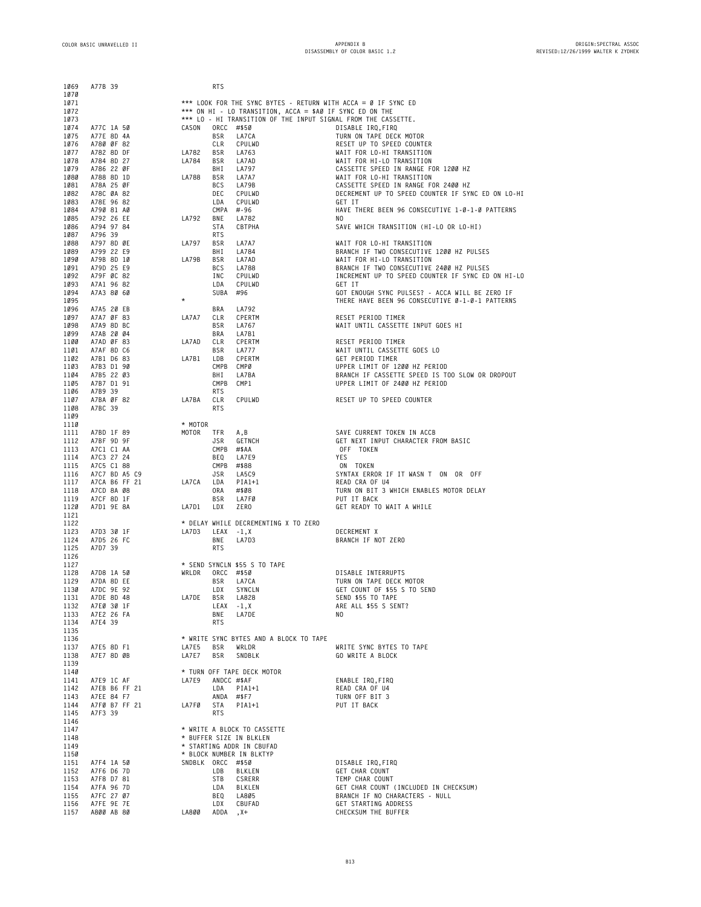```
1069  A77B 39                    RTS
1070
1071                      *** LOOK FOR THE SYNC BYTES - RETURN WITH ACCA = Ø IF SYNC ED
1072                      *** ON HI - LO TRANSITION, ACCA = $AØ IF SYNC ED ON THE
1073                      *** LO - HI TRANSITION OF THE INPUT SIGNAL FROM THE CASSETTE.
1074  A77C 1A 5Ø          CASON   ORCC  #$5Ø              DISABLE IRQ,FIRQ
1075  A77E 8D 4A                  BSR   LA7CA             TURN ON TAPE DECK MOTOR
1076  A78Ø ØF 82                  CLR   CPULWD            RESET UP TO SPEED COUNTER
1077  A782 8D DF          LA782   BSR   LA763             WAIT FOR LO-HI TRANSITION
1078  A784 8D 27          LA784   BSR   LA7AD             WAIT FOR HI-LO TRANSITION
1079  A786 22 ØF                  BHI   LA797             CASSETTE SPEED IN RANGE FOR 12ØØ HZ
1080  A788 8D 1D          LA788   BSR   LA7A7             WAIT FOR LO-HI TRANSITION
1081  A78A 25 ØF                  BCS   LA79B             CASSETTE SPEED IN RANGE FOR 24ØØ HZ
1082  A78C ØA 82                  DEC   CPULWD            DECREMENT UP TO SPEED COUNTER IF SYNC ED ON LO-HI
1083  A78E 96 82                  LDA   CPULWD            GET IT
1084  A79Ø 81 AØ                  CMPA  #-96              HAVE THERE BEEN 96 CONSECUTIVE 1-Ø-1-Ø PATTERNS
1085  A792 26 EE          LA792   BNE   LA782             NO
1086  A794 97 84                  STA   CBTPHA            SAVE WHICH TRANSITION (HI-LO OR LO-HI)
1087  A796 39                     RTS
1088  A797 8D ØE          LA797   BSR   LA7A7             WAIT FOR LO-HI TRANSITION
1089  A799 22 E9                  BHI   LA784             BRANCH IF TWO CONSECUTIVE 12ØØ HZ PULSES
1090  A79B 8D 1Ø          LA79B   BSR   LA7AD             WAIT FOR HI-LO TRANSITION
1091  A79D 25 E9                  BCS   LA788             BRANCH IF TWO CONSECUTIVE 24ØØ HZ PULSES
1092  A79F ØC 82                  INC   CPULWD            INCREMENT UP TO SPEED COUNTER IF SYNC ED ON HI-LO
1093  A7A1 96 82                  LDA   CPULWD            GET IT
1094  A7A3 8Ø 6Ø                  SUBA  #96               GOT ENOUGH SYNC PULSES? - ACCA WILL BE ZERO IF
1095                      *                               THERE HAVE BEEN 96 CONSECUTIVE Ø-1-Ø-1 PATTERNS
1096  A7A5 2Ø EB                  BRA   LA792
1097  A7A7 ØF 83          LA7A7   CLR   CPERTM            RESET PERIOD TIMER
1098  A7A9 8D BC                  BSR   LA767             WAIT UNTIL CASSETTE INPUT GOES HI
1099  A7AB 2Ø Ø4                  BRA   LA7B1
1100  A7AD ØF 83          LA7AD   CLR   CPERTM            RESET PERIOD TIMER
1101  A7AF 8D C6                  BSR   LA777             WAIT UNTIL CASSETTE GOES LO
1102  A7B1 D6 83          LA7B1   LDB   CPERTM            GET PERIOD TIMER
1103  A7B3 D1 9Ø                  CMPB  CMPØ              UPPER LIMIT OF 12ØØ HZ PERIOD
1104  A7B5 22 Ø3                  BHI   LA7BA             BRANCH IF CASSETTE SPEED IS TOO SLOW OR DROPOUT
1105  A7B7 D1 91                  CMPB  CMP1              UPPER LIMIT OF 24ØØ HZ PERIOD
1106  A7B9 39                     RTS
1107  A7BA ØF 82          LA7BA   CLR   CPULWD            RESET UP TO SPEED COUNTER
1108  A7BC 39                     RTS
1109
1110                      * MOTOR
1111  A7BD 1F 89          MOTOR   TFR   A,B               SAVE CURRENT TOKEN IN ACCB
1112  A7BF 9D 9F                  JSR   GETNCH            GET NEXT INPUT CHARACTER FROM BASIC
1113  A7C1 C1 AA                  CMPB  #$AA               OFF  TOKEN
1114  A7C3 27 24                  BEQ   LA7E9             YES
1115  A7C5 C1 88                  CMPB  #$88               ON  TOKEN
1116  A7C7 BD A5 C9               JSR   LA5C9             SYNTAX ERROR IF IT WASN T  ON  OR  OFF
1117  A7CA B6 FF 21       LA7CA   LDA   PIA1+1            READ CRA OF U4
1118  A7CD 8A Ø8                  ORA   #$Ø8              TURN ON BIT 3 WHICH ENABLES MOTOR DELAY
1119  A7CF 8D 1F                  BSR   LA7FØ             PUT IT BACK
1120  A7D1 9E 8A          LA7D1   LDX   ZERO              GET READY TO WAIT A WHILE
1121
1122                      * DELAY WHILE DECREMENTING X TO ZERO
1123  A7D3 3Ø 1F          LA7D3   LEAX  -1,X              DECREMENT X
1124  A7D5 26 FC                  BNE   LA7D3             BRANCH IF NOT ZERO
1125  A7D7 39                     RTS
1126
1127                      * SEND SYNCLN $55 S TO TAPE
1128  A7D8 1A 5Ø          WRLDR   ORCC  #$5Ø              DISABLE INTERRUPTS
1129  A7DA 8D EE                  BSR   LA7CA             TURN ON TAPE DECK MOTOR
1130  A7DC 9E 92                  LDX   SYNCLN            GET COUNT OF $55 S TO SEND
1131  A7DE 8D 48          LA7DE   BSR   LA828             SEND $55 TO TAPE
1132  A7EØ 3Ø 1F                  LEAX  -1,X              ARE ALL $55 S SENT?
1133  A7E2 26 FA                  BNE   LA7DE             NO
1134  A7E4 39                     RTS
1135
1136                      * WRITE SYNC BYTES AND A BLOCK TO TAPE
1137  A7E5 8D F1          LA7E5   BSR   WRLDR             WRITE SYNC BYTES TO TAPE
1138  A7E7 8D ØB          LA7E7   BSR   SNDBLK            GO WRITE A BLOCK
1139
1140                      * TURN OFF TAPE DECK MOTOR
1141  A7E9 1C AF          LA7E9   ANDCC #$AF              ENABLE IRQ,FIRQ
1142  A7EB B6 FF 21               LDA   PIA1+1            READ CRA OF U4
1143  A7EE 84 F7                  ANDA  #$F7              TURN OFF BIT 3
1144  A7FØ B7 FF 21       LA7FØ   STA   PIA1+1            PUT IT BACK
1145  A7F3 39                     RTS
1146
1147                      * WRITE A BLOCK TO CASSETTE
1148                      * BUFFER SIZE IN BLKLEN
1149                      * STARTING ADDR IN CBUFAD
1150                      * BLOCK NUMBER IN BLKTYP
1151  A7F4 1A 5Ø          SNDBLK  ORCC  #$5Ø              DISABLE IRQ,FIRQ
1152  A7F6 D6 7D                  LDB   BLKLEN            GET CHAR COUNT
1153  A7F8 D7 81                  STB   CSRERR            TEMP CHAR COUNT
1154  A7FA 96 7D                  LDA   BLKLEN            GET CHAR COUNT (INCLUDED IN CHECKSUM)
1155  A7FC 27 Ø7                  BEQ   LA8Ø5             BRANCH IF NO CHARACTERS - NULL
1156  A7FE 9E 7E                  LDX   CBUFAD            GET STARTING ADDRESS
1157  A8ØØ AB 8Ø          LA8ØØ   ADDA  ,X+               CHECKSUM THE BUFFER
```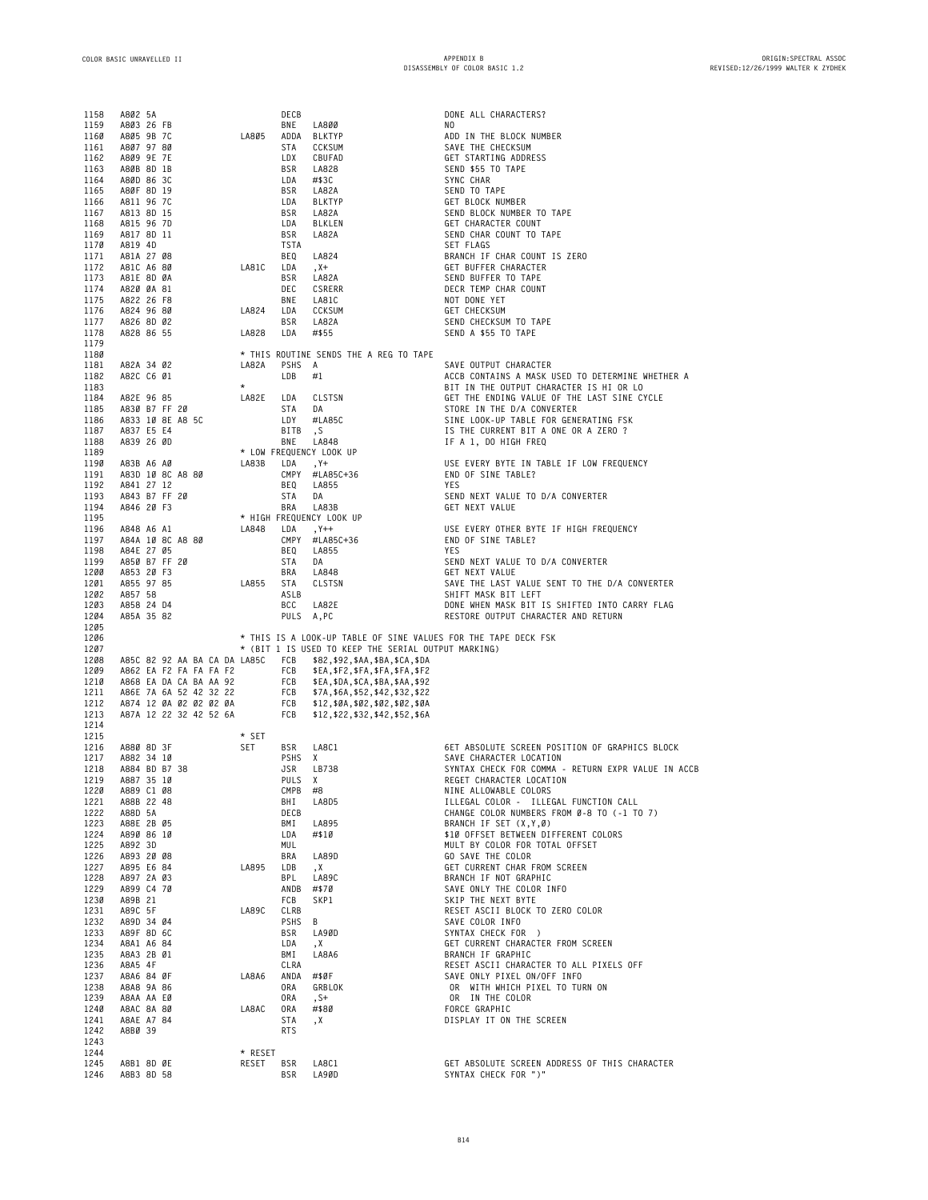```
1158  A802 5A                       DECB                        DONE ALL CHARACTERS?
1159  A803 26 FB                    BNE   LA800                 NO
1160  A805 9B 7C           LA805    ADDA  BLKTYP                ADD IN THE BLOCK NUMBER
1161  A807 97 80                    STA   CCKSUM                SAVE THE CHECKSUM
1162  A809 9E 7E                    LDX   CBUFAD                GET STARTING ADDRESS
1163  A80B 8D 1B                    BSR   LA828                 SEND $55 TO TAPE
1164  A80D 86 3C                    LDA   #$3C                  SYNC CHAR
1165  A80F 8D 19                    BSR   LA82A                 SEND TO TAPE
1166  A811 96 7C                    LDA   BLKTYP                GET BLOCK NUMBER
1167  A813 8D 15                    BSR   LA82A                 SEND BLOCK NUMBER TO TAPE
1168  A815 96 7D                    LDA   BLKLEN                GET CHARACTER COUNT
1169  A817 8D 11                    BSR   LA82A                 SEND CHAR COUNT TO TAPE
1170  A819 4D                       TSTA                        SET FLAGS
1171  A81A 27 08                    BEQ   LA824                 BRANCH IF CHAR COUNT IS ZERO
1172  A81C A6 80           LA81C    LDA   ,X+                   GET BUFFER CHARACTER
1173  A81E 8D 0A                    BSR   LA82A                 SEND BUFFER TO TAPE
1174  A820 0A 81                    DEC   CSRERR                DECR TEMP CHAR COUNT
1175  A822 26 F8                    BNE   LA81C                 NOT DONE YET
1176  A824 96 80           LA824    LDA   CCKSUM                GET CHECKSUM
1177  A826 8D 02                    BSR   LA82A                 SEND CHECKSUM TO TAPE
1178  A828 86 55           LA828    LDA   #$55                  SEND A $55 TO TAPE
1179
1180                       * THIS ROUTINE SENDS THE A REG TO TAPE
1181  A82A 34 02           LA82A    PSHS  A                     SAVE OUTPUT CHARACTER
1182  A82C C6 01                    LDB   #1                    ACCB CONTAINS A MASK USED TO DETERMINE WHETHER A
1183                       *                                    BIT IN THE OUTPUT CHARACTER IS HI OR LO
1184  A82E 96 85           LA82E    LDA   CLSTSN                GET THE ENDING VALUE OF THE LAST SINE CYCLE
1185  A830 B7 FF 20                 STA   DA                    STORE IN THE D/A CONVERTER
1186  A833 10 8E A8 5C              LDY   #LA85C                SINE LOOK-UP TABLE FOR GENERATING FSK
1187  A837 E5 E4                    BITB  ,S                    IS THE CURRENT BIT A ONE OR A ZERO ?
1188  A839 26 0D                    BNE   LA848                 IF A 1, DO HIGH FREQ
1189                       * LOW FREQUENCY LOOK UP
1190  A83B A6 A0           LA83B    LDA   ,Y+                   USE EVERY BYTE IN TABLE IF LOW FREQUENCY
1191  A83D 10 8C A8 80              CMPY  #LA85C+36             END OF SINE TABLE?
1192  A841 27 12                    BEQ   LA855                 YES
1193  A843 B7 FF 20                 STA   DA                    SEND NEXT VALUE TO D/A CONVERTER
1194  A846 20 F3                    BRA   LA83B                 GET NEXT VALUE
1195                       * HIGH FREQUENCY LOOK UP
1196  A848 A6 A1           LA848    LDA   ,Y++                  USE EVERY OTHER BYTE IF HIGH FREQUENCY
1197  A84A 10 8C A8 80              CMPY  #LA85C+36             END OF SINE TABLE?
1198  A84E 27 05                    BEQ   LA855                 YES
1199  A850 B7 FF 20                 STA   DA                    SEND NEXT VALUE TO D/A CONVERTER
1200  A853 20 F3                    BRA   LA848                 GET NEXT VALUE
1201  A855 97 85           LA855    STA   CLSTSN                SAVE THE LAST VALUE SENT TO THE D/A CONVERTER
1202  A857 58                       ASLB                        SHIFT MASK BIT LEFT
1203  A858 24 D4                    BCC   LA82E                 DONE WHEN MASK BIT IS SHIFTED INTO CARRY FLAG
1204  A85A 35 82                    PULS  A,PC                  RESTORE OUTPUT CHARACTER AND RETURN
1205
1206                       * THIS IS A LOOK-UP TABLE OF SINE VALUES FOR THE TAPE DECK FSK
1207                       * (BIT 1 IS USED TO KEEP THE SERIAL OUTPUT MARKING)
1208  A85C 82 92 AA BA CA DA LA85C FCB $82,$92,$AA,$BA,$CA,$DA
1209  A862 EA F2 FA FA FA F2       FCB   $EA,$F2,$FA,$FA,$FA,$F2
1210  A868 EA DA CA BA AA 92       FCB   $EA,$DA,$CA,$BA,$AA,$92
1211  A86E 7A 6A 52 42 32 22       FCB   $7A,$6A,$52,$42,$32,$22
1212  A874 12 0A 02 02 02 0A       FCB   $12,$0A,$02,$02,$02,$0A
1213  A87A 12 22 32 42 52 6A       FCB   $12,$22,$32,$42,$52,$6A
1214
1215                       * SET
1216  A880 8D 3F           SET      BSR   LA8C1                 GET ABSOLUTE SCREEN POSITION OF GRAPHICS BLOCK
1217  A882 34 10                    PSHS  X                     SAVE CHARACTER LOCATION
1218  A884 BD B7 38                 JSR   LB738                 SYNTAX CHECK FOR COMMA - RETURN EXPR VALUE IN ACCB
1219  A887 35 10                    PULS  X                     REGET CHARACTER LOCATION
1220  A889 C1 08                    CMPB  #8                    NINE ALLOWABLE COLORS
1221  A88B 22 48                    BHI   LA8D5                 ILLEGAL COLOR - ILLEGAL FUNCTION CALL
1222  A88D 5A                       DECB                        CHANGE COLOR NUMBERS FROM 0-8 TO (-1 TO 7)
1223  A88E 2B 05                    BMI   LA895                 BRANCH IF SET (X,Y,0)
1224  A890 86 10                    LDA   #$10                  $10 OFFSET BETWEEN DIFFERENT COLORS
1225  A892 3D                       MUL                         MULT BY COLOR FOR TOTAL OFFSET
1226  A893 20 08                    BRA   LA89D                 GO SAVE THE COLOR
1227  A895 E6 84           LA895    LDB   ,X                    GET CURRENT CHAR FROM SCREEN
1228  A897 2A 03                    BPL   LA89C                 BRANCH IF NOT GRAPHIC
1229  A899 C4 70                    ANDB  #$70                  SAVE ONLY THE COLOR INFO
1230  A89B 21                       FCB   SKP1                  SKIP THE NEXT BYTE
1231  A89C 5F              LA89C    CLRB                        RESET ASCII BLOCK TO ZERO COLOR
1232  A89D 34 04           LA89D    PSHS  B                     SAVE COLOR INFO
1233  A89F 8D 6C                    BSR   LA90D                 SYNTAX CHECK FOR )
1234  A8A1 A6 84                    LDA   ,X                    GET CURRENT CHARACTER FROM SCREEN
1235  A8A3 2B 01                    BMI   LA8A6                 BRANCH IF GRAPHIC
1236  A8A5 4F                       CLRA                        RESET ASCII CHARACTER TO ALL PIXELS OFF
1237  A8A6 84 0F           LA8A6    ANDA  #$0F                  SAVE ONLY PIXEL ON/OFF INFO
1238  A8A8 9A 86                    ORA   GRBLOK                OR WITH WHICH PIXEL TO TURN ON
1239  A8AA AA E0                    ORA   ,S+                   OR IN THE COLOR
1240  A8AC 8A 80           LA8AC    ORA   #$80                  FORCE GRAPHIC
1241  A8AE A7 84                    STA   ,X                    DISPLAY IT ON THE SCREEN
1242  A8B0 39                       RTS
1243
1244                       * RESET
1245  A8B1 8D 0E           RESET    BSR   LA8C1                 GET ABSOLUTE SCREEN ADDRESS OF THIS CHARACTER
1246  A8B3 8D 58                    BSR   LA90D                 SYNTAX CHECK FOR ")"
```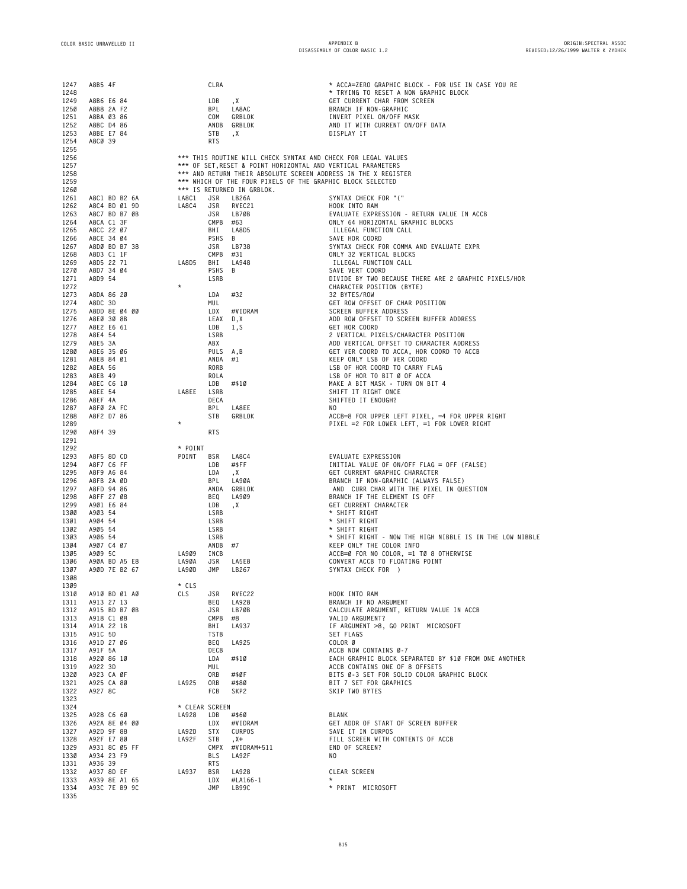```
1247   A8B5 4F                       CLRA                     * ACCA=ZERO GRAPHIC BLOCK - FOR USE IN CASE YOU RE
1248                                                          * TRYING TO RESET A NON GRAPHIC BLOCK
1249   A8B6 E6 84                    LDB    ,X                GET CURRENT CHAR FROM SCREEN
1250   A8B8 2A F2                    BPL    LA8AC             BRANCH IF NON-GRAPHIC
1251   A8BA 03 86                    COM    GRBLOK            INVERT PIXEL ON/OFF MASK
1252   A8BC D4 86                    ANDB   GRBLOK            AND IT WITH CURRENT ON/OFF DATA
1253   A8BE E7 84                    STB    ,X                DISPLAY IT
1254   A8C0 39                       RTS
1255
1256                        *** THIS ROUTINE WILL CHECK SYNTAX AND CHECK FOR LEGAL VALUES
1257                        *** OF SET,RESET & POINT HORIZONTAL AND VERTICAL PARAMETERS
1258                        *** AND RETURN THEIR ABSOLUTE SCREEN ADDRESS IN THE X REGISTER
1259                        *** WHICH OF THE FOUR PIXELS OF THE GRAPHIC BLOCK SELECTED
1260                        *** IS RETURNED IN GRBLOK.
1261   A8C1 BD B2 6A        LA8C1    JSR    LB26A             SYNTAX CHECK FOR "("
1262   A8C4 BD 01 9D        LA8C4    JSR    RVEC21            HOOK INTO RAM
1263   A8C7 BD B7 0B                 JSR    LB70B             EVALUATE EXPRESSION - RETURN VALUE IN ACCB
1264   A8CA C1 3F                    CMPB   #63               ONLY 64 HORIZONTAL GRAPHIC BLOCKS
1265   A8CC 22 07                    BHI    LA8D5              ILLEGAL FUNCTION CALL
1266   A8CE 34 04                    PSHS   B                 SAVE HOR COORD
1267   A8D0 BD B7 38                 JSR    LB738             SYNTAX CHECK FOR COMMA AND EVALUATE EXPR
1268   A8D3 C1 1F                    CMPB   #31               ONLY 32 VERTICAL BLOCKS
1269   A8D5 22 71           LA8D5    BHI    LA948              ILLEGAL FUNCTION CALL
1270   A8D7 34 04                    PSHS   B                 SAVE VERT COORD
1271   A8D9 54                       LSRB                     DIVIDE BY TWO BECAUSE THERE ARE 2 GRAPHIC PIXELS/HOR
1272                        *                                 CHARACTER POSITION (BYTE)
1273   A8DA 86 20                    LDA    #32               32 BYTES/ROW
1274   A8DC 3D                       MUL                      GET ROW OFFSET OF CHAR POSITION
1275   A8DD 8E 04 00                 LDX    #VIDRAM           SCREEN BUFFER ADDRESS
1276   A8E0 30 8B                    LEAX   D,X               ADD ROW OFFSET TO SCREEN BUFFER ADDRESS
1277   A8E2 E6 61                    LDB    1,S               GET HOR COORD
1278   A8E4 54                       LSRB                     2 VERTICAL PIXELS/CHARACTER POSITION
1279   A8E5 3A                       ABX                      ADD VERTICAL OFFSET TO CHARACTER ADDRESS
1280   A8E6 35 06                    PULS   A,B               GET VER COORD TO ACCA, HOR COORD TO ACCB
1281   A8E8 84 01                    ANDA   #1                KEEP ONLY LSB OF VER COORD
1282   A8EA 56                       RORB                     LSB OF HOR COORD TO CARRY FLAG
1283   A8EB 49                       ROLA                     LSB OF HOR TO BIT 0 OF ACCA
1284   A8EC C6 10                    LDB    #$10              MAKE A BIT MASK - TURN ON BIT 4
1285   A8EE 54              LA8EE    LSRB                     SHIFT IT RIGHT ONCE
1286   A8EF 4A                       DECA                     SHIFTED IT ENOUGH?
1287   A8F0 2A FC                    BPL    LA8EE             NO
1288   A8F2 D7 86                    STB    GRBLOK            ACCB=8 FOR UPPER LEFT PIXEL, =4 FOR UPPER RIGHT
1289                        *                                 PIXEL =2 FOR LOWER LEFT, =1 FOR LOWER RIGHT
1290   A8F4 39                       RTS
1291
1292                        * POINT
1293   A8F5 8D CD           POINT    BSR    LA8C4             EVALUATE EXPRESSION
1294   A8F7 C6 FF                    LDB    #$FF              INITIAL VALUE OF ON/OFF FLAG = OFF (FALSE)
1295   A8F9 A6 84                    LDA    ,X                GET CURRENT GRAPHIC CHARACTER
1296   A8FB 2A 0D                    BPL    LA90A             BRANCH IF NON-GRAPHIC (ALWAYS FALSE)
1297   A8FD 94 86                    ANDA   GRBLOK             AND  CURR CHAR WITH THE PIXEL IN QUESTION
1298   A8FF 27 08                    BEQ    LA909             BRANCH IF THE ELEMENT IS OFF
1299   A901 E6 84                    LDB    ,X                GET CURRENT CHARACTER
1300   A903 54                       LSRB                     * SHIFT RIGHT
1301   A904 54                       LSRB                     * SHIFT RIGHT
1302   A905 54                       LSRB                     * SHIFT RIGHT
1303   A906 54                       LSRB                     * SHIFT RIGHT - NOW THE HIGH NIBBLE IS IN THE LOW NIBBLE
1304   A907 C4 07                    ANDB   #7                KEEP ONLY THE COLOR INFO
1305   A909 5C              LA909    INCB                     ACCB=0 FOR NO COLOR, =1 TO 8 OTHERWISE
1306   A90A BD A5 E8        LA90A    JSR    LA5E8             CONVERT ACCB TO FLOATING POINT
1307   A90D 7E B2 67        LA90D    JMP    LB267             SYNTAX CHECK FOR  )
1308
1309                        * CLS
1310   A910 BD 01 A0        CLS      JSR    RVEC22            HOOK INTO RAM
1311   A913 27 13                    BEQ    LA928             BRANCH IF NO ARGUMENT
1312   A915 BD B7 0B                 JSR    LB70B             CALCULATE ARGUMENT, RETURN VALUE IN ACCB
1313   A918 C1 08                    CMPB   #8                VALID ARGUMENT?
1314   A91A 22 1B                    BHI    LA937             IF ARGUMENT >8, GO PRINT  MICROSOFT
1315   A91C 5D                       TSTB                     SET FLAGS
1316   A91D 27 06                    BEQ    LA925             COLOR 0
1317   A91F 5A                       DECB                     ACCB NOW CONTAINS 0-7
1318   A920 86 10                    LDA    #$10              EACH GRAPHIC BLOCK SEPARATED BY $10 FROM ONE ANOTHER
1319   A922 3D                       MUL                      ACCB CONTAINS ONE OF 8 OFFSETS
1320   A923 CA 0F                    ORB    #$0F              BITS 0-3 SET FOR SOLID COLOR GRAPHIC BLOCK
1321   A925 CA 80           LA925    ORB    #$80              BIT 7 SET FOR GRAPHICS
1322   A927 8C                       FCB    SKP2              SKIP TWO BYTES
1323
1324                        * CLEAR SCREEN
1325   A928 C6 60           LA928    LDB    #$60              BLANK
1326   A92A 8E 04 00                 LDX    #VIDRAM           GET ADDR OF START OF SCREEN BUFFER
1327   A92D 9F 88           LA92D    STX    CURPOS            SAVE IT IN CURPOS
1328   A92F E7 80           LA92F    STB    ,X+               FILL SCREEN WITH CONTENTS OF ACCB
1329   A931 8C 05 FF                 CMPX   #VIDRAM+511       END OF SCREEN?
1330   A934 23 F9                    BLS    LA92F             NO
1331   A936 39                       RTS
1332   A937 8D EF           LA937    BSR    LA928             CLEAR SCREEN
1333   A939 8E A1 65                 LDX    #LA166-1          *
1334   A93C 7E B9 9C                 JMP    LB99C             * PRINT  MICROSOFT
1335
```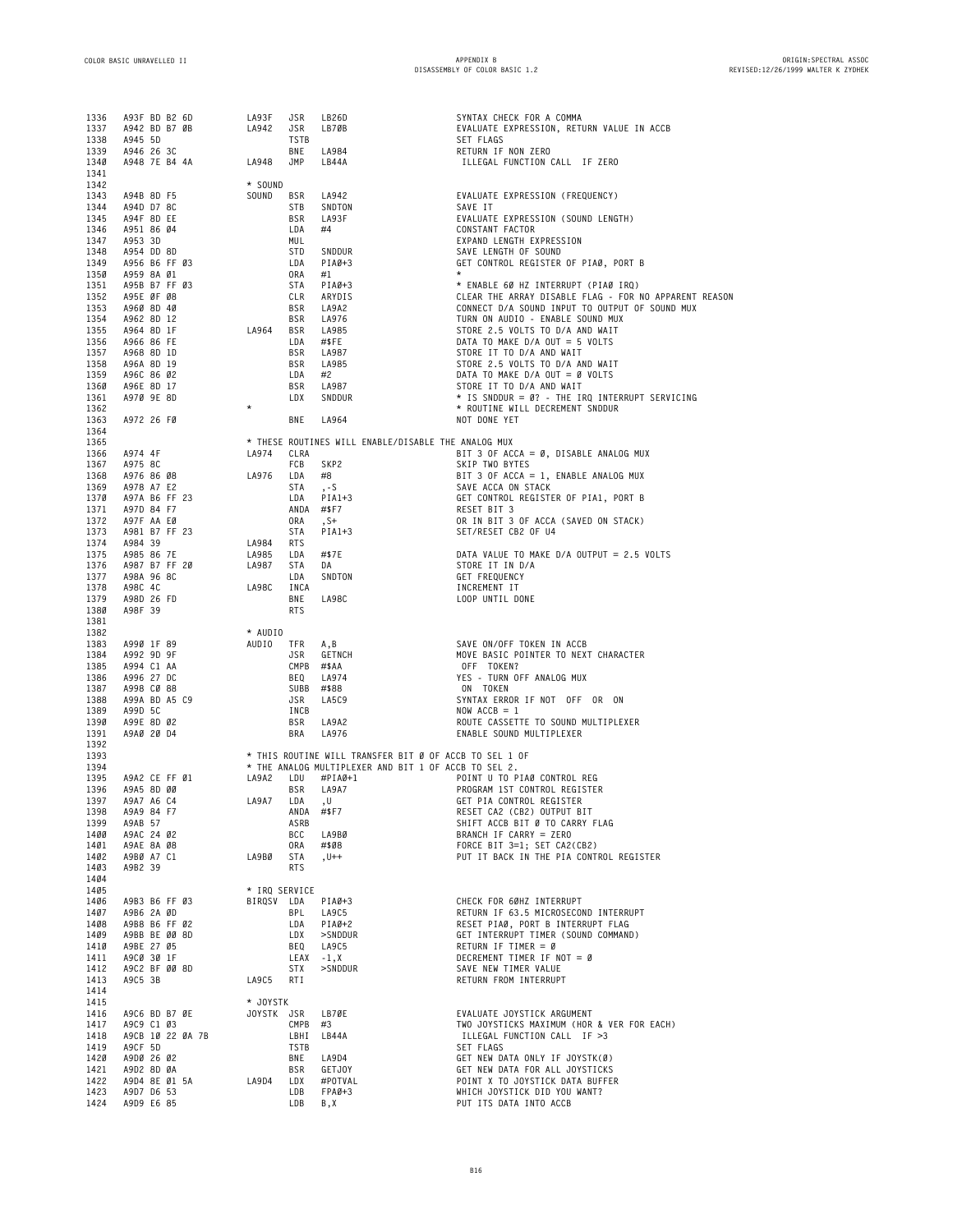```
1336  A93F BD B2 6D       LA93F  JSR   LB26D                    SYNTAX CHECK FOR A COMMA
1337  A942 BD B7 0B       LA942  JSR   LB70B                    EVALUATE EXPRESSION, RETURN VALUE IN ACCB
1338  A945 5D                    TSTB                           SET FLAGS
1339  A946 26 3C                 BNE   LA984                    RETURN IF NON ZERO
1340  A948 7E B4 4A       LA948  JMP   LB44A                     ILLEGAL FUNCTION CALL  IF ZERO
1341
1342                      * SOUND
1343  A94B 8D F5          SOUND  BSR   LA942                    EVALUATE EXPRESSION (FREQUENCY)
1344  A94D D7 8C                 STB   SNDTON                   SAVE IT
1345  A94F 8D EE                 BSR   LA93F                    EVALUATE EXPRESSION (SOUND LENGTH)
1346  A951 86 04                 LDA   #4                       CONSTANT FACTOR
1347  A953 3D                    MUL                            EXPAND LENGTH EXPRESSION
1348  A954 DD 8D                 STD   SNDDUR                   SAVE LENGTH OF SOUND
1349  A956 B6 FF 03              LDA   PIA0+3                   GET CONTROL REGISTER OF PIA0, PORT B
1350  A959 8A 01                 ORA   #1                       *
1351  A95B B7 FF 03              STA   PIA0+3                   * ENABLE 60 HZ INTERRUPT (PIA0 IRQ)
1352  A95E 0F 08                 CLR   ARYDIS                   CLEAR THE ARRAY DISABLE FLAG - FOR NO APPARENT REASON
1353  A960 8D 40                 BSR   LA9A2                    CONNECT D/A SOUND INPUT TO OUTPUT OF SOUND MUX
1354  A962 8D 12                 BSR   LA976                    TURN ON AUDIO - ENABLE SOUND MUX
1355  A964 8D 1F          LA964  BSR   LA985                    STORE 2.5 VOLTS TO D/A AND WAIT
1356  A966 86 FE                 LDA   #$FE                     DATA TO MAKE D/A OUT = 5 VOLTS
1357  A968 8D 1D                 BSR   LA987                    STORE IT TO D/A AND WAIT
1358  A96A 8D 19                 BSR   LA985                    STORE 2.5 VOLTS TO D/A AND WAIT
1359  A96C 86 02                 LDA   #2                       DATA TO MAKE D/A OUT = 0 VOLTS
1360  A96E 8D 17                 BSR   LA987                    STORE IT TO D/A AND WAIT
1361  A970 9E 8D                 LDX   SNDDUR                   * IS SNDDUR = 0? - THE IRQ INTERRUPT SERVICING
1362                      *                                     * ROUTINE WILL DECREMENT SNDDUR
1363  A972 26 F0                 BNE   LA964                    NOT DONE YET
1364
1365                      * THESE ROUTINES WILL ENABLE/DISABLE THE ANALOG MUX
1366  A974 4F             LA974  CLRA                           BIT 3 OF ACCA = 0, DISABLE ANALOG MUX
1367  A975 8C                    FCB   SKP2                     SKIP TWO BYTES
1368  A976 86 08          LA976  LDA   #8                       BIT 3 OF ACCA = 1, ENABLE ANALOG MUX
1369  A978 A7 E2                 STA   ,-S                      SAVE ACCA ON STACK
1370  A97A B6 FF 23              LDA   PIA1+3                   GET CONTROL REGISTER OF PIA1, PORT B
1371  A97D 84 F7                 ANDA  #$F7                     RESET BIT 3
1372  A97F AA E0                 ORA   ,S+                      OR IN BIT 3 OF ACCA (SAVED ON STACK)
1373  A981 B7 FF 23              STA   PIA1+3                   SET/RESET CB2 OF U4
1374  A984 39             LA984  RTS
1375  A985 86 7E          LA985  LDA   #$7E                     DATA VALUE TO MAKE D/A OUTPUT = 2.5 VOLTS
1376  A987 B7 FF 20       LA987  STA   DA                       STORE IT IN D/A
1377  A98A 96 8C                 LDA   SNDTON                   GET FREQUENCY
1378  A98C 4C             LA98C  INCA                           INCREMENT IT
1379  A98D 26 FD                 BNE   LA98C                    LOOP UNTIL DONE
1380  A98F 39                    RTS
1381
1382                      * AUDIO
1383  A990 1F 89          AUDIO  TFR   A,B                      SAVE ON/OFF TOKEN IN ACCB
1384  A992 9D 9F                 JSR   GETNCH                   MOVE BASIC POINTER TO NEXT CHARACTER
1385  A994 C1 AA                 CMPB  #$AA                      OFF  TOKEN?
1386  A996 27 DC                 BEQ   LA974                    YES - TURN OFF ANALOG MUX
1387  A998 C0 88                 SUBB  #$88                      ON  TOKEN
1388  A99A BD A5 C9              JSR   LA5C9                    SYNTAX ERROR IF NOT  OFF  OR  ON
1389  A99D 5C                    INCB                           NOW ACCB = 1
1390  A99E 8D 02                 BSR   LA9A2                    ROUTE CASSETTE TO SOUND MULTIPLEXER
1391  A9A0 20 D4                 BRA   LA976                    ENABLE SOUND MULTIPLEXER
1392
1393                      * THIS ROUTINE WILL TRANSFER BIT 0 OF ACCB TO SEL 1 OF
1394                      * THE ANALOG MULTIPLEXER AND BIT 1 OF ACCB TO SEL 2.
1395  A9A2 CE FF 01       LA9A2  LDU   #PIA0+1                  POINT U TO PIA0 CONTROL REG
1396  A9A5 8D 00                 BSR   LA9A7                    PROGRAM 1ST CONTROL REGISTER
1397  A9A7 A6 C4          LA9A7  LDA   ,U                       GET PIA CONTROL REGISTER
1398  A9A9 84 F7                 ANDA  #$F7                     RESET CA2 (CB2) OUTPUT BIT
1399  A9AB 57                    ASRB                           SHIFT ACCB BIT 0 TO CARRY FLAG
1400  A9AC 24 02                 BCC   LA9B0                    BRANCH IF CARRY = ZERO
1401  A9AE 8A 08                 ORA   #$08                     FORCE BIT 3=1; SET CA2(CB2)
1402  A9B0 A7 C1          LA9B0  STA   ,U++                     PUT IT BACK IN THE PIA CONTROL REGISTER
1403  A9B2 39                    RTS
1404
1405                      * IRQ SERVICE
1406  A9B3 B6 FF 03       BIRQSV LDA   PIA0+3                   CHECK FOR 60HZ INTERRUPT
1407  A9B6 2A 0D                 BPL   LA9C5                    RETURN IF 63.5 MICROSECOND INTERRUPT
1408  A9B8 B6 FF 02              LDA   PIA0+2                   RESET PIA0, PORT B INTERRUPT FLAG
1409  A9BB BE 00 8D              LDX   >SNDDUR                  GET INTERRUPT TIMER (SOUND COMMAND)
1410  A9BE 27 05                 BEQ   LA9C5                    RETURN IF TIMER = 0
1411  A9C0 30 1F                 LEAX  -1,X                     DECREMENT TIMER IF NOT = 0
1412  A9C2 BF 00 8D              STX   >SNDDUR                  SAVE NEW TIMER VALUE
1413  A9C5 3B             LA9C5  RTI                            RETURN FROM INTERRUPT
1414
1415                      * JOYSTK
1416  A9C6 BD B7 0E       JOYSTK JSR   LB70E                    EVALUATE JOYSTICK ARGUMENT
1417  A9C9 C1 03                 CMPB  #3                       TWO JOYSTICKS MAXIMUM (HOR & VER FOR EACH)
1418  A9CB 10 22 0A 7B           LBHI  LB44A                     ILLEGAL FUNCTION CALL  IF >3
1419  A9CF 5D                    TSTB                           SET FLAGS
1420  A9D0 26 02                 BNE   LA9D4                    GET NEW DATA ONLY IF JOYSTK(0)
1421  A9D2 8D 0A                 BSR   GETJOY                   GET NEW DATA FOR ALL JOYSTICKS
1422  A9D4 8E 01 5A       LA9D4  LDX   #POTVAL                  POINT X TO JOYSTICK DATA BUFFER
1423  A9D7 D6 53                 LDB   FPA0+3                   WHICH JOYSTICK DID YOU WANT?
1424  A9D9 E6 85                 LDB   B,X                      PUT ITS DATA INTO ACCB
```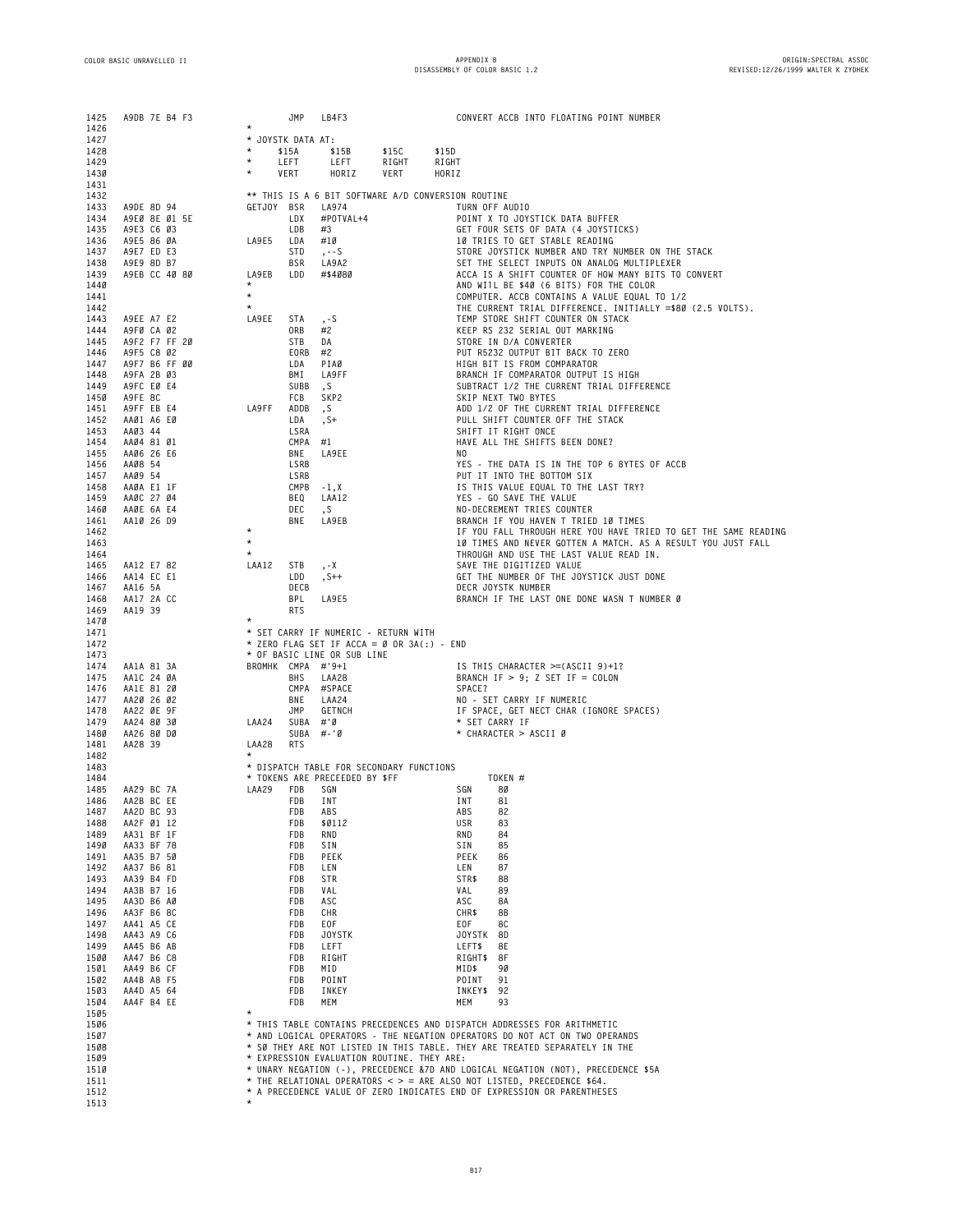```
1425  A9DB 7E B4 F3           JMP   LB4F3                    CONVERT ACCB INTO FLOATING POINT NUMBER
1426                   *
1427                   * JOYSTK DATA AT:
1428                   *     $15A      $15B      $15C      $15D
1429                   *     LEFT      LEFT      RIGHT     RIGHT
1430                   *     VERT      HORIZ     VERT      HORIZ
1431
1432                   ** THIS IS A 6 BIT SOFTWARE A/D CONVERSION ROUTINE
1433  A9DE 8D 94       GETJOY  BSR   LA974                    TURN OFF AUDIO
1434  A9E0 8E 01 5E            LDX   #POTVAL+4                POINT X TO JOYSTICK DATA BUFFER
1435  A9E3 C6 03               LDB   #3                       GET FOUR SETS OF DATA (4 JOYSTICKS)
1436  A9E5 86 0A       LA9E5   LDA   #10                      10 TRIES TO GET STABLE READING
1437  A9E7 ED E3               STD   ,--S                     STORE JOYSTICK NUMBER AND TRY NUMBER ON THE STACK
1438  A9E9 8D B7               BSR   LA9A2                    SET THE SELECT INPUTS ON ANALOG MULTIPLEXER
1439  A9EB CC 40 80    LA9EB   LDD   #$4080                   ACCA IS A SHIFT COUNTER OF HOW MANY BITS TO CONVERT
1440                   *                                      AND WIlL BE $40 (6 BITS) FOR THE COLOR
1441                   *                                      COMPUTER. ACCB CONTAINS A VALUE EQUAL TO 1/2
1442                   *                                      THE CURRENT TRIAL DIFFERENCE. INITIALLY =$80 (2.5 VOLTS).
1443  A9EE A7 E2       LA9EE   STA   ,-S                      TEMP STORE SHIFT COUNTER ON STACK
1444  A9F0 CA 02               ORB   #2                       KEEP RS 232 SERIAL OUT MARKING
1445  A9F2 F7 FF 20            STB   DA                       STORE IN D/A CONVERTER
1446  A9F5 C8 02               EORB  #2                       PUT RS232 OUTPUT BIT BACK TO ZERO
1447  A9F7 B6 FF 00            LDA   PIA0                     HIGH BIT IS FROM COMPARATOR
1448  A9FA 2B 03               BMI   LA9FF                    BRANCH IF COMPARATOR OUTPUT IS HIGH
1449  A9FC E0 E4               SUBB  ,S                       SUBTRACT 1/2 THE CURRENT TRIAL DIFFERENCE
1450  A9FE 8C                  FCB   SKP2                     SKIP NEXT TWO BYTES
1451  A9FF EB E4       LA9FF   ADDB  ,S                       ADD 1/2 OF THE CURRENT TRIAL DIFFERENCE
1452  AA01 A6 E0               LDA   ,S+                      PULL SHIFT COUNTER OFF THE STACK
1453  AA03 44                  LSRA                           SHIFT IT RIGHT ONCE
1454  AA04 81 01               CMPA  #1                       HAVE ALL THE SHIFTS BEEN DONE?
1455  AA06 26 E6               BNE   LA9EE                    NO
1456  AA08 54                  LSRB                           YES - THE DATA IS IN THE TOP 6 BYTES OF ACCB
1457  AA09 54                  LSRB                           PUT IT INTO THE BOTTOM SIX
1458  AA0A E1 1F               CMPB  -1,X                     IS THIS VALUE EQUAL TO THE LAST TRY?
1459  AA0C 27 04               BEQ   LAA12                    YES - GO SAVE THE VALUE
1460  AA0E 6A E4               DEC   ,S                       NO-DECREMENT TRIES COUNTER
1461  AA10 26 D9               BNE   LA9EB                    BRANCH IF YOU HAVEN T TRIED 10 TIMES
1462                   *                                      IF YOU FALL THROUGH HERE YOU HAVE TRIED TO GET THE SAME READING
1463                   *                                      10 TIMES AND NEVER GOTTEN A MATCH. AS A RESULT YOU JUST FALL
1464                   *                                      THROUGH AND USE THE LAST VALUE READ IN.
1465  AA12 E7 82       LAA12   STB   ,-X                      SAVE THE DIGITIZED VALUE
1466  AA14 EC E1               LDD   ,S++                     GET THE NUMBER OF THE JOYSTICK JUST DONE
1467  AA16 5A                  DECB                           DECR JOYSTK NUMBER
1468  AA17 2A CC               BPL   LA9E5                    BRANCH IF THE LAST ONE DONE WASN T NUMBER 0
1469  AA19 39                  RTS
1470                   *
1471                   * SET CARRY IF NUMERIC - RETURN WITH
1472                   * ZERO FLAG SET IF ACCA = 0 OR 3A(:) - END
1473                   * OF BASIC LINE OR SUB LINE
1474  AA1A 81 3A       BROMHK  CMPA  #'9+1                    IS THIS CHARACTER >=(ASCII 9)+1?
1475  AA1C 24 0A               BHS   LAA28                    BRANCH IF > 9; Z SET IF = COLON
1476  AA1E 81 20               CMPA  #SPACE                   SPACE?
1477  AA20 26 02               BNE   LAA24                    NO - SET CARRY IF NUMERIC
1478  AA22 0E 9F               JMP   GETNCH                   IF SPACE, GET NECT CHAR (IGNORE SPACES)
1479  AA24 80 30       LAA24   SUBA  #'0                      * SET CARRY IF
1480  AA26 80 D0               SUBA  #-'0                     * CHARACTER > ASCII 0
1481  AA28 39          LAA28   RTS
1482                   *
1483                   * DISPATCH TABLE FOR SECONDARY FUNCTIONS
1484                   * TOKENS ARE PRECEEDED BY $FF                  TOKEN #
1485  AA29 BC 7A       LAA29   FDB   SGN                      SGN     80
1486  AA2B BC EE               FDB   INT                      INT     81
1487  AA2D BC 93               FDB   ABS                      ABS     82
1488  AA2F 01 12               FDB   $0112                    USR     83
1489  AA31 BF 1F               FDB   RND                      RND     84
1490  AA33 BF 78               FDB   SIN                      SIN     85
1491  AA35 B7 50               FDB   PEEK                     PEEK    86
1492  AA37 B6 81               FDB   LEN                      LEN     87
1493  AA39 B4 FD               FDB   STR                      STR$    88
1494  AA3B B7 16               FDB   VAL                      VAL     89
1495  AA3D B6 A0               FDB   ASC                      ASC     8A
1496  AA3F B6 8C               FDB   CHR                      CHR$    8B
1497  AA41 A5 CE               FDB   EOF                      EOF     8C
1498  AA43 A9 C6               FDB   JOYSTK                   JOYSTK  8D
1499  AA45 B6 AB               FDB   LEFT                     LEFT$   8E
1500  AA47 B6 C8               FDB   RIGHT                    RIGHT$  8F
1501  AA49 B6 CF               FDB   MID                      MID$    90
1502  AA4B A8 F5               FDB   POINT                    POINT   91
1503  AA4D A5 64               FDB   INKEY                    INKEY$  92
1504  AA4F B4 EE               FDB   MEM                      MEM     93
1505                   *
1506                   * THIS TABLE CONTAINS PRECEDENCES AND DISPATCH ADDRESSES FOR ARITHMETIC
1507                   * AND LOGICAL OPERATORS - THE NEGATION OPERATORS DO NOT ACT ON TWO OPERANDS
1508                   * SO THEY ARE NOT LISTED IN THIS TABLE. THEY ARE TREATED SEPARATELY IN THE
1509                   * EXPRESSION EVALUATION ROUTINE. THEY ARE:
1510                   * UNARY NEGATION (-), PRECEDENCE &7D AND LOGICAL NEGATION (NOT), PRECEDENCE $5A
1511                   * THE RELATIONAL OPERATORS < > = ARE ALSO NOT LISTED, PRECEDENCE $64.
1512                   * A PRECEDENCE VALUE OF ZERO INDICATES END OF EXPRESSION OR PARENTHESES
1513                   *
```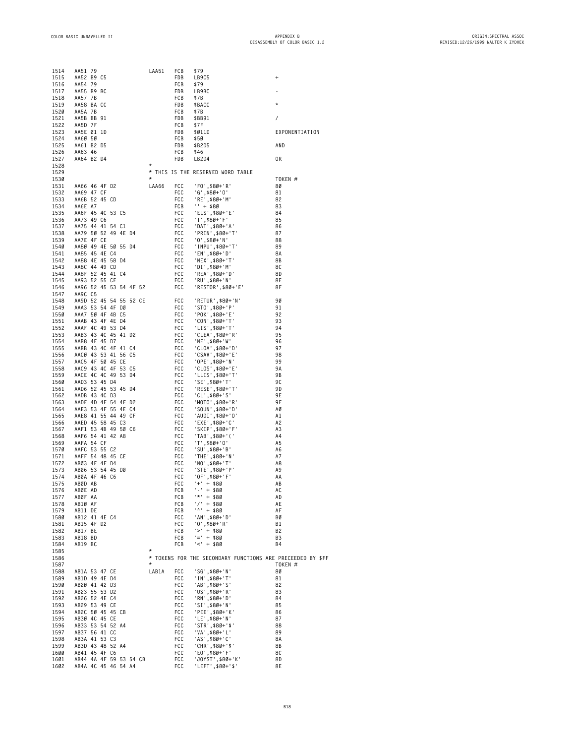```
1514  AA51 79                 LAA51   FCB   $79
1515  AA52 B9 C5                      FDB   LB9C5                    +
1516  AA54 79                         FCB   $79
1517  AA55 B9 BC                      FDB   LB9BC                    -
1518  AA57 7B                         FCB   $7B
1519  AA58 BA CC                      FDB   $BACC                    *
1520  AA5A 7B                         FCB   $7B
1521  AA5B BB 91                      FDB   $BB91                    /
1522  AA5D 7F                         FCB   $7F
1523  AA5E 01 1D                      FDB   $011D                    EXPONENTIATION
1524  AA60 50                         FCB   $50
1525  AA61 B2 D5                      FDB   $B2D5                    AND
1526  AA63 46                         FCB   $46
1527  AA64 B2 D4                      FDB   LB2D4                    OR
1528                          *
1529                          * THIS IS THE RESERVED WORD TABLE
1530                          *                                      TOKEN #
1531  AA66 46 4F D2           LAA66   FCC   'FO',$80+'R'             80
1532  AA69 47 CF                      FCC   'G',$80+'O'              81
1533  AA6B 52 45 CD                   FCC   'RE',$80+'M'             82
1534  AA6E A7                         FCB   '' + $80                 83
1535  AA6F 45 4C 53 C5                FCC   'ELS',$80+'E'            84
1536  AA73 49 C6                      FCC   'I',$80+'F'              85
1537  AA75 44 41 54 C1                FCC   'DAT',$80+'A'            86
1538  AA79 50 52 49 4E D4             FCC   'PRIN',$80+'T'           87
1539  AA7E 4F CE                      FCC   'O',$80+'N'              88
1540  AA80 49 4E 50 55 D4             FCC   'INPU',$80+'T'           89
1541  AA85 45 4E C4                   FCC   'EN',$80+'D'             8A
1542  AA88 4E 45 58 D4                FCC   'NEX',$80+'T'            8B
1543  AA8C 44 49 CD                   FCC   'DI',$80+'M'             8C
1544  AA8F 52 45 41 C4                FCC   'REA',$80+'D'            8D
1545  AA93 52 55 CE                   FCC   'RU',$80+'N'             8E
1546  AA96 52 45 53 54 4F 52          FCC   'RESTOR',$80+'E'         8F
1547  AA9C C5
1548  AA9D 52 45 54 55 52 CE          FCC   'RETUR',$80+'N'          90
1549  AAA3 53 54 4F D0                FCC   'STO',$80+'P'            91
1550  AAA7 50 4F 4B C5                FCC   'POK',$80+'E'            92
1551  AAAB 43 4F 4E D4                FCC   'CON',$80+'T'            93
1552  AAAF 4C 49 53 D4                FCC   'LIS',$80+'T'            94
1553  AAB3 43 4C 45 41 D2             FCC   'CLEA',$80+'R'           95
1554  AAB8 4E 45 D7                   FCC   'NE',$80+'W'             96
1555  AABB 43 4C 4F 41 C4             FCC   'CLOA',$80+'D'           97
1556  AAC0 43 53 41 56 C5             FCC   'CSAV',$80+'E'           98
1557  AAC5 4F 50 45 CE                FCC   'OPE',$80+'N'            99
1558  AAC9 43 4C 4F 53 C5             FCC   'CLOS',$80+'E'           9A
1559  AACE 4C 4C 49 53 D4             FCC   'LLIS',$80+'T'           9B
1560  AAD3 53 45 D4                   FCC   'SE',$80+'T'             9C
1561  AAD6 52 45 53 45 D4             FCC   'RESE',$80+'T'           9D
1562  AADB 43 4C D3                   FCC   'CL',$80+'S'             9E
1563  AADE 4D 4F 54 4F D2             FCC   'MOTO',$80+'R'           9F
1564  AAE3 53 4F 55 4E C4             FCC   'SOUN',$80+'D'           A0
1565  AAE8 41 55 44 49 CF             FCC   'AUDI',$80+'O'           A1
1566  AAED 45 58 45 C3                FCC   'EXE',$80+'C'            A2
1567  AAF1 53 4B 49 50 C6             FCC   'SKIP',$80+'F'           A3
1568  AAF6 54 41 42 A8                FCC   'TAB',$80+'('            A4
1569  AAFA 54 CF                      FCC   'T',$80+'O'              A5
1570  AAFC 53 55 C2                   FCC   'SU',$80+'B'             A6
1571  AAFF 54 48 45 CE                FCC   'THE',$80+'N'            A7
1572  AB03 4E 4F D4                   FCC   'NO',$80+'T'             A8
1573  AB06 53 54 45 D0                FCC   'STE',$80+'P'            A9
1574  AB0A 4F 46 C6                   FCC   'OF',$80+'F'             AA
1575  AB0D AB                         FCC   '+' + $80                AB
1576  AB0E AD                         FCB   '-' + $80                AC
1577  AB0F AA                         FCB   '*' + $80                AD
1578  AB10 AF                         FCB   '/' + $80                AE
1579  AB11 DE                         FCB   '^' + $80                AF
1580  AB12 41 4E C4                   FCC   'AN',$80+'D'             B0
1581  AB15 4F D2                      FCC   'O',$80+'R'              B1
1582  AB17 BE                         FCB   '>' + $80                B2
1583  AB18 BD                         FCB   '=' + $80                B3
1584  AB19 BC                         FCB   '<' + $80                B4
1585                          *
1586                          * TOKENS FOR THE SECONDARY FUNCTIONS ARE PRECEEDED BY $FF
1587                          *                                      TOKEN #
1588  AB1A 53 47 CE           LAB1A   FCC   'SG',$80+'N'             80
1589  AB1D 49 4E D4                   FCC   'IN',$80+'T'             81
1590  AB20 41 42 D3                   FCC   'AB',$80+'S'             82
1591  AB23 55 53 D2                   FCC   'US',$80+'R'             83
1592  AB26 52 4E C4                   FCC   'RN',$80+'D'             84
1593  AB29 53 49 CE                   FCC   'SI',$80+'N'             85
1594  AB2C 50 45 45 CB                FCC   'PEE',$80+'K'            86
1595  AB30 4C 45 CE                   FCC   'LE',$80+'N'             87
1596  AB33 53 54 52 A4                FCC   'STR',$80+'$'            88
1597  AB37 56 41 CC                   FCC   'VA',$80+'L'             89
1598  AB3A 41 53 C3                   FCC   'AS',$80+'C'             8A
1599  AB3D 43 48 52 A4                FCC   'CHR',$80+'$'            8B
1600  AB41 45 4F C6                   FCC   'EO',$80+'F'             8C
1601  AB44 4A 4F 59 53 54 CB          FCC   'JOYST',$80+'K'          8D
1602  AB4A 4C 45 46 54 A4             FCC   'LEFT',$80+'$'           8E
```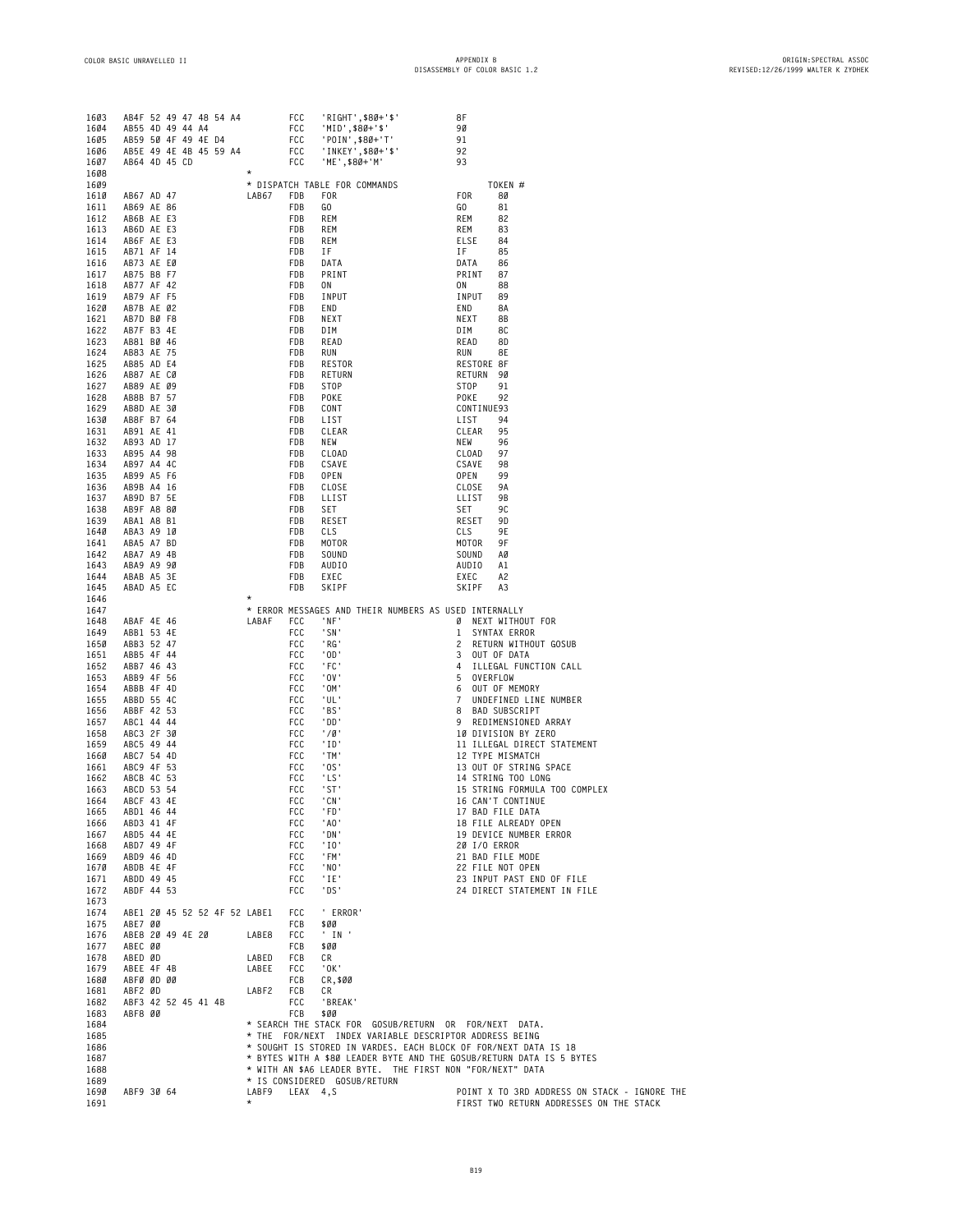```
1603   AB4F 52 49 47 48 54 A4         FCC   'RIGHT',$80+'$'          8F
1604   AB55 4D 49 44 A4               FCC   'MID',$80+'$'            90
1605   AB59 50 4F 49 4E D4            FCC   'POIN',$80+'T'           91
1606   AB5E 49 4E 4B 45 59 A4         FCC   'INKEY',$80+'$'          92
1607   AB64 4D 45 CD                  FCC   'ME',$80+'M'             93
1608                            *
1609                            * DISPATCH TABLE FOR COMMANDS                 TOKEN #
1610   AB67 AD 47               LAB67   FDB   FOR                      FOR     80
1611   AB69 AE 86                       FDB   GO                       GO      81
1612   AB6B AE E3                       FDB   REM                      REM     82
1613   AB6D AE E3                       FDB   REM                      REM     83
1614   AB6F AE E3                       FDB   REM                      ELSE    84
1615   AB71 AF 14                       FDB   IF                       IF      85
1616   AB73 AE E0                       FDB   DATA                     DATA    86
1617   AB75 BB F7                       FDB   PRINT                    PRINT   87
1618   AB77 AF 42                       FDB   ON                       ON      88
1619   AB79 AF F5                       FDB   INPUT                    INPUT   89
1620   AB7B AE 02                       FDB   END                      END     8A
1621   AB7D B0 F8                       FDB   NEXT                     NEXT    8B
1622   AB7F B3 4E                       FDB   DIM                      DIM     8C
1623   AB81 B0 46                       FDB   READ                     READ    8D
1624   AB83 AE 75                       FDB   RUN                      RUN     8E
1625   AB85 AD E4                       FDB   RESTOR                   RESTORE 8F
1626   AB87 AE C0                       FDB   RETURN                   RETURN  90
1627   AB89 AE 09                       FDB   STOP                     STOP    91
1628   AB8B B7 57                       FDB   POKE                     POKE    92
1629   AB8D AE 30                       FDB   CONT                     CONTINUE93
1630   AB8F B7 64                       FDB   LIST                     LIST    94
1631   AB91 AE 41                       FDB   CLEAR                    CLEAR   95
1632   AB93 AD 17                       FDB   NEW                      NEW     96
1633   AB95 A4 98                       FDB   CLOAD                    CLOAD   97
1634   AB97 A4 4C                       FDB   CSAVE                    CSAVE   98
1635   AB99 A5 F6                       FDB   OPEN                     OPEN    99
1636   AB9B A4 16                       FDB   CLOSE                    CLOSE   9A
1637   AB9D B7 5E                       FDB   LLIST                    LLIST   9B
1638   AB9F A8 80                       FDB   SET                      SET     9C
1639   ABA1 A8 B1                       FDB   RESET                    RESET   9D
1640   ABA3 A9 10                       FDB   CLS                      CLS     9E
1641   ABA5 A7 BD                       FDB   MOTOR                    MOTOR   9F
1642   ABA7 A9 4B                       FDB   SOUND                    SOUND   A0
1643   ABA9 A9 90                       FDB   AUDIO                    AUDIO   A1
1644   ABAB A5 3E                       FDB   EXEC                     EXEC    A2
1645   ABAD A5 EC                       FDB   SKIPF                    SKIPF   A3
1646                            *
1647                            * ERROR MESSAGES AND THEIR NUMBERS AS USED INTERNALLY
1648   ABAF 4E 46               LABAF   FCC   'NF'                     0  NEXT WITHOUT FOR
1649   ABB1 53 4E                       FCC   'SN'                     1  SYNTAX ERROR
1650   ABB3 52 47                       FCC   'RG'                     2  RETURN WITHOUT GOSUB
1651   ABB5 4F 44                       FCC   'OD'                     3  OUT OF DATA
1652   ABB7 46 43                       FCC   'FC'                     4  ILLEGAL FUNCTION CALL
1653   ABB9 4F 56                       FCC   'OV'                     5  OVERFLOW
1654   ABBB 4F 4D                       FCC   'OM'                     6  OUT OF MEMORY
1655   ABBD 55 4C                       FCC   'UL'                     7  UNDEFINED LINE NUMBER
1656   ABBF 42 53                       FCC   'BS'                     8  BAD SUBSCRIPT
1657   ABC1 44 44                       FCC   'DD'                     9  REDIMENSIONED ARRAY
1658   ABC3 2F 30                       FCC   '/0'                     10 DIVISION BY ZERO
1659   ABC5 49 44                       FCC   'ID'                     11 ILLEGAL DIRECT STATEMENT
1660   ABC7 54 4D                       FCC   'TM'                     12 TYPE MISMATCH
1661   ABC9 4F 53                       FCC   'OS'                     13 OUT OF STRING SPACE
1662   ABCB 4C 53                       FCC   'LS'                     14 STRING TOO LONG
1663   ABCD 53 54                       FCC   'ST'                     15 STRING FORMULA TOO COMPLEX
1664   ABCF 43 4E                       FCC   'CN'                     16 CAN'T CONTINUE
1665   ABD1 46 44                       FCC   'FD'                     17 BAD FILE DATA
1666   ABD3 41 4F                       FCC   'AO'                     18 FILE ALREADY OPEN
1667   ABD5 44 4E                       FCC   'DN'                     19 DEVICE NUMBER ERROR
1668   ABD7 49 4F                       FCC   'IO'                     20 I/O ERROR
1669   ABD9 46 4D                       FCC   'FM'                     21 BAD FILE MODE
1670   ABDB 4E 4F                       FCC   'NO'                     22 FILE NOT OPEN
1671   ABDD 49 45                       FCC   'IE'                     23 INPUT PAST END OF FILE
1672   ABDF 44 53                       FCC   'DS'                     24 DIRECT STATEMENT IN FILE
1673
1674   ABE1 20 45 52 52 4F 52 LABE1   FCC   ' ERROR'
1675   ABE7 00                          FCB   $00
1676   ABE8 20 49 4E 20         LABE8   FCC   ' IN '
1677   ABEC 00                          FCB   $00
1678   ABED 0D                  LABED   FCB   CR
1679   ABEE 4F 4B               LABEE   FCC   'OK'
1680   ABF0 0D 00                       FCB   CR,$00
1681   ABF2 0D                  LABF2   FCB   CR
1682   ABF3 42 52 45 41 4B              FCC   'BREAK'
1683   ABF8 00                          FCB   $00
1684                            * SEARCH THE STACK FOR  GOSUB/RETURN  OR  FOR/NEXT  DATA.
1685                            * THE  FOR/NEXT  INDEX VARIABLE DESCRIPTOR ADDRESS BEING
1686                            * SOUGHT IS STORED IN VARDES. EACH BLOCK OF FOR/NEXT DATA IS 18
1687                            * BYTES WITH A $80 LEADER BYTE AND THE GOSUB/RETURN DATA IS 5 BYTES
1688                            * WITH AN $A6 LEADER BYTE.  THE FIRST NON "FOR/NEXT" DATA
1689                            * IS CONSIDERED  GOSUB/RETURN
1690   ABF9 30 64               LABF9   LEAX  4,S                      POINT X TO 3RD ADDRESS ON STACK - IGNORE THE
1691                            *                                      FIRST TWO RETURN ADDRESSES ON THE STACK
```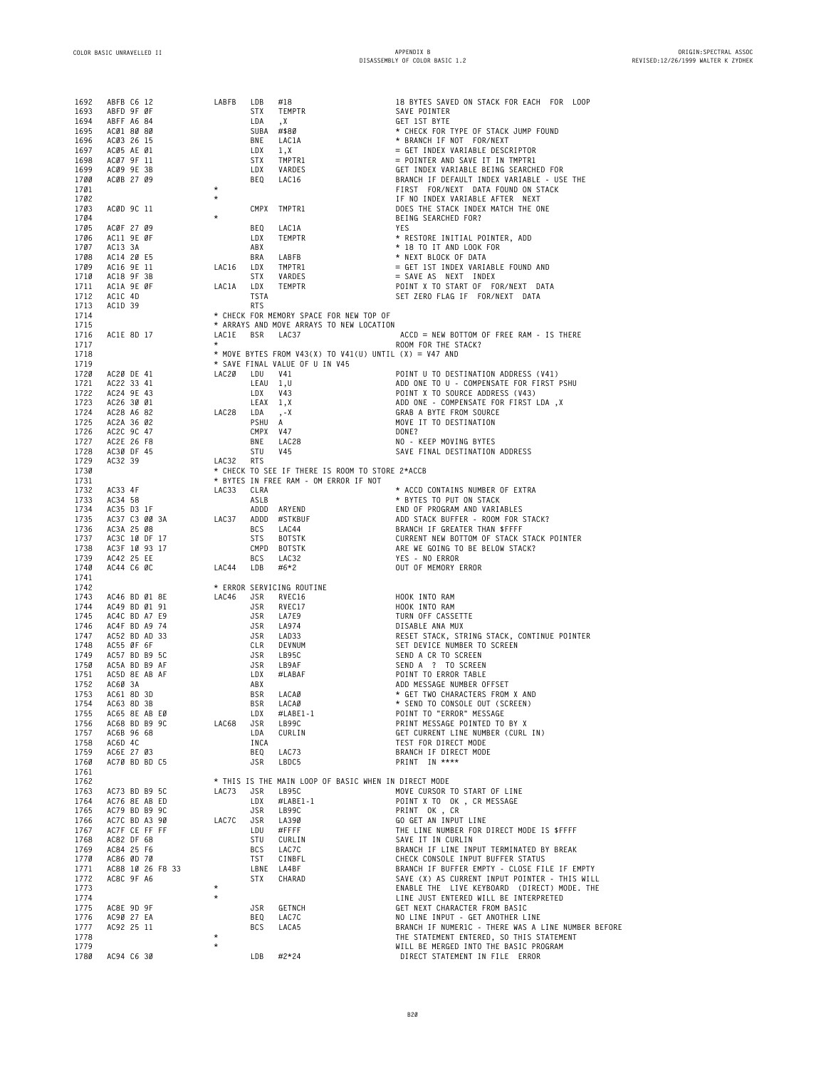```
1692  ABFB C6 12          LABFB  LDB   #18            18 BYTES SAVED ON STACK FOR EACH  FOR  LOOP
1693  ABFD 9F 0F                 STX   TEMPTR         SAVE POINTER
1694  ABFF A6 84                 LDA   ,X             GET 1ST BYTE
1695  AC01 80 80                 SUBA  #$80           * CHECK FOR TYPE OF STACK JUMP FOUND
1696  AC03 26 15                 BNE   LAC1A          * BRANCH IF NOT  FOR/NEXT
1697  AC05 AE 01                 LDX   1,X            = GET INDEX VARIABLE DESCRIPTOR
1698  AC07 9F 11                 STX   TMPTR1         = POINTER AND SAVE IT IN TMPTR1
1699  AC09 9E 3B                 LDX   VARDES         GET INDEX VARIABLE BEING SEARCHED FOR
1700  AC0B 27 09                 BEQ   LAC16          BRANCH IF DEFAULT INDEX VARIABLE - USE THE
1701                      *                           FIRST  FOR/NEXT  DATA FOUND ON STACK
1702                      *                           IF NO INDEX VARIABLE AFTER  NEXT
1703  AC0D 9C 11                 CMPX  TMPTR1         DOES THE STACK INDEX MATCH THE ONE
1704                      *                           BEING SEARCHED FOR?
1705  AC0F 27 09                 BEQ   LAC1A          YES
1706  AC11 9E 0F                 LDX   TEMPTR         * RESTORE INITIAL POINTER, ADD
1707  AC13 3A                    ABX                  * 18 TO IT AND LOOK FOR
1708  AC14 20 E5                 BRA   LABFB          * NEXT BLOCK OF DATA
1709  AC16 9E 11          LAC16  LDX   TMPTR1         = GET 1ST INDEX VARIABLE FOUND AND
1710  AC18 9F 3B                 STX   VARDES         = SAVE AS  NEXT  INDEX
1711  AC1A 9E 0F          LAC1A  LDX   TEMPTR         POINT X TO START OF  FOR/NEXT  DATA
1712  AC1C 4D                    TSTA                 SET ZERO FLAG IF  FOR/NEXT  DATA
1713  AC1D 39                    RTS
1714                      * CHECK FOR MEMORY SPACE FOR NEW TOP OF
1715                      * ARRAYS AND MOVE ARRAYS TO NEW LOCATION
1716  AC1E 8D 17          LAC1E  BSR   LAC37           ACCD = NEW BOTTOM OF FREE RAM - IS THERE
1717                      *                           ROOM FOR THE STACK?
1718                      * MOVE BYTES FROM V43(X) TO V41(U) UNTIL (X) = V47 AND
1719                      * SAVE FINAL VALUE OF U IN V45
1720  AC20 DE 41          LAC20  LDU   V41            POINT U TO DESTINATION ADDRESS (V41)
1721  AC22 33 41                 LEAU  1,U            ADD ONE TO U - COMPENSATE FOR FIRST PSHU
1722  AC24 9E 43                 LDX   V43            POINT X TO SOURCE ADDRESS (V43)
1723  AC26 30 01                 LEAX  1,X            ADD ONE - COMPENSATE FOR FIRST LDA ,X
1724  AC28 A6 82          LAC28  LDA   ,-X            GRAB A BYTE FROM SOURCE
1725  AC2A 36 02                 PSHU  A              MOVE IT TO DESTINATION
1726  AC2C 9C 47                 CMPX  V47            DONE?
1727  AC2E 26 F8                 BNE   LAC28          NO - KEEP MOVING BYTES
1728  AC30 DF 45                 STU   V45            SAVE FINAL DESTINATION ADDRESS
1729  AC32 39             LAC32  RTS
1730                      * CHECK TO SEE IF THERE IS ROOM TO STORE 2*ACCB
1731                      * BYTES IN FREE RAM - OM ERROR IF NOT
1732  AC33 4F             LAC33  CLRA                 * ACCD CONTAINS NUMBER OF EXTRA
1733  AC34 58                    ASLB                 * BYTES TO PUT ON STACK
1734  AC35 D3 1F                 ADDD  ARYEND         END OF PROGRAM AND VARIABLES
1735  AC37 C3 00 3A       LAC37  ADDD  #STKBUF        ADD STACK BUFFER - ROOM FOR STACK?
1736  AC3A 25 08                 BCS   LAC44          BRANCH IF GREATER THAN $FFFF
1737  AC3C 10 DF 17              STS   BOTSTK         CURRENT NEW BOTTOM OF STACK STACK POINTER
1738  AC3F 10 93 17              CMPD  BOTSTK         ARE WE GOING TO BE BELOW STACK?
1739  AC42 25 EE                 BCS   LAC32          YES - NO ERROR
1740  AC44 C6 0C          LAC44  LDB   #6*2           OUT OF MEMORY ERROR
1741
1742                      * ERROR SERVICING ROUTINE
1743  AC46 BD 01 8E       LAC46  JSR   RVEC16         HOOK INTO RAM
1744  AC49 BD 01 91              JSR   RVEC17         HOOK INTO RAM
1745  AC4C BD A7 E9              JSR   LA7E9          TURN OFF CASSETTE
1746  AC4F BD A9 74              JSR   LA974          DISABLE ANA MUX
1747  AC52 BD AD 33              JSR   LAD33          RESET STACK, STRING STACK, CONTINUE POINTER
1748  AC55 0F 6F                 CLR   DEVNUM         SET DEVICE NUMBER TO SCREEN
1749  AC57 BD B9 5C              JSR   LB95C          SEND A CR TO SCREEN
1750  AC5A BD B9 AF              JSR   LB9AF          SEND A  ?  TO SCREEN
1751  AC5D 8E AB AF              LDX   #LABAF         POINT TO ERROR TABLE
1752  AC60 3A                    ABX                  ADD MESSAGE NUMBER OFFSET
1753  AC61 8D 3D                 BSR   LACA0          * GET TWO CHARACTERS FROM X AND
1754  AC63 8D 3B                 BSR   LACA0          * SEND TO CONSOLE OUT (SCREEN)
1755  AC65 8E AB E0              LDX   #LABE1-1       POINT TO "ERROR" MESSAGE
1756  AC68 BD B9 9C       LAC68  JSR   LB99C          PRINT MESSAGE POINTED TO BY X
1757  AC6B 96 68                 LDA   CURLIN         GET CURRENT LINE NUMBER (CURL IN)
1758  AC6D 4C                    INCA                 TEST FOR DIRECT MODE
1759  AC6E 27 03                 BEQ   LAC73          BRANCH IF DIRECT MODE
1760  AC70 BD BD C5              JSR   LBDC5          PRINT  IN ****
1761
1762                      * THIS IS THE MAIN LOOP OF BASIC WHEN IN DIRECT MODE
1763  AC73 BD B9 5C       LAC73  JSR   LB95C          MOVE CURSOR TO START OF LINE
1764  AC76 8E AB ED              LDX   #LABEE-1       POINT X TO  OK , CR MESSAGE
1765  AC79 BD B9 9C              JSR   LB99C          PRINT  OK , CR
1766  AC7C BD A3 90       LAC7C  JSR   LA390          GO GET AN INPUT LINE
1767  AC7F CE FF FF              LDU   #$FFFF         THE LINE NUMBER FOR DIRECT MODE IS $FFFF
1768  AC82 DF 68                 STU   CURLIN         SAVE IT IN CURLIN
1769  AC84 25 F6                 BCS   LAC7C          BRANCH IF LINE INPUT TERMINATED BY BREAK
1770  AC86 0D 70                 TST   CINBFL         CHECK CONSOLE INPUT BUFFER STATUS
1771  AC88 10 26 F8 33           LBNE  LA4BF          BRANCH IF BUFFER EMPTY - CLOSE FILE IF EMPTY
1772  AC8C 9F A6                 STX   CHARAD         SAVE (X) AS CURRENT INPUT POINTER - THIS WILL
1773                      *                           ENABLE THE  LIVE KEYBOARD  (DIRECT) MODE. THE
1774                      *                           LINE JUST ENTERED WILL BE INTERPRETED
1775  AC8E 9D 9F                 JSR   GETNCH         GET NEXT CHARACTER FROM BASIC
1776  AC90 27 EA                 BEQ   LAC7C          NO LINE INPUT - GET ANOTHER LINE
1777  AC92 25 11                 BCS   LACA5          BRANCH IF NUMERIC - THERE WAS A LINE NUMBER BEFORE
1778                      *                           THE STATEMENT ENTERED, SO THIS STATEMENT
1779                      *                           WILL BE MERGED INTO THE BASIC PROGRAM
1780  AC94 C6 30                 LDB   #2*24           DIRECT STATEMENT IN FILE  ERROR
```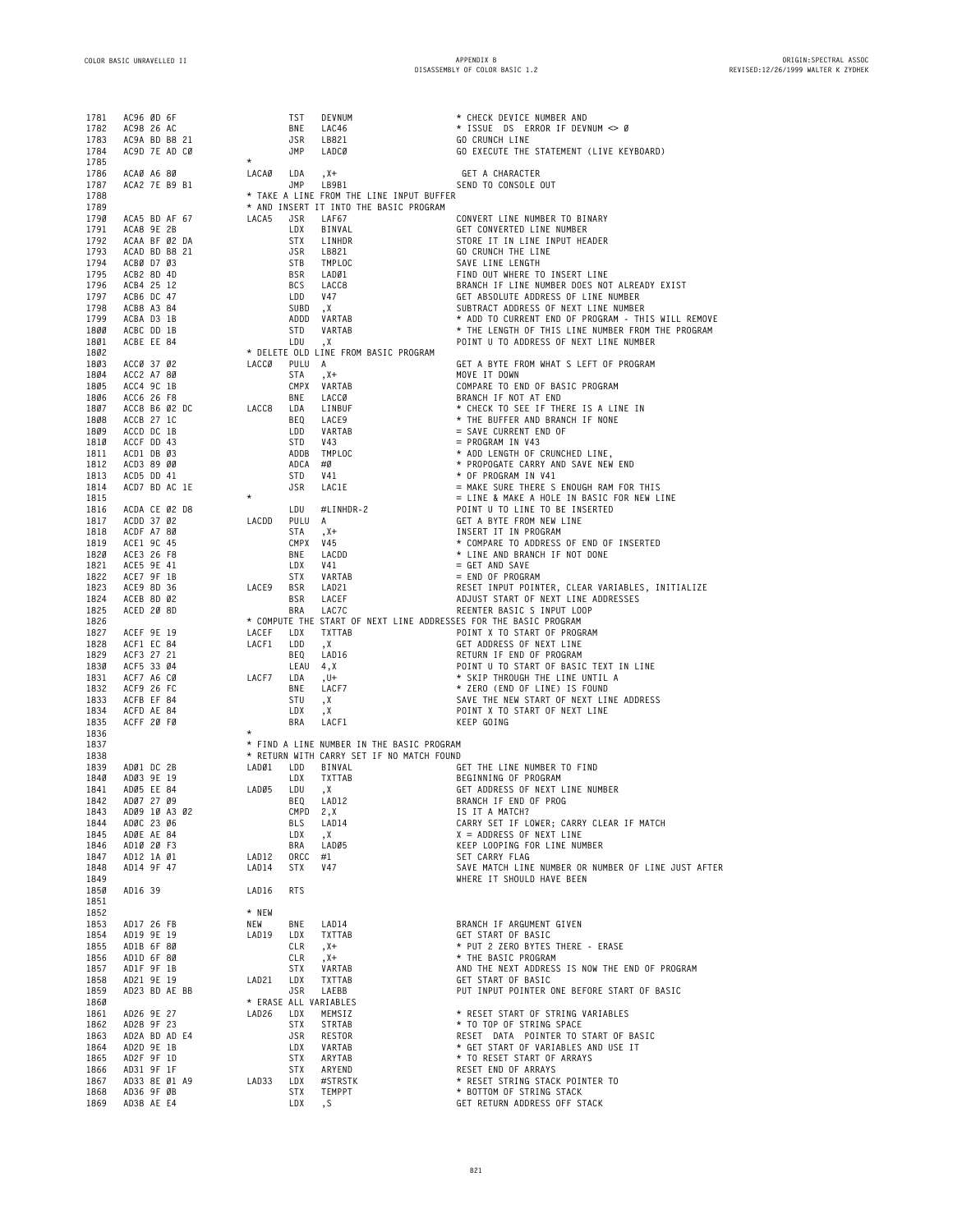```
1781  AC96 0D 6F                 TST   DEVNUM              * CHECK DEVICE NUMBER AND
1782  AC98 26 AC                 BNE   LAC46               * ISSUE  DS  ERROR IF DEVNUM <> 0
1783  AC9A BD B8 21              JSR   LB821               GO CRUNCH LINE
1784  AC9D 7E AD C0              JMP   LADC0               GO EXECUTE THE STATEMENT (LIVE KEYBOARD)
1785                       *
1786  ACA0 A6 80           LACA0  LDA   ,X+                 GET A CHARACTER
1787  ACA2 7E B9 B1              JMP   LB9B1               SEND TO CONSOLE OUT
1788                       * TAKE A LINE FROM THE LINE INPUT BUFFER
1789                       * AND INSERT IT INTO THE BASIC PROGRAM
1790  ACA5 BD AF 67        LACA5  JSR   LAF67               CONVERT LINE NUMBER TO BINARY
1791  ACA8 9E 2B                 LDX   BINVAL              GET CONVERTED LINE NUMBER
1792  ACAA BF 02 DA              STX   LINHDR              STORE IT IN LINE INPUT HEADER
1793  ACAD BD B8 21              JSR   LB821               GO CRUNCH THE LINE
1794  ACB0 D7 03                 STB   TMPLOC              SAVE LINE LENGTH
1795  ACB2 8D 4D                 BSR   LAD01               FIND OUT WHERE TO INSERT LINE
1796  ACB4 25 12                 BCS   LACC8               BRANCH IF LINE NUMBER DOES NOT ALREADY EXIST
1797  ACB6 DC 47                 LDD   V47                 GET ABSOLUTE ADDRESS OF LINE NUMBER
1798  ACB8 A3 84                 SUBD  ,X                  SUBTRACT ADDRESS OF NEXT LINE NUMBER
1799  ACBA D3 1B                 ADDD  VARTAB              * ADD TO CURRENT END OF PROGRAM - THIS WILL REMOVE
1800  ACBC DD 1B                 STD   VARTAB              * THE LENGTH OF THIS LINE NUMBER FROM THE PROGRAM
1801  ACBE EE 84                 LDU   ,X                  POINT U TO ADDRESS OF NEXT LINE NUMBER
1802                       * DELETE OLD LINE FROM BASIC PROGRAM
1803  ACC0 37 02           LACC0  PULU  A                   GET A BYTE FROM WHAT S LEFT OF PROGRAM
1804  ACC2 A7 80                 STA   ,X+                 MOVE IT DOWN
1805  ACC4 9C 1B                 CMPX  VARTAB              COMPARE TO END OF BASIC PROGRAM
1806  ACC6 26 F8                 BNE   LACC0               BRANCH IF NOT AT END
1807  ACC8 B6 02 DC        LACC8  LDA   LINBUF              * CHECK TO SEE IF THERE IS A LINE IN
1808  ACCB 27 1C                 BEQ   LACE9               * THE BUFFER AND BRANCH IF NONE
1809  ACCD DC 1B                 LDD   VARTAB              = SAVE CURRENT END OF
1810  ACCF DD 43                 STD   V43                 = PROGRAM IN V43
1811  ACD1 DB 03                 ADDB  TMPLOC              * ADD LENGTH OF CRUNCHED LINE,
1812  ACD3 89 00                 ADCA  #0                  * PROPOGATE CARRY AND SAVE NEW END
1813  ACD5 DD 41                 STD   V41                 * OF PROGRAM IN V41
1814  ACD7 BD AC 1E              JSR   LAC1E               = MAKE SURE THERE S ENOUGH RAM FOR THIS
1815                       *                               = LINE & MAKE A HOLE IN BASIC FOR NEW LINE
1816  ACDA CE 02 D8              LDU   #LINHDR-2           POINT U TO LINE TO BE INSERTED
1817  ACDD 37 02           LACDD  PULU  A                   GET A BYTE FROM NEW LINE
1818  ACDF A7 80                 STA   ,X+                 INSERT IT IN PROGRAM
1819  ACE1 9C 45                 CMPX  V45                 * COMPARE TO ADDRESS OF END OF INSERTED
1820  ACE3 26 F8                 BNE   LACDD               * LINE AND BRANCH IF NOT DONE
1821  ACE5 9E 41                 LDX   V41                 = GET AND SAVE
1822  ACE7 9F 1B                 STX   VARTAB              = END OF PROGRAM
1823  ACE9 8D 36           LACE9  BSR   LAD21               RESET INPUT POINTER, CLEAR VARIABLES, INITIALIZE
1824  ACEB 8D 02                 BSR   LACEF               ADJUST START OF NEXT LINE ADDRESSES
1825  ACED 20 8D                 BRA   LAC7C               REENTER BASIC S INPUT LOOP
1826                       * COMPUTE THE START OF NEXT LINE ADDRESSES FOR THE BASIC PROGRAM
1827  ACEF 9E 19           LACEF  LDX   TXTTAB              POINT X TO START OF PROGRAM
1828  ACF1 EC 84           LACF1  LDD   ,X                  GET ADDRESS OF NEXT LINE
1829  ACF3 27 21                 BEQ   LAD16               RETURN IF END OF PROGRAM
1830  ACF5 33 04                 LEAU  4,X                 POINT U TO START OF BASIC TEXT IN LINE
1831  ACF7 A6 C0           LACF7  LDA   ,U+                 * SKIP THROUGH THE LINE UNTIL A
1832  ACF9 26 FC                 BNE   LACF7               * ZERO (END OF LINE) IS FOUND
1833  ACFB EF 84                 STU   ,X                  SAVE THE NEW START OF NEXT LINE ADDRESS
1834  ACFD AE 84                 LDX   ,X                  POINT X TO START OF NEXT LINE
1835  ACFF 20 F0                 BRA   LACF1               KEEP GOING
1836                       *
1837                       * FIND A LINE NUMBER IN THE BASIC PROGRAM
1838                       * RETURN WITH CARRY SET IF NO MATCH FOUND
1839  AD01 DC 2B           LAD01  LDD   BINVAL              GET THE LINE NUMBER TO FIND
1840  AD03 9E 19                 LDX   TXTTAB              BEGINNING OF PROGRAM
1841  AD05 EE 84           LAD05  LDU   ,X                  GET ADDRESS OF NEXT LINE NUMBER
1842  AD07 27 09                 BEQ   LAD12               BRANCH IF END OF PROG
1843  AD09 10 A3 02              CMPD  2,X                 IS IT A MATCH?
1844  AD0C 23 06                 BLS   LAD14               CARRY SET IF LOWER; CARRY CLEAR IF MATCH
1845  AD0E AE 84                 LDX   ,X                  X = ADDRESS OF NEXT LINE
1846  AD10 20 F3                 BRA   LAD05               KEEP LOOPING FOR LINE NUMBER
1847  AD12 1A 01           LAD12  ORCC  #1                  SET CARRY FLAG
1848  AD14 9F 47           LAD14  STX   V47                 SAVE MATCH LINE NUMBER OR NUMBER OF LINE JUST AFTER
1849                                                       WHERE IT SHOULD HAVE BEEN
1850  AD16 39              LAD16  RTS
1851
1852                       * NEW
1853  AD17 26 FB           NEW    BNE   LAD14               BRANCH IF ARGUMENT GIVEN
1854  AD19 9E 19           LAD19  LDX   TXTTAB              GET START OF BASIC
1855  AD1B 6F 80                 CLR   ,X+                 * PUT 2 ZERO BYTES THERE - ERASE
1856  AD1D 6F 80                 CLR   ,X+                 * THE BASIC PROGRAM
1857  AD1F 9F 1B                 STX   VARTAB              AND THE NEXT ADDRESS IS NOW THE END OF PROGRAM
1858  AD21 9E 19           LAD21  LDX   TXTTAB              GET START OF BASIC
1859  AD23 BD AE BB              JSR   LAEBB               PUT INPUT POINTER ONE BEFORE START OF BASIC
1860                       * ERASE ALL VARIABLES
1861  AD26 9E 27           LAD26  LDX   MEMSIZ              * RESET START OF STRING VARIABLES
1862  AD28 9F 23                 STX   STRTAB              * TO TOP OF STRING SPACE
1863  AD2A BD AD E4              JSR   RESTOR              RESET  DATA  POINTER TO START OF BASIC
1864  AD2D 9E 1B                 LDX   VARTAB              * GET START OF VARIABLES AND USE IT
1865  AD2F 9F 1D                 STX   ARYTAB              * TO RESET START OF ARRAYS
1866  AD31 9F 1F                 STX   ARYEND              RESET END OF ARRAYS
1867  AD33 8E 01 A9        LAD33  LDX   #STRSTK             * RESET STRING STACK POINTER TO
1868  AD36 9F 0B                 STX   TEMPPT              * BOTTOM OF STRING STACK
1869  AD38 AE E4                 LDX   ,S                  GET RETURN ADDRESS OFF STACK
```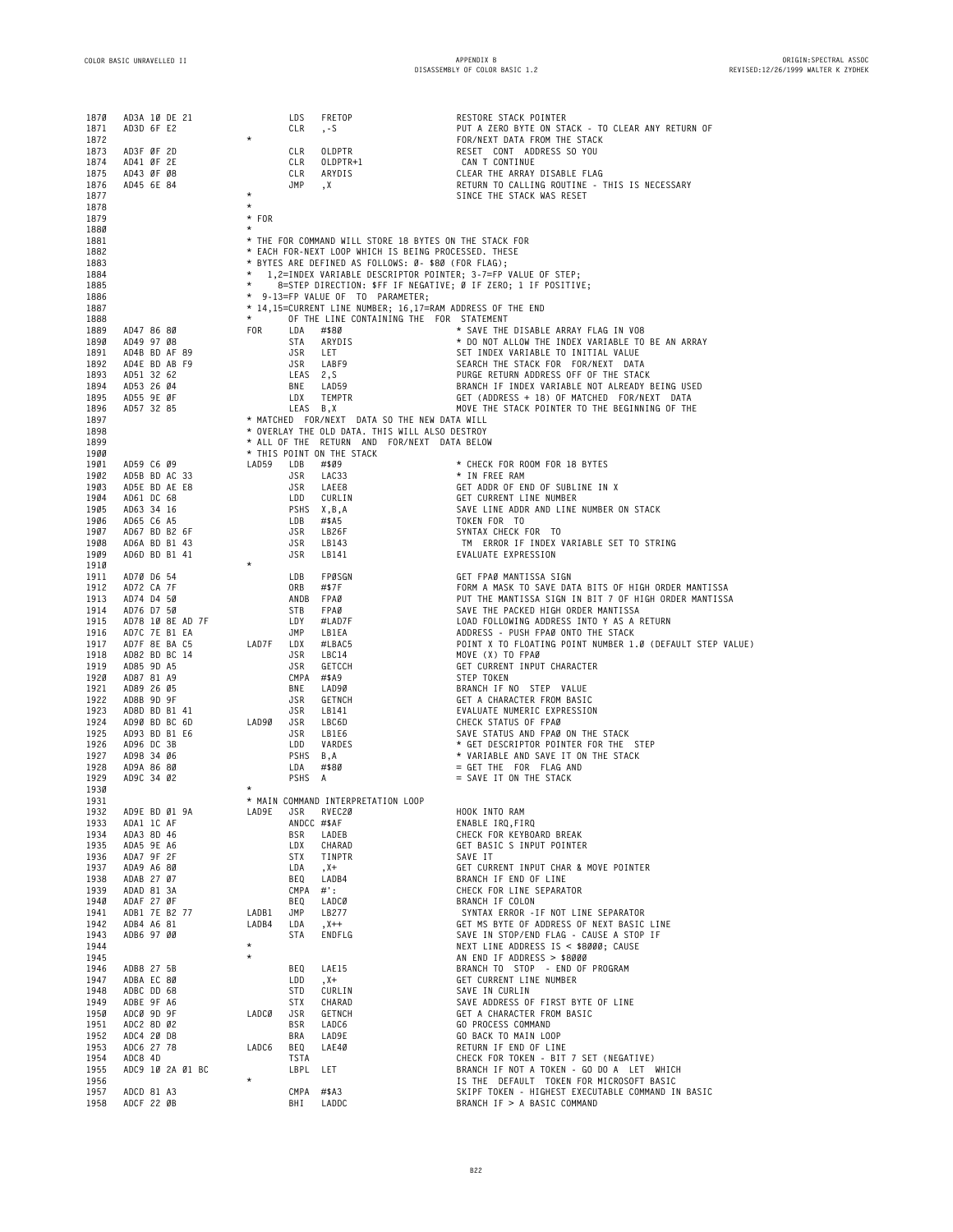```
1870  AD3A 10 DE 21          LDS   FRETOP                 RESTORE STACK POINTER
1871  AD3D 6F E2             CLR   ,-S                    PUT A ZERO BYTE ON STACK - TO CLEAR ANY RETURN OF
1872                   *                                  FOR/NEXT DATA FROM THE STACK
1873  AD3F 0F 2D             CLR   OLDPTR                 RESET  CONT  ADDRESS SO YOU
1874  AD41 0F 2E             CLR   OLDPTR+1                CAN T CONTINUE
1875  AD43 0F 08             CLR   ARYDIS                 CLEAR THE ARRAY DISABLE FLAG
1876  AD45 6E 84             JMP   ,X                     RETURN TO CALLING ROUTINE - THIS IS NECESSARY
1877                   *                                  SINCE THE STACK WAS RESET
1878                   *
1879                   * FOR
1880                   *
1881                   * THE FOR COMMAND WILL STORE 18 BYTES ON THE STACK FOR
1882                   * EACH FOR-NEXT LOOP WHICH IS BEING PROCESSED. THESE
1883                   * BYTES ARE DEFINED AS FOLLOWS: 0- $80 (FOR FLAG);
1884                   *   1,2=INDEX VARIABLE DESCRIPTOR POINTER; 3-7=FP VALUE OF STEP;
1885                   *     8=STEP DIRECTION: $FF IF NEGATIVE; 0 IF ZERO; 1 IF POSITIVE;
1886                   * 9-13=FP VALUE OF  TO  PARAMETER;
1887                   * 14,15=CURRENT LINE NUMBER; 16,17=RAM ADDRESS OF THE END
1888                   *       OF THE LINE CONTAINING THE  FOR  STATEMENT
1889  AD47 86 80       FOR   LDA   #$80                   * SAVE THE DISABLE ARRAY FLAG IN V08
1890  AD49 97 08             STA   ARYDIS                 * DO NOT ALLOW THE INDEX VARIABLE TO BE AN ARRAY
1891  AD4B BD AF 89          JSR   LET                    SET INDEX VARIABLE TO INITIAL VALUE
1892  AD4E BD AB F9          JSR   LABF9                  SEARCH THE STACK FOR  FOR/NEXT  DATA
1893  AD51 32 62             LEAS  2,S                    PURGE RETURN ADDRESS OFF OF THE STACK
1894  AD53 26 04             BNE   LAD59                  BRANCH IF INDEX VARIABLE NOT ALREADY BEING USED
1895  AD55 9E 0F             LDX   TEMPTR                 GET (ADDRESS + 18) OF MATCHED  FOR/NEXT  DATA
1896  AD57 32 85             LEAS  B,X                    MOVE THE STACK POINTER TO THE BEGINNING OF THE
1897                   * MATCHED  FOR/NEXT  DATA SO THE NEW DATA WILL
1898                   * OVERLAY THE OLD DATA. THIS WILL ALSO DESTROY
1899                   * ALL OF THE  RETURN  AND  FOR/NEXT  DATA BELOW
1900                   * THIS POINT ON THE STACK
1901  AD59 C6 09       LAD59 LDB   #$09                   * CHECK FOR ROOM FOR 18 BYTES
1902  AD5B BD AC 33          JSR   LAC33                  * IN FREE RAM
1903  AD5E BD AE E8          JSR   LAEE8                  GET ADDR OF END OF SUBLINE IN X
1904  AD61 DC 68             LDD   CURLIN                 GET CURRENT LINE NUMBER
1905  AD63 34 16             PSHS  X,B,A                  SAVE LINE ADDR AND LINE NUMBER ON STACK
1906  AD65 C6 A5             LDB   #$A5                   TOKEN FOR  TO
1907  AD67 BD B2 6F          JSR   LB26F                  SYNTAX CHECK FOR  TO
1908  AD6A BD B1 43          JSR   LB143                   TM  ERROR IF INDEX VARIABLE SET TO STRING
1909  AD6D BD B1 41          JSR   LB141                  EVALUATE EXPRESSION
1910                   *
1911  AD70 D6 54             LDB   FP0SGN                 GET FPA0 MANTISSA SIGN
1912  AD72 CA 7F             ORB   #$7F                   FORM A MASK TO SAVE DATA BITS OF HIGH ORDER MANTISSA
1913  AD74 D4 50             ANDB  FPA0                   PUT THE MANTISSA SIGN IN BIT 7 OF HIGH ORDER MANTISSA
1914  AD76 D7 50             STB   FPA0                   SAVE THE PACKED HIGH ORDER MANTISSA
1915  AD78 10 8E AD 7F       LDY   #LAD7F                 LOAD FOLLOWING ADDRESS INTO Y AS A RETURN
1916  AD7C 7E B1 EA          JMP   LB1EA                  ADDRESS - PUSH FPA0 ONTO THE STACK
1917  AD7F 8E BA C5    LAD7F LDX   #LBAC5                 POINT X TO FLOATING POINT NUMBER 1.0 (DEFAULT STEP VALUE)
1918  AD82 BD BC 14          JSR   LBC14                  MOVE (X) TO FPA0
1919  AD85 9D A5             JSR   GETCCH                 GET CURRENT INPUT CHARACTER
1920  AD87 81 A9             CMPA  #$A9                   STEP TOKEN
1921  AD89 26 05             BNE   LAD90                  BRANCH IF NO  STEP  VALUE
1922  AD8B 9D 9F             JSR   GETNCH                 GET A CHARACTER FROM BASIC
1923  AD8D BD B1 41          JSR   LB141                  EVALUATE NUMERIC EXPRESSION
1924  AD90 BD BC 6D    LAD90 JSR   LBC6D                  CHECK STATUS OF FPA0
1925  AD93 BD B1 E6          JSR   LB1E6                  SAVE STATUS AND FPA0 ON THE STACK
1926  AD96 DC 3B             LDD   VARDES                 * GET DESCRIPTOR POINTER FOR THE  STEP
1927  AD98 34 06             PSHS  B,A                    * VARIABLE AND SAVE IT ON THE STACK
1928  AD9A 86 80             LDA   #$80                   = GET THE  FOR  FLAG AND
1929  AD9C 34 02             PSHS  A                      = SAVE IT ON THE STACK
1930                   *
1931                   * MAIN COMMAND INTERPRETATION LOOP
1932  AD9E BD 01 9A    LAD9E JSR   RVEC20                 HOOK INTO RAM
1933  ADA1 1C AF             ANDCC #$AF                   ENABLE IRQ,FIRQ
1934  ADA3 8D 46             BSR   LADEB                  CHECK FOR KEYBOARD BREAK
1935  ADA5 9E A6             LDX   CHARAD                 GET BASIC S INPUT POINTER
1936  ADA7 9F 2F             STX   TINPTR                 SAVE IT
1937  ADA9 A6 80             LDA   ,X+                    GET CURRENT INPUT CHAR & MOVE POINTER
1938  ADAB 27 07             BEQ   LADB4                  BRANCH IF END OF LINE
1939  ADAD 81 3A             CMPA  #':                    CHECK FOR LINE SEPARATOR
1940  ADAF 27 0F             BEQ   LADC0                  BRANCH IF COLON
1941  ADB1 7E B2 77    LADB1 JMP   LB277                   SYNTAX ERROR -IF NOT LINE SEPARATOR
1942  ADB4 A6 81       LADB4 LDA   ,X++                   GET MS BYTE OF ADDRESS OF NEXT BASIC LINE
1943  ADB6 97 00             STA   ENDFLG                 SAVE IN STOP/END FLAG - CAUSE A STOP IF
1944                   *                                  NEXT LINE ADDRESS IS < $8000; CAUSE
1945                   *                                  AN END IF ADDRESS > $8000
1946  ADB8 27 5B             BEQ   LAE15                  BRANCH TO  STOP  - END OF PROGRAM
1947  ADBA EC 80             LDD   ,X+                    GET CURRENT LINE NUMBER
1948  ADBC DD 68             STD   CURLIN                 SAVE IN CURLIN
1949  ADBE 9F A6             STX   CHARAD                 SAVE ADDRESS OF FIRST BYTE OF LINE
1950  ADC0 9D 9F       LADC0 JSR   GETNCH                 GET A CHARACTER FROM BASIC
1951  ADC2 8D 02             BSR   LADC6                  GO PROCESS COMMAND
1952  ADC4 20 D8             BRA   LAD9E                  GO BACK TO MAIN LOOP
1953  ADC6 27 78       LADC6 BEQ   LAE40                  RETURN IF END OF LINE
1954  ADC8 4D                TSTA                         CHECK FOR TOKEN - BIT 7 SET (NEGATIVE)
1955  ADC9 10 2A 01 BC       LBPL  LET                    BRANCH IF NOT A TOKEN - GO DO A  LET  WHICH
1956                   *                                  IS THE  DEFAULT  TOKEN FOR MICROSOFT BASIC
1957  ADCD 81 A3             CMPA  #$A3                   SKIPF TOKEN - HIGHEST EXECUTABLE COMMAND IN BASIC
1958  ADCF 22 0B             BHI   LADDC                  BRANCH IF > A BASIC COMMAND
```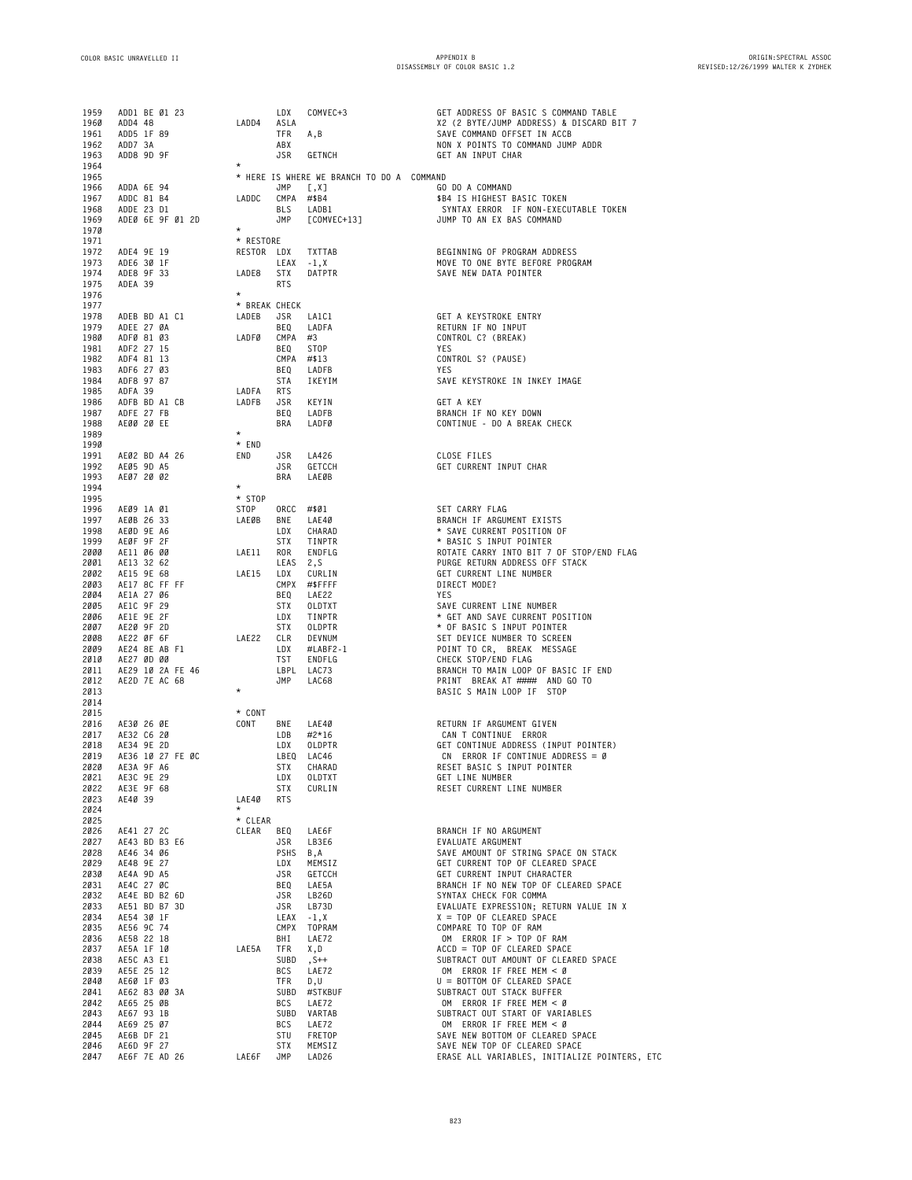```
1959  ADD1 BE 01 23              LDX   COMVEC+3                GET ADDRESS OF BASIC S COMMAND TABLE
1960  ADD4 48           LADD4    ASLA                          X2 (2 BYTE/JUMP ADDRESS) & DISCARD BIT 7
1961  ADD5 1F 89                 TFR   A,B                     SAVE COMMAND OFFSET IN ACCB
1962  ADD7 3A                    ABX                           NON X POINTS TO COMMAND JUMP ADDR
1963  ADD8 9D 9F                 JSR   GETNCH                  GET AN INPUT CHAR
1964                    *
1965                    * HERE IS WHERE WE BRANCH TO DO A  COMMAND
1966  ADDA 6E 94                 JMP   [,X]                    GO DO A COMMAND
1967  ADDC 81 B4        LADDC    CMPA  #$B4                    $B4 IS HIGHEST BASIC TOKEN
1968  ADDE 23 D1                 BLS   LADB1                    SYNTAX ERROR  IF NON-EXECUTABLE TOKEN
1969  ADE0 6E 9F 01 2D           JMP   [COMVEC+13]             JUMP TO AN EX BAS COMMAND
1970                    *
1971                    * RESTORE
1972  ADE4 9E 19        RESTOR   LDX   TXTTAB                  BEGINNING OF PROGRAM ADDRESS
1973  ADE6 30 1F                 LEAX  -1,X                    MOVE TO ONE BYTE BEFORE PROGRAM
1974  ADE8 9F 33        LADE8    STX   DATPTR                  SAVE NEW DATA POINTER
1975  ADEA 39                    RTS
1976                    *
1977                    * BREAK CHECK
1978  ADEB BD A1 C1     LADEB    JSR   LA1C1                   GET A KEYSTROKE ENTRY
1979  ADEE 27 0A                 BEQ   LADFA                   RETURN IF NO INPUT
1980  ADF0 81 03        LADF0    CMPA  #3                      CONTROL C? (BREAK)
1981  ADF2 27 15                 BEQ   STOP                    YES
1982  ADF4 81 13                 CMPA  #$13                    CONTROL S? (PAUSE)
1983  ADF6 27 03                 BEQ   LADFB                   YES
1984  ADF8 97 87                 STA   IKEYIM                  SAVE KEYSTROKE IN INKEY IMAGE
1985  ADFA 39           LADFA    RTS
1986  ADFB BD A1 CB     LADFB    JSR   KEYIN                   GET A KEY
1987  ADFE 27 FB                 BEQ   LADFB                   BRANCH IF NO KEY DOWN
1988  AE00 20 EE                 BRA   LADF0                   CONTINUE - DO A BREAK CHECK
1989                    *
1990                    * END
1991  AE02 BD A4 26     END      JSR   LA426                   CLOSE FILES
1992  AE05 9D A5                 JSR   GETCCH                  GET CURRENT INPUT CHAR
1993  AE07 20 02                 BRA   LAE0B
1994                    *
1995                    * STOP
1996  AE09 1A 01        STOP     ORCC  #$01                    SET CARRY FLAG
1997  AE0B 26 33        LAE0B    BNE   LAE40                   BRANCH IF ARGUMENT EXISTS
1998  AE0D 9E A6                 LDX   CHARAD                  * SAVE CURRENT POSITION OF
1999  AE0F 9F 2F                 STX   TINPTR                  * BASIC S INPUT POINTER
2000  AE11 06 00        LAE11    ROR   ENDFLG                  ROTATE CARRY INTO BIT 7 OF STOP/END FLAG
2001  AE13 32 62                 LEAS  2,S                     PURGE RETURN ADDRESS OFF STACK
2002  AE15 9E 68        LAE15    LDX   CURLIN                  GET CURRENT LINE NUMBER
2003  AE17 8C FF FF              CMPX  #$FFFF                  DIRECT MODE?
2004  AE1A 27 06                 BEQ   LAE22                   YES
2005  AE1C 9F 29                 STX   OLDTXT                  SAVE CURRENT LINE NUMBER
2006  AE1E 9E 2F                 LDX   TINPTR                  * GET AND SAVE CURRENT POSITION
2007  AE20 9F 2D                 STX   OLDPTR                  * OF BASIC S INPUT POINTER
2008  AE22 0F 6F        LAE22    CLR   DEVNUM                  SET DEVICE NUMBER TO SCREEN
2009  AE24 8E AB F1              LDX   #LABF2-1                POINT TO CR, BREAK  MESSAGE
2010  AE27 0D 00                 TST   ENDFLG                  CHECK STOP/END FLAG
2011  AE29 10 2A FE 46           LBPL  LAC73                   BRANCH TO MAIN LOOP OF BASIC IF END
2012  AE2D 7E AC 68              JMP   LAC68                   PRINT  BREAK AT ####  AND GO TO
2013                    *                                      BASIC S MAIN LOOP IF  STOP
2014
2015                    * CONT
2016  AE30 26 0E        CONT     BNE   LAE40                   RETURN IF ARGUMENT GIVEN
2017  AE32 C6 20                 LDB   #2*16                    CAN T CONTINUE  ERROR
2018  AE34 9E 2D                 LDX   OLDPTR                  GET CONTINUE ADDRESS (INPUT POINTER)
2019  AE36 10 27 FE 0C           LBEQ  LAC46                    CN  ERROR IF CONTINUE ADDRESS = 0
2020  AE3A 9F A6                 STX   CHARAD                  RESET BASIC S INPUT POINTER
2021  AE3C 9E 29                 LDX   OLDTXT                  GET LINE NUMBER
2022  AE3E 9F 68                 STX   CURLIN                  RESET CURRENT LINE NUMBER
2023  AE40 39           LAE40    RTS
2024                    *
2025                    * CLEAR
2026  AE41 27 2C        CLEAR    BEQ   LAE6F                   BRANCH IF NO ARGUMENT
2027  AE43 BD B3 E6              JSR   LB3E6                   EVALUATE ARGUMENT
2028  AE46 34 06                 PSHS  B,A                     SAVE AMOUNT OF STRING SPACE ON STACK
2029  AE48 9E 27                 LDX   MEMSIZ                  GET CURRENT TOP OF CLEARED SPACE
2030  AE4A 9D A5                 JSR   GETCCH                  GET CURRENT INPUT CHARACTER
2031  AE4C 27 0C                 BEQ   LAE5A                   BRANCH IF NO NEW TOP OF CLEARED SPACE
2032  AE4E BD B2 6D              JSR   LB26D                   SYNTAX CHECK FOR COMMA
2033  AE51 BD B7 3D              JSR   LB73D                   EVALUATE EXPRESSION; RETURN VALUE IN X
2034  AE54 30 1F                 LEAX  -1,X                    X = TOP OF CLEARED SPACE
2035  AE56 9C 74                 CMPX  TOPRAM                  COMPARE TO TOP OF RAM
2036  AE58 22 18                 BHI   LAE72                    OM  ERROR IF > TOP OF RAM
2037  AE5A 1F 10        LAE5A    TFR   X,D                     ACCD = TOP OF CLEARED SPACE
2038  AE5C A3 E1                 SUBD  ,S++                    SUBTRACT OUT AMOUNT OF CLEARED SPACE
2039  AE5E 25 12                 BCS   LAE72                    OM  ERROR IF FREE MEM < 0
2040  AE60 1F 03                 TFR   D,U                     U = BOTTOM OF CLEARED SPACE
2041  AE62 83 00 3A              SUBD  #STKBUF                 SUBTRACT OUT STACK BUFFER
2042  AE65 25 0B                 BCS   LAE72                    OM  ERROR IF FREE MEM < 0
2043  AE67 93 1B                 SUBD  VARTAB                  SUBTRACT OUT START OF VARIABLES
2044  AE69 25 07                 BCS   LAE72                    OM  ERROR IF FREE MEM < 0
2045  AE6B DF 21                 STU   FRETOP                  SAVE NEW BOTTOM OF CLEARED SPACE
2046  AE6D 9F 27                 STX   MEMSIZ                  SAVE NEW TOP OF CLEARED SPACE
2047  AE6F 7E AD 26     LAE6F    JMP   LAD26                   ERASE ALL VARIABLES, INITIALIZE POINTERS, ETC
```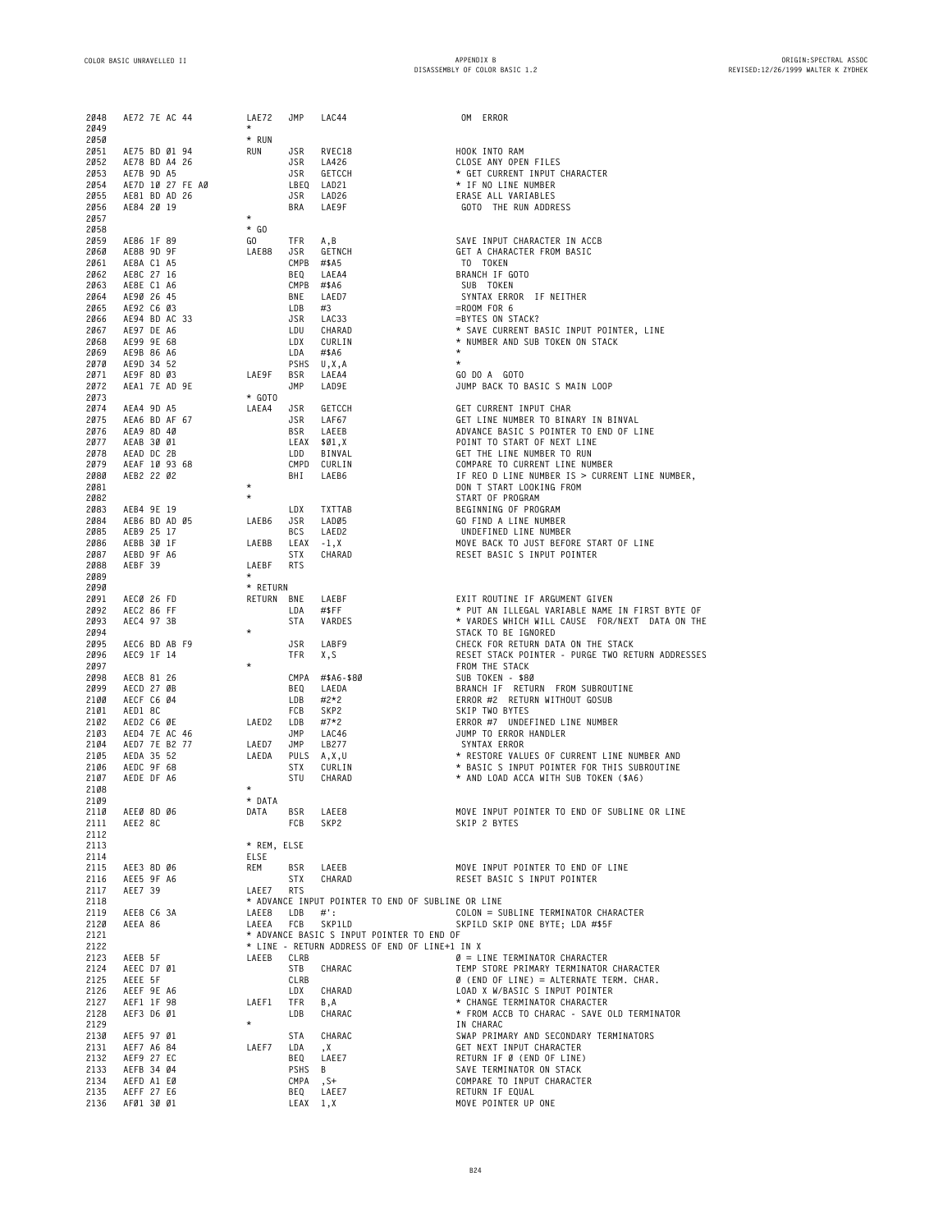```
2048   AE72 7E AC 44          LAE72   JMP   LAC44                    OM  ERROR
2049                          *
2050                          * RUN
2051   AE75 BD 01 94          RUN     JSR   RVEC18                   HOOK INTO RAM
2052   AE78 BD A4 26                  JSR   LA426                    CLOSE ANY OPEN FILES
2053   AE7B 9D A5                     JSR   GETCCH                   * GET CURRENT INPUT CHARACTER
2054   AE7D 10 27 FE A0               LBEQ  LAD21                    * IF NO LINE NUMBER
2055   AE81 BD AD 26                  JSR   LAD26                    ERASE ALL VARIABLES
2056   AE84 20 19                     BRA   LAE9F                     GOTO  THE RUN ADDRESS
2057                          *
2058                          * GO
2059   AE86 1F 89             GO      TFR   A,B                      SAVE INPUT CHARACTER IN ACCB
2060   AE88 9D 9F             LAE88   JSR   GETNCH                   GET A CHARACTER FROM BASIC
2061   AE8A C1 A5                     CMPB  #$A5                      TO  TOKEN
2062   AE8C 27 16                     BEQ   LAEA4                    BRANCH IF GOTO
2063   AE8E C1 A6                     CMPB  #$A6                      SUB  TOKEN
2064   AE90 26 45                     BNE   LAED7                     SYNTAX ERROR  IF NEITHER
2065   AE92 C6 03                     LDB   #3                       =ROOM FOR 6
2066   AE94 BD AC 33                  JSR   LAC33                    =BYTES ON STACK?
2067   AE97 DE A6                     LDU   CHARAD                   * SAVE CURRENT BASIC INPUT POINTER, LINE
2068   AE99 9E 68                     LDX   CURLIN                   * NUMBER AND SUB TOKEN ON STACK
2069   AE9B 86 A6                     LDA   #$A6                     *
2070   AE9D 34 52                     PSHS  U,X,A                    *
2071   AE9F 8D 03             LAE9F   BSR   LAEA4                    GO DO A  GOTO
2072   AEA1 7E AD 9E                  JMP   LAD9E                    JUMP BACK TO BASIC S MAIN LOOP
2073                          * GOTO
2074   AEA4 9D A5             LAEA4   JSR   GETCCH                   GET CURRENT INPUT CHAR
2075   AEA6 BD AF 67                  JSR   LAF67                    GET LINE NUMBER TO BINARY IN BINVAL
2076   AEA9 8D 40                     BSR   LAEEB                    ADVANCE BASIC S POINTER TO END OF LINE
2077   AEAB 30 01                     LEAX  $01,X                    POINT TO START OF NEXT LINE
2078   AEAD DC 2B                     LDD   BINVAL                   GET THE LINE NUMBER TO RUN
2079   AEAF 10 93 68                  CMPD  CURLIN                   COMPARE TO CURRENT LINE NUMBER
2080   AEB2 22 02                     BHI   LAEB6                    IF REO D LINE NUMBER IS > CURRENT LINE NUMBER,
2081                          *                                      DON T START LOOKING FROM
2082                          *                                      START OF PROGRAM
2083   AEB4 9E 19                     LDX   TXTTAB                   BEGINNING OF PROGRAM
2084   AEB6 BD AD 05          LAEB6   JSR   LAD05                    GO FIND A LINE NUMBER
2085   AEB9 25 17                     BCS   LAED2                     UNDEFINED LINE NUMBER
2086   AEBB 30 1F             LAEBB   LEAX  -1,X                     MOVE BACK TO JUST BEFORE START OF LINE
2087   AEBD 9F A6                     STX   CHARAD                   RESET BASIC S INPUT POINTER
2088   AEBF 39                LAEBF   RTS
2089                          *
2090                          * RETURN
2091   AEC0 26 FD             RETURN  BNE   LAEBF                    EXIT ROUTINE IF ARGUMENT GIVEN
2092   AEC2 86 FF                     LDA   #$FF                     * PUT AN ILLEGAL VARIABLE NAME IN FIRST BYTE OF
2093   AEC4 97 3B                     STA   VARDES                   * VARDES WHICH WILL CAUSE  FOR/NEXT  DATA ON THE
2094                          *                                      STACK TO BE IGNORED
2095   AEC6 BD AB F9                  JSR   LABF9                    CHECK FOR RETURN DATA ON THE STACK
2096   AEC9 1F 14                     TFR   X,S                      RESET STACK POINTER - PURGE TWO RETURN ADDRESSES
2097                          *                                      FROM THE STACK
2098   AECB 81 26                     CMPA  #$A6-$80                 SUB TOKEN - $80
2099   AECD 27 0B                     BEQ   LAEDA                    BRANCH IF  RETURN  FROM SUBROUTINE
2100   AECF C6 04                     LDB   #2*2                     ERROR #2  RETURN WITHOUT GOSUB
2101   AED1 8C                        FCB   SKP2                     SKIP TWO BYTES
2102   AED2 C6 0E             LAED2   LDB   #7*2                     ERROR #7  UNDEFINED LINE NUMBER
2103   AED4 7E AC 46                  JMP   LAC46                    JUMP TO ERROR HANDLER
2104   AED7 7E B2 77          LAED7   JMP   LB277                     SYNTAX ERROR
2105   AEDA 35 52             LAEDA   PULS  A,X,U                    * RESTORE VALUES OF CURRENT LINE NUMBER AND
2106   AEDC 9F 68                     STX   CURLIN                   * BASIC S INPUT POINTER FOR THIS SUBROUTINE
2107   AEDE DF A6                     STU   CHARAD                   * AND LOAD ACCA WITH SUB TOKEN ($A6)
2108                          *
2109                          * DATA
2110   AEE0 8D 06             DATA    BSR   LAEE8                    MOVE INPUT POINTER TO END OF SUBLINE OR LINE
2111   AEE2 8C                        FCB   SKP2                     SKIP 2 BYTES
2112
2113                          * REM, ELSE
2114                          ELSE
2115   AEE3 8D 06             REM     BSR   LAEEB                    MOVE INPUT POINTER TO END OF LINE
2116   AEE5 9F A6                     STX   CHARAD                   RESET BASIC S INPUT POINTER
2117   AEE7 39                LAEE7   RTS
2118                          * ADVANCE INPUT POINTER TO END OF SUBLINE OR LINE
2119   AEE8 C6 3A             LAEE8   LDB   #':                      COLON = SUBLINE TERMINATOR CHARACTER
2120   AEEA 86                LAEEA   FCB   SKP1LD                   SKP1LD SKIP ONE BYTE; LDA #$5F
2121                          * ADVANCE BASIC S INPUT POINTER TO END OF
2122                          * LINE - RETURN ADDRESS OF END OF LINE+1 IN X
2123   AEEB 5F                LAEEB   CLRB                           0 = LINE TERMINATOR CHARACTER
2124   AEEC D7 01                     STB   CHARAC                   TEMP STORE PRIMARY TERMINATOR CHARACTER
2125   AEEE 5F                        CLRB                           0 (END OF LINE) = ALTERNATE TERM. CHAR.
2126   AEEF 9E A6                     LDX   CHARAD                   LOAD X W/BASIC S INPUT POINTER
2127   AEF1 1F 98             LAEF1   TFR   B,A                      * CHANGE TERMINATOR CHARACTER
2128   AEF3 D6 01                     LDB   CHARAC                   * FROM ACCB TO CHARAC - SAVE OLD TERMINATOR
2129                          *                                      IN CHARAC
2130   AEF5 97 01                     STA   CHARAC                   SWAP PRIMARY AND SECONDARY TERMINATORS
2131   AEF7 A6 84             LAEF7   LDA   ,X                       GET NEXT INPUT CHARACTER
2132   AEF9 27 EC                     BEQ   LAEE7                    RETURN IF 0 (END OF LINE)
2133   AEFB 34 04                     PSHS  B                        SAVE TERMINATOR ON STACK
2134   AEFD A1 E0                     CMPA  ,S+                      COMPARE TO INPUT CHARACTER
2135   AEFF 27 E6                     BEQ   LAEE7                    RETURN IF EQUAL
2136   AF01 30 01                     LEAX  1,X                      MOVE POINTER UP ONE
```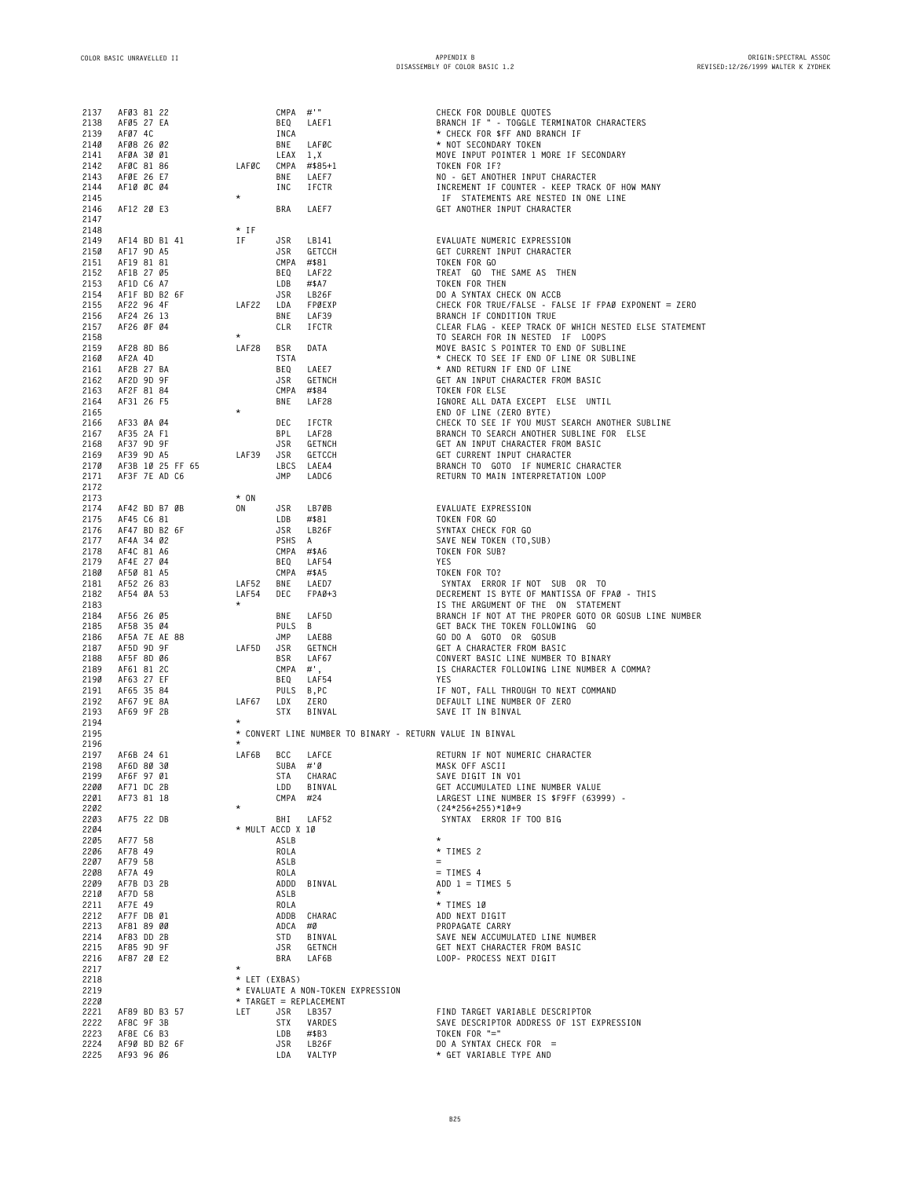```
2137  AF03 81 22                CMPA  #'"                         CHECK FOR DOUBLE QUOTES
2138  AF05 27 EA                BEQ   LAEF1                       BRANCH IF " - TOGGLE TERMINATOR CHARACTERS
2139  AF07 4C                   INCA                              * CHECK FOR $FF AND BRANCH IF
2140  AF08 26 02                BNE   LAF0C                       * NOT SECONDARY TOKEN
2141  AF0A 30 01                LEAX  1,X                         MOVE INPUT POINTER 1 MORE IF SECONDARY
2142  AF0C 81 86        LAF0C   CMPA  #$85+1                      TOKEN FOR IF?
2143  AF0E 26 E7                BNE   LAEF7                       NO - GET ANOTHER INPUT CHARACTER
2144  AF10 0C 04                INC   IFCTR                       INCREMENT IF COUNTER - KEEP TRACK OF HOW MANY
2145                    *                                          IF  STATEMENTS ARE NESTED IN ONE LINE
2146  AF12 20 E3                BRA   LAEF7                       GET ANOTHER INPUT CHARACTER
2147
2148                    * IF
2149  AF14 BD B1 41     IF      JSR   LB141                       EVALUATE NUMERIC EXPRESSION
2150  AF17 9D A5                JSR   GETCCH                      GET CURRENT INPUT CHARACTER
2151  AF19 81 81                CMPA  #$81                        TOKEN FOR GO
2152  AF1B 27 05                BEQ   LAF22                       TREAT  GO  THE SAME AS  THEN
2153  AF1D C6 A7                LDB   #$A7                        TOKEN FOR THEN
2154  AF1F BD B2 6F             JSR   LB26F                       DO A SYNTAX CHECK ON ACCB
2155  AF22 96 4F        LAF22   LDA   FP0EXP                      CHECK FOR TRUE/FALSE - FALSE IF FPA0 EXPONENT = ZERO
2156  AF24 26 13                BNE   LAF39                       BRANCH IF CONDITION TRUE
2157  AF26 0F 04                CLR   IFCTR                       CLEAR FLAG - KEEP TRACK OF WHICH NESTED ELSE STATEMENT
2158                    *                                         TO SEARCH FOR IN NESTED  IF  LOOPS
2159  AF28 8D B6        LAF28   BSR   DATA                        MOVE BASIC S POINTER TO END OF SUBLINE
2160  AF2A 4D                   TSTA                              * CHECK TO SEE IF END OF LINE OR SUBLINE
2161  AF2B 27 BA                BEQ   LAEE7                       * AND RETURN IF END OF LINE
2162  AF2D 9D 9F                JSR   GETNCH                      GET AN INPUT CHARACTER FROM BASIC
2163  AF2F 81 84                CMPA  #$84                        TOKEN FOR ELSE
2164  AF31 26 F5                BNE   LAF28                       IGNORE ALL DATA EXCEPT  ELSE  UNTIL
2165                    *                                         END OF LINE (ZERO BYTE)
2166  AF33 0A 04                DEC   IFCTR                       CHECK TO SEE IF YOU MUST SEARCH ANOTHER SUBLINE
2167  AF35 2A F1                BPL   LAF28                       BRANCH TO SEARCH ANOTHER SUBLINE FOR  ELSE
2168  AF37 9D 9F                JSR   GETNCH                      GET AN INPUT CHARACTER FROM BASIC
2169  AF39 9D A5        LAF39   JSR   GETCCH                      GET CURRENT INPUT CHARACTER
2170  AF3B 10 25 FF 65          LBCS  LAEA4                       BRANCH TO  GOTO  IF NUMERIC CHARACTER
2171  AF3F 7E AD C6             JMP   LADC6                       RETURN TO MAIN INTERPRETATION LOOP
2172
2173                    * ON
2174  AF42 BD B7 0B     ON      JSR   LB70B                       EVALUATE EXPRESSION
2175  AF45 C6 81                LDB   #$81                        TOKEN FOR GO
2176  AF47 BD B2 6F             JSR   LB26F                       SYNTAX CHECK FOR GO
2177  AF4A 34 02                PSHS  A                           SAVE NEW TOKEN (TO,SUB)
2178  AF4C 81 A6                CMPA  #$A6                        TOKEN FOR SUB?
2179  AF4E 27 04                BEQ   LAF54                       YES
2180  AF50 81 A5                CMPA  #$A5                        TOKEN FOR TO?
2181  AF52 26 83        LAF52   BNE   LAED7                        SYNTAX  ERROR IF NOT  SUB  OR  TO
2182  AF54 0A 53        LAF54   DEC   FPA0+3                      DECREMENT IS BYTE OF MANTISSA OF FPA0 - THIS
2183                    *                                         IS THE ARGUMENT OF THE  ON  STATEMENT
2184  AF56 26 05                BNE   LAF5D                       BRANCH IF NOT AT THE PROPER GOTO OR GOSUB LINE NUMBER
2185  AF58 35 04                PULS  B                           GET BACK THE TOKEN FOLLOWING  GO
2186  AF5A 7E AE 88             JMP   LAE88                       GO DO A  GOTO  OR  GOSUB
2187  AF5D 9D 9F        LAF5D   JSR   GETNCH                      GET A CHARACTER FROM BASIC
2188  AF5F 8D 06                BSR   LAF67                       CONVERT BASIC LINE NUMBER TO BINARY
2189  AF61 81 2C                CMPA  #',                         IS CHARACTER FOLLOWING LINE NUMBER A COMMA?
2190  AF63 27 EF                BEQ   LAF54                       YES
2191  AF65 35 84                PULS  B,PC                        IF NOT, FALL THROUGH TO NEXT COMMAND
2192  AF67 9E 8A        LAF67   LDX   ZERO                        DEFAULT LINE NUMBER OF ZERO
2193  AF69 9F 2B                STX   BINVAL                      SAVE IT IN BINVAL
2194                    *
2195                    * CONVERT LINE NUMBER TO BINARY - RETURN VALUE IN BINVAL
2196                    *
2197  AF6B 24 61        LAF6B   BCC   LAFCE                       RETURN IF NOT NUMERIC CHARACTER
2198  AF6D 80 30                SUBA  #'0                         MASK OFF ASCII
2199  AF6F 97 01                STA   CHARAC                      SAVE DIGIT IN V01
2200  AF71 DC 2B                LDD   BINVAL                      GET ACCUMULATED LINE NUMBER VALUE
2201  AF73 81 18                CMPA  #24                         LARGEST LINE NUMBER IS $F9FF (63999) -
2202                    *                                         (24*256+255)*10+9
2203  AF75 22 DB                BHI   LAF52                        SYNTAX  ERROR IF TOO BIG
2204                    * MULT ACCD X 10
2205  AF77 58                   ASLB                              *
2206  AF78 49                   ROLA                              * TIMES 2
2207  AF79 58                   ASLB                              =
2208  AF7A 49                   ROLA                              = TIMES 4
2209  AF7B D3 2B                ADDD  BINVAL                      ADD 1 = TIMES 5
2210  AF7D 58                   ASLB                              *
2211  AF7E 49                   ROLA                              * TIMES 10
2212  AF7F DB 01                ADDB  CHARAC                      ADD NEXT DIGIT
2213  AF81 89 00                ADCA  #0                          PROPAGATE CARRY
2214  AF83 DD 2B                STD   BINVAL                      SAVE NEW ACCUMULATED LINE NUMBER
2215  AF85 9D 9F                JSR   GETNCH                      GET NEXT CHARACTER FROM BASIC
2216  AF87 20 E2                BRA   LAF6B                       LOOP- PROCESS NEXT DIGIT
2217                    *
2218                    * LET (EXBAS)
2219                    * EVALUATE A NON-TOKEN EXPRESSION
2220                    * TARGET = REPLACEMENT
2221  AF89 BD B3 57     LET     JSR   LB357                       FIND TARGET VARIABLE DESCRIPTOR
2222  AF8C 9F 3B                STX   VARDES                      SAVE DESCRIPTOR ADDRESS OF 1ST EXPRESSION
2223  AF8E C6 B3                LDB   #$B3                        TOKEN FOR "="
2224  AF90 BD B2 6F             JSR   LB26F                       DO A SYNTAX CHECK FOR  =
2225  AF93 96 06                LDA   VALTYP                      * GET VARIABLE TYPE AND
```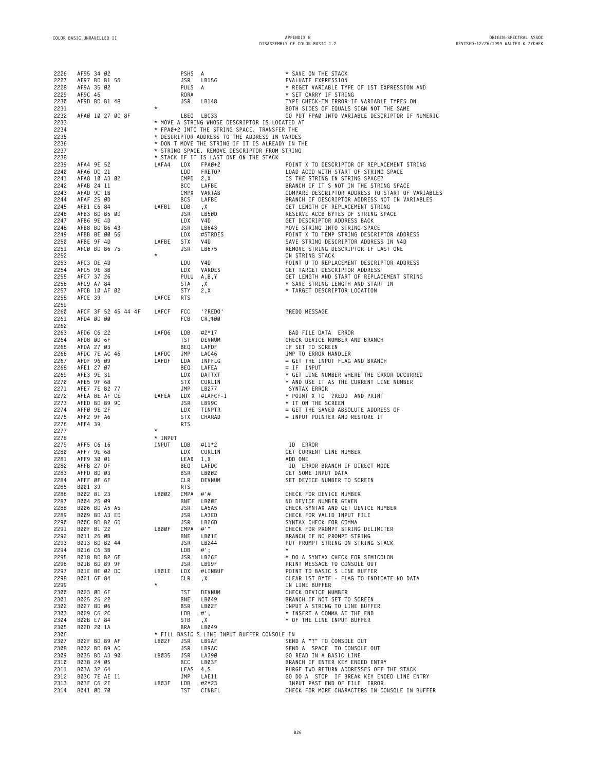```
2226  AF95 34 02                PSHS  A                      * SAVE ON THE STACK
2227  AF97 BD B1 56             JSR   LB156                  EVALUATE EXPRESSION
2228  AF9A 35 02                PULS  A                      * REGET VARIABLE TYPE OF 1ST EXPRESSION AND
2229  AF9C 46                   RORA                         * SET CARRY IF STRING
2230  AF9D BD B1 48             JSR   LB148                  TYPE CHECK-TM ERROR IF VARIABLE TYPES ON
2231                      *                                  BOTH SIDES OF EQUALS SIGN NOT THE SAME
2232  AFA0 10 27 0C 8F          LBEQ  LBC33                  GO PUT FPA0 INTO VARIABLE DESCRIPTOR IF NUMERIC
2233                      * MOVE A STRING WHOSE DESCRIPTOR IS LOCATED AT
2234                      * FPA0+2 INTO THE STRING SPACE. TRANSFER THE
2235                      * DESCRIPTOR ADDRESS TO THE ADDRESS IN VARDES
2236                      * DON T MOVE THE STRING IF IT IS ALREADY IN THE
2237                      * STRING SPACE. REMOVE DESCRIPTOR FROM STRING
2238                      * STACK IF IT IS LAST ONE ON THE STACK
2239  AFA4 9E 52          LAFA4 LDX   FPA0+2                 POINT X TO DESCRIPTOR OF REPLACEMENT STRING
2240  AFA6 DC 21                LDD   FRETOP                 LOAD ACCD WITH START OF STRING SPACE
2241  AFA8 10 A3 02             CMPD  2,X                    IS THE STRING IN STRING SPACE?
2242  AFAB 24 11                BCC   LAFBE                  BRANCH IF IT S NOT IN THE STRING SPACE
2243  AFAD 9C 1B                CMPX  VARTAB                 COMPARE DESCRIPTOR ADDRESS TO START OF VARIABLES
2244  AFAF 25 0D                BCS   LAFBE                  BRANCH IF DESCRIPTOR ADDRESS NOT IN VARIABLES
2245  AFB1 E6 84          LAFB1 LDB   ,X                     GET LENGTH OF REPLACEMENT STRING
2246  AFB3 BD B5 0D             JSR   LB50D                  RESERVE ACCB BYTES OF STRING SPACE
2247  AFB6 9E 4D                LDX   V4D                    GET DESCRIPTOR ADDRESS BACK
2248  AFB8 BD B6 43             JSR   LB643                  MOVE STRING INTO STRING SPACE
2249  AFBB 8E 00 56             LDX   #STRDES                POINT X TO TEMP STRING DESCRIPTOR ADDRESS
2250  AFBE 9F 4D          LAFBE STX   V4D                    SAVE STRING DESCRIPTOR ADDRESS IN V4D
2251  AFC0 BD B6 75             JSR   LB675                  REMOVE STRING DESCRIPTOR IF LAST ONE
2252                      *                                  ON STRING STACK
2253  AFC3 DE 4D                LDU   V4D                    POINT U TO REPLACEMENT DESCRIPTOR ADDRESS
2254  AFC5 9E 3B                LDX   VARDES                 GET TARGET DESCRIPTOR ADDRESS
2255  AFC7 37 26                PULU  A,B,Y                  GET LENGTH AND START OF REPLACEMENT STRING
2256  AFC9 A7 84                STA   ,X                     * SAVE STRING LENGTH AND START IN
2257  AFCB 10 AF 02             STY   2,X                    * TARGET DESCRIPTOR LOCATION
2258  AFCE 39             LAFCE RTS
2259
2260  AFCF 3F 52 45 44 4F LAFCF FCC   '?REDO'                ?REDO MESSAGE
2261  AFD4 0D 00                FCB   CR,$00
2262
2263  AFD6 C6 22          LAFD6 LDB   #2*17                   BAD FILE DATA  ERROR
2264  AFD8 0D 6F                TST   DEVNUM                 CHECK DEVICE NUMBER AND BRANCH
2265  AFDA 27 03                BEQ   LAFDF                  IF SET TO SCREEN
2266  AFDC 7E AC 46       LAFDC JMP   LAC46                  JMP TO ERROR HANDLER
2267  AFDF 96 09          LAFDF LDA   INPFLG                 = GET THE INPUT FLAG AND BRANCH
2268  AFE1 27 07                BEQ   LAFEA                  = IF  INPUT
2269  AFE3 9E 31                LDX   DATTXT                 * GET LINE NUMBER WHERE THE ERROR OCCURRED
2270  AFE5 9F 68                STX   CURLIN                 * AND USE IT AS THE CURRENT LINE NUMBER
2271  AFE7 7E B2 77             JMP   LB277                   SYNTAX ERROR
2272  AFEA 8E AF CE       LAFEA LDX   #LAFCF-1               * POINT X TO  ?REDO  AND PRINT
2273  AFED BD B9 9C             JSR   LB99C                  * IT ON THE SCREEN
2274  AFF0 9E 2F                LDX   TINPTR                 = GET THE SAVED ABSOLUTE ADDRESS OF
2275  AFF2 9F A6                STX   CHARAD                 = INPUT POINTER AND RESTORE IT
2276  AFF4 39                   RTS
2277                      *
2278                      * INPUT
2279  AFF5 C6 16          INPUT LDB   #11*2                   ID  ERROR
2280  AFF7 9E 68                LDX   CURLIN                 GET CURRENT LINE NUMBER
2281  AFF9 30 01                LEAX  1,X                    ADD ONE
2282  AFFB 27 DF                BEQ   LAFDC                   ID  ERROR BRANCH IF DIRECT MODE
2283  AFFD 8D 03                BSR   LB002                  GET SOME INPUT DATA
2284  AFFF 0F 6F                CLR   DEVNUM                 SET DEVICE NUMBER TO SCREEN
2285  B001 39                   RTS
2286  B002 81 23          LB002 CMPA  #'#                    CHECK FOR DEVICE NUMBER
2287  B004 26 09                BNE   LB00F                  NO DEVICE NUMBER GIVEN
2288  B006 BD A5 A5             JSR   LA5A5                  CHECK SYNTAX AND GET DEVICE NUMBER
2289  B009 BD A3 ED             JSR   LA3ED                  CHECK FOR VALID INPUT FILE
2290  B00C BD B2 6D             JSR   LB26D                  SYNTAX CHECK FOR COMMA
2291  B00F 81 22          LB00F CMPA  #'"                    CHECK FOR PROMPT STRING DELIMITER
2292  B011 26 0B                BNE   LB01E                  BRANCH IF NO PROMPT STRING
2293  B013 BD B2 44             JSR   LB244                  PUT PROMPT STRING ON STRING STACK
2294  B016 C6 3B                LDB   #';                    *
2295  B018 BD B2 6F             JSR   LB26F                  * DO A SYNTAX CHECK FOR SEMICOLON
2296  B01B BD B9 9F             JSR   LB99F                  PRINT MESSAGE TO CONSOLE OUT
2297  B01E 8E 02 DC       LB01E LDX   #LINBUF                POINT TO BASIC S LINE BUFFER
2298  B021 6F 84                CLR   ,X                     CLEAR 1ST BYTE - FLAG TO INDICATE NO DATA
2299                      *                                  IN LINE BUFFER
2300  B023 0D 6F                TST   DEVNUM                 CHECK DEVICE NUMBER
2301  B025 26 22                BNE   LB049                  BRANCH IF NOT SET TO SCREEN
2302  B027 8D 06                BSR   LB02F                  INPUT A STRING TO LINE BUFFER
2303  B029 C6 2C                LDB   #',                    * INSERT A COMMA AT THE END
2304  B02B E7 84                STB   ,X                     * OF THE LINE INPUT BUFFER
2305  B02D 20 1A                BRA   LB049
2306                      * FILL BASIC S LINE INPUT BUFFER CONSOLE IN
2307  B02F BD B9 AF       LB02F JSR   LB9AF                  SEND A "?" TO CONSOLE OUT
2308  B032 BD B9 AC             JSR   LB9AC                  SEND A  SPACE  TO CONSOLE OUT
2309  B035 BD A3 90       LB035 JSR   LA390                  GO READ IN A BASIC LINE
2310  B038 24 05                BCC   LB03F                  BRANCH IF ENTER KEY ENDED ENTRY
2311  B03A 32 64                LEAS  4,S                    PURGE TWO RETURN ADDRESSES OFF THE STACK
2312  B03C 7E AE 11             JMP   LAE11                  GO DO A  STOP  IF BREAK KEY ENDED LINE ENTRY
2313  B03F C6 2E          LB03F LDB   #2*23                   INPUT PAST END OF FILE  ERROR
2314  B041 0D 70                TST   CINBFL                 CHECK FOR MORE CHARACTERS IN CONSOLE IN BUFFER
```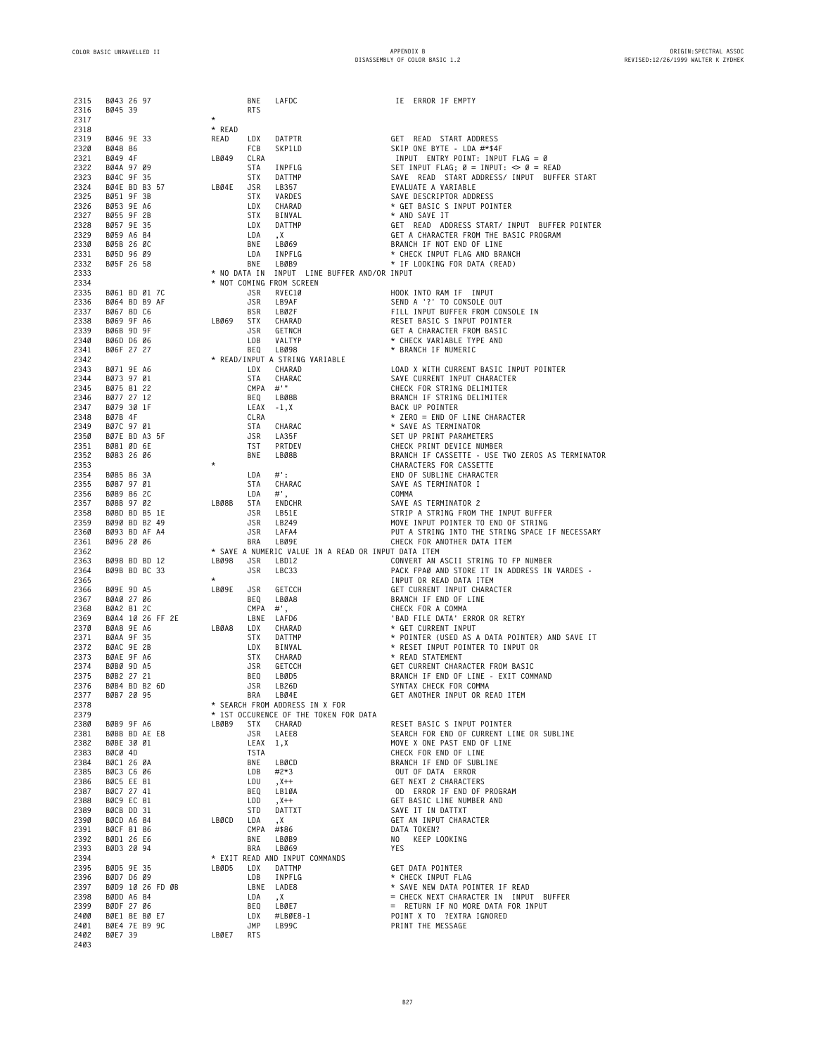```
2315  B043 26 97                 BNE   LAFDC                     IE  ERROR IF EMPTY
2316  B045 39                    RTS
2317                   *
2318                   * READ
2319  B046 9E 33       READ      LDX   DATPTR                    GET  READ  START ADDRESS
2320  B048 86                    FCB   SKP1LD                    SKIP ONE BYTE - LDA #*$4F
2321  B049 4F          LB049     CLRA                            INPUT  ENTRY POINT: INPUT FLAG = 0
2322  B04A 97 09                 STA   INPFLG                    SET INPUT FLAG; 0 = INPUT: <> 0 = READ
2323  B04C 9F 35                 STX   DATTMP                    SAVE  READ  START ADDRESS/ INPUT  BUFFER START
2324  B04E BD B3 57    LB04E     JSR   LB357                     EVALUATE A VARIABLE
2325  B051 9F 3B                 STX   VARDES                    SAVE DESCRIPTOR ADDRESS
2326  B053 9E A6                 LDX   CHARAD                    * GET BASIC S INPUT POINTER
2327  B055 9F 2B                 STX   BINVAL                    * AND SAVE IT
2328  B057 9E 35                 LDX   DATTMP                    GET  READ  ADDRESS START/ INPUT  BUFFER POINTER
2329  B059 A6 84                 LDA   ,X                        GET A CHARACTER FROM THE BASIC PROGRAM
2330  B05B 26 0C                 BNE   LB069                     BRANCH IF NOT END OF LINE
2331  B05D 96 09                 LDA   INPFLG                    * CHECK INPUT FLAG AND BRANCH
2332  B05F 26 58                 BNE   LB0B9                     * IF LOOKING FOR DATA (READ)
2333                   * NO DATA IN  INPUT  LINE BUFFER AND/OR INPUT
2334                   * NOT COMING FROM SCREEN
2335  B061 BD 01 7C              JSR   RVEC10                    HOOK INTO RAM IF  INPUT
2336  B064 BD B9 AF              JSR   LB9AF                     SEND A '?' TO CONSOLE OUT
2337  B067 8D C6                 BSR   LB02F                     FILL INPUT BUFFER FROM CONSOLE IN
2338  B069 9F A6       LB069     STX   CHARAD                    RESET BASIC S INPUT POINTER
2339  B06B 9D 9F                 JSR   GETNCH                    GET A CHARACTER FROM BASIC
2340  B06D D6 06                 LDB   VALTYP                    * CHECK VARIABLE TYPE AND
2341  B06F 27 27                 BEQ   LB098                     * BRANCH IF NUMERIC
2342                   * READ/INPUT A STRING VARIABLE
2343  B071 9E A6                 LDX   CHARAD                    LOAD X WITH CURRENT BASIC INPUT POINTER
2344  B073 97 01                 STA   CHARAC                    SAVE CURRENT INPUT CHARACTER
2345  B075 81 22                 CMPA  #'"                       CHECK FOR STRING DELIMITER
2346  B077 27 12                 BEQ   LB08B                     BRANCH IF STRING DELIMITER
2347  B079 30 1F                 LEAX  -1,X                      BACK UP POINTER
2348  B07B 4F                    CLRA                            * ZERO = END OF LINE CHARACTER
2349  B07C 97 01                 STA   CHARAC                    * SAVE AS TERMINATOR
2350  B07E BD A3 5F              JSR   LA35F                     SET UP PRINT PARAMETERS
2351  B081 0D 6E                 TST   PRTDEV                    CHECK PRINT DEVICE NUMBER
2352  B083 26 06                 BNE   LB08B                     BRANCH IF CASSETTE - USE TWO ZEROS AS TERMINATOR
2353                   *                                         CHARACTERS FOR CASSETTE
2354  B085 86 3A                 LDA   #':                       END OF SUBLINE CHARACTER
2355  B087 97 01                 STA   CHARAC                    SAVE AS TERMINATOR I
2356  B089 86 2C                 LDA   #',                       COMMA
2357  B08B 97 02       LB08B     STA   ENDCHR                    SAVE AS TERMINATOR 2
2358  B08D BD B5 1E              JSR   LB51E                     STRIP A STRING FROM THE INPUT BUFFER
2359  B090 BD B2 49              JSR   LB249                     MOVE INPUT POINTER TO END OF STRING
2360  B093 BD AF A4              JSR   LAFA4                     PUT A STRING INTO THE STRING SPACE IF NECESSARY
2361  B096 20 06                 BRA   LB09E                     CHECK FOR ANOTHER DATA ITEM
2362                   * SAVE A NUMERIC VALUE IN A READ OR INPUT DATA ITEM
2363  B098 BD BD 12    LB098     JSR   LBD12                     CONVERT AN ASCII STRING TO FP NUMBER
2364  B09B BD BC 33              JSR   LBC33                     PACK FPA0 AND STORE IT IN ADDRESS IN VARDES -
2365                   *                                         INPUT OR READ DATA ITEM
2366  B09E 9D A5       LB09E     JSR   GETCCH                    GET CURRENT INPUT CHARACTER
2367  B0A0 27 06                 BEQ   LB0A8                     BRANCH IF END OF LINE
2368  B0A2 81 2C                 CMPA  #',                       CHECK FOR A COMMA
2369  B0A4 10 26 FF 2E           LBNE  LAFD6                     'BAD FILE DATA' ERROR OR RETRY
2370  B0A8 9E A6       LB0A8     LDX   CHARAD                    * GET CURRENT INPUT
2371  B0AA 9F 35                 STX   DATTMP                    * POINTER (USED AS A DATA POINTER) AND SAVE IT
2372  B0AC 9E 2B                 LDX   BINVAL                    * RESET INPUT POINTER TO INPUT OR
2373  B0AE 9F A6                 STX   CHARAD                    * READ STATEMENT
2374  B0B0 9D A5                 JSR   GETCCH                    GET CURRENT CHARACTER FROM BASIC
2375  B0B2 27 21                 BEQ   LB0D5                     BRANCH IF END OF LINE - EXIT COMMAND
2376  B0B4 BD B2 6D              JSR   LB26D                     SYNTAX CHECK FOR COMMA
2377  B0B7 20 95                 BRA   LB04E                     GET ANOTHER INPUT OR READ ITEM
2378                   * SEARCH FROM ADDRESS IN X FOR
2379                   * 1ST OCCURENCE OF THE TOKEN FOR DATA
2380  B0B9 9F A6       LB0B9     STX   CHARAD                    RESET BASIC S INPUT POINTER
2381  B0BB BD AE E8              JSR   LAEE8                     SEARCH FOR END OF CURRENT LINE OR SUBLINE
2382  B0BE 30 01                 LEAX  1,X                       MOVE X ONE PAST END OF LINE
2383  B0C0 4D                    TSTA                            CHECK FOR END OF LINE
2384  B0C1 26 0A                 BNE   LB0CD                     BRANCH IF END OF SUBLINE
2385  B0C3 C6 06                 LDB   #2*3                      OUT OF DATA  ERROR
2386  B0C5 EE 81                 LDU   ,X++                      GET NEXT 2 CHARACTERS
2387  B0C7 27 41                 BEQ   LB10A                     OD  ERROR IF END OF PROGRAM
2388  B0C9 EC 81                 LDD   ,X++                      GET BASIC LINE NUMBER AND
2389  B0CB DD 31                 STD   DATTXT                    SAVE IT IN DATTXT
2390  B0CD A6 84       LB0CD     LDA   ,X                        GET AN INPUT CHARACTER
2391  B0CF 81 86                 CMPA  #$86                      DATA TOKEN?
2392  B0D1 26 E6                 BNE   LB0B9                     NO  KEEP LOOKING
2393  B0D3 20 94                 BRA   LB069                     YES
2394                   * EXIT READ AND INPUT COMMANDS
2395  B0D5 9E 35       LB0D5     LDX   DATTMP                    GET DATA POINTER
2396  B0D7 D6 09                 LDB   INPFLG                    * CHECK INPUT FLAG
2397  B0D9 10 26 FD 0B           LBNE  LADE8                     * SAVE NEW DATA POINTER IF READ
2398  B0DD A6 84                 LDA   ,X                        = CHECK NEXT CHARACTER IN  INPUT  BUFFER
2399  B0DF 27 06                 BEQ   LB0E7                     =  RETURN IF NO MORE DATA FOR INPUT
2400  B0E1 8E B0 E7              LDX   #LB0E8-1                  POINT X TO  ?EXTRA IGNORED
2401  B0E4 7E B9 9C              JMP   LB99C                     PRINT THE MESSAGE
2402  B0E7 39          LB0E7     RTS
2403
```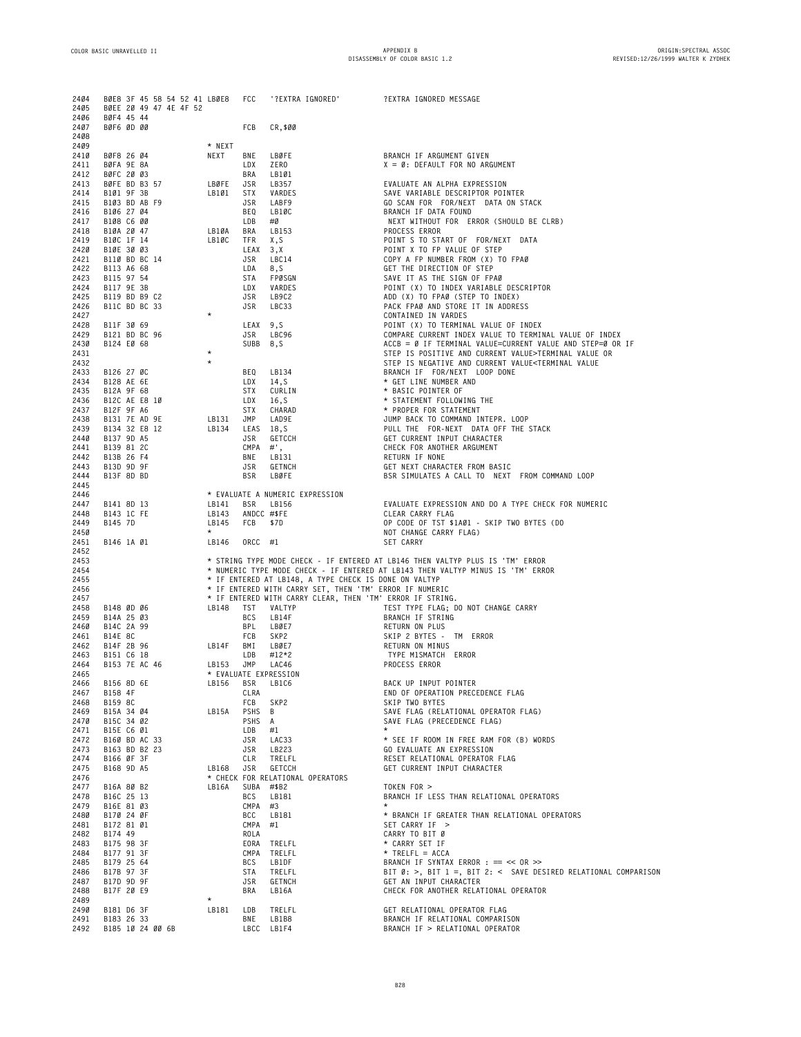```
2404  B0E8 3F 45 58 54 52 41 LB0E8   FCC    '?EXTRA IGNORED'        ?EXTRA IGNORED MESSAGE
2405  B0EE 20 49 47 4E 4F 52
2406  B0F4 45 44
2407  B0F6 0D 00                     FCB    CR,$00
2408
2409                          * NEXT
2410  B0F8 26 04              NEXT    BNE    LB0FE                   BRANCH IF ARGUMENT GIVEN
2411  B0FA 9E 8A                      LDX    ZERO                    X = 0: DEFAULT FOR NO ARGUMENT
2412  B0FC 20 03                      BRA    LB101
2413  B0FE BD B3 57           LB0FE   JSR    LB357                   EVALUATE AN ALPHA EXPRESSION
2414  B101 9F 3B              LB101   STX    VARDES                  SAVE VARIABLE DESCRIPTOR POINTER
2415  B103 BD AB F9                   JSR    LABF9                   GO SCAN FOR  FOR/NEXT  DATA ON STACK
2416  B106 27 04                      BEQ    LB10C                   BRANCH IF DATA FOUND
2417  B108 C6 00                      LDB    #0                       NEXT WITHOUT FOR  ERROR (SHOULD BE CLRB)
2418  B10A 20 47              LB10A   BRA    LB153                   PROCESS ERROR
2419  B10C 1F 14              LB10C   TFR    X,S                     POINT S TO START OF  FOR/NEXT  DATA
2420  B10E 30 03                      LEAX   3,X                     POINT X TO FP VALUE OF STEP
2421  B110 BD BC 14                   JSR    LBC14                   COPY A FP NUMBER FROM (X) TO FPA0
2422  B113 A6 68                      LDA    8,S                     GET THE DIRECTION OF STEP
2423  B115 97 54                      STA    FP0SGN                  SAVE IT AS THE SIGN OF FPA0
2424  B117 9E 3B                      LDX    VARDES                  POINT (X) TO INDEX VARIABLE DESCRIPTOR
2425  B119 BD B9 C2                   JSR    LB9C2                   ADD (X) TO FPA0 (STEP TO INDEX)
2426  B11C BD BC 33                   JSR    LBC33                   PACK FPA0 AND STORE IT IN ADDRESS
2427                          *                                        CONTAINED IN VARDES
2428  B11F 30 69                      LEAX   9,S                     POINT (X) TO TERMINAL VALUE OF INDEX
2429  B121 BD BC 96                   JSR    LBC96                   COMPARE CURRENT INDEX VALUE TO TERMINAL VALUE OF INDEX
2430  B124 E0 68                      SUBB   8,S                     ACCB = 0 IF TERMINAL VALUE=CURRENT VALUE AND STEP=0 OR IF
2431                          *                                        STEP IS POSITIVE AND CURRENT VALUE>TERMINAL VALUE OR
2432                          *                                        STEP IS NEGATIVE AND CURRENT VALUE<TERMINAL VALUE
2433  B126 27 0C                      BEQ    LB134                   BRANCH IF  FOR/NEXT  LOOP DONE
2434  B128 AE 6E                      LDX    14,S                    * GET LINE NUMBER AND
2435  B12A 9F 68                      STX    CURLIN                  * BASIC POINTER OF
2436  B12C AE E8 10                   LDX    16,S                    * STATEMENT FOLLOWING THE
2437  B12F 9F A6                      STX    CHARAD                  * PROPER FOR STATEMENT
2438  B131 7E AD 9E           LB131   JMP    LAD9E                   JUMP BACK TO COMMAND INTEPR. LOOP
2439  B134 32 E8 12           LB134   LEAS   18,S                    PULL THE  FOR-NEXT  DATA OFF THE STACK
2440  B137 9D A5                      JSR    GETCCH                  GET CURRENT INPUT CHARACTER
2441  B139 81 2C                      CMPA   #',                     CHECK FOR ANOTHER ARGUMENT
2442  B13B 26 F4                      BNE    LB131                   RETURN IF NONE
2443  B13D 9D 9F                      JSR    GETNCH                  GET NEXT CHARACTER FROM BASIC
2444  B13F 8D BD                      BSR    LB0FE                   BSR SIMULATES A CALL TO  NEXT  FROM COMMAND LOOP
2445
2446                          * EVALUATE A NUMERIC EXPRESSION
2447  B141 8D 13              LB141   BSR    LB156                   EVALUATE EXPRESSION AND DO A TYPE CHECK FOR NUMERIC
2448  B143 1C FE              LB143   ANDCC  #$FE                    CLEAR CARRY FLAG
2449  B145 7D                 LB145   FCB    $7D                     OP CODE OF TST $1A01 - SKIP TWO BYTES (DO
2450                          *                                        NOT CHANGE CARRY FLAG)
2451  B146 1A 01              LB146   ORCC   #1                      SET CARRY
2452
2453                          * STRING TYPE MODE CHECK - IF ENTERED AT LB146 THEN VALTYP PLUS IS 'TM' ERROR
2454                          * NUMERIC TYPE MODE CHECK - IF ENTERED AT LB143 THEN VALTYP MINUS IS 'TM' ERROR
2455                          * IF ENTERED AT LB148, A TYPE CHECK IS DONE ON VALTYP
2456                          * IF ENTERED WITH CARRY SET, THEN 'TM' ERROR IF NUMERIC
2457                          * IF ENTERED WITH CARRY CLEAR, THEN 'TM' ERROR IF STRING.
2458  B148 0D 06              LB148   TST    VALTYP                  TEST TYPE FLAG; DO NOT CHANGE CARRY
2459  B14A 25 03                      BCS    LB14F                   BRANCH IF STRING
2460  B14C 2A 99                      BPL    LB0E7                   RETURN ON PLUS
2461  B14E 8C                         FCB    SKP2                    SKIP 2 BYTES -  TM  ERROR
2462  B14F 2B 96              LB14F   BMI    LB0E7                   RETURN ON MINUS
2463  B151 C6 18                      LDB    #12*2                    TYPE M1SMATCH  ERROR
2464  B153 7E AC 46           LB153   JMP    LAC46                   PROCESS ERROR
2465                          * EVALUATE EXPRESSION
2466  B156 8D 6E              LB156   BSR    LB1C6                   BACK UP INPUT POINTER
2467  B158 4F                         CLRA                           END OF OPERATION PRECEDENCE FLAG
2468  B159 8C                         FCB    SKP2                    SKIP TWO BYTES
2469  B15A 34 04              LB15A   PSHS   B                       SAVE FLAG (RELATIONAL OPERATOR FLAG)
2470  B15C 34 02                      PSHS   A                       SAVE FLAG (PRECEDENCE FLAG)
2471  B15E C6 01                      LDB    #1                      *
2472  B160 BD AC 33                   JSR    LAC33                   * SEE IF ROOM IN FREE RAM FOR (B) WORDS
2473  B163 BD B2 23                   JSR    LB223                   GO EVALUATE AN EXPRESSION
2474  B166 0F 3F                      CLR    TRELFL                  RESET RELATIONAL OPERATOR FLAG
2475  B168 9D A5              LB168   JSR    GETCCH                  GET CURRENT INPUT CHARACTER
2476                          * CHECK FOR RELATIONAL OPERATORS
2477  B16A 80 B2              LB16A   SUBA   #$B2                    TOKEN FOR >
2478  B16C 25 13                      BCS    LB181                   BRANCH IF LESS THAN RELATIONAL OPERATORS
2479  B16E 81 03                      CMPA   #3                      *
2480  B170 24 0F                      BCC    LB181                   * BRANCH IF GREATER THAN RELATIONAL OPERATORS
2481  B172 81 01                      CMPA   #1                      SET CARRY IF  >
2482  B174 49                         ROLA                           CARRY TO BIT 0
2483  B175 98 3F                      EORA   TRELFL                  * CARRY SET IF
2484  B177 91 3F                      CMPA   TRELFL                  * TRELFL = ACCA
2485  B179 25 64                      BCS    LB1DF                   BRANCH IF SYNTAX ERROR : == << OR >>
2486  B17B 97 3F                      STA    TRELFL                  BIT 0: >, BIT 1 =, BIT 2: <  SAVE DESIRED RELATIONAL COMPARISON
2487  B17D 9D 9F                      JSR    GETNCH                  GET AN INPUT CHARACTER
2488  B17F 20 E9                      BRA    LB16A                   CHECK FOR ANOTHER RELATIONAL OPERATOR
2489                          *
2490  B181 D6 3F              LB181   LDB    TRELFL                  GET RELATIONAL OPERATOR FLAG
2491  B183 26 33                      BNE    LB1B8                   BRANCH IF RELATIONAL COMPARISON
2492  B185 10 24 00 6B                LBCC   LB1F4                   BRANCH IF > RELATIONAL OPERATOR
```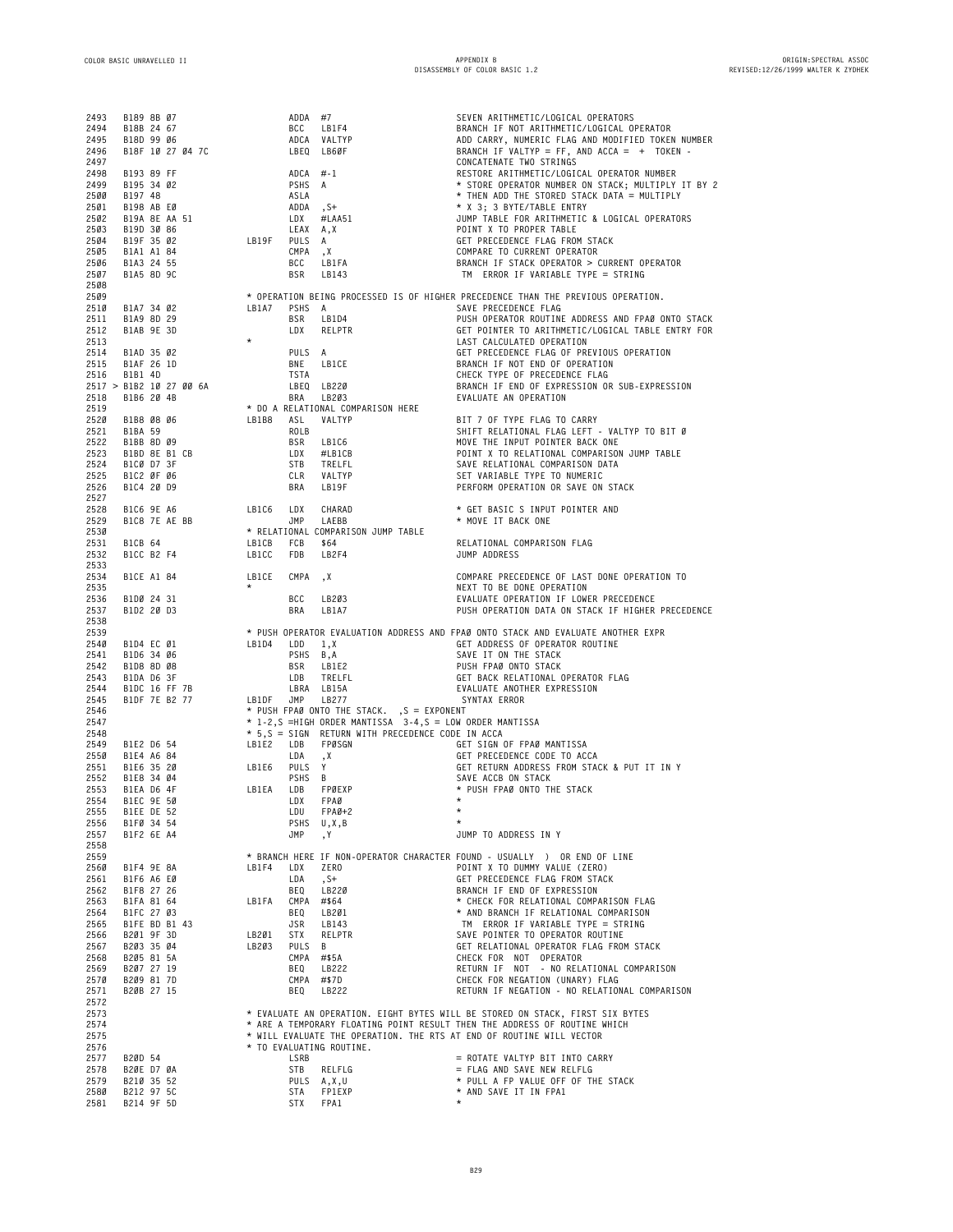```
2493  B189 8B 07                 ADDA  #7                         SEVEN ARITHMETIC/LOGICAL OPERATORS
2494  B18B 24 67                 BCC   LB1F4                      BRANCH IF NOT ARITHMETIC/LOGICAL OPERATOR
2495  B18D 99 06                 ADCA  VALTYP                     ADD CARRY, NUMERIC FLAG AND MODIFIED TOKEN NUMBER
2496  B18F 10 27 04 7C           LBEQ  LB60F                      BRANCH IF VALTYP = FF, AND ACCA =  +  TOKEN -
2497                                                              CONCATENATE TWO STRINGS
2498  B193 89 FF                 ADCA  #-1                        RESTORE ARITHMETIC/LOGICAL OPERATOR NUMBER
2499  B195 34 02                 PSHS  A                          * STORE OPERATOR NUMBER ON STACK; MULTIPLY IT BY 2
2500  B197 48                    ASLA                             * THEN ADD THE STORED STACK DATA = MULTIPLY
2501  B198 AB E0                 ADDA  ,S+                        * X 3; 3 BYTE/TABLE ENTRY
2502  B19A 8E AA 51              LDX   #LAA51                     JUMP TABLE FOR ARITHMETIC & LOGICAL OPERATORS
2503  B19D 30 86                 LEAX  A,X                        POINT X TO PROPER TABLE
2504  B19F 35 02          LB19F  PULS  A                          GET PRECEDENCE FLAG FROM STACK
2505  B1A1 A1 84                 CMPA  ,X                         COMPARE TO CURRENT OPERATOR
2506  B1A3 24 55                 BCC   LB1FA                      BRANCH IF STACK OPERATOR > CURRENT OPERATOR
2507  B1A5 8D 9C                 BSR   LB143                       TM  ERROR IF VARIABLE TYPE = STRING
2508
2509                      * OPERATION BEING PROCESSED IS OF HIGHER PRECEDENCE THAN THE PREVIOUS OPERATION.
2510  B1A7 34 02          LB1A7  PSHS  A                          SAVE PRECEDENCE FLAG
2511  B1A9 8D 29                 BSR   LB1D4                      PUSH OPERATOR ROUTINE ADDRESS AND FPA0 ONTO STACK
2512  B1AB 9E 3D                 LDX   RELPTR                     GET POINTER TO ARITHMETIC/LOGICAL TABLE ENTRY FOR
2513                      *                                       LAST CALCULATED OPERATION
2514  B1AD 35 02                 PULS  A                          GET PRECEDENCE FLAG OF PREVIOUS OPERATION
2515  B1AF 26 1D                 BNE   LB1CE                      BRANCH IF NOT END OF OPERATION
2516  B1B1 4D                    TSTA                             CHECK TYPE OF PRECEDENCE FLAG
2517 > B1B2 10 27 00 6A          LBEQ  LB220                      BRANCH IF END OF EXPRESSION OR SUB-EXPRESSION
2518  B1B6 20 4B                 BRA   LB203                      EVALUATE AN OPERATION
2519                      * DO A RELATIONAL COMPARISON HERE
2520  B1B8 08 06          LB1B8  ASL   VALTYP                     BIT 7 OF TYPE FLAG TO CARRY
2521  B1BA 59                    ROLB                             SHIFT RELATIONAL FLAG LEFT - VALTYP TO BIT 0
2522  B1BB 8D 09                 BSR   LB1C6                      MOVE THE INPUT POINTER BACK ONE
2523  B1BD 8E B1 CB              LDX   #LB1CB                     POINT X TO RELATIONAL COMPARISON JUMP TABLE
2524  B1C0 D7 3F                 STB   TRELFL                     SAVE RELATIONAL COMPARISON DATA
2525  B1C2 0F 06                 CLR   VALTYP                     SET VARIABLE TYPE TO NUMERIC
2526  B1C4 20 D9                 BRA   LB19F                      PERFORM OPERATION OR SAVE ON STACK
2527
2528  B1C6 9E A6          LB1C6  LDX   CHARAD                     * GET BASIC S INPUT POINTER AND
2529  B1C8 7E AE BB              JMP   LAEBB                      * MOVE IT BACK ONE
2530                      * RELATIONAL COMPARISON JUMP TABLE
2531  B1CB 64             LB1CB  FCB   $64                        RELATIONAL COMPARISON FLAG
2532  B1CC B2 F4          LB1CC  FDB   LB2F4                      JUMP ADDRESS
2533
2534  B1CE A1 84          LB1CE  CMPA  ,X                         COMPARE PRECEDENCE OF LAST DONE OPERATION TO
2535                      *                                       NEXT TO BE DONE OPERATION
2536  B1D0 24 31                 BCC   LB203                      EVALUATE OPERATION IF LOWER PRECEDENCE
2537  B1D2 20 D3                 BRA   LB1A7                      PUSH OPERATION DATA ON STACK IF HIGHER PRECEDENCE
2538
2539                      * PUSH OPERATOR EVALUATION ADDRESS AND FPA0 ONTO STACK AND EVALUATE ANOTHER EXPR
2540  B1D4 EC 01          LB1D4  LDD   1,X                        GET ADDRESS OF OPERATOR ROUTINE
2541  B1D6 34 06                 PSHS  B,A                        SAVE IT ON THE STACK
2542  B1D8 8D 08                 BSR   LB1E2                      PUSH FPA0 ONTO STACK
2543  B1DA D6 3F                 LDB   TRELFL                     GET BACK RELATIONAL OPERATOR FLAG
2544  B1DC 16 FF 7B              LBRA  LB15A                      EVALUATE ANOTHER EXPRESSION
2545  B1DF 7E B2 77       LB1DF  JMP   LB277                       SYNTAX ERROR
2546                      * PUSH FPA0 ONTO THE STACK.  ,S = EXPONENT
2547                      * 1-2,S =HIGH ORDER MANTISSA  3-4,S = LOW ORDER MANTISSA
2548                      * 5,S = SIGN  RETURN WITH PRECEDENCE CODE IN ACCA
2549  B1E2 D6 54          LB1E2  LDB   FP0SGN                     GET SIGN OF FPA0 MANTISSA
2550  B1E4 A6 84                 LDA   ,X                         GET PRECEDENCE CODE TO ACCA
2551  B1E6 35 20          LB1E6  PULS  Y                          GET RETURN ADDRESS FROM STACK & PUT IT IN Y
2552  B1E8 34 04                 PSHS  B                          SAVE ACCB ON STACK
2553  B1EA D6 4F          LB1EA  LDB   FP0EXP                     * PUSH FPA0 ONTO THE STACK
2554  B1EC 9E 50                 LDX   FPA0                       *
2555  B1EE DE 52                 LDU   FPA0+2                     *
2556  B1F0 34 54                 PSHS  U,X,B                      *
2557  B1F2 6E A4                 JMP   ,Y                         JUMP TO ADDRESS IN Y
2558
2559                      * BRANCH HERE IF NON-OPERATOR CHARACTER FOUND - USUALLY  )  OR END OF LINE
2560  B1F4 9E 8A          LB1F4  LDX   ZERO                       POINT X TO DUMMY VALUE (ZERO)
2561  B1F6 A6 E0                 LDA   ,S+                        GET PRECEDENCE FLAG FROM STACK
2562  B1F8 27 26                 BEQ   LB220                      BRANCH IF END OF EXPRESSION
2563  B1FA 81 64          LB1FA  CMPA  #$64                       * CHECK FOR RELATIONAL COMPARISON FLAG
2564  B1FC 27 03                 BEQ   LB201                      * AND BRANCH IF RELATIONAL COMPARISON
2565  B1FE BD B1 43              JSR   LB143                       TM  ERROR IF VARIABLE TYPE = STRING
2566  B201 9F 3D          LB201  STX   RELPTR                     SAVE POINTER TO OPERATOR ROUTINE
2567  B203 35 04          LB203  PULS  B                          GET RELATIONAL OPERATOR FLAG FROM STACK
2568  B205 81 5A                 CMPA  #$5A                       CHECK FOR  NOT  OPERATOR
2569  B207 27 19                 BEQ   LB222                      RETURN IF  NOT  - NO RELATIONAL COMPARISON
2570  B209 81 7D                 CMPA  #$7D                       CHECK FOR NEGATION (UNARY) FLAG
2571  B20B 27 15                 BEQ   LB222                      RETURN IF NEGATION - NO RELATIONAL COMPARISON
2572
2573                      * EVALUATE AN OPERATION. EIGHT BYTES WILL BE STORED ON STACK, FIRST SIX BYTES
2574                      * ARE A TEMPORARY FLOATING POINT RESULT THEN THE ADDRESS OF ROUTINE WHICH
2575                      * WILL EVALUATE THE OPERATION. THE RTS AT END OF ROUTINE WILL VECTOR
2576                      * TO EVALUATING ROUTINE.
2577  B20D 54                    LSRB                             = ROTATE VALTYP BIT INTO CARRY
2578  B20E D7 0A                 STB   RELFLG                     = FLAG AND SAVE NEW RELFLG
2579  B210 35 52                 PULS  A,X,U                      * PULL A FP VALUE OFF OF THE STACK
2580  B212 97 5C                 STA   FP1EXP                     * AND SAVE IT IN FPA1
2581  B214 9F 5D                 STX   FPA1                       *
```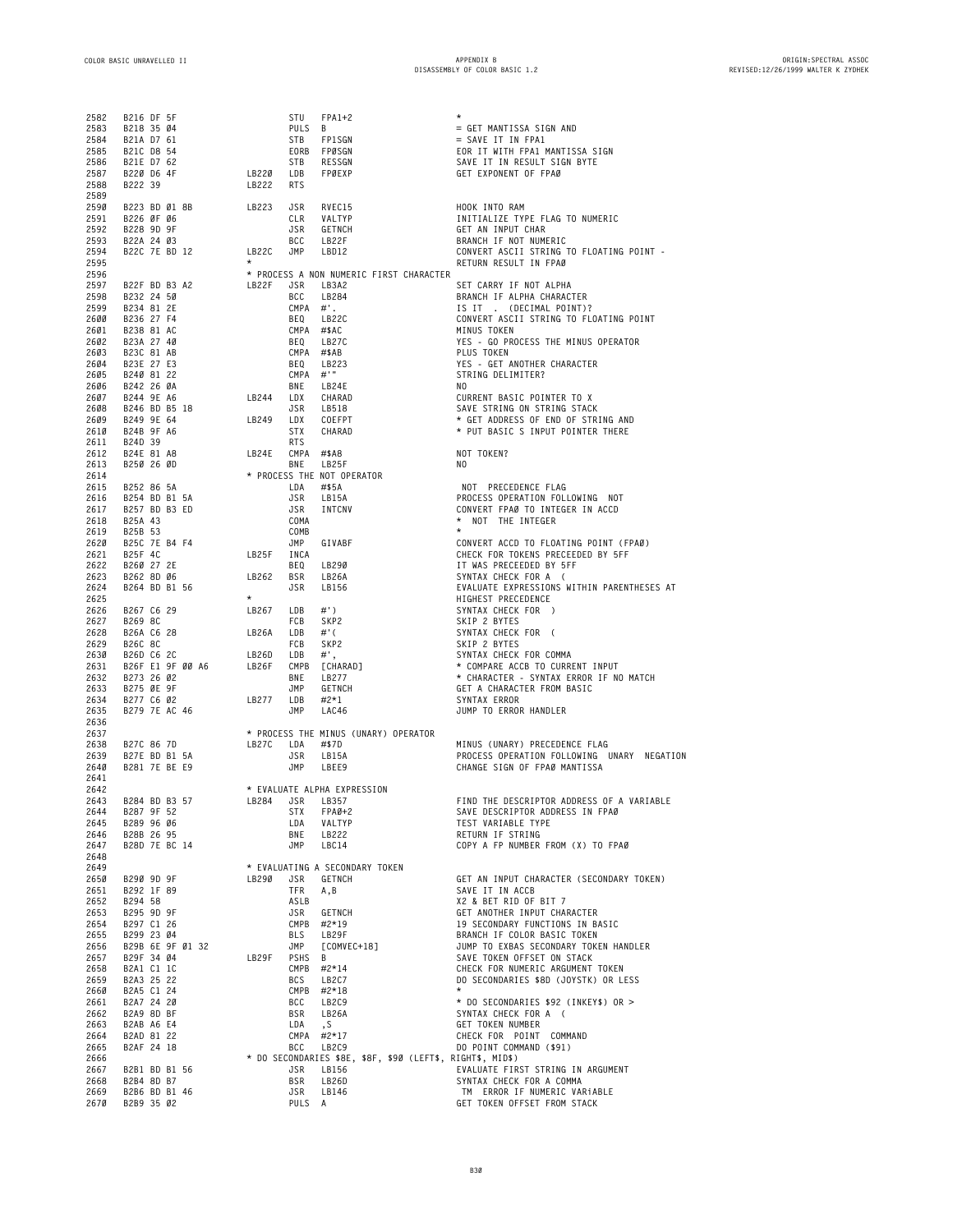```
2582  B216 DF 5F                STU   FPA1+2                  *
2583  B218 35 04                PULS  B                       = GET MANTISSA SIGN AND
2584  B21A D7 61                STB   FP1SGN                  = SAVE IT IN FPA1
2585  B21C D8 54                EORB  FP0SGN                  EOR IT WITH FPA1 MANTISSA SIGN
2586  B21E D7 62                STB   RESSGN                  SAVE IT IN RESULT SIGN BYTE
2587  B220 D6 4F         LB220  LDB   FP0EXP                  GET EXPONENT OF FPA0
2588  B222 39            LB222  RTS
2589
2590  B223 BD 01 8B      LB223  JSR   RVEC15                  HOOK INTO RAM
2591  B226 0F 06                CLR   VALTYP                  INITIALIZE TYPE FLAG TO NUMERIC
2592  B228 9D 9F                JSR   GETNCH                  GET AN INPUT CHAR
2593  B22A 24 03                BCC   LB22F                   BRANCH IF NOT NUMERIC
2594  B22C 7E BD 12      LB22C  JMP   LBD12                   CONVERT ASCII STRING TO FLOATING POINT -
2595                     *                                    RETURN RESULT IN FPA0
2596                     * PROCESS A NON NUMERIC FIRST CHARACTER
2597  B22F BD B3 A2      LB22F  JSR   LB3A2                   SET CARRY IF NOT ALPHA
2598  B232 24 50                BCC   LB284                   BRANCH IF ALPHA CHARACTER
2599  B234 81 2E                CMPA  #'.                     IS IT  .  (DECIMAL POINT)?
2600  B236 27 F4                BEQ   LB22C                   CONVERT ASCII STRING TO FLOATING POINT
2601  B238 81 AC                CMPA  #$AC                    MINUS TOKEN
2602  B23A 27 40                BEQ   LB27C                   YES - GO PROCESS THE MINUS OPERATOR
2603  B23C 81 AB                CMPA  #$AB                    PLUS TOKEN
2604  B23E 27 E3                BEQ   LB223                   YES - GET ANOTHER CHARACTER
2605  B240 81 22                CMPA  #'"                     STRING DELIMITER?
2606  B242 26 0A                BNE   LB24E                   NO
2607  B244 9E A6         LB244  LDX   CHARAD                  CURRENT BASIC POINTER TO X
2608  B246 BD B5 18             JSR   LB518                   SAVE STRING ON STRING STACK
2609  B249 9E 64         LB249  LDX   COEFPT                  * GET ADDRESS OF END OF STRING AND
2610  B24B 9F A6                STX   CHARAD                  * PUT BASIC S INPUT POINTER THERE
2611  B24D 39                   RTS
2612  B24E 81 A8         LB24E  CMPA  #$A8                    NOT TOKEN?
2613  B250 26 0D                BNE   LB25F                   NO
2614                     * PROCESS THE NOT OPERATOR
2615  B252 86 5A                LDA   #$5A                     NOT  PRECEDENCE FLAG
2616  B254 BD B1 5A             JSR   LB15A                   PROCESS OPERATION FOLLOWING  NOT
2617  B257 BD B3 ED             JSR   INTCNV                  CONVERT FPA0 TO INTEGER IN ACCD
2618  B25A 43                   COMA                          *  NOT  THE INTEGER
2619  B25B 53                   COMB                          *
2620  B25C 7E B4 F4             JMP   GIVABF                  CONVERT ACCD TO FLOATING POINT (FPA0)
2621  B25F 4C            LB25F  INCA                          CHECK FOR TOKENS PRECEEDED BY $FF
2622  B260 27 2E                BEQ   LB290                   IT WAS PRECEEDED BY $FF
2623  B262 8D 06         LB262  BSR   LB26A                   SYNTAX CHECK FOR A  (
2624  B264 BD B1 56             JSR   LB156                   EVALUATE EXPRESSIONS WITHIN PARENTHESES AT
2625                     *                                    HIGHEST PRECEDENCE
2626  B267 C6 29         LB267  LDB   #')                     SYNTAX CHECK FOR  )
2627  B269 8C                   FCB   SKP2                    SKIP 2 BYTES
2628  B26A C6 28         LB26A  LDB   #'(                     SYNTAX CHECK FOR  (
2629  B26C 8C                   FCB   SKP2                    SKIP 2 BYTES
2630  B26D C6 2C         LB26D  LDB   #',                     SYNTAX CHECK FOR COMMA
2631  B26F E1 9F 00 A6   LB26F  CMPB  [CHARAD]                * COMPARE ACCB TO CURRENT INPUT
2632  B273 26 02                BNE   LB277                   * CHARACTER - SYNTAX ERROR IF NO MATCH
2633  B275 0E 9F                JMP   GETNCH                  GET A CHARACTER FROM BASIC
2634  B277 C6 02         LB277  LDB   #2*1                    SYNTAX ERROR
2635  B279 7E AC 46             JMP   LAC46                   JUMP TO ERROR HANDLER
2636
2637                     * PROCESS THE MINUS (UNARY) OPERATOR
2638  B27C 86 7D         LB27C  LDA   #$7D                    MINUS (UNARY) PRECEDENCE FLAG
2639  B27E BD B1 5A             JSR   LB15A                   PROCESS OPERATION FOLLOWING  UNARY  NEGATION
2640  B281 7E BE E9             JMP   LBEE9                   CHANGE SIGN OF FPA0 MANTISSA
2641
2642                     * EVALUATE ALPHA EXPRESSION
2643  B284 BD B3 57      LB284  JSR   LB357                   FIND THE DESCRIPTOR ADDRESS OF A VARIABLE
2644  B287 9F 52                STX   FPA0+2                  SAVE DESCRIPTOR ADDRESS IN FPA0
2645  B289 96 06                LDA   VALTYP                  TEST VARIABLE TYPE
2646  B28B 26 95                BNE   LB222                   RETURN IF STRING
2647  B28D 7E BC 14             JMP   LBC14                   COPY A FP NUMBER FROM (X) TO FPA0
2648
2649                     * EVALUATING A SECONDARY TOKEN
2650  B290 9D 9F         LB290  JSR   GETNCH                  GET AN INPUT CHARACTER (SECONDARY TOKEN)
2651  B292 1F 89                TFR   A,B                     SAVE IT IN ACCB
2652  B294 58                   ASLB                          X2 & BET RID OF BIT 7
2653  B295 9D 9F                JSR   GETNCH                  GET ANOTHER INPUT CHARACTER
2654  B297 C1 26                CMPB  #2*19                   19 SECONDARY FUNCTIONS IN BASIC
2655  B299 23 04                BLS   LB29F                   BRANCH IF COLOR BASIC TOKEN
2656  B29B 6E 9F 01 32          JMP   [COMVEC+18]             JUMP TO EXBAS SECONDARY TOKEN HANDLER
2657  B29F 34 04         LB29F  PSHS  B                       SAVE TOKEN OFFSET ON STACK
2658  B2A1 C1 1C                CMPB  #2*14                   CHECK FOR NUMERIC ARGUMENT TOKEN
2659  B2A3 25 22                BCS   LB2C7                   DO SECONDARIES $8D (JOYSTK) OR LESS
2660  B2A5 C1 24                CMPB  #2*18                   *
2661  B2A7 24 20                BCC   LB2C9                   * DO SECONDARIES $92 (INKEY$) OR >
2662  B2A9 8D BF                BSR   LB26A                   SYNTAX CHECK FOR A  (
2663  B2AB A6 E4                LDA   ,S                      GET TOKEN NUMBER
2664  B2AD 81 22                CMPA  #2*17                   CHECK FOR  POINT  COMMAND
2665  B2AF 24 18                BCC   LB2C9                   DO POINT COMMAND ($91)
2666                     * DO SECONDARIES $8E, $8F, $90 (LEFT$, RIGHT$, MID$)
2667  B2B1 BD B1 56             JSR   LB156                   EVALUATE FIRST STRING IN ARGUMENT
2668  B2B4 8D B7                BSR   LB26D                   SYNTAX CHECK FOR A COMMA
2669  B2B6 BD B1 46             JSR   LB146                    TM  ERROR IF NUMERIC VARiABLE
2670  B2B9 35 02                PULS  A                       GET TOKEN OFFSET FROM STACK
```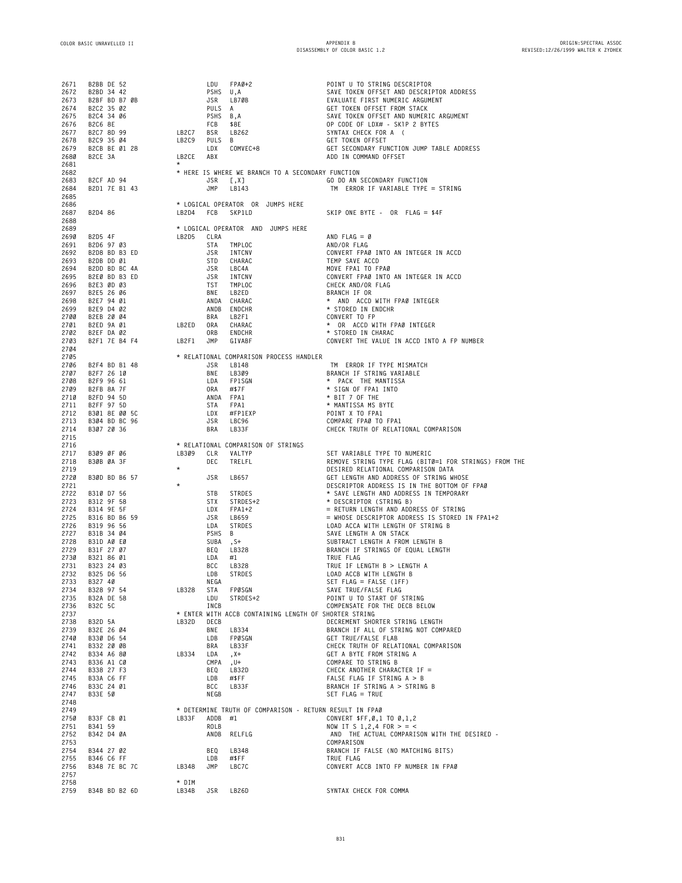```
2671  B2BB DE 52                LDU   FPA0+2                 POINT U TO STRING DESCRIPTOR
2672  B2BD 34 42                PSHS  U,A                    SAVE TOKEN OFFSET AND DESCRIPTOR ADDRESS
2673  B2BF BD B7 0B             JSR   LB70B                  EVALUATE FIRST NUMERIC ARGUMENT
2674  B2C2 35 02                PULS  A                      GET TOKEN OFFSET FROM STACK
2675  B2C4 34 06                PSHS  B,A                    SAVE TOKEN OFFSET AND NUMERIC ARGUMENT
2676  B2C6 8E                   FCB   $8E                    OP CODE OF LDX# - SKIP 2 BYTES
2677  B2C7 8D 99       LB2C7    BSR   LB262                  SYNTAX CHECK FOR A  (
2678  B2C9 35 04       LB2C9    PULS  B                      GET TOKEN OFFSET
2679  B2CB BE 01 28             LDX   COMVEC+8               GET SECONDARY FUNCTION JUMP TABLE ADDRESS
2680  B2CE 3A          LB2CE    ABX                          ADD IN COMMAND OFFSET
2681                   *
2682                   * HERE IS WHERE WE BRANCH TO A SECONDARY FUNCTION
2683  B2CF AD 94                JSR   [,X]                   GO DO AN SECONDARY FUNCTION
2684  B2D1 7E B1 43             JMP   LB143                   TM  ERROR IF VARIABLE TYPE = STRING
2685
2686                   * LOGICAL OPERATOR  OR  JUMPS HERE
2687  B2D4 86          LB2D4    FCB   SKP1LD                 SKIP ONE BYTE -  OR  FLAG = $4F
2688
2689                   * LOGICAL OPERATOR  AND  JUMPS HERE
2690  B2D5 4F          LB2D5    CLRA                         AND FLAG = 0
2691  B2D6 97 03                STA   TMPLOC                 AND/OR FLAG
2692  B2D8 BD B3 ED             JSR   INTCNV                 CONVERT FPA0 INTO AN INTEGER IN ACCD
2693  B2DB DD 01                STD   CHARAC                 TEMP SAVE ACCD
2694  B2DD BD BC 4A             JSR   LBC4A                  MOVE FPA1 TO FPA0
2695  B2E0 BD B3 ED             JSR   INTCNV                 CONVERT FPA0 INTO AN INTEGER IN ACCD
2696  B2E3 0D 03                TST   TMPLOC                 CHECK AND/OR FLAG
2697  B2E5 26 06                BNE   LB2ED                  BRANCH IF OR
2698  B2E7 94 01                ANDA  CHARAC                 *  AND  ACCD WITH FPA0 INTEGER
2699  B2E9 D4 02                ANDB  ENDCHR                 * STORED IN ENDCHR
2700  B2EB 20 04                BRA   LB2F1                  CONVERT TO FP
2701  B2ED 9A 01       LB2ED    ORA   CHARAC                 *  OR  ACCD WITH FPA0 INTEGER
2702  B2EF DA 02                ORB   ENDCHR                 * STORED IN CHARAC
2703  B2F1 7E B4 F4    LB2F1    JMP   GIVABF                 CONVERT THE VALUE IN ACCD INTO A FP NUMBER
2704
2705                   * RELATIONAL COMPARISON PROCESS HANDLER
2706  B2F4 BD B1 48             JSR   LB148                   TM  ERROR IF TYPE MISMATCH
2707  B2F7 26 10                BNE   LB309                  BRANCH IF STRING VARIABLE
2708  B2F9 96 61                LDA   FP1SGN                 *  PACK  THE MANTISSA
2709  B2FB 8A 7F                ORA   #$7F                   * SIGN OF FPA1 INTO
2710  B2FD 94 5D                ANDA  FPA1                   * BIT 7 OF THE
2711  B2FF 97 5D                STA   FPA1                   * MANTISSA MS BYTE
2712  B301 8E 00 5C             LDX   #FP1EXP                POINT X TO FPA1
2713  B304 BD BC 96             JSR   LBC96                  COMPARE FPA0 TO FPA1
2714  B307 20 36                BRA   LB33F                  CHECK TRUTH OF RELATIONAL COMPARISON
2715
2716                   * RELATIONAL COMPARISON OF STRINGS
2717  B309 0F 06       LB309    CLR   VALTYP                 SET VARIABLE TYPE TO NUMERIC
2718  B30B 0A 3F                DEC   TRELFL                 REMOVE STRING TYPE FLAG (BIT0=1 FOR STRINGS) FROM THE
2719                   *                                     DESIRED RELATIONAL COMPARISON DATA
2720  B30D BD B6 57             JSR   LB657                  GET LENGTH AND ADDRESS OF STRING WHOSE
2721                   *                                     DESCRIPTOR ADDRESS IS IN THE BOTTOM OF FPA0
2722  B310 D7 56                STB   STRDES                 * SAVE LENGTH AND ADDRESS IN TEMPORARY
2723  B312 9F 58                STX   STRDES+2               * DESCRIPTOR (STRING B)
2724  B314 9E 5F                LDX   FPA1+2                 = RETURN LENGTH AND ADDRESS OF STRING
2725  B316 BD B6 59             JSR   LB659                  = WHOSE DESCRIPTOR ADDRESS IS STORED IN FPA1+2
2726  B319 96 56                LDA   STRDES                 LOAD ACCA WITH LENGTH OF STRING B
2727  B31B 34 04                PSHS  B                      SAVE LENGTH A ON STACK
2728  B31D A0 E0                SUBA  ,S+                    SUBTRACT LENGTH A FROM LENGTH B
2729  B31F 27 07                BEQ   LB328                  BRANCH IF STRINGS OF EQUAL LENGTH
2730  B321 86 01                LDA   #1                     TRUE FLAG
2731  B323 24 03                BCC   LB328                  TRUE IF LENGTH B > LENGTH A
2732  B325 D6 56                LDB   STRDES                 LOAD ACCB WITH LENGTH B
2733  B327 40                   NEGA                         SET FLAG = FALSE (1FF)
2734  B328 97 54       LB328    STA   FP0SGN                 SAVE TRUE/FALSE FLAG
2735  B32A DE 58                LDU   STRDES+2               POINT U TO START OF STRING
2736  B32C 5C                   INCB                         COMPENSATE FOR THE DECB BELOW
2737                   * ENTER WITH ACCB CONTAINING LENGTH OF SHORTER STRING
2738  B32D 5A          LB32D    DECB                         DECREMENT SHORTER STRING LENGTH
2739  B32E 26 04                BNE   LB334                  BRANCH IF ALL OF STRING NOT COMPARED
2740  B330 D6 54                LDB   FP0SGN                 GET TRUE/FALSE FLAB
2741  B332 20 0B                BRA   LB33F                  CHECK TRUTH OF RELATIONAL COMPARISON
2742  B334 A6 80       LB334    LDA   ,X+                    GET A BYTE FROM STRING A
2743  B336 A1 C0                CMPA  ,U+                    COMPARE TO STRING B
2744  B338 27 F3                BEQ   LB32D                  CHECK ANOTHER CHARACTER IF =
2745  B33A C6 FF                LDB   #$FF                   FALSE FLAG IF STRING A > B
2746  B33C 24 01                BCC   LB33F                  BRANCH IF STRING A > STRING B
2747  B33E 50                   NEGB                         SET FLAG = TRUE
2748
2749                   * DETERMINE TRUTH OF COMPARISON - RETURN RESULT IN FPA0
2750  B33F CB 01       LB33F    ADDB  #1                     CONVERT $FF,0,1 TO 0,1,2
2751  B341 59                   ROLB                         NOW IT S 1,2,4 FOR > = <
2752  B342 D4 0A                ANDB  RELFLG                  AND  THE ACTUAL COMPARISON WITH THE DESIRED -
2753                                                         COMPARISON
2754  B344 27 02                BEQ   LB348                  BRANCH IF FALSE (NO MATCHING BITS)
2755  B346 C6 FF                LDB   #$FF                   TRUE FLAG
2756  B348 7E BC 7C    LB348    JMP   LBC7C                  CONVERT ACCB INTO FP NUMBER IN FPA0
2757
2758                   * DIM
2759  B34B BD B2 6D    LB34B    JSR   LB26D                  SYNTAX CHECK FOR COMMA
```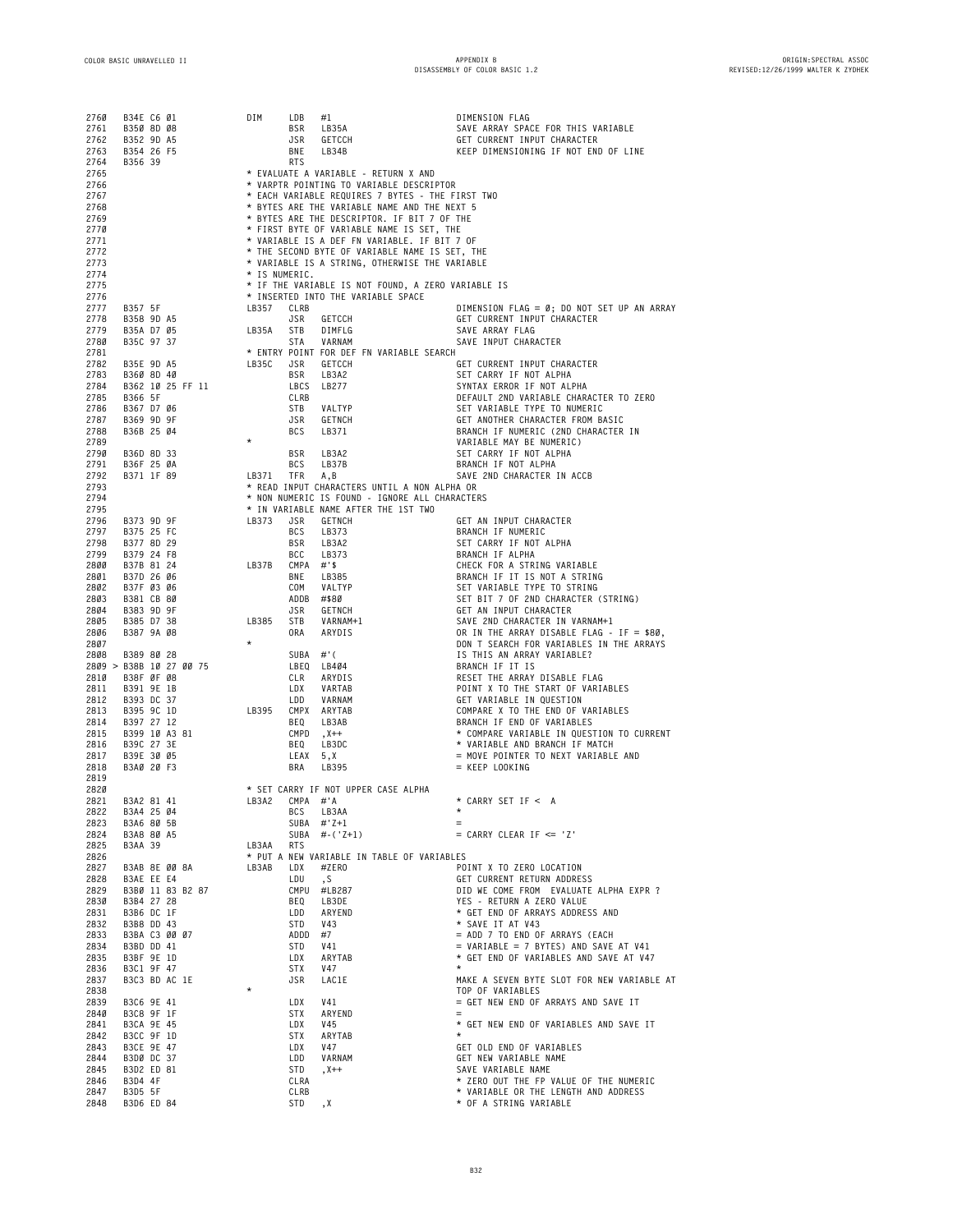```
2760  B34E C6 01           DIM    LDB   #1                       DIMENSION FLAG
2761  B350 8D 08                  BSR   LB35A                    SAVE ARRAY SPACE FOR THIS VARIABLE
2762  B352 9D A5                  JSR   GETCCH                   GET CURRENT INPUT CHARACTER
2763  B354 26 F5                  BNE   LB34B                    KEEP DIMENSIONING IF NOT END OF LINE
2764  B356 39                     RTS
2765                       * EVALUATE A VARIABLE - RETURN X AND
2766                       * VARPTR POINTING TO VARIABLE DESCRIPTOR
2767                       * EACH VARIABLE REQUIRES 7 BYTES - THE FIRST TWO
2768                       * BYTES ARE THE VARIABLE NAME AND THE NEXT 5
2769                       * BYTES ARE THE DESCRIPTOR. IF BIT 7 OF THE
2770                       * FIRST BYTE OF VARIABLE NAME IS SET, THE
2771                       * VARIABLE IS A DEF FN VARIABLE. IF BIT 7 OF
2772                       * THE SECOND BYTE OF VARIABLE NAME IS SET, THE
2773                       * VARIABLE IS A STRING, OTHERWISE THE VARIABLE
2774                       * IS NUMERIC.
2775                       * IF THE VARIABLE IS NOT FOUND, A ZERO VARIABLE IS
2776                       * INSERTED INTO THE VARIABLE SPACE
2777  B357 5F              LB357  CLRB                           DIMENSION FLAG = 0; DO NOT SET UP AN ARRAY
2778  B358 9D A5                  JSR   GETCCH                   GET CURRENT INPUT CHARACTER
2779  B35A D7 05           LB35A  STB   DIMFLG                   SAVE ARRAY FLAG
2780  B35C 97 37                  STA   VARNAM                   SAVE INPUT CHARACTER
2781                       * ENTRY POINT FOR DEF FN VARIABLE SEARCH
2782  B35E 9D A5           LB35C  JSR   GETCCH                   GET CURRENT INPUT CHARACTER
2783  B360 8D 40                  BSR   LB3A2                    SET CARRY IF NOT ALPHA
2784  B362 10 25 FF 11            LBCS  LB277                    SYNTAX ERROR IF NOT ALPHA
2785  B366 5F                     CLRB                           DEFAULT 2ND VARIABLE CHARACTER TO ZERO
2786  B367 D7 06                  STB   VALTYP                   SET VARIABLE TYPE TO NUMERIC
2787  B369 9D 9F                  JSR   GETNCH                   GET ANOTHER CHARACTER FROM BASIC
2788  B36B 25 04                  BCS   LB371                    BRANCH IF NUMERIC (2ND CHARACTER IN
2789                       *                                     VARIABLE MAY BE NUMERIC)
2790  B36D 8D 33                  BSR   LB3A2                    SET CARRY IF NOT ALPHA
2791  B36F 25 0A                  BCS   LB37B                    BRANCH IF NOT ALPHA
2792  B371 1F 89           LB371  TFR   A,B                      SAVE 2ND CHARACTER IN ACCB
2793                       * READ INPUT CHARACTERS UNTIL A NON ALPHA OR
2794                       * NON NUMERIC IS FOUND - IGNORE ALL CHARACTERS
2795                       * IN VARIABLE NAME AFTER THE 1ST TWO
2796  B373 9D 9F           LB373  JSR   GETNCH                   GET AN INPUT CHARACTER
2797  B375 25 FC                  BCS   LB373                    BRANCH IF NUMERIC
2798  B377 8D 29                  BSR   LB3A2                    SET CARRY IF NOT ALPHA
2799  B379 24 F8                  BCC   LB373                    BRANCH IF ALPHA
2800  B37B 81 24           LB37B  CMPA  #'$                      CHECK FOR A STRING VARIABLE
2801  B37D 26 06                  BNE   LB385                    BRANCH IF IT IS NOT A STRING
2802  B37F 03 06                  COM   VALTYP                   SET VARIABLE TYPE TO STRING
2803  B381 CB 80                  ADDB  #$80                     SET BIT 7 OF 2ND CHARACTER (STRING)
2804  B383 9D 9F                  JSR   GETNCH                   GET AN INPUT CHARACTER
2805  B385 D7 38           LB385  STB   VARNAM+1                 SAVE 2ND CHARACTER IN VARNAM+1
2806  B387 9A 08                  ORA   ARYDIS                   OR IN THE ARRAY DISABLE FLAG - IF = $80,
2807                       *                                     DON T SEARCH FOR VARIABLES IN THE ARRAYS
2808  B389 80 28                  SUBA  #'(                      IS THIS AN ARRAY VARIABLE?
2809 > B38B 10 27 00 75           LBEQ  LB404                    BRANCH IF IT IS
2810  B38F 0F 08                  CLR   ARYDIS                   RESET THE ARRAY DISABLE FLAG
2811  B391 9E 1B                  LDX   VARTAB                   POINT X TO THE START OF VARIABLES
2812  B393 DC 37                  LDD   VARNAM                   GET VARIABLE IN QUESTION
2813  B395 9C 1D           LB395  CMPX  ARYTAB                   COMPARE X TO THE END OF VARIABLES
2814  B397 27 12                  BEQ   LB3AB                    BRANCH IF END OF VARIABLES
2815  B399 10 A3 81               CMPD  ,X++                     * COMPARE VARIABLE IN QUESTION TO CURRENT
2816  B39C 27 3E                  BEQ   LB3DC                    * VARIABLE AND BRANCH IF MATCH
2817  B39E 30 05                  LEAX  5,X                      = MOVE POINTER TO NEXT VARIABLE AND
2818  B3A0 20 F3                  BRA   LB395                    = KEEP LOOKING
2819
2820                       * SET CARRY IF NOT UPPER CASE ALPHA
2821  B3A2 81 41           LB3A2  CMPA  #'A                      * CARRY SET IF < A
2822  B3A4 25 04                  BCS   LB3AA                    *
2823  B3A6 80 5B                  SUBA  #'Z+1                    =
2824  B3A8 80 A5                  SUBA  #-('Z+1)                 = CARRY CLEAR IF <= 'Z'
2825  B3AA 39              LB3AA  RTS
2826                       * PUT A NEW VARIABLE IN TABLE OF VARIABLES
2827  B3AB 8E 00 8A        LB3AB  LDX   #ZERO                    POINT X TO ZERO LOCATION
2828  B3AE EE E4                  LDU   ,S                       GET CURRENT RETURN ADDRESS
2829  B3B0 11 83 B2 87            CMPU  #LB287                   DID WE COME FROM  EVALUATE ALPHA EXPR ?
2830  B3B4 27 28                  BEQ   LB3DE                    YES - RETURN A ZERO VALUE
2831  B3B6 DC 1F                  LDD   ARYEND                   * GET END OF ARRAYS ADDRESS AND
2832  B3B8 DD 43                  STD   V43                      * SAVE IT AT V43
2833  B3BA C3 00 07               ADDD  #7                       = ADD 7 TO END OF ARRAYS (EACH
2834  B3BD DD 41                  STD   V41                      = VARIABLE = 7 BYTES) AND SAVE AT V41
2835  B3BF 9E 1D                  LDX   ARYTAB                   * GET END OF VARIABLES AND SAVE AT V47
2836  B3C1 9F 47                  STX   V47                      *
2837  B3C3 BD AC 1E               JSR   LAC1E                    MAKE A SEVEN BYTE SLOT FOR NEW VARIABLE AT
2838                       *                                     TOP OF VARIABLES
2839  B3C6 9E 41                  LDX   V41                      = GET NEW END OF ARRAYS AND SAVE IT
2840  B3C8 9F 1F                  STX   ARYEND                   =
2841  B3CA 9E 45                  LDX   V45                      * GET NEW END OF VARIABLES AND SAVE IT
2842  B3CC 9F 1D                  STX   ARYTAB                   *
2843  B3CE 9E 47                  LDX   V47                      GET OLD END OF VARIABLES
2844  B3D0 DC 37                  LDD   VARNAM                   GET NEW VARIABLE NAME
2845  B3D2 ED 81                  STD   ,X++                     SAVE VARIABLE NAME
2846  B3D4 4F                     CLRA                           * ZERO OUT THE FP VALUE OF THE NUMERIC
2847  B3D5 5F                     CLRB                           * VARIABLE OR THE LENGTH AND ADDRESS
2848  B3D6 ED 84                  STD   ,X                       * OF A STRING VARIABLE
```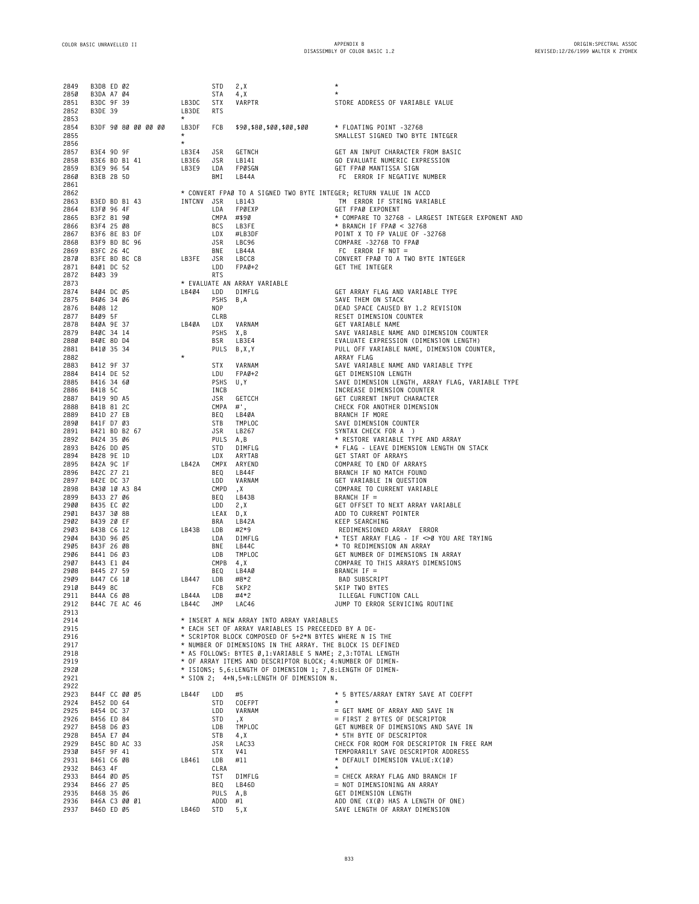```
2849  B3D8 ED 02                    STD   2,X                   *
2850  B3DA A7 04                    STA   4,X                   *
2851  B3DC 9F 39           LB3DC    STX   VARPTR                STORE ADDRESS OF VARIABLE VALUE
2852  B3DE 39              LB3DE    RTS
2853                       *
2854  B3DF 90 80 00 00 00  LB3DF    FCB   $90,$80,$00,$00,$00   * FLOATING POINT -32768
2855                       *                                    SMALLEST SIGNED TWO BYTE INTEGER
2856                       *
2857  B3E4 9D 9F           LB3E4    JSR   GETNCH                GET AN INPUT CHARACTER FROM BASIC
2858  B3E6 BD B1 41        LB3E6    JSR   LB141                 GO EVALUATE NUMERIC EXPRESSION
2859  B3E9 96 54           LB3E9    LDA   FP0SGN                GET FP0 MANTISSA SIGN
2860  B3EB 2B 5D                    BMI   LB44A                  FC  ERROR IF NEGATIVE NUMBER
2861
2862                       * CONVERT FP0 TO A SIGNED TWO BYTE INTEGER; RETURN VALUE IN ACCD
2863  B3ED BD B1 43        INTCNV   JSR   LB143                  TM  ERROR IF STRING VARIABLE
2864  B3F0 96 4F                    LDA   FP0EXP                GET FP0 EXPONENT
2865  B3F2 81 90                    CMPA  #$90                  * COMPARE TO 32768 - LARGEST INTEGER EXPONENT AND
2866  B3F4 25 08                    BCS   LB3FE                 * BRANCH IF FP0 < 32768
2867  B3F6 8E B3 DF                 LDX   #LB3DF                POINT X TO FP VALUE OF -32768
2868  B3F9 BD BC 96                 JSR   LBC96                 COMPARE -32768 TO FP0
2869  B3FC 26 4C                    BNE   LB44A                  FC  ERROR IF NOT =
2870  B3FE BD BC C8        LB3FE    JSR   LBCC8                 CONVERT FP0 TO A TWO BYTE INTEGER
2871  B401 DC 52                    LDD   FP0+2                 GET THE INTEGER
2872  B403 39                       RTS
2873                       * EVALUATE AN ARRAY VARIABLE
2874  B404 DC 05           LB404    LDD   DIMFLG                GET ARRAY FLAG AND VARIABLE TYPE
2875  B406 34 06                    PSHS  B,A                   SAVE THEM ON STACK
2876  B408 12                       NOP                         DEAD SPACE CAUSED BY 1.2 REVISION
2877  B409 5F                       CLRB                        RESET DIMENSION COUNTER
2878  B40A 9E 37           LB40A    LDX   VARNAM                GET VARIABLE NAME
2879  B40C 34 14                    PSHS  X,B                   SAVE VARIABLE NAME AND DIMENSION COUNTER
2880  B40E 8D D4                    BSR   LB3E4                 EVALUATE EXPRESSION (DIMENSION LENGTH)
2881  B410 35 34                    PULS  B,X,Y                 PULL OFF VARIABLE NAME, DIMENSION COUNTER,
2882                       *                                    ARRAY FLAG
2883  B412 9F 37                    STX   VARNAM                SAVE VARIABLE NAME AND VARIABLE TYPE
2884  B414 DE 52                    LDU   FP0+2                 GET DIMENSION LENGTH
2885  B416 34 60                    PSHS  U,Y                   SAVE DIMENSION LENGTH, ARRAY FLAG, VARIABLE TYPE
2886  B418 5C                       INCB                        INCREASE DIMENSION COUNTER
2887  B419 9D A5                    JSR   GETCCH                GET CURRENT INPUT CHARACTER
2888  B41B 81 2C                    CMPA  #',                   CHECK FOR ANOTHER DIMENSION
2889  B41D 27 EB                    BEQ   LB40A                 BRANCH IF MORE
2890  B41F D7 03                    STB   TMPLOC                SAVE DIMENSION COUNTER
2891  B421 BD B2 67                 JSR   LB267                 SYNTAX CHECK FOR A  )
2892  B424 35 06                    PULS  A,B                   * RESTORE VARIABLE TYPE AND ARRAY
2893  B426 DD 05                    STD   DIMFLG                * FLAG - LEAVE DIMENSION LENGTH ON STACK
2894  B428 9E 1D                    LDX   ARYTAB                GET START OF ARRAYS
2895  B42A 9C 1F           LB42A    CMPX  ARYEND                COMPARE TO END OF ARRAYS
2896  B42C 27 21                    BEQ   LB44F                 BRANCH IF NO MATCH FOUND
2897  B42E DC 37                    LDD   VARNAM                GET VARIABLE IN QUESTION
2898  B430 10 A3 84                 CMPD  ,X                    COMPARE TO CURRENT VARIABLE
2899  B433 27 06                    BEQ   LB43B                 BRANCH IF =
2900  B435 EC 02                    LDD   2,X                   GET OFFSET TO NEXT ARRAY VARIABLE
2901  B437 30 8B                    LEAX  D,X                   ADD TO CURRENT POINTER
2902  B439 20 EF                    BRA   LB42A                 KEEP SEARCHING
2903  B43B C6 12           LB43B    LDB   #2*9                   REDIMENSIONED ARRAY  ERROR
2904  B43D 96 05                    LDA   DIMFLG                * TEST ARRAY FLAG - IF <>0 YOU ARE TRYING
2905  B43F 26 0B                    BNE   LB44C                 * TO REDIMENSION AN ARRAY
2906  B441 D6 03                    LDB   TMPLOC                GET NUMBER OF DIMENSIONS IN ARRAY
2907  B443 E1 04                    CMPB  4,X                   COMPARE TO THIS ARRAYS DIMENSIONS
2908  B445 27 59                    BEQ   LB4A0                 BRANCH IF =
2909  B447 C6 10           LB447    LDB   #8*2                   BAD SUBSCRIPT
2910  B449 8C                       FCB   SKP2                  SKIP TWO BYTES
2911  B44A C6 08           LB44A    LDB   #4*2                   ILLEGAL FUNCTION CALL
2912  B44C 7E AC 46        LB44C    JMP   LAC46                 JUMP TO ERROR SERVICING ROUTINE
2913
2914                       * INSERT A NEW ARRAY INTO ARRAY VARIABLES
2915                       * EACH SET OF ARRAY VARIABLES IS PRECEEDED BY A DE-
2916                       * SCRIPTOR BLOCK COMPOSED OF 5+2*N BYTES WHERE N IS THE
2917                       * NUMBER OF DIMENSIONS IN THE ARRAY. THE BLOCK IS DEFINED
2918                       * AS FOLLOWS: BYTES 0,1:VARIABLE S NAME; 2,3:TOTAL LENGTH
2919                       * OF ARRAY ITEMS AND DESCRIPTOR BLOCK; 4:NUMBER OF DIMEN-
2920                       * ISIONS; 5,6:LENGTH OF DIMENSION 1; 7,8:LENGTH OF DIMEN-
2921                       * SION 2;  4+N,5+N:LENGTH OF DIMENSION N.
2922
2923  B44F CC 00 05        LB44F    LDD   #5                    * 5 BYTES/ARRAY ENTRY SAVE AT COEFPT
2924  B452 DD 64                    STD   COEFPT                *
2925  B454 DC 37                    LDD   VARNAM                = GET NAME OF ARRAY AND SAVE IN
2926  B456 ED 84                    STD   ,X                    = FIRST 2 BYTES OF DESCRIPTOR
2927  B458 D6 03                    LDB   TMPLOC                GET NUMBER OF DIMENSIONS AND SAVE IN
2928  B45A E7 04                    STB   4,X                   * 5TH BYTE OF DESCRIPTOR
2929  B45C BD AC 33                 JSR   LAC33                 CHECK FOR ROOM FOR DESCRIPTOR IN FREE RAM
2930  B45F 9F 41                    STX   V41                   TEMPORARILY SAVE DESCRIPTOR ADDRESS
2931  B461 C6 0B           LB461    LDB   #11                   * DEFAULT DIMENSION VALUE:X(10)
2932  B463 4F                       CLRA                        *
2933  B464 0D 05                    TST   DIMFLG                = CHECK ARRAY FLAG AND BRANCH IF
2934  B466 27 05                    BEQ   LB46D                 = NOT DIMENSIONING AN ARRAY
2935  B468 35 06                    PULS  A,B                   GET DIMENSION LENGTH
2936  B46A C3 00 01                 ADDD  #1                    ADD ONE (X(0) HAS A LENGTH OF ONE)
2937  B46D ED 05           LB46D    STD   5,X                   SAVE LENGTH OF ARRAY DIMENSION
```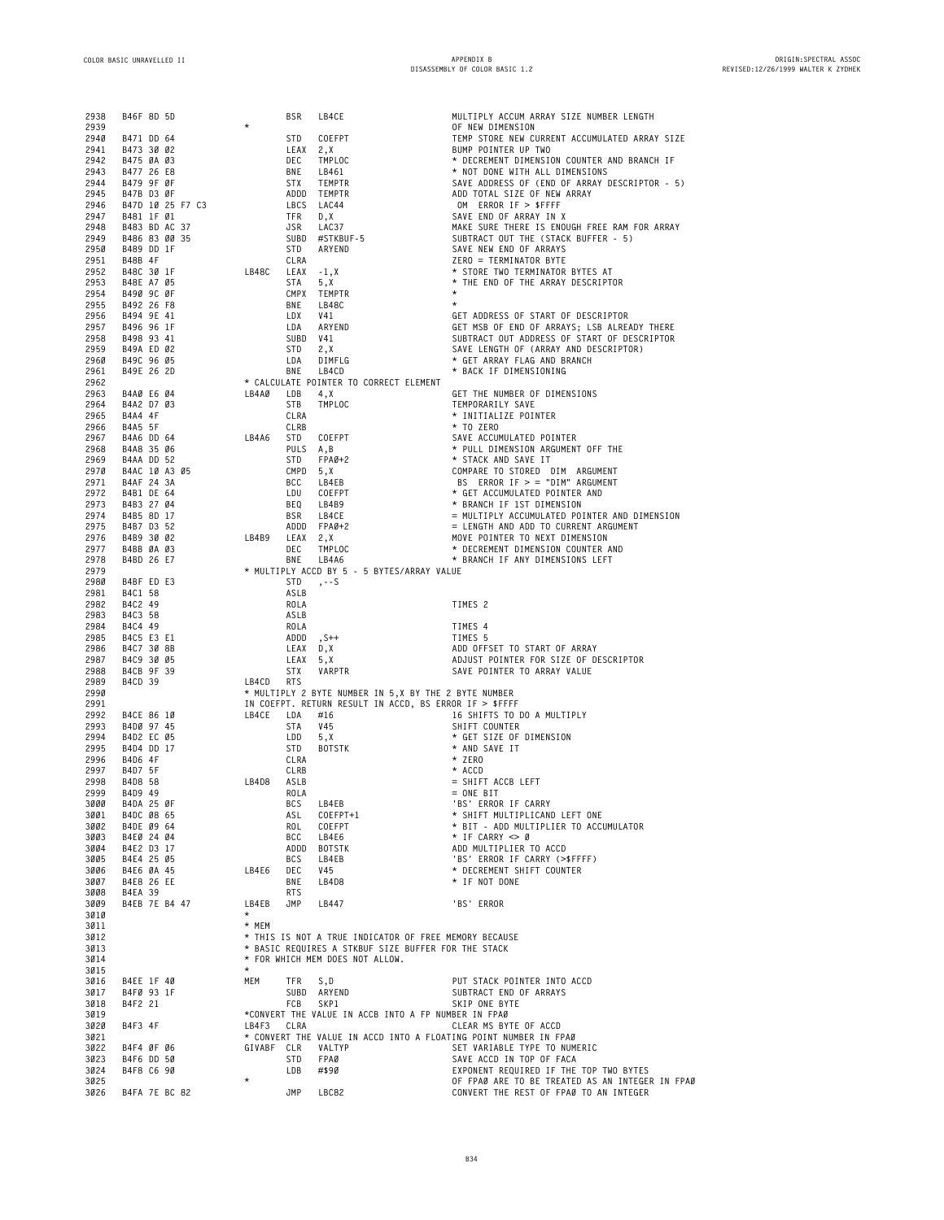```
2938  B46F 8D 5D               BSR   LB4CE                  MULTIPLY ACCUM ARRAY SIZE NUMBER LENGTH
2939                     *                                  OF NEW DIMENSION
2940  B471 DD 64               STD   COEFPT                 TEMP STORE NEW CURRENT ACCUMULATED ARRAY SIZE
2941  B473 30 02               LEAX  2,X                    BUMP POINTER UP TWO
2942  B475 0A 03               DEC   TMPLOC                 * DECREMENT DIMENSION COUNTER AND BRANCH IF
2943  B477 26 E8               BNE   LB461                  * NOT DONE WITH ALL DIMENSIONS
2944  B479 9F 0F               STX   TEMPTR                 SAVE ADDRESS OF (END OF ARRAY DESCRIPTOR - 5)
2945  B47B D3 0F               ADDD  TEMPTR                 ADD TOTAL SIZE OF NEW ARRAY
2946  B47D 10 25 F7 C3         LBCS  LAC44                   OM  ERROR IF > $FFFF
2947  B481 1F 01               TFR   D,X                    SAVE END OF ARRAY IN X
2948  B483 BD AC 37            JSR   LAC37                  MAKE SURE THERE IS ENOUGH FREE RAM FOR ARRAY
2949  B486 83 00 35            SUBD  #STKBUF-5              SUBTRACT OUT THE (STACK BUFFER - 5)
2950  B489 DD 1F               STD   ARYEND                 SAVE NEW END OF ARRAYS
2951  B48B 4F                  CLRA                         ZERO = TERMINATOR BYTE
2952  B48C 30 1F         LB48C LEAX  -1,X                   * STORE TWO TERMINATOR BYTES AT
2953  B48E A7 05               STA   5,X                    * THE END OF THE ARRAY DESCRIPTOR
2954  B490 9C 0F               CMPX  TEMPTR                 *
2955  B492 26 F8               BNE   LB48C                  *
2956  B494 9E 41               LDX   V41                    GET ADDRESS OF START OF DESCRIPTOR
2957  B496 96 1F               LDA   ARYEND                 GET MSB OF END OF ARRAYS; LSB ALREADY THERE
2958  B498 93 41               SUBD  V41                    SUBTRACT OUT ADDRESS OF START OF DESCRIPTOR
2959  B49A ED 02               STD   2,X                    SAVE LENGTH OF (ARRAY AND DESCRIPTOR)
2960  B49C 96 05               LDA   DIMFLG                 * GET ARRAY FLAG AND BRANCH
2961  B49E 26 2D               BNE   LB4CD                  * BACK IF DIMENSIONING
2962                     * CALCULATE POINTER TO CORRECT ELEMENT
2963  B4A0 E6 04         LB4A0 LDB   4,X                    GET THE NUMBER OF DIMENSIONS
2964  B4A2 D7 03               STB   TMPLOC                 TEMPORARILY SAVE
2965  B4A4 4F                  CLRA                         * INITIALIZE POINTER
2966  B4A5 5F                  CLRB                         * TO ZERO
2967  B4A6 DD 64         LB4A6 STD   COEFPT                 SAVE ACCUMULATED POINTER
2968  B4A8 35 06               PULS  A,B                    * PULL DIMENSION ARGUMENT OFF THE
2969  B4AA DD 52               STD   FPA0+2                 * STACK AND SAVE IT
2970  B4AC 10 A3 05            CMPD  5,X                    COMPARE TO STORED  DIM  ARGUMENT
2971  B4AF 24 3A               BCC   LB4EB                   BS  ERROR IF > = "DIM" ARGUMENT
2972  B4B1 DE 64               LDU   COEFPT                 * GET ACCUMULATED POINTER AND
2973  B4B3 27 04               BEQ   LB4B9                  * BRANCH IF 1ST DIMENSION
2974  B4B5 8D 17               BSR   LB4CE                  = MULTIPLY ACCUMULATED POINTER AND DIMENSION
2975  B4B7 D3 52               ADDD  FPA0+2                 = LENGTH AND ADD TO CURRENT ARGUMENT
2976  B4B9 30 02         LB4B9 LEAX  2,X                    MOVE POINTER TO NEXT DIMENSION
2977  B4BB 0A 03               DEC   TMPLOC                 * DECREMENT DIMENSION COUNTER AND
2978  B4BD 26 E7               BNE   LB4A6                  * BRANCH IF ANY DIMENSIONS LEFT
2979                     * MULTIPLY ACCD BY 5 - 5 BYTES/ARRAY VALUE
2980  B4BF ED E3               STD   ,--S
2981  B4C1 58                  ASLB
2982  B4C2 49                  ROLA                         TIMES 2
2983  B4C3 58                  ASLB
2984  B4C4 49                  ROLA                         TIMES 4
2985  B4C5 E3 E1               ADDD  ,S++                   TIMES 5
2986  B4C7 30 8B               LEAX  D,X                    ADD OFFSET TO START OF ARRAY
2987  B4C9 30 05               LEAX  5,X                    ADJUST POINTER FOR SIZE OF DESCRIPTOR
2988  B4CB 9F 39               STX   VARPTR                 SAVE POINTER TO ARRAY VALUE
2989  B4CD 39            LB4CD RTS
2990                     * MULTIPLY 2 BYTE NUMBER IN 5,X BY THE 2 BYTE NUMBER
2991                     IN COEFPT. RETURN RESULT IN ACCD, BS ERROR IF > $FFFF
2992  B4CE 86 10         LB4CE LDA   #16                    16 SHIFTS TO DO A MULTIPLY
2993  B4D0 97 45               STA   V45                    SHIFT COUNTER
2994  B4D2 EC 05               LDD   5,X                    * GET SIZE OF DIMENSION
2995  B4D4 DD 17               STD   BOTSTK                 * AND SAVE IT
2996  B4D6 4F                  CLRA                         * ZERO
2997  B4D7 5F                  CLRB                         * ACCD
2998  B4D8 58            LB4D8 ASLB                         = SHIFT ACCB LEFT
2999  B4D9 49                  ROLA                         = ONE BIT
3000  B4DA 25 0F               BCS   LB4EB                  'BS' ERROR IF CARRY
3001  B4DC 08 65               ASL   COEFPT+1               * SHIFT MULTIPLICAND LEFT ONE
3002  B4DE 09 64               ROL   COEFPT                 * BIT - ADD MULTIPLIER TO ACCUMULATOR
3003  B4E0 24 04               BCC   LB4E6                  * IF CARRY <> 0
3004  B4E2 D3 17               ADDD  BOTSTK                 ADD MULTIPLIER TO ACCD
3005  B4E4 25 05               BCS   LB4EB                  'BS' ERROR IF CARRY (>$FFFF)
3006  B4E6 0A 45         LB4E6 DEC   V45                    * DECREMENT SHIFT COUNTER
3007  B4E8 26 EE               BNE   LB4D8                  * IF NOT DONE
3008  B4EA 39                  RTS
3009  B4EB 7E B4 47      LB4EB JMP   LB447                  'BS' ERROR
3010                     *
3011                     * MEM
3012                     * THIS IS NOT A TRUE INDICATOR OF FREE MEMORY BECAUSE
3013                     * BASIC REQUIRES A STKBUF SIZE BUFFER FOR THE STACK
3014                     * FOR WHICH MEM DOES NOT ALLOW.
3015                     *
3016  B4EE 1F 40         MEM   TFR   S,D                    PUT STACK POINTER INTO ACCD
3017  B4F0 93 1F               SUBD  ARYEND                 SUBTRACT END OF ARRAYS
3018  B4F2 21                  FCB   SKP1                   SKIP ONE BYTE
3019                     *CONVERT THE VALUE IN ACCB INTO A FP NUMBER IN FPA0
3020  B4F3 4F            LB4F3 CLRA                         CLEAR MS BYTE OF ACCD
3021                     * CONVERT THE VALUE IN ACCD INTO A FLOATING POINT NUMBER IN FPA0
3022  B4F4 0F 06         GIVABF CLR  VALTYP                 SET VARIABLE TYPE TO NUMERIC
3023  B4F6 DD 50               STD   FPA0                   SAVE ACCD IN TOP OF FACA
3024  B4F8 C6 90               LDB   #$90                   EXPONENT REQUIRED IF THE TOP TWO BYTES
3025                     *                                  OF FPA0 ARE TO BE TREATED AS AN INTEGER IN FPA0
3026  B4FA 7E BC 82            JMP   LBC82                  CONVERT THE REST OF FPA0 TO AN INTEGER
```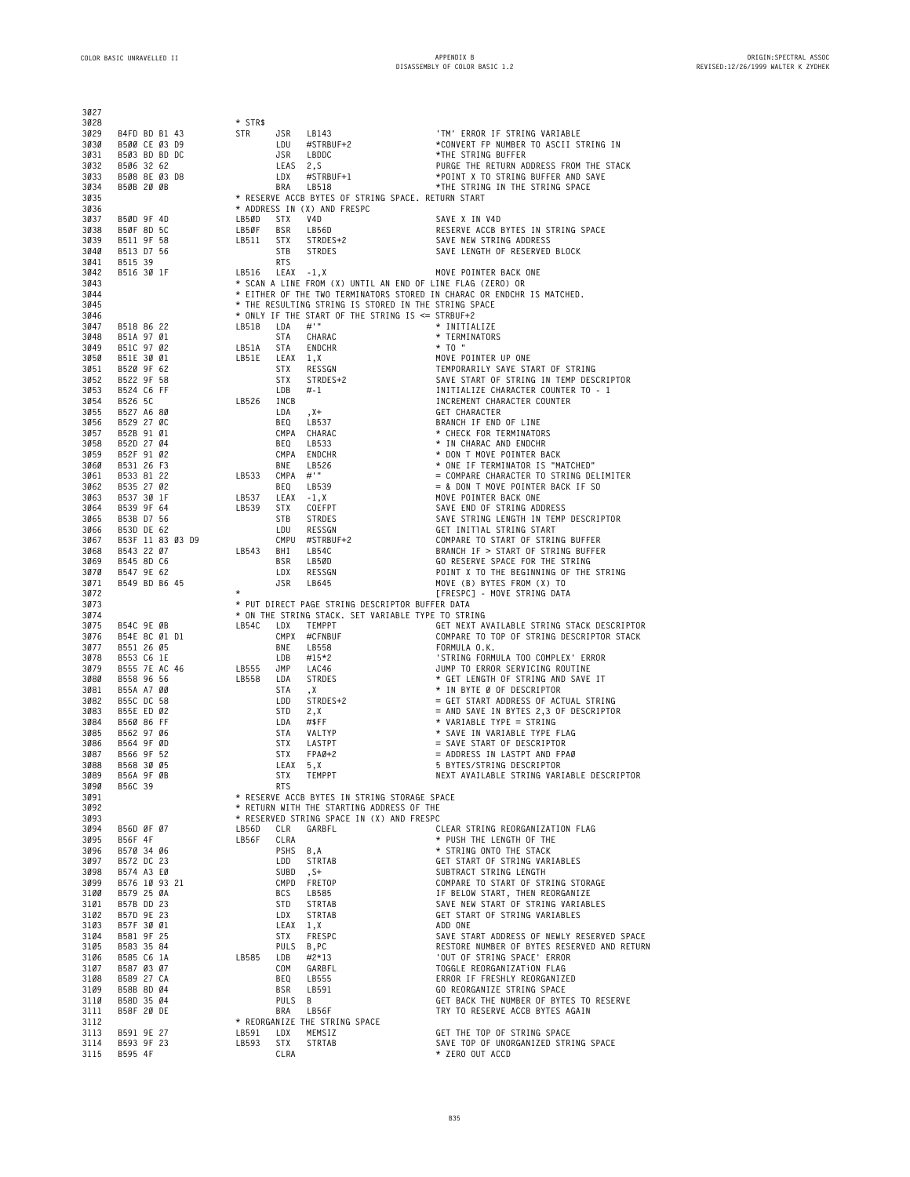```
3027
3028                        * STR$
3029  B4FD BD B1 43         STR    JSR   LB143              'TM' ERROR IF STRING VARIABLE
3030  B500 CE 03 D9                LDU   #STRBUF+2          *CONVERT FP NUMBER TO ASCII STRING IN
3031  B503 BD BD DC                JSR   LBDDC              *THE STRING BUFFER
3032  B506 32 62                   LEAS  2,S                PURGE THE RETURN ADDRESS FROM THE STACK
3033  B508 8E 03 D8                LDX   #STRBUF+1          *POINT X TO STRING BUFFER AND SAVE
3034  B50B 20 0B                   BRA   LB518              *THE STRING IN THE STRING SPACE
3035                        * RESERVE ACCB BYTES OF STRING SPACE. RETURN START
3036                        * ADDRESS IN (X) AND FRESPC
3037  B50D 9F 4D            LB50D  STX   V4D                SAVE X IN V4D
3038  B50F 8D 5C            LB50F  BSR   LB56D              RESERVE ACCB BYTES IN STRING SPACE
3039  B511 9F 58            LB511  STX   STRDES+2           SAVE NEW STRING ADDRESS
3040  B513 D7 56                   STB   STRDES             SAVE LENGTH OF RESERVED BLOCK
3041  B515 39                      RTS
3042  B516 30 1F            LB516  LEAX  -1,X               MOVE POINTER BACK ONE
3043                        * SCAN A LINE FROM (X) UNTIL AN END OF LINE FLAG (ZERO) OR
3044                        * EITHER OF THE TWO TERMINATORS STORED IN CHARAC OR ENDCHR IS MATCHED.
3045                        * THE RESULTING STRING IS STORED IN THE STRING SPACE
3046                        * ONLY IF THE START OF THE STRING IS <= STRBUF+2
3047  B518 86 22            LB518  LDA   #'"                * INITIALIZE
3048  B51A 97 01                   STA   CHARAC             * TERMINATORS
3049  B51C 97 02            LB51A  STA   ENDCHR             * TO "
3050  B51E 30 01            LB51E  LEAX  1,X                MOVE POINTER UP ONE
3051  B520 9F 62                   STX   RESSGN             TEMPORARILY SAVE START OF STRING
3052  B522 9F 58                   STX   STRDES+2           SAVE START OF STRING IN TEMP DESCRIPTOR
3053  B524 C6 FF                   LDB   #-1                INITIALIZE CHARACTER COUNTER TO - 1
3054  B526 5C               LB526  INCB                     INCREMENT CHARACTER COUNTER
3055  B527 A6 80                   LDA   ,X+                GET CHARACTER
3056  B529 27 0C                   BEQ   LB537              BRANCH IF END OF LINE
3057  B52B 91 01                   CMPA  CHARAC             * CHECK FOR TERMINATORS
3058  B52D 27 04                   BEQ   LB533              * IN CHARAC AND ENDCHR
3059  B52F 91 02                   CMPA  ENDCHR             * DON T MOVE POINTER BACK
3060  B531 26 F3                   BNE   LB526              * ONE IF TERMINATOR IS "MATCHED"
3061  B533 81 22            LB533  CMPA  #'"                = COMPARE CHARACTER TO STRING DELIMITER
3062  B535 27 02                   BEQ   LB539              = & DON T MOVE POINTER BACK IF SO
3063  B537 30 1F            LB537  LEAX  -1,X               MOVE POINTER BACK ONE
3064  B539 9F 64            LB539  STX   COEFPT             SAVE END OF STRING ADDRESS
3065  B53B D7 56                   STB   STRDES             SAVE STRING LENGTH IN TEMP DESCRIPTOR
3066  B53D DE 62                   LDU   RESSGN             GET INITIAL STRING START
3067  B53F 11 83 03 D9             CMPU  #STRBUF+2          COMPARE TO START OF STRING BUFFER
3068  B543 22 07            LB543  BHI   LB54C              BRANCH IF > START OF STRING BUFFER
3069  B545 8D C6                   BSR   LB50D              GO RESERVE SPACE FOR THE STRING
3070  B547 9E 62                   LDX   RESSGN             POINT X TO THE BEGINNING OF THE STRING
3071  B549 BD B6 45         *      JSR   LB645              MOVE (B) BYTES FROM (X) TO
3072                                                        [FRESPC] - MOVE STRING DATA
3073                        * PUT DIRECT PAGE STRING DESCRIPTOR BUFFER DATA
3074                        * ON THE STRING STACK. SET VARIABLE TYPE TO STRING
3075  B54C 9E 0B            LB54C  LDX   TEMPPT             GET NEXT AVAILABLE STRING STACK DESCRIPTOR
3076  B54E 8C 01 D1                CMPX  #CFNBUF            COMPARE TO TOP OF STRING DESCRIPTOR STACK
3077  B551 26 05                   BNE   LB558              FORMULA O.K.
3078  B553 C6 1E                   LDB   #15*2              'STRING FORMULA TOO COMPLEX' ERROR
3079  B555 7E AC 46         LB555  JMP   LAC46              JUMP TO ERROR SERVICING ROUTINE
3080  B558 96 56            LB558  LDA   STRDES             * GET LENGTH OF STRING AND SAVE IT
3081  B55A A7 00                   STA   ,X                 * IN BYTE 0 OF DESCRIPTOR
3082  B55C DC 58                   LDD   STRDES+2           = GET START ADDRESS OF ACTUAL STRING
3083  B55E ED 02                   STD   2,X                = AND SAVE IN BYTES 2,3 OF DESCRIPTOR
3084  B560 86 FF                   LDA   #$FF               * VARIABLE TYPE = STRING
3085  B562 97 06                   STA   VALTYP             * SAVE IN VARIABLE TYPE FLAG
3086  B564 9F 0D                   STX   LASTPT             = SAVE START OF DESCRIPTOR
3087  B566 9F 52                   STX   FPA0+2             = ADDRESS IN LASTPT AND FPA0
3088  B568 30 05                   LEAX  5,X                5 BYTES/STRING DESCRIPTOR
3089  B56A 9F 0B                   STX   TEMPPT             NEXT AVAILABLE STRING VARIABLE DESCRIPTOR
3090  B56C 39                      RTS
3091                        * RESERVE ACCB BYTES IN STRING STORAGE SPACE
3092                        * RETURN WITH THE STARTING ADDRESS OF THE
3093                        * RESERVED STRING SPACE IN (X) AND FRESPC
3094  B56D 0F 07            LB56D  CLR   GARBFL             CLEAR STRING REORGANIZATION FLAG
3095  B56F 4F               LB56F  CLRA                     * PUSH THE LENGTH OF THE
3096  B570 34 06                   PSHS  B,A                * STRING ONTO THE STACK
3097  B572 DC 23                   LDD   STRTAB             GET START OF STRING VARIABLES
3098  B574 A3 E0                   SUBD  ,S+                SUBTRACT STRING LENGTH
3099  B576 10 93 21                CMPD  FRETOP             COMPARE TO START OF STRING STORAGE
3100  B579 25 0A                   BCS   LB585              IF BELOW START, THEN REORGANIZE
3101  B57B DD 23                   STD   STRTAB             SAVE NEW START OF STRING VARIABLES
3102  B57D 9E 23                   LDX   STRTAB             GET START OF STRING VARIABLES
3103  B57F 30 01                   LEAX  1,X                ADD ONE
3104  B581 9F 25                   STX   FRESPC             SAVE START ADDRESS OF NEWLY RESERVED SPACE
3105  B583 35 84                   PULS  B,PC               RESTORE NUMBER OF BYTES RESERVED AND RETURN
3106  B585 C6 1A            LB585  LDB   #2*13              'OUT OF STRING SPACE' ERROR
3107  B587 03 07                   COM   GARBFL             TOGGLE REORGANIZATiON FLAG
3108  B589 27 CA                   BEQ   LB555              ERROR IF FRESHLY REORGANIZED
3109  B58B 8D 04                   BSR   LB591              GO REORGANIZE STRING SPACE
3110  B58D 35 04                   PULS  B                  GET BACK THE NUMBER OF BYTES TO RESERVE
3111  B58F 20 DE                   BRA   LB56F              TRY TO RESERVE ACCB BYTES AGAIN
3112                        * REORGANIZE THE STRING SPACE
3113  B591 9E 27            LB591  LDX   MEMSIZ             GET THE TOP OF STRING SPACE
3114  B593 9F 23            LB593  STX   STRTAB             SAVE TOP OF UNORGANIZED STRING SPACE
3115  B595 4F                      CLRA                     * ZERO OUT ACCD
```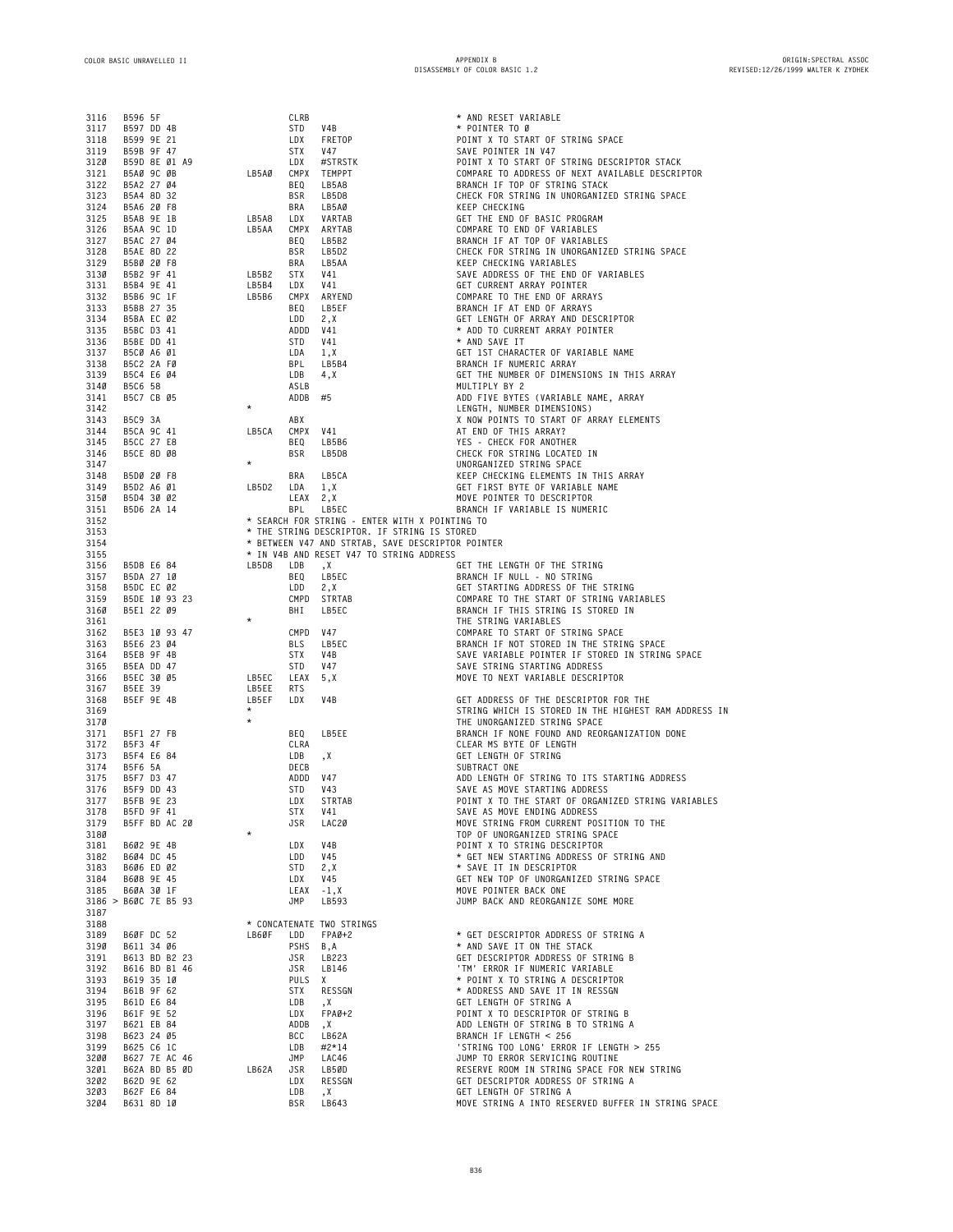```
3116  B596 5F                    CLRB                          * AND RESET VARIABLE
3117  B597 DD 4B                 STD   V4B                     * POINTER TO 0
3118  B599 9E 21                 LDX   FRETOP                  POINT X TO START OF STRING SPACE
3119  B59B 9F 47                 STX   V47                     SAVE POINTER IN V47
3120  B59D 8E 01 A9              LDX   #STRSTK                 POINT X TO START OF STRING DESCRIPTOR STACK
3121  B5A0 9C 0B        LB5A0    CMPX  TEMPPT                  COMPARE TO ADDRESS OF NEXT AVAILABLE DESCRIPTOR
3122  B5A2 27 04                 BEQ   LB5A8                   BRANCH IF TOP OF STRING STACK
3123  B5A4 8D 32                 BSR   LB5D8                   CHECK FOR STRING IN UNORGANIZED STRING SPACE
3124  B5A6 20 F8                 BRA   LB5A0                   KEEP CHECKING
3125  B5A8 9E 1B        LB5A8    LDX   VARTAB                  GET THE END OF BASIC PROGRAM
3126  B5AA 9C 1D        LB5AA    CMPX  ARYTAB                  COMPARE TO END OF VARIABLES
3127  B5AC 27 04                 BEQ   LB5B2                   BRANCH IF AT TOP OF VARIABLES
3128  B5AE 8D 22                 BSR   LB5D2                   CHECK FOR STRING IN UNORGANIZED STRING SPACE
3129  B5B0 20 F8                 BRA   LB5AA                   KEEP CHECKING VARIABLES
3130  B5B2 9F 41        LB5B2    STX   V41                     SAVE ADDRESS OF THE END OF VARIABLES
3131  B5B4 9E 41        LB5B4    LDX   V41                     GET CURRENT ARRAY POINTER
3132  B5B6 9C 1F        LB5B6    CMPX  ARYEND                  COMPARE TO THE END OF ARRAYS
3133  B5B8 27 35                 BEQ   LB5EF                   BRANCH IF AT END OF ARRAYS
3134  B5BA EC 02                 LDD   2,X                     GET LENGTH OF ARRAY AND DESCRIPTOR
3135  B5BC D3 41                 ADDD  V41                     * ADD TO CURRENT ARRAY POINTER
3136  B5BE DD 41                 STD   V41                     * AND SAVE IT
3137  B5C0 A6 01                 LDA   1,X                     GET 1ST CHARACTER OF VARIABLE NAME
3138  B5C2 2A F0                 BPL   LB5B4                   BRANCH IF NUMERIC ARRAY
3139  B5C4 E6 04                 LDB   4,X                     GET THE NUMBER OF DIMENSIONS IN THIS ARRAY
3140  B5C6 58                    ASLB                          MULTIPLY BY 2
3141  B5C7 CB 05                 ADDB  #5                      ADD FIVE BYTES (VARIABLE NAME, ARRAY
3142                    *                                      LENGTH, NUMBER DIMENSIONS)
3143  B5C9 3A                    ABX                           X NOW POINTS TO START OF ARRAY ELEMENTS
3144  B5CA 9C 41        LB5CA    CMPX  V41                     AT END OF THIS ARRAY?
3145  B5CC 27 E8                 BEQ   LB5B6                   YES - CHECK FOR ANOTHER
3146  B5CE 8D 08                 BSR   LB5D8                   CHECK FOR STRING LOCATED IN
3147                    *                                      UNORGANIZED STRING SPACE
3148  B5D0 20 F8                 BRA   LB5CA                   KEEP CHECKING ELEMENTS IN THIS ARRAY
3149  B5D2 A6 01        LB5D2    LDA   1,X                     GET F1RST BYTE OF VARIABLE NAME
3150  B5D4 30 02                 LEAX  2,X                     MOVE POINTER TO DESCRIPTOR
3151  B5D6 2A 14                 BPL   LB5EC                   BRANCH IF VARIABLE IS NUMERIC
3152                    * SEARCH FOR STRING - ENTER WITH X POINTING TO
3153                    * THE STRING DESCRIPTOR. IF STRING IS STORED
3154                    * BETWEEN V47 AND STRTAB, SAVE DESCRIPTOR POINTER
3155                    * IN V4B AND RESET V47 TO STRING ADDRESS
3156  B5D8 E6 84        LB5D8    LDB   ,X                      GET THE LENGTH OF THE STRING
3157  B5DA 27 10                 BEQ   LB5EC                   BRANCH IF NULL - NO STRING
3158  B5DC EC 02                 LDD   2,X                     GET STARTING ADDRESS OF THE STRING
3159  B5DE 10 93 23              CMPD  STRTAB                  COMPARE TO THE START OF STRING VARIABLES
3160  B5E1 22 09                 BHI   LB5EC                   BRANCH IF THIS STRING IS STORED IN
3161                    *                                      THE STRING VARIABLES
3162  B5E3 10 93 47              CMPD  V47                     COMPARE TO START OF STRING SPACE
3163  B5E6 23 04                 BLS   LB5EC                   BRANCH IF NOT STORED IN THE STRING SPACE
3164  B5E8 9F 4B                 STX   V4B                     SAVE VARIABLE POINTER IF STORED IN STRING SPACE
3165  B5EA DD 47                 STD   V47                     SAVE STRING STARTING ADDRESS
3166  B5EC 30 05        LB5EC    LEAX  5,X                     MOVE TO NEXT VARIABLE DESCRIPTOR
3167  B5EE 39           LB5EE    RTS
3168  B5EF 9E 4B        LB5EF    LDX   V4B                     GET ADDRESS OF THE DESCRIPTOR FOR THE
3169                    *                                      STRING WHICH IS STORED IN THE HIGHEST RAM ADDRESS IN
3170                    *                                      THE UNORGANIZED STRING SPACE
3171  B5F1 27 FB                 BEQ   LB5EE                   BRANCH IF NONE FOUND AND REORGANIZATION DONE
3172  B5F3 4F                    CLRA                          CLEAR MS BYTE OF LENGTH
3173  B5F4 E6 84                 LDB   ,X                      GET LENGTH OF STRING
3174  B5F6 5A                    DECB                          SUBTRACT ONE
3175  B5F7 D3 47                 ADDD  V47                     ADD LENGTH OF STRING TO ITS STARTING ADDRESS
3176  B5F9 DD 43                 STD   V43                     SAVE AS MOVE STARTING ADDRESS
3177  B5FB 9E 23                 LDX   STRTAB                  POINT X TO THE START OF ORGANIZED STRING VARIABLES
3178  B5FD 9F 41                 STX   V41                     SAVE AS MOVE ENDING ADDRESS
3179  B5FF BD AC 20              JSR   LAC20                   MOVE STRING FROM CURRENT POSITION TO THE
3180                    *                                      TOP OF UNORGANIZED STRING SPACE
3181  B602 9E 4B                 LDX   V4B                     POINT X TO STRING DESCRIPTOR
3182  B604 DC 45                 LDD   V45                     * GET NEW STARTING ADDRESS OF STRING AND
3183  B606 ED 02                 STD   2,X                     * SAVE IT IN DESCRIPTOR
3184  B608 9E 45                 LDX   V45                     GET NEW TOP OF UNORGANIZED STRING SPACE
3185  B60A 30 1F                 LEAX  -1,X                    MOVE POINTER BACK ONE
3186 > B60C 7E B5 93             JMP   LB593                   JUMP BACK AND REORGANIZE SOME MORE
3187
3188                    * CONCATENATE TWO STRINGS
3189  B60F DC 52        LB60F    LDD   FPA0+2                  * GET DESCRIPTOR ADDRESS OF STRING A
3190  B611 34 06                 PSHS  B,A                     * AND SAVE IT ON THE STACK
3191  B613 BD B2 23              JSR   LB223                   GET DESCRIPTOR ADDRESS OF STRING B
3192  B616 BD B1 46              JSR   LB146                   'TM' ERROR IF NUMERIC VARIABLE
3193  B619 35 10                 PULS  X                       * POINT X TO STRING A DESCRIPTOR
3194  B61B 9F 62                 STX   RESSGN                  * ADDRESS AND SAVE IT IN RESSGN
3195  B61D E6 84                 LDB   ,X                      GET LENGTH OF STRING A
3196  B61F 9E 52                 LDX   FPA0+2                  POINT X TO DESCRIPTOR OF STRING B
3197  B621 EB 84                 ADDB  ,X                      ADD LENGTH OF STRING B TO STRING A
3198  B623 24 05                 BCC   LB62A                   BRANCH IF LENGTH < 256
3199  B625 C6 1C                 LDB   #2*14                   'STRING TOO LONG' ERROR IF LENGTH > 255
3200  B627 7E AC 46              JMP   LAC46                   JUMP TO ERROR SERVICING ROUTINE
3201  B62A BD B5 0D     LB62A    JSR   LB50D                   RESERVE ROOM IN STRING SPACE FOR NEW STRING
3202  B62D 9E 62                 LDX   RESSGN                  GET DESCRIPTOR ADDRESS OF STRING A
3203  B62F E6 84                 LDB   ,X                      GET LENGTH OF STRING A
3204  B631 8D 10                 BSR   LB643                   MOVE STRING A INTO RESERVED BUFFER IN STRING SPACE
```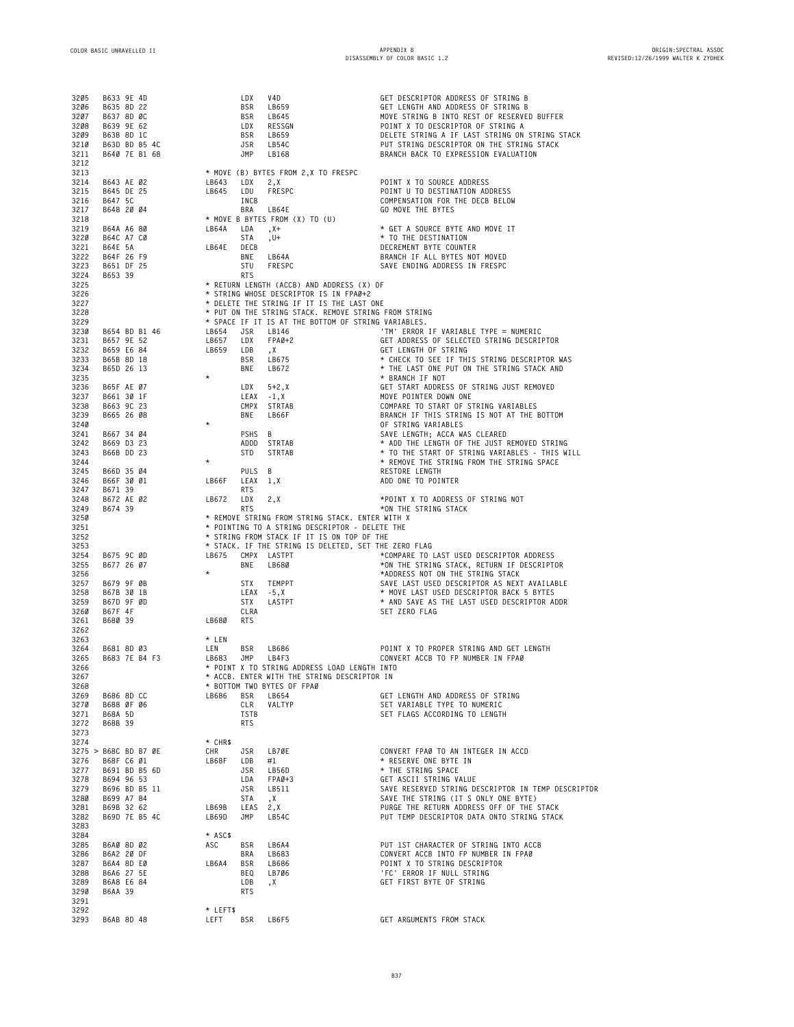```
3205  B633 9E 4D              LDX   V4D                  GET DESCRIPTOR ADDRESS OF STRING B
3206  B635 8D 22              BSR   LB659                GET LENGTH AND ADDRESS OF STRING B
3207  B637 8D 0C              BSR   LB645                MOVE STRING B INTO REST OF RESERVED BUFFER
3208  B639 9E 62              LDX   RESSGN               POINT X TO DESCRIPTOR OF STRING A
3209  B63B 8D 1C              BSR   LB659                DELETE STRING A IF LAST STRING ON STRING STACK
3210  B63D BD B5 4C           JSR   LB54C                PUT STRING DESCRIPTOR ON THE STRING STACK
3211  B640 7E B1 68           JMP   LB168                BRANCH BACK TO EXPRESSION EVALUATION
3212
3213                    * MOVE (B) BYTES FROM 2,X TO FRESPC
3214  B643 AE 02        LB643 LDX   2,X                  POINT X TO SOURCE ADDRESS
3215  B645 DE 25        LB645 LDU   FRESPC               POINT U TO DESTINATION ADDRESS
3216  B647 5C                 INCB                       COMPENSATION FOR THE DECB BELOW
3217  B648 20 04              BRA   LB64E                GO MOVE THE BYTES
3218                    * MOVE B BYTES FROM (X) TO (U)
3219  B64A A6 80        LB64A LDA   ,X+                  * GET A SOURCE BYTE AND MOVE IT
3220  B64C A7 C0              STA   ,U+                  * TO THE DESTINATION
3221  B64E 5A           LB64E DECB                       DECREMENT BYTE COUNTER
3222  B64F 26 F9              BNE   LB64A                BRANCH IF ALL BYTES NOT MOVED
3223  B651 DF 25              STU   FRESPC               SAVE ENDING ADDRESS IN FRESPC
3224  B653 39                 RTS
3225                    * RETURN LENGTH (ACCB) AND ADDRESS (X) OF
3226                    * STRING WHOSE DESCRIPTOR IS IN FPA0+2
3227                    * DELETE THE STRING IF IT IS THE LAST ONE
3228                    * PUT ON THE STRING STACK. REMOVE STRING FROM STRING
3229                    * SPACE IF IT IS AT THE BOTTOM OF STRING VARIABLES.
3230  B654 BD B1 46     LB654 JSR   LB146                'TM' ERROR IF VARIABLE TYPE = NUMERIC
3231  B657 9E 52        LB657 LDX   FPA0+2               GET ADDRESS OF SELECTED STRING DESCRIPTOR
3232  B659 E6 84        LB659 LDB   ,X                   GET LENGTH OF STRING
3233  B65B 8D 18              BSR   LB675                * CHECK TO SEE IF THIS STRING DESCRIPTOR WAS
3234  B65D 26 13              BNE   LB672                * THE LAST ONE PUT ON THE STRING STACK AND
3235                    *                                * BRANCH IF NOT
3236  B65F AE 07              LDX   5+2,X                GET START ADDRESS OF STRING JUST REMOVED
3237  B661 30 1F              LEAX  -1,X                 MOVE POINTER DOWN ONE
3238  B663 9C 23              CMPX  STRTAB               COMPARE TO START OF STRING VARIABLES
3239  B665 26 08              BNE   LB66F                BRANCH IF THIS STRING IS NOT AT THE BOTTOM
3240                    *                                OF STRING VARIABLES
3241  B667 34 04              PSHS  B                    SAVE LENGTH; ACCA WAS CLEARED
3242  B669 D3 23              ADDD  STRTAB               * ADD THE LENGTH OF THE JUST REMOVED STRING
3243  B66B DD 23              STD   STRTAB               * TO THE START OF STRING VARIABLES - THIS WILL
3244                    *                                * REMOVE THE STRING FROM THE STRING SPACE
3245  B66D 35 04              PULS  B                    RESTORE LENGTH
3246  B66F 30 01        LB66F LEAX  1,X                  ADD ONE TO POINTER
3247  B671 39                 RTS
3248  B672 AE 02        LB672 LDX   2,X                  *POINT X TO ADDRESS OF STRING NOT
3249  B674 39                 RTS                        *ON THE STRING STACK
3250                    * REMOVE STRING FROM STRING STACK. ENTER WITH X
3251                    * POINTING TO A STRING DESCRIPTOR - DELETE THE
3252                    * STRING FROM STACK IF IT IS ON TOP OF THE
3253                    * STACK. IF THE STRING IS DELETED, SET THE ZERO FLAG
3254  B675 9C 0D        LB675 CMPX  LASTPT               *COMPARE TO LAST USED DESCRIPTOR ADDRESS
3255  B677 26 07              BNE   LB680                *ON THE STRING STACK, RETURN IF DESCRIPTOR
3256                    *                                *ADDRESS NOT ON THE STRING STACK
3257  B679 9F 0B              STX   TEMPPT               SAVE LAST USED DESCRIPTOR AS NEXT AVAILABLE
3258  B67B 30 1B              LEAX  -5,X                 * MOVE LAST USED DESCRIPTOR BACK 5 BYTES
3259  B67D 9F 0D              STX   LASTPT               * AND SAVE AS THE LAST USED DESCRIPTOR ADDR
3260  B67F 4F                 CLRA                       SET ZERO FLAG
3261  B680 39           LB680 RTS
3262
3263                    * LEN
3264  B681 8D 03        LEN   BSR   LB686                POINT X TO PROPER STRING AND GET LENGTH
3265  B683 7E B4 F3     LB683 JMP   LB4F3                CONVERT ACCB TO FP NUMBER IN FPA0
3266                    * POINT X TO STRING ADDRESS LOAD LENGTH INTO
3267                    * ACCB. ENTER WITH THE STRING DESCRIPTOR IN
3268                    * BOTTOM TWO BYTES OF FPA0
3269  B686 8D CC        LB686 BSR   LB654                GET LENGTH AND ADDRESS OF STRING
3270  B688 0F 06              CLR   VALTYP               SET VARIABLE TYPE TO NUMERIC
3271  B68A 5D                 TSTB                       SET FLAGS ACCORDING TO LENGTH
3272  B68B 39                 RTS
3273
3274                    * CHR$
3275 > B68C BD B7 0E    CHR   JSR   LB70E                CONVERT FPA0 TO AN INTEGER IN ACCD
3276  B68F C6 01        LB68F LDB   #1                   * RESERVE ONE BYTE IN
3277  B691 BD B5 6D           JSR   LB56D                * THE STRING SPACE
3278  B694 96 53              LDA   FPA0+3               GET ASCII STRING VALUE
3279  B696 BD B5 11           JSR   LB511                SAVE RESERVED STRING DESCRIPTOR IN TEMP DESCRIPTOR
3280  B699 A7 84              STA   ,X                   SAVE THE STRING (IT S ONLY ONE BYTE)
3281  B69B 32 62        LB69B LEAS  2,X                  PURGE THE RETURN ADDRESS OFF OF THE STACK
3282  B69D 7E B5 4C     LB69D JMP   LB54C                PUT TEMP DESCRIPTOR DATA ONTO STRING STACK
3283
3284                    * ASC$
3285  B6A0 8D 02        ASC   BSR   LB6A4                PUT 1ST CHARACTER OF STRING INTO ACCB
3286  B6A2 20 DF              BRA   LB683                CONVERT ACCB INTO FP NUMBER IN FPA0
3287  B6A4 8D E0        LB6A4 BSR   LB686                POINT X TO STRING DESCRIPTOR
3288  B6A6 27 5E              BEQ   LB706                'FC' ERROR IF NULL STRING
3289  B6A8 E6 84              LDB   ,X                   GET FIRST BYTE OF STRING
3290  B6AA 39                 RTS
3291
3292                    * LEFT$
3293  B6AB 8D 48        LEFT  BSR   LB6F5                GET ARGUMENTS FROM STACK
```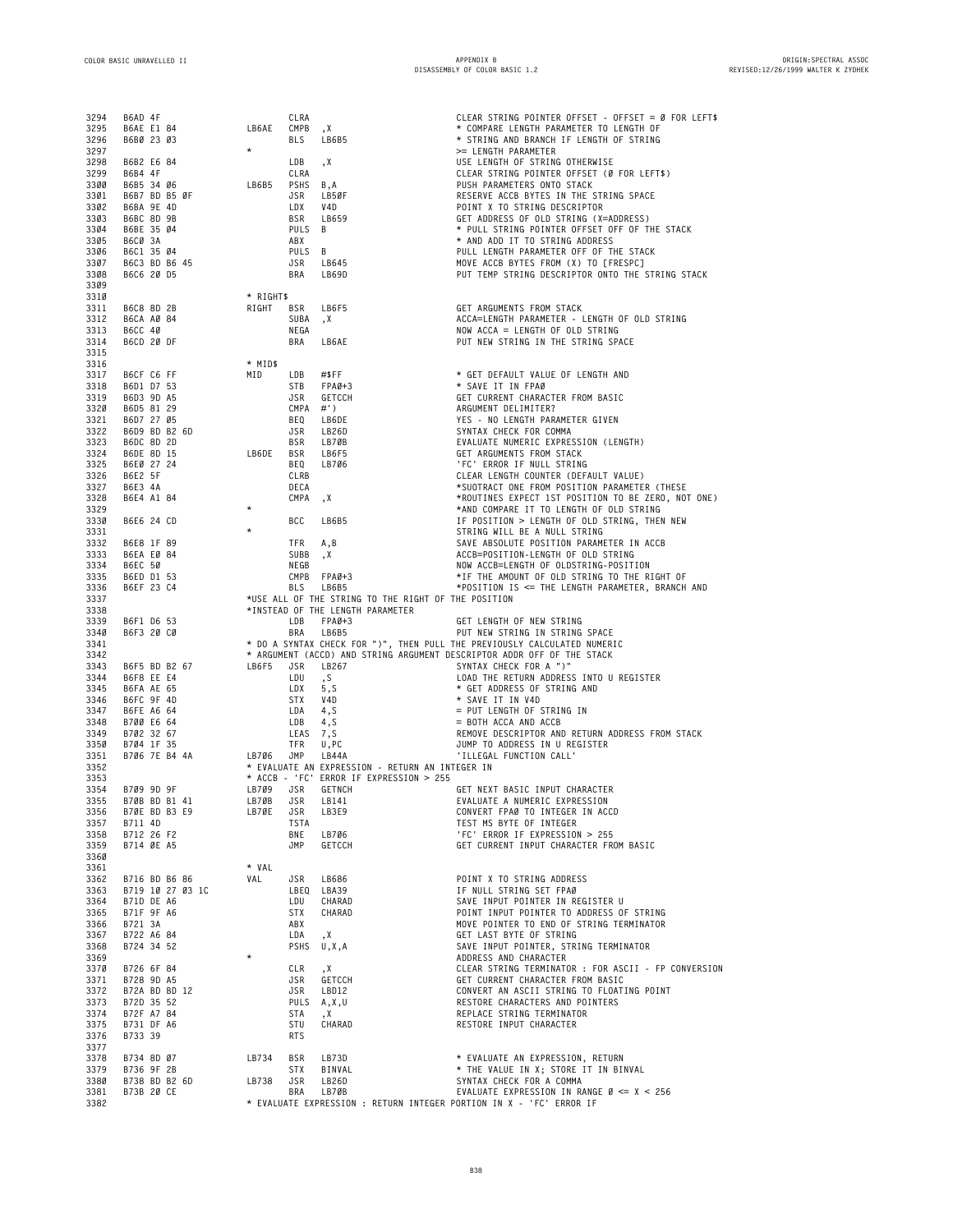```
3294  B6AD 4F                  CLRA                        CLEAR STRING POINTER OFFSET - OFFSET = Ø FOR LEFT$
3295  B6AE E1 84       LB6AE   CMPB  ,X                    * COMPARE LENGTH PARAMETER TO LENGTH OF
3296  B6BØ 23 Ø3               BLS   LB6B5                 * STRING AND BRANCH IF LENGTH OF STRING
3297                   *                                   >= LENGTH PARAMETER
3298  B6B2 E6 84               LDB   ,X                    USE LENGTH OF STRING OTHERWISE
3299  B6B4 4F                  CLRA                        CLEAR STRING POINTER OFFSET (Ø FOR LEFT$)
33ØØ  B6B5 34 Ø6       LB6B5   PSHS  B,A                   PUSH PARAMETERS ONTO STACK
33Ø1  B6B7 BD B5 ØF            JSR   LB5ØF                 RESERVE ACCB BYTES IN THE STRING SPACE
33Ø2  B6BA 9E 4D               LDX   V4D                   POINT X TO STRING DESCRIPTOR
33Ø3  B6BC 8D 9B               BSR   LB659                 GET ADDRESS OF OLD STRING (X=ADDRESS)
33Ø4  B6BE 35 Ø4               PULS  B                     * PULL STRING POINTER OFFSET OFF OF THE STACK
33Ø5  B6CØ 3A                  ABX                         * AND ADD IT TO STRING ADDRESS
33Ø6  B6C1 35 Ø4               PULS  B                     PULL LENGTH PARAMETER OFF OF THE STACK
33Ø7  B6C3 BD B6 45            JSR   LB645                 MOVE ACCB BYTES FROM (X) TO [FRESPC]
33Ø8  B6C6 2Ø D5               BRA   LB69D                 PUT TEMP STRING DESCRIPTOR ONTO THE STRING STACK
33Ø9
331Ø                   * RIGHT$
3311  B6C8 8D 2B       RIGHT   BSR   LB6F5                 GET ARGUMENTS FROM STACK
3312  B6CA AØ 84               SUBA  ,X                    ACCA=LENGTH PARAMETER - LENGTH OF OLD STRING
3313  B6CC 4Ø                  NEGA                        NOW ACCA = LENGTH OF OLD STRING
3314  B6CD 2Ø DF               BRA   LB6AE                 PUT NEW STRING IN THE STRING SPACE
3315
3316                   * MID$
3317  B6CF C6 FF       MID     LDB   #$FF                  * GET DEFAULT VALUE OF LENGTH AND
3318  B6D1 D7 53               STB   FPAØ+3                * SAVE IT IN FPAØ
3319  B6D3 9D A5               JSR   GETCCH                GET CURRENT CHARACTER FROM BASIC
332Ø  B6D5 81 29               CMPA  #')                   ARGUMENT DELIMITER?
3321  B6D7 27 Ø5               BEQ   LB6DE                 YES - NO LENGTH PARAMETER GIVEN
3322  B6D9 BD B2 6D            JSR   LB26D                 SYNTAX CHECK FOR COMMA
3323  B6DC 8D 2D               BSR   LB7ØB                 EVALUATE NUMERIC EXPRESSION (LENGTH)
3324  B6DE 8D 15       LB6DE   BSR   LB6F5                 GET ARGUMENTS FROM STACK
3325  B6EØ 27 24               BEQ   LB7Ø6                 'FC' ERROR IF NULL STRING
3326  B6E2 5F                  CLRB                        CLEAR LENGTH COUNTER (DEFAULT VALUE)
3327  B6E3 4A                  DECA                        *SUOTRACT ONE FROM POSITION PARAMETER (THESE
3328  B6E4 A1 84               CMPA  ,X                    *ROUTINES EXPECT 1ST POSITION TO BE ZERO, NOT ONE)
3329                   *                                   *AND COMPARE IT TO LENGTH OF OLD STRING
333Ø  B6E6 24 CD               BCC   LB6B5                 IF POSITION > LENGTH OF OLD STRING, THEN NEW
3331                   *                                   STRING WILL BE A NULL STRING
3332  B6E8 1F 89               TFR   A,B                   SAVE ABSOLUTE POSITION PARAMETER IN ACCB
3333  B6EA EØ 84               SUBB  ,X                    ACCB=POSITION-LENGTH OF OLD STRING
3334  B6EC 5Ø                  NEGB                        NOW ACCB=LENGTH OF OLDSTRING-POSITION
3335  B6ED D1 53               CMPB  FPAØ+3                *IF THE AMOUNT OF OLD STRING TO THE RIGHT OF
3336  B6EF 23 C4               BLS   LB6B5                 *POSITION IS <= THE LENGTH PARAMETER, BRANCH AND
3337                   *USE ALL OF THE STRING TO THE RIGHT OF THE POSITION
3338                   *INSTEAD OF THE LENGTH PARAMETER
3339  B6F1 D6 53               LDB   FPAØ+3                GET LENGTH OF NEW STRING
334Ø  B6F3 2Ø CØ               BRA   LB6B5                 PUT NEW STRING IN STRING SPACE
3341                   * DO A SYNTAX CHECK FOR ")", THEN PULL THE PREVIOUSLY CALCULATED NUMERIC
3342                   * ARGUMENT (ACCD) AND STRING ARGUMENT DESCRIPTOR ADDR OFF OF THE STACK
3343  B6F5 BD B2 67    LB6F5   JSR   LB267                 SYNTAX CHECK FOR A ")"
3344  B6F8 EE E4               LDU   ,S                    LOAD THE RETURN ADDRESS INTO U REGISTER
3345  B6FA AE 65               LDX   5,S                   * GET ADDRESS OF STRING AND
3346  B6FC 9F 4D               STX   V4D                   * SAVE IT IN V4D
3347  B6FE A6 64               LDA   4,S                   = PUT LENGTH OF STRING IN
3348  B7ØØ E6 64               LDB   4,S                   = BOTH ACCA AND ACCB
3349  B7Ø2 32 67               LEAS  7,S                   REMOVE DESCRIPTOR AND RETURN ADDRESS FROM STACK
335Ø  B7Ø4 1F 35               TFR   U,PC                  JUMP TO ADDRESS IN U REGISTER
3351  B7Ø6 7E B4 4A    LB7Ø6   JMP   LB44A                 'ILLEGAL FUNCTION CALL'
3352                   * EVALUATE AN EXPRESSION - RETURN AN INTEGER IN
3353                   * ACCB - 'FC' ERROR IF EXPRESSION > 255
3354  B7Ø9 9D 9F       LB7Ø9   JSR   GETNCH                GET NEXT BASIC INPUT CHARACTER
3355  B7ØB BD B1 41    LB7ØB   JSR   LB141                 EVALUATE A NUMERIC EXPRESSION
3356  B7ØE BD B3 E9    LB7ØE   JSR   LB3E9                 CONVERT FPAØ TO INTEGER IN ACCD
3357  B711 4D                  TSTA                        TEST MS BYTE OF INTEGER
3358  B712 26 F2               BNE   LB7Ø6                 'FC' ERROR IF EXPRESSION > 255
3359  B714 ØE A5               JMP   GETCCH                GET CURRENT INPUT CHARACTER FROM BASIC
336Ø
3361                   * VAL
3362  B716 BD B6 86    VAL     JSR   LB686                 POINT X TO STRING ADDRESS
3363  B719 1Ø 27 Ø3 1C         LBEQ  LBA39                 IF NULL STRING SET FPAØ
3364  B71D DE A6               LDU   CHARAD                SAVE INPUT POINTER IN REGISTER U
3365  B71F 9F A6               STX   CHARAD                POINT INPUT POINTER TO ADDRESS OF STRING
3366  B721 3A                  ABX                         MOVE POINTER TO END OF STRING TERMINATOR
3367  B722 A6 84               LDA   ,X                    GET LAST BYTE OF STRING
3368  B724 34 52               PSHS  U,X,A                 SAVE INPUT POINTER, STRING TERMINATOR
3369                   *                                   ADDRESS AND CHARACTER
337Ø  B726 6F 84               CLR   ,X                    CLEAR STRING TERMINATOR : FOR ASCII - FP CONVERSION
3371  B728 9D A5               JSR   GETCCH                GET CURRENT CHARACTER FROM BASIC
3372  B72A BD BD 12            JSR   LBD12                 CONVERT AN ASCII STRING TO FLOATING POINT
3373  B72D 35 52               PULS  A,X,U                 RESTORE CHARACTERS AND POINTERS
3374  B72F A7 84               STA   ,X                    REPLACE STRING TERMINATOR
3375  B731 DF A6               STU   CHARAD                RESTORE INPUT CHARACTER
3376  B733 39                  RTS
3377
3378  B734 8D Ø7       LB734   BSR   LB73D                 * EVALUATE AN EXPRESSION, RETURN
3379  B736 9F 2B               STX   BINVAL                * THE VALUE IN X; STORE IT IN BINVAL
338Ø  B738 BD B2 6D    LB738   JSR   LB26D                 SYNTAX CHECK FOR A COMMA
3381  B73B 2Ø CE               BRA   LB7ØB                 EVALUATE EXPRESSION IN RANGE Ø <= X < 256
3382                   * EVALUATE EXPRESSION : RETURN INTEGER PORTION IN X - 'FC' ERROR IF
```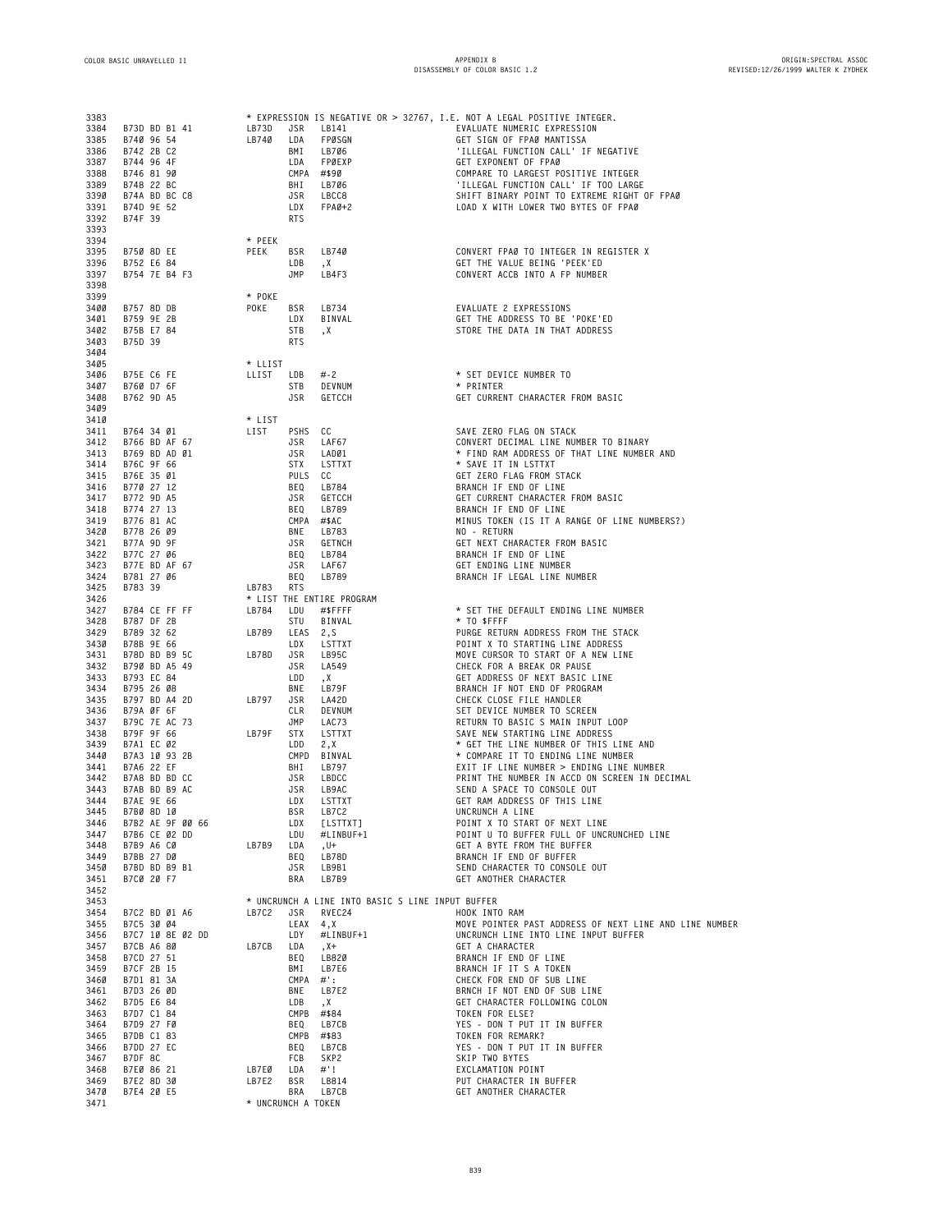```
3383                        * EXPRESSION IS NEGATIVE OR > 32767, I.E. NOT A LEGAL POSITIVE INTEGER.
3384  B73D BD B1 41         LB73D  JSR   LB141          EVALUATE NUMERIC EXPRESSION
3385  B740 96 54            LB740  LDA   FP0SGN         GET SIGN OF FPA0 MANTISSA
3386  B742 2B C2                   BMI   LB706          'ILLEGAL FUNCTION CALL' IF NEGATIVE
3387  B744 96 4F                   LDA   FP0EXP         GET EXPONENT OF FPA0
3388  B746 81 90                   CMPA  #$90           COMPARE TO LARGEST POSITIVE INTEGER
3389  B748 22 BC                   BHI   LB706          'ILLEGAL FUNCTION CALL' IF TOO LARGE
3390  B74A BD BC C8                JSR   LBCC8          SHIFT BINARY POINT TO EXTREME RIGHT OF FPA0
3391  B74D 9E 52                   LDX   FPA0+2         LOAD X WITH LOWER TWO BYTES OF FPA0
3392  B74F 39                      RTS
3393
3394                        * PEEK
3395  B750 8D EE            PEEK   BSR   LB740          CONVERT FPA0 TO INTEGER IN REGISTER X
3396  B752 E6 84                   LDB   ,X             GET THE VALUE BEING 'PEEK'ED
3397  B754 7E B4 F3                JMP   LB4F3          CONVERT ACCB INTO A FP NUMBER
3398
3399                        * POKE
3400  B757 8D DB            POKE   BSR   LB734          EVALUATE 2 EXPRESSIONS
3401  B759 9E 2B                   LDX   BINVAL         GET THE ADDRESS TO BE 'POKE'ED
3402  B75B E7 84                   STB   ,X             STORE THE DATA IN THAT ADDRESS
3403  B75D 39                      RTS
3404
3405                        * LLIST
3406  B75E C6 FE            LLIST  LDB   #-2            * SET DEVICE NUMBER TO
3407  B760 D7 6F                   STB   DEVNUM         * PRINTER
3408  B762 9D A5                   JSR   GETCCH         GET CURRENT CHARACTER FROM BASIC
3409
3410                        * LIST
3411  B764 34 01            LIST   PSHS  CC             SAVE ZERO FLAG ON STACK
3412  B766 BD AF 67                JSR   LAF67          CONVERT DECIMAL LINE NUMBER TO BINARY
3413  B769 BD AD 01                JSR   LAD01          * FIND RAM ADDRESS OF THAT LINE NUMBER AND
3414  B76C 9F 66                   STX   LSTTXT         * SAVE IT IN LSTTXT
3415  B76E 35 01                   PULS  CC             GET ZERO FLAG FROM STACK
3416  B770 27 12                   BEQ   LB784          BRANCH IF END OF LINE
3417  B772 9D A5                   JSR   GETCCH         GET CURRENT CHARACTER FROM BASIC
3418  B774 27 13                   BEQ   LB789          BRANCH IF END OF LINE
3419  B776 81 AC                   CMPA  #$AC           MINUS TOKEN (IS IT A RANGE OF LINE NUMBERS?)
3420  B778 26 09                   BNE   LB783          NO - RETURN
3421  B77A 9D 9F                   JSR   GETNCH         GET NEXT CHARACTER FROM BASIC
3422  B77C 27 06                   BEQ   LB784          BRANCH IF END OF LINE
3423  B77E BD AF 67                JSR   LAF67          GET ENDING LINE NUMBER
3424  B781 27 06                   BEQ   LB789          BRANCH IF LEGAL LINE NUMBER
3425  B783 39               LB783  RTS
3426                        * LIST THE ENTIRE PROGRAM
3427  B784 CE FF FF         LB784  LDU   #$FFFF         * SET THE DEFAULT ENDING LINE NUMBER
3428  B787 DF 2B                   STU   BINVAL         * TO $FFFF
3429  B789 32 62            LB789  LEAS  2,S            PURGE RETURN ADDRESS FROM THE STACK
3430  B78B 9E 66                   LDX   LSTTXT         POINT X TO STARTING LINE ADDRESS
3431  B78D BD B9 5C         LB78D  JSR   LB95C          MOVE CURSOR TO START OF A NEW LINE
3432  B790 BD A5 49                JSR   LA549          CHECK FOR A BREAK OR PAUSE
3433  B793 EC 84                   LDD   ,X             GET ADDRESS OF NEXT BASIC LINE
3434  B795 26 08                   BNE   LB79F          BRANCH IF NOT END OF PROGRAM
3435  B797 BD A4 2D         LB797  JSR   LA42D          CHECK CLOSE FILE HANDLER
3436  B79A 0F 6F                   CLR   DEVNUM         SET DEVICE NUMBER TO SCREEN
3437  B79C 7E AC 73                JMP   LAC73          RETURN TO BASIC S MAIN INPUT LOOP
3438  B79F 9F 66            LB79F  STX   LSTTXT         SAVE NEW STARTING LINE ADDRESS
3439  B7A1 EC 02                   LDD   2,X            * GET THE LINE NUMBER OF THIS LINE AND
3440  B7A3 10 93 2B                CMPD  BINVAL         * COMPARE IT TO ENDING LINE NUMBER
3441  B7A6 22 EF                   BHI   LB797          EXIT IF LINE NUMBER > ENDING LINE NUMBER
3442  B7A8 BD BD CC                JSR   LBDCC          PRINT THE NUMBER IN ACCD ON SCREEN IN DECIMAL
3443  B7AB BD B9 AC                JSR   LB9AC          SEND A SPACE TO CONSOLE OUT
3444  B7AE 9E 66                   LDX   LSTTXT         GET RAM ADDRESS OF THIS LINE
3445  B7B0 8D 10                   BSR   LB7C2          UNCRUNCH A LINE
3446  B7B2 AE 9F 00 66             LDX   [LSTTXT]       POINT X TO START OF NEXT LINE
3447  B7B6 CE 02 DD                LDU   #LINBUF+1      POINT U TO BUFFER FULL OF UNCRUNCHED LINE
3448  B7B9 A6 C0            LB7B9  LDA   ,U+            GET A BYTE FROM THE BUFFER
3449  B7BB 27 D0                   BEQ   LB78D          BRANCH IF END OF BUFFER
3450  B7BD BD B9 B1                JSR   LB9B1          SEND CHARACTER TO CONSOLE OUT
3451  B7C0 20 F7                   BRA   LB7B9          GET ANOTHER CHARACTER
3452
3453                        * UNCRUNCH A LINE INTO BASIC S LINE INPUT BUFFER
3454  B7C2 BD 01 A6         LB7C2  JSR   RVEC24         HOOK INTO RAM
3455  B7C5 30 04                   LEAX  4,X            MOVE POINTER PAST ADDRESS OF NEXT LINE AND LINE NUMBER
3456  B7C7 10 8E 02 DD             LDY   #LINBUF+1      UNCRUNCH LINE INTO LINE INPUT BUFFER
3457  B7CB A6 80            LB7CB  LDA   ,X+            GET A CHARACTER
3458  B7CD 27 51                   BEQ   LB820          BRANCH IF END OF LINE
3459  B7CF 2B 15                   BMI   LB7E6          BRANCH IF IT S A TOKEN
3460  B7D1 81 3A                   CMPA  #':            CHECK FOR END OF SUB LINE
3461  B7D3 26 0D                   BNE   LB7E2          BRNCH IF NOT END OF SUB LINE
3462  B7D5 E6 84                   LDB   ,X             GET CHARACTER FOLLOWING COLON
3463  B7D7 C1 84                   CMPB  #$84           TOKEN FOR ELSE?
3464  B7D9 27 F0                   BEQ   LB7CB          YES - DON T PUT IT IN BUFFER
3465  B7DB C1 83                   CMPB  #$83           TOKEN FOR REMARK?
3466  B7DD 27 EC                   BEQ   LB7CB          YES - DON T PUT IT IN BUFFER
3467  B7DF 8C                      FCB   SKP2           SKIP TWO BYTES
3468  B7E0 86 21            LB7E0  LDA   #'!            EXCLAMATION POINT
3469  B7E2 8D 30            LB7E2  BSR   LB814          PUT CHARACTER IN BUFFER
3470  B7E4 20 E5                   BRA   LB7CB          GET ANOTHER CHARACTER
3471                        * UNCRUNCH A TOKEN
```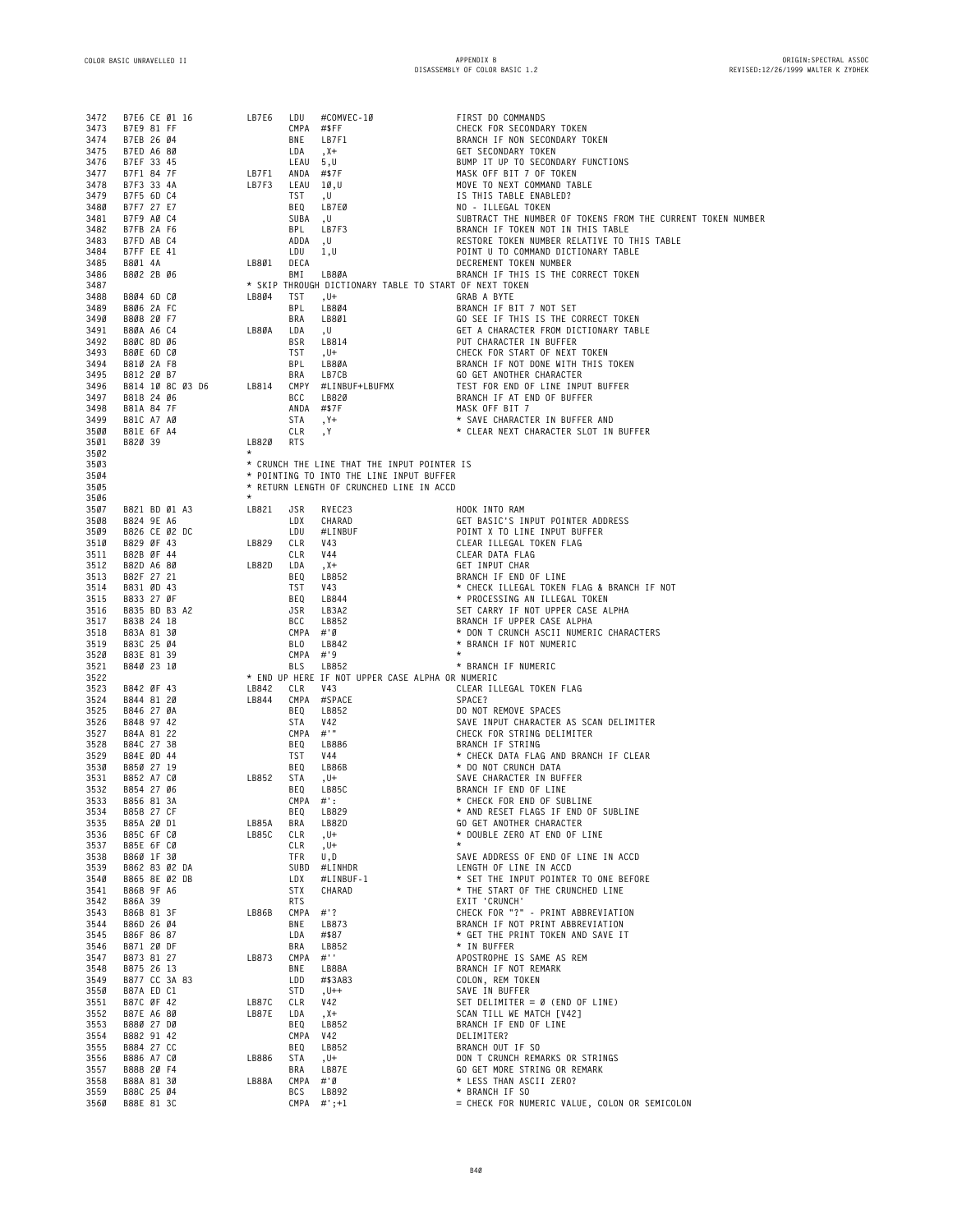```
3472  B7E6 CE 01 16       LB7E6  LDU   #COMVEC-10              FIRST DO COMMANDS
3473  B7E9 81 FF                 CMPA  #$FF                    CHECK FOR SECONDARY TOKEN
3474  B7EB 26 04                 BNE   LB7F1                   BRANCH IF NON SECONDARY TOKEN
3475  B7ED A6 80                 LDA   ,X+                     GET SECONDARY TOKEN
3476  B7EF 33 45                 LEAU  5,U                     BUMP IT UP TO SECONDARY FUNCTIONS
3477  B7F1 84 7F          LB7F1  ANDA  #$7F                    MASK OFF BIT 7 OF TOKEN
3478  B7F3 33 4A          LB7F3  LEAU  10,U                    MOVE TO NEXT COMMAND TABLE
3479  B7F5 6D C4                 TST   ,U                      IS THIS TABLE ENABLED?
3480  B7F7 27 E7                 BEQ   LB7E0                   NO - ILLEGAL TOKEN
3481  B7F9 A0 C4                 SUBA  ,U                      SUBTRACT THE NUMBER OF TOKENS FROM THE CURRENT TOKEN NUMBER
3482  B7FB 2A F6                 BPL   LB7F3                   BRANCH IF TOKEN NOT IN THIS TABLE
3483  B7FD AB C4                 ADDA  ,U                      RESTORE TOKEN NUMBER RELATIVE TO THIS TABLE
3484  B7FF EE 41                 LDU   1,U                     POINT U TO COMMAND DICTIONARY TABLE
3485  B801 4A             LB801  DECA                          DECREMENT TOKEN NUMBER
3486  B802 2B 06                 BMI   LB80A                   BRANCH IF THIS IS THE CORRECT TOKEN
3487                      * SKIP THROUGH DICTIONARY TABLE TO START OF NEXT TOKEN
3488  B804 6D C0          LB804  TST   ,U+                     GRAB A BYTE
3489  B806 2A FC                 BPL   LB804                   BRANCH IF BIT 7 NOT SET
3490  B808 20 F7                 BRA   LB801                   GO SEE IF THIS IS THE CORRECT TOKEN
3491  B80A A6 C4          LB80A  LDA   ,U                      GET A CHARACTER FROM DICTIONARY TABLE
3492  B80C 8D 06                 BSR   LB814                   PUT CHARACTER IN BUFFER
3493  B80E 6D C0                 TST   ,U+                     CHECK FOR START OF NEXT TOKEN
3494  B810 2A F8                 BPL   LB80A                   BRANCH IF NOT DONE WITH THIS TOKEN
3495  B812 20 B7                 BRA   LB7CB                   GO GET ANOTHER CHARACTER
3496  B814 10 8C 03 D6    LB814  CMPY  #LINBUF+LBUFMX          TEST FOR END OF LINE INPUT BUFFER
3497  B818 24 06                 BCC   LB820                   BRANCH IF AT END OF BUFFER
3498  B81A 84 7F                 ANDA  #$7F                    MASK OFF BIT 7
3499  B81C A7 A0                 STA   ,Y+                     * SAVE CHARACTER IN BUFFER AND
3500  B81E 6F A4                 CLR   ,Y                      * CLEAR NEXT CHARACTER SLOT IN BUFFER
3501  B820 39             LB820  RTS
3502                      *
3503                      * CRUNCH THE LINE THAT THE INPUT POINTER IS
3504                      * POINTING TO INTO THE LINE INPUT BUFFER
3505                      * RETURN LENGTH OF CRUNCHED LINE IN ACCD
3506                      *
3507  B821 BD 01 A3       LB821  JSR   RVEC23                  HOOK INTO RAM
3508  B824 9E A6                 LDX   CHARAD                  GET BASIC'S INPUT POINTER ADDRESS
3509  B826 CE 02 DC              LDU   #LINBUF                 POINT X TO LINE INPUT BUFFER
3510  B829 0F 43          LB829  CLR   V43                     CLEAR ILLEGAL TOKEN FLAG
3511  B82B 0F 44                 CLR   V44                     CLEAR DATA FLAG
3512  B82D A6 80          LB82D  LDA   ,X+                     GET INPUT CHAR
3513  B82F 27 21                 BEQ   LB852                   BRANCH IF END OF LINE
3514  B831 0D 43                 TST   V43                     * CHECK ILLEGAL TOKEN FLAG & BRANCH IF NOT
3515  B833 27 0F                 BEQ   LB844                   * PROCESSING AN ILLEGAL TOKEN
3516  B835 BD B3 A2              JSR   LB3A2                   SET CARRY IF NOT UPPER CASE ALPHA
3517  B838 24 18                 BCC   LB852                   BRANCH IF UPPER CASE ALPHA
3518  B83A 81 30                 CMPA  #'0                     * DON T CRUNCH ASCII NUMERIC CHARACTERS
3519  B83C 25 04                 BLO   LB842                   * BRANCH IF NOT NUMERIC
3520  B83E 81 39                 CMPA  #'9                     *
3521  B840 23 10                 BLS   LB852                   * BRANCH IF NUMERIC
3522                      * END UP HERE IF NOT UPPER CASE ALPHA OR NUMERIC
3523  B842 0F 43          LB842  CLR   V43                     CLEAR ILLEGAL TOKEN FLAG
3524  B844 81 20          LB844  CMPA  #SPACE                  SPACE?
3525  B846 27 0A                 BEQ   LB852                   DO NOT REMOVE SPACES
3526  B848 97 42                 STA   V42                     SAVE INPUT CHARACTER AS SCAN DELIMITER
3527  B84A 81 22                 CMPA  #'"                     CHECK FOR STRING DELIMITER
3528  B84C 27 38                 BEQ   LB886                   BRANCH IF STRING
3529  B84E 0D 44                 TST   V44                     * CHECK DATA FLAG AND BRANCH IF CLEAR
3530  B850 27 19                 BEQ   LB86B                   * DO NOT CRUNCH DATA
3531  B852 A7 C0          LB852  STA   ,U+                     SAVE CHARACTER IN BUFFER
3532  B854 27 06                 BEQ   LB85C                   BRANCH IF END OF LINE
3533  B856 81 3A                 CMPA  #':                     * CHECK FOR END OF SUBLINE
3534  B858 27 CF                 BEQ   LB829                   * AND RESET FLAGS IF END OF SUBLINE
3535  B85A 20 D1          LB85A  BRA   LB82D                   GO GET ANOTHER CHARACTER
3536  B85C 6F C0          LB85C  CLR   ,U+                     * DOUBLE ZERO AT END OF LINE
3537  B85E 6F C0                 CLR   ,U+                     *
3538  B860 1F 30                 TFR   U,D                     SAVE ADDRESS OF END OF LINE IN ACCD
3539  B862 83 02 DA              SUBD  #LINHDR                 LENGTH OF LINE IN ACCD
3540  B865 8E 02 DB              LDX   #LINBUF-1               * SET THE INPUT POINTER TO ONE BEFORE
3541  B868 9F A6                 STX   CHARAD                  * THE START OF THE CRUNCHED LINE
3542  B86A 39                    RTS                           EXIT 'CRUNCH'
3543  B86B 81 3F          LB86B  CMPA  #'?                     CHECK FOR "?" - PRINT ABBREVIATION
3544  B86D 26 04                 BNE   LB873                   BRANCH IF NOT PRINT ABBREVIATION
3545  B86F 86 87                 LDA   #$87                    * GET THE PRINT TOKEN AND SAVE IT
3546  B871 20 DF                 BRA   LB852                   * IN BUFFER
3547  B873 81 27          LB873  CMPA  #''                     APOSTROPHE IS SAME AS REM
3548  B875 26 13                 BNE   LB88A                   BRANCH IF NOT REMARK
3549  B877 CC 3A 83              LDD   #$3A83                  COLON, REM TOKEN
3550  B87A ED C1                 STD   ,U++                    SAVE IN BUFFER
3551  B87C 0F 42          LB87C  CLR   V42                     SET DELIMITER = 0 (END OF LINE)
3552  B87E A6 80          LB87E  LDA   ,X+                     SCAN TILL WE MATCH [V42]
3553  B880 27 D0                 BEQ   LB852                   BRANCH IF END OF LINE
3554  B882 91 42                 CMPA  V42                     DELIMITER?
3555  B884 27 CC                 BEQ   LB852                   BRANCH OUT IF SO
3556  B886 A7 C0          LB886  STA   ,U+                     DON T CRUNCH REMARKS OR STRINGS
3557  B888 20 F4                 BRA   LB87E                   GO GET MORE STRING OR REMARK
3558  B88A 81 30          LB88A  CMPA  #'0                     * LESS THAN ASCII ZERO?
3559  B88C 25 04                 BCS   LB892                   * BRANCH IF SO
3560  B88E 81 3C                 CMPA  #';+1                   = CHECK FOR NUMERIC VALUE, COLON OR SEMICOLON
```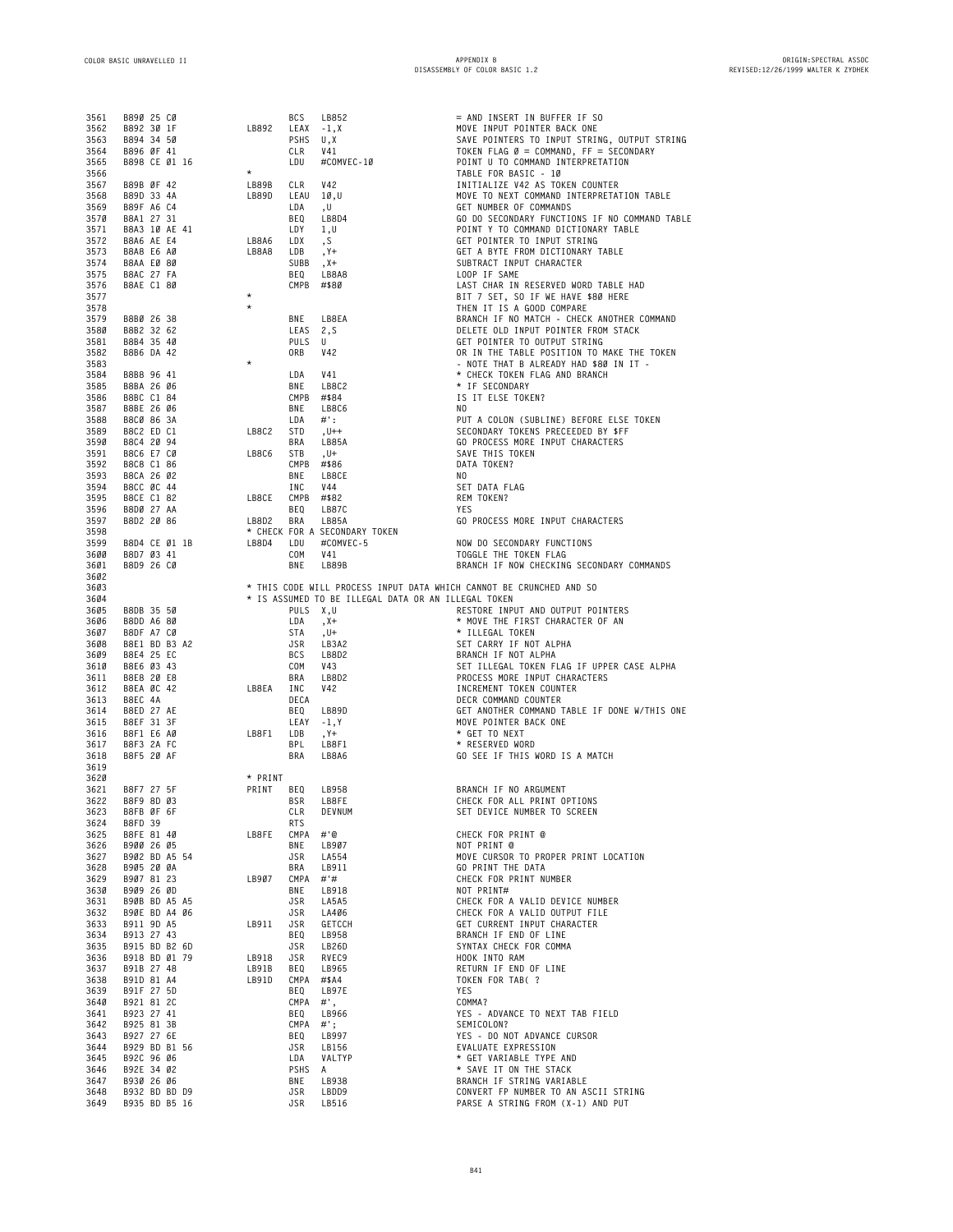```
3561  B890 25 C0                BCS   LB852                   = AND INSERT IN BUFFER IF SO
3562  B892 30 1F        LB892   LEAX  -1,X                    MOVE INPUT POINTER BACK ONE
3563  B894 34 50                PSHS  U,X                     SAVE POINTERS TO INPUT STRING, OUTPUT STRING
3564  B896 0F 41                CLR   V41                     TOKEN FLAG 0 = COMMAND, FF = SECONDARY
3565  B898 CE 01 16             LDU   #COMVEC-10              POINT U TO COMMAND INTERPRETATION
3566                    *                                     TABLE FOR BASIC - 10
3567  B89B 0F 42        LB89B   CLR   V42                     INITIALIZE V42 AS TOKEN COUNTER
3568  B89D 33 4A        LB89D   LEAU  10,U                    MOVE TO NEXT COMMAND INTERPRETATION TABLE
3569  B89F A6 C4                LDA   ,U                      GET NUMBER OF COMMANDS
3570  B8A1 27 31                BEQ   LB8D4                   GO DO SECONDARY FUNCTIONS IF NO COMMAND TABLE
3571  B8A3 10 AE 41             LDY   1,U                     POINT Y TO COMMAND DICTIONARY TABLE
3572  B8A6 AE E4        LB8A6   LDX   ,S                      GET POINTER TO INPUT STRING
3573  B8A8 E6 A0        LB8A8   LDB   ,Y+                     GET A BYTE FROM DICTIONARY TABLE
3574  B8AA E0 80                SUBB  ,X+                     SUBTRACT INPUT CHARACTER
3575  B8AC 27 FA                BEQ   LB8A8                   LOOP IF SAME
3576  B8AE C1 80                CMPB  #$80                    LAST CHAR IN RESERVED WORD TABLE HAD
3577                    *                                     BIT 7 SET, SO IF WE HAVE $80 HERE
3578                    *                                     THEN IT IS A GOOD COMPARE
3579  B8B0 26 38                BNE   LB8EA                   BRANCH IF NO MATCH - CHECK ANOTHER COMMAND
3580  B8B2 32 62                LEAS  2,S                     DELETE OLD INPUT POINTER FROM STACK
3581  B8B4 35 40                PULS  U                       GET POINTER TO OUTPUT STRING
3582  B8B6 DA 42                ORB   V42                     OR IN THE TABLE POSITION TO MAKE THE TOKEN
3583                    *                                     - NOTE THAT B ALREADY HAD $80 IN IT -
3584  B8B8 96 41                LDA   V41                     * CHECK TOKEN FLAG AND BRANCH
3585  B8BA 26 06                BNE   LB8C2                   * IF SECONDARY
3586  B8BC C1 84                CMPB  #$84                    IS IT ELSE TOKEN?
3587  B8BE 26 06                BNE   LB8C6                   NO
3588  B8C0 86 3A                LDA   #':                     PUT A COLON (SUBLINE) BEFORE ELSE TOKEN
3589  B8C2 ED C1        LB8C2   STD   ,U++                    SECONDARY TOKENS PRECEEDED BY $FF
3590  B8C4 20 94                BRA   LB85A                   GO PROCESS MORE INPUT CHARACTERS
3591  B8C6 E7 C0        LB8C6   STB   ,U+                     SAVE THIS TOKEN
3592  B8C8 C1 86                CMPB  #$86                    DATA TOKEN?
3593  B8CA 26 02                BNE   LB8CE                   NO
3594  B8CC 0C 44                INC   V44                     SET DATA FLAG
3595  B8CE C1 82        LB8CE   CMPB  #$82                    REM TOKEN?
3596  B8D0 27 AA                BEQ   LB87C                   YES
3597  B8D2 20 86        LB8D2   BRA   LB85A                   GO PROCESS MORE INPUT CHARACTERS
3598                    * CHECK FOR A SECONDARY TOKEN
3599  B8D4 CE 01 1B     LB8D4   LDU   #COMVEC-5               NOW DO SECONDARY FUNCTIONS
3600  B8D7 03 41                COM   V41                     TOGGLE THE TOKEN FLAG
3601  B8D9 26 C0                BNE   LB89B                   BRANCH IF NOW CHECKING SECONDARY COMMANDS
3602
3603                    * THIS CODE WILL PROCESS INPUT DATA WHICH CANNOT BE CRUNCHED AND SO
3604                    * IS ASSUMED TO BE ILLEGAL DATA OR AN ILLEGAL TOKEN
3605  B8DB 35 50                PULS  X,U                     RESTORE INPUT AND OUTPUT POINTERS
3606  B8DD A6 80                LDA   ,X+                     * MOVE THE FIRST CHARACTER OF AN
3607  B8DF A7 C0                STA   ,U+                     * ILLEGAL TOKEN
3608  B8E1 BD B3 A2             JSR   LB3A2                   SET CARRY IF NOT ALPHA
3609  B8E4 25 EC                BCS   LB8D2                   BRANCH IF NOT ALPHA
3610  B8E6 03 43                COM   V43                     SET ILLEGAL TOKEN FLAG IF UPPER CASE ALPHA
3611  B8E8 20 E8                BRA   LB8D2                   PROCESS MORE INPUT CHARACTERS
3612  B8EA 0C 42        LB8EA   INC   V42                     INCREMENT TOKEN COUNTER
3613  B8EC 4A                   DECA                          DECR COMMAND COUNTER
3614  B8ED 27 AE                BEQ   LB89D                   GET ANOTHER COMMAND TABLE IF DONE W/THIS ONE
3615  B8EF 31 3F                LEAY  -1,Y                    MOVE POINTER BACK ONE
3616  B8F1 E6 A0        LB8F1   LDB   ,Y+                     * GET TO NEXT
3617  B8F3 2A FC                BPL   LB8F1                   * RESERVED WORD
3618  B8F5 20 AF                BRA   LB8A6                   GO SEE IF THIS WORD IS A MATCH
3619
3620                    * PRINT
3621  B8F7 27 5F        PRINT   BEQ   LB958                   BRANCH IF NO ARGUMENT
3622  B8F9 8D 03                BSR   LB8FE                   CHECK FOR ALL PRINT OPTIONS
3623  B8FB 0F 6F                CLR   DEVNUM                  SET DEVICE NUMBER TO SCREEN
3624  B8FD 39                   RTS
3625  B8FE 81 40        LB8FE   CMPA  #'@                     CHECK FOR PRINT @
3626  B900 26 05                BNE   LB907                   NOT PRINT @
3627  B902 BD A5 54             JSR   LA554                   MOVE CURSOR TO PROPER PRINT LOCATION
3628  B905 20 0A                BRA   LB911                   GO PRINT THE DATA
3629  B907 81 23        LB907   CMPA  #'#                     CHECK FOR PRINT NUMBER
3630  B909 26 0D                BNE   LB918                   NOT PRINT#
3631  B90B BD A5 A5             JSR   LA5A5                   CHECK FOR A VALID DEVICE NUMBER
3632  B90E BD A4 06             JSR   LA406                   CHECK FOR A VALID OUTPUT FILE
3633  B911 9D A5        LB911   JSR   GETCCH                  GET CURRENT INPUT CHARACTER
3634  B913 27 43                BEQ   LB958                   BRANCH IF END OF LINE
3635  B915 BD B2 6D             JSR   LB26D                   SYNTAX CHECK FOR COMMA
3636  B918 BD 01 79     LB918   JSR   RVEC9                   HOOK INTO RAM
3637  B91B 27 48        LB91B   BEQ   LB965                   RETURN IF END OF LINE
3638  B91D 81 A4        LB91D   CMPA  #$A4                    TOKEN FOR TAB( ?
3639  B91F 27 5D                BEQ   LB97E                   YES
3640  B921 81 2C                CMPA  #',                     COMMA?
3641  B923 27 41                BEQ   LB966                   YES - ADVANCE TO NEXT TAB FIELD
3642  B925 81 3B                CMPA  #';                     SEMICOLON?
3643  B927 27 6E                BEQ   LB997                   YES - DO NOT ADVANCE CURSOR
3644  B929 BD B1 56             JSR   LB156                   EVALUATE EXPRESSION
3645  B92C 96 06                LDA   VALTYP                  * GET VARIABLE TYPE AND
3646  B92E 34 02                PSHS  A                       * SAVE IT ON THE STACK
3647  B930 26 06                BNE   LB938                   BRANCH IF STRING VARIABLE
3648  B932 BD BD D9             JSR   LBDD9                   CONVERT FP NUMBER TO AN ASCII STRING
3649  B935 BD B5 16             JSR   LB516                   PARSE A STRING FROM (X-1) AND PUT
```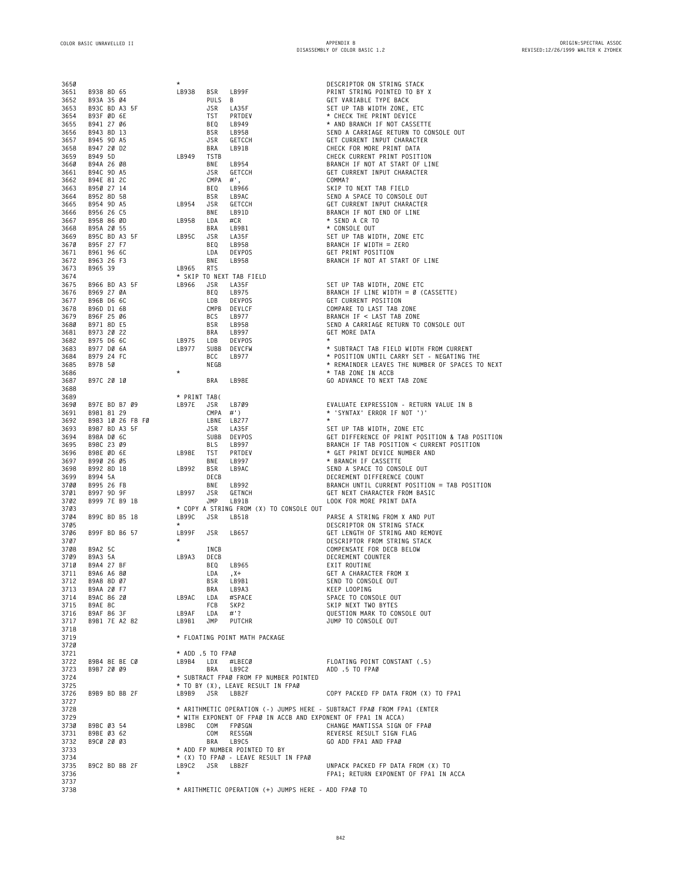```
3650                         *                                      DESCRIPTOR ON STRING STACK
3651  B938 8D 65             LB938   BSR   LB99F                    PRINT STRING POINTED TO BY X
3652  B93A 35 04                     PULS  B                        GET VARIABLE TYPE BACK
3653  B93C BD A3 5F                  JSR   LA35F                    SET UP TAB WIDTH ZONE, ETC
3654  B93F 0D 6E                     TST   PRTDEV                   * CHECK THE PRINT DEVICE
3655  B941 27 06                     BEQ   LB949                    * AND BRANCH IF NOT CASSETTE
3656  B943 8D 13                     BSR   LB958                    SEND A CARRIAGE RETURN TO CONSOLE OUT
3657  B945 9D A5                     JSR   GETCCH                   GET CURRENT INPUT CHARACTER
3658  B947 20 D2                     BRA   LB91B                    CHECK FOR MORE PRINT DATA
3659  B949 5D                LB949   TSTB                           CHECK CURRENT PRINT POSITION
3660  B94A 26 08                     BNE   LB954                    BRANCH IF NOT AT START OF LINE
3661  B94C 9D A5                     JSR   GETCCH                   GET CURRENT INPUT CHARACTER
3662  B94E 81 2C                     CMPA  #',                      COMMA?
3663  B950 27 14                     BEQ   LB966                    SKIP TO NEXT TAB FIELD
3664  B952 8D 58                     BSR   LB9AC                    SEND A SPACE TO CONSOLE OUT
3665  B954 9D A5             LB954   JSR   GETCCH                   GET CURRENT INPUT CHARACTER
3666  B956 26 C5                     BNE   LB91D                    BRANCH IF NOT END OF LINE
3667  B958 86 0D             LB958   LDA   #CR                      * SEND A CR TO
3668  B95A 20 55                     BRA   LB9B1                    * CONSOLE OUT
3669  B95C BD A3 5F          LB95C   JSR   LA35F                    SET UP TAB WIDTH, ZONE ETC
3670  B95F 27 F7                     BEQ   LB958                    BRANCH IF WIDTH = ZERO
3671  B961 96 6C                     LDA   DEVPOS                   GET PRINT POSITION
3672  B963 26 F3                     BNE   LB958                    BRANCH IF NOT AT START OF LINE
3673  B965 39                LB965   RTS
3674                         * SKIP TO NEXT TAB FIELD
3675  B966 BD A3 5F          LB966   JSR   LA35F                    SET UP TAB WIDTH, ZONE ETC
3676  B969 27 0A                     BEQ   LB975                    BRANCH IF LINE WIDTH = 0 (CASSETTE)
3677  B96B D6 6C                     LDB   DEVPOS                   GET CURRENT POSITION
3678  B96D D1 6B                     CMPB  DEVLCF                   COMPARE TO LAST TAB ZONE
3679  B96F 25 06                     BCS   LB977                    BRANCH IF < LAST TAB ZONE
3680  B971 8D E5                     BSR   LB958                    SEND A CARRIAGE RETURN TO CONSOLE OUT
3681  B973 20 22                     BRA   LB997                    GET MORE DATA
3682  B975 D6 6C             LB975   LDB   DEVPOS                   *
3683  B977 D0 6A             LB977   SUBB  DEVCFW                   * SUBTRACT TAB FIELD WIDTH FROM CURRENT
3684  B979 24 FC                     BCC   LB977                    * POSITION UNTIL CARRY SET - NEGATING THE
3685  B97B 50                        NEGB                           * REMAINDER LEAVES THE NUMBER OF SPACES TO NEXT
3686                         *                                      * TAB ZONE IN ACCB
3687  B97C 20 10                     BRA   LB98E                    GO ADVANCE TO NEXT TAB ZONE
3688
3689                         * PRINT TAB(
3690  B97E BD B7 09          LB97E   JSR   LB709                    EVALUATE EXPRESSION - RETURN VALUE IN B
3691  B981 81 29                     CMPA  #')                      * 'SYNTAX' ERROR IF NOT ')'
3692  B983 10 26 F8 F0               LBNE  LB277                    *
3693  B987 BD A3 5F                  JSR   LA35F                    SET UP TAB WIDTH, ZONE ETC
3694  B98A D0 6C                     SUBB  DEVPOS                   GET DIFFERENCE OF PRINT POSITION & TAB POSITION
3695  B98C 23 09                     BLS   LB997                    BRANCH IF TAB POSITION < CURRENT POSITION
3696  B98E 0D 6E             LB98E   TST   PRTDEV                   * GET PRINT DEVICE NUMBER AND
3697  B990 26 05                     BNE   LB997                    * BRANCH IF CASSETTE
3698  B992 8D 18             LB992   BSR   LB9AC                    SEND A SPACE TO CONSOLE OUT
3699  B994 5A                        DECB                           DECREMENT DIFFERENCE COUNT
3700  B995 26 FB                     BNE   LB992                    BRANCH UNTIL CURRENT POSITION = TAB POSITION
3701  B997 9D 9F             LB997   JSR   GETNCH                   GET NEXT CHARACTER FROM BASIC
3702  B999 7E B9 1B                  JMP   LB91B                    LOOK FOR MORE PRINT DATA
3703                         * COPY A STRING FROM (X) TO CONSOLE OUT
3704  B99C BD B5 18          LB99C   JSR   LB518                    PARSE A STRING FROM X AND PUT
3705                         *                                      DESCRIPTOR ON STRING STACK
3706  B99F BD B6 57          LB99F   JSR   LB657                    GET LENGTH OF STRING AND REMOVE
3707                         *                                      DESCRIPTOR FROM STRING STACK
3708  B9A2 5C                        INCB                           COMPENSATE FOR DECB BELOW
3709  B9A3 5A                LB9A3   DECB                           DECREMENT COUNTER
3710  B9A4 27 BF                     BEQ   LB965                    EXIT ROUTINE
3711  B9A6 A6 80                     LDA   ,X+                      GET A CHARACTER FROM X
3712  B9A8 8D 07                     BSR   LB9B1                    SEND TO CONSOLE OUT
3713  B9AA 20 F7                     BRA   LB9A3                    KEEP LOOPING
3714  B9AC 86 20             LB9AC   LDA   #SPACE                   SPACE TO CONSOLE OUT
3715  B9AE 8C                        FCB   SKP2                     SKIP NEXT TWO BYTES
3716  B9AF 86 3F             LB9AF   LDA   #'?                      QUESTION MARK TO CONSOLE OUT
3717  B9B1 7E A2 82          LB9B1   JMP   PUTCHR                   JUMP TO CONSOLE OUT
3718
3719                         * FLOATING POINT MATH PACKAGE
3720
3721                         * ADD .5 TO FPA0
3722  B9B4 8E BE C0          LB9B4   LDX   #LBEC0                   FLOATING POINT CONSTANT (.5)
3723  B9B7 20 09                     BRA   LB9C2                    ADD .5 TO FPA0
3724                         * SUBTRACT FPA0 FROM FP NUMBER POINTED
3725                         * TO BY (X), LEAVE RESULT IN FPA0
3726  B9B9 BD BB 2F          LB9B9   JSR   LBB2F                    COPY PACKED FP DATA FROM (X) TO FPA1
3727
3728                         * ARITHMETIC OPERATION (-) JUMPS HERE - SUBTRACT FPA0 FROM FPA1 (ENTER
3729                         * WITH EXPONENT OF FPA0 IN ACCB AND EXPONENT OF FPA1 IN ACCA)
3730  B9BC 03 54             LB9BC   COM   FP0SGN                   CHANGE MANTISSA SIGN OF FPA0
3731  B9BE 03 62                     COM   RESSGN                   REVERSE RESULT SIGN FLAG
3732  B9C0 20 03                     BRA   LB9C5                    GO ADD FPA1 AND FPA0
3733                         * ADD FP NUMBER POINTED TO BY
3734                         * (X) TO FPA0 - LEAVE RESULT IN FPA0
3735  B9C2 BD BB 2F          LB9C2   JSR   LBB2F                    UNPACK PACKED FP DATA FROM (X) TO
3736                         *                                      FPA1; RETURN EXPONENT OF FPA1 IN ACCA
3737
3738                         * ARITHMETIC OPERATION (+) JUMPS HERE - ADD FPA0 TO
```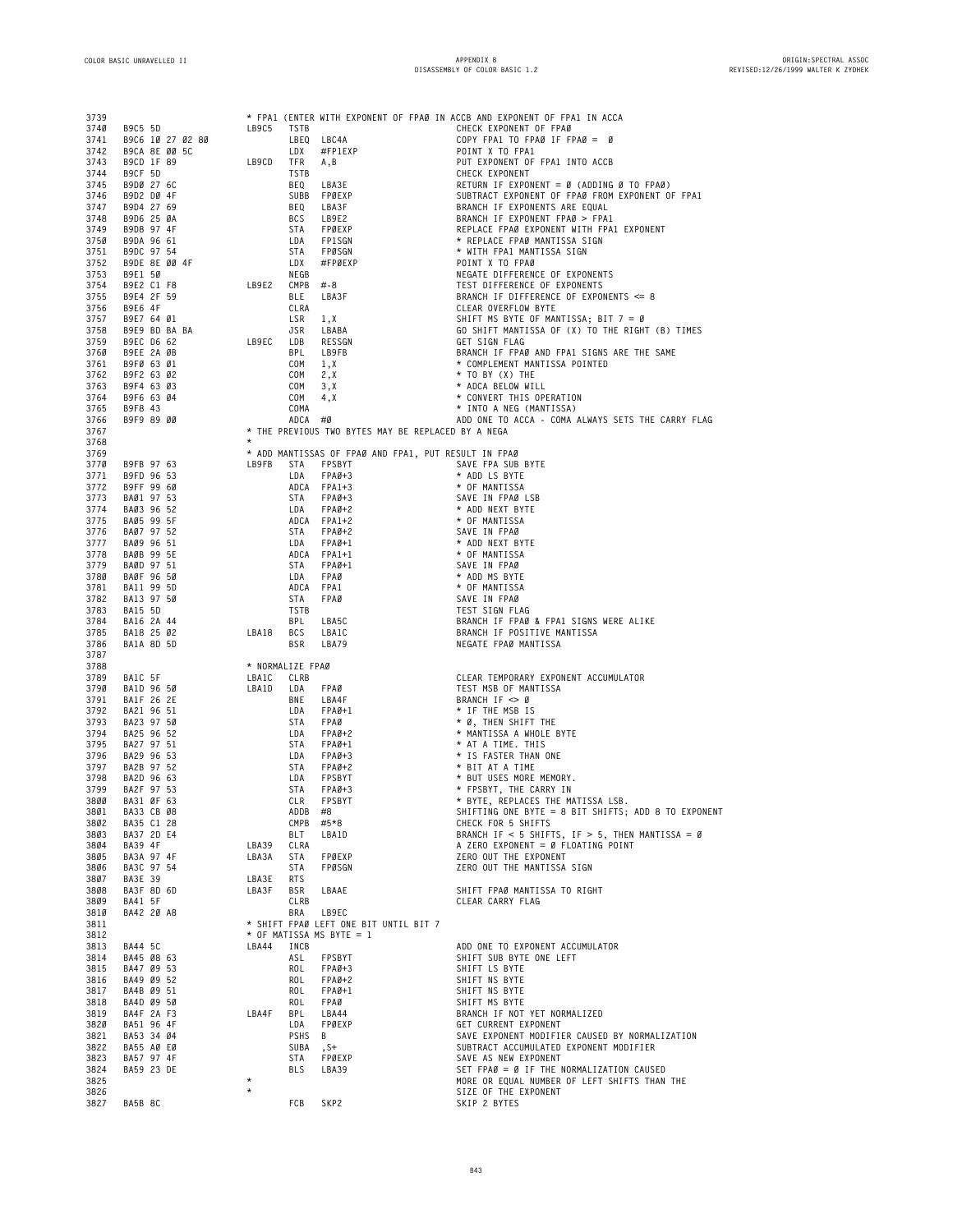```
3739                                 * FPA1 (ENTER WITH EXPONENT OF FPA0 IN ACCB AND EXPONENT OF FPA1 IN ACCA
3740   B9C5 5D               LB9C5   TSTB                        CHECK EXPONENT OF FPA0
3741   B9C6 10 27 02 80              LBEQ  LBC4A                 COPY FPA1 TO FPA0 IF FPA0 =  0
3742   B9CA 8E 00 5C                 LDX   #FP1EXP               POINT X TO FPA1
3743   B9CD 1F 89            LB9CD   TFR   A,B                   PUT EXPONENT OF FPA1 INTO ACCB
3744   B9CF 5D                       TSTB                        CHECK EXPONENT
3745   B9D0 27 6C                    BEQ   LBA3E                 RETURN IF EXPONENT = 0 (ADDING 0 TO FPA0)
3746   B9D2 D0 4F                    SUBB  FP0EXP                SUBTRACT EXPONENT OF FPA0 FROM EXPONENT OF FPA1
3747   B9D4 27 69                    BEQ   LBA3F                 BRANCH IF EXPONENTS ARE EQUAL
3748   B9D6 25 0A                    BCS   LB9E2                 BRANCH IF EXPONENT FPA0 > FPA1
3749   B9D8 97 4F                    STA   FP0EXP                REPLACE FPA0 EXPONENT WITH FPA1 EXPONENT
3750   B9DA 96 61                    LDA   FP1SGN                * REPLACE FPA0 MANTISSA SIGN
3751   B9DC 97 54                    STA   FP0SGN                * WITH FPA1 MANTISSA SIGN
3752   B9DE 8E 00 4F                 LDX   #FP0EXP               POINT X TO FPA0
3753   B9E1 50                       NEGB                        NEGATE DIFFERENCE OF EXPONENTS
3754   B9E2 C1 F8            LB9E2   CMPB  #-8                   TEST DIFFERENCE OF EXPONENTS
3755   B9E4 2F 59                    BLE   LBA3F                 BRANCH IF DIFFERENCE OF EXPONENTS <= 8
3756   B9E6 4F                       CLRA                        CLEAR OVERFLOW BYTE
3757   B9E7 64 01                    LSR   1,X                   SHIFT MS BYTE OF MANTISSA; BIT 7 = 0
3758   B9E9 BD BA BA                 JSR   LBABA                 GO SHIFT MANTISSA OF (X) TO THE RIGHT (B) TIMES
3759   B9EC D6 62            LB9EC   LDB   RESSGN                GET SIGN FLAG
3760   B9EE 2A 0B                    BPL   LB9FB                 BRANCH IF FPA0 AND FPA1 SIGNS ARE THE SAME
3761   B9F0 63 01                    COM   1,X                   * COMPLEMENT MANTISSA POINTED
3762   B9F2 63 02                    COM   2,X                   * TO BY (X) THE
3763   B9F4 63 03                    COM   3,X                   * ADCA BELOW WILL
3764   B9F6 63 04                    COM   4,X                   * CONVERT THIS OPERATION
3765   B9F8 43                       COMA                        * INTO A NEG (MANTISSA)
3766   B9F9 89 00                    ADCA  #0                    ADD ONE TO ACCA - COMA ALWAYS SETS THE CARRY FLAG
3767                                 * THE PREVIOUS TWO BYTES MAY BE REPLACED BY A NEGA
3768                                 *
3769                                 * ADD MANTISSAS OF FPA0 AND FPA1, PUT RESULT IN FPA0
3770   B9FB 97 63            LB9FB   STA   FPSBYT                SAVE FPA SUB BYTE
3771   B9FD 96 53                    LDA   FPA0+3                * ADD LS BYTE
3772   B9FF 99 60                    ADCA  FPA1+3                * OF MANTISSA
3773   BA01 97 53                    STA   FPA0+3                SAVE IN FPA0 LSB
3774   BA03 96 52                    LDA   FPA0+2                * ADD NEXT BYTE
3775   BA05 99 5F                    ADCA  FPA1+2                * OF MANTISSA
3776   BA07 97 52                    STA   FPA0+2                SAVE IN FPA0
3777   BA09 96 51                    LDA   FPA0+1                * ADD NEXT BYTE
3778   BA0B 99 5E                    ADCA  FPA1+1                * OF MANTISSA
3779   BA0D 97 51                    STA   FPA0+1                SAVE IN FPA0
3780   BA0F 96 50                    LDA   FPA0                  * ADD MS BYTE
3781   BA11 99 5D                    ADCA  FPA1                  * OF MANTISSA
3782   BA13 97 50                    STA   FPA0                  SAVE IN FPA0
3783   BA15 5D                       TSTB                        TEST SIGN FLAG
3784   BA16 2A 44                    BPL   LBA5C                 BRANCH IF FPA0 & FPA1 SIGNS WERE ALIKE
3785   BA18 25 02            LBA18   BCS   LBA1C                 BRANCH IF POSITIVE MANTISSA
3786   BA1A 8D 5D                    BSR   LBA79                 NEGATE FPA0 MANTISSA
3787
3788                                 * NORMALIZE FPA0
3789   BA1C 5F               LBA1C   CLRB                        CLEAR TEMPORARY EXPONENT ACCUMULATOR
3790   BA1D 96 50            LBA1D   LDA   FPA0                  TEST MSB OF MANTISSA
3791   BA1F 26 2E                    BNE   LBA4F                 BRANCH IF <> 0
3792   BA21 96 51                    LDA   FPA0+1                * IF THE MSB IS
3793   BA23 97 50                    STA   FPA0                  * 0, THEN SHIFT THE
3794   BA25 96 52                    LDA   FPA0+2                * MANTISSA A WHOLE BYTE
3795   BA27 97 51                    STA   FPA0+1                * AT A TIME. THIS
3796   BA29 96 53                    LDA   FPA0+3                * IS FASTER THAN ONE
3797   BA2B 97 52                    STA   FPA0+2                * BIT AT A TIME
3798   BA2D 96 63                    LDA   FPSBYT                * BUT USES MORE MEMORY.
3799   BA2F 97 53                    STA   FPA0+3                * FPSBYT, THE CARRY IN
3800   BA31 0F 63                    CLR   FPSBYT                * BYTE, REPLACES THE MATISSA LSB.
3801   BA33 CB 08                    ADDB  #8                    SHIFTING ONE BYTE = 8 BIT SHIFTS; ADD 8 TO EXPONENT
3802   BA35 C1 28                    CMPB  #5*8                  CHECK FOR 5 SHIFTS
3803   BA37 2D E4                    BLT   LBA1D                 BRANCH IF < 5 SHIFTS, IF > 5, THEN MANTISSA = 0
3804   BA39 4F               LBA39   CLRA                        A ZERO EXPONENT = 0 FLOATING POINT
3805   BA3A 97 4F            LBA3A   STA   FP0EXP                ZERO OUT THE EXPONENT
3806   BA3C 97 54                    STA   FP0SGN                ZERO OUT THE MANTISSA SIGN
3807   BA3E 39               LBA3E   RTS
3808   BA3F 8D 6D            LBA3F   BSR   LBAAE                 SHIFT FPA0 MANTISSA TO RIGHT
3809   BA41 5F                       CLRB                        CLEAR CARRY FLAG
3810   BA42 20 A8                    BRA   LB9EC
3811                                 * SHIFT FPA0 LEFT ONE BIT UNTIL BIT 7
3812                                 * OF MATISSA MS BYTE = 1
3813   BA44 5C               LBA44   INCB                        ADD ONE TO EXPONENT ACCUMULATOR
3814   BA45 08 63                    ASL   FPSBYT                SHIFT SUB BYTE ONE LEFT
3815   BA47 09 53                    ROL   FPA0+3                SHIFT LS BYTE
3816   BA49 09 52                    ROL   FPA0+2                SHIFT NS BYTE
3817   BA4B 09 51                    ROL   FPA0+1                SHIFT NS BYTE
3818   BA4D 09 50                    ROL   FPA0                  SHIFT MS BYTE
3819   BA4F 2A F3            LBA4F   BPL   LBA44                 BRANCH IF NOT YET NORMALIZED
3820   BA51 96 4F                    LDA   FP0EXP                GET CURRENT EXPONENT
3821   BA53 34 04                    PSHS  B                     SAVE EXPONENT MODIFIER CAUSED BY NORMALIZATION
3822   BA55 A0 E0                    SUBA  ,S+                   SUBTRACT ACCUMULATED EXPONENT MODIFIER
3823   BA57 97 4F                    STA   FP0EXP                SAVE AS NEW EXPONENT
3824   BA59 23 DE                    BLS   LBA39                 SET FPA0 = 0 IF THE NORMALIZATION CAUSED
3825                                 *                           MORE OR EQUAL NUMBER OF LEFT SHIFTS THAN THE
3826                                 *                           SIZE OF THE EXPONENT
3827   BA5B 8C                       FCB   SKP2                  SKIP 2 BYTES
```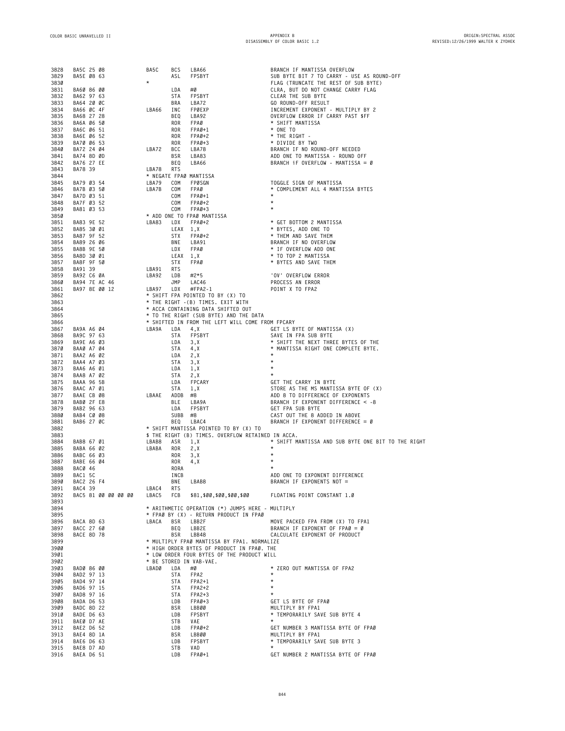```
3828  BA5C 25 08          BA5C   BCS   LBA66                  BRANCH IF MANTISSA OVERFLOW
3829  BA5E 08 63                 ASL   FPSBYT                 SUB BYTE BIT 7 TO CARRY - USE AS ROUND-OFF
3830                      *                                   FLAG (TRUNCATE THE REST OF SUB BYTE)
3831  BA60 86 00                 LDA   #0                     CLRA, BUT DO NOT CHANGE CARRY FLAG
3832  BA62 97 63                 STA   FPSBYT                 CLEAR THE SUB BYTE
3833  BA64 20 0C                 BRA   LBA72                  GO ROUND-OFF RESULT
3834  BA66 0C 4F          LBA66  INC   FP0EXP                 INCREMENT EXPONENT - MULTIPLY BY 2
3835  BA68 27 28                 BEQ   LBA92                  OVERFLOW ERROR IF CARRY PAST $FF
3836  BA6A 06 50                 ROR   FPA0                   * SHIFT MANTISSA
3837  BA6C 06 51                 ROR   FPA0+1                 * ONE TO
3838  BA6E 06 52                 ROR   FPA0+2                 * THE RIGHT -
3839  BA70 06 53                 ROR   FPA0+3                 * DIVIDE BY TWO
3840  BA72 24 04          LBA72  BCC   LBA78                  BRANCH IF NO ROUND-OFF NEEDED
3841  BA74 8D 0D                 BSR   LBA83                  ADD ONE TO MANTISSA - ROUND OFF
3842  BA76 27 EE                 BEQ   LBA66                  BRANCH iF OVERFLOW - MANTISSA = 0
3843  BA78 39             LBA78  RTS
3844                      * NEGATE FPA0 MANTISSA
3845  BA79 03 54          LBA79  COM   FP0SGN                 TOGGLE SIGN OF MANTISSA
3846  BA7B 03 50          LBA7B  COM   FPA0                   * COMPLEMENT ALL 4 MANTISSA BYTES
3847  BA7D 03 51                 COM   FPA0+1                 *
3848  BA7F 03 52                 COM   FPA0+2                 *
3849  BA81 03 53                 COM   FPA0+3                 *
3850                      * ADD ONE TO FPA0 MANTISSA
3851  BA83 9E 52          LBA83  LDX   FPA0+2                 * GET BOTTOM 2 MANTISSA
3852  BA85 30 01                 LEAX  1,X                    * BYTES, ADD ONE TO
3853  BA87 9F 52                 STX   FPA0+2                 * THEM AND SAVE THEM
3854  BA89 26 06                 BNE   LBA91                  BRANCH IF NO OVERFLOW
3855  BA8B 9E 50                 LDX   FPA0                   * IF OVERFLOW ADD ONE
3856  BA8D 30 01                 LEAX  1,X                    * TO TOP 2 MANTISSA
3857  BA8F 9F 50                 STX   FPA0                   * BYTES AND SAVE THEM
3858  BA91 39             LBA91  RTS
3859  BA92 C6 0A          LBA92  LDB   #2*5                   'OV' OVERFLOW ERROR
3860  BA94 7E AC 46              JMP   LAC46                  PROCESS AN ERROR
3861  BA97 8E 00 12       LBA97  LDX   #FPA2-1                POINT X TO FPA2
3862                      * SHIFT FPA POINTED TO BY (X) TO
3863                      * THE RIGHT -(B) TIMES. EXIT WITH
3864                      * ACCA CONTAINING DATA SHIFTED OUT
3865                      * TO THE RIGHT (SUB BYTE) AND THE DATA
3866                      * SHIFTED IN FROM THE LEFT WILL COME FROM FPCARY
3867  BA9A A6 04          LBA9A  LDA   4,X                    GET LS BYTE OF MANTISSA (X)
3868  BA9C 97 63                 STA   FPSBYT                 SAVE IN FPA SUB BYTE
3869  BA9E A6 03                 LDA   3,X                    * SHIFT THE NEXT THREE BYTES OF THE
3870  BAA0 A7 04                 STA   4,X                    * MANTISSA RIGHT ONE COMPLETE BYTE.
3871  BAA2 A6 02                 LDA   2,X                    *
3872  BAA4 A7 03                 STA   3,X                    *
3873  BAA6 A6 01                 LDA   1,X                    *
3874  BAA8 A7 02                 STA   2,X                    *
3875  BAAA 96 5B                 LDA   FPCARY                 GET THE CARRY IN BYTE
3876  BAAC A7 01                 STA   1,X                    STORE AS THE MS MANTISSA BYTE OF (X)
3877  BAAE CB 08          LBAAE  ADDB  #8                     ADD 8 TO DIFFERENCE OF EXPONENTS
3878  BAB0 2F E8                 BLE   LBA9A                  BRANCH IF EXPONENT DIFFERENCE < -8
3879  BAB2 96 63                 LDA   FPSBYT                 GET FPA SUB BYTE
3880  BAB4 C0 08                 SUBB  #8                     CAST OUT THE 8 ADDED IN ABOVE
3881  BAB6 27 0C                 BEQ   LBAC4                  BRANCH IF EXPONENT DIFFERENCE = 0
3882                      * SHIFT MANTISSA POINTED TO BY (X) TO
3883                      $ THE RIGHT (B) TIMES. OVERFLOW RETAINED IN ACCA.
3884  BAB8 67 01          LBAB8  ASR   1,X                    * SHIFT MANTISSA AND SUB BYTE ONE BIT TO THE RIGHT
3885  BABA 66 02          LBABA  ROR   2,X                    *
3886  BABC 66 03                 ROR   3,X                    *
3887  BABE 66 04                 ROR   4,X                    *
3888  BAC0 46                    RORA                         *
3889  BAC1 5C                    INCB                         ADD ONE TO EXPONENT DIFFERENCE
3890  BAC2 26 F4                 BNE   LBAB8                  BRANCH IF EXPONENTS NOT =
3891  BAC4 39             LBAC4  RTS
3892  BAC5 81 00 00 00 00 LBAC5  FCB   $81,$00,$00,$00,$00    FLOATING POINT CONSTANT 1.0
3893
3894                      * ARITHMETIC OPERATION (*) JUMPS HERE - MULTIPLY
3895                      * FPA0 BY (X) - RETURN PRODUCT IN FPA0
3896  BACA 8D 63          LBACA  BSR   LBB2F                  MOVE PACKED FPA FROM (X) TO FPA1
3897  BACC 27 60                 BEQ   LBB2E                  BRANCH IF EXPONENT OF FPA0 = 0
3898  BACE 8D 78                 BSR   LBB48                  CALCULATE EXPONENT OF PRODUCT
3899                      * MULTIPLY FPA0 MANTISSA BY FPA1. NORMALIZE
3900                      * HIGH ORDER BYTES OF PRODUCT IN FPA0. THE
3901                      * LOW ORDER FOUR BYTES OF THE PRODUCT WILL
3902                      * BE STORED IN VAB-VAE.
3903  BAD0 86 00          LBAD0  LDA   #0                     * ZERO OUT MANTISSA OF FPA2
3904  BAD2 97 13                 STA   FPA2                   *
3905  BAD4 97 14                 STA   FPA2+1                 *
3906  BAD6 97 15                 STA   FPA2+2                 *
3907  BAD8 97 16                 STA   FPA2+3                 *
3908  BADA D6 53                 LDB   FPA0+3                 GET LS BYTE OF FPA0
3909  BADC 8D 22                 BSR   LBB00                  MULTIPLY BY FPA1
3910  BADE D6 63                 LDB   FPSBYT                 * TEMPORARILY SAVE SUB BYTE 4
3911  BAE0 D7 AE                 STB   VAE                    *
3912  BAE2 D6 52                 LDB   FPA0+2                 GET NUMBER 3 MANTISSA BYTE OF FPA0
3913  BAE4 8D 1A                 BSR   LBB00                  MULTIPLY BY FPA1
3914  BAE6 D6 63                 LDB   FPSBYT                 * TEMPORARILY SAVE SUB BYTE 3
3915  BAE8 D7 AD                 STB   VAD                    *
3916  BAEA D6 51                 LDB   FPA0+1                 GET NUMBER 2 MANTISSA BYTE OF FPA0
```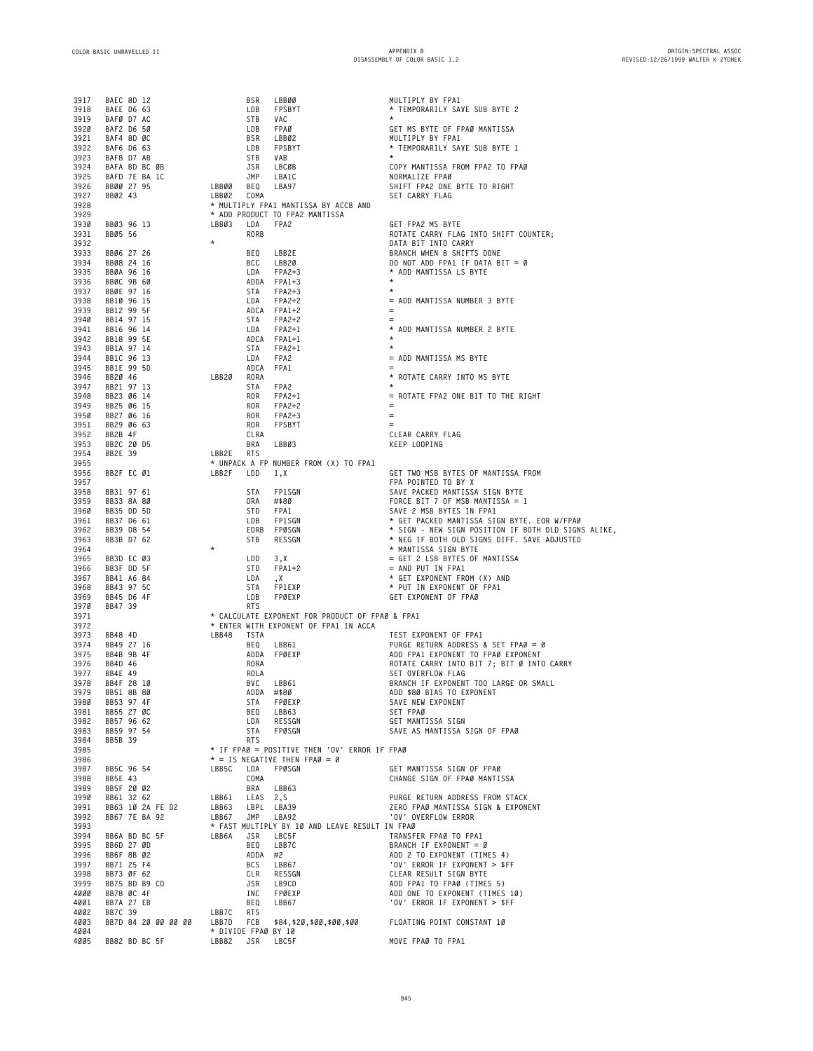```
3917  BAEC 8D 12                  BSR   LBB00                   MULTIPLY BY FPA1
3918  BAEE D6 63                  LDB   FPSBYT                  * TEMPORARILY SAVE SUB BYTE 2
3919  BAF0 D7 AC                  STB   VAC                     *
3920  BAF2 D6 50                  LDB   FPA0                    GET MS BYTE OF FPA0 MANTISSA
3921  BAF4 8D 0C                  BSR   LBB02                   MULTIPLY BY FPA1
3922  BAF6 D6 63                  LDB   FPSBYT                  * TEMPORARILY SAVE SUB BYTE 1
3923  BAF8 D7 AB                  STB   VAB                     *
3924  BAFA BD BC 0B               JSR   LBC0B                   COPY MANTISSA FROM FPA2 TO FPA0
3925  BAFD 7E BA 1C               JMP   LBA1C                   NORMALIZE FPA0
3926  BB00 27 95          LBB00   BEQ   LBA97                   SHIFT FPA2 ONE BYTE TO RIGHT
3927  BB02 43             LBB02   COMA                          SET CARRY FLAG
3928                      * MULTIPLY FPA1 MANTISSA BY ACCB AND
3929                      * ADD PRODUCT TO FPA2 MANTISSA
3930  BB03 96 13          LBB03   LDA   FPA2                    GET FPA2 MS BYTE
3931  BB05 56                     RORB                          ROTATE CARRY FLAG INTO SHIFT COUNTER;
3932                      *                                     DATA BIT INTO CARRY
3933  BB06 27 26                  BEQ   LBB2E                   BRANCH WHEN 8 SHIFTS DONE
3934  BB08 24 16                  BCC   LBB20                   DO NOT ADD FPA1 IF DATA BIT = 0
3935  BB0A 96 16                  LDA   FPA2+3                  * ADD MANTISSA LS BYTE
3936  BB0C 9B 60                  ADDA  FPA1+3                  *
3937  BB0E 97 16                  STA   FPA2+3                  *
3938  BB10 96 15                  LDA   FPA2+2                  = ADD MANTISSA NUMBER 3 BYTE
3939  BB12 99 5F                  ADCA  FPA1+2                  =
3940  BB14 97 15                  STA   FPA2+2                  =
3941  BB16 96 14                  LDA   FPA2+1                  * ADD MANTISSA NUMBER 2 BYTE
3942  BB18 99 5E                  ADCA  FPA1+1                  *
3943  BB1A 97 14                  STA   FPA2+1                  *
3944  BB1C 96 13                  LDA   FPA2                    = ADD MANTISSA MS BYTE
3945  BB1E 99 5D                  ADCA  FPA1                    =
3946  BB20 46             LBB20   RORA                          * ROTATE CARRY INTO MS BYTE
3947  BB21 97 13                  STA   FPA2                    *
3948  BB23 06 14                  ROR   FPA2+1                  = ROTATE FPA2 ONE BIT TO THE RIGHT
3949  BB25 06 15                  ROR   FPA2+2                  =
3950  BB27 06 16                  ROR   FPA2+3                  =
3951  BB29 06 63                  ROR   FPSBYT                  =
3952  BB2B 4F                     CLRA                          CLEAR CARRY FLAG
3953  BB2C 20 D5                  BRA   LBB03                   KEEP LOOPING
3954  BB2E 39             LBB2E   RTS
3955                      * UNPACK A FP NUMBER FROM (X) TO FPA1
3956  BB2F EC 01          LBB2F   LDD   1,X                     GET TWO MSB BYTES OF MANTISSA FROM
3957                                                            FPA POINTED TO BY X
3958  BB31 97 61                  STA   FP1SGN                  SAVE PACKED MANTISSA SIGN BYTE
3959  BB33 8A 80                  ORA   #$80                    FORCE BIT 7 OF MSB MANTISSA = 1
3960  BB35 DD 5D                  STD   FPA1                    SAVE 2 MSB BYTES IN FPA1
3961  BB37 D6 61                  LDB   FP1SGN                  * GET PACKED MANTISSA SIGN BYTE. EOR W/FPA0
3962  BB39 D8 54                  EORB  FP0SGN                  * SIGN - NEW SIGN POSITION IF BOTH OLD SIGNS ALIKE,
3963  BB3B D7 62                  STB   RESSGN                  * NEG IF BOTH OLD SIGNS DIFF. SAVE ADJUSTED
3964                      *                                     * MANTISSA SIGN BYTE
3965  BB3D EC 03                  LDD   3,X                     = GET 2 LSB BYTES OF MANTISSA
3966  BB3F DD 5F                  STD   FPA1+2                  = AND PUT IN FPA1
3967  BB41 A6 84                  LDA   ,X                      * GET EXPONENT FROM (X) AND
3968  BB43 97 5C                  STA   FP1EXP                  * PUT IN EXPONENT OF FPA1
3969  BB45 D6 4F                  LDB   FP0EXP                  GET EXPONENT OF FPA0
3970  BB47 39                     RTS
3971                      * CALCULATE EXPONENT FOR PRODUCT OF FPA0 & FPA1
3972                      * ENTER WITH EXPONENT OF FPA1 IN ACCA
3973  BB48 4D             LBB48   TSTA                          TEST EXPONENT OF FPA1
3974  BB49 27 16                  BEQ   LBB61                   PURGE RETURN ADDRESS & SET FPA0 = 0
3975  BB4B 9B 4F                  ADDA  FP0EXP                  ADD FPA1 EXPONENT TO FPA0 EXPONENT
3976  BB4D 46                     RORA                          ROTATE CARRY INTO BIT 7; BIT 0 INTO CARRY
3977  BB4E 49                     ROLA                          SET OVERFLOW FLAG
3978  BB4F 28 10                  BVC   LBB61                   BRANCH IF EXPONENT TOO LARGE OR SMALL
3979  BB51 8B 80                  ADDA  #$80                    ADD $80 BIAS TO EXPONENT
3980  BB53 97 4F                  STA   FP0EXP                  SAVE NEW EXPONENT
3981  BB55 27 0C                  BEQ   LBB63                   SET FPA0
3982  BB57 96 62                  LDA   RESSGN                  GET MANTISSA SIGN
3983  BB59 97 54                  STA   FP0SGN                  SAVE AS MANTISSA SIGN OF FPA0
3984  BB5B 39                     RTS
3985                      * IF FPA0 = POSITIVE THEN 'OV' ERROR IF FPA0
3986                      * = IS NEGATIVE THEN FPA0 = 0
3987  BB5C 96 54          LBB5C   LDA   FP0SGN                  GET MANTISSA SIGN OF FPA0
3988  BB5E 43                     COMA                          CHANGE SIGN OF FPA0 MANTISSA
3989  BB5F 20 02                  BRA   LBB63
3990  BB61 32 62          LBB61   LEAS  2,S                     PURGE RETURN ADDRESS FROM STACK
3991  BB63 10 2A FE D2    LBB63   LBPL  LBA39                   ZERO FPA0 MANTISSA SIGN & EXPONENT
3992  BB67 7E BA 92       LBB67   JMP   LBA92                   'OV' OVERFLOW ERROR
3993                      * FAST MULTIPLY BY 10 AND LEAVE RESULT IN FPA0
3994  BB6A BD BC 5F       LBB6A   JSR   LBC5F                   TRANSFER FPA0 TO FPA1
3995  BB6D 27 0D                  BEQ   LBB7C                   BRANCH IF EXPONENT = 0
3996  BB6F 8B 02                  ADDA  #2                      ADD 2 TO EXPONENT (TIMES 4)
3997  BB71 25 F4                  BCS   LBB67                   'OV' ERROR IF EXPONENT > $FF
3998  BB73 0F 62                  CLR   RESSGN                  CLEAR RESULT SIGN BYTE
3999  BB75 BD B9 CD               JSR   LB9CD                   ADD FPA1 TO FPA0 (TIMES 5)
4000  BB78 0C 4F                  INC   FP0EXP                  ADD ONE TO EXPONENT (TIMES 10)
4001  BB7A 27 EB                  BEQ   LBB67                   'OV' ERROR IF EXPONENT > $FF
4002  BB7C 39             LBB7C   RTS
4003  BB7D 84 20 00 00 00 LBB7D   FCB   $84,$20,$00,$00,$00     FLOATING POINT CONSTANT 10
4004                      * DIVIDE FPA0 BY 10
4005  BB82 BD BC 5F       LBB82   JSR   LBC5F                   MOVE FPA0 TO FPA1
```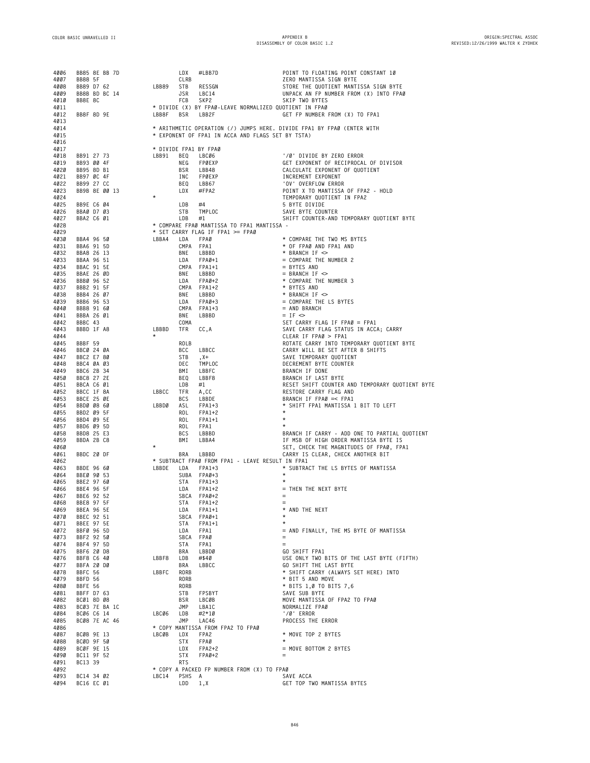```
4006  BB85 8E BB 7D          LDX   #LBB7D                POINT TO FLOATING POINT CONSTANT 10
4007  BB88 5F                CLRB                        ZERO MANTISSA SIGN BYTE
4008  BB89 D7 62      LBB89  STB   RESSGN                STORE THE QUOTIENT MANTISSA SIGN BYTE
4009  BB8B BD BC 14          JSR   LBC14                 UNPACK AN FP NUMBER FROM (X) INTO FPA0
4010  BB8E 8C                FCB   SKP2                  SKIP TWO BYTES
4011                  * DIVIDE (X) BY FPA0-LEAVE NORMALIZED QUOTIENT IN FPA0
4012  BB8F 8D 9E      LBB8F  BSR   LBB2F                 GET FP NUMBER FROM (X) TO FPA1
4013
4014                  * ARITHMETIC OPERATION (/) JUMPS HERE. DIVIDE FPA1 BY FPA0 (ENTER WITH
4015                  * EXPONENT OF FPA1 IN ACCA AND FLAGS SET BY TSTA)
4016
4017                  * DIVIDE FPA1 BY FPA0
4018  BB91 27 73      LBB91  BEQ   LBC06                 '/0' DIVIDE BY ZERO ERROR
4019  BB93 00 4F             NEG   FP0EXP                GET EXPONENT OF RECIPROCAL OF DIVISOR
4020  BB95 8D B1             BSR   LBB48                 CALCULATE EXPONENT OF QUOTIENT
4021  BB97 0C 4F             INC   FP0EXP                INCREMENT EXPONENT
4022  BB99 27 CC             BEQ   LBB67                 'OV' OVERFLOW ERROR
4023  BB9B 8E 00 13          LDX   #FPA2                 POINT X TO MANTISSA OF FPA2 - HOLD
4024                  *                                  TEMPORARY QUOTIENT IN FPA2
4025  BB9E C6 04             LDB   #4                    5 BYTE DIVIDE
4026  BBA0 D7 03             STB   TMPLOC                SAVE BYTE COUNTER
4027  BBA2 C6 01             LDB   #1                    SHIFT COUNTER-AND TEMPORARY QUOTIENT BYTE
4028                  * COMPARE FPA0 MANTISSA TO FPA1 MANTISSA -
4029                  * SET CARRY FLAG IF FPA1 >= FPA0
4030  BBA4 96 50      LBBA4  LDA   FPA0                  * COMPARE THE TWO MS BYTES
4031  BBA6 91 5D             CMPA  FPA1                  * OF FPA0 AND FPA1 AND
4032  BBA8 26 13             BNE   LBBBD                 * BRANCH IF <>
4033  BBAA 96 51             LDA   FPA0+1                = COMPARE THE NUMBER 2
4034  BBAC 91 5E             CMPA  FPA1+1                = BYTES AND
4035  BBAE 26 0D             BNE   LBBBD                 = BRANCH IF <>
4036  BBB0 96 52             LDA   FPA0+2                * COMPARE THE NUMBER 3
4037  BBB2 91 5F             CMPA  FPA1+2                * BYTES AND
4038  BBB4 26 07             BNE   LBBBD                 * BRANCH IF <>
4039  BBB6 96 53             LDA   FPA0+3                = COMPARE THE LS BYTES
4040  BBB8 91 60             CMPA  FPA1+3                = AND BRANCH
4041  BBBA 26 01             BNE   LBBBD                 = IF <>
4042  BBBC 43                COMA                        SET CARRY FLAG IF FPA0 = FPA1
4043  BBBD 1F A8      LBBBD  TFR   CC,A                  SAVE CARRY FLAG STATUS IN ACCA; CARRY
4044                  *                                  CLEAR IF FPA0 > FPA1
4045  BBBF 59                ROLB                        ROTATE CARRY INTO TEMPORARY QUOTIENT BYTE
4046  BBC0 24 0A             BCC   LBBCC                 CARRY WILL BE SET AFTER 8 SHIFTS
4047  BBC2 E7 80             STB   ,X+                   SAVE TEMPORARY QUOTIENT
4048  BBC4 0A 03             DEC   TMPLOC                DECREMENT BYTE COUNTER
4049  BBC6 2B 34             BMI   LBBFC                 BRANCH IF DONE
4050  BBC8 27 2E             BEQ   LBBF8                 BRANCH IF LAST BYTE
4051  BBCA C6 01             LDB   #1                    RESET SHIFT COUNTER AND TEMPORARY QUOTIENT BYTE
4052  BBCC 1F 8A      LBBCC  TFR   A,CC                  RESTORE CARRY FLAG AND
4053  BBCE 25 0E             BCS   LBBDE                 BRANCH IF FPA0 =< FPA1
4054  BBD0 08 60      LBBD0  ASL   FPA1+3                * SHIFT FPA1 MANTISSA 1 BIT TO LEFT
4055  BBD2 09 5F             ROL   FPA1+2                *
4056  BBD4 09 5E             ROL   FPA1+1                *
4057  BBD6 09 5D             ROL   FPA1                  *
4058  BBD8 25 E3             BCS   LBBBD                 BRANCH IF CARRY - ADD ONE TO PARTIAL QUOTIENT
4059  BBDA 2B C8             BMI   LBBA4                 IF MSB OF HIGH ORDER MANTISSA BYTE IS
4060                  *                                  SET, CHECK THE MAGNITUDES OF FPA0, FPA1
4061  BBDC 20 DF             BRA   LBBBD                 CARRY IS CLEAR, CHECK ANOTHER BIT
4062                  * SUBTRACT FPA0 FROM FPA1 - LEAVE RESULT IN FPA1
4063  BBDE 96 60      LBBDE  LDA   FPA1+3                * SUBTRACT THE LS BYTES OF MANTISSA
4064  BBE0 90 53             SUBA  FPA0+3                *
4065  BBE2 97 60             STA   FPA1+3                *
4066  BBE4 96 5F             LDA   FPA1+2                = THEN THE NEXT BYTE
4067  BBE6 92 52             SBCA  FPA0+2                =
4068  BBE8 97 5F             STA   FPA1+2                =
4069  BBEA 96 5E             LDA   FPA1+1                * AND THE NEXT
4070  BBEC 92 51             SBCA  FPA0+1                *
4071  BBEE 97 5E             STA   FPA1+1                *
4072  BBF0 96 5D             LDA   FPA1                  = AND FINALLY, THE MS BYTE OF MANTISSA
4073  BBF2 92 50             SBCA  FPA0                  =
4074  BBF4 97 5D             STA   FPA1                  =
4075  BBF6 20 D8             BRA   LBBD0                 GO SHIFT FPA1
4076  BBF8 C6 40      LBBF8  LDB   #$40                  USE ONLY TWO BITS OF THE LAST BYTE (FIFTH)
4077  BBFA 20 D0             BRA   LBBCC                 GO SHIFT THE LAST BYTE
4078  BBFC 56         LBBFC  RORB                        * SHIFT CARRY (ALWAYS SET HERE) INTO
4079  BBFD 56                RORB                        * BIT 5 AND MOVE
4080  BBFE 56                RORB                        * BITS 1,0 TO BITS 7,6
4081  BBFF D7 63             STB   FPSBYT                SAVE SUB BYTE
4082  BC01 8D 08             BSR   LBC0B                 MOVE MANTISSA OF FPA2 TO FPA0
4083  BC03 7E BA 1C          JMP   LBA1C                 NORMALIZE FPA0
4084  BC06 C6 14      LBC06  LDB   #2*10                 '/0' ERROR
4085  BC08 7E AC 46          JMP   LAC46                 PROCESS THE ERROR
4086                  * COPY MANTISSA FROM FPA2 TO FPA0
4087  BC0B 9E 13      LBC0B  LDX   FPA2                  * MOVE TOP 2 BYTES
4088  BC0D 9F 50             STX   FPA0                  *
4089  BC0F 9E 15             LDX   FPA2+2                = MOVE BOTTOM 2 BYTES
4090  BC11 9F 52             STX   FPA0+2                =
4091  BC13 39                RTS
4092                  * COPY A PACKED FP NUMBER FROM (X) TO FPA0
4093  BC14 34 02      LBC14  PSHS  A                     SAVE ACCA
4094  BC16 EC 01             LDD   1,X                   GET TOP TWO MANTISSA BYTES
```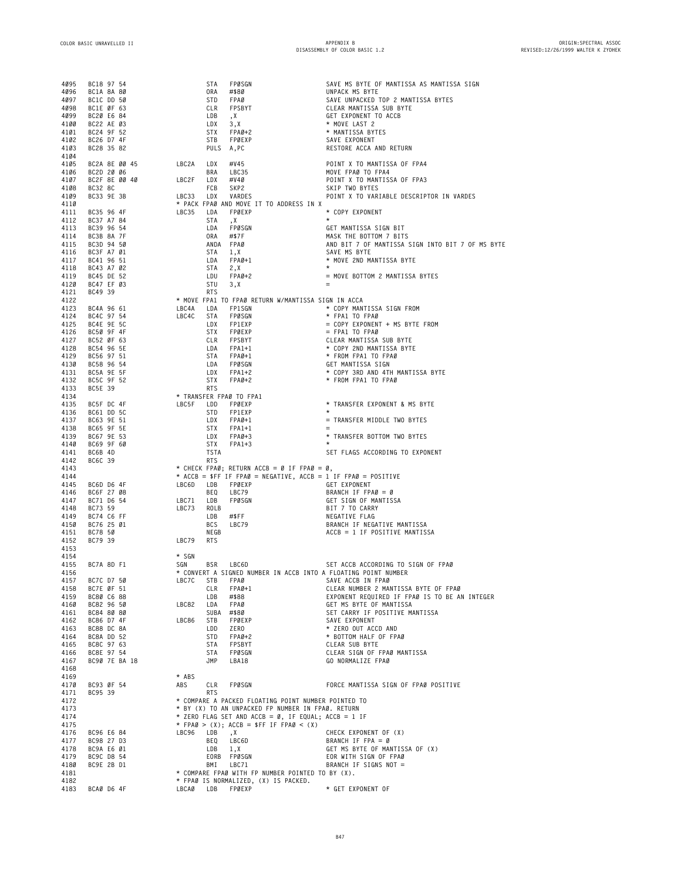```
4095  BC18 97 54              STA   FP0SGN                  SAVE MS BYTE OF MANTISSA AS MANTISSA SIGN
4096  BC1A 8A 80              ORA   #$80                    UNPACK MS BYTE
4097  BC1C DD 50              STD   FP0                     SAVE UNPACKED TOP 2 MANTISSA BYTES
4098  BC1E 0F 63              CLR   FPSBYT                  CLEAR MANTISSA SUB BYTE
4099  BC20 E6 84              LDB   ,X                      GET EXPONENT TO ACCB
4100  BC22 AE 03              LDX   3,X                     * MOVE LAST 2
4101  BC24 9F 52              STX   FP0+2                   * MANTISSA BYTES
4102  BC26 D7 4F              STB   FP0EXP                  SAVE EXPONENT
4103  BC28 35 82              PULS  A,PC                    RESTORE ACCA AND RETURN
4104
4105  BC2A 8E 00 45   LBC2A   LDX   #V45                    POINT X TO MANTISSA OF FPA4
4106  BC2D 20 06              BRA   LBC35                   MOVE FPA0 TO FPA4
4107  BC2F 8E 00 40   LBC2F   LDX   #V40                    POINT X TO MANTISSA OF FPA3
4108  BC32 8C                 FCB   SKP2                    SKIP TWO BYTES
4109  BC33 9E 3B      LBC33   LDX   VARDES                  POINT X TO VARIABLE DESCRIPTOR IN VARDES
4110                  * PACK FPA0 AND MOVE IT TO ADDRESS IN X
4111  BC35 96 4F      LBC35   LDA   FP0EXP                  * COPY EXPONENT
4112  BC37 A7 84              STA   ,X                      *
4113  BC39 96 54              LDA   FP0SGN                  GET MANTISSA SIGN BIT
4114  BC3B 8A 7F              ORA   #$7F                    MASK THE BOTTOM 7 BITS
4115  BC3D 94 50              ANDA  FP0                     AND BIT 7 OF MANTISSA SIGN INTO BIT 7 OF MS BYTE
4116  BC3F A7 01              STA   1,X                     SAVE MS BYTE
4117  BC41 96 51              LDA   FP0+1                   * MOVE 2ND MANTISSA BYTE
4118  BC43 A7 02              STA   2,X                     *
4119  BC45 DE 52              LDU   FP0+2                   = MOVE BOTTOM 2 MANTISSA BYTES
4120  BC47 EF 03              STU   3,X                     =
4121  BC49 39                 RTS
4122                  * MOVE FPA1 TO FPA0 RETURN W/MANTISSA SIGN IN ACCA
4123  BC4A 96 61      LBC4A   LDA   FP1SGN                  * COPY MANTISSA SIGN FROM
4124  BC4C 97 54      LBC4C   STA   FP0SGN                  * FPA1 TO FPA0
4125  BC4E 9E 5C              LDX   FP1EXP                  = COPY EXPONENT + MS BYTE FROM
4126  BC50 9F 4F              STX   FP0EXP                  = FPA1 TO FPA0
4127  BC52 0F 63              CLR   FPSBYT                  CLEAR MANTISSA SUB BYTE
4128  BC54 96 5E              LDA   FPA1+1                  * COPY 2ND MANTISSA BYTE
4129  BC56 97 51              STA   FPA0+1                  * FROM FPA1 TO FPA0
4130  BC58 96 54              LDA   FP0SGN                  GET MANTISSA SIGN
4131  BC5A 9E 5F              LDX   FPA1+2                  * COPY 3RD AND 4TH MANTISSA BYTE
4132  BC5C 9F 52              STX   FPA0+2                  * FROM FPA1 TO FPA0
4133  BC5E 39                 RTS
4134                  * TRANSFER FPA0 TO FPA1
4135  BC5F DC 4F      LBC5F   LDD   FP0EXP                  * TRANSFER EXPONENT & MS BYTE
4136  BC61 DD 5C              STD   FP1EXP                  *
4137  BC63 9E 51              LDX   FPA0+1                  = TRANSFER MIDDLE TWO BYTES
4138  BC65 9F 5E              STX   FPA1+1                  =
4139  BC67 9E 53              LDX   FPA0+3                  * TRANSFER BOTTOM TWO BYTES
4140  BC69 9F 60              STX   FPA1+3                  *
4141  BC6B 4D                 TSTA                          SET FLAGS ACCORDING TO EXPONENT
4142  BC6C 39                 RTS
4143                  * CHECK FPA0; RETURN ACCB = 0 IF FPA0 = 0,
4144                  * ACCB = $FF IF FPA0 = NEGATIVE, ACCB = 1 IF FPA0 = POSITIVE
4145  BC6D D6 4F      LBC6D   LDB   FP0EXP                  GET EXPONENT
4146  BC6F 27 08              BEQ   LBC79                   BRANCH IF FPA0 = 0
4147  BC71 D6 54      LBC71   LDB   FP0SGN                  GET SIGN OF MANTISSA
4148  BC73 59         LBC73   ROLB                          BIT 7 TO CARRY
4149  BC74 C6 FF              LDB   #$FF                    NEGATIVE FLAG
4150  BC76 25 01              BCS   LBC79                   BRANCH IF NEGATIVE MANTISSA
4151  BC78 50                 NEGB                          ACCB = 1 IF POSITIVE MANTISSA
4152  BC79 39         LBC79   RTS
4153
4154                  * SGN
4155  BC7A 8D F1      SGN     BSR   LBC6D                   SET ACCB ACCORDING TO SIGN OF FPA0
4156                  * CONVERT A SIGNED NUMBER IN ACCB INTO A FLOATING POINT NUMBER
4157  BC7C D7 50      LBC7C   STB   FPA0                    SAVE ACCB IN FPA0
4158  BC7E 0F 51              CLR   FPA0+1                  CLEAR NUMBER 2 MANTISSA BYTE OF FPA0
4159  BC80 C6 88              LDB   #$88                    EXPONENT REQUIRED IF FPA0 IS TO BE AN INTEGER
4160  BC82 96 50      LBC82   LDA   FPA0                    GET MS BYTE OF MANTISSA
4161  BC84 80 80              SUBA  #$80                    SET CARRY IF POSITIVE MANTISSA
4162  BC86 D7 4F      LBC86   STB   FP0EXP                  SAVE EXPONENT
4163  BC88 DC 8A              LDD   ZERO                    * ZERO OUT ACCD AND
4164  BC8A DD 52              STD   FPA0+2                  * BOTTOM HALF OF FPA0
4165  BC8C 97 63              STA   FPSBYT                  CLEAR SUB BYTE
4166  BC8E 97 54              STA   FP0SGN                  CLEAR SIGN OF FPA0 MANTISSA
4167  BC90 7E BA 18           JMP   LBA18                   GO NORMALIZE FPA0
4168
4169                  * ABS
4170  BC93 0F 54      ABS     CLR   FP0SGN                  FORCE MANTISSA SIGN OF FPA0 POSITIVE
4171  BC95 39                 RTS
4172                  * COMPARE A PACKED FLOATING POINT NUMBER POINTED TO
4173                  * BY (X) TO AN UNPACKED FP NUMBER IN FPA0. RETURN
4174                  * ZERO FLAG SET AND ACCB = 0, IF EQUAL; ACCB = 1 IF
4175                  * FPA0 > (X); ACCB = $FF IF FPA0 < (X)
4176  BC96 E6 84      LBC96   LDB   ,X                      CHECK EXPONENT OF (X)
4177  BC98 27 D3              BEQ   LBC6D                   BRANCH IF FPA = 0
4178  BC9A E6 01              LDB   1,X                     GET MS BYTE OF MANTISSA OF (X)
4179  BC9C D8 54              EORB  FP0SGN                  EOR WITH SIGN OF FPA0
4180  BC9E 2B D1              BMI   LBC71                   BRANCH IF SIGNS NOT =
4181                  * COMPARE FPA0 WITH FP NUMBER POINTED TO BY (X).
4182                  * FPA0 IS NORMALIZED, (X) IS PACKED.
4183  BCA0 D6 4F      LBCA0   LDB   FP0EXP                  * GET EXPONENT OF
```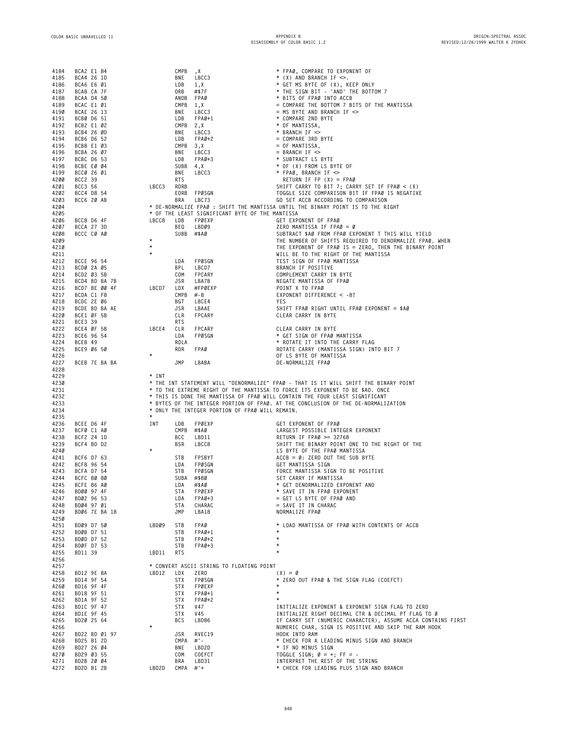```
4184  BCA2 E1 84              CMPB  ,X                     * FPA0, COMPARE TO EXPONENT OF
4185  BCA4 26 1D              BNE   LBCC3                  * (X) AND BRANCH IF <>.
4186  BCA6 E6 01              LDB   1,X                    * GET MS BYTE OF (X), KEEP ONLY
4187  BCA8 CA 7F              ORB   #$7F                   * THE SIGN BIT - 'AND' THE BOTTOM 7
4188  BCAA D4 50              ANDB  FPA0                   * BITS OF FPA0 INTO ACCB
4189  BCAC E1 01              CMPB  1,X                    = COMPARE THE BOTTOM 7 BITS OF THE MANTISSA
4190  BCAE 26 13              BNE   LBCC3                  = MS BYTE AND BRANCH IF <>
4191  BCB0 D6 51              LDB   FPA0+1                 * COMPARE 2ND BYTE
4192  BCB2 E1 02              CMPB  2,X                    * OF MANTISSA,
4193  BCB4 26 0D              BNE   LBCC3                  * BRANCH IF <>
4194  BCB6 D6 52              LDB   FPA0+2                 = COMPARE 3RD BYTE
4195  BCB8 E1 03              CMPB  3,X                    = OF MANTISSA,
4196  BCBA 26 07              BNE   LBCC3                  = BRANCH IF <>
4197  BCBC D6 53              LDB   FPA0+3                 * SUBTRACT LS BYTE
4198  BCBE E0 04              SUBB  4,X                    * OF (X) FROM LS BYTE OF
4199  BCC0 26 01              BNE   LBCC3                  * FPA0, BRANCH IF <>
4200  BCC2 39                 RTS                            RETURN IF FP (X) = FPA0
4201  BCC3 56          LBCC3  RORB                         SHIFT CARRY TO BIT 7; CARRY SET IF FPA0 < (X)
4202  BCC4 D8 54              EORB  FP0SGN                 TOGGLE SIZE COMPARISON BIT IF FPA0 IS NEGATIVE
4203  BCC6 20 AB              BRA   LBC73                  GO SET ACCB ACCORDING TO COMPARISON
4204                   * DE-NORMALIZE FPA0 : SHIFT THE MANTISSA UNTIL THE BINARY POINT IS TO THE RIGHT
4205                   * OF THE LEAST SIGNIFICANT BYTE OF THE MANTISSA
4206  BCC8 D6 4F       LBCC8  LDB   FP0EXP                 GET EXPONENT OF FPA0
4207  BCCA 27 3D              BEQ   LBD09                  ZERO MANTISSA IF FPA0 = 0
4208  BCCC C0 A0              SUBB  #$A0                   SUBTRACT $A0 FROM FPA0 EXPONENT T THIS WILL YIELD
4209                   *                                   THE NUMBER OF SHIFTS REQUIRED TO DENORMALIZE FPA0. WHEN
4210                   *                                   THE EXPONENT OF FPA0 IS = ZERO, THEN THE BINARY POINT
4211                   *                                   WILL BE TO THE RIGHT OF THE MANTISSA
4212  BCCE 96 54              LDA   FP0SGN                 TEST SIGN OF FPA0 MANTISSA
4213  BCD0 2A 05              BPL   LBCD7                  BRANCH IF POSITIVE
4214  BCD2 03 5B              COM   FPCARY                 COMPLEMENT CARRY IN BYTE
4215  BCD4 BD BA 7B           JSR   LBA7B                  NEGATE MANTISSA OF FPA0
4216  BCD7 8E 00 4F    LBCD7  LDX   #FP0EXP                POINT X TO FPA0
4217  BCDA C1 F8              CMPB  #-8                    EXPONENT DIFFERENCE < -8?
4218  BCDC 2E 06              BGT   LBCE4                  YES
4219  BCDE BD BA AE           JSR   LBAAE                  SHIFT FPA0 RIGHT UNTIL FPA0 EXPONENT = $A0
4220  BCE1 0F 5B              CLR   FPCARY                 CLEAR CARRY IN BYTE
4221  BCE3 39                 RTS
4222  BCE4 0F 5B       LBCE4  CLR   FPCARY                 CLEAR CARRY IN BYTE
4223  BCE6 96 54              LDA   FP0SGN                 * GET SIGN OF FPA0 MANTISSA
4224  BCE8 49                 ROLA                         * ROTATE IT INTO THE CARRY FLAG
4225  BCE9 06 50              ROR   FPA0                   ROTATE CARRY (MANTISSA SIGN) INTO BIT 7
4226                   *                                   OF LS BYTE OF MANTISSA
4227  BCEB 7E BA BA           JMP   LBABA                  DE-NORMALIZE FPA0
4228
4229                   * INT
4230                   * THE INT STATEMENT WILL "DENORMALIZE" FPA0 - THAT IS IT WILL SHIFT THE BINARY POINT
4231                   * TO THE EXTREME RIGHT OF THE MANTISSA TO FORCE ITS EXPONENT TO BE $AO. ONCE
4232                   * THIS IS DONE THE MANTISSA OF FPA0 WILL CONTAIN THE FOUR LEAST SIGNIFICANT
4233                   * BYTES OF THE INTEGER PORTION OF FPA0. AT THE CONCLUSION OF THE DE-NORMALIZATION
4234                   * ONLY THE INTEGER PORTION OF FPA0 WILL REMAIN.
4235                   *
4236  BCEE D6 4F       INT    LDB   FP0EXP                 GET EXPONENT OF FPA0
4237  BCF0 C1 A0              CMPB  #$A0                   LARGEST POSSIBLE INTEGER EXPONENT
4238  BCF2 24 1D              BCC   LBD11                  RETURN IF FPA0 >= 32768
4239  BCF4 8D D2              BSR   LBCC8                  SHIFT THE BINARY POINT ONE TO THE RIGHT OF THE
4240                   *                                   LS BYTE OF THE FPA0 MANTISSA
4241  BCF6 D7 63              STB   FPSBYT                 ACCB = 0: ZERO OUT THE SUB BYTE
4242  BCF8 96 54              LDA   FP0SGN                 GET MANTISSA SIGN
4243  BCFA D7 54              STB   FP0SGN                 FORCE MANTISSA SIGN TO BE POSITIVE
4244  BCFC 80 80              SUBA  #$80                   SET CARRY IF MANTISSA
4245  BCFE 86 A0              LDA   #$A0                   * GET DENORMALIZED EXPONENT AND
4246  BD00 97 4F              STA   FP0EXP                 * SAVE IT IN FPA0 EXPONENT
4247  BD02 96 53              LDA   FPA0+3                 = GET LS BYTE OF FPA0 AND
4248  BD04 97 01              STA   CHARAC                 = SAVE IT IN CHARAC
4249  BD06 7E BA 18           JMP   LBA18                  NORMALIZE FPA0
4250
4251  BD09 D7 50       LBD09  STB   FPA0                   * LOAD MANTISSA OF FPA0 WITH CONTENTS OF ACCB
4252  BD0B D7 51              STB   FPA0+1                 *
4253  BD0D D7 52              STB   FPA0+2                 *
4254  BD0F D7 53              STB   FPA0+3                 *
4255  BD11 39          LBD11  RTS                          *
4256
4257                   * CONVERT ASCII STRING TO FLOATING POINT
4258  BD12 9E 8A       LBD12  LDX   ZERO                   (X) = 0
4259  BD14 9F 54              STX   FP0SGN                 * ZERO OUT FPA0 & THE SIGN FLAG (COEFCT)
4260  BD16 9F 4F              STX   FP0EXP                 *
4261  BD18 9F 51              STX   FPA0+1                 *
4262  BD1A 9F 52              STX   FPA0+2                 *
4263  BD1C 9F 47              STX   V47                    INITIALIZE EXPONENT & EXPONENT SIGN FLAG TO ZERO
4264  BD1E 9F 45              STX   V45                    INITIALIZE RIGHT DECIMAL CTR & DECIMAL PT FLAG TO 0
4265  BD20 25 64              BCS   LBD86                  IF CARRY SET (NUMERIC CHARACTER), ASSUME ACCA CONTAINS FIRST
4266                   *                                   NUMERIC CHAR, SIGN IS POSITIVE AND SKIP THE RAM HOOK
4267  BD22 BD 01 97           JSR   RVEC19                 HOOK INTO RAM
4268  BD25 81 2D              CMPA  #'-                    * CHECK FOR A LEADING MINUS SIGN AND BRANCH
4269  BD27 26 04              BNE   LBD2D                  * IF NO MINUS SIGN
4270  BD29 03 55              COM   COEFCT                 TOGGLE SIGN; 0 = +; FF = -
4271  BD2B 20 04              BRA   LBD31                  INTERPRET THE REST OF THE STRING
4272  BD2D 81 2B       LBD2D  CMPA  #'+                    * CHECK FOR LEADING PLUS SIGN AND BRANCH
```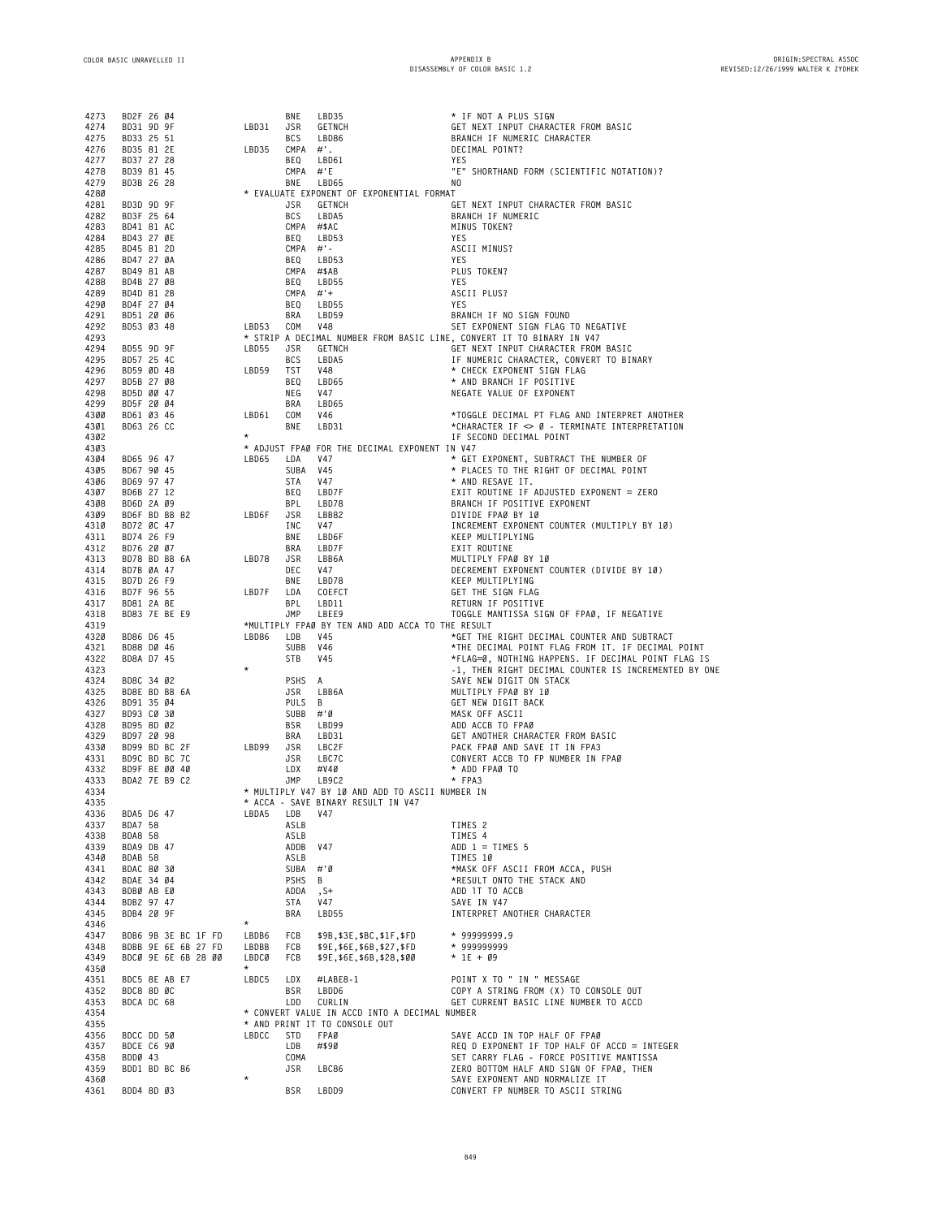```
4273  BD2F 26 04               BNE   LBD35                  * IF NOT A PLUS SIGN
4274  BD31 9D 9F      LBD31    JSR   GETNCH                 GET NEXT INPUT CHARACTER FROM BASIC
4275  BD33 25 51               BCS   LBD86                  BRANCH IF NUMERIC CHARACTER
4276  BD35 81 2E      LBD35    CMPA  #'.                    DECIMAL POINT?
4277  BD37 27 28               BEQ   LBD61                  YES
4278  BD39 81 45               CMPA  #'E                    "E" SHORTHAND FORM (SCIENTIFIC NOTATION)?
4279  BD3B 26 28               BNE   LBD65                  NO
4280                  * EVALUATE EXPONENT OF EXPONENTIAL FORMAT
4281  BD3D 9D 9F               JSR   GETNCH                 GET NEXT INPUT CHARACTER FROM BASIC
4282  BD3F 25 64               BCS   LBDA5                  BRANCH IF NUMERIC
4283  BD41 81 AC               CMPA  #$AC                   MINUS TOKEN?
4284  BD43 27 0E               BEQ   LBD53                  YES
4285  BD45 81 2D               CMPA  #'-                    ASCII MINUS?
4286  BD47 27 0A               BEQ   LBD53                  YES
4287  BD49 81 AB               CMPA  #$AB                   PLUS TOKEN?
4288  BD4B 27 08               BEQ   LBD55                  YES
4289  BD4D 81 2B               CMPA  #'+                    ASCII PLUS?
4290  BD4F 27 04               BEQ   LBD55                  YES
4291  BD51 20 06               BRA   LBD59                  BRANCH IF NO SIGN FOUND
4292  BD53 03 48      LBD53    COM   V48                    SET EXPONENT SIGN FLAG TO NEGATIVE
4293                  * STRIP A DECIMAL NUMBER FROM BASIC LINE, CONVERT IT TO BINARY IN V47
4294  BD55 9D 9F      LBD55    JSR   GETNCH                 GET NEXT INPUT CHARACTER FROM BASIC
4295  BD57 25 4C               BCS   LBDA5                  IF NUMERIC CHARACTER, CONVERT TO BINARY
4296  BD59 0D 48      LBD59    TST   V48                    * CHECK EXPONENT SIGN FLAG
4297  BD5B 27 08               BEQ   LBD65                  * AND BRANCH IF POSITIVE
4298  BD5D 00 47               NEG   V47                    NEGATE VALUE OF EXPONENT
4299  BD5F 20 04               BRA   LBD65
4300  BD61 03 46      LBD61    COM   V46                    *TOGGLE DECIMAL PT FLAG AND INTERPRET ANOTHER
4301  BD63 26 CC               BNE   LBD31                  *CHARACTER IF <> 0 - TERMINATE INTERPRETATION
4302                  *                                     IF SECOND DECIMAL POINT
4303                  * ADJUST FPA0 FOR THE DECIMAL EXPONENT IN V47
4304  BD65 96 47      LBD65    LDA   V47                    * GET EXPONENT, SUBTRACT THE NUMBER OF
4305  BD67 90 45               SUBA  V45                    * PLACES TO THE RIGHT OF DECIMAL POINT
4306  BD69 97 47               STA   V47                    * AND RESAVE IT.
4307  BD6B 27 12               BEQ   LBD7F                  EXIT ROUTINE IF ADJUSTED EXPONENT = ZERO
4308  BD6D 2A 09               BPL   LBD78                  BRANCH IF POSITIVE EXPONENT
4309  BD6F BD BB 82   LBD6F    JSR   LBB82                  DIVIDE FPA0 BY 10
4310  BD72 0C 47               INC   V47                    INCREMENT EXPONENT COUNTER (MULTIPLY BY 10)
4311  BD74 26 F9               BNE   LBD6F                  KEEP MULTIPLYING
4312  BD76 20 07               BRA   LBD7F                  EXIT ROUTINE
4313  BD78 BD BB 6A   LBD78    JSR   LBB6A                  MULTIPLY FPA0 BY 10
4314  BD7B 0A 47               DEC   V47                    DECREMENT EXPONENT COUNTER (DIVIDE BY 10)
4315  BD7D 26 F9               BNE   LBD78                  KEEP MULTIPLYING
4316  BD7F 96 55      LBD7F    LDA   COEFCT                 GET THE SIGN FLAG
4317  BD81 2A 8E               BPL   LBD11                  RETURN IF POSITIVE
4318  BD83 7E BE E9            JMP   LBEE9                  TOGGLE MANTISSA SIGN OF FPA0, IF NEGATIVE
4319                  *MULTIPLY FPA0 BY TEN AND ADD ACCA TO THE RESULT
4320  BD86 D6 45      LBD86    LDB   V45                    *GET THE RIGHT DECIMAL COUNTER AND SUBTRACT
4321  BD88 D0 46               SUBB  V46                    *THE DECIMAL POINT FLAG FROM IT. IF DECIMAL POINT
4322  BD8A D7 45               STB   V45                    *FLAG=0, NOTHING HAPPENS. IF DECIMAL POINT FLAG IS
4323                  *                                     -1, THEN RIGHT DECIMAL COUNTER IS INCREMENTED BY ONE
4324  BD8C 34 02               PSHS  A                      SAVE NEW DIGIT ON STACK
4325  BD8E BD BB 6A            JSR   LBB6A                  MULTIPLY FPA0 BY 10
4326  BD91 35 04               PULS  B                      GET NEW DIGIT BACK
4327  BD93 C0 30               SUBB  #'0                    MASK OFF ASCII
4328  BD95 8D 02               BSR   LBD99                  ADD ACCB TO FPA0
4329  BD97 20 98               BRA   LBD31                  GET ANOTHER CHARACTER FROM BASIC
4330  BD99 BD BC 2F   LBD99    JSR   LBC2F                  PACK FPA0 AND SAVE IT IN FPA3
4331  BD9C BD BC 7C            JSR   LBC7C                  CONVERT ACCB TO FP NUMBER IN FPA0
4332  BD9F 8E 00 40            LDX   #V40                   * ADD FPA0 TO
4333  BDA2 7E B9 C2            JMP   LB9C2                  * FPA3
4334                  * MULTIPLY V47 BY 10 AND ADD TO ASCII NUMBER IN
4335                  * ACCA - SAVE BINARY RESULT IN V47
4336  BDA5 D6 47      LBDA5    LDB   V47
4337  BDA7 58                  ASLB                         TIMES 2
4338  BDA8 58                  ASLB                         TIMES 4
4339  BDA9 DB 47               ADDB  V47                    ADD 1 = TIMES 5
4340  BDAB 58                  ASLB                         TIMES 10
4341  BDAC 80 30               SUBA  #'0                    *MASK OFF ASCII FROM ACCA, PUSH
4342  BDAE 34 04               PSHS  B                      *RESULT ONTO THE STACK AND
4343  BDB0 AB E0               ADDA  ,S+                    ADD IT TO ACCB
4344  BDB2 97 47               STA   V47                    SAVE IN V47
4345  BDB4 20 9F               BRA   LBD55                  INTERPRET ANOTHER CHARACTER
4346                  *
4347  BDB6 9B 3E BC 1F FD  LBDB6  FCB   $9B,$3E,$BC,$1F,$FD   * 99999999.9
4348  BDBB 9E 6E 6B 27 FD  LBDBB  FCB   $9E,$6E,$6B,$27,$FD   * 999999999
4349  BDC0 9E 6E 6B 28 00  LBDC0  FCB   $9E,$6E,$6B,$28,$00   * 1E + 09
4350                  *
4351  BDC5 8E AB E7   LBDC5    LDX   #LABE8-1               POINT X TO " IN " MESSAGE
4352  BDC8 8D 0C               BSR   LBDD6                  COPY A STRING FROM (X) TO CONSOLE OUT
4353  BDCA DC 68               LDD   CURLIN                 GET CURRENT BASIC LINE NUMBER TO ACCD
4354                  * CONVERT VALUE IN ACCD INTO A DECIMAL NUMBER
4355                  * AND PRINT IT TO CONSOLE OUT
4356  BDCC DD 50      LBDCC    STD   FPA0                   SAVE ACCD IN TOP HALF OF FPA0
4357  BDCE C6 90               LDB   #$90                   REQ D EXPONENT IF TOP HALF OF ACCD = INTEGER
4358  BDD0 43                  COMA                         SET CARRY FLAG - FORCE POSITIVE MANTISSA
4359  BDD1 BD BC 86            JSR   LBC86                  ZERO BOTTOM HALF AND SIGN OF FPA0, THEN
4360                  *                                     SAVE EXPONENT AND NORMALIZE IT
4361  BDD4 8D 03               BSR   LBDD9                  CONVERT FP NUMBER TO ASCII STRING
```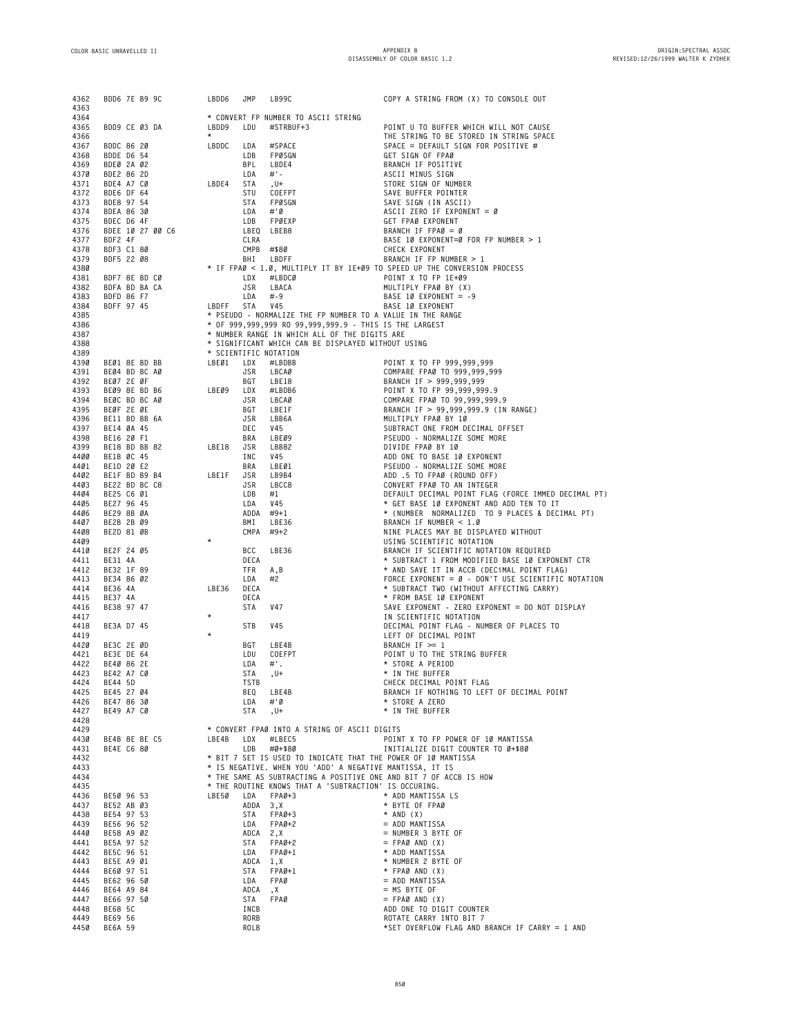```
4362  BDD6 7E B9 9C       LBDD6  JMP   LB99C                  COPY A STRING FROM (X) TO CONSOLE OUT
4363
4364                      * CONVERT FP NUMBER TO ASCII STRING
4365  BDD9 CE 03 DA       LBDD9  LDU   #STRBUF+3              POINT U TO BUFFER WHICH WILL NOT CAUSE
4366                      *                                   THE STRING TO BE STORED IN STRING SPACE
4367  BDDC 86 20          LBDDC  LDA   #SPACE                 SPACE = DEFAULT SIGN FOR POSITIVE #
4368  BDDE D6 54                 LDB   FP0SGN                 GET SIGN OF FPA0
4369  BDE0 2A 02                 BPL   LBDE4                  BRANCH IF POSITIVE
4370  BDE2 86 2D                 LDA   #'-                    ASCII MINUS SIGN
4371  BDE4 A7 C0          LBDE4  STA   ,U+                    STORE SIGN OF NUMBER
4372  BDE6 DF 64                 STU   COEFPT                 SAVE BUFFER POINTER
4373  BDE8 97 54                 STA   FP0SGN                 SAVE SIGN (IN ASCII)
4374  BDEA 86 30                 LDA   #'0                    ASCII ZERO IF EXPONENT = 0
4375  BDEC D6 4F                 LDB   FP0EXP                 GET FPA0 EXPONENT
4376  BDEE 10 27 00 C6           LBEQ  LBEB8                  BRANCH IF FPA0 = 0
4377  BDF2 4F                    CLRA                         BASE 10 EXPONENT=0 FOR FP NUMBER > 1
4378  BDF3 C1 80                 CMPB  #$80                   CHECK EXPONENT
4379  BDF5 22 08                 BHI   LBDFF                  BRANCH IF FP NUMBER > 1
4380                      * IF FPA0 < 1.0, MULTIPLY IT BY 1E+09 TO SPEED UP THE CONVERSION PROCESS
4381  BDF7 8E BD C0              LDX   #LBDC0                 POINT X TO FP 1E+09
4382  BDFA BD BA CA              JSR   LBACA                  MULTIPLY FPA0 BY (X)
4383  BDFD 86 F7                 LDA   #-9                    BASE 10 EXPONENT = -9
4384  BDFF 97 45          LBDFF  STA   V45                    BASE 10 EXPONENT
4385                      * PSEUDO - NORMALIZE THE FP NUMBER TO A VALUE IN THE RANGE
4386                      * OF 999,999,999 RO 99,999,999.9 - THIS IS THE LARGEST
4387                      * NUMBER RANGE IN WHICH ALL OF THE DIGITS ARE
4388                      * SIGNIFICANT WHICH CAN BE DISPLAYED WITHOUT USING
4389                      * SCIENTIFIC NOTATION
4390  BE01 8E BD BB       LBE01  LDX   #LBDBB                 POINT X TO FP 999,999,999
4391  BE04 BD BC A0              JSR   LBCA0                  COMPARE FPA0 TO 999,999,999
4392  BE07 2E 0F                 BGT   LBE18                  BRANCH IF > 999,999,999
4393  BE09 8E BD B6       LBE09  LDX   #LBDB6                 POINT X TO FP 99,999,999.9
4394  BE0C BD BC A0              JSR   LBCA0                  COMPARE FPA0 TO 99,999,999.9
4395  BE0F 2E 0E                 BGT   LBE1F                  BRANCH IF > 99,999,999.9 (IN RANGE)
4396  BE11 BD BB 6A              JSR   LBB6A                  MULTIPLY FPA0 BY 10
4397  BE14 0A 45                 DEC   V45                    SUBTRACT ONE FROM DECIMAL OFFSET
4398  BE16 20 F1                 BRA   LBE09                  PSEUDO - NORMALIZE SOME MORE
4399  BE18 BD BB 82       LBE18  JSR   LBB82                  DIVIDE FPA0 BY 10
4400  BE1B 0C 45                 INC   V45                    ADD ONE TO BASE 10 EXPONENT
4401  BE1D 20 E2                 BRA   LBE01                  PSEUDO - NORMALIZE SOME MORE
4402  BE1F BD B9 B4       LBE1F  JSR   LB9B4                  ADD .5 TO FPA0 (ROUND OFF)
4403  BE22 BD BC C8              JSR   LBCC8                  CONVERT FPA0 TO AN INTEGER
4404  BE25 C6 01                 LDB   #1                     DEFAULT DECIMAL POINT FLAG (FORCE IMMED DECIMAL PT)
4405  BE27 96 45                 LDA   V45                    * GET BASE 10 EXPONENT AND ADD TEN TO IT
4406  BE29 8B 0A                 ADDA  #9+1                   * (NUMBER  NORMALIZED  TO 9 PLACES & DECIMAL PT)
4407  BE2B 2B 09                 BMI   LBE36                  BRANCH IF NUMBER < 1.0
4408  BE2D 81 0B                 CMPA  #9+2                   NINE PLACES MAY BE DISPLAYED WITHOUT
4409                      *                                   USING SCIENTIFIC NOTATION
4410  BE2F 24 05                 BCC   LBE36                  BRANCH IF SCIENTIFIC NOTATION REQUIRED
4411  BE31 4A                    DECA                         * SUBTRACT 1 FROM MODIFIED BASE 10 EXPONENT CTR
4412  BE32 1F 89                 TFR   A,B                    * AND SAVE IT IN ACCB (DECiMAL POINT FLAG)
4413  BE34 86 02                 LDA   #2                     FORCE EXPONENT = 0 - DON'T USE SCIENTIFIC NOTATION
4414  BE36 4A             LBE36  DECA                         * SUBTRACT TWO (WITHOUT AFFECTING CARRY)
4415  BE37 4A                    DECA                         * FROM BASE 10 EXPONENT
4416  BE38 97 47                 STA   V47                    SAVE EXPONENT - ZERO EXPONENT = DO NOT DISPLAY
4417                      *                                   IN SCIENTIFIC NOTATION
4418  BE3A D7 45                 STB   V45                    DECIMAL POINT FLAG - NUMBER OF PLACES TO
4419                      *                                   LEFT OF DECIMAL POINT
4420  BE3C 2E 0D                 BGT   LBE4B                  BRANCH IF >= 1
4421  BE3E DE 64                 LDU   COEFPT                 POINT U TO THE STRING BUFFER
4422  BE40 86 2E                 LDA   #'.                    * STORE A PERIOD
4423  BE42 A7 C0                 STA   ,U+                    * IN THE BUFFER
4424  BE44 5D                    TSTB                         CHECK DECIMAL POINT FLAG
4425  BE45 27 04                 BEQ   LBE4B                  BRANCH IF NOTHING TO LEFT OF DECIMAL POINT
4426  BE47 86 30                 LDA   #'0                    * STORE A ZERO
4427  BE49 A7 C0                 STA   ,U+                    * IN THE BUFFER
4428
4429                      * CONVERT FPA0 INTO A STRING OF ASCII DIGITS
4430  BE4B 8E BE C5       LBE4B  LDX   #LBEC5                 POINT X TO FP POWER OF 10 MANTISSA
4431  BE4E C6 80                 LDB   #0+$80                 INITIALIZE DIGIT COUNTER TO 0+$80
4432                      * BIT 7 SET IS USED TO INDICATE THAT THE POWER OF 10 MANTISSA
4433                      * IS NEGATIVE. WHEN YOU 'ADD' A NEGATIVE MANTISSA, IT IS
4434                      * THE SAME AS SUBTRACTING A POSITIVE ONE AND BIT 7 OF ACCB IS HOW
4435                      * THE ROUTINE KNOWS THAT A 'SUBTRACTION' IS OCCURING.
4436  BE50 96 53          LBE50  LDA   FPA0+3                 * ADD MANTISSA LS
4437  BE52 AB 03                 ADDA  3,X                    * BYTE OF FPA0
4438  BE54 97 53                 STA   FPA0+3                 * AND (X)
4439  BE56 96 52                 LDA   FPA0+2                 = ADD MANTISSA
4440  BE58 A9 02                 ADCA  2,X                    = NUMBER 3 BYTE OF
4441  BE5A 97 52                 STA   FPA0+2                 = FPA0 AND (X)
4442  BE5C 96 51                 LDA   FPA0+1                 * ADD MANTISSA
4443  BE5E A9 01                 ADCA  1,X                    * NUMBER 2 BYTE OF
4444  BE60 97 51                 STA   FPA0+1                 * FPA0 AND (X)
4445  BE62 96 50                 LDA   FPA0                   = ADD MANTISSA
4446  BE64 A9 84                 ADCA  ,X                     = MS BYTE OF
4447  BE66 97 50                 STA   FPA0                   = FPA0 AND (X)
4448  BE68 5C                    INCB                         ADD ONE TO DIGIT COUNTER
4449  BE69 56                    RORB                         ROTATE CARRY INTO BIT 7
4450  BE6A 59                    ROLB                         *SET OVERFLOW FLAG AND BRANCH IF CARRY = 1 AND
```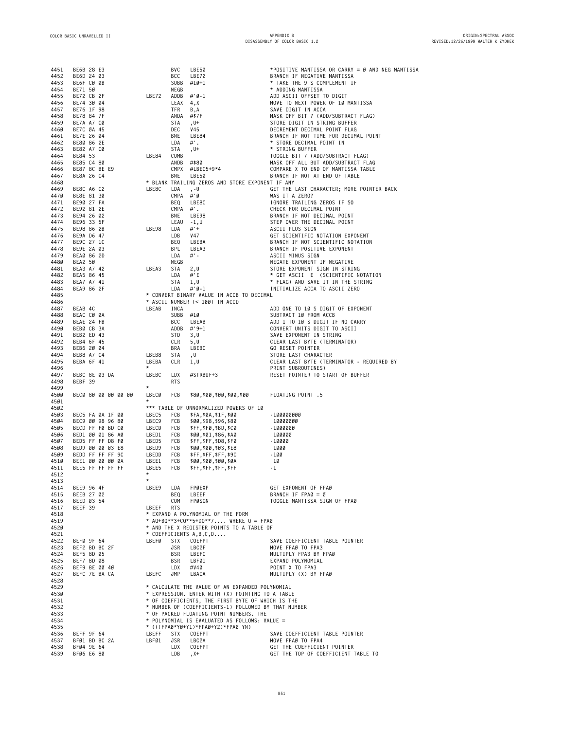```
4451  BE6B 28 E3                  BVC   LBE50                     *POSITIVE MANTISSA OR CARRY = 0 AND NEG MANTISSA
4452  BE6D 24 03                  BCC   LBE72                     BRANCH IF NEGATIVE MANTISSA
4453  BE6F C0 0B                  SUBB  #10+1                     * TAKE THE 9 S COMPLEMENT IF
4454  BE71 50                     NEGB                            * ADDING MANTISSA
4455  BE72 CB 2F          LBE72   ADDB  #'0-1                     ADD ASCII OFFSET TO DIGIT
4456  BE74 30 04                  LEAX  4,X                       MOVE TO NEXT POWER OF 10 MANTISSA
4457  BE76 1F 98                  TFR   B,A                       SAVE DIGIT IN ACCA
4458  BE78 84 7F                  ANDA  #$7F                      MASK OFF BIT 7 (ADD/SUBTRACT FLAG)
4459  BE7A A7 C0                  STA   ,U+                       STORE DIGIT IN STRING BUFFER
4460  BE7C 0A 45                  DEC   V45                       DECREMENT DECIMAL POINT FLAG
4461  BE7E 26 04                  BNE   LBE84                     BRANCH IF NOT TIME FOR DECIMAL POINT
4462  BE80 86 2E                  LDA   #'.                       * STORE DECIMAL POINT IN
4463  BE82 A7 C0                  STA   ,U+                       * STRING BUFFER
4464  BE84 53             LBE84   COMB                            TOGGLE BIT 7 (ADD/SUBTRACT FLAG)
4465  BE85 C4 80                  ANDB  #$80                      MASK OFF ALL BUT ADD/SUBTRACT FLAG
4466  BE87 8C BE E9               CMPX  #LBEC5+9*4                COMPARE X TO END OF MANTISSA TABLE
4467  BE8A 26 C4                  BNE   LBE50                     BRANCH IF NOT AT END OF TABLE
4468                      * BLANK TRAILING ZEROS AND STORE EXPONENT IF ANY
4469  BE8C A6 C2          LBE8C   LDA   ,-U                       GET THE LAST CHARACTER; MOVE POINTER BACK
4470  BE8E 81 30                  CMPA  #'0                       WAS IT A ZERO?
4471  BE90 27 FA                  BEQ   LBE8C                     IGNORE TRAILING ZEROS IF SO
4472  BE92 81 2E                  CMPA  #'.                       CHECK FOR DECIMAL POINT
4473  BE94 26 02                  BNE   LBE98                     BRANCH IF NOT DECIMAL POINT
4474  BE96 33 5F                  LEAU  -1,U                      STEP OVER THE DECIMAL POINT
4475  BE98 86 2B          LBE98   LDA   #'+                       ASCII PLUS SIGN
4476  BE9A D6 47                  LDB   V47                       GET SCIENTIFIC NOTATION EXPONENT
4477  BE9C 27 1C                  BEQ   LBEBA                     BRANCH IF NOT SCIENTIFIC NOTATION
4478  BE9E 2A 03                  BPL   LBEA3                     BRANCH IF POSITIVE EXPONENT
4479  BEA0 86 2D                  LDA   #'-                       ASCII MINUS SIGN
4480  BEA2 50                     NEGB                            NEGATE EXPONENT IF NEGATIVE
4481  BEA3 A7 42          LBEA3   STA   2,U                       STORE EXPONENT SIGN IN STRING
4482  BEA5 86 45                  LDA   #'E                       * GET ASCII  E  (SCIENTIFIC NOTATION
4483  BEA7 A7 41                  STA   1,U                       * FLAG) AND SAVE IT IN THE STRING
4484  BEA9 86 2F                  LDA   #'0-1                     INITIALIZE ACCA TO ASCII ZERO
4485                      * CONVERT BINARY VALUE IN ACCB TO DECIMAL
4486                      * ASCII NUMBER (< 100) IN ACCD
4487  BEAB 4C             LBEAB   INCA                            ADD ONE TO 10 S DIGIT OF EXPONENT
4488  BEAC C0 0A                  SUBB  #10                       SUBTRACT 10 FROM ACCB
4489  BEAE 24 FB                  BCC   LBEAB                     ADD 1 TO 10 S DIGIT IF NO CARRY
4490  BEB0 CB 3A                  ADDB  #'9+1                     CONVERT UNITS DIGIT TO ASCII
4491  BEB2 ED 43                  STD   3,U                       SAVE EXPONENT IN STRING
4492  BEB4 6F 45                  CLR   5,U                       CLEAR LAST BYTE (TERMINATOR)
4493  BEB6 20 04                  BRA   LBEBC                     GO RESET POINTER
4494  BEB8 A7 C4          LBEB8   STA   ,U                        STORE LAST CHARACTER
4495  BEBA 6F 41          LBEBA   CLR   1,U                       CLEAR LAST BYTE (TERMINATOR - REQUIRED BY
4496                      *                                       PRINT SUBROUTINES)
4497  BEBC 8E 03 DA       LBEBC   LDX   #STRBUF+3                 RESET POINTER TO START OF BUFFER
4498  BEBF 39                     RTS
4499                      *
4500  BEC0 80 00 00 00 00 LBEC0   FCB   $80,$00,$00,$00,$00       FLOATING POINT .5
4501                      *
4502                      *** TABLE OF UNNORMALIZED POWERS OF 10
4503  BEC5 FA 0A 1F 00    LBEC5   FCB   $FA,$0A,$1F,$00           -100000000
4504  BEC9 00 98 96 80    LBEC9   FCB   $00,$98,$96,$80            10000000
4505  BECD FF F0 BD C0    LBECD   FCB   $FF,$F0,$BD,$C0           -1000000
4506  BED1 00 01 86 A0    LBED1   FCB   $00,$01,$86,$A0            100000
4507  BED5 FF FF D8 F0    LBED5   FCB   $FF,$FF,$D8,$F0           -10000
4508  BED9 00 00 03 E8    LBED9   FCB   $00,$00,$03,$E8            1000
4509  BEDD FF FF FF 9C    LBEDD   FCB   $FF,$FF,$FF,$9C           -100
4510  BEE1 00 00 00 0A    LBEE1   FCB   $00,$00,$00,$0A            10
4511  BEE5 FF FF FF FF    LBEE5   FCB   $FF,$FF,$FF,$FF           -1
4512                      *
4513                      *
4514  BEE9 96 4F          LBEE9   LDA   FP0EXP                    GET EXPONENT OF FPA0
4515  BEEB 27 02                  BEQ   LBEEF                     BRANCH IF FPA0 = 0
4516  BEED 03 54                  COM   FP0SGN                    TOGGLE MANTISSA SIGN OF FPA0
4517  BEEF 39             LBEEF   RTS
4518                      * EXPAND A POLYNOMIAL OF THE FORM
4519                      * AQ+BQ**3+CQ**5+DQ**7.... WHERE Q = FPA0
4520                      * AND THE X REGISTER POINTS TO A TABLE OF
4521                      * COEFFICIENTS A,B,C,D....
4522  BEF0 9F 64          LBEF0   STX   COEFPT                    SAVE COEFFICIENT TABLE POINTER
4523  BEF2 BD BC 2F               JSR   LBC2F                     MOVE FPA0 TO FPA3
4524  BEF5 8D 05                  BSR   LBEFC                     MULTIPLY FPA3 BY FPA0
4525  BEF7 8D 08                  BSR   LBF01                     EXPAND POLYNOMIAL
4526  BEF9 8E 00 40               LDX   #V40                      POINT X TO FPA3
4527  BEFC 7E BA CA       LBEFC   JMP   LBACA                     MULTIPLY (X) BY FPA0
4528
4529                      * CALCULATE THE VALUE OF AN EXPANDED POLYNOMIAL
4530                      * EXPRESSION. ENTER WITH (X) POINTING TO A TABLE
4531                      * OF COEFFICIENTS, THE FIRST BYTE OF WHICH IS THE
4532                      * NUMBER OF (COEFFICIENTS-1) FOLLOWED BY THAT NUMBER
4533                      * OF PACKED FLOATING POINT NUMBERS. THE
4534                      * POLYNOMIAL IS EVALUATED AS FOLLOWS: VALUE =
4535                      * (((FPA0*Y0+Y1)*FPA0+Y2)*FPA0 YN)
4536  BEFF 9F 64          LBEFF   STX   COEFPT                    SAVE COEFFICIENT TABLE POINTER
4537  BF01 BD BC 2A       LBF01   JSR   LBC2A                     MOVE FPA0 TO FPA4
4538  BF04 9E 64                  LDX   COEFPT                    GET THE COEFFICIENT POINTER
4539  BF06 E6 80                  LDB   ,X+                       GET THE TOP OF COEFFICIENT TABLE TO
```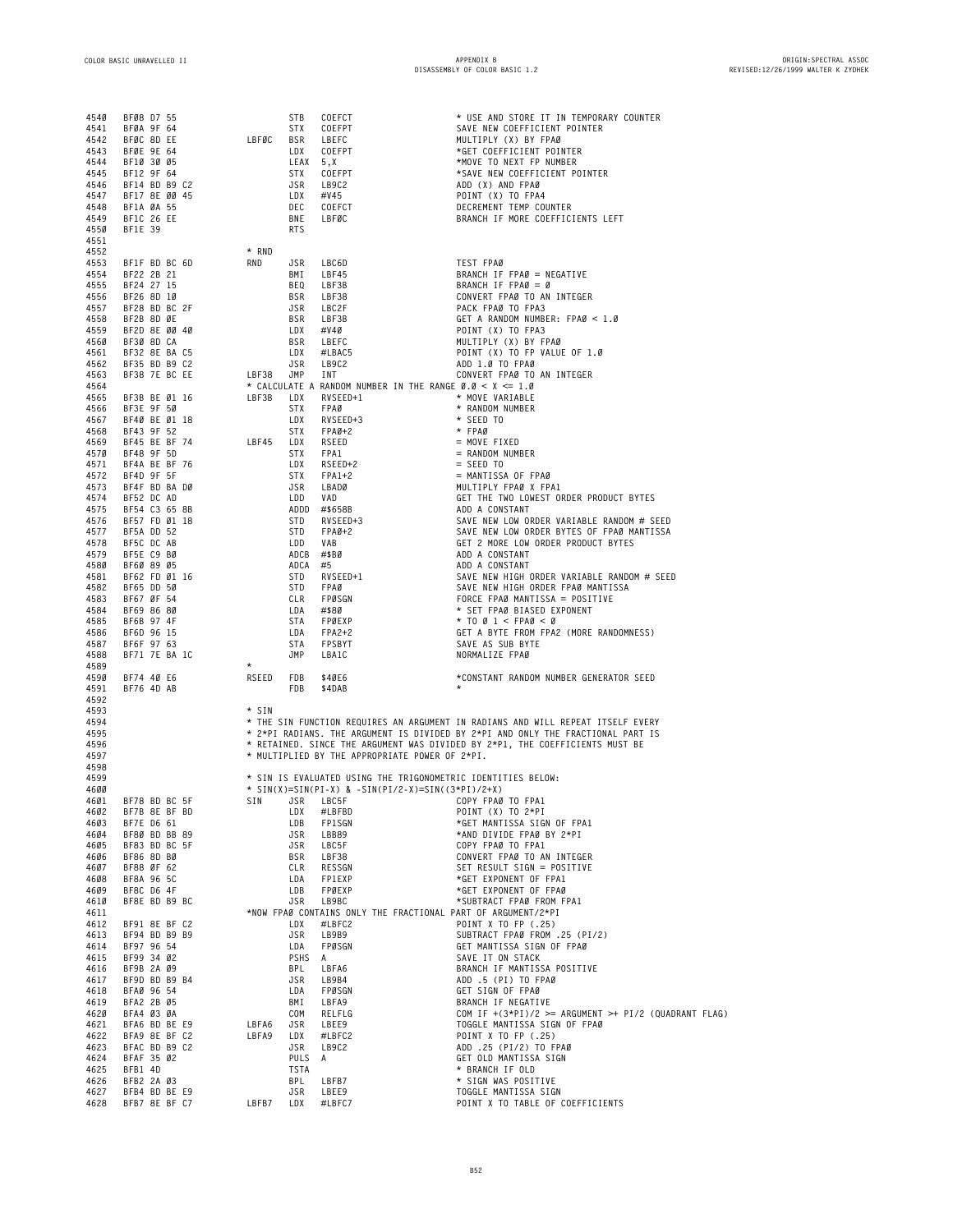```
4540  BF08 D7 55              STB   COEFCT                   * USE AND STORE IT IN TEMPORARY COUNTER
4541  BF0A 9F 64              STX   COEFPT                   SAVE NEW COEFFICIENT POINTER
4542  BF0C 8D EE       LBF0C  BSR   LBEFC                    MULTIPLY (X) BY FPA0
4543  BF0E 9E 64              LDX   COEFPT                   *GET COEFFICIENT POINTER
4544  BF10 30 05              LEAX  5,X                      *MOVE TO NEXT FP NUMBER
4545  BF12 9F 64              STX   COEFPT                   *SAVE NEW COEFFICIENT POINTER
4546  BF14 BD B9 C2           JSR   LB9C2                    ADD (X) AND FPA0
4547  BF17 8E 00 45           LDX   #V45                     POINT (X) TO FPA4
4548  BF1A 0A 55              DEC   COEFCT                   DECREMENT TEMP COUNTER
4549  BF1C 26 EE              BNE   LBF0C                    BRANCH IF MORE COEFFICIENTS LEFT
4550  BF1E 39                 RTS
4551
4552                   * RND
4553  BF1F BD BC 6D    RND    JSR   LBC6D                    TEST FPA0
4554  BF22 2B 21              BMI   LBF45                    BRANCH IF FPA0 = NEGATIVE
4555  BF24 27 15              BEQ   LBF3B                    BRANCH IF FPA0 = 0
4556  BF26 8D 10              BSR   LBF38                    CONVERT FPA0 TO AN INTEGER
4557  BF28 BD BC 2F           JSR   LBC2F                    PACK FPA0 TO FPA3
4558  BF2B 8D 0E              BSR   LBF3B                    GET A RANDOM NUMBER: FPA0 < 1.0
4559  BF2D 8E 00 40           LDX   #V40                     POINT (X) TO FPA3
4560  BF30 8D CA              BSR   LBEFC                    MULTIPLY (X) BY FPA0
4561  BF32 8E BA C5           LDX   #LBAC5                   POINT (X) TO FP VALUE OF 1.0
4562  BF35 BD B9 C2           JSR   LB9C2                    ADD 1.0 TO FPA0
4563  BF38 7E BC EE    LBF38  JMP   INT                      CONVERT FPA0 TO AN INTEGER
4564                   * CALCULATE A RANDOM NUMBER IN THE RANGE 0.0 < X <= 1.0
4565  BF3B BE 01 16    LBF3B  LDX   RVSEED+1                 * MOVE VARIABLE
4566  BF3E 9F 50              STX   FPA0                     * RANDOM NUMBER
4567  BF40 BE 01 18           LDX   RVSEED+3                 * SEED TO
4568  BF43 9F 52              STX   FPA0+2                   * FPA0
4569  BF45 BE BF 74    LBF45  LDX   RSEED                    = MOVE FIXED
4570  BF48 9F 5D              STX   FPA1                     = RANDOM NUMBER
4571  BF4A BE BF 76           LDX   RSEED+2                  = SEED TO
4572  BF4D 9F 5F              STX   FPA1+2                   = MANTISSA OF FPA0
4573  BF4F BD BA D0           JSR   LBAD0                    MULTIPLY FPA0 X FPA1
4574  BF52 DC AD              LDD   VAD                      GET THE TWO LOWEST ORDER PRODUCT BYTES
4575  BF54 C3 65 8B           ADDD  #$658B                   ADD A CONSTANT
4576  BF57 FD 01 18           STD   RVSEED+3                 SAVE NEW LOW ORDER VARIABLE RANDOM # SEED
4577  BF5A DD 52              STD   FPA0+2                   SAVE NEW LOW ORDER BYTES OF FPA0 MANTISSA
4578  BF5C DC AB              LDD   VAB                      GET 2 MORE LOW ORDER PRODUCT BYTES
4579  BF5E C9 B0              ADCB  #$B0                     ADD A CONSTANT
4580  BF60 89 05              ADCA  #5                       ADD A CONSTANT
4581  BF62 FD 01 16           STD   RVSEED+1                 SAVE NEW HIGH ORDER VARIABLE RANDOM # SEED
4582  BF65 DD 50              STD   FPA0                     SAVE NEW HIGH ORDER FPA0 MANTISSA
4583  BF67 0F 54              CLR   FP0SGN                   FORCE FPA0 MANTISSA = POSITIVE
4584  BF69 86 80              LDA   #$80                     * SET FPA0 BIASED EXPONENT
4585  BF6B 97 4F              STA   FP0EXP                   * TO 0 1 < FPA0 < 0
4586  BF6D 96 15              LDA   FPA2+2                   GET A BYTE FROM FPA2 (MORE RANDOMNESS)
4587  BF6F 97 63              STA   FPSBYT                   SAVE AS SUB BYTE
4588  BF71 7E BA 1C           JMP   LBA1C                    NORMALIZE FPA0
4589                   *
4590  BF74 40 E6       RSEED  FDB   $40E6                    *CONSTANT RANDOM NUMBER GENERATOR SEED
4591  BF76 4D AB              FDB   $4DAB                    *
4592
4593                   * SIN
4594                   * THE SIN FUNCTION REQUIRES AN ARGUMENT IN RADIANS AND WILL REPEAT ITSELF EVERY
4595                   * 2*PI RADIANS. THE ARGUMENT IS DIVIDED BY 2*PI AND ONLY THE FRACTIONAL PART IS
4596                   * RETAINED. SINCE THE ARGUMENT WAS DIVIDED BY 2*P1, THE COEFFICIENTS MUST BE
4597                   * MULTIPLIED BY THE APPROPRIATE POWER OF 2*PI.
4598
4599                   * SIN IS EVALUATED USING THE TRIGONOMETRIC IDENTITIES BELOW:
4600                   * SIN(X)=SIN(PI-X) & -SIN(PI/2-X)=SIN((3*PI)/2+X)
4601  BF78 BD BC 5F    SIN    JSR   LBC5F                    COPY FPA0 TO FPA1
4602  BF7B 8E BF BD           LDX   #LBFBD                   POINT (X) TO 2*PI
4603  BF7E D6 61              LDB   FP1SGN                   *GET MANTISSA SIGN OF FPA1
4604  BF80 BD BB 89           JSR   LBB89                    *AND DIVIDE FPA0 BY 2*PI
4605  BF83 BD BC 5F           JSR   LBC5F                    COPY FPA0 TO FPA1
4606  BF86 8D B0              BSR   LBF38                    CONVERT FPA0 TO AN INTEGER
4607  BF88 0F 62              CLR   RESSGN                   SET RESULT SIGN = POSITIVE
4608  BF8A 96 5C              LDA   FP1EXP                   *GET EXPONENT OF FPA1
4609  BF8C D6 4F              LDB   FP0EXP                   *GET EXPONENT OF FPA0
4610  BF8E BD B9 BC           JSR   LB9BC                    *SUBTRACT FPA0 FROM FPA1
4611                   *NOW FPA0 CONTAINS ONLY THE FRACTIONAL PART OF ARGUMENT/2*PI
4612  BF91 8E BF C2           LDX   #LBFC2                   POINT X TO FP (.25)
4613  BF94 BD B9 B9           JSR   LB9B9                    SUBTRACT FPA0 FROM .25 (PI/2)
4614  BF97 96 54              LDA   FP0SGN                   GET MANTISSA SIGN OF FPA0
4615  BF99 34 02              PSHS  A                        SAVE IT ON STACK
4616  BF9B 2A 09              BPL   LBFA6                    BRANCH IF MANTISSA POSITIVE
4617  BF9D BD B9 B4           JSR   LB9B4                    ADD .5 (PI) TO FPA0
4618  BFA0 96 54              LDA   FP0SGN                   GET SIGN OF FPA0
4619  BFA2 2B 05              BMI   LBFA9                    BRANCH IF NEGATIVE
4620  BFA4 03 0A              COM   RELFLG                   COM IF +(3*PI)/2 >= ARGUMENT >+ PI/2 (QUADRANT FLAG)
4621  BFA6 BD BE E9    LBFA6  JSR   LBEE9                    TOGGLE MANTISSA SIGN OF FPA0
4622  BFA9 8E BF C2    LBFA9  LDX   #LBFC2                   POINT X TO FP (.25)
4623  BFAC BD B9 C2           JSR   LB9C2                    ADD .25 (PI/2) TO FPA0
4624  BFAF 35 02              PULS  A                        GET OLD MANTISSA SIGN
4625  BFB1 4D                 TSTA                           * BRANCH IF OLD
4626  BFB2 2A 03              BPL   LBFB7                    * SIGN WAS POSITIVE
4627  BFB4 BD BE E9           JSR   LBEE9                    TOGGLE MANTISSA SIGN
4628  BFB7 8E BF C7    LBFB7  LDX   #LBFC7                   POINT X TO TABLE OF COEFFICIENTS
```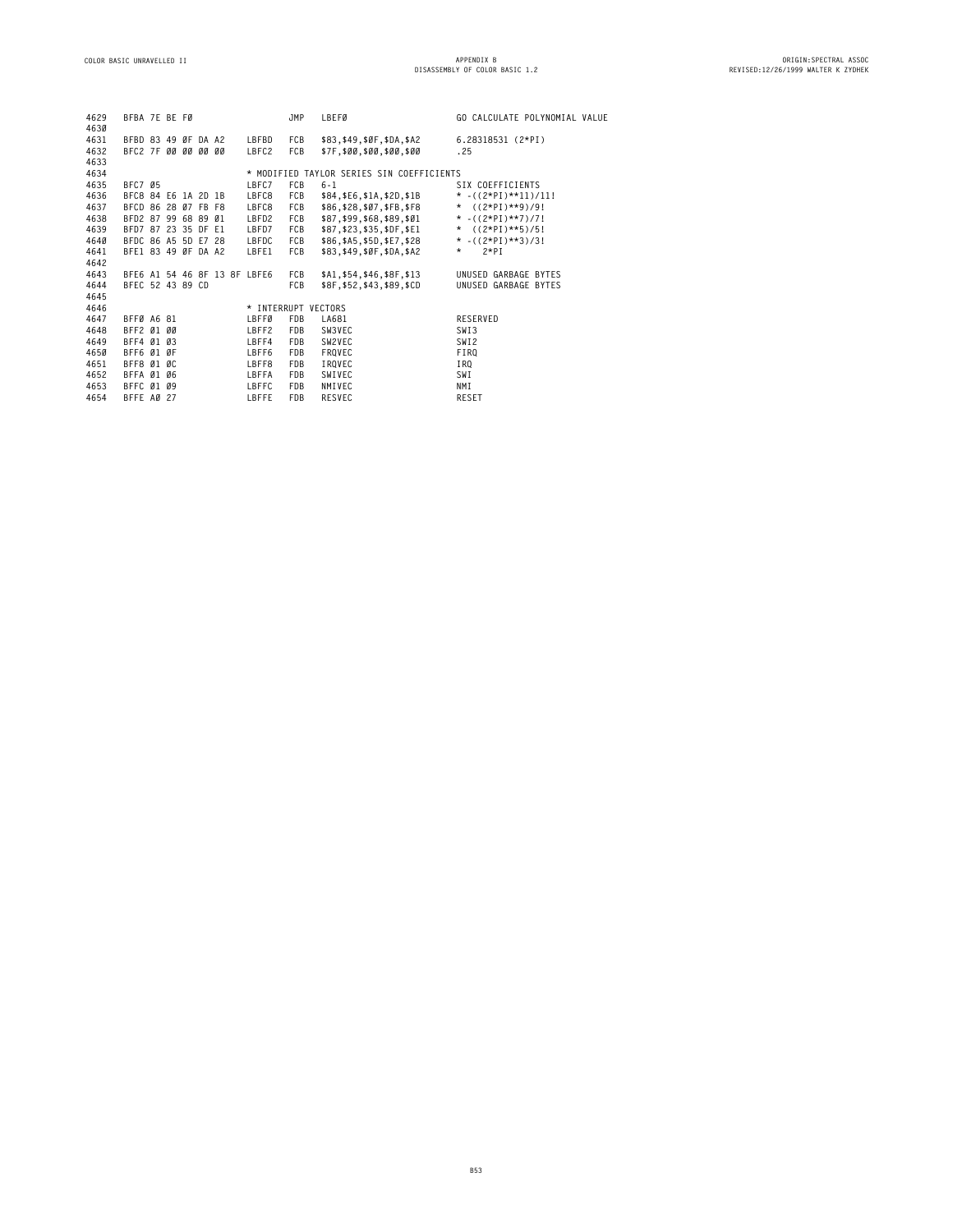```
4629   BFBA 7E BE F0                     JMP   LBEF0                     GO CALCULATE POLYNOMIAL VALUE
4630
4631   BFBD 83 49 0F DA A2       LBFBD   FCB   $83,$49,$0F,$DA,$A2       6.28318531 (2*PI)
4632   BFC2 7F 00 00 00 00       LBFC2   FCB   $7F,$00,$00,$00,$00       .25
4633
4634                             * MODIFIED TAYLOR SERIES SIN COEFFICIENTS
4635   BFC7 05                   LBFC7   FCB   6-1                       SIX COEFFICIENTS
4636   BFC8 84 E6 1A 2D 1B       LBFC8   FCB   $84,$E6,$1A,$2D,$1B       * -((2*PI)**11)/11!
4637   BFCD 86 28 07 FB F8       LBFC8   FCB   $86,$28,$07,$FB,$F8       *  ((2*PI)**9)/9!
4638   BFD2 87 99 68 89 01       LBFD2   FCB   $87,$99,$68,$89,$01       * -((2*PI)**7)/7!
4639   BFD7 87 23 35 DF E1       LBFD7   FCB   $87,$23,$35,$DF,$E1       *  ((2*PI)**5)/5!
4640   BFDC 86 A5 5D E7 28       LBFDC   FCB   $86,$A5,$5D,$E7,$28       * -((2*PI)**3)/3!
4641   BFE1 83 49 0F DA A2       LBFE1   FCB   $83,$49,$0F,$DA,$A2       *    2*PI
4642
4643   BFE6 A1 54 46 8F 13 8F LBFE6      FCB   $A1,$54,$46,$8F,$13       UNUSED GARBAGE BYTES
4644   BFEC 52 43 89 CD                  FCB   $8F,$52,$43,$89,$CD       UNUSED GARBAGE BYTES
4645
4646                             * INTERRUPT VECTORS
4647   BFF0 A6 81                LBFF0   FDB   LA681                     RESERVED
4648   BFF2 01 00                LBFF2   FDB   SW3VEC                    SWI3
4649   BFF4 01 03                LBFF4   FDB   SW2VEC                    SWI2
4650   BFF6 01 0F                LBFF6   FDB   FRQVEC                    FIRQ
4651   BFF8 01 0C                LBFF8   FDB   IRQVEC                    IRQ
4652   BFFA 01 06                LBFFA   FDB   SWIVEC                    SWI
4653   BFFC 01 09                LBFFC   FDB   NMIVEC                    NMI
4654   BFFE A0 27                LBFFE   FDB   RESVEC                    RESET
```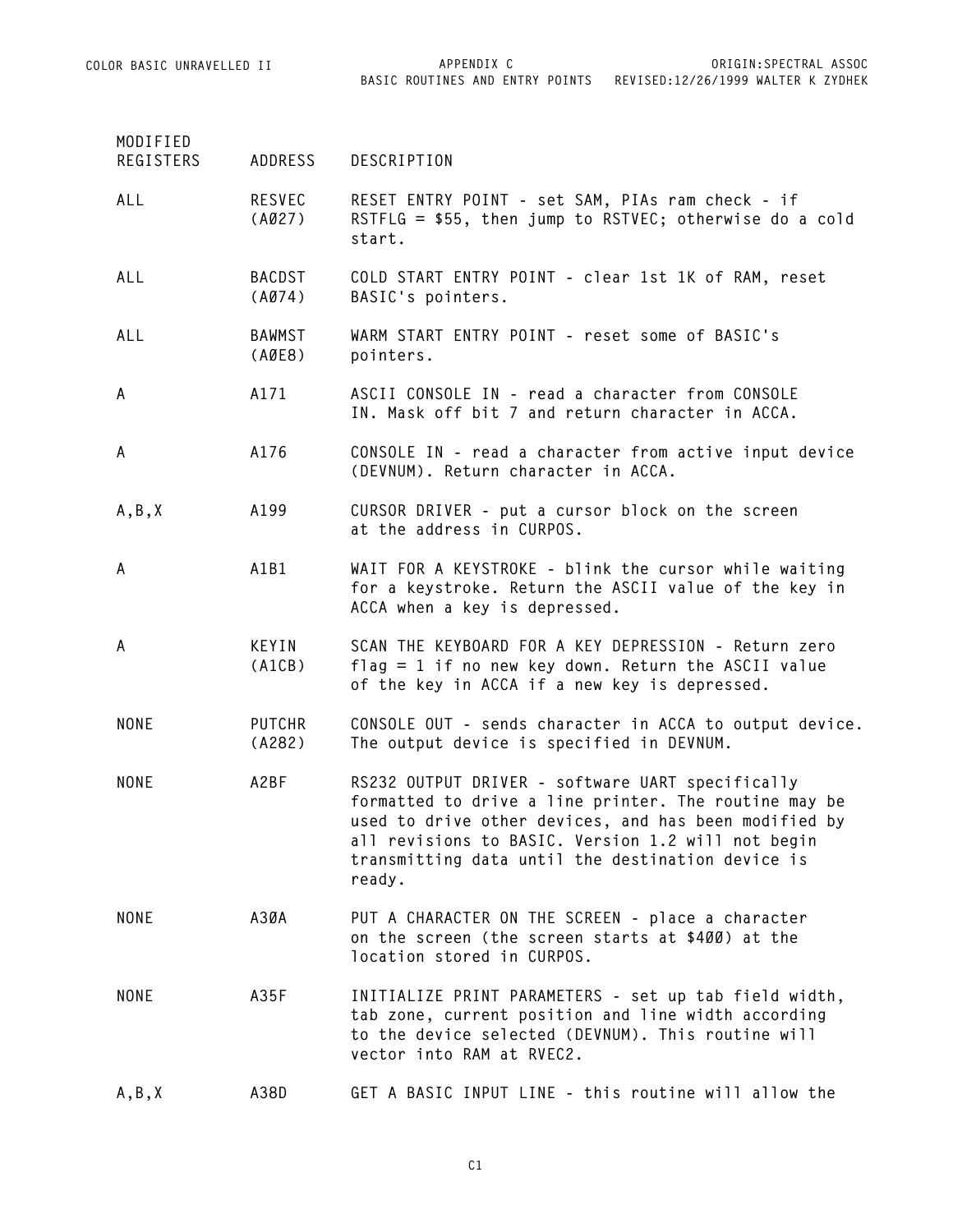| MODIFIED REGISTERS | ADDRESS | DESCRIPTION |
|---|---|---|
| ALL | RESVEC (A027) | RESET ENTRY POINT - set SAM, PIAs ram check - if RSTFLG = $55, then jump to RSTVEC; otherwise do a cold start. |
| ALL | BACDST (A074) | COLD START ENTRY POINT - clear 1st 1K of RAM, reset BASIC's pointers. |
| ALL | BAWMST (A0E8) | WARM START ENTRY POINT - reset some of BASIC's pointers. |
| A | A171 | ASCII CONSOLE IN - read a character from CONSOLE IN. Mask off bit 7 and return character in ACCA. |
| A | A176 | CONSOLE IN - read a character from active input device (DEVNUM). Return character in ACCA. |
| A,B,X | A199 | CURSOR DRIVER - put a cursor block on the screen at the address in CURPOS. |
| A | A1B1 | WAIT FOR A KEYSTROKE - blink the cursor while waiting for a keystroke. Return the ASCII value of the key in ACCA when a key is depressed. |
| A | KEYIN (A1CB) | SCAN THE KEYBOARD FOR A KEY DEPRESSION - Return zero flag = 1 if no new key down. Return the ASCII value of the key in ACCA if a new key is depressed. |
| NONE | PUTCHR (A282) | CONSOLE OUT - sends character in ACCA to output device. The output device is specified in DEVNUM. |
| NONE | A2BF | RS232 OUTPUT DRIVER - software UART specifically formatted to drive a line printer. The routine may be used to drive other devices, and has been modified by all revisions to BASIC. Version 1.2 will not begin transmitting data until the destination device is ready. |
| NONE | A30A | PUT A CHARACTER ON THE SCREEN - place a character on the screen (the screen starts at $400) at the location stored in CURPOS. |
| NONE | A35F | INITIALIZE PRINT PARAMETERS - set up tab field width, tab zone, current position and line width according to the device selected (DEVNUM). This routine will vector into RAM at RVEC2. |
| A,B,X | A38D | GET A BASIC INPUT LINE - this routine will allow the |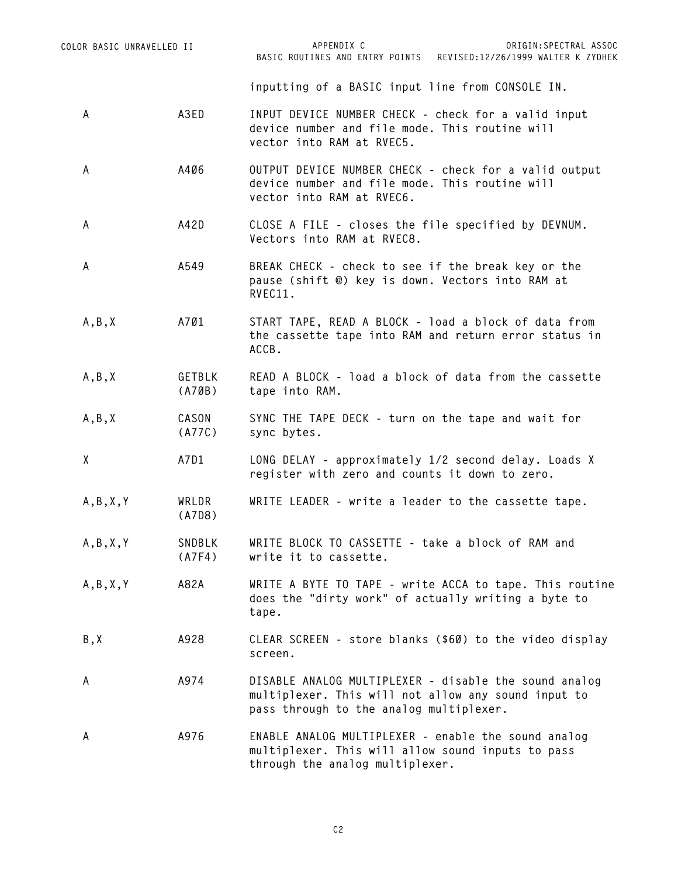inputting of a BASIC input line from CONSOLE IN.

| | | |
|---|---|---|
| A | A3ED | INPUT DEVICE NUMBER CHECK - check for a valid input device number and file mode. This routine will vector into RAM at RVEC5. |
| A | A4Ø6 | OUTPUT DEVICE NUMBER CHECK - check for a valid output device number and file mode. This routine will vector into RAM at RVEC6. |
| A | A42D | CLOSE A FILE - closes the file specified by DEVNUM. Vectors into RAM at RVEC8. |
| A | A549 | BREAK CHECK - check to see if the break key or the pause (shift @) key is down. Vectors into RAM at RVEC11. |
| A,B,X | A7Ø1 | START TAPE, READ A BLOCK - load a block of data from the cassette tape into RAM and return error status in ACCB. |
| A,B,X | GETBLK (A7ØB) | READ A BLOCK - load a block of data from the cassette tape into RAM. |
| A,B,X | CASON (A77C) | SYNC THE TAPE DECK - turn on the tape and wait for sync bytes. |
| X | A7D1 | LONG DELAY - approximately 1/2 second delay. Loads X register with zero and counts it down to zero. |
| A,B,X,Y | WRLDR (A7D8) | WRITE LEADER - write a leader to the cassette tape. |
| A,B,X,Y | SNDBLK (A7F4) | WRITE BLOCK TO CASSETTE - take a block of RAM and write it to cassette. |
| A,B,X,Y | A82A | WRITE A BYTE TO TAPE - write ACCA to tape. This routine does the "dirty work" of actually writing a byte to tape. |
| B,X | A928 | CLEAR SCREEN - store blanks ($6Ø) to the video display screen. |
| A | A974 | DISABLE ANALOG MULTIPLEXER - disable the sound analog multiplexer. This will not allow any sound input to pass through to the analog multiplexer. |
| A | A976 | ENABLE ANALOG MULTIPLEXER - enable the sound analog multiplexer. This will allow sound inputs to pass through the analog multiplexer. |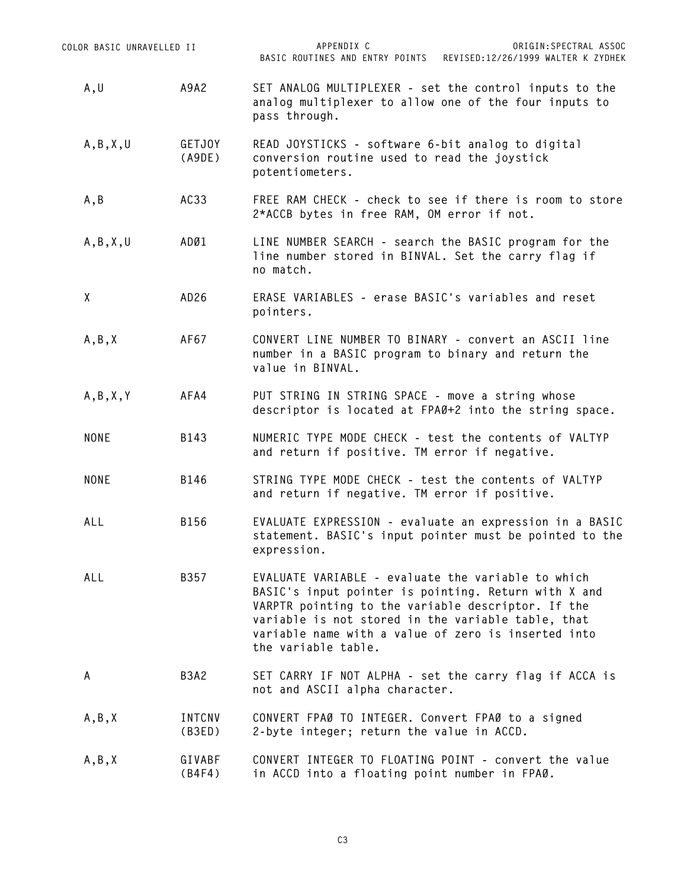| | | |
|---|---|---|
| A,U | A9A2 | SET ANALOG MULTIPLEXER - set the control inputs to the analog multiplexer to allow one of the four inputs to pass through. |
| A,B,X,U | GETJOY (A9DE) | READ JOYSTICKS - software 6-bit analog to digital conversion routine used to read the joystick potentiometers. |
| A,B | AC33 | FREE RAM CHECK - check to see if there is room to store 2*ACCB bytes in free RAM, OM error if not. |
| A,B,X,U | ADØ1 | LINE NUMBER SEARCH - search the BASIC program for the line number stored in BINVAL. Set the carry flag if no match. |
| X | AD26 | ERASE VARIABLES - erase BASIC's variables and reset pointers. |
| A,B,X | AF67 | CONVERT LINE NUMBER TO BINARY - convert an ASCII line number in a BASIC program to binary and return the value in BINVAL. |
| A,B,X,Y | AFA4 | PUT STRING IN STRING SPACE - move a string whose descriptor is located at FPAØ+2 into the string space. |
| NONE | B143 | NUMERIC TYPE MODE CHECK - test the contents of VALTYP and return if positive. TM error if negative. |
| NONE | B146 | STRING TYPE MODE CHECK - test the contents of VALTYP and return if negative. TM error if positive. |
| ALL | B156 | EVALUATE EXPRESSION - evaluate an expression in a BASIC statement. BASIC's input pointer must be pointed to the expression. |
| ALL | B357 | EVALUATE VARIABLE - evaluate the variable to which BASIC's input pointer is pointing. Return with X and VARPTR pointing to the variable descriptor. If the variable is not stored in the variable table, that variable name with a value of zero is inserted into the variable table. |
| A | B3A2 | SET CARRY IF NOT ALPHA - set the carry flag if ACCA is not and ASCII alpha character. |
| A,B,X | INTCNV (B3ED) | CONVERT FPAØ TO INTEGER. Convert FPAØ to a signed 2-byte integer; return the value in ACCD. |
| A,B,X | GIVABF (B4F4) | CONVERT INTEGER TO FLOATING POINT - convert the value in ACCD into a floating point number in FPAØ. |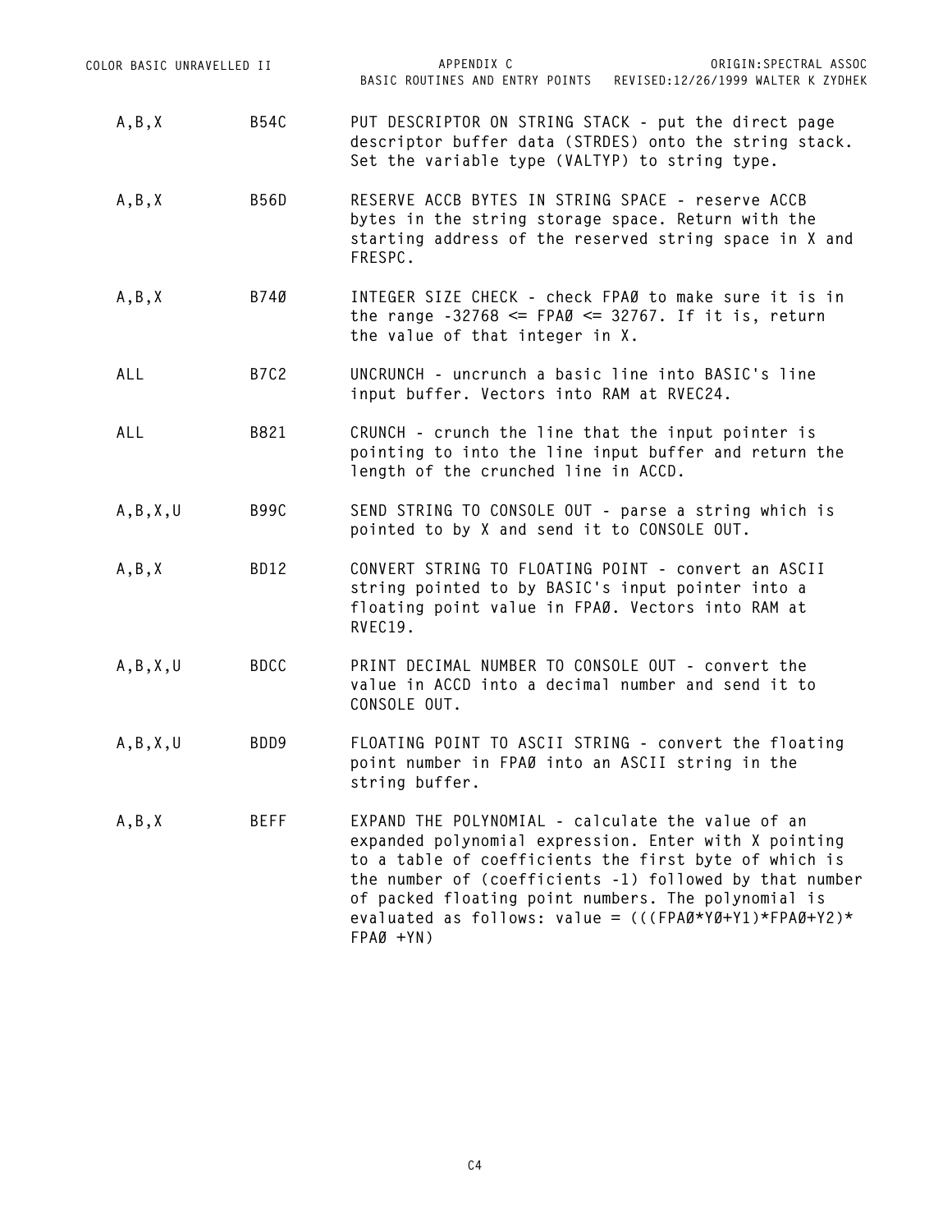| | | |
|---|---|---|
| A,B,X | B54C | PUT DESCRIPTOR ON STRING STACK - put the direct page descriptor buffer data (STRDES) onto the string stack. Set the variable type (VALTYP) to string type. |
| A,B,X | B56D | RESERVE ACCB BYTES IN STRING SPACE - reserve ACCB bytes in the string storage space. Return with the starting address of the reserved string space in X and FRESPC. |
| A,B,X | B740 | INTEGER SIZE CHECK - check FPA0 to make sure it is in the range -32768 <= FPA0 <= 32767. If it is, return the value of that integer in X. |
| ALL | B7C2 | UNCRUNCH - uncrunch a basic line into BASIC's line input buffer. Vectors into RAM at RVEC24. |
| ALL | B821 | CRUNCH - crunch the line that the input pointer is pointing to into the line input buffer and return the length of the crunched line in ACCD. |
| A,B,X,U | B99C | SEND STRING TO CONSOLE OUT - parse a string which is pointed to by X and send it to CONSOLE OUT. |
| A,B,X | BD12 | CONVERT STRING TO FLOATING POINT - convert an ASCII string pointed to by BASIC's input pointer into a floating point value in FPA0. Vectors into RAM at RVEC19. |
| A,B,X,U | BDCC | PRINT DECIMAL NUMBER TO CONSOLE OUT - convert the value in ACCD into a decimal number and send it to CONSOLE OUT. |
| A,B,X,U | BDD9 | FLOATING POINT TO ASCII STRING - convert the floating point number in FPA0 into an ASCII string in the string buffer. |
| A,B,X | BEFF | EXPAND THE POLYNOMIAL - calculate the value of an expanded polynomial expression. Enter with X pointing to a table of coefficients the first byte of which is the number of (coefficients -1) followed by that number of packed floating point numbers. The polynomial is evaluated as follows: value = (((FPA0*Y0+Y1)*FPA0+Y2)* FPA0 +YN) |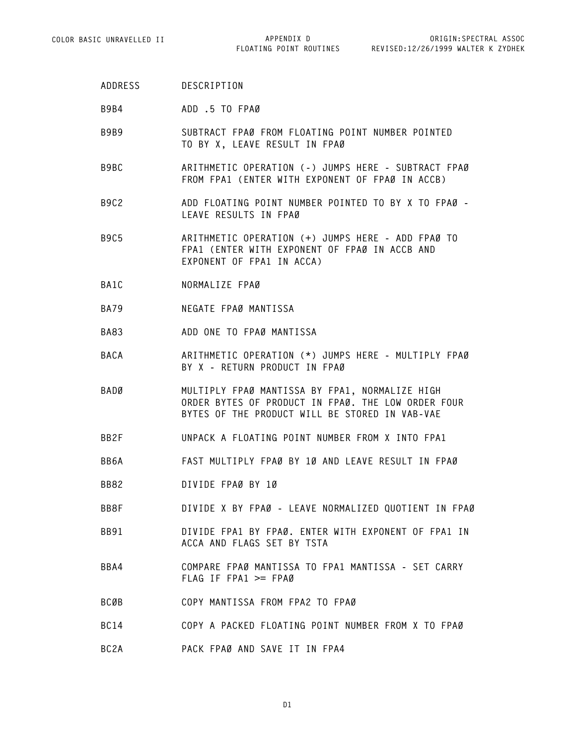| ADDRESS | DESCRIPTION |
|---|---|
| B9B4 | ADD .5 TO FPAØ |
| B9B9 | SUBTRACT FPAØ FROM FLOATING POINT NUMBER POINTED TO BY X, LEAVE RESULT IN FPAØ |
| B9BC | ARITHMETIC OPERATION (-) JUMPS HERE - SUBTRACT FPAØ FROM FPA1 (ENTER WITH EXPONENT OF FPAØ IN ACCB) |
| B9C2 | ADD FLOATING POINT NUMBER POINTED TO BY X TO FPAØ - LEAVE RESULTS IN FPAØ |
| B9C5 | ARITHMETIC OPERATION (+) JUMPS HERE - ADD FPAØ TO FPA1 (ENTER WITH EXPONENT OF FPAØ IN ACCB AND EXPONENT OF FPA1 IN ACCA) |
| BA1C | NORMALIZE FPAØ |
| BA79 | NEGATE FPAØ MANTISSA |
| BA83 | ADD ONE TO FPAØ MANTISSA |
| BACA | ARITHMETIC OPERATION (*) JUMPS HERE - MULTIPLY FPAØ BY X - RETURN PRODUCT IN FPAØ |
| BADØ | MULTIPLY FPAØ MANTISSA BY FPA1, NORMALIZE HIGH ORDER BYTES OF PRODUCT IN FPAØ. THE LOW ORDER FOUR BYTES OF THE PRODUCT WILL BE STORED IN VAB-VAE |
| BB2F | UNPACK A FLOATING POINT NUMBER FROM X INTO FPA1 |
| BB6A | FAST MULTIPLY FPAØ BY 1Ø AND LEAVE RESULT IN FPAØ |
| BB82 | DIVIDE FPAØ BY 1Ø |
| BB8F | DIVIDE X BY FPAØ - LEAVE NORMALIZED QUOTIENT IN FPAØ |
| BB91 | DIVIDE FPA1 BY FPAØ. ENTER WITH EXPONENT OF FPA1 IN ACCA AND FLAGS SET BY TSTA |
| BBA4 | COMPARE FPAØ MANTISSA TO FPA1 MANTISSA - SET CARRY FLAG IF FPA1 >= FPAØ |
| BCØB | COPY MANTISSA FROM FPA2 TO FPAØ |
| BC14 | COPY A PACKED FLOATING POINT NUMBER FROM X TO FPAØ |
| BC2A | PACK FPAØ AND SAVE IT IN FPA4 |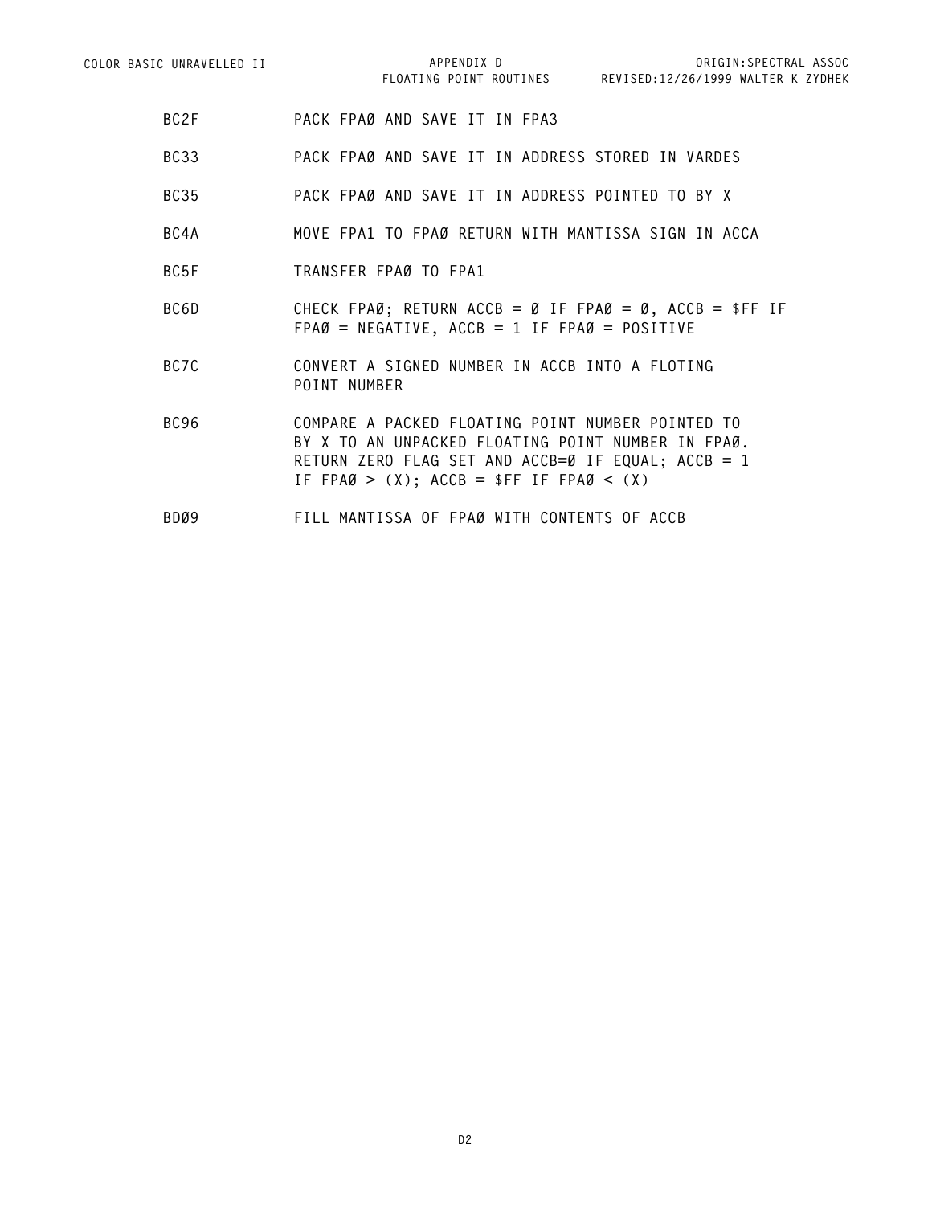| | |
|---|---|
| BC2F | PACK FPAØ AND SAVE IT IN FPA3 |
| BC33 | PACK FPAØ AND SAVE IT IN ADDRESS STORED IN VARDES |
| BC35 | PACK FPAØ AND SAVE IT IN ADDRESS POINTED TO BY X |
| BC4A | MOVE FPA1 TO FPAØ RETURN WITH MANTISSA SIGN IN ACCA |
| BC5F | TRANSFER FPAØ TO FPA1 |
| BC6D | CHECK FPAØ; RETURN ACCB = Ø IF FPAØ = Ø, ACCB = $FF IF FPAØ = NEGATIVE, ACCB = 1 IF FPAØ = POSITIVE |
| BC7C | CONVERT A SIGNED NUMBER IN ACCB INTO A FLOTING POINT NUMBER |
| BC96 | COMPARE A PACKED FLOATING POINT NUMBER POINTED TO BY X TO AN UNPACKED FLOATING POINT NUMBER IN FPAØ. RETURN ZERO FLAG SET AND ACCB=Ø IF EQUAL; ACCB = 1 IF FPAØ > (X); ACCB = $FF IF FPAØ < (X) |
| BDØ9 | FILL MANTISSA OF FPAØ WITH CONTENTS OF ACCB |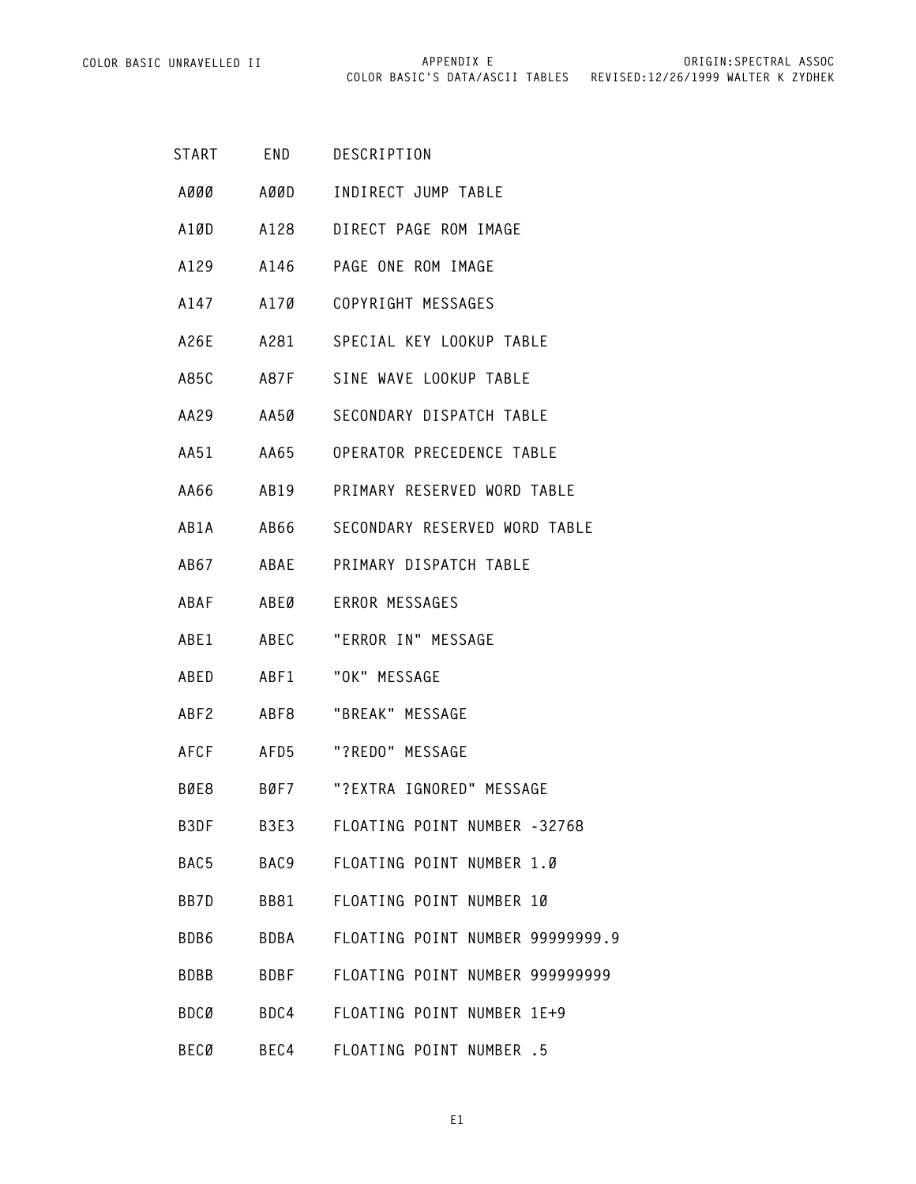| START | END | DESCRIPTION |
| --- | --- | --- |
| AØØØ | AØØD | INDIRECT JUMP TABLE |
| A1ØD | A128 | DIRECT PAGE ROM IMAGE |
| A129 | A146 | PAGE ONE ROM IMAGE |
| A147 | A17Ø | COPYRIGHT MESSAGES |
| A26E | A281 | SPECIAL KEY LOOKUP TABLE |
| A85C | A87F | SINE WAVE LOOKUP TABLE |
| AA29 | AA5Ø | SECONDARY DISPATCH TABLE |
| AA51 | AA65 | OPERATOR PRECEDENCE TABLE |
| AA66 | AB19 | PRIMARY RESERVED WORD TABLE |
| AB1A | AB66 | SECONDARY RESERVED WORD TABLE |
| AB67 | ABAE | PRIMARY DISPATCH TABLE |
| ABAF | ABEØ | ERROR MESSAGES |
| ABE1 | ABEC | "ERROR IN" MESSAGE |
| ABED | ABF1 | "OK" MESSAGE |
| ABF2 | ABF8 | "BREAK" MESSAGE |
| AFCF | AFD5 | "?REDO" MESSAGE |
| BØE8 | BØF7 | "?EXTRA IGNORED" MESSAGE |
| B3DF | B3E3 | FLOATING POINT NUMBER -32768 |
| BAC5 | BAC9 | FLOATING POINT NUMBER 1.Ø |
| BB7D | BB81 | FLOATING POINT NUMBER 1Ø |
| BDB6 | BDBA | FLOATING POINT NUMBER 99999999.9 |
| BDBB | BDBF | FLOATING POINT NUMBER 999999999 |
| BDCØ | BDC4 | FLOATING POINT NUMBER 1E+9 |
| BECØ | BEC4 | FLOATING POINT NUMBER .5 |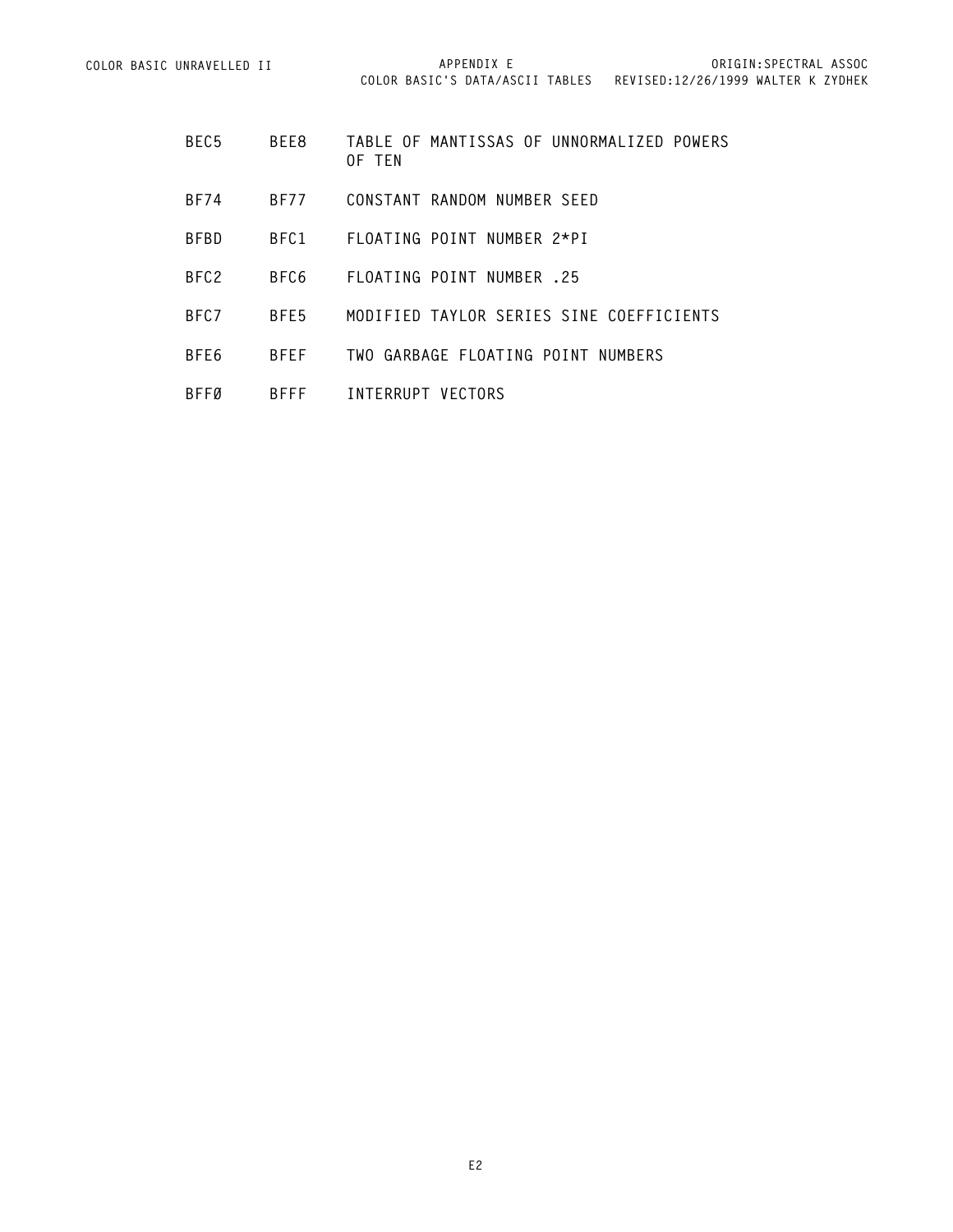| | | |
|---|---|---|
| BEC5 | BEE8 | TABLE OF MANTISSAS OF UNNORMALIZED POWERS OF TEN |
| BF74 | BF77 | CONSTANT RANDOM NUMBER SEED |
| BFBD | BFC1 | FLOATING POINT NUMBER 2*PI |
| BFC2 | BFC6 | FLOATING POINT NUMBER .25 |
| BFC7 | BFE5 | MODIFIED TAYLOR SERIES SINE COEFFICIENTS |
| BFE6 | BFEF | TWO GARBAGE FLOATING POINT NUMBERS |
| BFFØ | BFFF | INTERRUPT VECTORS |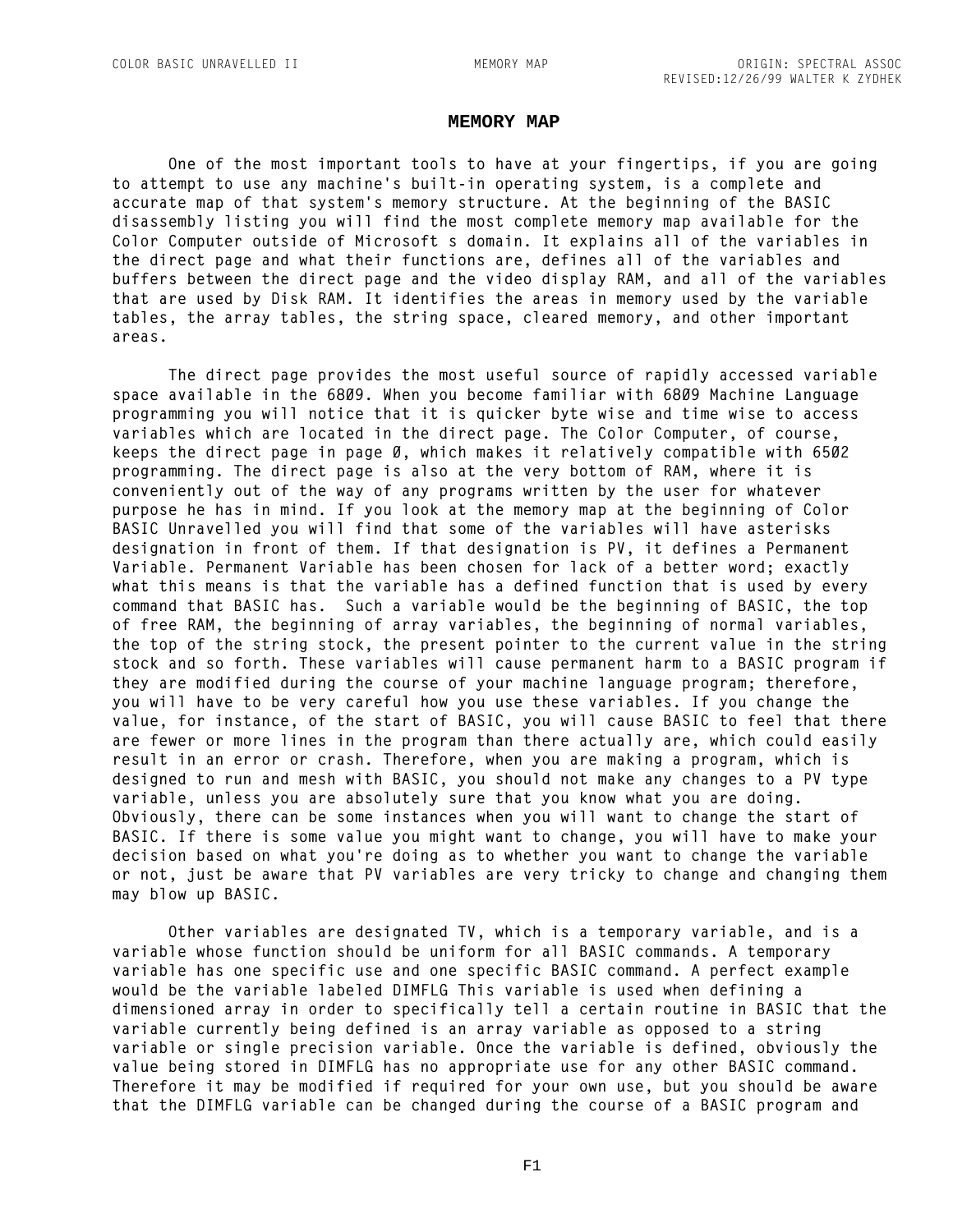## MEMORY MAP

One of the most important tools to have at your fingertips, if you are going to attempt to use any machine's built-in operating system, is a complete and accurate map of that system's memory structure. At the beginning of the BASIC disassembly listing you will find the most complete memory map available for the Color Computer outside of Microsoft s domain. It explains all of the variables in the direct page and what their functions are, defines all of the variables and buffers between the direct page and the video display RAM, and all of the variables that are used by Disk RAM. It identifies the areas in memory used by the variable tables, the array tables, the string space, cleared memory, and other important areas.

The direct page provides the most useful source of rapidly accessed variable space available in the 6809. When you become familiar with 6809 Machine Language programming you will notice that it is quicker byte wise and time wise to access variables which are located in the direct page. The Color Computer, of course, keeps the direct page in page 0, which makes it relatively compatible with 6502 programming. The direct page is also at the very bottom of RAM, where it is conveniently out of the way of any programs written by the user for whatever purpose he has in mind. If you look at the memory map at the beginning of Color BASIC Unravelled you will find that some of the variables will have asterisks designation in front of them. If that designation is PV, it defines a Permanent Variable. Permanent Variable has been chosen for lack of a better word; exactly what this means is that the variable has a defined function that is used by every command that BASIC has. Such a variable would be the beginning of BASIC, the top of free RAM, the beginning of array variables, the beginning of normal variables, the top of the string stock, the present pointer to the current value in the string stock and so forth. These variables will cause permanent harm to a BASIC program if they are modified during the course of your machine language program; therefore, you will have to be very careful how you use these variables. If you change the value, for instance, of the start of BASIC, you will cause BASIC to feel that there are fewer or more lines in the program than there actually are, which could easily result in an error or crash. Therefore, when you are making a program, which is designed to run and mesh with BASIC, you should not make any changes to a PV type variable, unless you are absolutely sure that you know what you are doing. Obviously, there can be some instances when you will want to change the start of BASIC. If there is some value you might want to change, you will have to make your decision based on what you're doing as to whether you want to change the variable or not, just be aware that PV variables are very tricky to change and changing them may blow up BASIC.

Other variables are designated TV, which is a temporary variable, and is a variable whose function should be uniform for all BASIC commands. A temporary variable has one specific use and one specific BASIC command. A perfect example would be the variable labeled DIMFLG This variable is used when defining a dimensioned array in order to specifically tell a certain routine in BASIC that the variable currently being defined is an array variable as opposed to a string variable or single precision variable. Once the variable is defined, obviously the value being stored in DIMFLG has no appropriate use for any other BASIC command. Therefore it may be modified if required for your own use, but you should be aware that the DIMFLG variable can be changed during the course of a BASIC program and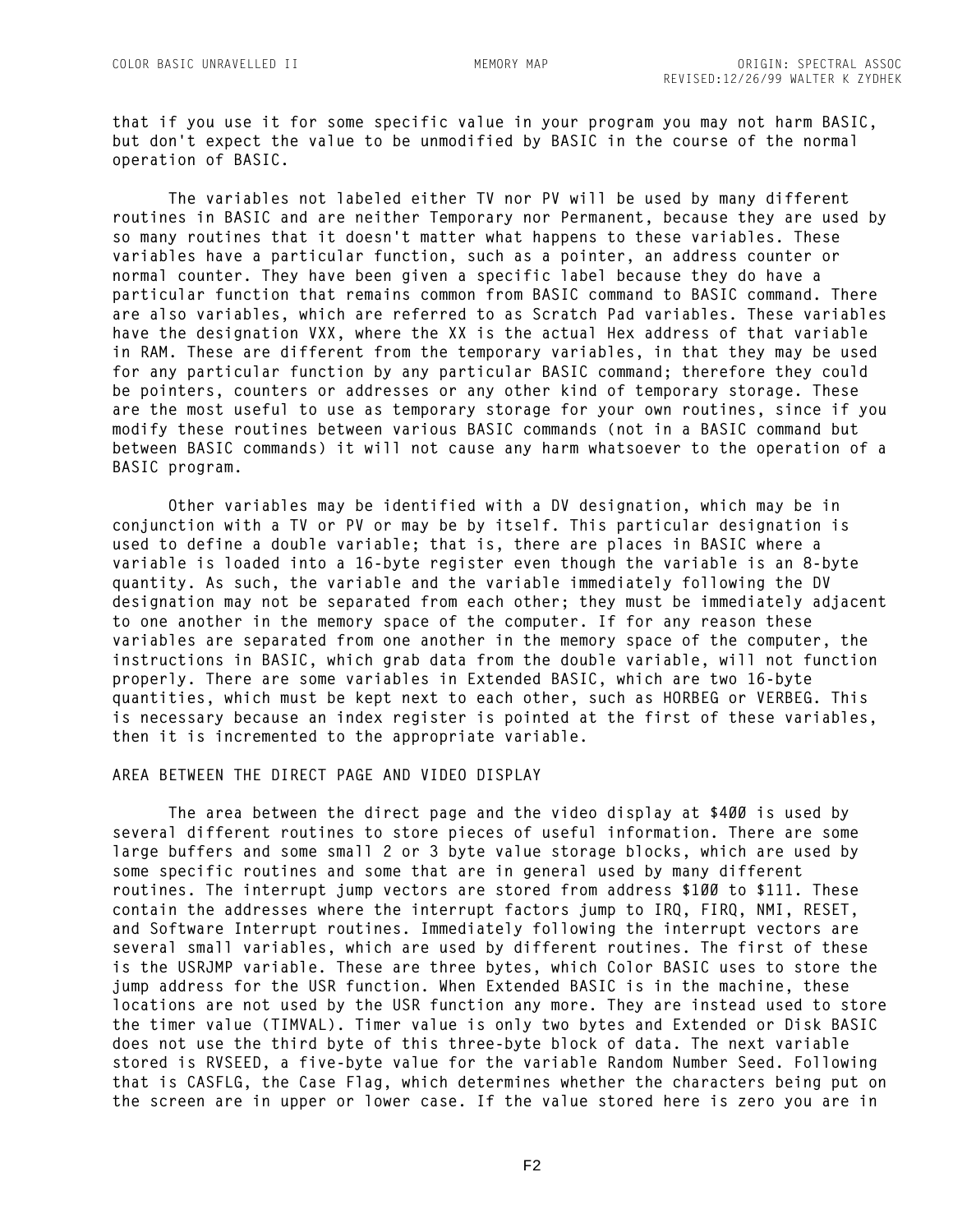that if you use it for some specific value in your program you may not harm BASIC, but don't expect the value to be unmodified by BASIC in the course of the normal operation of BASIC.

The variables not labeled either TV nor PV will be used by many different routines in BASIC and are neither Temporary nor Permanent, because they are used by so many routines that it doesn't matter what happens to these variables. These variables have a particular function, such as a pointer, an address counter or normal counter. They have been given a specific label because they do have a particular function that remains common from BASIC command to BASIC command. There are also variables, which are referred to as Scratch Pad variables. These variables have the designation VXX, where the XX is the actual Hex address of that variable in RAM. These are different from the temporary variables, in that they may be used for any particular function by any particular BASIC command; therefore they could be pointers, counters or addresses or any other kind of temporary storage. These are the most useful to use as temporary storage for your own routines, since if you modify these routines between various BASIC commands (not in a BASIC command but between BASIC commands) it will not cause any harm whatsoever to the operation of a BASIC program.

Other variables may be identified with a DV designation, which may be in conjunction with a TV or PV or may be by itself. This particular designation is used to define a double variable; that is, there are places in BASIC where a variable is loaded into a 16-byte register even though the variable is an 8-byte quantity. As such, the variable and the variable immediately following the DV designation may not be separated from each other; they must be immediately adjacent to one another in the memory space of the computer. If for any reason these variables are separated from one another in the memory space of the computer, the instructions in BASIC, which grab data from the double variable, will not function properly. There are some variables in Extended BASIC, which are two 16-byte quantities, which must be kept next to each other, such as HORBEG or VERBEG. This is necessary because an index register is pointed at the first of these variables, then it is incremented to the appropriate variable.

## AREA BETWEEN THE DIRECT PAGE AND VIDEO DISPLAY

The area between the direct page and the video display at $400 is used by several different routines to store pieces of useful information. There are some large buffers and some small 2 or 3 byte value storage blocks, which are used by some specific routines and some that are in general used by many different routines. The interrupt jump vectors are stored from address $100 to $111. These contain the addresses where the interrupt factors jump to IRQ, FIRQ, NMI, RESET, and Software Interrupt routines. Immediately following the interrupt vectors are several small variables, which are used by different routines. The first of these is the USRJMP variable. These are three bytes, which Color BASIC uses to store the jump address for the USR function. When Extended BASIC is in the machine, these locations are not used by the USR function any more. They are instead used to store the timer value (TIMVAL). Timer value is only two bytes and Extended or Disk BASIC does not use the third byte of this three-byte block of data. The next variable stored is RVSEED, a five-byte value for the variable Random Number Seed. Following that is CASFLG, the Case Flag, which determines whether the characters being put on the screen are in upper or lower case. If the value stored here is zero you are in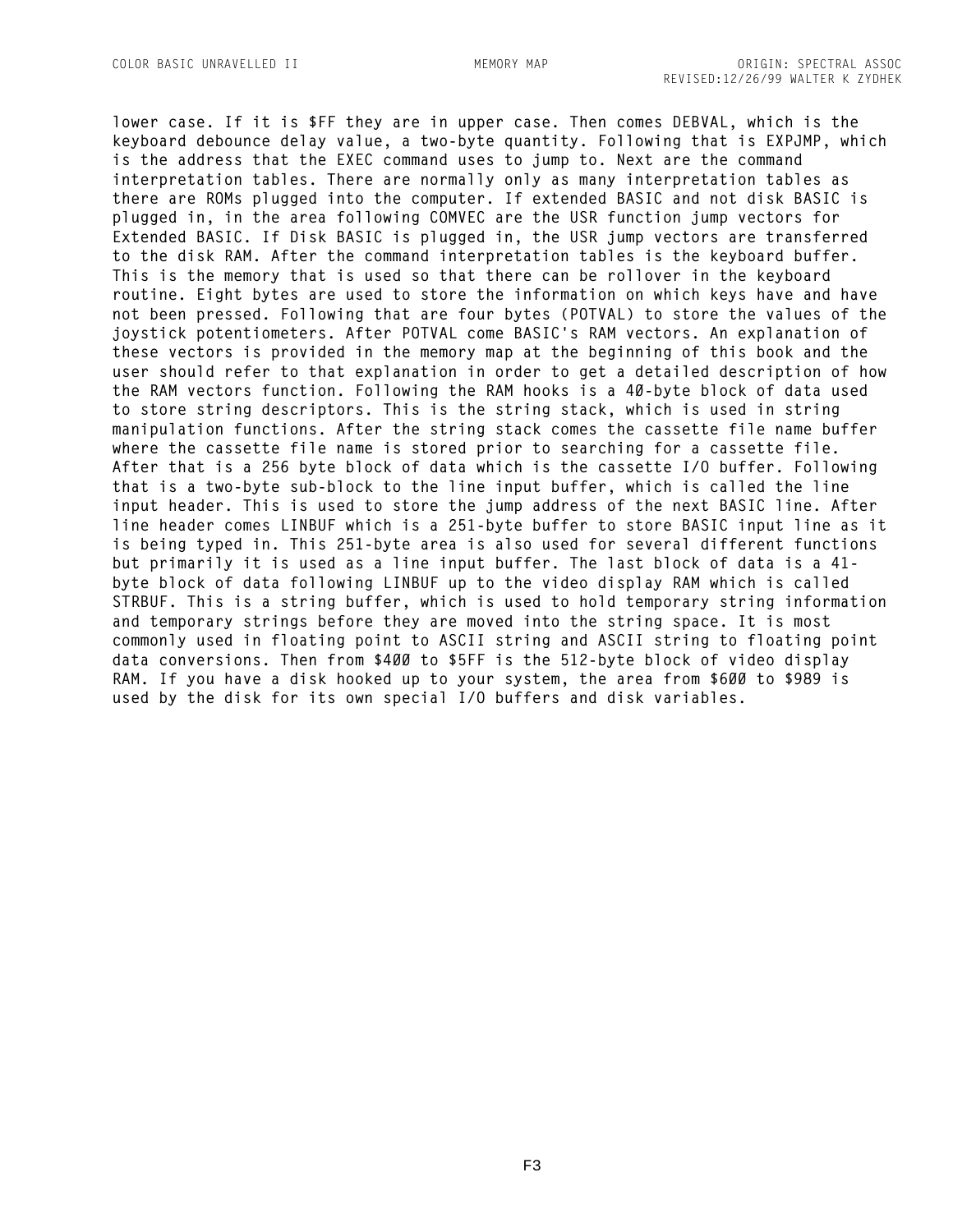lower case. If it is $FF they are in upper case. Then comes DEBVAL, which is the keyboard debounce delay value, a two-byte quantity. Following that is EXPJMP, which is the address that the EXEC command uses to jump to. Next are the command interpretation tables. There are normally only as many interpretation tables as there are ROMs plugged into the computer. If extended BASIC and not disk BASIC is plugged in, in the area following COMVEC are the USR function jump vectors for Extended BASIC. If Disk BASIC is plugged in, the USR jump vectors are transferred to the disk RAM. After the command interpretation tables is the keyboard buffer. This is the memory that is used so that there can be rollover in the keyboard routine. Eight bytes are used to store the information on which keys have and have not been pressed. Following that are four bytes (POTVAL) to store the values of the joystick potentiometers. After POTVAL come BASIC's RAM vectors. An explanation of these vectors is provided in the memory map at the beginning of this book and the user should refer to that explanation in order to get a detailed description of how the RAM vectors function. Following the RAM hooks is a 40-byte block of data used to store string descriptors. This is the string stack, which is used in string manipulation functions. After the string stack comes the cassette file name buffer where the cassette file name is stored prior to searching for a cassette file. After that is a 256 byte block of data which is the cassette I/O buffer. Following that is a two-byte sub-block to the line input buffer, which is called the line input header. This is used to store the jump address of the next BASIC line. After line header comes LINBUF which is a 251-byte buffer to store BASIC input line as it is being typed in. This 251-byte area is also used for several different functions but primarily it is used as a line input buffer. The last block of data is a 41-byte block of data following LINBUF up to the video display RAM which is called STRBUF. This is a string buffer, which is used to hold temporary string information and temporary strings before they are moved into the string space. It is most commonly used in floating point to ASCII string and ASCII string to floating point data conversions. Then from $400 to $5FF is the 512-byte block of video display RAM. If you have a disk hooked up to your system, the area from $600 to $989 is used by the disk for its own special I/O buffers and disk variables.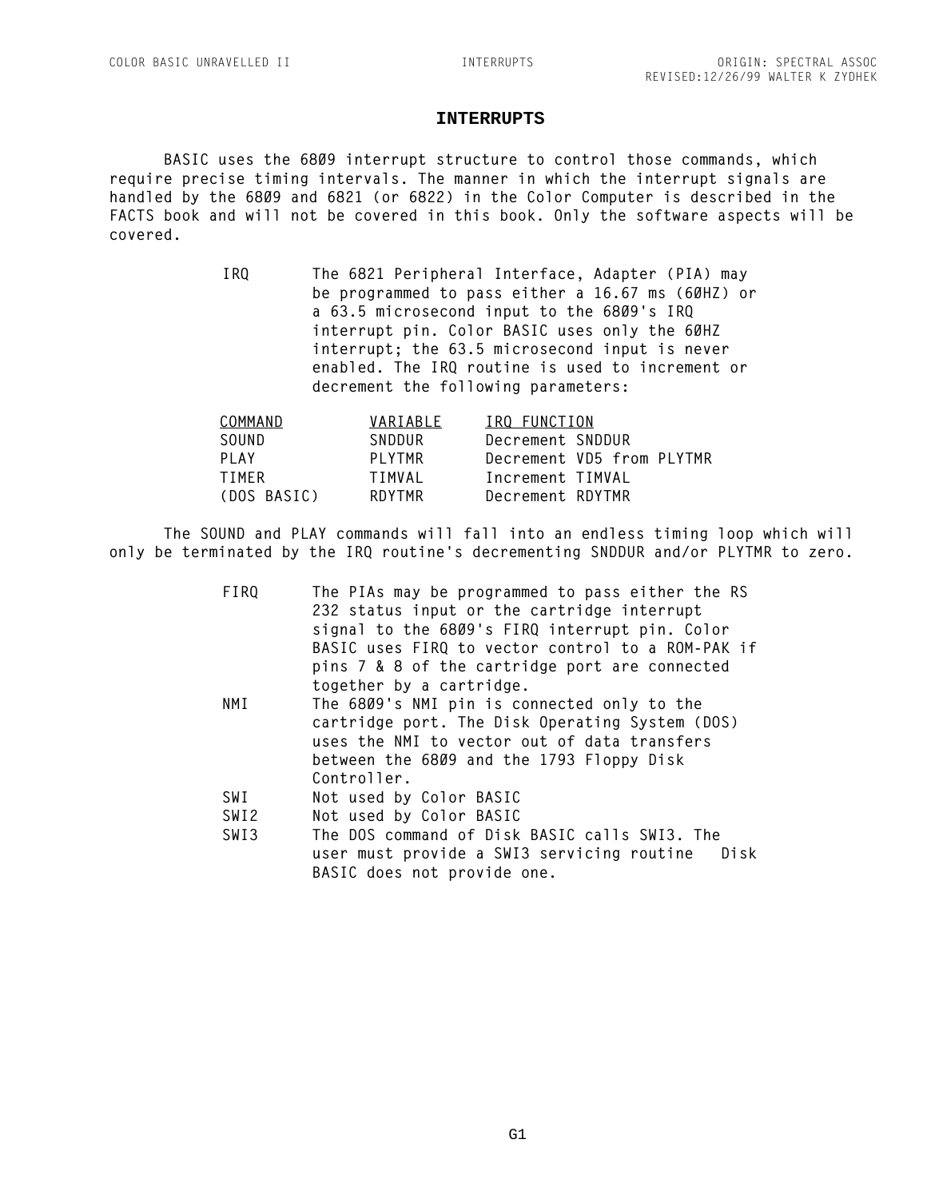# INTERRUPTS

BASIC uses the 6809 interrupt structure to control those commands, which require precise timing intervals. The manner in which the interrupt signals are handled by the 6809 and 6821 (or 6822) in the Color Computer is described in the FACTS book and will not be covered in this book. Only the software aspects will be covered.

**IRQ** The 6821 Peripheral Interface, Adapter (PIA) may be programmed to pass either a 16.67 ms (60HZ) or a 63.5 microsecond input to the 6809's IRQ interrupt pin. Color BASIC uses only the 60HZ interrupt; the 63.5 microsecond input is never enabled. The IRQ routine is used to increment or decrement the following parameters:

| COMMAND | VARIABLE | IRQ FUNCTION |
|---|---|---|
| SOUND | SNDDUR | Decrement SNDDUR |
| PLAY | PLYTMR | Decrement VD5 from PLYTMR |
| TIMER | TIMVAL | Increment TIMVAL |
| (DOS BASIC) | RDYTMR | Decrement RDYTMR |

The SOUND and PLAY commands will fall into an endless timing loop which will only be terminated by the IRQ routine's decrementing SNDDUR and/or PLYTMR to zero.

**FIRQ** The PIAs may be programmed to pass either the RS 232 status input or the cartridge interrupt signal to the 6809's FIRQ interrupt pin. Color BASIC uses FIRQ to vector control to a ROM-PAK if pins 7 & 8 of the cartridge port are connected together by a cartridge.

**NMI** The 6809's NMI pin is connected only to the cartridge port. The Disk Operating System (DOS) uses the NMI to vector out of data transfers between the 6809 and the 1793 Floppy Disk Controller.

**SWI** Not used by Color BASIC

**SWI2** Not used by Color BASIC

**SWI3** The DOS command of Disk BASIC calls SWI3. The user must provide a SWI3 servicing routine Disk BASIC does not provide one.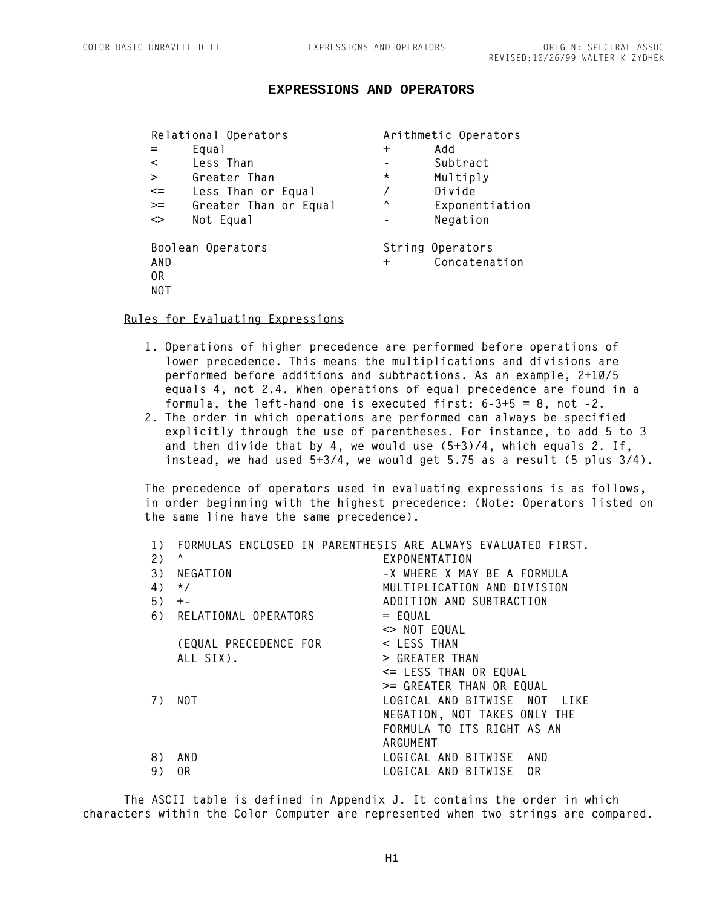# EXPRESSIONS AND OPERATORS

| Relational Operators | | Arithmetic Operators | |
|---|---|---|---|
| = | Equal | + | Add |
| < | Less Than | - | Subtract |
| > | Greater Than | * | Multiply |
| <= | Less Than or Equal | / | Divide |
| >= | Greater Than or Equal | ^ | Exponentiation |
| <> | Not Equal | - | Negation |

| Boolean Operators | String Operators | |
|---|---|---|
| AND | + | Concatenation |
| OR | | |
| NOT | | |

## Rules for Evaluating Expressions

1. Operations of higher precedence are performed before operations of lower precedence. This means the multiplications and divisions are performed before additions and subtractions. As an example, 2+1Ø/5 equals 4, not 2.4. When operations of equal precedence are found in a formula, the left-hand one is executed first: 6-3+5 = 8, not -2.
2. The order in which operations are performed can always be specified explicitly through the use of parentheses. For instance, to add 5 to 3 and then divide that by 4, we would use (5+3)/4, which equals 2. If, instead, we had used 5+3/4, we would get 5.75 as a result (5 plus 3/4).

The precedence of operators used in evaluating expressions is as follows, in order beginning with the highest precedence: (Note: Operators listed on the same line have the same precedence).

1) FORMULAS ENCLOSED IN PARENTHESIS ARE ALWAYS EVALUATED FIRST.

| | | |
|---|---|---|
| 2) | ^ | EXPONENTATION |
| 3) | NEGATION | -X WHERE X MAY BE A FORMULA |
| 4) | */ | MULTIPLICATION AND DIVISION |
| 5) | +- | ADDITION AND SUBTRACTION |
| 6) | RELATIONAL OPERATORS (EQUAL PRECEDENCE FOR ALL SIX). | = EQUAL<br><> NOT EQUAL<br>< LESS THAN<br>> GREATER THAN<br><= LESS THAN OR EQUAL<br>>= GREATER THAN OR EQUAL |
| 7) | NOT | LOGICAL AND BITWISE NOT LIKE NEGATION, NOT TAKES ONLY THE FORMULA TO ITS RIGHT AS AN ARGUMENT |
| 8) | AND | LOGICAL AND BITWISE AND |
| 9) | OR | LOGICAL AND BITWISE OR |

The ASCII table is defined in Appendix J. It contains the order in which characters within the Color Computer are represented when two strings are compared.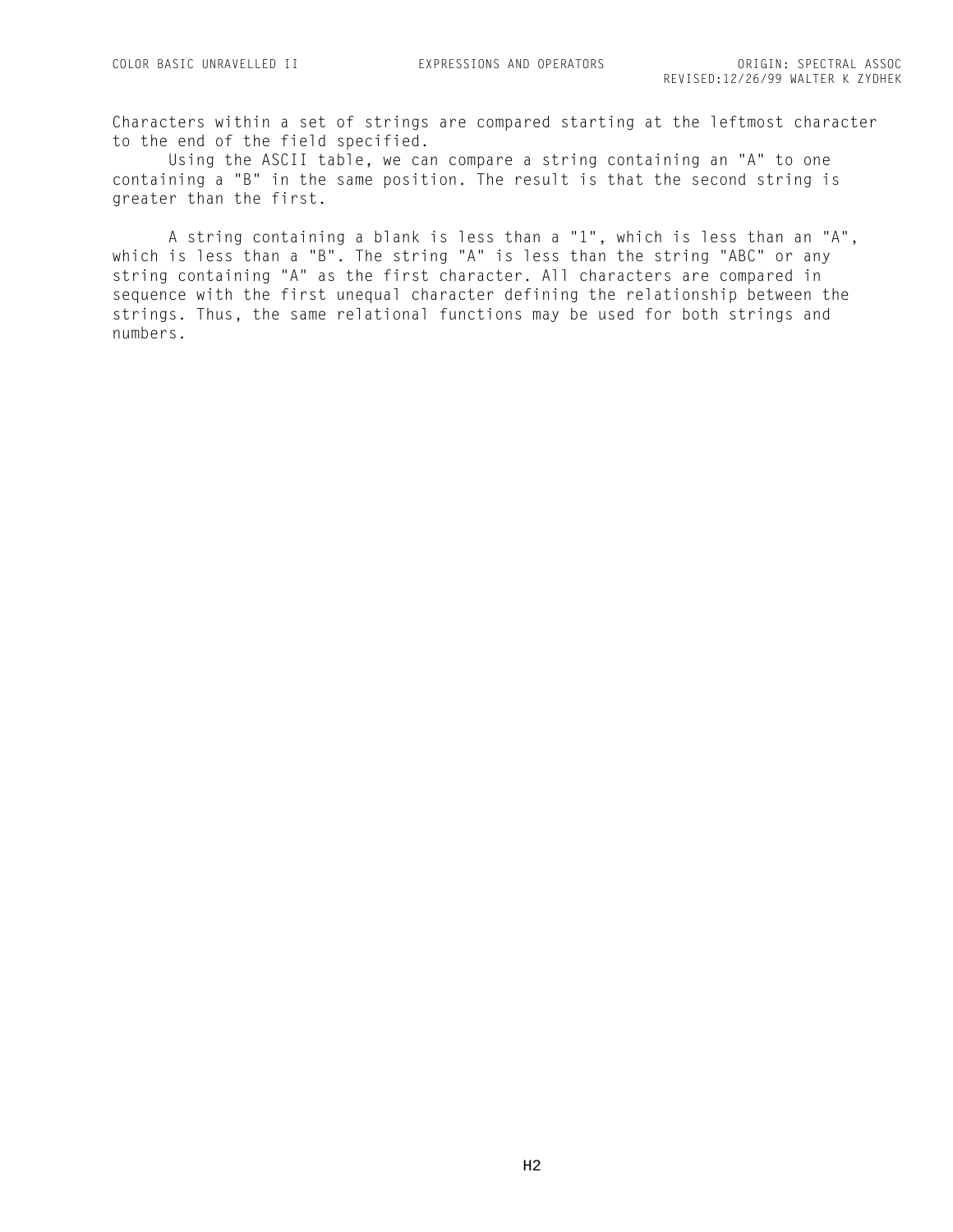Characters within a set of strings are compared starting at the leftmost character to the end of the field specified.

Using the ASCII table, we can compare a string containing an "A" to one containing a "B" in the same position. The result is that the second string is greater than the first.

A string containing a blank is less than a "1", which is less than an "A", which is less than a "B". The string "A" is less than the string "ABC" or any string containing "A" as the first character. All characters are compared in sequence with the first unequal character defining the relationship between the strings. Thus, the same relational functions may be used for both strings and numbers.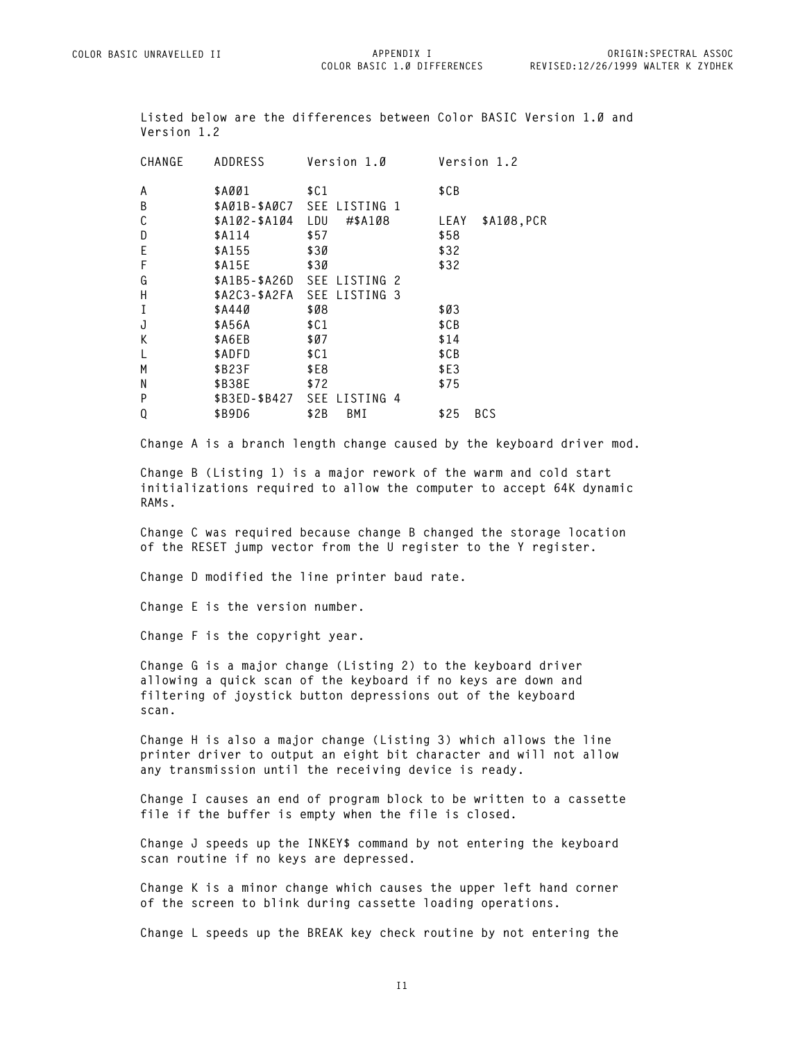Listed below are the differences between Color BASIC Version 1.0 and Version 1.2

| CHANGE | ADDRESS | Version 1.0 | Version 1.2 |
|---|---|---|---|
| A | $A001 | $C1 | $CB |
| B | $A01B-$A0C7 | SEE LISTING 1 | |
| C | $A102-$A104 | LDU #$A108 | LEAY $A108,PCR |
| D | $A114 | $57 | $58 |
| E | $A155 | $30 | $32 |
| F | $A15E | $30 | $32 |
| G | $A1B5-$A26D | SEE LISTING 2 | |
| H | $A2C3-$A2FA | SEE LISTING 3 | |
| I | $A440 | $08 | $03 |
| J | $A56A | $C1 | $CB |
| K | $A6EB | $07 | $14 |
| L | $ADFD | $C1 | $CB |
| M | $B23F | $E8 | $E3 |
| N | $B38E | $72 | $75 |
| P | $B3ED-$B427 | SEE LISTING 4 | |
| Q | $B9D6 | $2B BMI | $25 BCS |

Change A is a branch length change caused by the keyboard driver mod.

Change B (Listing 1) is a major rework of the warm and cold start initializations required to allow the computer to accept 64K dynamic RAMs.

Change C was required because change B changed the storage location of the RESET jump vector from the U register to the Y register.

Change D modified the line printer baud rate.

Change E is the version number.

Change F is the copyright year.

Change G is a major change (Listing 2) to the keyboard driver allowing a quick scan of the keyboard if no keys are down and filtering of joystick button depressions out of the keyboard scan.

Change H is also a major change (Listing 3) which allows the line printer driver to output an eight bit character and will not allow any transmission until the receiving device is ready.

Change I causes an end of program block to be written to a cassette file if the buffer is empty when the file is closed.

Change J speeds up the INKEY$ command by not entering the keyboard scan routine if no keys are depressed.

Change K is a minor change which causes the upper left hand corner of the screen to blink during cassette loading operations.

Change L speeds up the BREAK key check routine by not entering the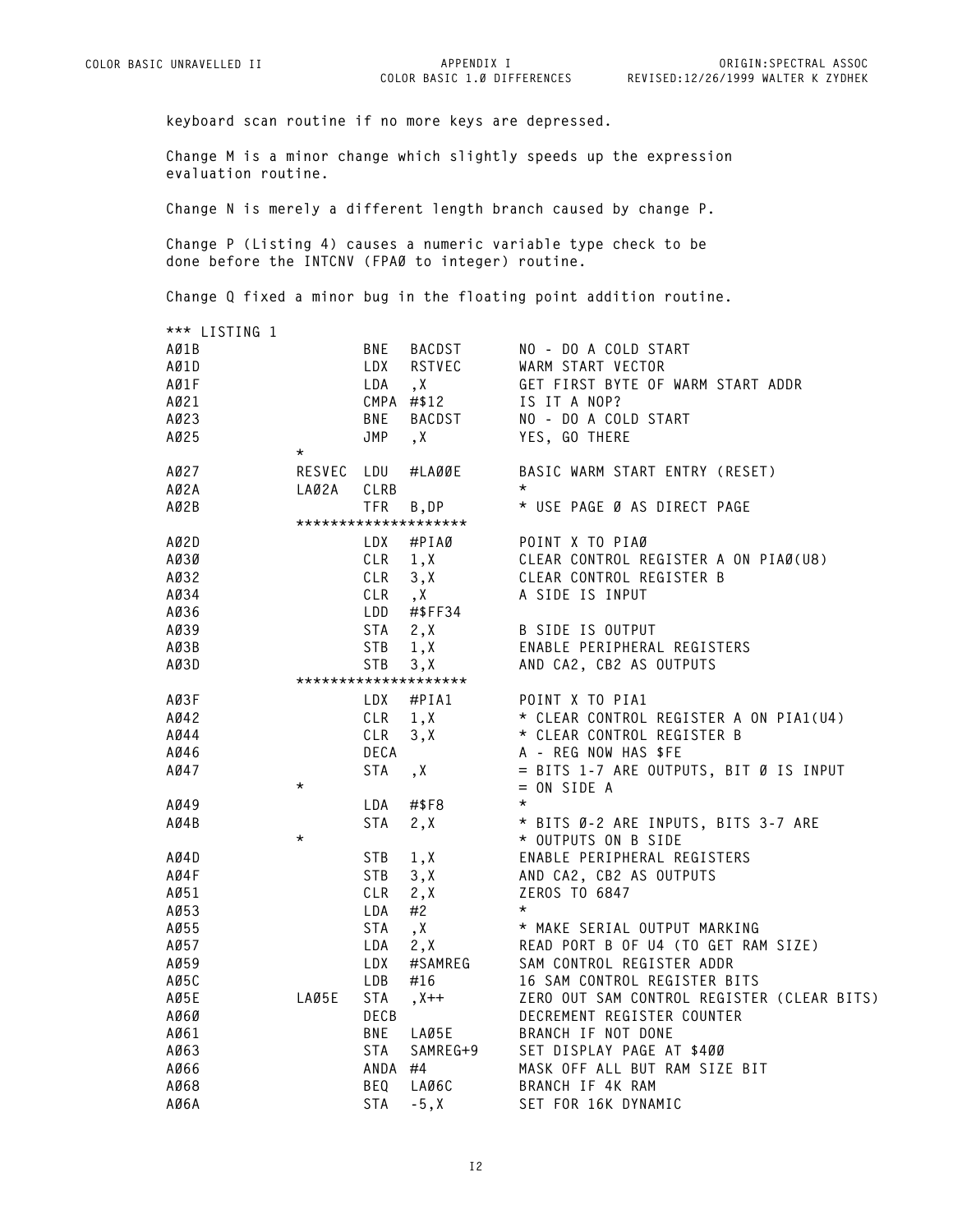keyboard scan routine if no more keys are depressed.

Change M is a minor change which slightly speeds up the expression evaluation routine.

Change N is merely a different length branch caused by change P.

Change P (Listing 4) causes a numeric variable type check to be done before the INTCNV (FPAØ to integer) routine.

Change Q fixed a minor bug in the floating point addition routine.

```
*** LISTING 1
AØ1B                BNE   BACDST      NO - DO A COLD START
AØ1D                LDX   RSTVEC      WARM START VECTOR
AØ1F                LDA   ,X          GET FIRST BYTE OF WARM START ADDR
AØ21                CMPA  #$12        IS IT A NOP?
AØ23                BNE   BACDST      NO - DO A COLD START
AØ25                JMP   ,X          YES, GO THERE
           *
AØ27       RESVEC   LDU   #LAØØE      BASIC WARM START ENTRY (RESET)
AØ2A       LAØ2A    CLRB              *
AØ2B                TFR   B,DP        * USE PAGE Ø AS DIRECT PAGE
           ********************
AØ2D                LDX   #PIAØ       POINT X TO PIAØ
AØ3Ø                CLR   1,X         CLEAR CONTROL REGISTER A ON PIAØ(U8)
AØ32                CLR   3,X         CLEAR CONTROL REGISTER B
AØ34                CLR   ,X          A SIDE IS INPUT
AØ36                LDD   #$FF34
AØ39                STA   2,X         B SIDE IS OUTPUT
AØ3B                STB   1,X         ENABLE PERIPHERAL REGISTERS
AØ3D                STB   3,X         AND CA2, CB2 AS OUTPUTS
           ********************
AØ3F                LDX   #PIA1       POINT X TO PIA1
AØ42                CLR   1,X         * CLEAR CONTROL REGISTER A ON PIA1(U4)
AØ44                CLR   3,X         * CLEAR CONTROL REGISTER B
AØ46                DECA              A - REG NOW HAS $FE
AØ47                STA   ,X          = BITS 1-7 ARE OUTPUTS, BIT Ø IS INPUT
           *                          = ON SIDE A
AØ49                LDA   #$F8        *
AØ4B                STA   2,X         * BITS Ø-2 ARE INPUTS, BITS 3-7 ARE
           *                          * OUTPUTS ON B SIDE
AØ4D                STB   1,X         ENABLE PERIPHERAL REGISTERS
AØ4F                STB   3,X         AND CA2, CB2 AS OUTPUTS
AØ51                CLR   2,X         ZEROS TO 6847
AØ53                LDA   #2          *
AØ55                STA   ,X          * MAKE SERIAL OUTPUT MARKING
AØ57                LDA   2,X         READ PORT B OF U4 (TO GET RAM SIZE)
AØ59                LDX   #SAMREG     SAM CONTROL REGISTER ADDR
AØ5C                LDB   #16         16 SAM CONTROL REGISTER BITS
AØ5E       LAØ5E    STA   ,X++        ZERO OUT SAM CONTROL REGISTER (CLEAR BITS)
AØ6Ø                DECB              DECREMENT REGISTER COUNTER
AØ61                BNE   LAØ5E       BRANCH IF NOT DONE
AØ63                STA   SAMREG+9    SET DISPLAY PAGE AT $4ØØ
AØ66                ANDA  #4          MASK OFF ALL BUT RAM SIZE BIT
AØ68                BEQ   LAØ6C       BRANCH IF 4K RAM
AØ6A                STA   -5,X        SET FOR 16K DYNAMIC
```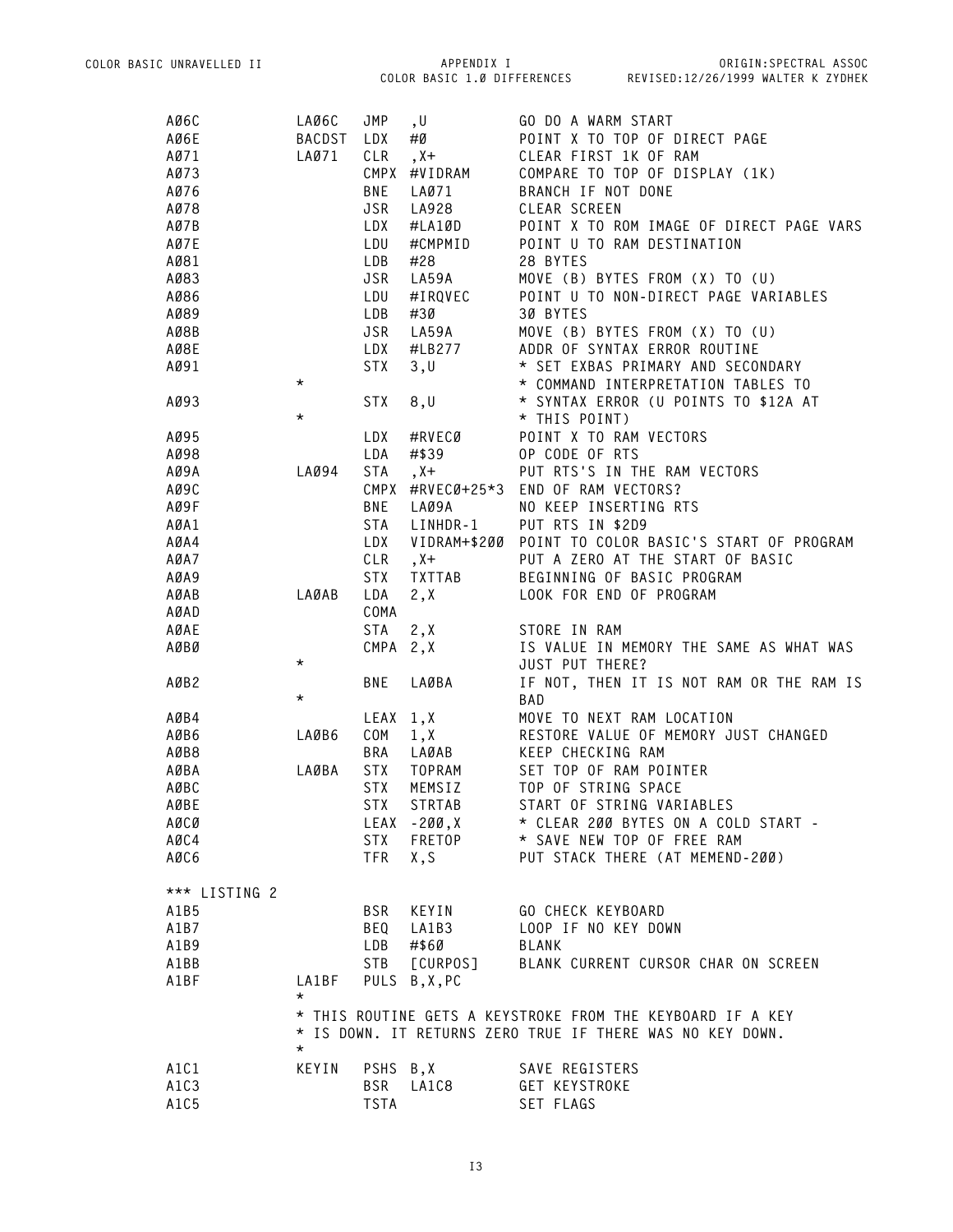```
A06C          LA06C   JMP   ,U            GO DO A WARM START
A06E          BACDST  LDX   #0            POINT X TO TOP OF DIRECT PAGE
A071          LA071   CLR   ,X+           CLEAR FIRST 1K OF RAM
A073                  CMPX  #VIDRAM       COMPARE TO TOP OF DISPLAY (1K)
A076                  BNE   LA071         BRANCH IF NOT DONE
A078                  JSR   LA928         CLEAR SCREEN
A07B                  LDX   #LA10D        POINT X TO ROM IMAGE OF DIRECT PAGE VARS
A07E                  LDU   #CMPMID       POINT U TO RAM DESTINATION
A081                  LDB   #28           28 BYTES
A083                  JSR   LA59A         MOVE (B) BYTES FROM (X) TO (U)
A086                  LDU   #IRQVEC       POINT U TO NON-DIRECT PAGE VARIABLES
A089                  LDB   #30           30 BYTES
A08B                  JSR   LA59A         MOVE (B) BYTES FROM (X) TO (U)
A08E                  LDX   #LB277        ADDR OF SYNTAX ERROR ROUTINE
A091                  STX   3,U           * SET EXBAS PRIMARY AND SECONDARY
              *                           * COMMAND INTERPRETATION TABLES TO
A093                  STX   8,U           * SYNTAX ERROR (U POINTS TO $12A AT
              *                           * THIS POINT)
A095                  LDX   #RVEC0        POINT X TO RAM VECTORS
A098                  LDA   #$39          OP CODE OF RTS
A09A          LA094   STA   ,X+           PUT RTS'S IN THE RAM VECTORS
A09C                  CMPX  #RVEC0+25*3   END OF RAM VECTORS?
A09F                  BNE   LA09A         NO KEEP INSERTING RTS
A0A1                  STA   LINHDR-1      PUT RTS IN $2D9
A0A4                  LDX   VIDRAM+$200   POINT TO COLOR BASIC'S START OF PROGRAM
A0A7                  CLR   ,X+           PUT A ZERO AT THE START OF BASIC
A0A9                  STX   TXTTAB        BEGINNING OF BASIC PROGRAM
A0AB          LA0AB   LDA   2,X           LOOK FOR END OF PROGRAM
A0AD                  COMA
A0AE                  STA   2,X           STORE IN RAM
A0B0                  CMPA  2,X           IS VALUE IN MEMORY THE SAME AS WHAT WAS
              *                           JUST PUT THERE?
A0B2                  BNE   LA0BA         IF NOT, THEN IT IS NOT RAM OR THE RAM IS
              *                           BAD
A0B4                  LEAX  1,X           MOVE TO NEXT RAM LOCATION
A0B6          LA0B6   COM   1,X           RESTORE VALUE OF MEMORY JUST CHANGED
A0B8                  BRA   LA0AB         KEEP CHECKING RAM
A0BA          LA0BA   STX   TOPRAM        SET TOP OF RAM POINTER
A0BC                  STX   MEMSIZ        TOP OF STRING SPACE
A0BE                  STX   STRTAB        START OF STRING VARIABLES
A0C0                  LEAX  -200,X        * CLEAR 200 BYTES ON A COLD START -
A0C4                  STX   FRETOP        * SAVE NEW TOP OF FREE RAM
A0C6                  TFR   X,S           PUT STACK THERE (AT MEMEND-200)

*** LISTING 2
A1B5                  BSR   KEYIN         GO CHECK KEYBOARD
A1B7                  BEQ   LA1B3         LOOP IF NO KEY DOWN
A1B9                  LDB   #$60          BLANK
A1BB                  STB   [CURPOS]      BLANK CURRENT CURSOR CHAR ON SCREEN
A1BF          LA1BF   PULS  B,X,PC
              *
              * THIS ROUTINE GETS A KEYSTROKE FROM THE KEYBOARD IF A KEY
              * IS DOWN. IT RETURNS ZERO TRUE IF THERE WAS NO KEY DOWN.
              *
A1C1          KEYIN   PSHS  B,X           SAVE REGISTERS
A1C3                  BSR   LA1C8         GET KEYSTROKE
A1C5                  TSTA                SET FLAGS
```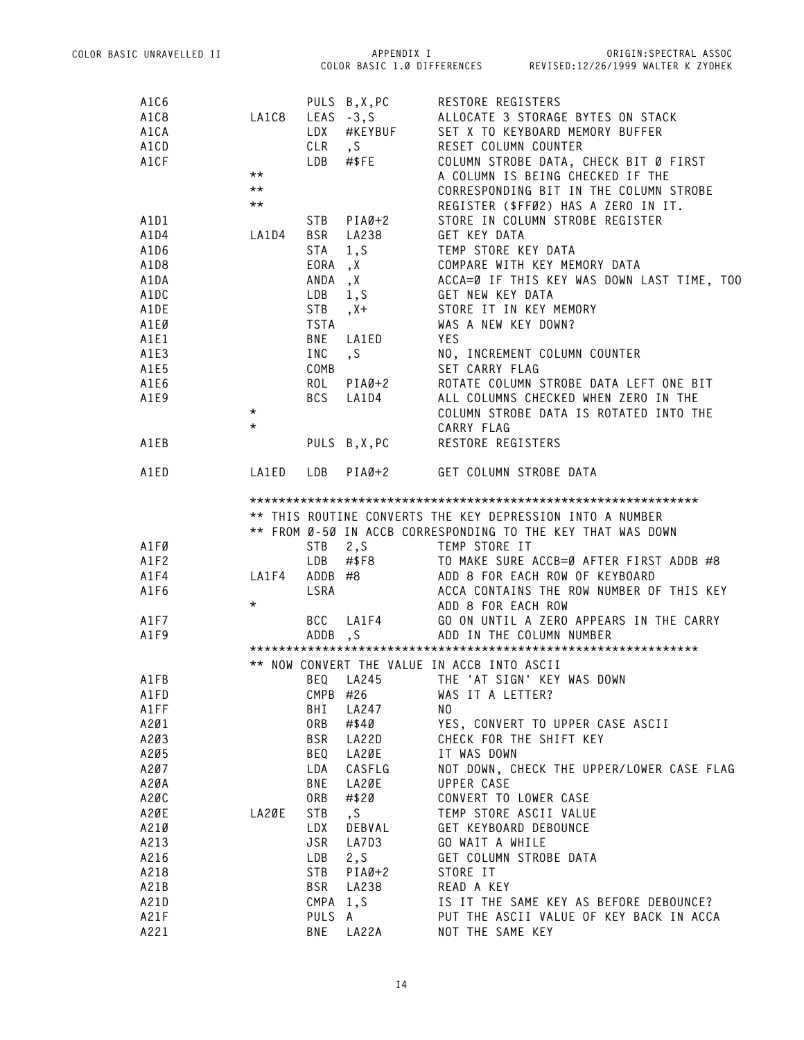```
A1C6                 PULS B,X,PC      RESTORE REGISTERS
A1C8        LA1C8    LEAS -3,S        ALLOCATE 3 STORAGE BYTES ON STACK
A1CA                 LDX  #KEYBUF     SET X TO KEYBOARD MEMORY BUFFER
A1CD                 CLR  ,S          RESET COLUMN COUNTER
A1CF                 LDB  #$FE        COLUMN STROBE DATA, CHECK BIT Ø FIRST
            **                        A COLUMN IS BEING CHECKED IF THE
            **                        CORRESPONDING BIT IN THE COLUMN STROBE
            **                        REGISTER ($FFØ2) HAS A ZERO IN IT.
A1D1                 STB  PIAØ+2      STORE IN COLUMN STROBE REGISTER
A1D4        LA1D4    BSR  LA238       GET KEY DATA
A1D6                 STA  1,S         TEMP STORE KEY DATA
A1D8                 EORA ,X          COMPARE WITH KEY MEMORY DATA
A1DA                 ANDA ,X          ACCA=Ø IF THIS KEY WAS DOWN LAST TIME, TOO
A1DC                 LDB  1,S         GET NEW KEY DATA
A1DE                 STB  ,X+         STORE IT IN KEY MEMORY
A1EØ                 TSTA             WAS A NEW KEY DOWN?
A1E1                 BNE  LA1ED       YES
A1E3                 INC  ,S          NO, INCREMENT COLUMN COUNTER
A1E5                 COMB             SET CARRY FLAG
A1E6                 ROL  PIAØ+2      ROTATE COLUMN STROBE DATA LEFT ONE BIT
A1E9                 BCS  LA1D4       ALL COLUMNS CHECKED WHEN ZERO IN THE
            *                         COLUMN STROBE DATA IS ROTATED INTO THE
            *                         CARRY FLAG
A1EB                 PULS B,X,PC      RESTORE REGISTERS

A1ED        LA1ED    LDB  PIAØ+2      GET COLUMN STROBE DATA

            *************************************************************
            ** THIS ROUTINE CONVERTS THE KEY DEPRESSION INTO A NUMBER
            ** FROM Ø-5Ø IN ACCB CORRESPONDING TO THE KEY THAT WAS DOWN
A1FØ                 STB  2,S         TEMP STORE IT
A1F2                 LDB  #$F8        TO MAKE SURE ACCB=Ø AFTER FIRST ADDB #8
A1F4        LA1F4    ADDB #8          ADD 8 FOR EACH ROW OF KEYBOARD
A1F6                 LSRA             ACCA CONTAINS THE ROW NUMBER OF THIS KEY
            *                         ADD 8 FOR EACH ROW
A1F7                 BCC  LA1F4       GO ON UNTIL A ZERO APPEARS IN THE CARRY
A1F9                 ADDB ,S          ADD IN THE COLUMN NUMBER
            *************************************************************
            ** NOW CONVERT THE VALUE IN ACCB INTO ASCII
A1FB                 BEQ  LA245       THE 'AT SIGN' KEY WAS DOWN
A1FD                 CMPB #26         WAS IT A LETTER?
A1FF                 BHI  LA247       NO
A2Ø1                 ORB  #$4Ø        YES, CONVERT TO UPPER CASE ASCII
A2Ø3                 BSR  LA22D       CHECK FOR THE SHIFT KEY
A2Ø5                 BEQ  LA2ØE       IT WAS DOWN
A2Ø7                 LDA  CASFLG      NOT DOWN, CHECK THE UPPER/LOWER CASE FLAG
A2ØA                 BNE  LA2ØE       UPPER CASE
A2ØC                 ORB  #$2Ø        CONVERT TO LOWER CASE
A2ØE        LA2ØE    STB  ,S          TEMP STORE ASCII VALUE
A21Ø                 LDX  DEBVAL      GET KEYBOARD DEBOUNCE
A213                 JSR  LA7D3       GO WAIT A WHILE
A216                 LDB  2,S         GET COLUMN STROBE DATA
A218                 STB  PIAØ+2      STORE IT
A21B                 BSR  LA238       READ A KEY
A21D                 CMPA 1,S         IS IT THE SAME KEY AS BEFORE DEBOUNCE?
A21F                 PULS A           PUT THE ASCII VALUE OF KEY BACK IN ACCA
A221                 BNE  LA22A       NOT THE SAME KEY
```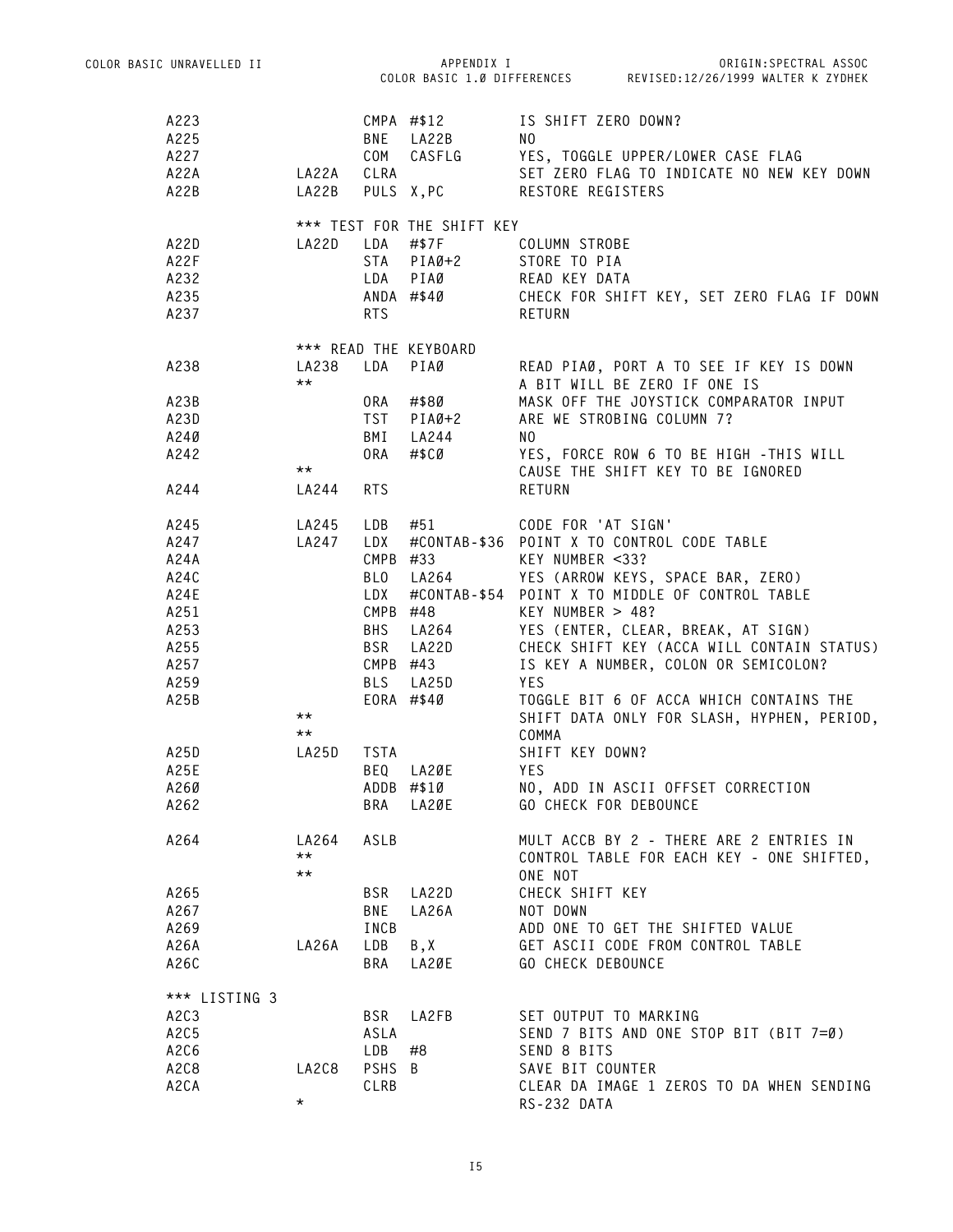```
A223                CMPA #$12          IS SHIFT ZERO DOWN?
A225                BNE  LA22B         NO
A227                COM  CASFLG        YES, TOGGLE UPPER/LOWER CASE FLAG
A22A         LA22A  CLRA               SET ZERO FLAG TO INDICATE NO NEW KEY DOWN
A22B         LA22B  PULS X,PC          RESTORE REGISTERS

             *** TEST FOR THE SHIFT KEY
A22D         LA22D  LDA  #$7F          COLUMN STROBE
A22F                STA  PIAØ+2        STORE TO PIA
A232                LDA  PIAØ          READ KEY DATA
A235                ANDA #$4Ø          CHECK FOR SHIFT KEY, SET ZERO FLAG IF DOWN
A237                RTS                RETURN

             *** READ THE KEYBOARD
A238         LA238  LDA  PIAØ          READ PIAØ, PORT A TO SEE IF KEY IS DOWN
             **                        A BIT WILL BE ZERO IF ONE IS
A23B                ORA  #$8Ø          MASK OFF THE JOYSTICK COMPARATOR INPUT
A23D                TST  PIAØ+2        ARE WE STROBING COLUMN 7?
A24Ø                BMI  LA244         NO
A242                ORA  #$CØ          YES, FORCE ROW 6 TO BE HIGH -THIS WILL
             **                        CAUSE THE SHIFT KEY TO BE IGNORED
A244         LA244  RTS                RETURN

A245         LA245  LDB  #51           CODE FOR 'AT SIGN'
A247         LA247  LDX  #CONTAB-$36   POINT X TO CONTROL CODE TABLE
A24A                CMPB #33           KEY NUMBER <33?
A24C                BLO  LA264         YES (ARROW KEYS, SPACE BAR, ZERO)
A24E                LDX  #CONTAB-$54   POINT X TO MIDDLE OF CONTROL TABLE
A251                CMPB #48           KEY NUMBER > 48?
A253                BHS  LA264         YES (ENTER, CLEAR, BREAK, AT SIGN)
A255                BSR  LA22D         CHECK SHIFT KEY (ACCA WILL CONTAIN STATUS)
A257                CMPB #43           IS KEY A NUMBER, COLON OR SEMICOLON?
A259                BLS  LA25D         YES
A25B                EORA #$4Ø          TOGGLE BIT 6 OF ACCA WHICH CONTAINS THE
             **                        SHIFT DATA ONLY FOR SLASH, HYPHEN, PERIOD,
             **                        COMMA
A25D         LA25D  TSTA               SHIFT KEY DOWN?
A25E                BEQ  LA2ØE         YES
A26Ø                ADDB #$1Ø          NO, ADD IN ASCII OFFSET CORRECTION
A262                BRA  LA2ØE         GO CHECK FOR DEBOUNCE

A264         LA264  ASLB               MULT ACCB BY 2 - THERE ARE 2 ENTRIES IN
             **                        CONTROL TABLE FOR EACH KEY - ONE SHIFTED,
             **                        ONE NOT
A265                BSR  LA22D         CHECK SHIFT KEY
A267                BNE  LA26A         NOT DOWN
A269                INCB               ADD ONE TO GET THE SHIFTED VALUE
A26A         LA26A  LDB  B,X           GET ASCII CODE FROM CONTROL TABLE
A26C                BRA  LA2ØE         GO CHECK DEBOUNCE

*** LISTING 3
A2C3                BSR  LA2FB         SET OUTPUT TO MARKING
A2C5                ASLA               SEND 7 BITS AND ONE STOP BIT (BIT 7=Ø)
A2C6                LDB  #8            SEND 8 BITS
A2C8         LA2C8  PSHS B             SAVE BIT COUNTER
A2CA                CLRB               CLEAR DA IMAGE 1 ZEROS TO DA WHEN SENDING
             *                         RS-232 DATA
```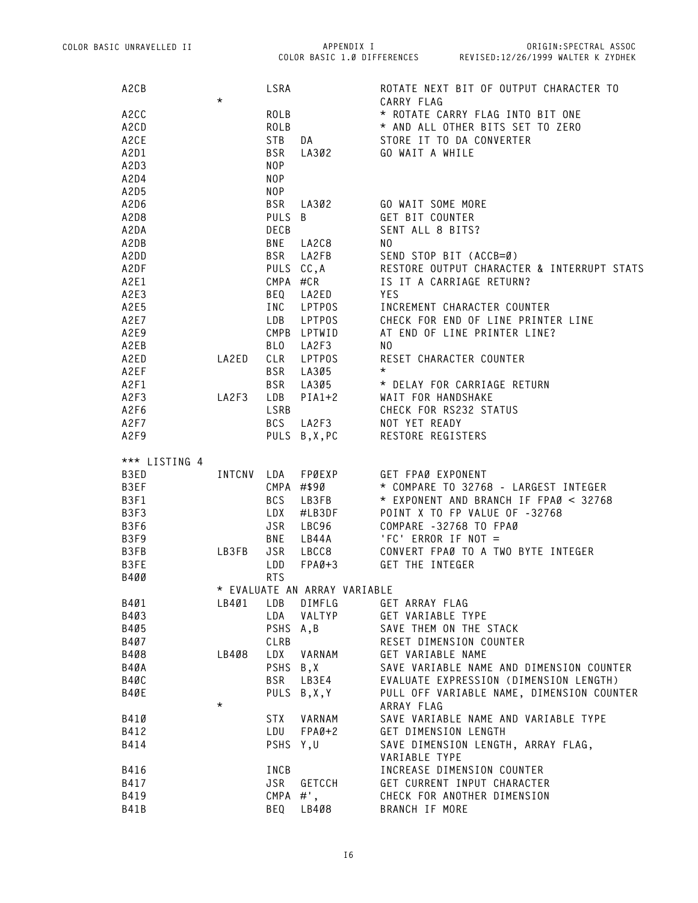```
A2CB                LSRA              ROTATE NEXT BIT OF OUTPUT CHARACTER TO
           *                          CARRY FLAG
A2CC                ROLB              * ROTATE CARRY FLAG INTO BIT ONE
A2CD                ROLB              * AND ALL OTHER BITS SET TO ZERO
A2CE                STB   DA          STORE IT TO DA CONVERTER
A2D1                BSR   LA3Ø2       GO WAIT A WHILE
A2D3                NOP
A2D4                NOP
A2D5                NOP
A2D6                BSR   LA3Ø2       GO WAIT SOME MORE
A2D8                PULS  B           GET BIT COUNTER
A2DA                DECB              SENT ALL 8 BITS?
A2DB                BNE   LA2C8       NO
A2DD                BSR   LA2FB       SEND STOP BIT (ACCB=Ø)
A2DF                PULS  CC,A        RESTORE OUTPUT CHARACTER & INTERRUPT STATS
A2E1                CMPA  #CR         IS IT A CARRIAGE RETURN?
A2E3                BEQ   LA2ED       YES
A2E5                INC   LPTPOS      INCREMENT CHARACTER COUNTER
A2E7                LDB   LPTPOS      CHECK FOR END OF LINE PRINTER LINE
A2E9                CMPB  LPTWID      AT END OF LINE PRINTER LINE?
A2EB                BLO   LA2F3       NO
A2ED       LA2ED    CLR   LPTPOS      RESET CHARACTER COUNTER
A2EF                BSR   LA3Ø5       *
A2F1                BSR   LA3Ø5       * DELAY FOR CARRIAGE RETURN
A2F3       LA2F3    LDB   PIA1+2      WAIT FOR HANDSHAKE
A2F6                LSRB              CHECK FOR RS232 STATUS
A2F7                BCS   LA2F3       NOT YET READY
A2F9                PULS  B,X,PC      RESTORE REGISTERS

*** LISTING 4
B3ED       INTCNV   LDA   FPØEXP      GET FPØ EXPONENT
B3EF                CMPA  #$9Ø        * COMPARE TO 32768 - LARGEST INTEGER
B3F1                BCS   LB3FB       * EXPONENT AND BRANCH IF FPØ < 32768
B3F3                LDX   #LB3DF      POINT X TO FP VALUE OF -32768
B3F6                JSR   LBC96       COMPARE -32768 TO FPØ
B3F9                BNE   LB44A       'FC' ERROR IF NOT =
B3FB       LB3FB    JSR   LBCC8       CONVERT FPØ TO A TWO BYTE INTEGER
B3FE                LDD   FPØ+3       GET THE INTEGER
B4ØØ                RTS
           * EVALUATE AN ARRAY VARIABLE
B4Ø1       LB4Ø1    LDB   DIMFLG      GET ARRAY FLAG
B4Ø3                LDA   VALTYP      GET VARIABLE TYPE
B4Ø5                PSHS  A,B         SAVE THEM ON THE STACK
B4Ø7                CLRB              RESET DIMENSION COUNTER
B4Ø8       LB4Ø8    LDX   VARNAM      GET VARIABLE NAME
B4ØA                PSHS  B,X         SAVE VARIABLE NAME AND DIMENSION COUNTER
B4ØC                BSR   LB3E4       EVALUATE EXPRESSION (DIMENSION LENGTH)
B4ØE                PULS  B,X,Y       PULL OFF VARIABLE NAME, DIMENSION COUNTER
           *                          ARRAY FLAG
B41Ø                STX   VARNAM      SAVE VARIABLE NAME AND VARIABLE TYPE
B412                LDU   FPØ+2       GET DIMENSION LENGTH
B414                PSHS  Y,U         SAVE DIMENSION LENGTH, ARRAY FLAG,
                                      VARIABLE TYPE
B416                INCB              INCREASE DIMENSION COUNTER
B417                JSR   GETCCH      GET CURRENT INPUT CHARACTER
B419                CMPA  #',         CHECK FOR ANOTHER DIMENSION
B41B                BEQ   LB4Ø8       BRANCH IF MORE
```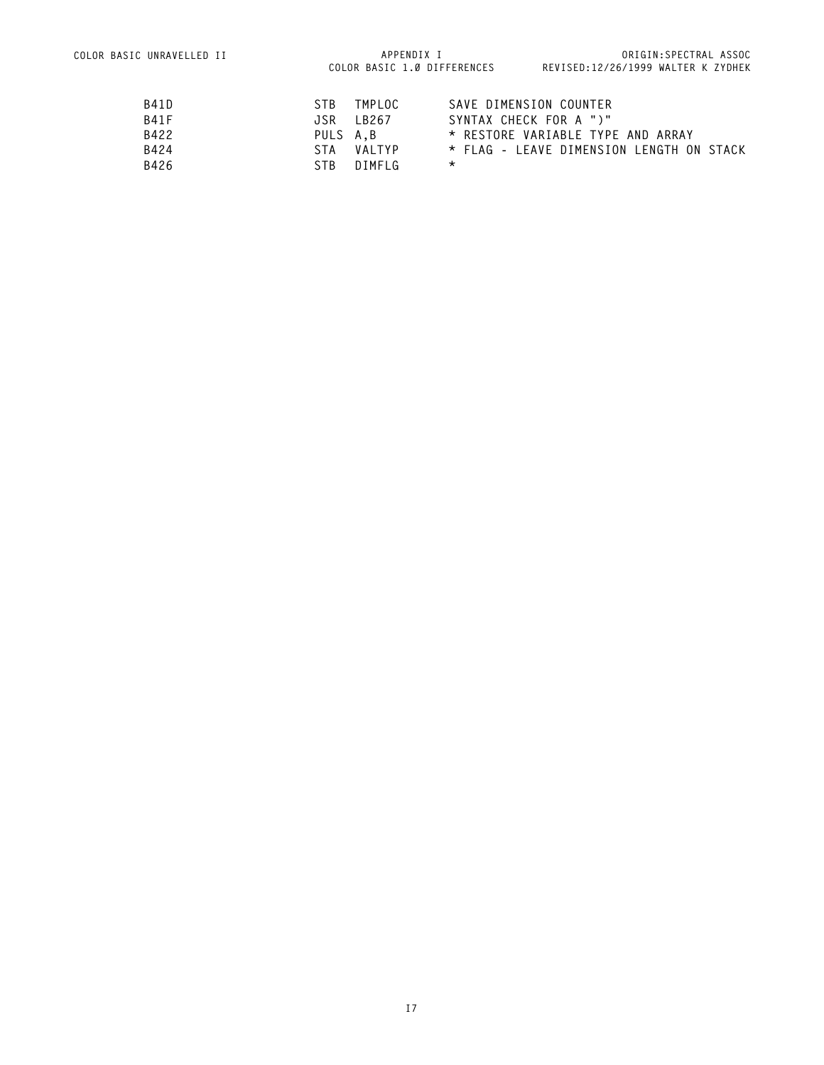```
B41D          STB   TMPLOC      SAVE DIMENSION COUNTER
B41F          JSR   LB267       SYNTAX CHECK FOR A ")"
B422          PULS  A,B         * RESTORE VARIABLE TYPE AND ARRAY
B424          STA   VALTYP      * FLAG - LEAVE DIMENSION LENGTH ON STACK
B426          STB   DIMFLG      *
```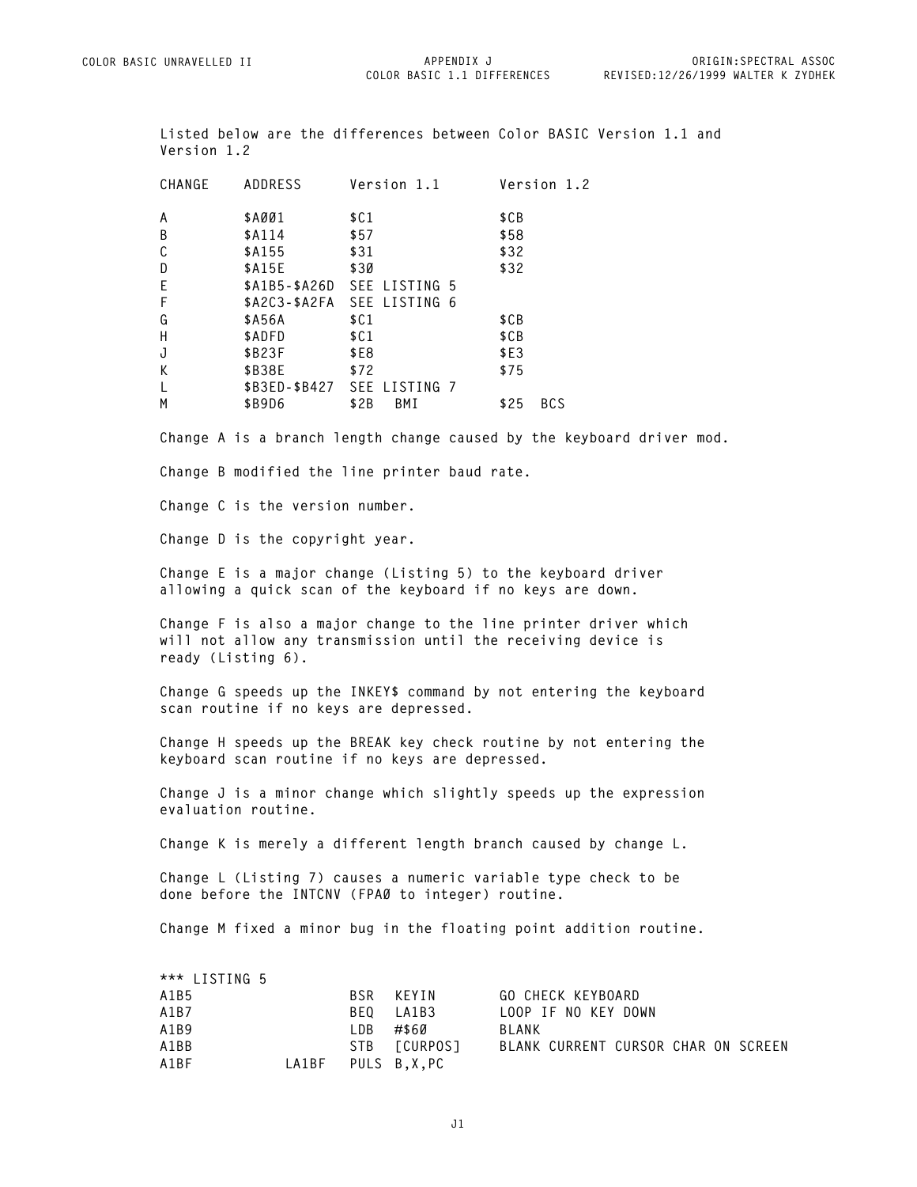Listed below are the differences between Color BASIC Version 1.1 and Version 1.2

| CHANGE | ADDRESS | Version 1.1 | Version 1.2 |
|---|---|---|---|
| A | $A001 | $C1 | $CB |
| B | $A114 | $57 | $58 |
| C | $A155 | $31 | $32 |
| D | $A15E | $30 | $32 |
| E | $A1B5-$A26D | SEE LISTING 5 | |
| F | $A2C3-$A2FA | SEE LISTING 6 | |
| G | $A56A | $C1 | $CB |
| H | $ADFD | $C1 | $CB |
| J | $B23F | $E8 | $E3 |
| K | $B38E | $72 | $75 |
| L | $B3ED-$B427 | SEE LISTING 7 | |
| M | $B9D6 | $2B BMI | $25 BCS |

Change A is a branch length change caused by the keyboard driver mod.

Change B modified the line printer baud rate.

Change C is the version number.

Change D is the copyright year.

Change E is a major change (Listing 5) to the keyboard driver allowing a quick scan of the keyboard if no keys are down.

Change F is also a major change to the line printer driver which will not allow any transmission until the receiving device is ready (Listing 6).

Change G speeds up the INKEY$ command by not entering the keyboard scan routine if no keys are depressed.

Change H speeds up the BREAK key check routine by not entering the keyboard scan routine if no keys are depressed.

Change J is a minor change which slightly speeds up the expression evaluation routine.

Change K is merely a different length branch caused by change L.

Change L (Listing 7) causes a numeric variable type check to be done before the INTCNV (FPA0 to integer) routine.

Change M fixed a minor bug in the floating point addition routine.

```
*** LISTING 5
A1B5                BSR   KEYIN        GO CHECK KEYBOARD
A1B7                BEQ   LA1B3        LOOP IF NO KEY DOWN
A1B9                LDB   #$60         BLANK
A1BB                STB   [CURPOS]     BLANK CURRENT CURSOR CHAR ON SCREEN
A1BF        LA1BF   PULS B,X,PC
```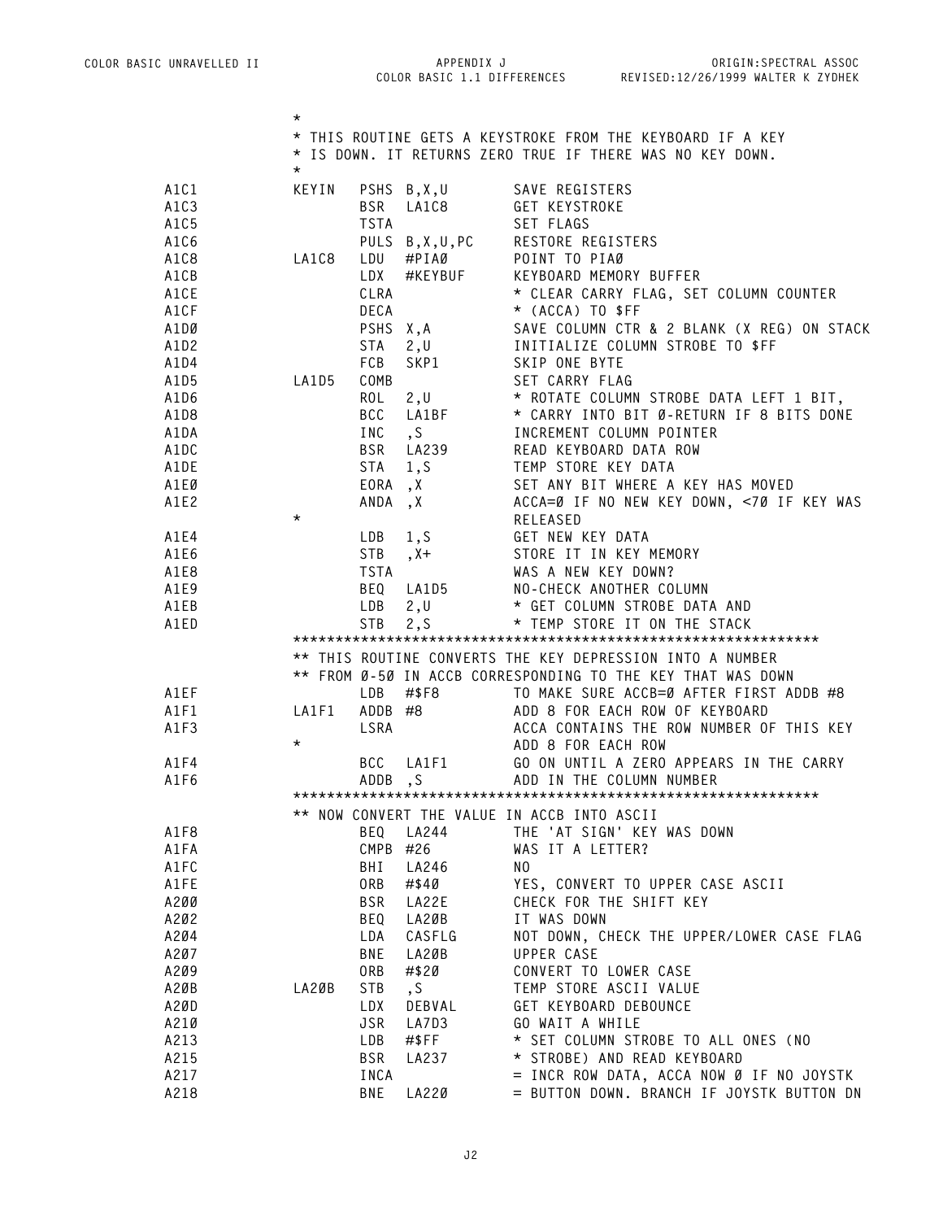```
            *
            * THIS ROUTINE GETS A KEYSTROKE FROM THE KEYBOARD IF A KEY
            * IS DOWN. IT RETURNS ZERO TRUE IF THERE WAS NO KEY DOWN.
            *
A1C1        KEYIN   PSHS B,X,U      SAVE REGISTERS
A1C3                BSR  LA1C8      GET KEYSTROKE
A1C5                TSTA            SET FLAGS
A1C6                PULS B,X,U,PC   RESTORE REGISTERS
A1C8        LA1C8   LDU  #PIAØ      POINT TO PIAØ
A1CB                LDX  #KEYBUF    KEYBOARD MEMORY BUFFER
A1CE                CLRA            * CLEAR CARRY FLAG, SET COLUMN COUNTER
A1CF                DECA            * (ACCA) TO $FF
A1DØ                PSHS X,A        SAVE COLUMN CTR & 2 BLANK (X REG) ON STACK
A1D2                STA  2,U        INITIALIZE COLUMN STROBE TO $FF
A1D4                FCB  SKP1       SKIP ONE BYTE
A1D5        LA1D5   COMB            SET CARRY FLAG
A1D6                ROL  2,U        * ROTATE COLUMN STROBE DATA LEFT 1 BIT,
A1D8                BCC  LA1BF      * CARRY INTO BIT Ø-RETURN IF 8 BITS DONE
A1DA                INC  ,S         INCREMENT COLUMN POINTER
A1DC                BSR  LA239      READ KEYBOARD DATA ROW
A1DE                STA  1,S        TEMP STORE KEY DATA
A1EØ                EORA ,X         SET ANY BIT WHERE A KEY HAS MOVED
A1E2                ANDA ,X         ACCA=Ø IF NO NEW KEY DOWN, <7Ø IF KEY WAS
            *                       RELEASED
A1E4                LDB  1,S        GET NEW KEY DATA
A1E6                STB  ,X+        STORE IT IN KEY MEMORY
A1E8                TSTA            WAS A NEW KEY DOWN?
A1E9                BEQ  LA1D5      NO-CHECK ANOTHER COLUMN
A1EB                LDB  2,U        * GET COLUMN STROBE DATA AND
A1ED                STB  2,S        * TEMP STORE IT ON THE STACK
            ****************************************************************
            ** THIS ROUTINE CONVERTS THE KEY DEPRESSION INTO A NUMBER
            ** FROM Ø-5Ø IN ACCB CORRESPONDING TO THE KEY THAT WAS DOWN
A1EF                LDB  #$F8       TO MAKE SURE ACCB=Ø AFTER FIRST ADDB #8
A1F1        LA1F1   ADDB #8         ADD 8 FOR EACH ROW OF KEYBOARD
A1F3                LSRA            ACCA CONTAINS THE ROW NUMBER OF THIS KEY
            *                       ADD 8 FOR EACH ROW
A1F4                BCC  LA1F1      GO ON UNTIL A ZERO APPEARS IN THE CARRY
A1F6                ADDB ,S         ADD IN THE COLUMN NUMBER
            ****************************************************************
            ** NOW CONVERT THE VALUE IN ACCB INTO ASCII
A1F8                BEQ  LA244      THE 'AT SIGN' KEY WAS DOWN
A1FA                CMPB #26        WAS IT A LETTER?
A1FC                BHI  LA246      NO
A1FE                ORB  #$4Ø       YES, CONVERT TO UPPER CASE ASCII
A2ØØ                BSR  LA22E      CHECK FOR THE SHIFT KEY
A2Ø2                BEQ  LA2ØB      IT WAS DOWN
A2Ø4                LDA  CASFLG     NOT DOWN, CHECK THE UPPER/LOWER CASE FLAG
A2Ø7                BNE  LA2ØB      UPPER CASE
A2Ø9                ORB  #$2Ø       CONVERT TO LOWER CASE
A2ØB        LA2ØB   STB  ,S         TEMP STORE ASCII VALUE
A2ØD                LDX  DEBVAL     GET KEYBOARD DEBOUNCE
A21Ø                JSR  LA7D3      GO WAIT A WHILE
A213                LDB  #$FF       * SET COLUMN STROBE TO ALL ONES (NO
A215                BSR  LA237      * STROBE) AND READ KEYBOARD
A217                INCA            = INCR ROW DATA, ACCA NOW Ø IF NO JOYSTK
A218                BNE  LA22Ø      = BUTTON DOWN. BRANCH IF JOYSTK BUTTON DN
```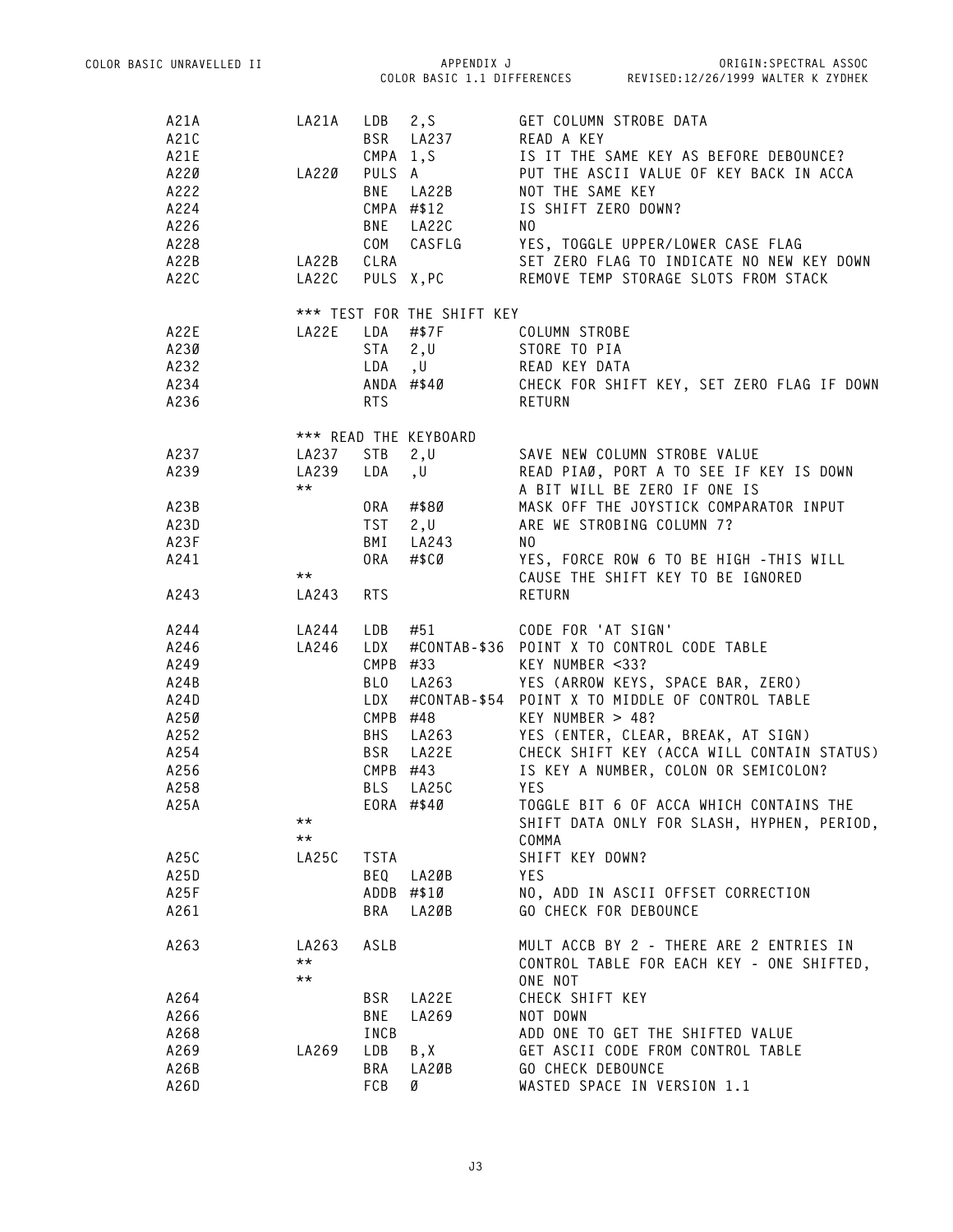```
A21A          LA21A   LDB   2,S          GET COLUMN STROBE DATA
A21C                  BSR   LA237        READ A KEY
A21E                  CMPA 1,S           IS IT THE SAME KEY AS BEFORE DEBOUNCE?
A220          LA220   PULS A             PUT THE ASCII VALUE OF KEY BACK IN ACCA
A222                  BNE   LA22B        NOT THE SAME KEY
A224                  CMPA #$12          IS SHIFT ZERO DOWN?
A226                  BNE   LA22C        NO
A228                  COM   CASFLG       YES, TOGGLE UPPER/LOWER CASE FLAG
A22B          LA22B   CLRA               SET ZERO FLAG TO INDICATE NO NEW KEY DOWN
A22C          LA22C   PULS X,PC          REMOVE TEMP STORAGE SLOTS FROM STACK

              *** TEST FOR THE SHIFT KEY
A22E          LA22E   LDA   #$7F         COLUMN STROBE
A230                  STA   2,U          STORE TO PIA
A232                  LDA   ,U           READ KEY DATA
A234                  ANDA #$40          CHECK FOR SHIFT KEY, SET ZERO FLAG IF DOWN
A236                  RTS                RETURN

              *** READ THE KEYBOARD
A237          LA237   STB   2,U          SAVE NEW COLUMN STROBE VALUE
A239          LA239   LDA   ,U           READ PIA0, PORT A TO SEE IF KEY IS DOWN
              **                         A BIT WILL BE ZERO IF ONE IS
A23B                  ORA   #$80         MASK OFF THE JOYSTICK COMPARATOR INPUT
A23D                  TST   2,U          ARE WE STROBING COLUMN 7?
A23F                  BMI   LA243        NO
A241                  ORA   #$C0         YES, FORCE ROW 6 TO BE HIGH -THIS WILL
              **                         CAUSE THE SHIFT KEY TO BE IGNORED
A243          LA243   RTS                RETURN

A244          LA244   LDB   #51          CODE FOR 'AT SIGN'
A246          LA246   LDX   #CONTAB-$36  POINT X TO CONTROL CODE TABLE
A249                  CMPB #33           KEY NUMBER <33?
A24B                  BLO   LA263        YES (ARROW KEYS, SPACE BAR, ZERO)
A24D                  LDX   #CONTAB-$54  POINT X TO MIDDLE OF CONTROL TABLE
A250                  CMPB #48           KEY NUMBER > 48?
A252                  BHS   LA263        YES (ENTER, CLEAR, BREAK, AT SIGN)
A254                  BSR   LA22E        CHECK SHIFT KEY (ACCA WILL CONTAIN STATUS)
A256                  CMPB #43           IS KEY A NUMBER, COLON OR SEMICOLON?
A258                  BLS   LA25C        YES
A25A                  EORA #$40          TOGGLE BIT 6 OF ACCA WHICH CONTAINS THE
              **                         SHIFT DATA ONLY FOR SLASH, HYPHEN, PERIOD,
              **                         COMMA
A25C          LA25C   TSTA               SHIFT KEY DOWN?
A25D                  BEQ   LA20B        YES
A25F                  ADDB #$10          NO, ADD IN ASCII OFFSET CORRECTION
A261                  BRA   LA20B        GO CHECK FOR DEBOUNCE

A263          LA263   ASLB               MULT ACCB BY 2 - THERE ARE 2 ENTRIES IN
              **                         CONTROL TABLE FOR EACH KEY - ONE SHIFTED,
              **                         ONE NOT
A264                  BSR   LA22E        CHECK SHIFT KEY
A266                  BNE   LA269        NOT DOWN
A268                  INCB               ADD ONE TO GET THE SHIFTED VALUE
A269          LA269   LDB   B,X          GET ASCII CODE FROM CONTROL TABLE
A26B                  BRA   LA20B        GO CHECK DEBOUNCE
A26D                  FCB   0            WASTED SPACE IN VERSION 1.1
```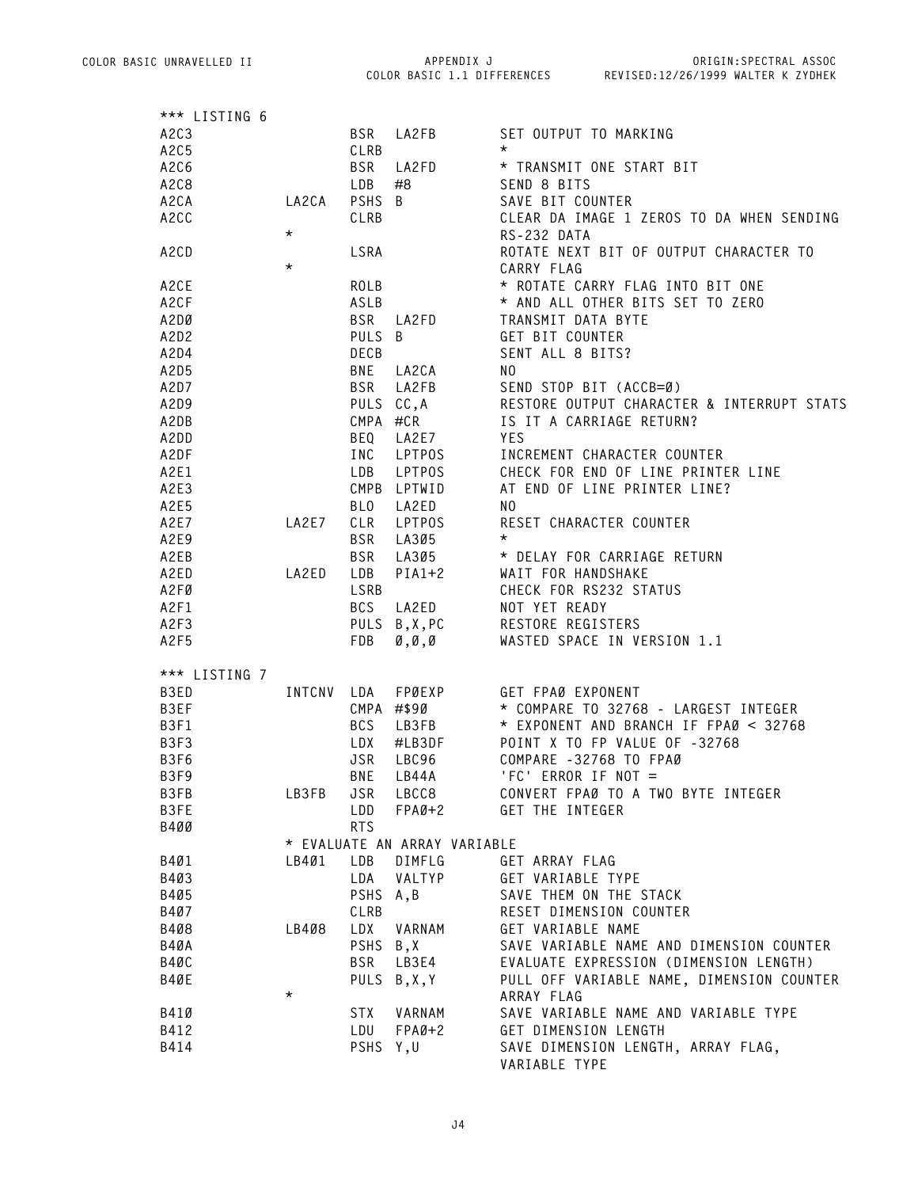```
*** LISTING 6
A2C3                BSR   LA2FB        SET OUTPUT TO MARKING
A2C5                CLRB               *
A2C6                BSR   LA2FD        * TRANSMIT ONE START BIT
A2C8                LDB   #8           SEND 8 BITS
A2CA        LA2CA   PSHS  B            SAVE BIT COUNTER
A2CC                CLRB               CLEAR DA IMAGE 1 ZEROS TO DA WHEN SENDING
            *                          RS-232 DATA
A2CD                LSRA               ROTATE NEXT BIT OF OUTPUT CHARACTER TO
            *                          CARRY FLAG
A2CE                ROLB               * ROTATE CARRY FLAG INTO BIT ONE
A2CF                ASLB               * AND ALL OTHER BITS SET TO ZERO
A2D0                BSR   LA2FD        TRANSMIT DATA BYTE
A2D2                PULS  B            GET BIT COUNTER
A2D4                DECB               SENT ALL 8 BITS?
A2D5                BNE   LA2CA        NO
A2D7                BSR   LA2FB        SEND STOP BIT (ACCB=0)
A2D9                PULS  CC,A         RESTORE OUTPUT CHARACTER & INTERRUPT STATS
A2DB                CMPA  #CR          IS IT A CARRIAGE RETURN?
A2DD                BEQ   LA2E7        YES
A2DF                INC   LPTPOS       INCREMENT CHARACTER COUNTER
A2E1                LDB   LPTPOS       CHECK FOR END OF LINE PRINTER LINE
A2E3                CMPB  LPTWID       AT END OF LINE PRINTER LINE?
A2E5                BLO   LA2ED        NO
A2E7        LA2E7   CLR   LPTPOS       RESET CHARACTER COUNTER
A2E9                BSR   LA305        *
A2EB                BSR   LA305        * DELAY FOR CARRIAGE RETURN
A2ED        LA2ED   LDB   PIA1+2       WAIT FOR HANDSHAKE
A2F0                LSRB               CHECK FOR RS232 STATUS
A2F1                BCS   LA2ED        NOT YET READY
A2F3                PULS  B,X,PC       RESTORE REGISTERS
A2F5                FDB   0,0,0        WASTED SPACE IN VERSION 1.1

*** LISTING 7
B3ED        INTCNV  LDA   FP0EXP       GET FP0 EXPONENT
B3EF                CMPA  #$90         * COMPARE TO 32768 - LARGEST INTEGER
B3F1                BCS   LB3FB        * EXPONENT AND BRANCH IF FP0 < 32768
B3F3                LDX   #LB3DF       POINT X TO FP VALUE OF -32768
B3F6                JSR   LBC96        COMPARE -32768 TO FP0
B3F9                BNE   LB44A        'FC' ERROR IF NOT =
B3FB        LB3FB   JSR   LBCC8        CONVERT FP0 TO A TWO BYTE INTEGER
B3FE                LDD   FP0+2        GET THE INTEGER
B400                RTS
            * EVALUATE AN ARRAY VARIABLE
B401        LB401   LDB   DIMFLG       GET ARRAY FLAG
B403                LDA   VALTYP       GET VARIABLE TYPE
B405                PSHS  A,B          SAVE THEM ON THE STACK
B407                CLRB               RESET DIMENSION COUNTER
B408        LB408   LDX   VARNAM       GET VARIABLE NAME
B40A                PSHS  B,X          SAVE VARIABLE NAME AND DIMENSION COUNTER
B40C                BSR   LB3E4        EVALUATE EXPRESSION (DIMENSION LENGTH)
B40E                PULS  B,X,Y        PULL OFF VARIABLE NAME, DIMENSION COUNTER
            *                          ARRAY FLAG
B410                STX   VARNAM       SAVE VARIABLE NAME AND VARIABLE TYPE
B412                LDU   FP0+2        GET DIMENSION LENGTH
B414                PSHS  Y,U          SAVE DIMENSION LENGTH, ARRAY FLAG,
                                       VARIABLE TYPE
```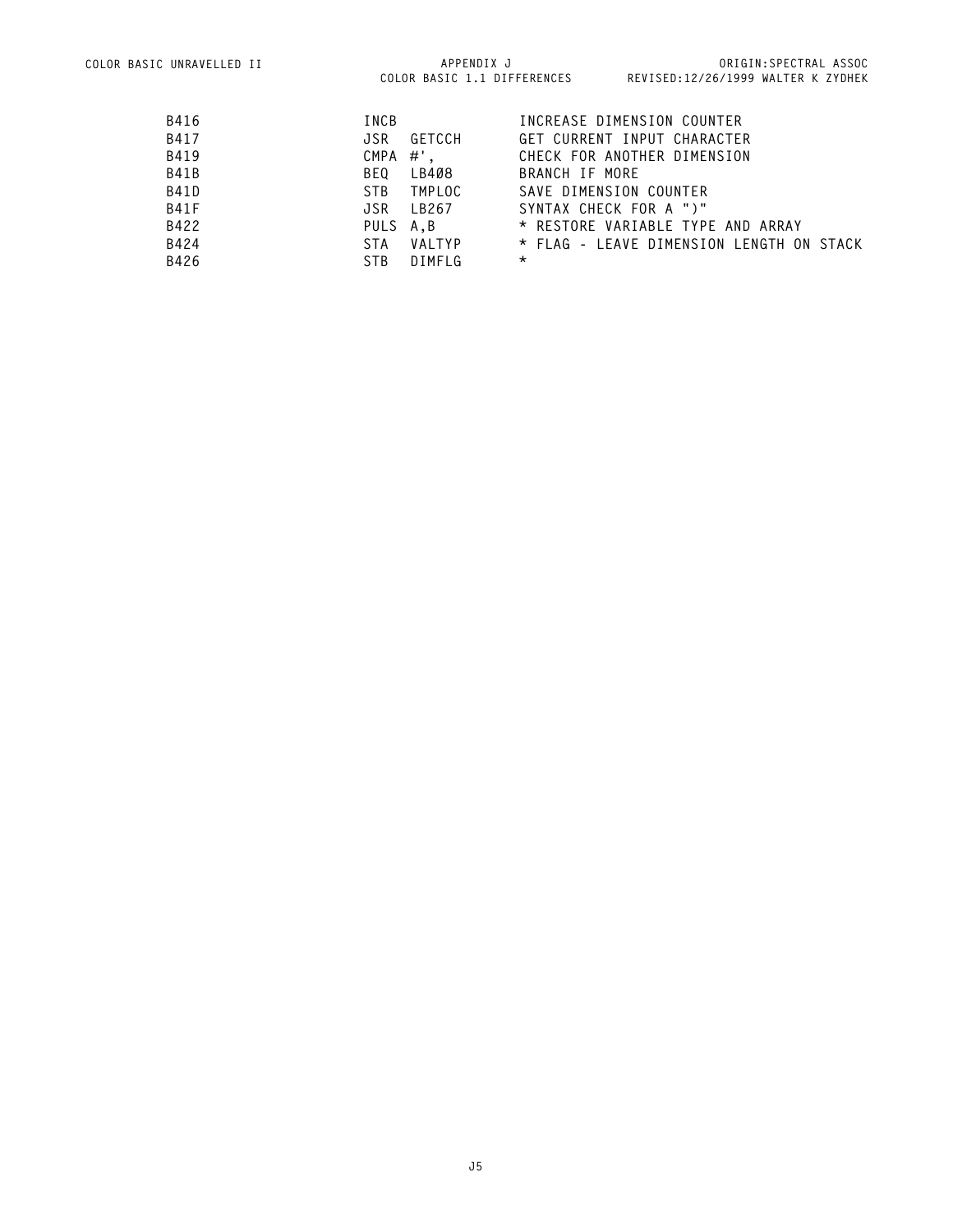```
B416            INCB                INCREASE DIMENSION COUNTER
B417            JSR   GETCCH        GET CURRENT INPUT CHARACTER
B419            CMPA  #',           CHECK FOR ANOTHER DIMENSION
B41B            BEQ   LB408         BRANCH IF MORE
B41D            STB   TMPLOC        SAVE DIMENSION COUNTER
B41F            JSR   LB267         SYNTAX CHECK FOR A ")"
B422            PULS  A,B           * RESTORE VARIABLE TYPE AND ARRAY
B424            STA   VALTYP        * FLAG - LEAVE DIMENSION LENGTH ON STACK
B426            STB   DIMFLG        *
```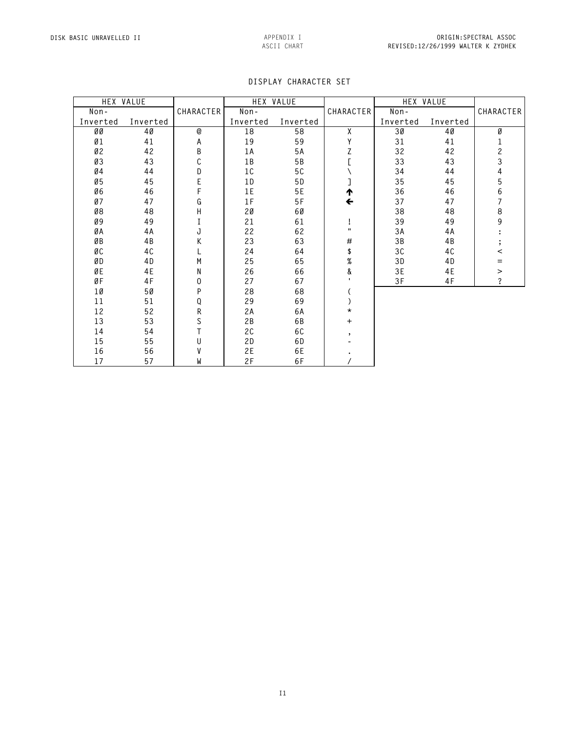## DISPLAY CHARACTER SET

| HEX VALUE | | | HEX VALUE | | | HEX VALUE | | |
|---|---|---|---|---|---|---|---|---|
| Non-Inverted | Inverted | CHARACTER | Non-Inverted | Inverted | CHARACTER | Non-Inverted | Inverted | CHARACTER |
| ØØ | 4Ø | @ | 18 | 58 | X | 3Ø | 4Ø | Ø |
| Ø1 | 41 | A | 19 | 59 | Y | 31 | 41 | 1 |
| Ø2 | 42 | B | 1A | 5A | Z | 32 | 42 | 2 |
| Ø3 | 43 | C | 1B | 5B | [ | 33 | 43 | 3 |
| Ø4 | 44 | D | 1C | 5C | \ | 34 | 44 | 4 |
| Ø5 | 45 | E | 1D | 5D | ] | 35 | 45 | 5 |
| Ø6 | 46 | F | 1E | 5E | ↑ | 36 | 46 | 6 |
| Ø7 | 47 | G | 1F | 5F | ← | 37 | 47 | 7 |
| Ø8 | 48 | H | 2Ø | 6Ø | | 38 | 48 | 8 |
| Ø9 | 49 | I | 21 | 61 | ! | 39 | 49 | 9 |
| ØA | 4A | J | 22 | 62 | " | 3A | 4A | : |
| ØB | 4B | K | 23 | 63 | # | 3B | 4B | ; |
| ØC | 4C | L | 24 | 64 | $ | 3C | 4C | < |
| ØD | 4D | M | 25 | 65 | % | 3D | 4D | = |
| ØE | 4E | N | 26 | 66 | & | 3E | 4E | > |
| ØF | 4F | O | 27 | 67 | ' | 3F | 4F | ? |
| 1Ø | 5Ø | P | 28 | 68 | ( | | | |
| 11 | 51 | Q | 29 | 69 | ) | | | |
| 12 | 52 | R | 2A | 6A | * | | | |
| 13 | 53 | S | 2B | 6B | + | | | |
| 14 | 54 | T | 2C | 6C | , | | | |
| 15 | 55 | U | 2D | 6D | - | | | |
| 16 | 56 | V | 2E | 6E | . | | | |
| 17 | 57 | W | 2F | 6F | / | | | |